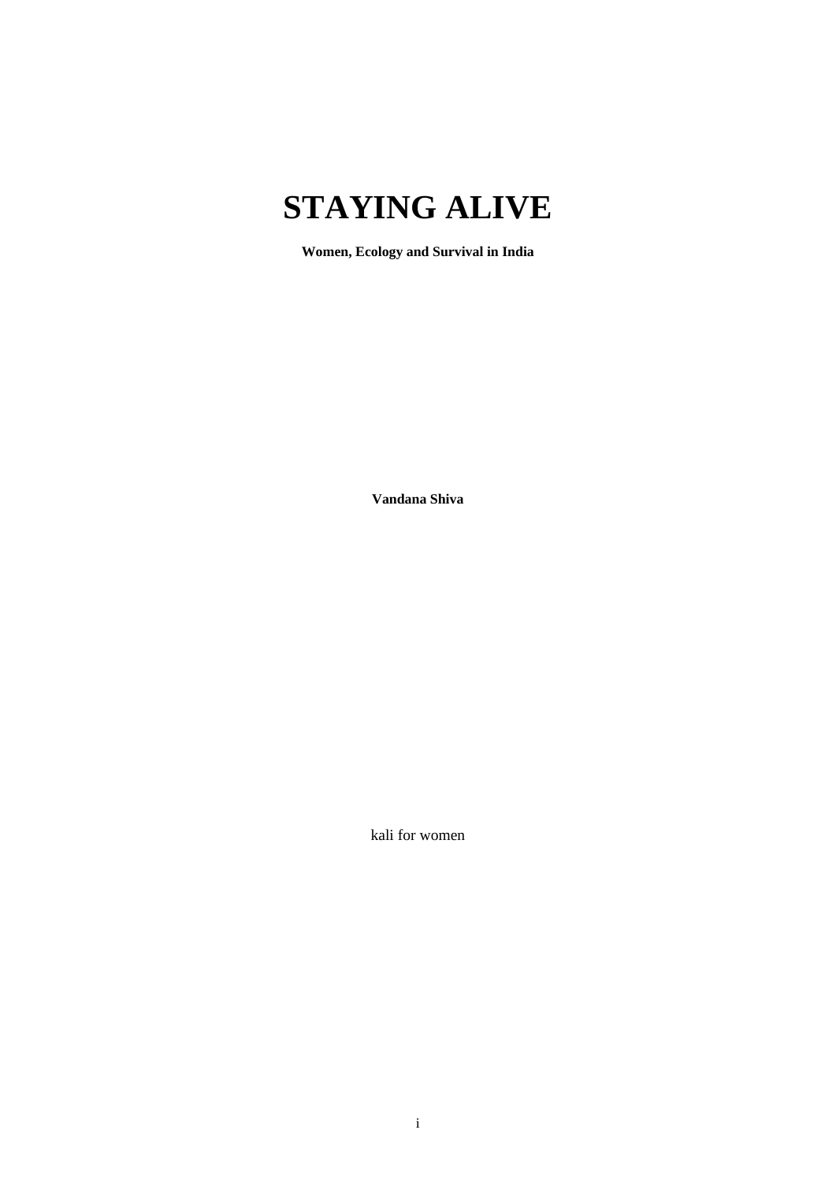# STAYING ALIVE

**Women, Ecology and Survival in India**

**Vandana Shiva**

kali for women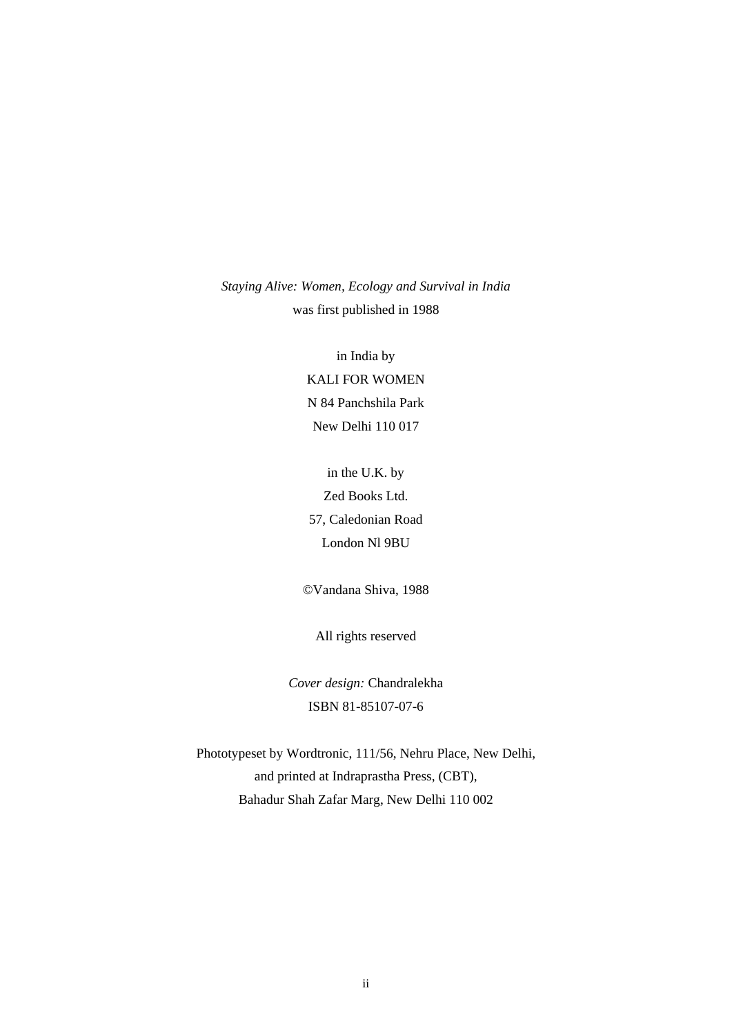*Staying Alive: Women, Ecology and Survival in India*
was first published in 1988

in India by
KALI FOR WOMEN
N 84 Panchshila Park
New Delhi 110 017

in the U.K. by
Zed Books Ltd.
57, Caledonian Road
London Nl 9BU

©Vandana Shiva, 1988

All rights reserved

*Cover design:* Chandralekha
ISBN 81-85107-07-6

Phototypeset by Wordtronic, 111/56, Nehru Place, New Delhi,
and printed at Indraprastha Press, (CBT),
Bahadur Shah Zafar Marg, New Delhi 110 002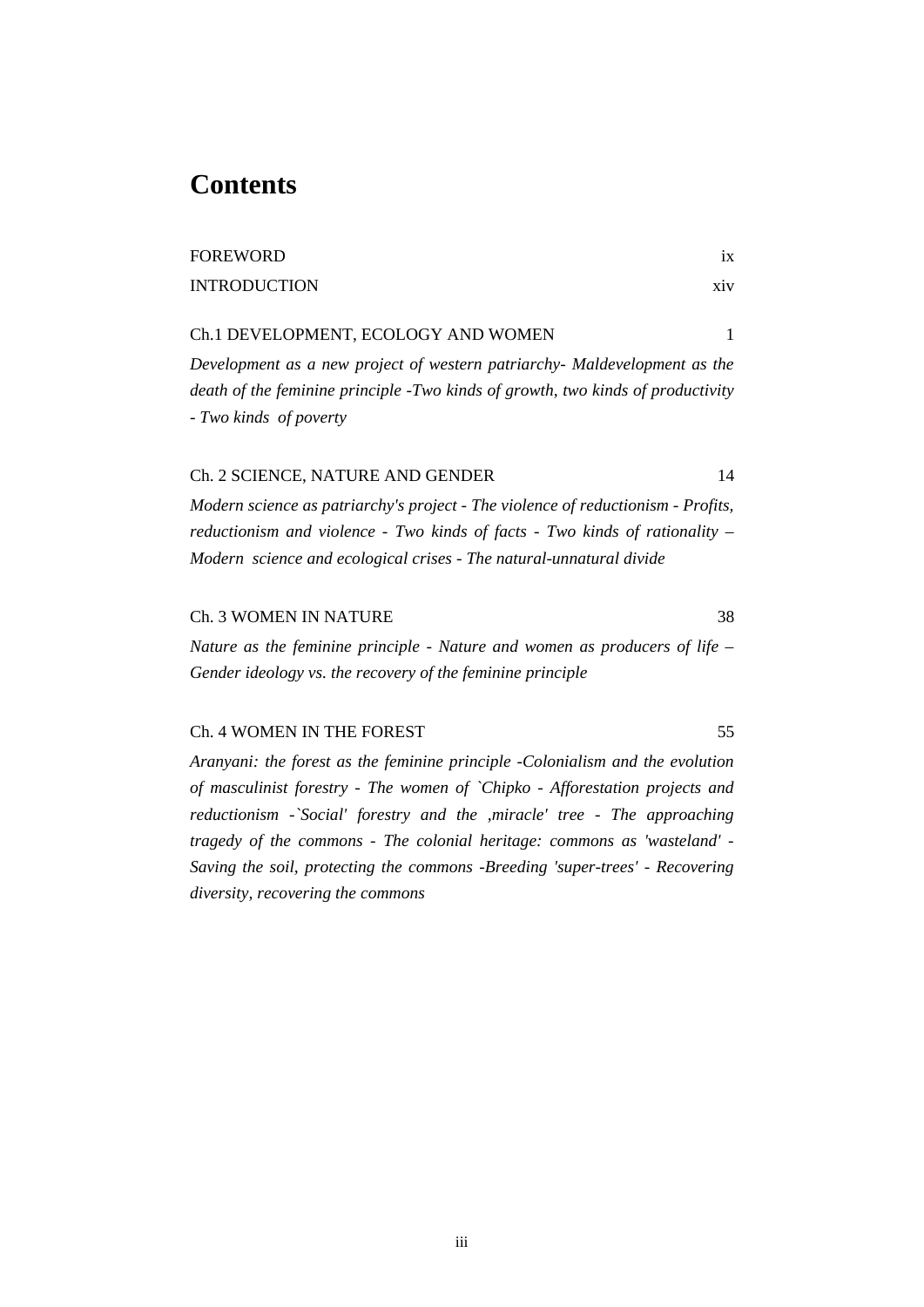# Contents

FOREWORD ix

INTRODUCTION xiv

Ch.1 DEVELOPMENT, ECOLOGY AND WOMEN 1

*Development as a new project of western patriarchy- Maldevelopment as the death of the feminine principle -Two kinds of growth, two kinds of productivity - Two kinds of poverty*

Ch. 2 SCIENCE, NATURE AND GENDER 14

*Modern science as patriarchy's project - The violence of reductionism - Profits, reductionism and violence - Two kinds of facts - Two kinds of rationality – Modern science and ecological crises - The natural-unnatural divide*

Ch. 3 WOMEN IN NATURE 38

*Nature as the feminine principle - Nature and women as producers of life – Gender ideology vs. the recovery of the feminine principle*

Ch. 4 WOMEN IN THE FOREST 55

*Aranyani: the forest as the feminine principle -Colonialism and the evolution of masculinist forestry - The women of `Chipko - Afforestation projects and reductionism -`Social' forestry and the ‚miracle' tree - The approaching tragedy of the commons - The colonial heritage: commons as 'wasteland' - Saving the soil, protecting the commons -Breeding 'super-trees' - Recovering diversity, recovering the commons*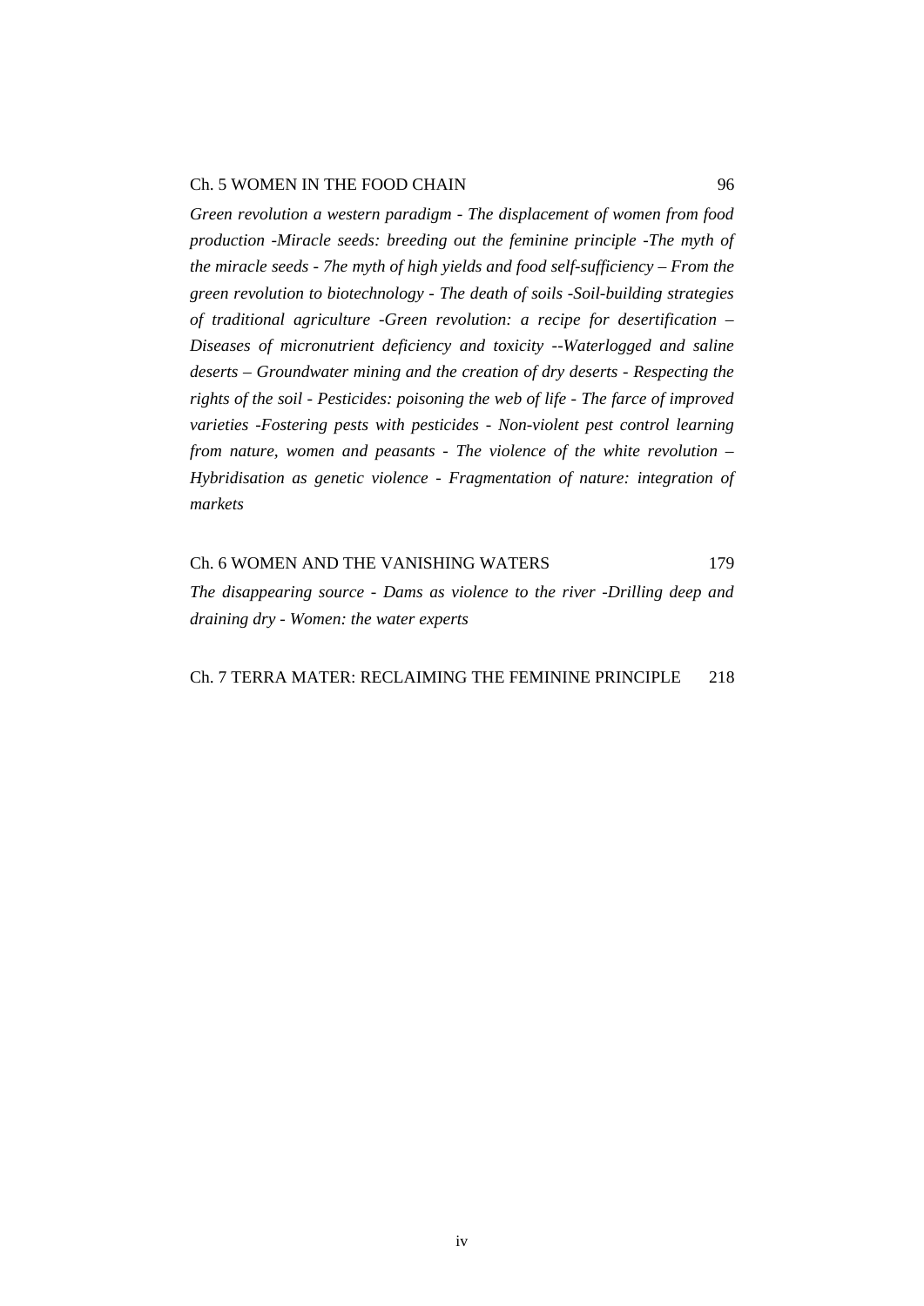Ch. 5 WOMEN IN THE FOOD CHAIN 96

*Green revolution a western paradigm - The displacement of women from food production -Miracle seeds: breeding out the feminine principle -The myth of the miracle seeds - 7he myth of high yields and food self-sufficiency – From the green revolution to biotechnology - The death of soils -Soil-building strategies of traditional agriculture -Green revolution: a recipe for desertification – Diseases of micronutrient deficiency and toxicity --Waterlogged and saline deserts – Groundwater mining and the creation of dry deserts - Respecting the rights of the soil - Pesticides: poisoning the web of life - The farce of improved varieties -Fostering pests with pesticides - Non-violent pest control learning from nature, women and peasants - The violence of the white revolution – Hybridisation as genetic violence - Fragmentation of nature: integration of markets*

Ch. 6 WOMEN AND THE VANISHING WATERS 179

*The disappearing source - Dams as violence to the river -Drilling deep and draining dry - Women: the water experts*

Ch. 7 TERRA MATER: RECLAIMING THE FEMININE PRINCIPLE 218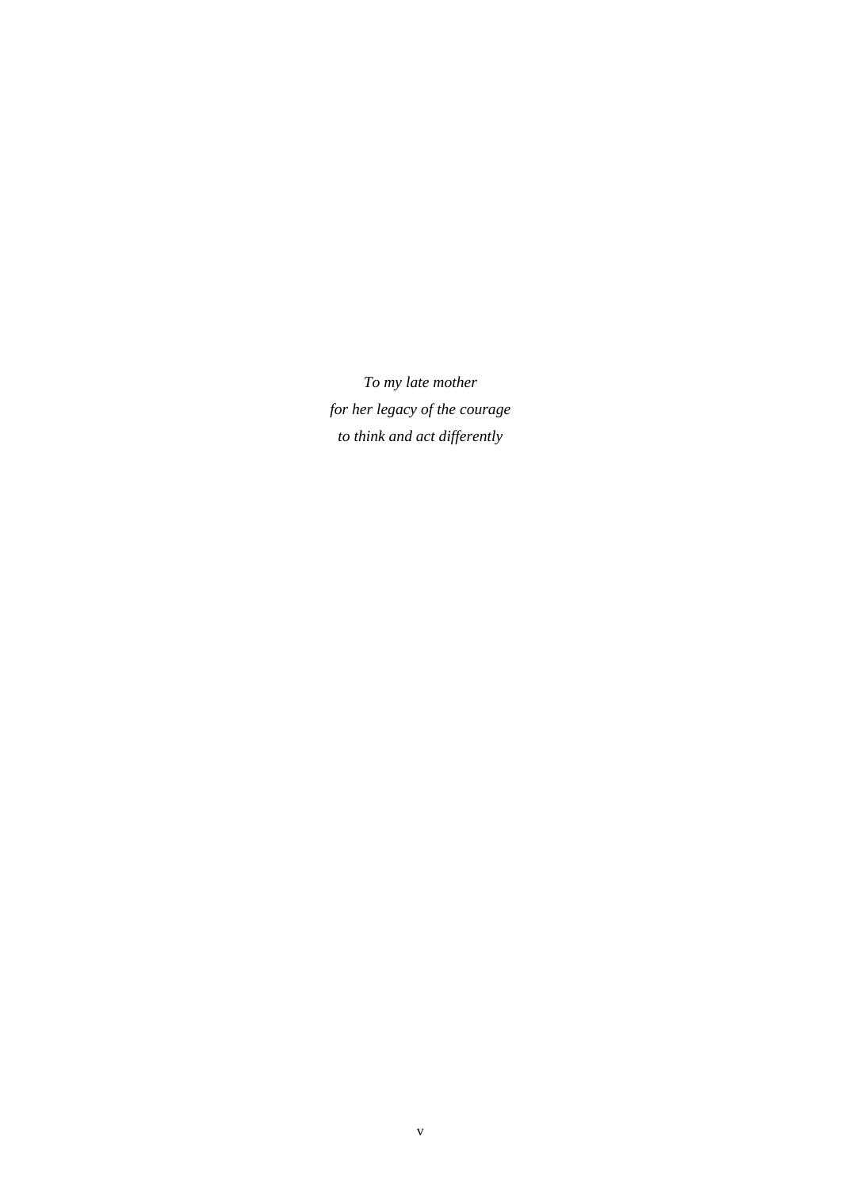*To my late mother*
*for her legacy of the courage*
*to think and act differently*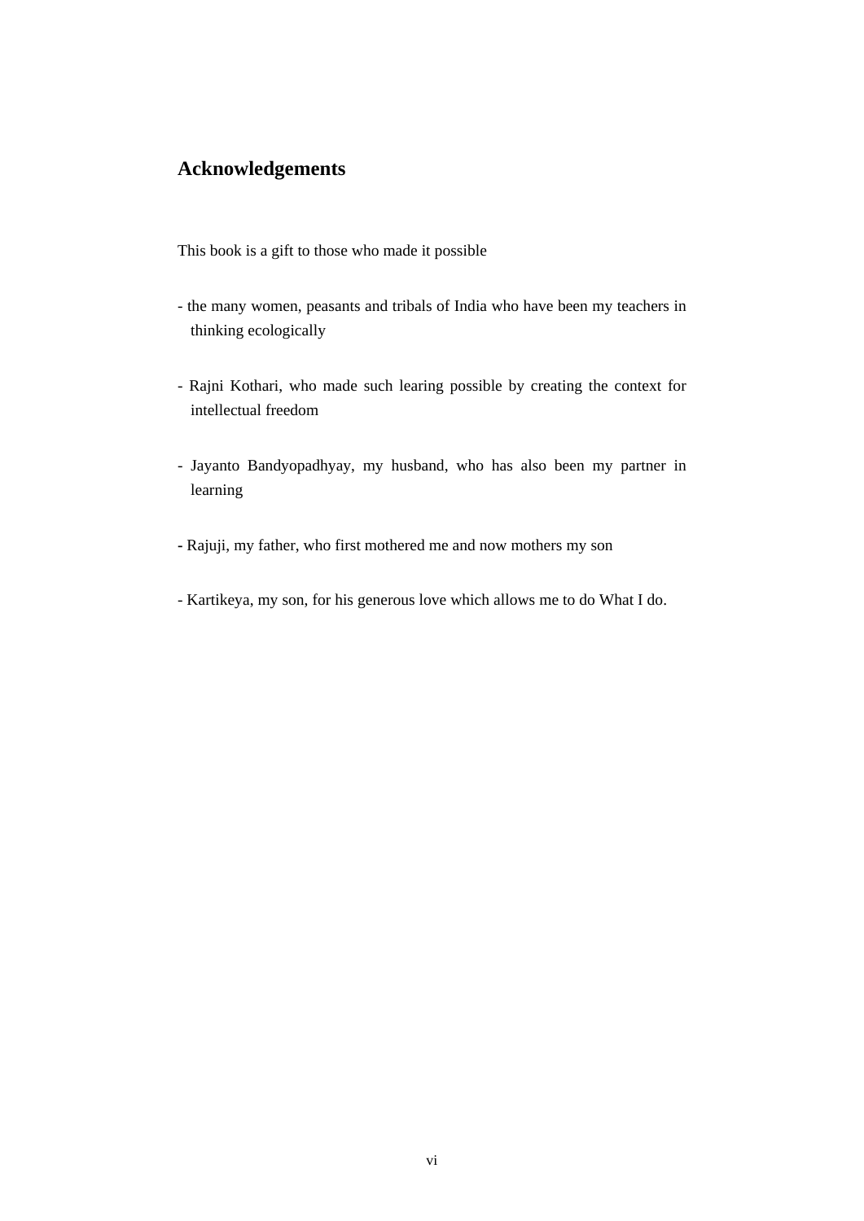## Acknowledgements

This book is a gift to those who made it possible

- the many women, peasants and tribals of India who have been my teachers in thinking ecologically

- Rajni Kothari, who made such learing possible by creating the context for intellectual freedom

- Jayanto Bandyopadhyay, my husband, who has also been my partner in learning

- Rajuji, my father, who first mothered me and now mothers my son

- Kartikeya, my son, for his generous love which allows me to do What I do.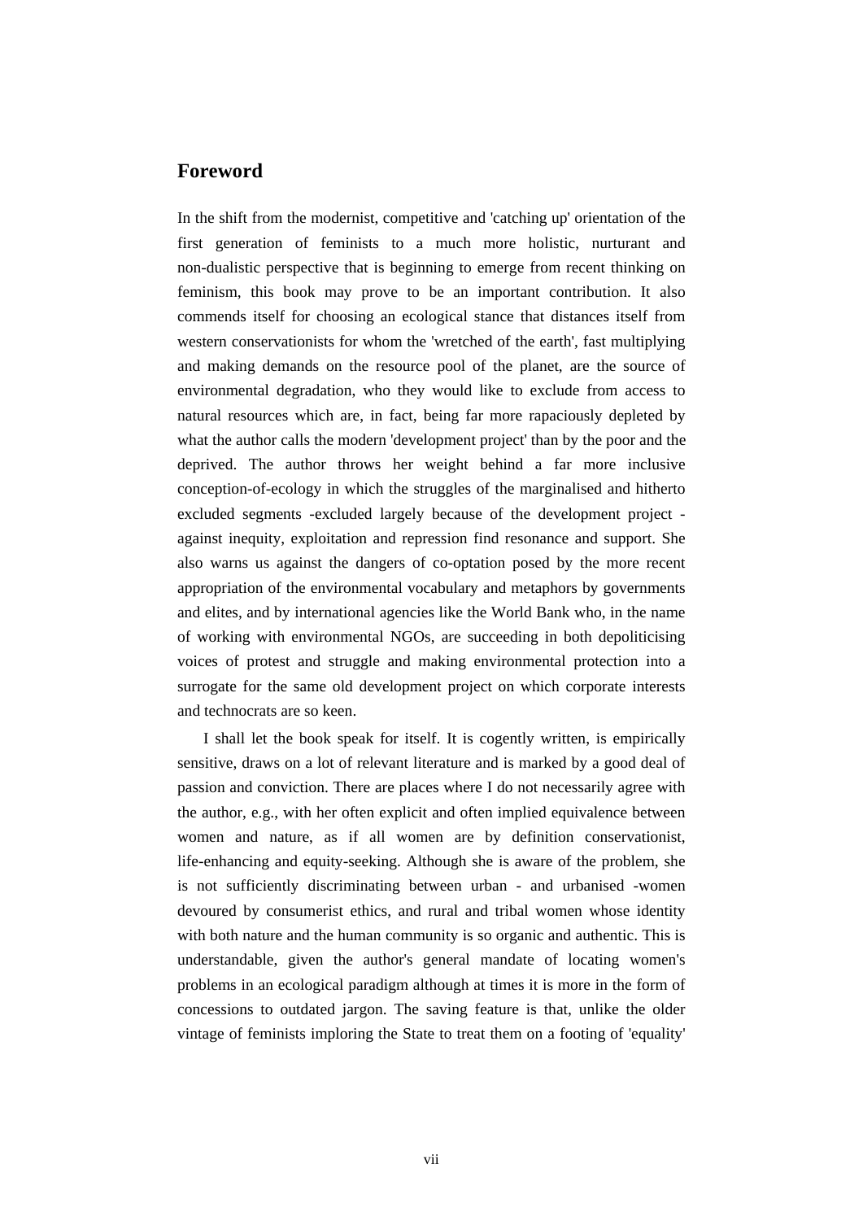## Foreword

In the shift from the modernist, competitive and 'catching up' orientation of the first generation of feminists to a much more holistic, nurturant and non-dualistic perspective that is beginning to emerge from recent thinking on feminism, this book may prove to be an important contribution. It also commends itself for choosing an ecological stance that distances itself from western conservationists for whom the 'wretched of the earth', fast multiplying and making demands on the resource pool of the planet, are the source of environmental degradation, who they would like to exclude from access to natural resources which are, in fact, being far more rapaciously depleted by what the author calls the modern 'development project' than by the poor and the deprived. The author throws her weight behind a far more inclusive conception-of-ecology in which the struggles of the marginalised and hitherto excluded segments -excluded largely because of the development project - against inequity, exploitation and repression find resonance and support. She also warns us against the dangers of co-optation posed by the more recent appropriation of the environmental vocabulary and metaphors by governments and elites, and by international agencies like the World Bank who, in the name of working with environmental NGOs, are succeeding in both depoliticising voices of protest and struggle and making environmental protection into a surrogate for the same old development project on which corporate interests and technocrats are so keen.

I shall let the book speak for itself. It is cogently written, is empirically sensitive, draws on a lot of relevant literature and is marked by a good deal of passion and conviction. There are places where I do not necessarily agree with the author, e.g., with her often explicit and often implied equivalence between women and nature, as if all women are by definition conservationist, life-enhancing and equity-seeking. Although she is aware of the problem, she is not sufficiently discriminating between urban - and urbanised -women devoured by consumerist ethics, and rural and tribal women whose identity with both nature and the human community is so organic and authentic. This is understandable, given the author's general mandate of locating women's problems in an ecological paradigm although at times it is more in the form of concessions to outdated jargon. The saving feature is that, unlike the older vintage of feminists imploring the State to treat them on a footing of 'equality'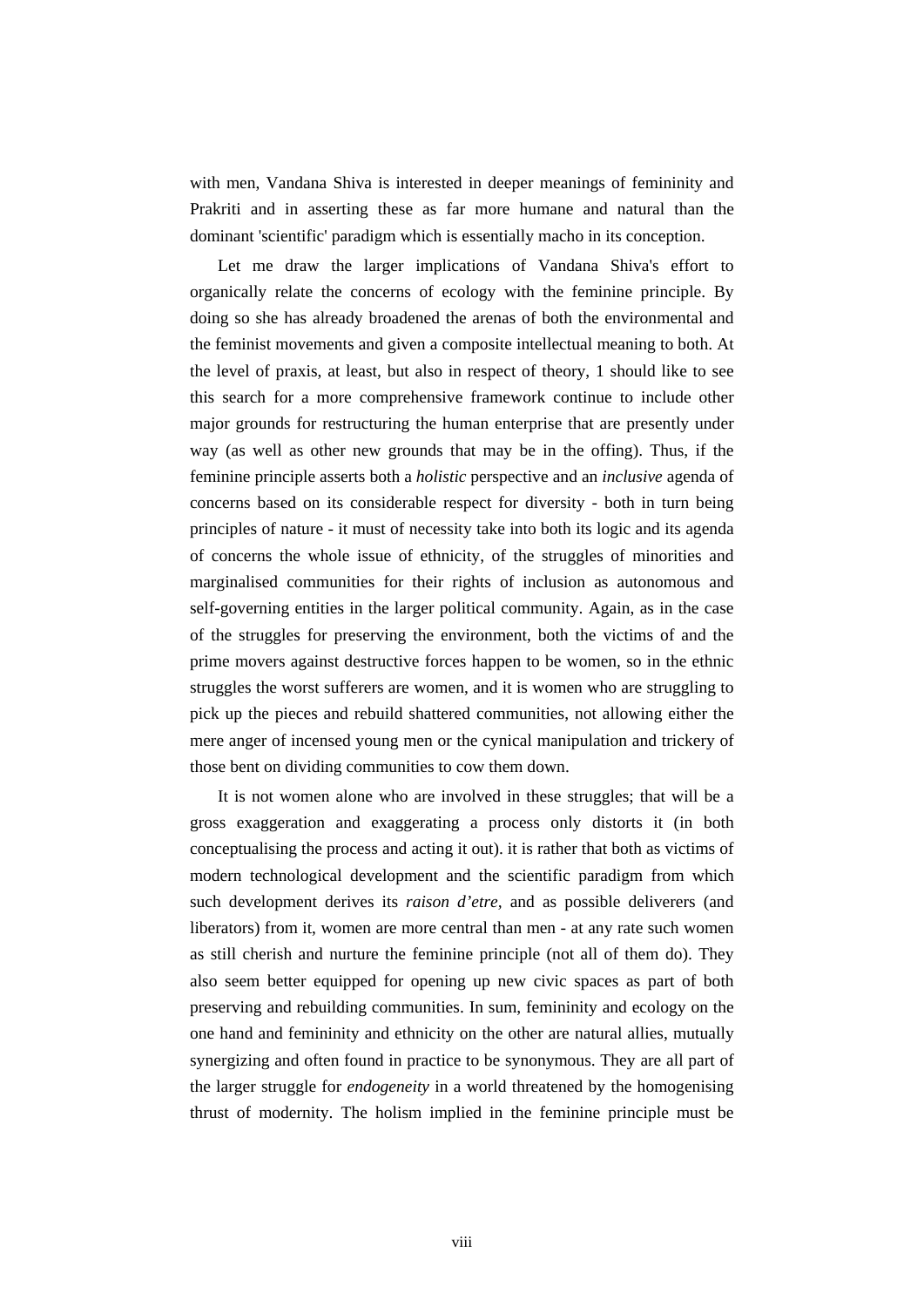with men, Vandana Shiva is interested in deeper meanings of femininity and Prakriti and in asserting these as far more humane and natural than the dominant 'scientific' paradigm which is essentially macho in its conception.

Let me draw the larger implications of Vandana Shiva's effort to organically relate the concerns of ecology with the feminine principle. By doing so she has already broadened the arenas of both the environmental and the feminist movements and given a composite intellectual meaning to both. At the level of praxis, at least, but also in respect of theory, 1 should like to see this search for a more comprehensive framework continue to include other major grounds for restructuring the human enterprise that are presently under way (as well as other new grounds that may be in the offing). Thus, if the feminine principle asserts both a *holistic* perspective and an *inclusive* agenda of concerns based on its considerable respect for diversity - both in turn being principles of nature - it must of necessity take into both its logic and its agenda of concerns the whole issue of ethnicity, of the struggles of minorities and marginalised communities for their rights of inclusion as autonomous and self-governing entities in the larger political community. Again, as in the case of the struggles for preserving the environment, both the victims of and the prime movers against destructive forces happen to be women, so in the ethnic struggles the worst sufferers are women, and it is women who are struggling to pick up the pieces and rebuild shattered communities, not allowing either the mere anger of incensed young men or the cynical manipulation and trickery of those bent on dividing communities to cow them down.

It is not women alone who are involved in these struggles; that will be a gross exaggeration and exaggerating a process only distorts it (in both conceptualising the process and acting it out). it is rather that both as victims of modern technological development and the scientific paradigm from which such development derives its *raison d'etre,* and as possible deliverers (and liberators) from it, women are more central than men - at any rate such women as still cherish and nurture the feminine principle (not all of them do). They also seem better equipped for opening up new civic spaces as part of both preserving and rebuilding communities. In sum, femininity and ecology on the one hand and femininity and ethnicity on the other are natural allies, mutually synergizing and often found in practice to be synonymous. They are all part of the larger struggle for *endogeneity* in a world threatened by the homogenising thrust of modernity. The holism implied in the feminine principle must be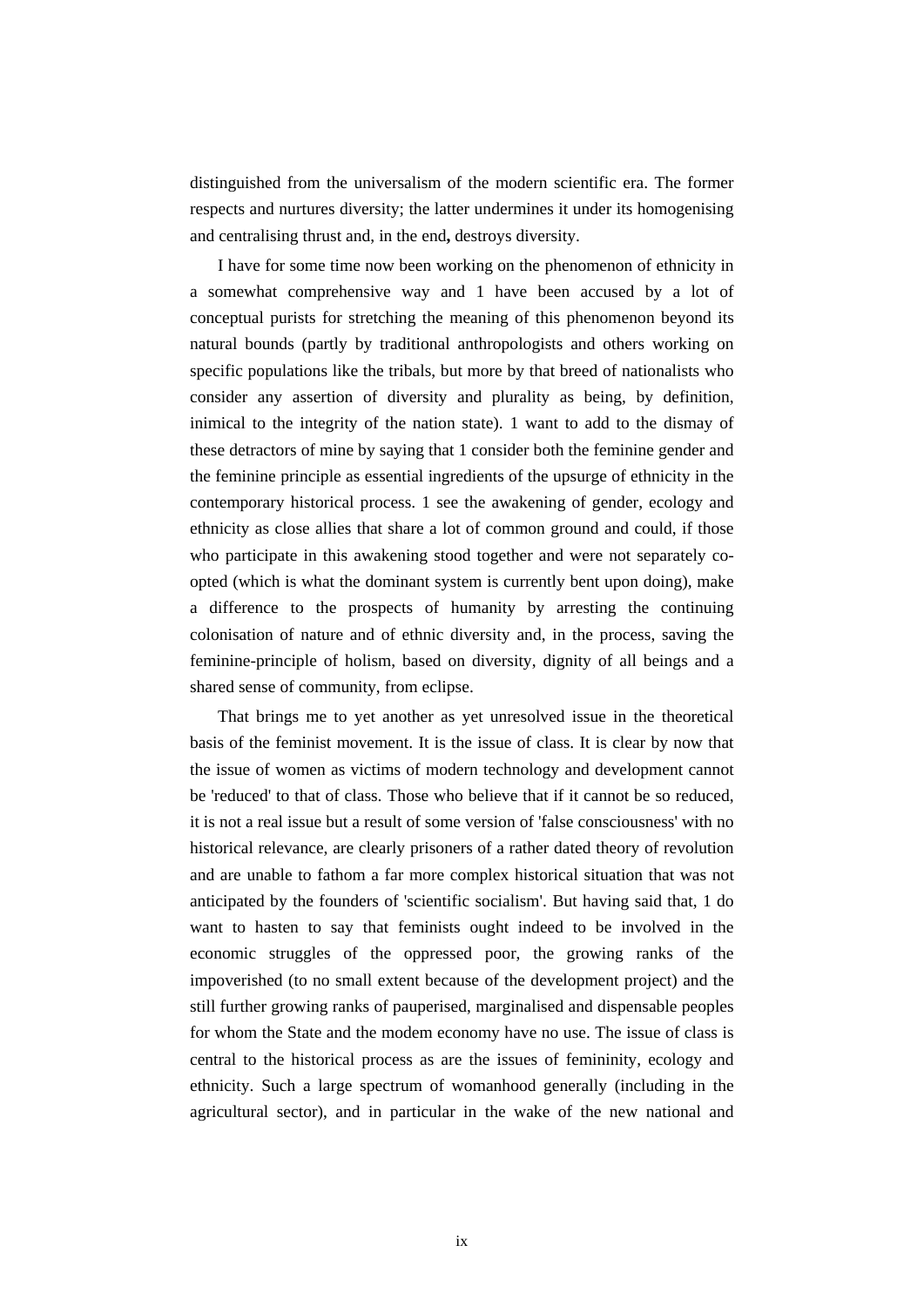distinguished from the universalism of the modern scientific era. The former respects and nurtures diversity; the latter undermines it under its homogenising and centralising thrust and, in the end**,** destroys diversity.

I have for some time now been working on the phenomenon of ethnicity in a somewhat comprehensive way and 1 have been accused by a lot of conceptual purists for stretching the meaning of this phenomenon beyond its natural bounds (partly by traditional anthropologists and others working on specific populations like the tribals, but more by that breed of nationalists who consider any assertion of diversity and plurality as being, by definition, inimical to the integrity of the nation state). 1 want to add to the dismay of these detractors of mine by saying that 1 consider both the feminine gender and the feminine principle as essential ingredients of the upsurge of ethnicity in the contemporary historical process. 1 see the awakening of gender, ecology and ethnicity as close allies that share a lot of common ground and could, if those who participate in this awakening stood together and were not separately co-opted (which is what the dominant system is currently bent upon doing), make a difference to the prospects of humanity by arresting the continuing colonisation of nature and of ethnic diversity and, in the process, saving the feminine-principle of holism, based on diversity, dignity of all beings and a shared sense of community, from eclipse.

That brings me to yet another as yet unresolved issue in the theoretical basis of the feminist movement. It is the issue of class. It is clear by now that the issue of women as victims of modern technology and development cannot be 'reduced' to that of class. Those who believe that if it cannot be so reduced, it is not a real issue but a result of some version of 'false consciousness' with no historical relevance, are clearly prisoners of a rather dated theory of revolution and are unable to fathom a far more complex historical situation that was not anticipated by the founders of 'scientific socialism'. But having said that, 1 do want to hasten to say that feminists ought indeed to be involved in the economic struggles of the oppressed poor, the growing ranks of the impoverished (to no small extent because of the development project) and the still further growing ranks of pauperised, marginalised and dispensable peoples for whom the State and the modem economy have no use. The issue of class is central to the historical process as are the issues of femininity, ecology and ethnicity. Such a large spectrum of womanhood generally (including in the agricultural sector), and in particular in the wake of the new national and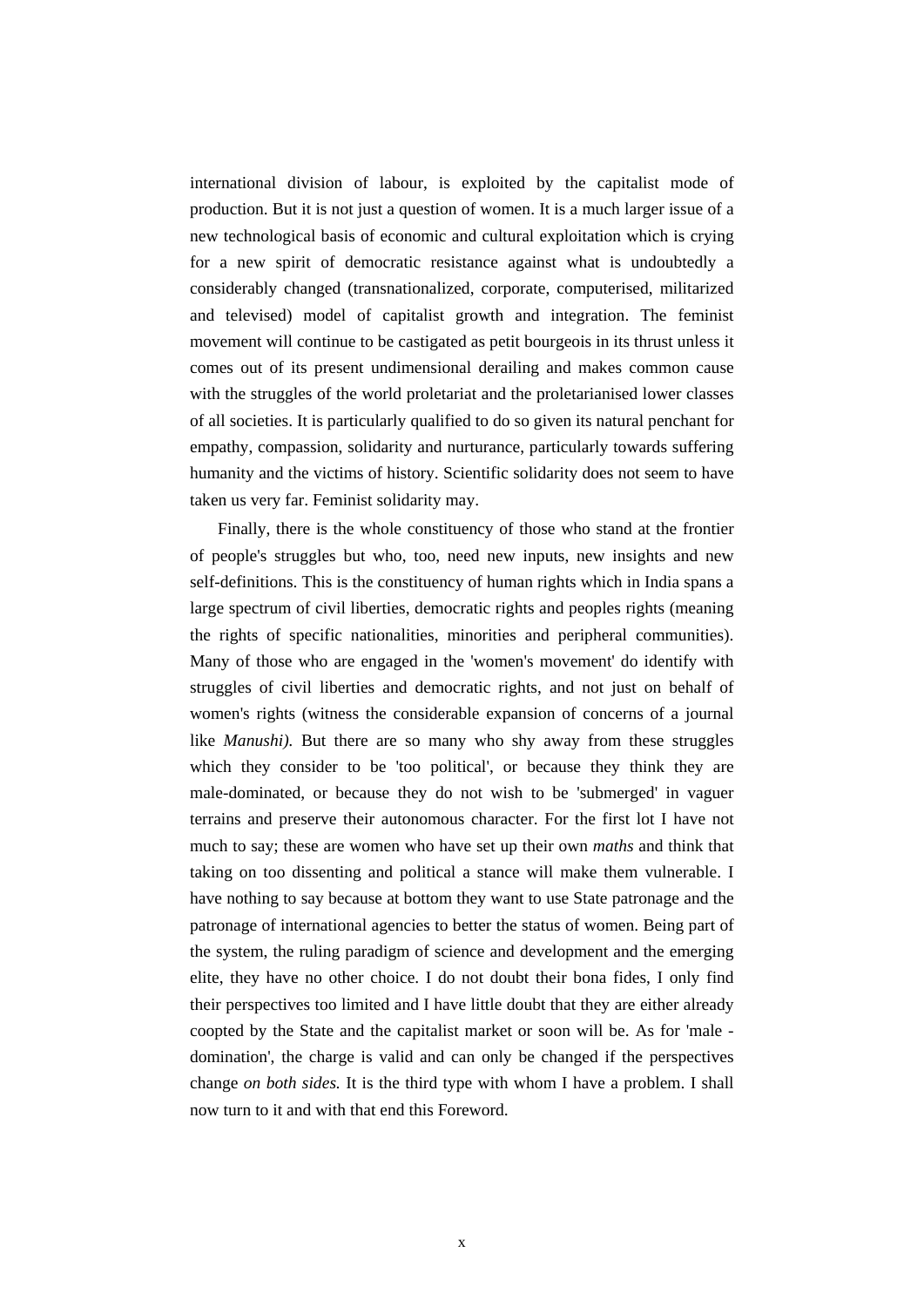international division of labour, is exploited by the capitalist mode of production. But it is not just a question of women. It is a much larger issue of a new technological basis of economic and cultural exploitation which is crying for a new spirit of democratic resistance against what is undoubtedly a considerably changed (transnationalized, corporate, computerised, militarized and televised) model of capitalist growth and integration. The feminist movement will continue to be castigated as petit bourgeois in its thrust unless it comes out of its present undimensional derailing and makes common cause with the struggles of the world proletariat and the proletarianised lower classes of all societies. It is particularly qualified to do so given its natural penchant for empathy, compassion, solidarity and nurturance, particularly towards suffering humanity and the victims of history. Scientific solidarity does not seem to have taken us very far. Feminist solidarity may.

Finally, there is the whole constituency of those who stand at the frontier of people's struggles but who, too, need new inputs, new insights and new self-definitions. This is the constituency of human rights which in India spans a large spectrum of civil liberties, democratic rights and peoples rights (meaning the rights of specific nationalities, minorities and peripheral communities). Many of those who are engaged in the 'women's movement' do identify with struggles of civil liberties and democratic rights, and not just on behalf of women's rights (witness the considerable expansion of concerns of a journal like *Manushi).* But there are so many who shy away from these struggles which they consider to be 'too political', or because they think they are male-dominated, or because they do not wish to be 'submerged' in vaguer terrains and preserve their autonomous character. For the first lot I have not much to say; these are women who have set up their own *maths* and think that taking on too dissenting and political a stance will make them vulnerable. I have nothing to say because at bottom they want to use State patronage and the patronage of international agencies to better the status of women. Being part of the system, the ruling paradigm of science and development and the emerging elite, they have no other choice. I do not doubt their bona fides, I only find their perspectives too limited and I have little doubt that they are either already coopted by the State and the capitalist market or soon will be. As for 'male - domination', the charge is valid and can only be changed if the perspectives change *on both sides.* It is the third type with whom I have a problem. I shall now turn to it and with that end this Foreword.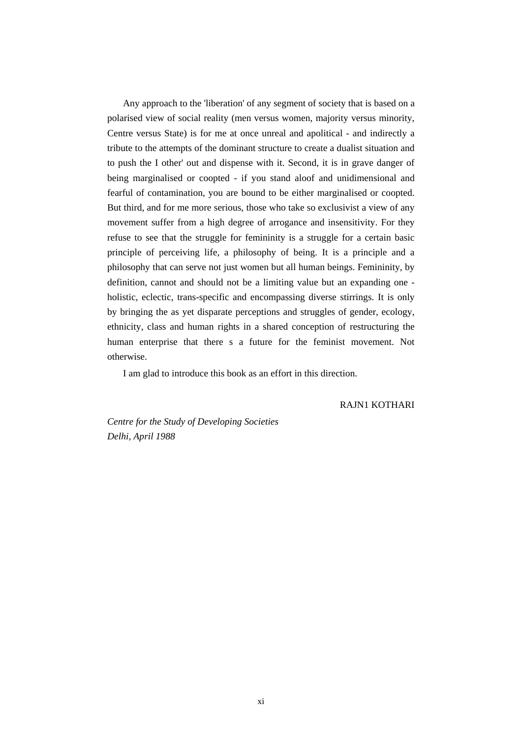Any approach to the 'liberation' of any segment of society that is based on a polarised view of social reality (men versus women, majority versus minority, Centre versus State) is for me at once unreal and apolitical - and indirectly a tribute to the attempts of the dominant structure to create a dualist situation and to push the I other' out and dispense with it. Second, it is in grave danger of being marginalised or coopted - if you stand aloof and unidimensional and fearful of contamination, you are bound to be either marginalised or coopted. But third, and for me more serious, those who take so exclusivist a view of any movement suffer from a high degree of arrogance and insensitivity. For they refuse to see that the struggle for femininity is a struggle for a certain basic principle of perceiving life, a philosophy of being. It is a principle and a philosophy that can serve not just women but all human beings. Femininity, by definition, cannot and should not be a limiting value but an expanding one - holistic, eclectic, trans-specific and encompassing diverse stirrings. It is only by bringing the as yet disparate perceptions and struggles of gender, ecology, ethnicity, class and human rights in a shared conception of restructuring the human enterprise that there s a future for the feminist movement. Not otherwise.

I am glad to introduce this book as an effort in this direction.

RAJN1 KOTHARI

*Centre for the Study of Developing Societies*
*Delhi, April 1988*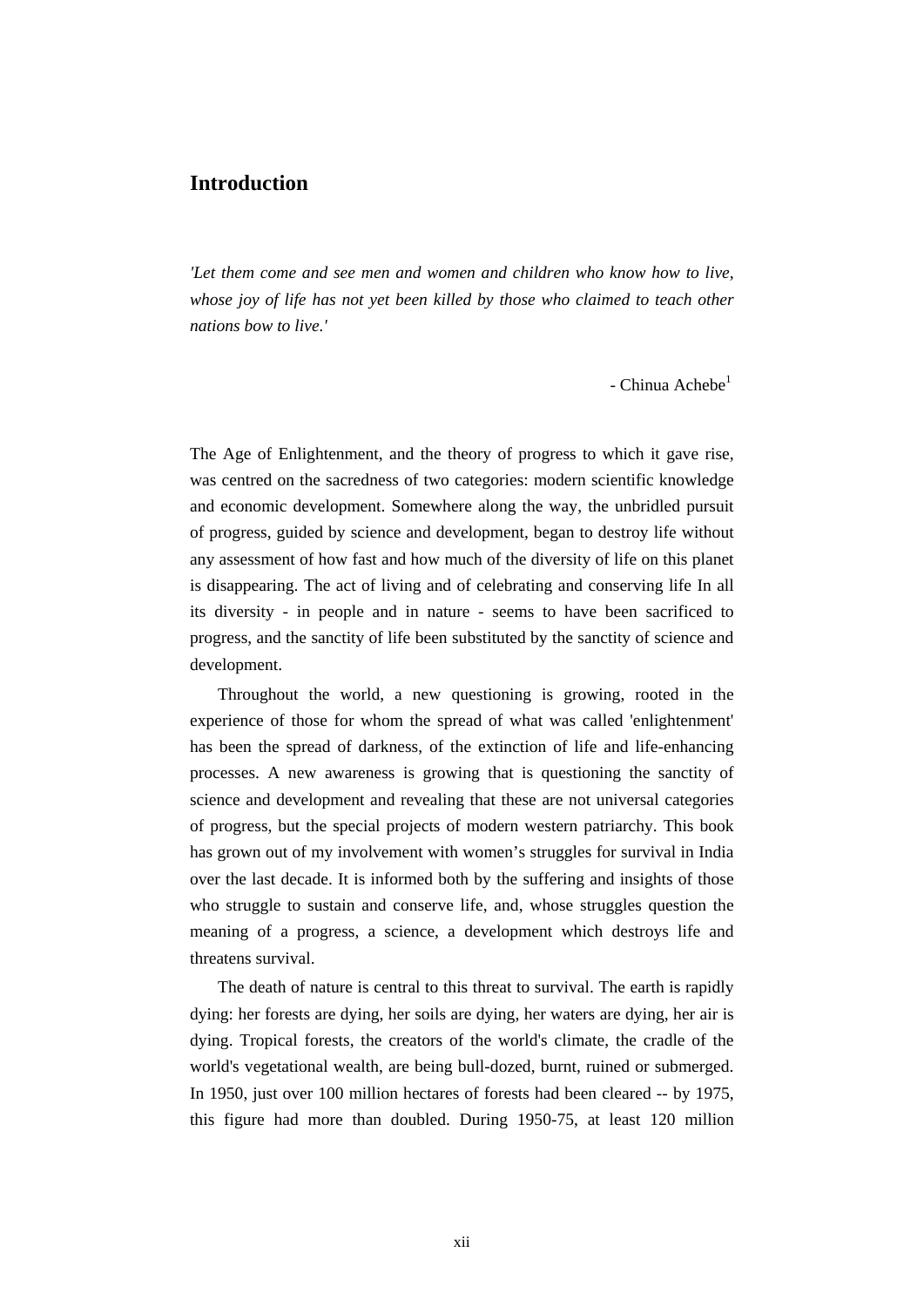## Introduction

*'Let them come and see men and women and children who know how to live, whose joy of life has not yet been killed by those who claimed to teach other nations bow to live.'*

- Chinua Achebe[1]

The Age of Enlightenment, and the theory of progress to which it gave rise, was centred on the sacredness of two categories: modern scientific knowledge and economic development. Somewhere along the way, the unbridled pursuit of progress, guided by science and development, began to destroy life without any assessment of how fast and how much of the diversity of life on this planet is disappearing. The act of living and of celebrating and conserving life In all its diversity - in people and in nature - seems to have been sacrificed to progress, and the sanctity of life been substituted by the sanctity of science and development.

Throughout the world, a new questioning is growing, rooted in the experience of those for whom the spread of what was called 'enlightenment' has been the spread of darkness, of the extinction of life and life-enhancing processes. A new awareness is growing that is questioning the sanctity of science and development and revealing that these are not universal categories of progress, but the special projects of modern western patriarchy. This book has grown out of my involvement with women's struggles for survival in India over the last decade. It is informed both by the suffering and insights of those who struggle to sustain and conserve life, and, whose struggles question the meaning of a progress, a science, a development which destroys life and threatens survival.

The death of nature is central to this threat to survival. The earth is rapidly dying: her forests are dying, her soils are dying, her waters are dying, her air is dying. Tropical forests, the creators of the world's climate, the cradle of the world's vegetational wealth, are being bull-dozed, burnt, ruined or submerged. In 1950, just over 100 million hectares of forests had been cleared -- by 1975, this figure had more than doubled. During 1950-75, at least 120 million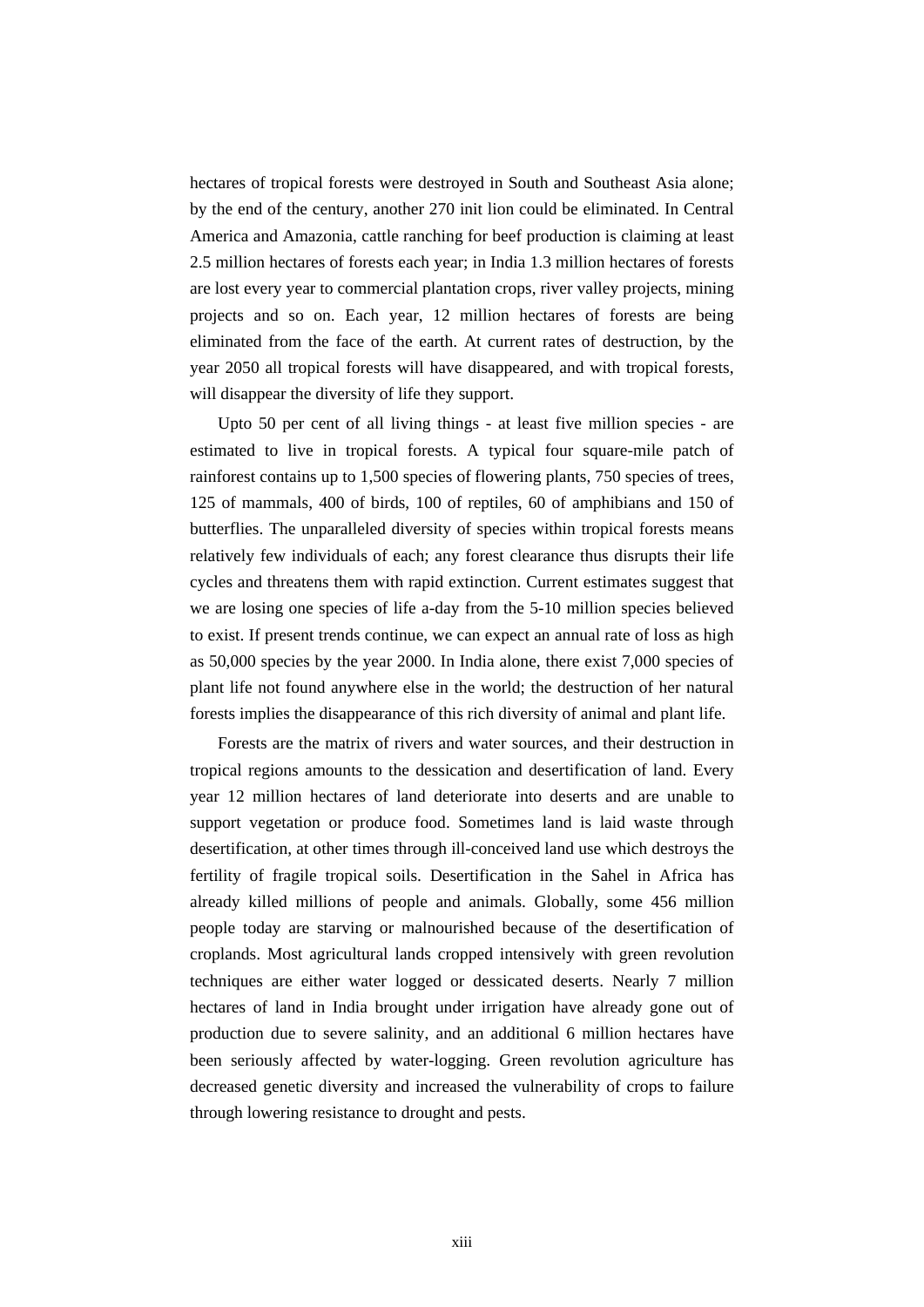hectares of tropical forests were destroyed in South and Southeast Asia alone; by the end of the century, another 270 init lion could be eliminated. In Central America and Amazonia, cattle ranching for beef production is claiming at least 2.5 million hectares of forests each year; in India 1.3 million hectares of forests are lost every year to commercial plantation crops, river valley projects, mining projects and so on. Each year, 12 million hectares of forests are being eliminated from the face of the earth. At current rates of destruction, by the year 2050 all tropical forests will have disappeared, and with tropical forests, will disappear the diversity of life they support.

Upto 50 per cent of all living things - at least five million species - are estimated to live in tropical forests. A typical four square-mile patch of rainforest contains up to 1,500 species of flowering plants, 750 species of trees, 125 of mammals, 400 of birds, 100 of reptiles, 60 of amphibians and 150 of butterflies. The unparalleled diversity of species within tropical forests means relatively few individuals of each; any forest clearance thus disrupts their life cycles and threatens them with rapid extinction. Current estimates suggest that we are losing one species of life a-day from the 5-10 million species believed to exist. If present trends continue, we can expect an annual rate of loss as high as 50,000 species by the year 2000. In India alone, there exist 7,000 species of plant life not found anywhere else in the world; the destruction of her natural forests implies the disappearance of this rich diversity of animal and plant life.

Forests are the matrix of rivers and water sources, and their destruction in tropical regions amounts to the dessication and desertification of land. Every year 12 million hectares of land deteriorate into deserts and are unable to support vegetation or produce food. Sometimes land is laid waste through desertification, at other times through ill-conceived land use which destroys the fertility of fragile tropical soils. Desertification in the Sahel in Africa has already killed millions of people and animals. Globally, some 456 million people today are starving or malnourished because of the desertification of croplands. Most agricultural lands cropped intensively with green revolution techniques are either water logged or dessicated deserts. Nearly 7 million hectares of land in India brought under irrigation have already gone out of production due to severe salinity, and an additional 6 million hectares have been seriously affected by water-logging. Green revolution agriculture has decreased genetic diversity and increased the vulnerability of crops to failure through lowering resistance to drought and pests.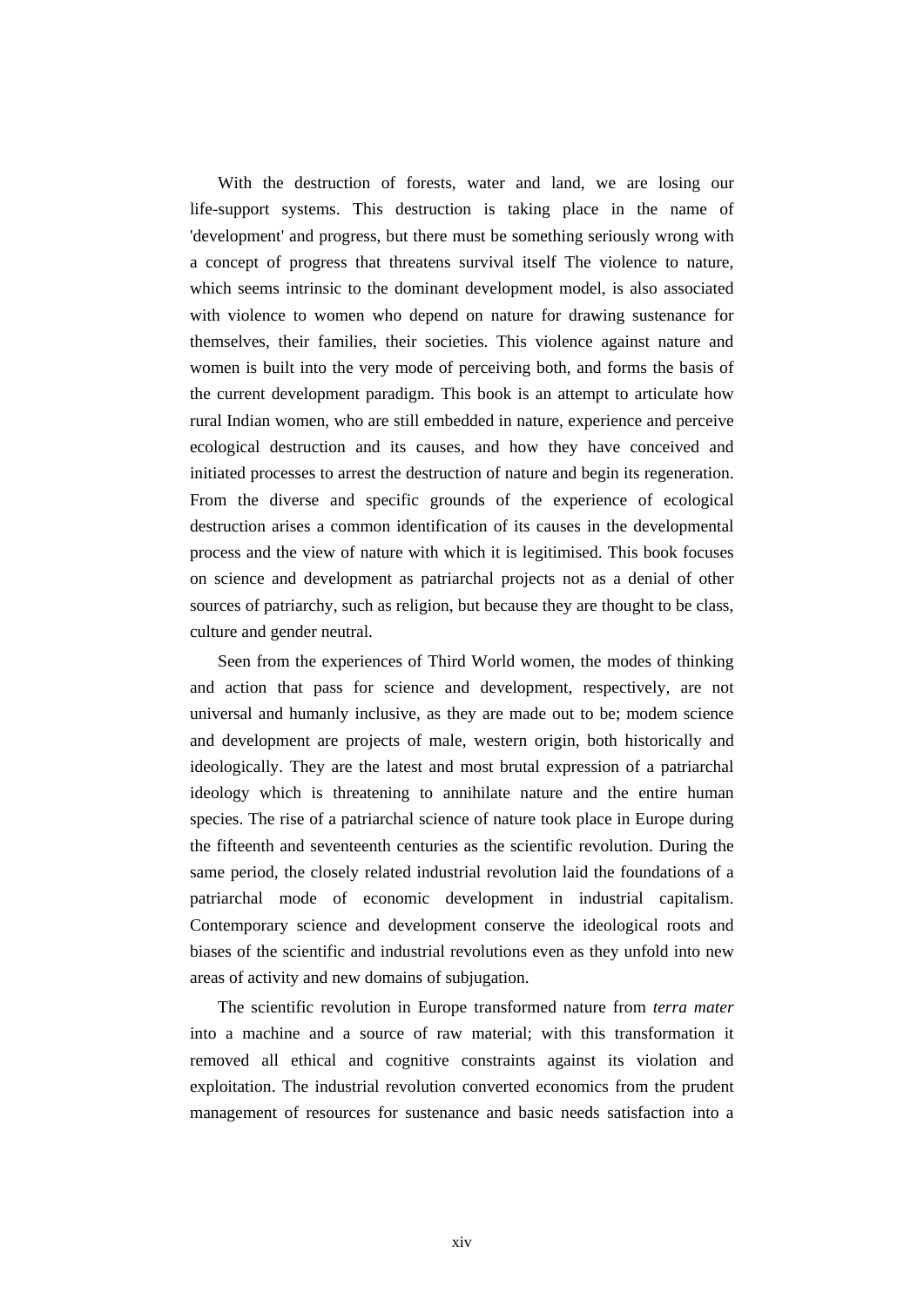With the destruction of forests, water and land, we are losing our life-support systems. This destruction is taking place in the name of 'development' and progress, but there must be something seriously wrong with a concept of progress that threatens survival itself The violence to nature, which seems intrinsic to the dominant development model, is also associated with violence to women who depend on nature for drawing sustenance for themselves, their families, their societies. This violence against nature and women is built into the very mode of perceiving both, and forms the basis of the current development paradigm. This book is an attempt to articulate how rural Indian women, who are still embedded in nature, experience and perceive ecological destruction and its causes, and how they have conceived and initiated processes to arrest the destruction of nature and begin its regeneration. From the diverse and specific grounds of the experience of ecological destruction arises a common identification of its causes in the developmental process and the view of nature with which it is legitimised. This book focuses on science and development as patriarchal projects not as a denial of other sources of patriarchy, such as religion, but because they are thought to be class, culture and gender neutral.

Seen from the experiences of Third World women, the modes of thinking and action that pass for science and development, respectively, are not universal and humanly inclusive, as they are made out to be; modem science and development are projects of male, western origin, both historically and ideologically. They are the latest and most brutal expression of a patriarchal ideology which is threatening to annihilate nature and the entire human species. The rise of a patriarchal science of nature took place in Europe during the fifteenth and seventeenth centuries as the scientific revolution. During the same period, the closely related industrial revolution laid the foundations of a patriarchal mode of economic development in industrial capitalism. Contemporary science and development conserve the ideological roots and biases of the scientific and industrial revolutions even as they unfold into new areas of activity and new domains of subjugation.

The scientific revolution in Europe transformed nature from *terra mater* into a machine and a source of raw material; with this transformation it removed all ethical and cognitive constraints against its violation and exploitation. The industrial revolution converted economics from the prudent management of resources for sustenance and basic needs satisfaction into a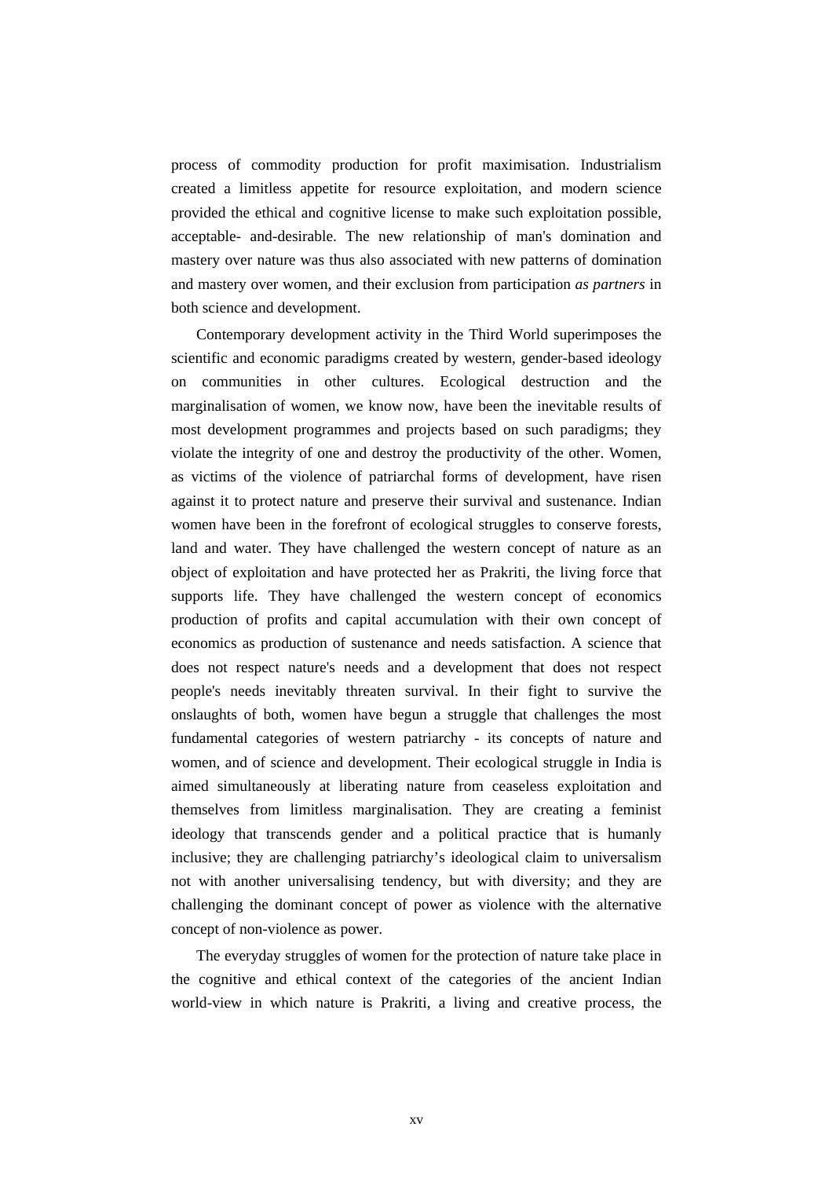process of commodity production for profit maximisation. Industrialism created a limitless appetite for resource exploitation, and modern science provided the ethical and cognitive license to make such exploitation possible, acceptable- and-desirable. The new relationship of man's domination and mastery over nature was thus also associated with new patterns of domination and mastery over women, and their exclusion from participation *as partners* in both science and development.

Contemporary development activity in the Third World superimposes the scientific and economic paradigms created by western, gender-based ideology on communities in other cultures. Ecological destruction and the marginalisation of women, we know now, have been the inevitable results of most development programmes and projects based on such paradigms; they violate the integrity of one and destroy the productivity of the other. Women, as victims of the violence of patriarchal forms of development, have risen against it to protect nature and preserve their survival and sustenance. Indian women have been in the forefront of ecological struggles to conserve forests, land and water. They have challenged the western concept of nature as an object of exploitation and have protected her as Prakriti, the living force that supports life. They have challenged the western concept of economics production of profits and capital accumulation with their own concept of economics as production of sustenance and needs satisfaction. A science that does not respect nature's needs and a development that does not respect people's needs inevitably threaten survival. In their fight to survive the onslaughts of both, women have begun a struggle that challenges the most fundamental categories of western patriarchy - its concepts of nature and women, and of science and development. Their ecological struggle in India is aimed simultaneously at liberating nature from ceaseless exploitation and themselves from limitless marginalisation. They are creating a feminist ideology that transcends gender and a political practice that is humanly inclusive; they are challenging patriarchy's ideological claim to universalism not with another universalising tendency, but with diversity; and they are challenging the dominant concept of power as violence with the alternative concept of non-violence as power.

The everyday struggles of women for the protection of nature take place in the cognitive and ethical context of the categories of the ancient Indian world-view in which nature is Prakriti, a living and creative process, the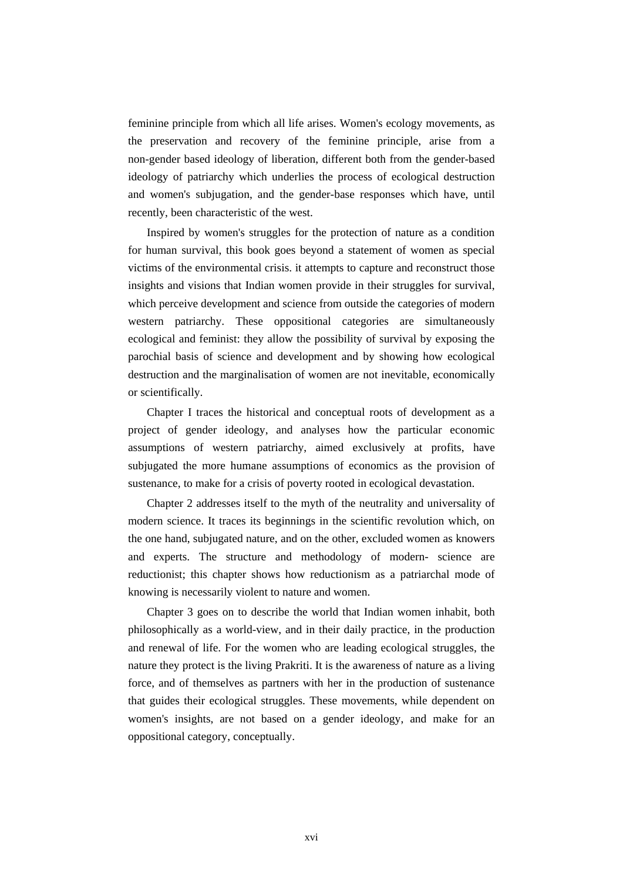feminine principle from which all life arises. Women's ecology movements, as the preservation and recovery of the feminine principle, arise from a non-gender based ideology of liberation, different both from the gender-based ideology of patriarchy which underlies the process of ecological destruction and women's subjugation, and the gender-base responses which have, until recently, been characteristic of the west.

Inspired by women's struggles for the protection of nature as a condition for human survival, this book goes beyond a statement of women as special victims of the environmental crisis. it attempts to capture and reconstruct those insights and visions that Indian women provide in their struggles for survival, which perceive development and science from outside the categories of modern western patriarchy. These oppositional categories are simultaneously ecological and feminist: they allow the possibility of survival by exposing the parochial basis of science and development and by showing how ecological destruction and the marginalisation of women are not inevitable, economically or scientifically.

Chapter I traces the historical and conceptual roots of development as a project of gender ideology, and analyses how the particular economic assumptions of western patriarchy, aimed exclusively at profits, have subjugated the more humane assumptions of economics as the provision of sustenance, to make for a crisis of poverty rooted in ecological devastation.

Chapter 2 addresses itself to the myth of the neutrality and universality of modern science. It traces its beginnings in the scientific revolution which, on the one hand, subjugated nature, and on the other, excluded women as knowers and experts. The structure and methodology of modern- science are reductionist; this chapter shows how reductionism as a patriarchal mode of knowing is necessarily violent to nature and women.

Chapter 3 goes on to describe the world that Indian women inhabit, both philosophically as a world-view, and in their daily practice, in the production and renewal of life. For the women who are leading ecological struggles, the nature they protect is the living Prakriti. It is the awareness of nature as a living force, and of themselves as partners with her in the production of sustenance that guides their ecological struggles. These movements, while dependent on women's insights, are not based on a gender ideology, and make for an oppositional category, conceptually.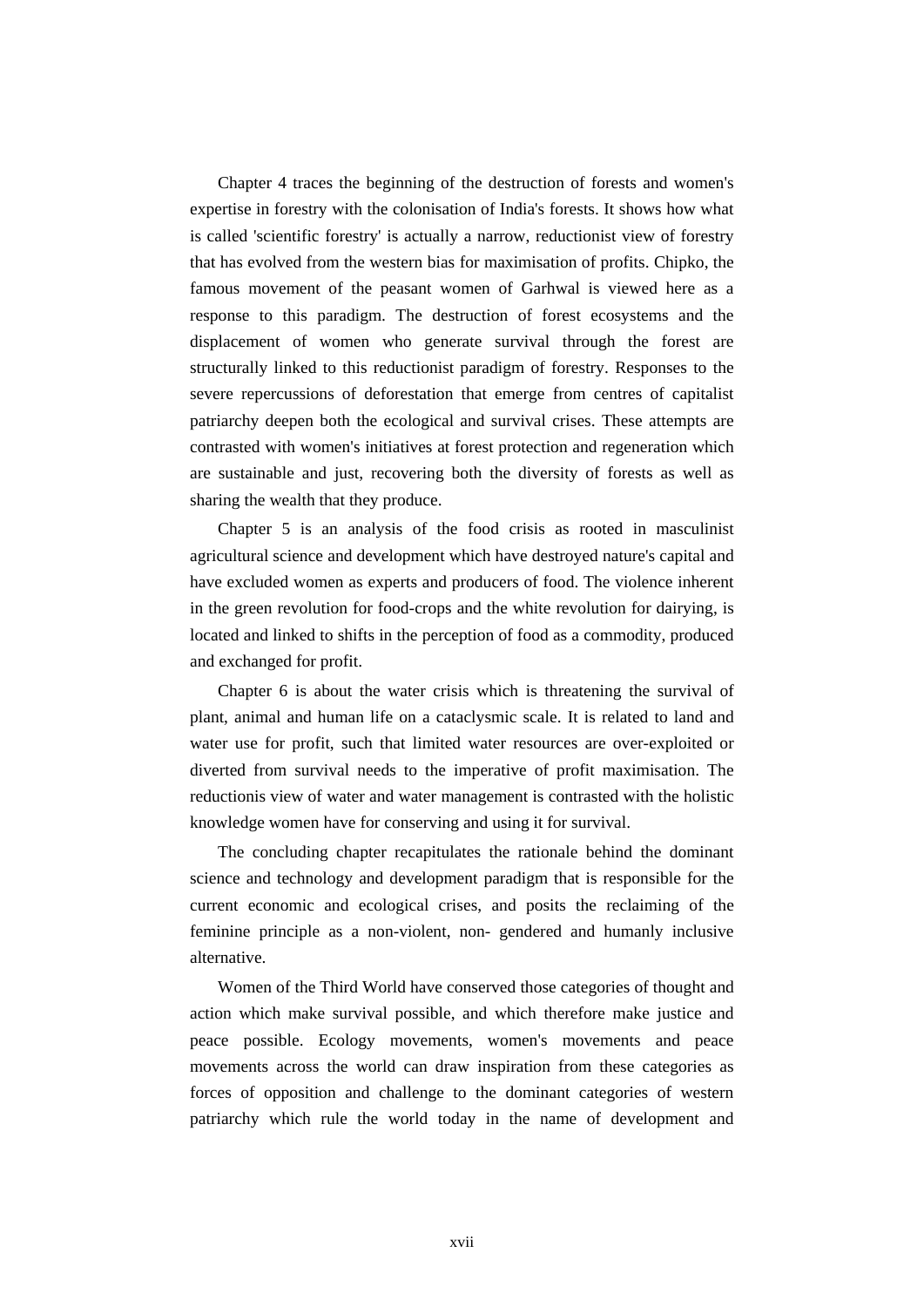Chapter 4 traces the beginning of the destruction of forests and women's expertise in forestry with the colonisation of India's forests. It shows how what is called 'scientific forestry' is actually a narrow, reductionist view of forestry that has evolved from the western bias for maximisation of profits. Chipko, the famous movement of the peasant women of Garhwal is viewed here as a response to this paradigm. The destruction of forest ecosystems and the displacement of women who generate survival through the forest are structurally linked to this reductionist paradigm of forestry. Responses to the severe repercussions of deforestation that emerge from centres of capitalist patriarchy deepen both the ecological and survival crises. These attempts are contrasted with women's initiatives at forest protection and regeneration which are sustainable and just, recovering both the diversity of forests as well as sharing the wealth that they produce.

Chapter 5 is an analysis of the food crisis as rooted in masculinist agricultural science and development which have destroyed nature's capital and have excluded women as experts and producers of food. The violence inherent in the green revolution for food-crops and the white revolution for dairying, is located and linked to shifts in the perception of food as a commodity, produced and exchanged for profit.

Chapter 6 is about the water crisis which is threatening the survival of plant, animal and human life on a cataclysmic scale. It is related to land and water use for profit, such that limited water resources are over-exploited or diverted from survival needs to the imperative of profit maximisation. The reductionis view of water and water management is contrasted with the holistic knowledge women have for conserving and using it for survival.

The concluding chapter recapitulates the rationale behind the dominant science and technology and development paradigm that is responsible for the current economic and ecological crises, and posits the reclaiming of the feminine principle as a non-violent, non- gendered and humanly inclusive alternative.

Women of the Third World have conserved those categories of thought and action which make survival possible, and which therefore make justice and peace possible. Ecology movements, women's movements and peace movements across the world can draw inspiration from these categories as forces of opposition and challenge to the dominant categories of western patriarchy which rule the world today in the name of development and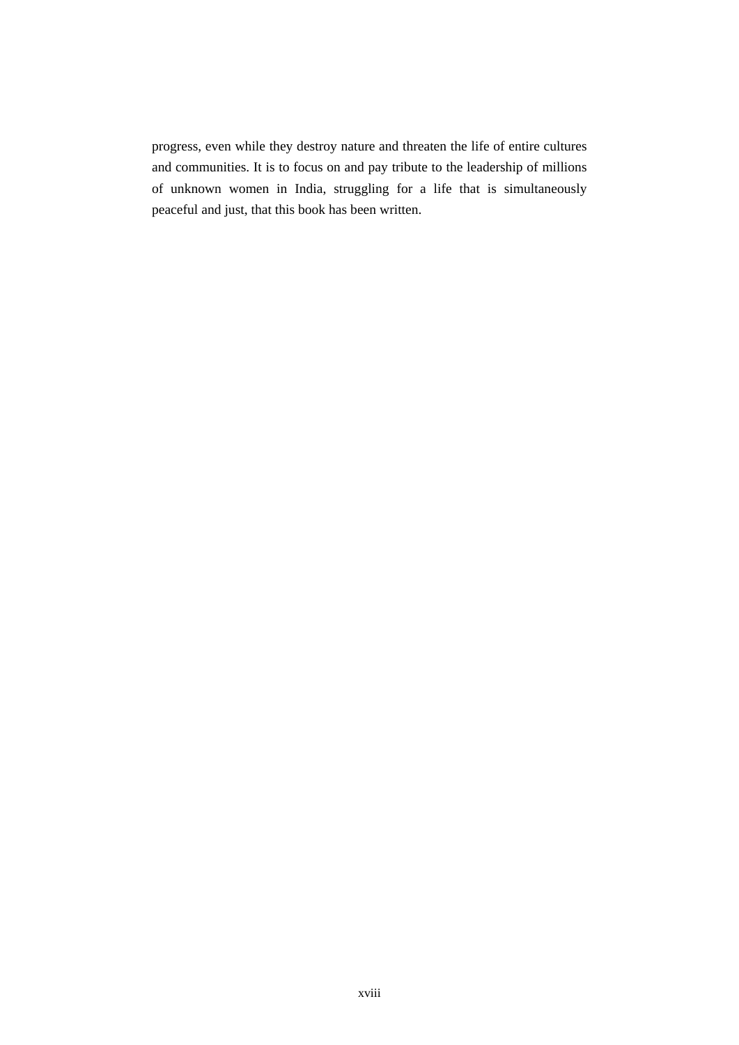progress, even while they destroy nature and threaten the life of entire cultures and communities. It is to focus on and pay tribute to the leadership of millions of unknown women in India, struggling for a life that is simultaneously peaceful and just, that this book has been written.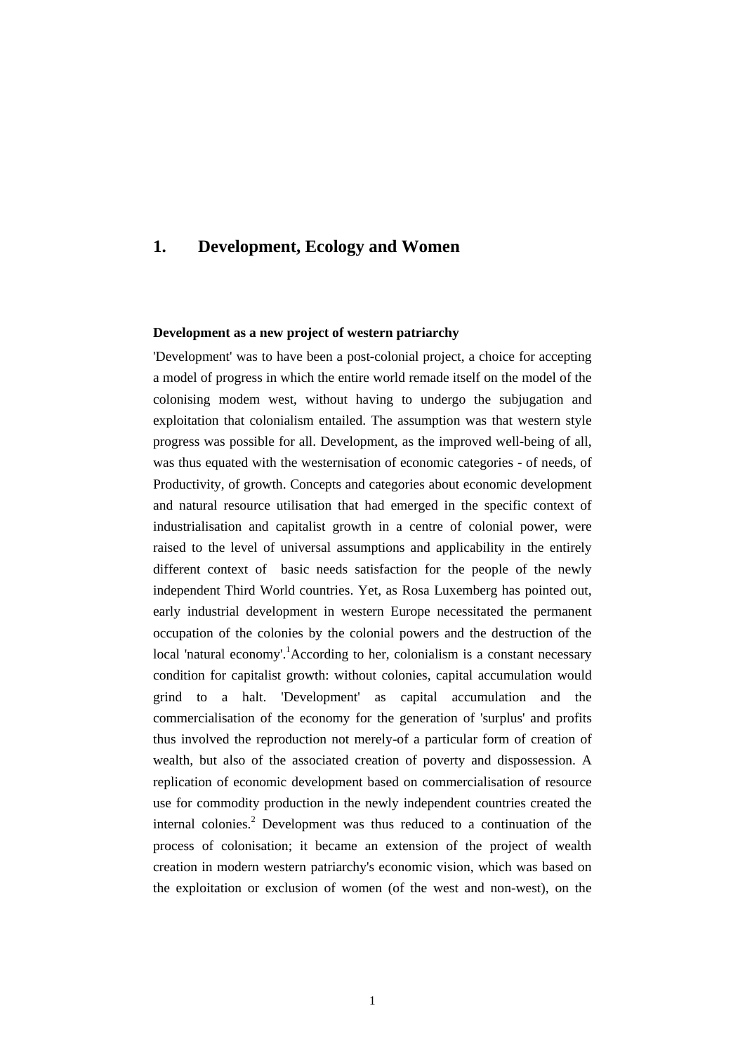# 1. Development, Ecology and Women

### Development as a new project of western patriarchy

'Development' was to have been a post-colonial project, a choice for accepting a model of progress in which the entire world remade itself on the model of the colonising modem west, without having to undergo the subjugation and exploitation that colonialism entailed. The assumption was that western style progress was possible for all. Development, as the improved well-being of all, was thus equated with the westernisation of economic categories - of needs, of Productivity, of growth. Concepts and categories about economic development and natural resource utilisation that had emerged in the specific context of industrialisation and capitalist growth in a centre of colonial power, were raised to the level of universal assumptions and applicability in the entirely different context of basic needs satisfaction for the people of the newly independent Third World countries. Yet, as Rosa Luxemberg has pointed out, early industrial development in western Europe necessitated the permanent occupation of the colonies by the colonial powers and the destruction of the local 'natural economy'.[1]According to her, colonialism is a constant necessary condition for capitalist growth: without colonies, capital accumulation would grind to a halt. 'Development' as capital accumulation and the commercialisation of the economy for the generation of 'surplus' and profits thus involved the reproduction not merely-of a particular form of creation of wealth, but also of the associated creation of poverty and dispossession. A replication of economic development based on commercialisation of resource use for commodity production in the newly independent countries created the internal colonies.[2] Development was thus reduced to a continuation of the process of colonisation; it became an extension of the project of wealth creation in modern western patriarchy's economic vision, which was based on the exploitation or exclusion of women (of the west and non-west), on the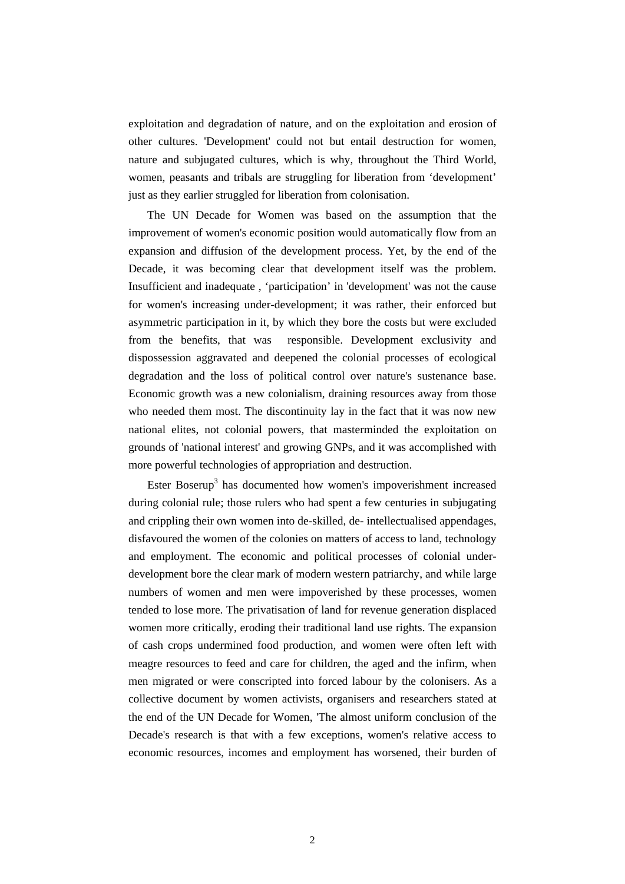exploitation and degradation of nature, and on the exploitation and erosion of other cultures. 'Development' could not but entail destruction for women, nature and subjugated cultures, which is why, throughout the Third World, women, peasants and tribals are struggling for liberation from ‘development’ just as they earlier struggled for liberation from colonisation.

The UN Decade for Women was based on the assumption that the improvement of women's economic position would automatically flow from an expansion and diffusion of the development process. Yet, by the end of the Decade, it was becoming clear that development itself was the problem. Insufficient and inadequate , ‘participation’ in 'development' was not the cause for women's increasing under-development; it was rather, their enforced but asymmetric participation in it, by which they bore the costs but were excluded from the benefits, that was responsible. Development exclusivity and dispossession aggravated and deepened the colonial processes of ecological degradation and the loss of political control over nature's sustenance base. Economic growth was a new colonialism, draining resources away from those who needed them most. The discontinuity lay in the fact that it was now new national elites, not colonial powers, that masterminded the exploitation on grounds of 'national interest' and growing GNPs, and it was accomplished with more powerful technologies of appropriation and destruction.

Ester Boserup[3] has documented how women's impoverishment increased during colonial rule; those rulers who had spent a few centuries in subjugating and crippling their own women into de-skilled, de- intellectualised appendages, disfavoured the women of the colonies on matters of access to land, technology and employment. The economic and political processes of colonial under-development bore the clear mark of modern western patriarchy, and while large numbers of women and men were impoverished by these processes, women tended to lose more. The privatisation of land for revenue generation displaced women more critically, eroding their traditional land use rights. The expansion of cash crops undermined food production, and women were often left with meagre resources to feed and care for children, the aged and the infirm, when men migrated or were conscripted into forced labour by the colonisers. As a collective document by women activists, organisers and researchers stated at the end of the UN Decade for Women, 'The almost uniform conclusion of the Decade's research is that with a few exceptions, women's relative access to economic resources, incomes and employment has worsened, their burden of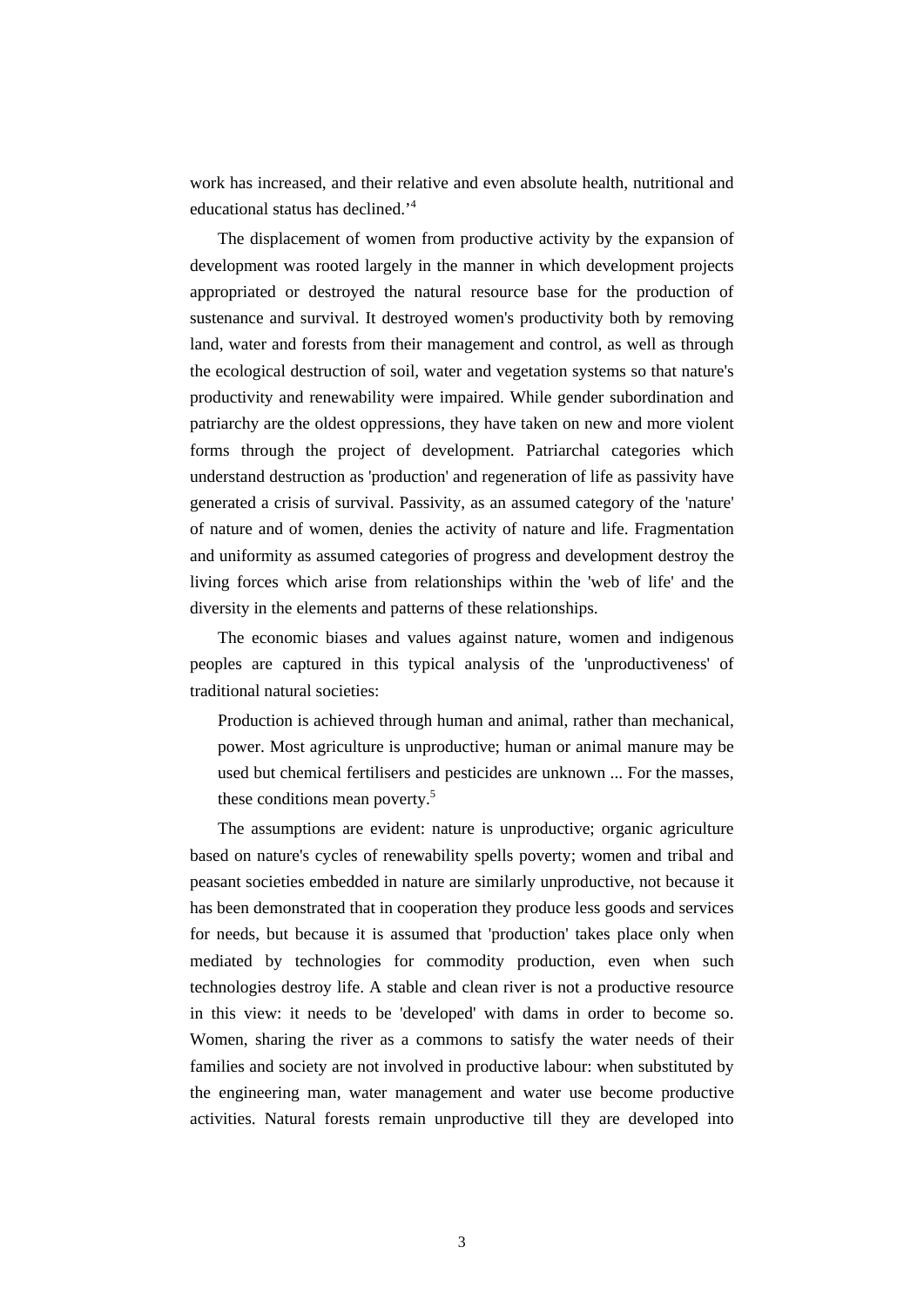work has increased, and their relative and even absolute health, nutritional and educational status has declined.'[4]

The displacement of women from productive activity by the expansion of development was rooted largely in the manner in which development projects appropriated or destroyed the natural resource base for the production of sustenance and survival. It destroyed women's productivity both by removing land, water and forests from their management and control, as well as through the ecological destruction of soil, water and vegetation systems so that nature's productivity and renewability were impaired. While gender subordination and patriarchy are the oldest oppressions, they have taken on new and more violent forms through the project of development. Patriarchal categories which understand destruction as 'production' and regeneration of life as passivity have generated a crisis of survival. Passivity, as an assumed category of the 'nature' of nature and of women, denies the activity of nature and life. Fragmentation and uniformity as assumed categories of progress and development destroy the living forces which arise from relationships within the 'web of life' and the diversity in the elements and patterns of these relationships.

The economic biases and values against nature, women and indigenous peoples are captured in this typical analysis of the 'unproductiveness' of traditional natural societies:

> Production is achieved through human and animal, rather than mechanical, power. Most agriculture is unproductive; human or animal manure may be used but chemical fertilisers and pesticides are unknown ... For the masses, these conditions mean poverty.[5]

The assumptions are evident: nature is unproductive; organic agriculture based on nature's cycles of renewability spells poverty; women and tribal and peasant societies embedded in nature are similarly unproductive, not because it has been demonstrated that in cooperation they produce less goods and services for needs, but because it is assumed that 'production' takes place only when mediated by technologies for commodity production, even when such technologies destroy life. A stable and clean river is not a productive resource in this view: it needs to be 'developed' with dams in order to become so. Women, sharing the river as a commons to satisfy the water needs of their families and society are not involved in productive labour: when substituted by the engineering man, water management and water use become productive activities. Natural forests remain unproductive till they are developed into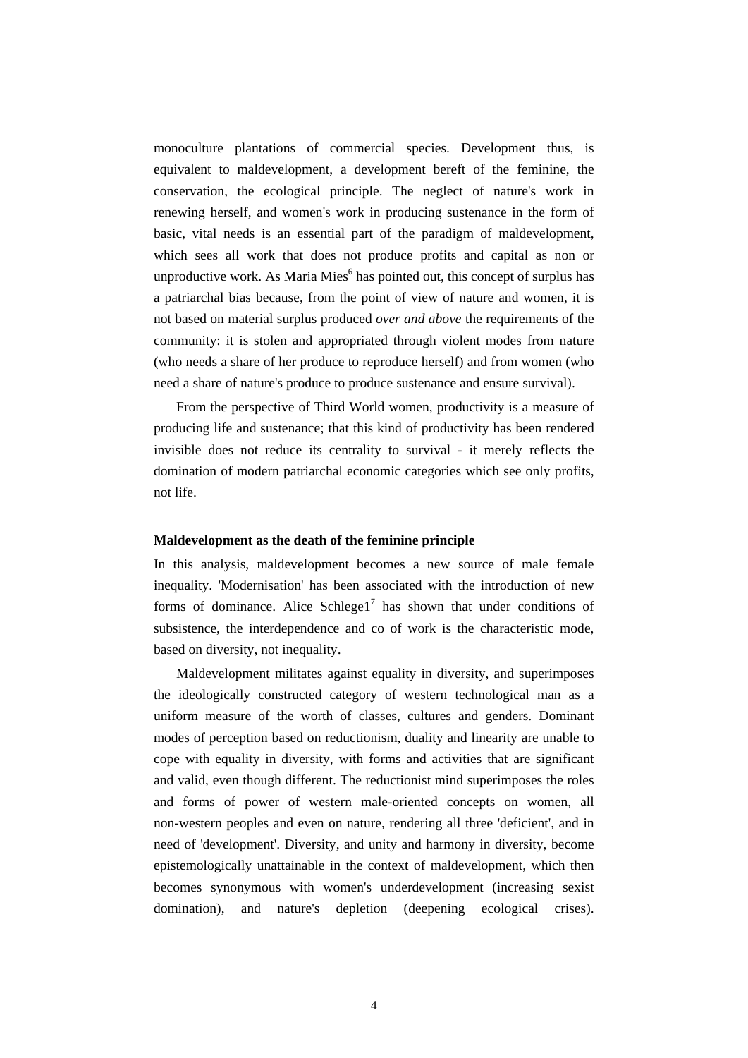monoculture plantations of commercial species. Development thus, is equivalent to maldevelopment, a development bereft of the feminine, the conservation, the ecological principle. The neglect of nature's work in renewing herself, and women's work in producing sustenance in the form of basic, vital needs is an essential part of the paradigm of maldevelopment, which sees all work that does not produce profits and capital as non or unproductive work. As Maria Mies[6] has pointed out, this concept of surplus has a patriarchal bias because, from the point of view of nature and women, it is not based on material surplus produced *over and above* the requirements of the community: it is stolen and appropriated through violent modes from nature (who needs a share of her produce to reproduce herself) and from women (who need a share of nature's produce to produce sustenance and ensure survival).

From the perspective of Third World women, productivity is a measure of producing life and sustenance; that this kind of productivity has been rendered invisible does not reduce its centrality to survival - it merely reflects the domination of modern patriarchal economic categories which see only profits, not life.

**Maldevelopment as the death of the feminine principle**

In this analysis, maldevelopment becomes a new source of male female inequality. 'Modernisation' has been associated with the introduction of new forms of dominance. Alice Schlege1[7] has shown that under conditions of subsistence, the interdependence and co of work is the characteristic mode, based on diversity, not inequality.

Maldevelopment militates against equality in diversity, and superimposes the ideologically constructed category of western technological man as a uniform measure of the worth of classes, cultures and genders. Dominant modes of perception based on reductionism, duality and linearity are unable to cope with equality in diversity, with forms and activities that are significant and valid, even though different. The reductionist mind superimposes the roles and forms of power of western male-oriented concepts on women, all non-western peoples and even on nature, rendering all three 'deficient', and in need of 'development'. Diversity, and unity and harmony in diversity, become epistemologically unattainable in the context of maldevelopment, which then becomes synonymous with women's underdevelopment (increasing sexist domination), and nature's depletion (deepening ecological crises).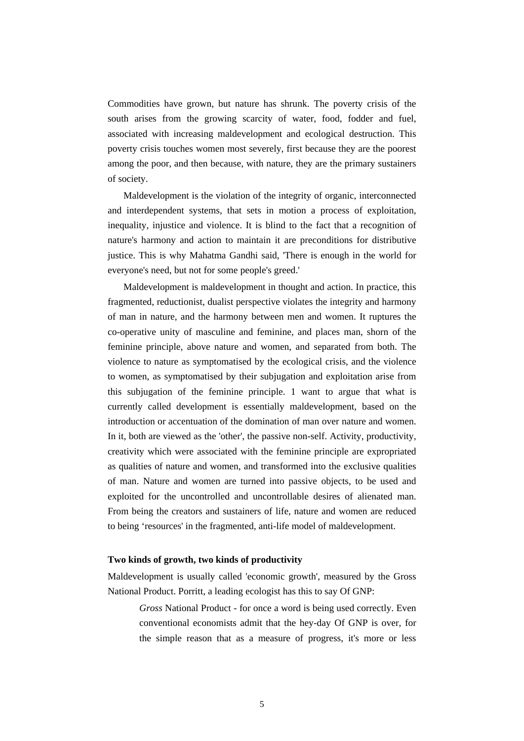Commodities have grown, but nature has shrunk. The poverty crisis of the south arises from the growing scarcity of water, food, fodder and fuel, associated with increasing maldevelopment and ecological destruction. This poverty crisis touches women most severely, first because they are the poorest among the poor, and then because, with nature, they are the primary sustainers of society.

Maldevelopment is the violation of the integrity of organic, interconnected and interdependent systems, that sets in motion a process of exploitation, inequality, injustice and violence. It is blind to the fact that a recognition of nature's harmony and action to maintain it are preconditions for distributive justice. This is why Mahatma Gandhi said, 'There is enough in the world for everyone's need, but not for some people's greed.'

Maldevelopment is maldevelopment in thought and action. In practice, this fragmented, reductionist, dualist perspective violates the integrity and harmony of man in nature, and the harmony between men and women. It ruptures the co-operative unity of masculine and feminine, and places man, shorn of the feminine principle, above nature and women, and separated from both. The violence to nature as symptomatised by the ecological crisis, and the violence to women, as symptomatised by their subjugation and exploitation arise from this subjugation of the feminine principle. 1 want to argue that what is currently called development is essentially maldevelopment, based on the introduction or accentuation of the domination of man over nature and women. In it, both are viewed as the 'other', the passive non-self. Activity, productivity, creativity which were associated with the feminine principle are expropriated as qualities of nature and women, and transformed into the exclusive qualities of man. Nature and women are turned into passive objects, to be used and exploited for the uncontrolled and uncontrollable desires of alienated man. From being the creators and sustainers of life, nature and women are reduced to being 'resources' in the fragmented, anti-life model of maldevelopment.

**Two kinds of growth, two kinds of productivity**

Maldevelopment is usually called 'economic growth', measured by the Gross National Product. Porritt, a leading ecologist has this to say Of GNP:

> *Gross* National Product - for once a word is being used correctly. Even conventional economists admit that the hey-day Of GNP is over, for the simple reason that as a measure of progress, it's more or less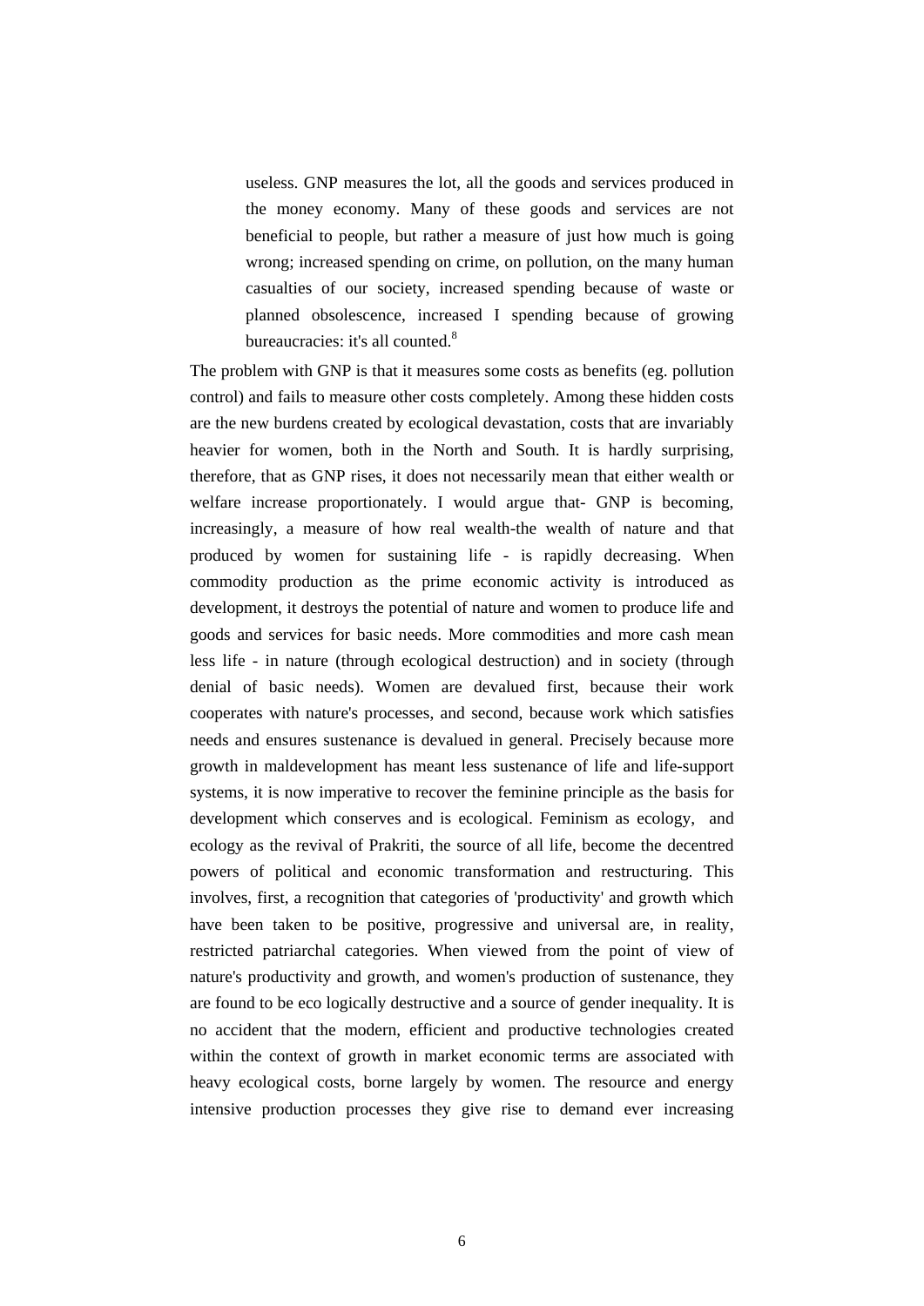> useless. GNP measures the lot, all the goods and services produced in the money economy. Many of these goods and services are not beneficial to people, but rather a measure of just how much is going wrong; increased spending on crime, on pollution, on the many human casualties of our society, increased spending because of waste or planned obsolescence, increased I spending because of growing bureaucracies: it's all counted.[8]

The problem with GNP is that it measures some costs as benefits (eg. pollution control) and fails to measure other costs completely. Among these hidden costs are the new burdens created by ecological devastation, costs that are invariably heavier for women, both in the North and South. It is hardly surprising, therefore, that as GNP rises, it does not necessarily mean that either wealth or welfare increase proportionately. I would argue that- GNP is becoming, increasingly, a measure of how real wealth-the wealth of nature and that produced by women for sustaining life - is rapidly decreasing. When commodity production as the prime economic activity is introduced as development, it destroys the potential of nature and women to produce life and goods and services for basic needs. More commodities and more cash mean less life - in nature (through ecological destruction) and in society (through denial of basic needs). Women are devalued first, because their work cooperates with nature's processes, and second, because work which satisfies needs and ensures sustenance is devalued in general. Precisely because more growth in maldevelopment has meant less sustenance of life and life-support systems, it is now imperative to recover the feminine principle as the basis for development which conserves and is ecological. Feminism as ecology, and ecology as the revival of Prakriti, the source of all life, become the decentred powers of political and economic transformation and restructuring. This involves, first, a recognition that categories of 'productivity' and growth which have been taken to be positive, progressive and universal are, in reality, restricted patriarchal categories. When viewed from the point of view of nature's productivity and growth, and women's production of sustenance, they are found to be eco logically destructive and a source of gender inequality. It is no accident that the modern, efficient and productive technologies created within the context of growth in market economic terms are associated with heavy ecological costs, borne largely by women. The resource and energy intensive production processes they give rise to demand ever increasing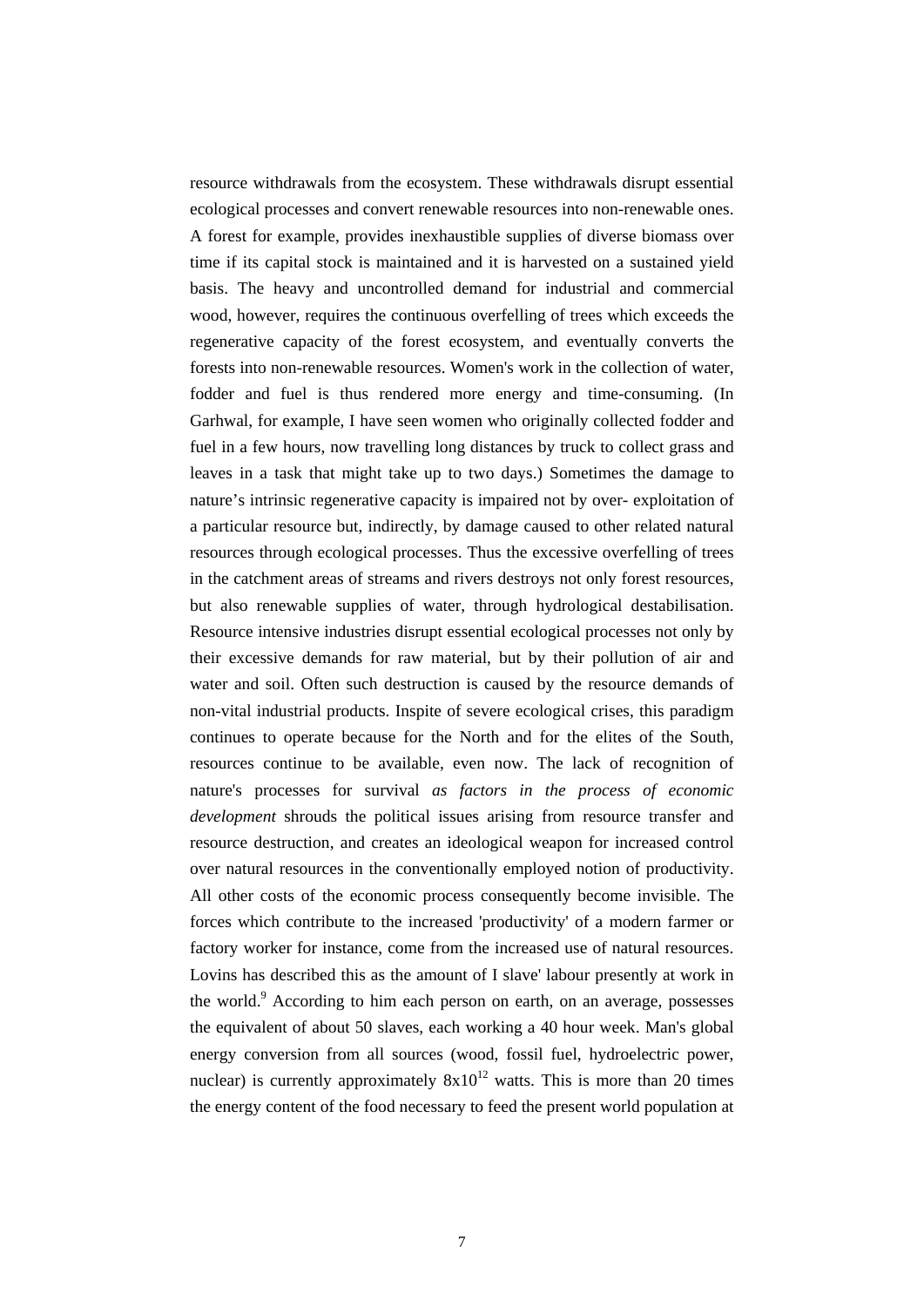resource withdrawals from the ecosystem. These withdrawals disrupt essential ecological processes and convert renewable resources into non-renewable ones. A forest for example, provides inexhaustible supplies of diverse biomass over time if its capital stock is maintained and it is harvested on a sustained yield basis. The heavy and uncontrolled demand for industrial and commercial wood, however, requires the continuous overfelling of trees which exceeds the regenerative capacity of the forest ecosystem, and eventually converts the forests into non-renewable resources. Women's work in the collection of water, fodder and fuel is thus rendered more energy and time-consuming. (In Garhwal, for example, I have seen women who originally collected fodder and fuel in a few hours, now travelling long distances by truck to collect grass and leaves in a task that might take up to two days.) Sometimes the damage to nature's intrinsic regenerative capacity is impaired not by over- exploitation of a particular resource but, indirectly, by damage caused to other related natural resources through ecological processes. Thus the excessive overfelling of trees in the catchment areas of streams and rivers destroys not only forest resources, but also renewable supplies of water, through hydrological destabilisation. Resource intensive industries disrupt essential ecological processes not only by their excessive demands for raw material, but by their pollution of air and water and soil. Often such destruction is caused by the resource demands of non-vital industrial products. Inspite of severe ecological crises, this paradigm continues to operate because for the North and for the elites of the South, resources continue to be available, even now. The lack of recognition of nature's processes for survival *as factors in the process of economic development* shrouds the political issues arising from resource transfer and resource destruction, and creates an ideological weapon for increased control over natural resources in the conventionally employed notion of productivity. All other costs of the economic process consequently become invisible. The forces which contribute to the increased 'productivity' of a modern farmer or factory worker for instance, come from the increased use of natural resources. Lovins has described this as the amount of I slave' labour presently at work in the world.[9] According to him each person on earth, on an average, possesses the equivalent of about 50 slaves, each working a 40 hour week. Man's global energy conversion from all sources (wood, fossil fuel, hydroelectric power, nuclear) is currently approximately $8x10^{12}$ watts. This is more than 20 times the energy content of the food necessary to feed the present world population at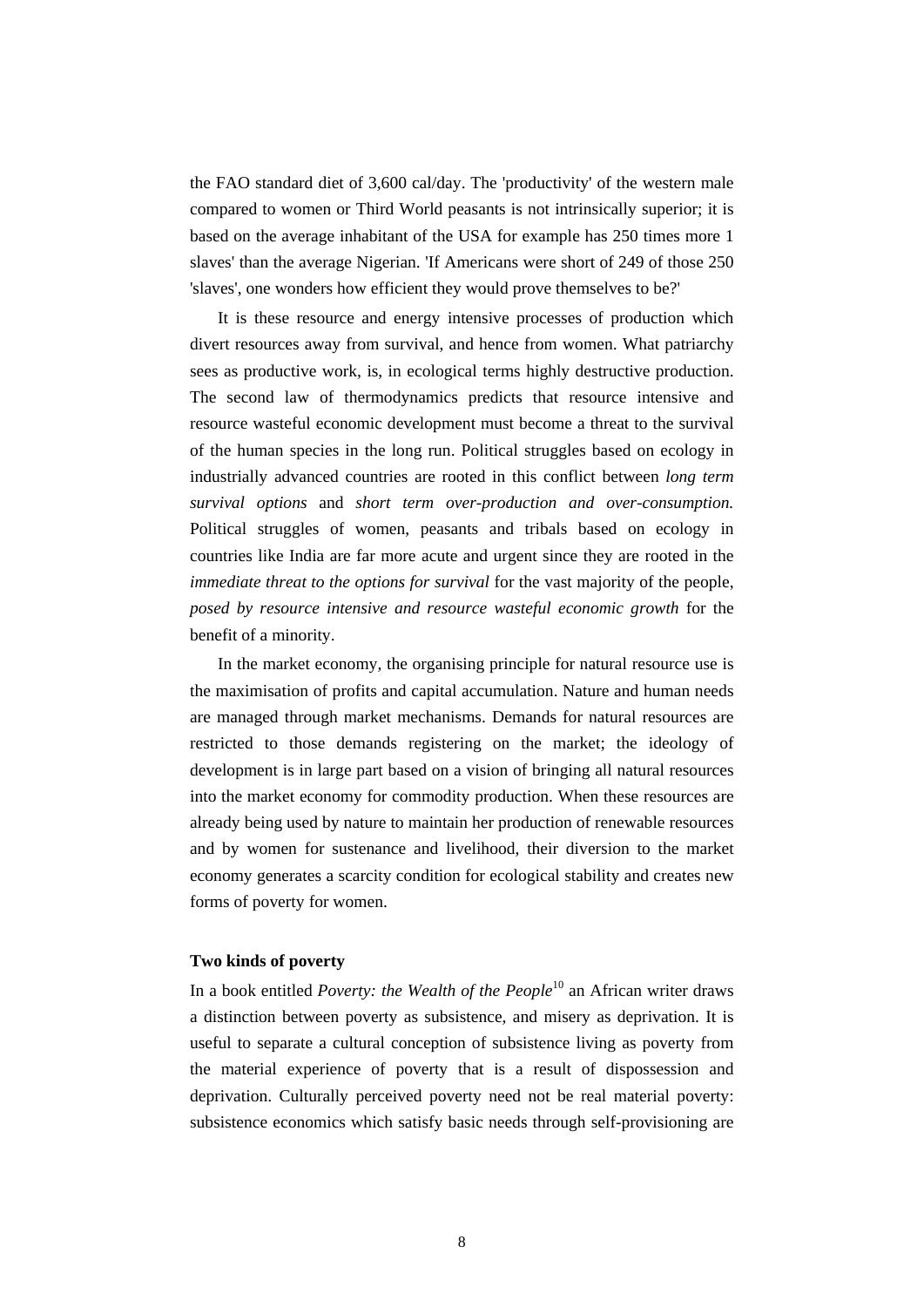the FAO standard diet of 3,600 cal/day. The 'productivity' of the western male compared to women or Third World peasants is not intrinsically superior; it is based on the average inhabitant of the USA for example has 250 times more 1 slaves' than the average Nigerian. 'If Americans were short of 249 of those 250 'slaves', one wonders how efficient they would prove themselves to be?'

It is these resource and energy intensive processes of production which divert resources away from survival, and hence from women. What patriarchy sees as productive work, is, in ecological terms highly destructive production. The second law of thermodynamics predicts that resource intensive and resource wasteful economic development must become a threat to the survival of the human species in the long run. Political struggles based on ecology in industrially advanced countries are rooted in this conflict between *long term survival options* and *short term over-production and over-consumption.* Political struggles of women, peasants and tribals based on ecology in countries like India are far more acute and urgent since they are rooted in the *immediate threat to the options for survival* for the vast majority of the people, *posed by resource intensive and resource wasteful economic growth* for the benefit of a minority.

In the market economy, the organising principle for natural resource use is the maximisation of profits and capital accumulation. Nature and human needs are managed through market mechanisms. Demands for natural resources are restricted to those demands registering on the market; the ideology of development is in large part based on a vision of bringing all natural resources into the market economy for commodity production. When these resources are already being used by nature to maintain her production of renewable resources and by women for sustenance and livelihood, their diversion to the market economy generates a scarcity condition for ecological stability and creates new forms of poverty for women.

**Two kinds of poverty**

In a book entitled *Poverty: the Wealth of the People*[10] an African writer draws a distinction between poverty as subsistence, and misery as deprivation. It is useful to separate a cultural conception of subsistence living as poverty from the material experience of poverty that is a result of dispossession and deprivation. Culturally perceived poverty need not be real material poverty: subsistence economics which satisfy basic needs through self-provisioning are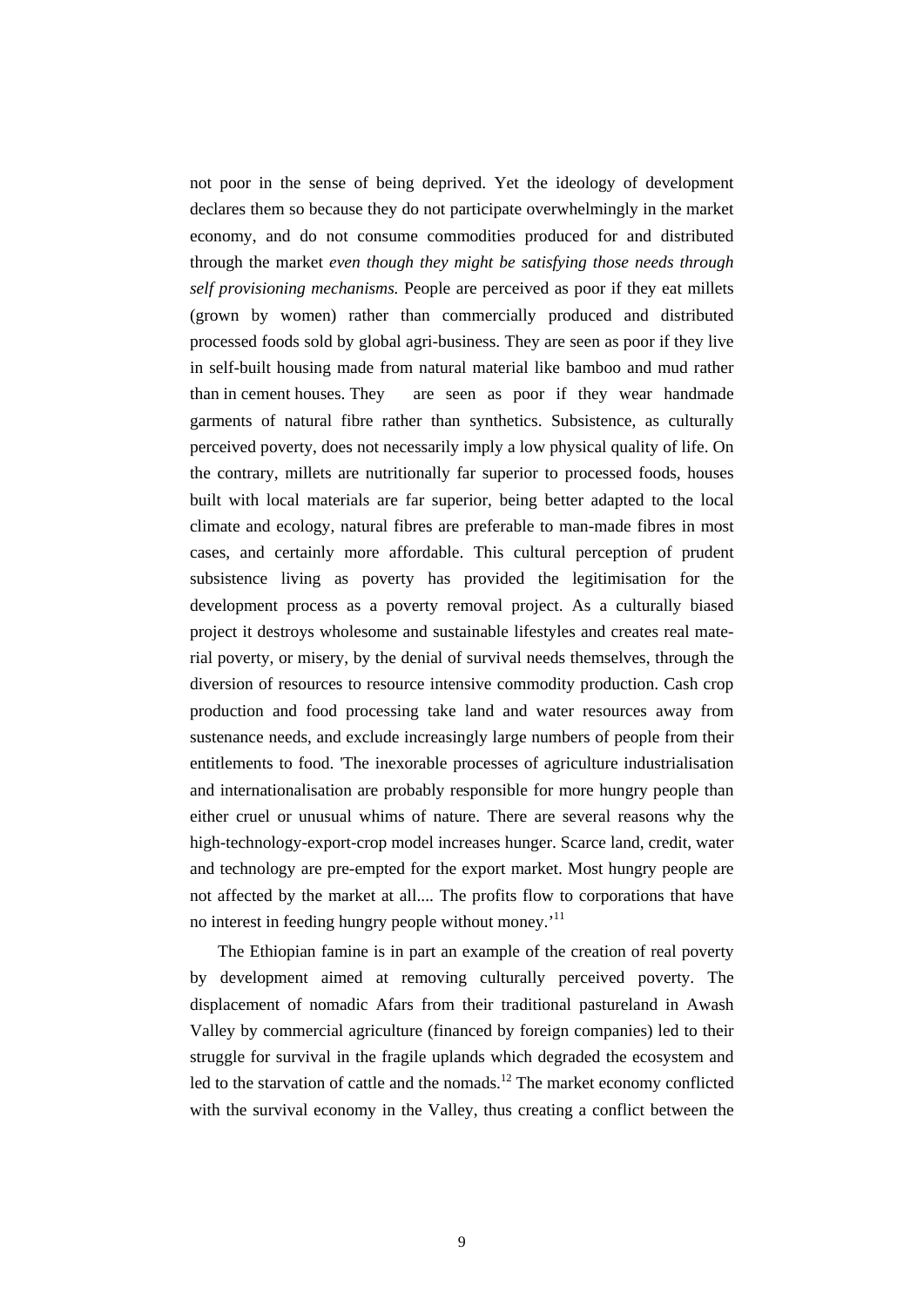not poor in the sense of being deprived. Yet the ideology of development declares them so because they do not participate overwhelmingly in the market economy, and do not consume commodities produced for and distributed through the market *even though they might be satisfying those needs through self provisioning mechanisms.* People are perceived as poor if they eat millets (grown by women) rather than commercially produced and distributed processed foods sold by global agri-business. They are seen as poor if they live in self-built housing made from natural material like bamboo and mud rather than in cement houses. They are seen as poor if they wear handmade garments of natural fibre rather than synthetics. Subsistence, as culturally perceived poverty, does not necessarily imply a low physical quality of life. On the contrary, millets are nutritionally far superior to processed foods, houses built with local materials are far superior, being better adapted to the local climate and ecology, natural fibres are preferable to man-made fibres in most cases, and certainly more affordable. This cultural perception of prudent subsistence living as poverty has provided the legitimisation for the development process as a poverty removal project. As a culturally biased project it destroys wholesome and sustainable lifestyles and creates real material poverty, or misery, by the denial of survival needs themselves, through the diversion of resources to resource intensive commodity production. Cash crop production and food processing take land and water resources away from sustenance needs, and exclude increasingly large numbers of people from their entitlements to food. 'The inexorable processes of agriculture industrialisation and internationalisation are probably responsible for more hungry people than either cruel or unusual whims of nature. There are several reasons why the high-technology-export-crop model increases hunger. Scarce land, credit, water and technology are pre-empted for the export market. Most hungry people are not affected by the market at all.... The profits flow to corporations that have no interest in feeding hungry people without money.'[11]

The Ethiopian famine is in part an example of the creation of real poverty by development aimed at removing culturally perceived poverty. The displacement of nomadic Afars from their traditional pastureland in Awash Valley by commercial agriculture (financed by foreign companies) led to their struggle for survival in the fragile uplands which degraded the ecosystem and led to the starvation of cattle and the nomads.[12] The market economy conflicted with the survival economy in the Valley, thus creating a conflict between the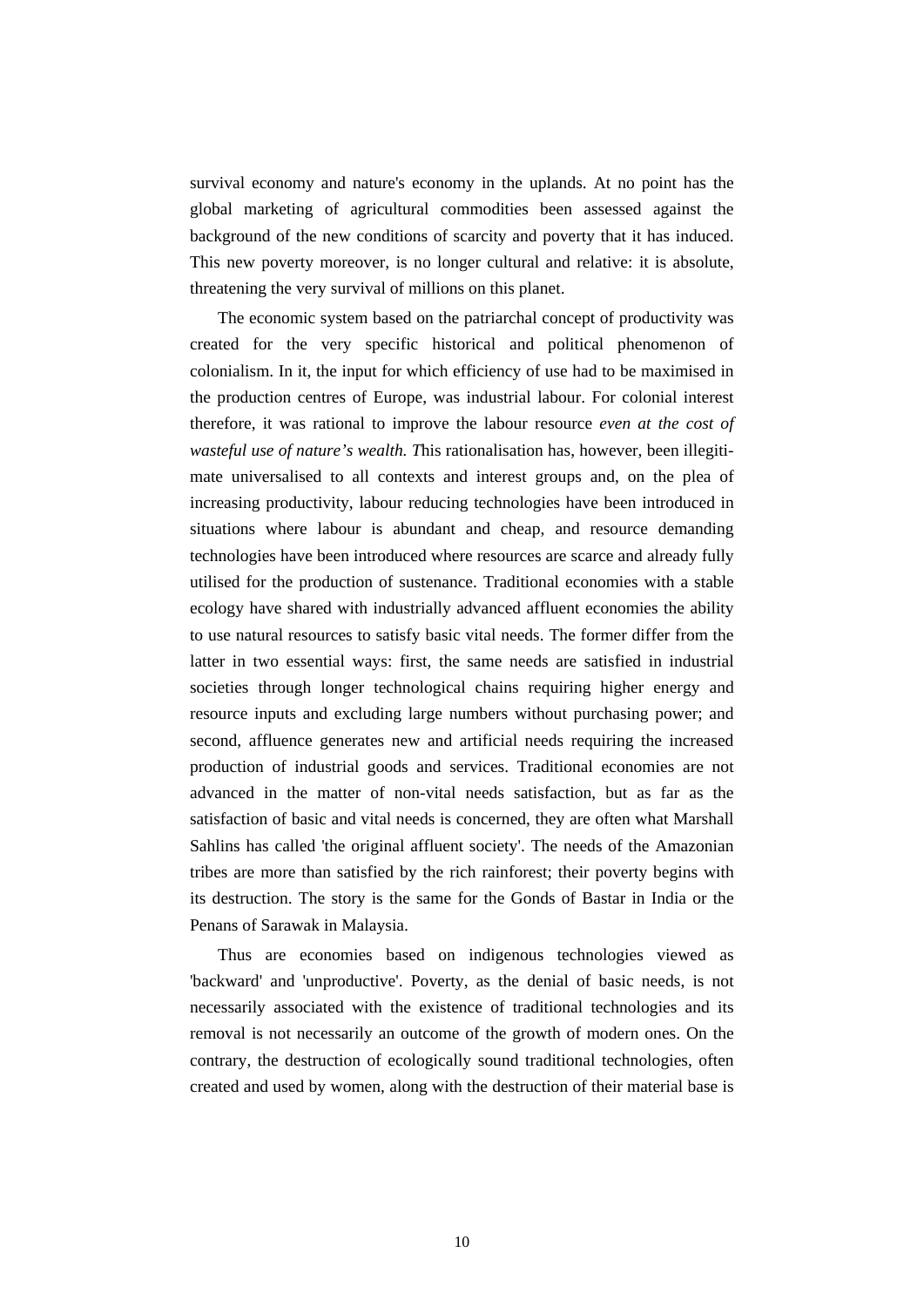survival economy and nature's economy in the uplands. At no point has the global marketing of agricultural commodities been assessed against the background of the new conditions of scarcity and poverty that it has induced. This new poverty moreover, is no longer cultural and relative: it is absolute, threatening the very survival of millions on this planet.

The economic system based on the patriarchal concept of productivity was created for the very specific historical and political phenomenon of colonialism. In it, the input for which efficiency of use had to be maximised in the production centres of Europe, was industrial labour. For colonial interest therefore, it was rational to improve the labour resource *even at the cost of wasteful use of nature's wealth. T*his rationalisation has, however, been illegitimate universalised to all contexts and interest groups and, on the plea of increasing productivity, labour reducing technologies have been introduced in situations where labour is abundant and cheap, and resource demanding technologies have been introduced where resources are scarce and already fully utilised for the production of sustenance. Traditional economies with a stable ecology have shared with industrially advanced affluent economies the ability to use natural resources to satisfy basic vital needs. The former differ from the latter in two essential ways: first, the same needs are satisfied in industrial societies through longer technological chains requiring higher energy and resource inputs and excluding large numbers without purchasing power; and second, affluence generates new and artificial needs requiring the increased production of industrial goods and services. Traditional economies are not advanced in the matter of non-vital needs satisfaction, but as far as the satisfaction of basic and vital needs is concerned, they are often what Marshall Sahlins has called 'the original affluent society'. The needs of the Amazonian tribes are more than satisfied by the rich rainforest; their poverty begins with its destruction. The story is the same for the Gonds of Bastar in India or the Penans of Sarawak in Malaysia.

Thus are economies based on indigenous technologies viewed as 'backward' and 'unproductive'. Poverty, as the denial of basic needs, is not necessarily associated with the existence of traditional technologies and its removal is not necessarily an outcome of the growth of modern ones. On the contrary, the destruction of ecologically sound traditional technologies, often created and used by women, along with the destruction of their material base is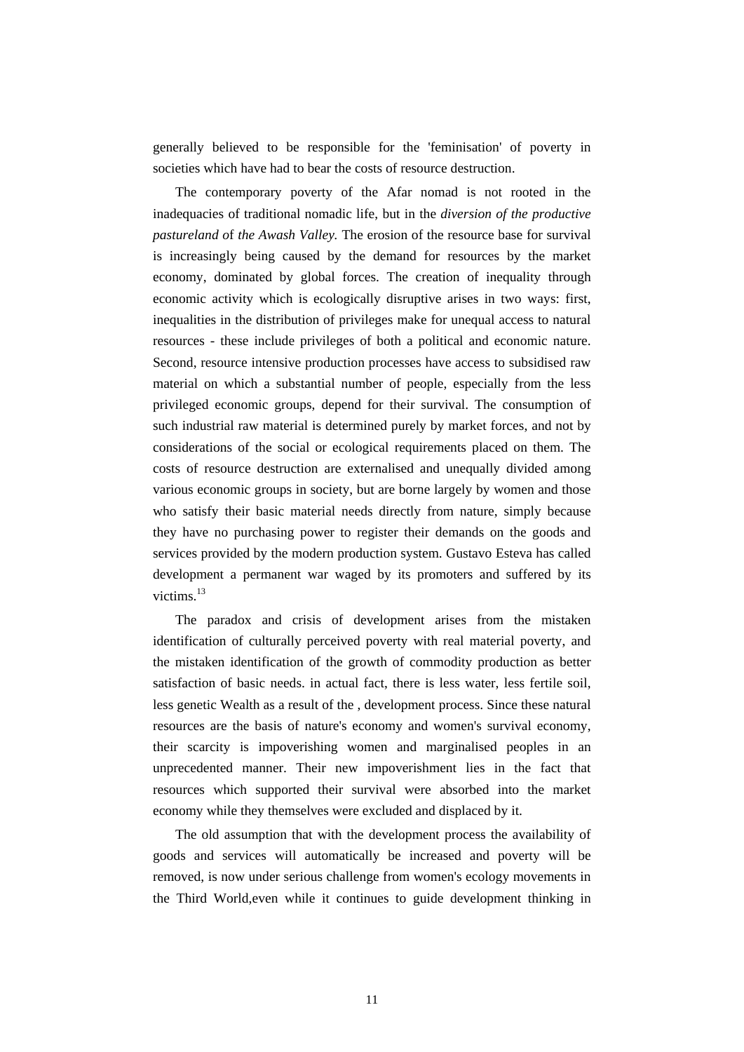generally believed to be responsible for the 'feminisation' of poverty in societies which have had to bear the costs of resource destruction.

The contemporary poverty of the Afar nomad is not rooted in the inadequacies of traditional nomadic life, but in the *diversion of the productive pastureland* of *the Awash Valley.* The erosion of the resource base for survival is increasingly being caused by the demand for resources by the market economy, dominated by global forces. The creation of inequality through economic activity which is ecologically disruptive arises in two ways: first, inequalities in the distribution of privileges make for unequal access to natural resources - these include privileges of both a political and economic nature. Second, resource intensive production processes have access to subsidised raw material on which a substantial number of people, especially from the less privileged economic groups, depend for their survival. The consumption of such industrial raw material is determined purely by market forces, and not by considerations of the social or ecological requirements placed on them. The costs of resource destruction are externalised and unequally divided among various economic groups in society, but are borne largely by women and those who satisfy their basic material needs directly from nature, simply because they have no purchasing power to register their demands on the goods and services provided by the modern production system. Gustavo Esteva has called development a permanent war waged by its promoters and suffered by its victims.[13]

The paradox and crisis of development arises from the mistaken identification of culturally perceived poverty with real material poverty, and the mistaken identification of the growth of commodity production as better satisfaction of basic needs. in actual fact, there is less water, less fertile soil, less genetic Wealth as a result of the , development process. Since these natural resources are the basis of nature's economy and women's survival economy, their scarcity is impoverishing women and marginalised peoples in an unprecedented manner. Their new impoverishment lies in the fact that resources which supported their survival were absorbed into the market economy while they themselves were excluded and displaced by it.

The old assumption that with the development process the availability of goods and services will automatically be increased and poverty will be removed, is now under serious challenge from women's ecology movements in the Third World,even while it continues to guide development thinking in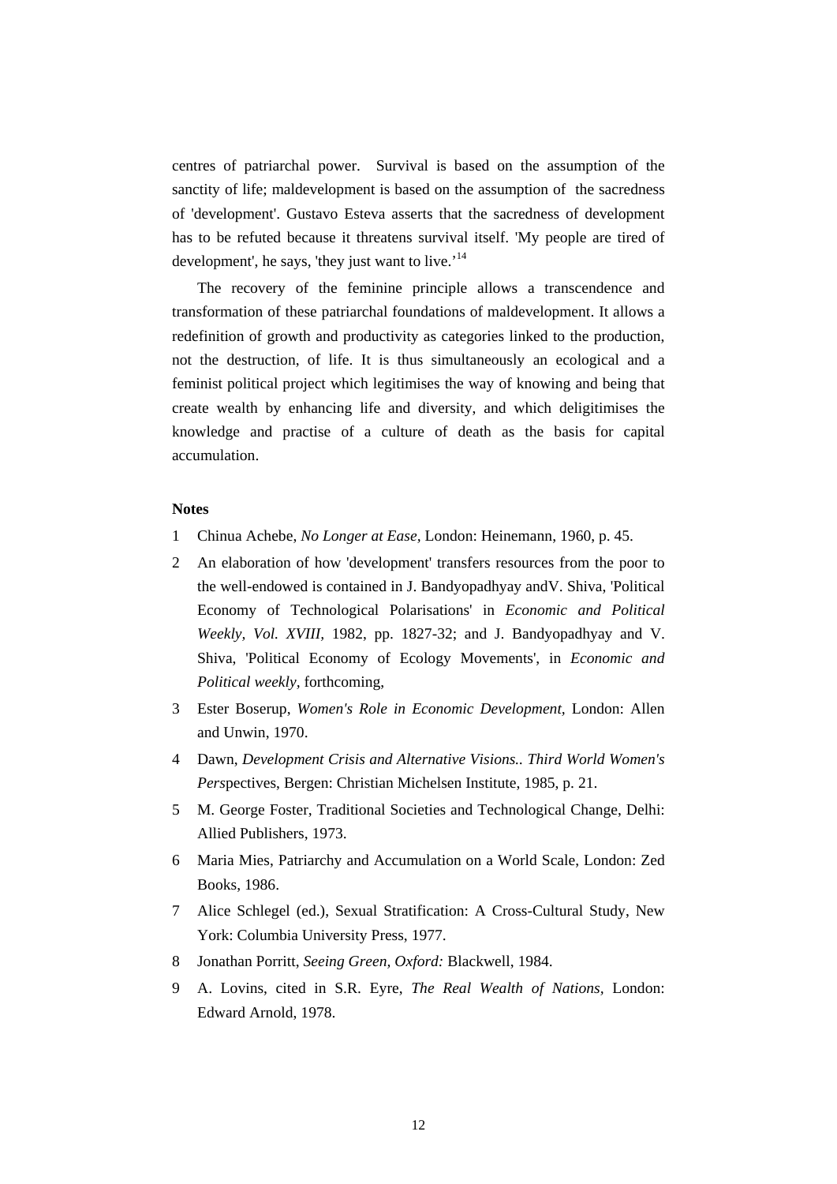centres of patriarchal power. Survival is based on the assumption of the sanctity of life; maldevelopment is based on the assumption of the sacredness of 'development'. Gustavo Esteva asserts that the sacredness of development has to be refuted because it threatens survival itself. 'My people are tired of development', he says, 'they just want to live.'[14]

The recovery of the feminine principle allows a transcendence and transformation of these patriarchal foundations of maldevelopment. It allows a redefinition of growth and productivity as categories linked to the production, not the destruction, of life. It is thus simultaneously an ecological and a feminist political project which legitimises the way of knowing and being that create wealth by enhancing life and diversity, and which deligitimises the knowledge and practise of a culture of death as the basis for capital accumulation.

**Notes**

1 Chinua Achebe, *No Longer at Ease,* London: Heinemann, 1960, p. 45.

2 An elaboration of how 'development' transfers resources from the poor to the well-endowed is contained in J. Bandyopadhyay andV. Shiva, 'Political Economy of Technological Polarisations' in *Economic and Political Weekly, Vol. XVIII,* 1982, pp. 1827-32; and J. Bandyopadhyay and V. Shiva, 'Political Economy of Ecology Movements', in *Economic and Political weekly,* forthcoming,

3 Ester Boserup, *Women's Role in Economic Development,* London: Allen and Unwin, 1970.

4 Dawn, *Development Crisis and Alternative Visions.. Third World Women's Pers*pectives, Bergen: Christian Michelsen Institute, 1985, p. 21.

5 M. George Foster, Traditional Societies and Technological Change, Delhi: Allied Publishers, 1973.

6 Maria Mies, Patriarchy and Accumulation on a World Scale, London: Zed Books, 1986.

7 Alice Schlegel (ed.), Sexual Stratification: A Cross-Cultural Study, New York: Columbia University Press, 1977.

8 Jonathan Porritt, *Seeing Green, Oxford:* Blackwell, 1984.

9 A. Lovins, cited in S.R. Eyre, *The Real Wealth of Nations,* London: Edward Arnold, 1978.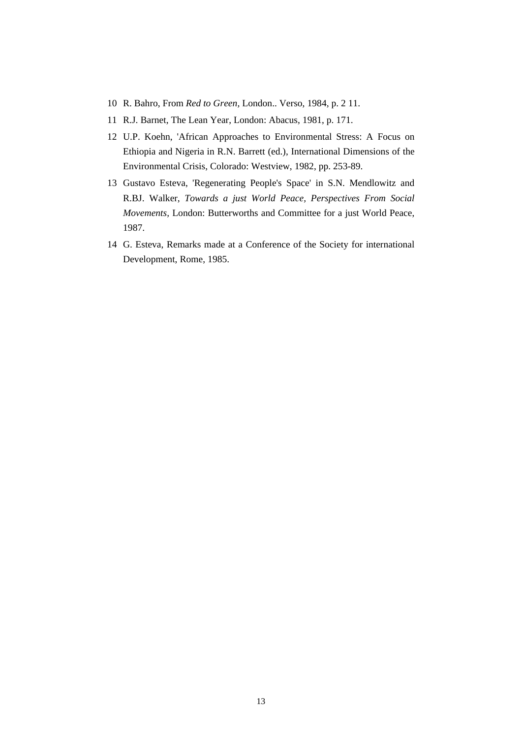10 R. Bahro, From *Red to Green*, London.. Verso, 1984, p. 2 11.

11 R.J. Barnet, The Lean Year, London: Abacus, 1981, p. 171.

12 U.P. Koehn, 'African Approaches to Environmental Stress: A Focus on Ethiopia and Nigeria in R.N. Barrett (ed.), International Dimensions of the Environmental Crisis, Colorado: Westview, 1982, pp. 253-89.

13 Gustavo Esteva, 'Regenerating People's Space' in S.N. Mendlowitz and R.BJ. Walker, *Towards a just World Peace, Perspectives From Social Movements*, London: Butterworths and Committee for a just World Peace, 1987.

14 G. Esteva, Remarks made at a Conference of the Society for international Development, Rome, 1985.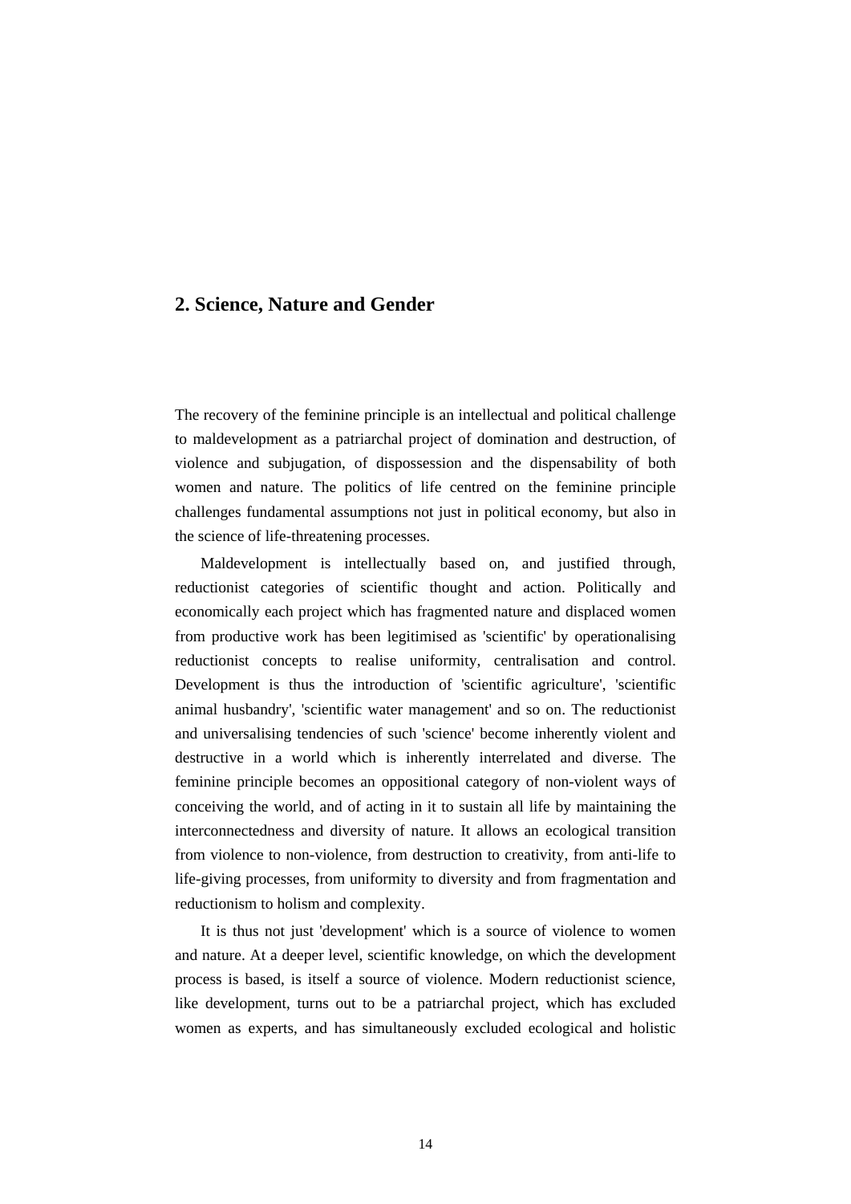## 2. Science, Nature and Gender

The recovery of the feminine principle is an intellectual and political challenge to maldevelopment as a patriarchal project of domination and destruction, of violence and subjugation, of dispossession and the dispensability of both women and nature. The politics of life centred on the feminine principle challenges fundamental assumptions not just in political economy, but also in the science of life-threatening processes.

Maldevelopment is intellectually based on, and justified through, reductionist categories of scientific thought and action. Politically and economically each project which has fragmented nature and displaced women from productive work has been legitimised as 'scientific' by operationalising reductionist concepts to realise uniformity, centralisation and control. Development is thus the introduction of 'scientific agriculture', 'scientific animal husbandry', 'scientific water management' and so on. The reductionist and universalising tendencies of such 'science' become inherently violent and destructive in a world which is inherently interrelated and diverse. The feminine principle becomes an oppositional category of non-violent ways of conceiving the world, and of acting in it to sustain all life by maintaining the interconnectedness and diversity of nature. It allows an ecological transition from violence to non-violence, from destruction to creativity, from anti-life to life-giving processes, from uniformity to diversity and from fragmentation and reductionism to holism and complexity.

It is thus not just 'development' which is a source of violence to women and nature. At a deeper level, scientific knowledge, on which the development process is based, is itself a source of violence. Modern reductionist science, like development, turns out to be a patriarchal project, which has excluded women as experts, and has simultaneously excluded ecological and holistic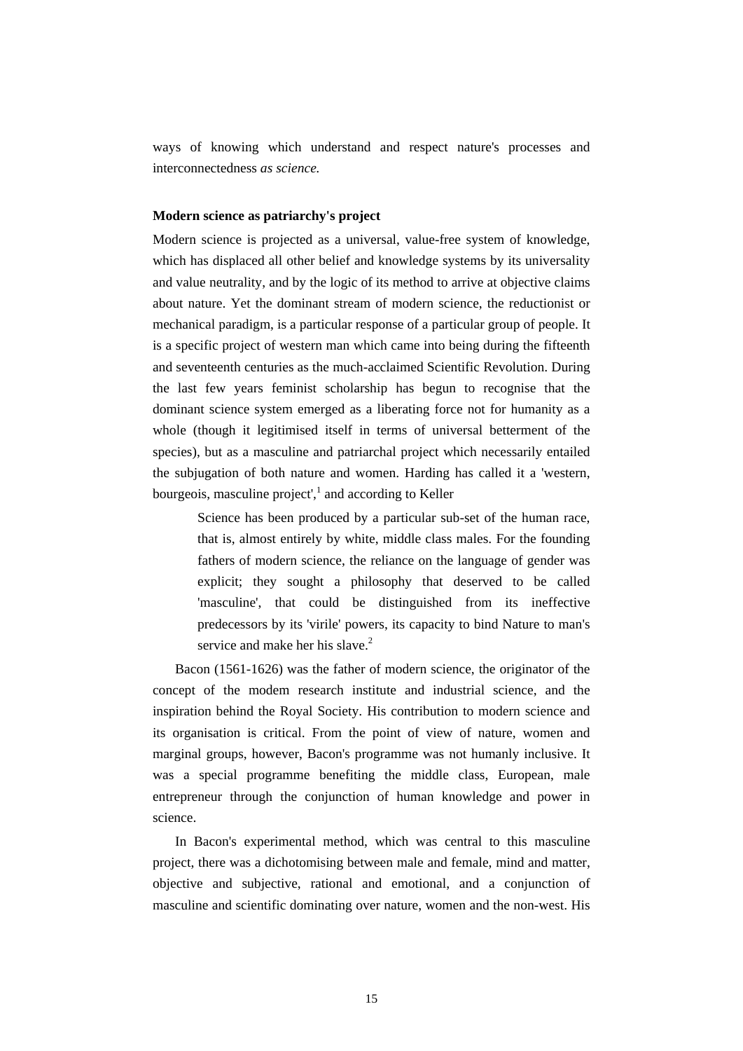ways of knowing which understand and respect nature's processes and interconnectedness *as science.*

### Modern science as patriarchy's project

Modern science is projected as a universal, value-free system of knowledge, which has displaced all other belief and knowledge systems by its universality and value neutrality, and by the logic of its method to arrive at objective claims about nature. Yet the dominant stream of modern science, the reductionist or mechanical paradigm, is a particular response of a particular group of people. It is a specific project of western man which came into being during the fifteenth and seventeenth centuries as the much-acclaimed Scientific Revolution. During the last few years feminist scholarship has begun to recognise that the dominant science system emerged as a liberating force not for humanity as a whole (though it legitimised itself in terms of universal betterment of the species), but as a masculine and patriarchal project which necessarily entailed the subjugation of both nature and women. Harding has called it a 'western, bourgeois, masculine project',[1] and according to Keller

> Science has been produced by a particular sub-set of the human race, that is, almost entirely by white, middle class males. For the founding fathers of modern science, the reliance on the language of gender was explicit; they sought a philosophy that deserved to be called 'masculine', that could be distinguished from its ineffective predecessors by its 'virile' powers, its capacity to bind Nature to man's service and make her his slave.[2]

Bacon (1561-1626) was the father of modern science, the originator of the concept of the modem research institute and industrial science, and the inspiration behind the Royal Society. His contribution to modern science and its organisation is critical. From the point of view of nature, women and marginal groups, however, Bacon's programme was not humanly inclusive. It was a special programme benefiting the middle class, European, male entrepreneur through the conjunction of human knowledge and power in science.

In Bacon's experimental method, which was central to this masculine project, there was a dichotomising between male and female, mind and matter, objective and subjective, rational and emotional, and a conjunction of masculine and scientific dominating over nature, women and the non-west. His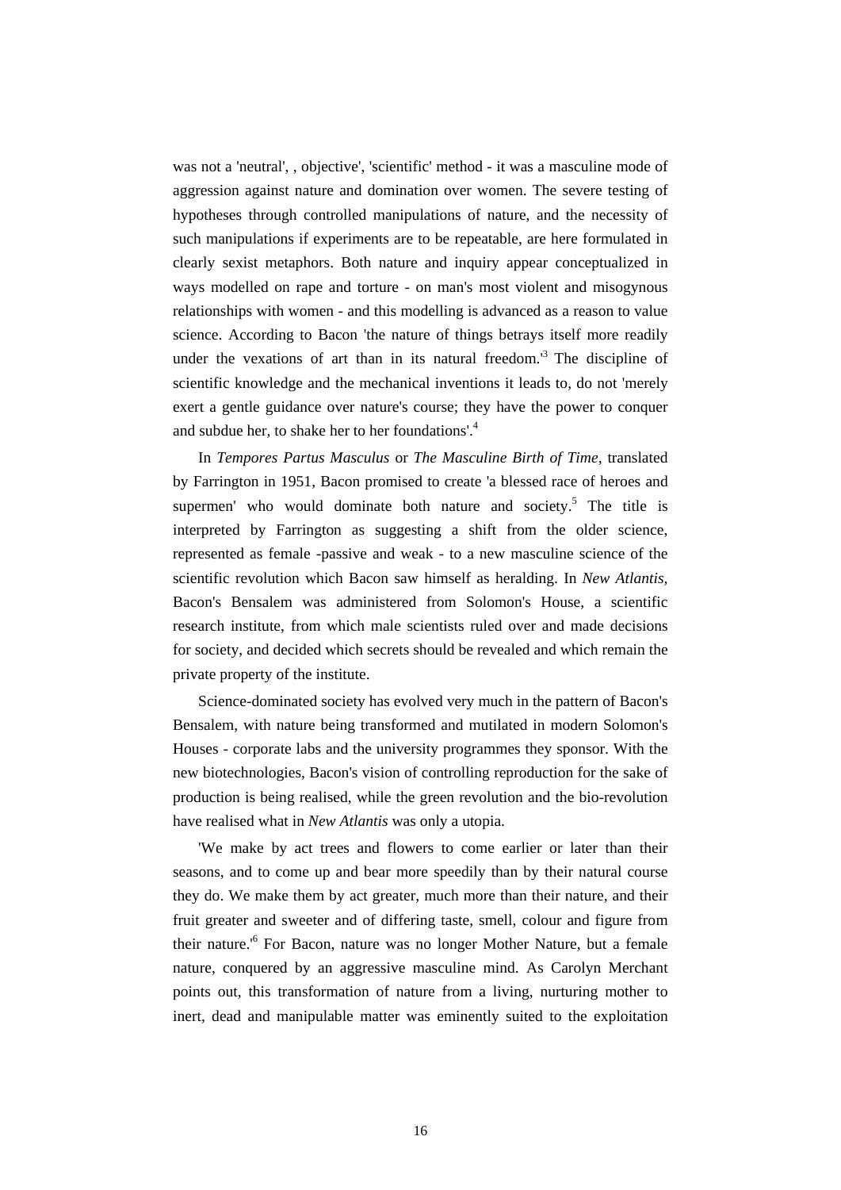was not a 'neutral', , objective', 'scientific' method - it was a masculine mode of aggression against nature and domination over women. The severe testing of hypotheses through controlled manipulations of nature, and the necessity of such manipulations if experiments are to be repeatable, are here formulated in clearly sexist metaphors. Both nature and inquiry appear conceptualized in ways modelled on rape and torture - on man's most violent and misogynous relationships with women - and this modelling is advanced as a reason to value science. According to Bacon 'the nature of things betrays itself more readily under the vexations of art than in its natural freedom.'[3] The discipline of scientific knowledge and the mechanical inventions it leads to, do not 'merely exert a gentle guidance over nature's course; they have the power to conquer and subdue her, to shake her to her foundations'.[4]

In *Tempores Partus Masculus* or *The Masculine Birth of Time*, translated by Farrington in 1951, Bacon promised to create 'a blessed race of heroes and supermen' who would dominate both nature and society.[5] The title is interpreted by Farrington as suggesting a shift from the older science, represented as female -passive and weak - to a new masculine science of the scientific revolution which Bacon saw himself as heralding. In *New Atlantis*, Bacon's Bensalem was administered from Solomon's House, a scientific research institute, from which male scientists ruled over and made decisions for society, and decided which secrets should be revealed and which remain the private property of the institute.

Science-dominated society has evolved very much in the pattern of Bacon's Bensalem, with nature being transformed and mutilated in modern Solomon's Houses - corporate labs and the university programmes they sponsor. With the new biotechnologies, Bacon's vision of controlling reproduction for the sake of production is being realised, while the green revolution and the bio-revolution have realised what in *New Atlantis* was only a utopia.

'We make by act trees and flowers to come earlier or later than their seasons, and to come up and bear more speedily than by their natural course they do. We make them by act greater, much more than their nature, and their fruit greater and sweeter and of differing taste, smell, colour and figure from their nature.'[6] For Bacon, nature was no longer Mother Nature, but a female nature, conquered by an aggressive masculine mind. As Carolyn Merchant points out, this transformation of nature from a living, nurturing mother to inert, dead and manipulable matter was eminently suited to the exploitation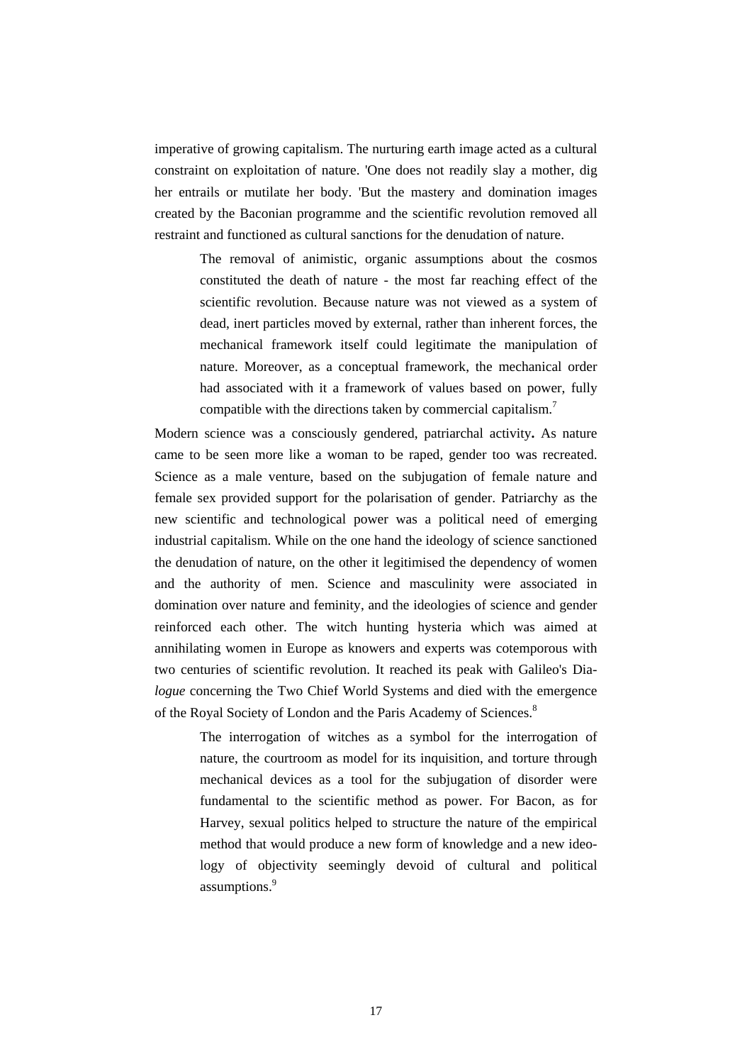imperative of growing capitalism. The nurturing earth image acted as a cultural constraint on exploitation of nature. 'One does not readily slay a mother, dig her entrails or mutilate her body. 'But the mastery and domination images created by the Baconian programme and the scientific revolution removed all restraint and functioned as cultural sanctions for the denudation of nature.

> The removal of animistic, organic assumptions about the cosmos constituted the death of nature - the most far reaching effect of the scientific revolution. Because nature was not viewed as a system of dead, inert particles moved by external, rather than inherent forces, the mechanical framework itself could legitimate the manipulation of nature. Moreover, as a conceptual framework, the mechanical order had associated with it a framework of values based on power, fully compatible with the directions taken by commercial capitalism.[7]

Modern science was a consciously gendered, patriarchal activity**.** As nature came to be seen more like a woman to be raped, gender too was recreated. Science as a male venture, based on the subjugation of female nature and female sex provided support for the polarisation of gender. Patriarchy as the new scientific and technological power was a political need of emerging industrial capitalism. While on the one hand the ideology of science sanctioned the denudation of nature, on the other it legitimised the dependency of women and the authority of men. Science and masculinity were associated in domination over nature and feminity, and the ideologies of science and gender reinforced each other. The witch hunting hysteria which was aimed at annihilating women in Europe as knowers and experts was cotemporous with two centuries of scientific revolution. It reached its peak with Galileo's *Dialogue* concerning the Two Chief World Systems and died with the emergence of the Royal Society of London and the Paris Academy of Sciences.[8]

> The interrogation of witches as a symbol for the interrogation of nature, the courtroom as model for its inquisition, and torture through mechanical devices as a tool for the subjugation of disorder were fundamental to the scientific method as power. For Bacon, as for Harvey, sexual politics helped to structure the nature of the empirical method that would produce a new form of knowledge and a new ideology of objectivity seemingly devoid of cultural and political assumptions.[9]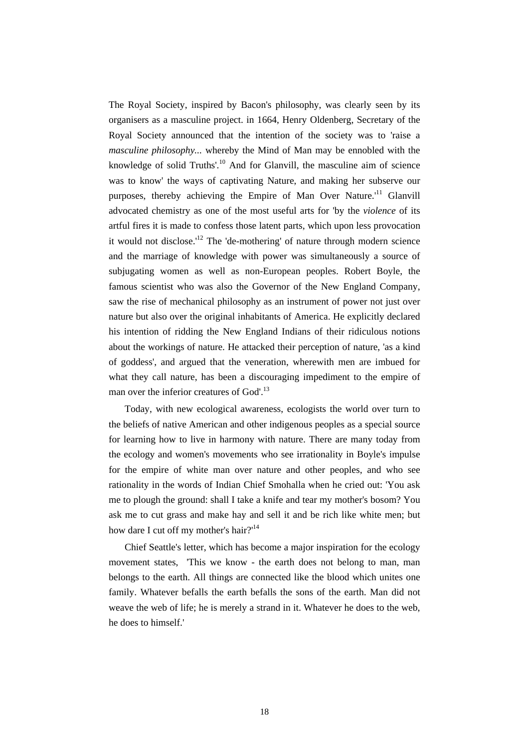The Royal Society, inspired by Bacon's philosophy, was clearly seen by its organisers as a masculine project. in 1664, Henry Oldenberg, Secretary of the Royal Society announced that the intention of the society was to 'raise a *masculine philosophy*... whereby the Mind of Man may be ennobled with the knowledge of solid Truths'.[10] And for Glanvill, the masculine aim of science was to know' the ways of captivating Nature, and making her subserve our purposes, thereby achieving the Empire of Man Over Nature.'[11] Glanvill advocated chemistry as one of the most useful arts for 'by the *violence* of its artful fires it is made to confess those latent parts, which upon less provocation it would not disclose.'[12] The 'de-mothering' of nature through modern science and the marriage of knowledge with power was simultaneously a source of subjugating women as well as non-European peoples. Robert Boyle, the famous scientist who was also the Governor of the New England Company, saw the rise of mechanical philosophy as an instrument of power not just over nature but also over the original inhabitants of America. He explicitly declared his intention of ridding the New England Indians of their ridiculous notions about the workings of nature. He attacked their perception of nature, 'as a kind of goddess', and argued that the veneration, wherewith men are imbued for what they call nature, has been a discouraging impediment to the empire of man over the inferior creatures of God'.[13]

Today, with new ecological awareness, ecologists the world over turn to the beliefs of native American and other indigenous peoples as a special source for learning how to live in harmony with nature. There are many today from the ecology and women's movements who see irrationality in Boyle's impulse for the empire of white man over nature and other peoples, and who see rationality in the words of Indian Chief Smohalla when he cried out: 'You ask me to plough the ground: shall I take a knife and tear my mother's bosom? You ask me to cut grass and make hay and sell it and be rich like white men; but how dare I cut off my mother's hair?'[14]

Chief Seattle's letter, which has become a major inspiration for the ecology movement states, 'This we know - the earth does not belong to man, man belongs to the earth. All things are connected like the blood which unites one family. Whatever befalls the earth befalls the sons of the earth. Man did not weave the web of life; he is merely a strand in it. Whatever he does to the web, he does to himself.'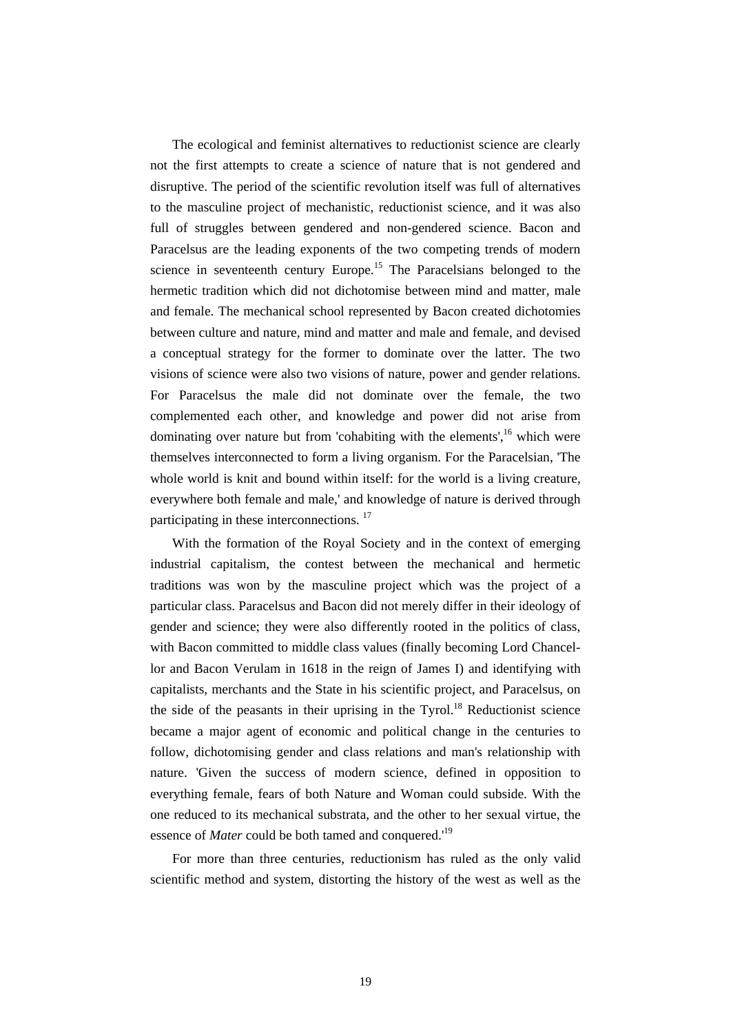The ecological and feminist alternatives to reductionist science are clearly not the first attempts to create a science of nature that is not gendered and disruptive. The period of the scientific revolution itself was full of alternatives to the masculine project of mechanistic, reductionist science, and it was also full of struggles between gendered and non-gendered science. Bacon and Paracelsus are the leading exponents of the two competing trends of modern science in seventeenth century Europe.[15] The Paracelsians belonged to the hermetic tradition which did not dichotomise between mind and matter, male and female. The mechanical school represented by Bacon created dichotomies between culture and nature, mind and matter and male and female, and devised a conceptual strategy for the former to dominate over the latter. The two visions of science were also two visions of nature, power and gender relations. For Paracelsus the male did not dominate over the female, the two complemented each other, and knowledge and power did not arise from dominating over nature but from 'cohabiting with the elements',[16] which were themselves interconnected to form a living organism. For the Paracelsian, 'The whole world is knit and bound within itself: for the world is a living creature, everywhere both female and male,' and knowledge of nature is derived through participating in these interconnections.[17]

With the formation of the Royal Society and in the context of emerging industrial capitalism, the contest between the mechanical and hermetic traditions was won by the masculine project which was the project of a particular class. Paracelsus and Bacon did not merely differ in their ideology of gender and science; they were also differently rooted in the politics of class, with Bacon committed to middle class values (finally becoming Lord Chancellor and Bacon Verulam in 1618 in the reign of James I) and identifying with capitalists, merchants and the State in his scientific project, and Paracelsus, on the side of the peasants in their uprising in the Tyrol.[18] Reductionist science became a major agent of economic and political change in the centuries to follow, dichotomising gender and class relations and man's relationship with nature. 'Given the success of modern science, defined in opposition to everything female, fears of both Nature and Woman could subside. With the one reduced to its mechanical substrata, and the other to her sexual virtue, the essence of *Mater* could be both tamed and conquered.'[19]

For more than three centuries, reductionism has ruled as the only valid scientific method and system, distorting the history of the west as well as the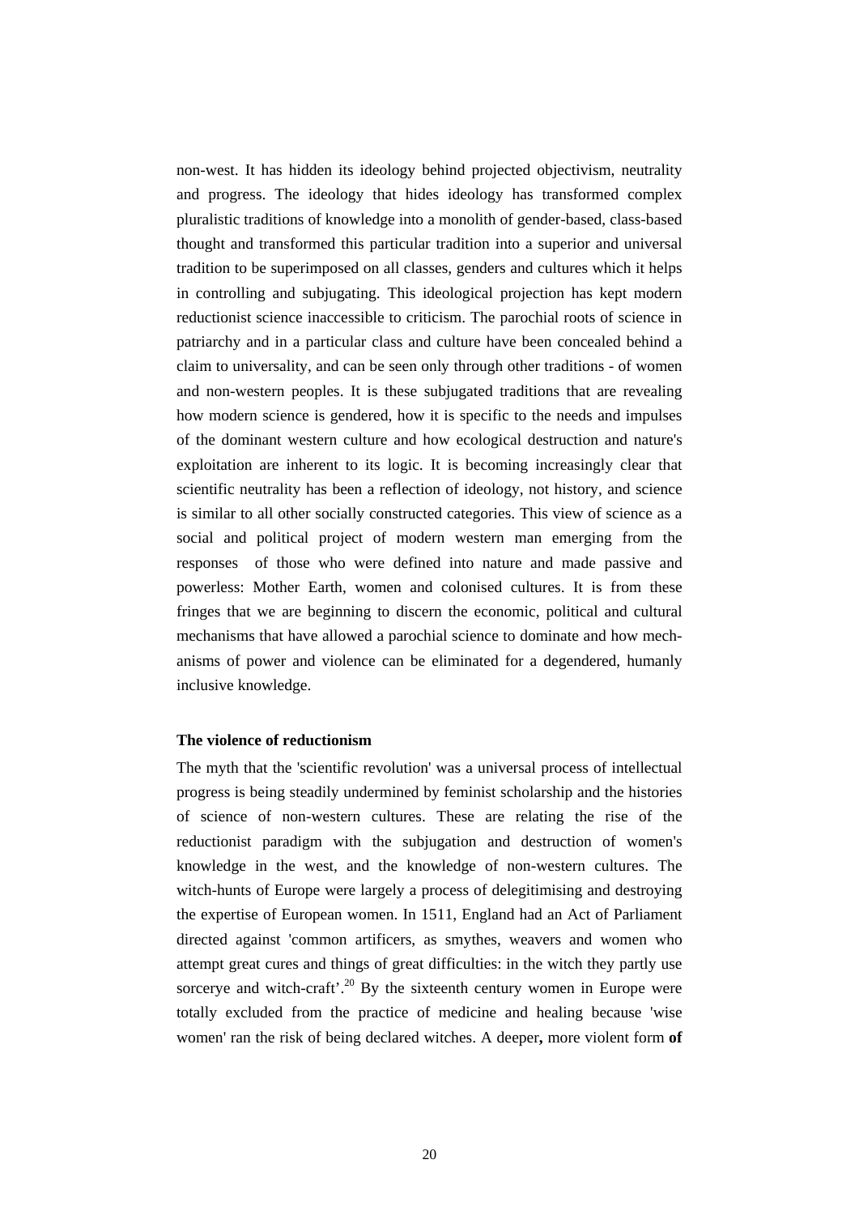non-west. It has hidden its ideology behind projected objectivism, neutrality and progress. The ideology that hides ideology has transformed complex pluralistic traditions of knowledge into a monolith of gender-based, class-based thought and transformed this particular tradition into a superior and universal tradition to be superimposed on all classes, genders and cultures which it helps in controlling and subjugating. This ideological projection has kept modern reductionist science inaccessible to criticism. The parochial roots of science in patriarchy and in a particular class and culture have been concealed behind a claim to universality, and can be seen only through other traditions - of women and non-western peoples. It is these subjugated traditions that are revealing how modern science is gendered, how it is specific to the needs and impulses of the dominant western culture and how ecological destruction and nature's exploitation are inherent to its logic. It is becoming increasingly clear that scientific neutrality has been a reflection of ideology, not history, and science is similar to all other socially constructed categories. This view of science as a social and political project of modern western man emerging from the responses of those who were defined into nature and made passive and powerless: Mother Earth, women and colonised cultures. It is from these fringes that we are beginning to discern the economic, political and cultural mechanisms that have allowed a parochial science to dominate and how mechanisms of power and violence can be eliminated for a degendered, humanly inclusive knowledge.

**The violence of reductionism**

The myth that the 'scientific revolution' was a universal process of intellectual progress is being steadily undermined by feminist scholarship and the histories of science of non-western cultures. These are relating the rise of the reductionist paradigm with the subjugation and destruction of women's knowledge in the west, and the knowledge of non-western cultures. The witch-hunts of Europe were largely a process of delegitimising and destroying the expertise of European women. In 1511, England had an Act of Parliament directed against 'common artificers, as smythes, weavers and women who attempt great cures and things of great difficulties: in the witch they partly use sorcerye and witch-craft'.[20] By the sixteenth century women in Europe were totally excluded from the practice of medicine and healing because 'wise women' ran the risk of being declared witches. A deeper**,** more violent form **of**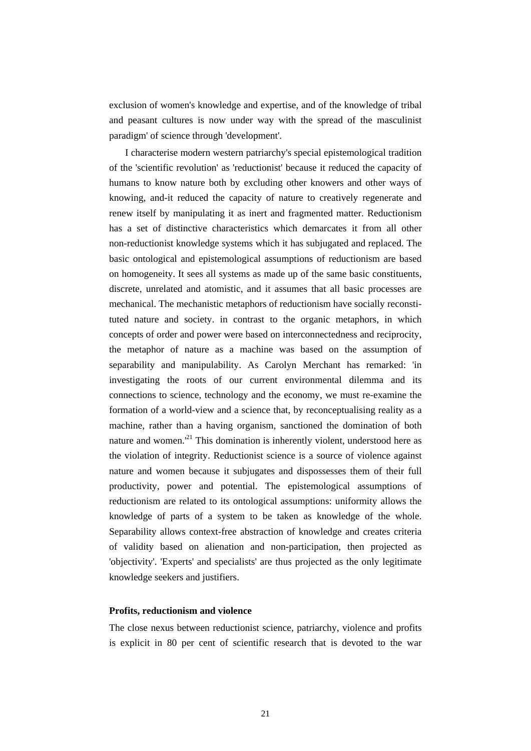exclusion of women's knowledge and expertise, and of the knowledge of tribal and peasant cultures is now under way with the spread of the masculinist paradigm' of science through 'development'.

I characterise modern western patriarchy's special epistemological tradition of the 'scientific revolution' as 'reductionist' because it reduced the capacity of humans to know nature both by excluding other knowers and other ways of knowing, and-it reduced the capacity of nature to creatively regenerate and renew itself by manipulating it as inert and fragmented matter. Reductionism has a set of distinctive characteristics which demarcates it from all other non-reductionist knowledge systems which it has subjugated and replaced. The basic ontological and epistemological assumptions of reductionism are based on homogeneity. It sees all systems as made up of the same basic constituents, discrete, unrelated and atomistic, and it assumes that all basic processes are mechanical. The mechanistic metaphors of reductionism have socially reconstituted nature and society. in contrast to the organic metaphors, in which concepts of order and power were based on interconnectedness and reciprocity, the metaphor of nature as a machine was based on the assumption of separability and manipulability. As Carolyn Merchant has remarked: 'in investigating the roots of our current environmental dilemma and its connections to science, technology and the economy, we must re-examine the formation of a world-view and a science that, by reconceptualising reality as a machine, rather than a having organism, sanctioned the domination of both nature and women.'[21] This domination is inherently violent, understood here as the violation of integrity. Reductionist science is a source of violence against nature and women because it subjugates and dispossesses them of their full productivity, power and potential. The epistemological assumptions of reductionism are related to its ontological assumptions: uniformity allows the knowledge of parts of a system to be taken as knowledge of the whole. Separability allows context-free abstraction of knowledge and creates criteria of validity based on alienation and non-participation, then projected as 'objectivity'. 'Experts' and specialists' are thus projected as the only legitimate knowledge seekers and justifiers.

### Profits, reductionism and violence

The close nexus between reductionist science, patriarchy, violence and profits is explicit in 80 per cent of scientific research that is devoted to the war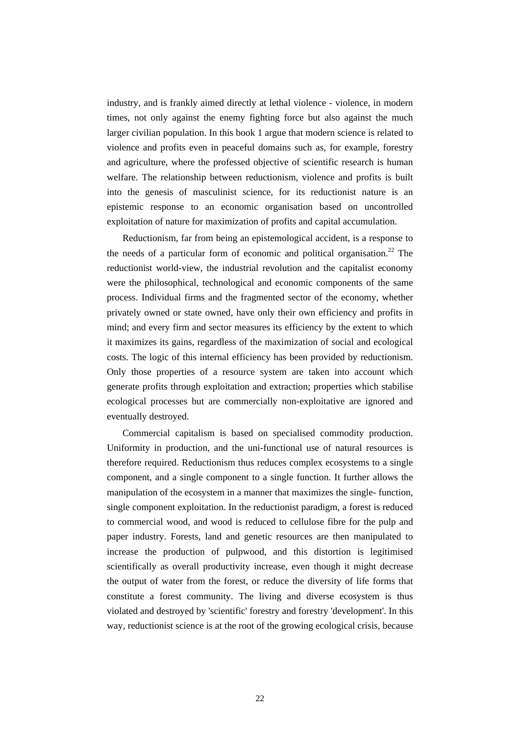industry, and is frankly aimed directly at lethal violence - violence, in modern times, not only against the enemy fighting force but also against the much larger civilian population. In this book 1 argue that modern science is related to violence and profits even in peaceful domains such as, for example, forestry and agriculture, where the professed objective of scientific research is human welfare. The relationship between reductionism, violence and profits is built into the genesis of masculinist science, for its reductionist nature is an epistemic response to an economic organisation based on uncontrolled exploitation of nature for maximization of profits and capital accumulation.

Reductionism, far from being an epistemological accident, is a response to the needs of a particular form of economic and political organisation.[22] The reductionist world-view, the industrial revolution and the capitalist economy were the philosophical, technological and economic components of the same process. Individual firms and the fragmented sector of the economy, whether privately owned or state owned, have only their own efficiency and profits in mind; and every firm and sector measures its efficiency by the extent to which it maximizes its gains, regardless of the maximization of social and ecological costs. The logic of this internal efficiency has been provided by reductionism. Only those properties of a resource system are taken into account which generate profits through exploitation and extraction; properties which stabilise ecological processes but are commercially non-exploitative are ignored and eventually destroyed.

Commercial capitalism is based on specialised commodity production. Uniformity in production, and the uni-functional use of natural resources is therefore required. Reductionism thus reduces complex ecosystems to a single component, and a single component to a single function. It further allows the manipulation of the ecosystem in a manner that maximizes the single- function, single component exploitation. In the reductionist paradigm, a forest is reduced to commercial wood, and wood is reduced to cellulose fibre for the pulp and paper industry. Forests, land and genetic resources are then manipulated to increase the production of pulpwood, and this distortion is legitimised scientifically as overall productivity increase, even though it might decrease the output of water from the forest, or reduce the diversity of life forms that constitute a forest community. The living and diverse ecosystem is thus violated and destroyed by 'scientific' forestry and forestry 'development'. In this way, reductionist science is at the root of the growing ecological crisis, because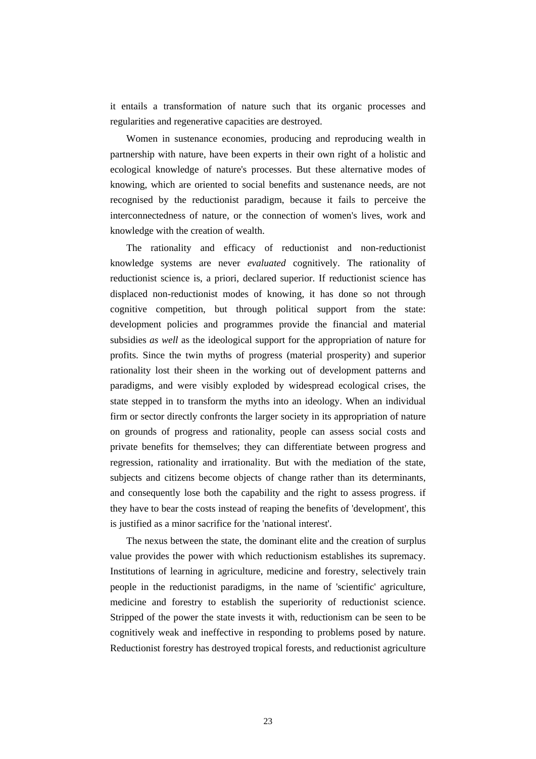it entails a transformation of nature such that its organic processes and regularities and regenerative capacities are destroyed.

Women in sustenance economies, producing and reproducing wealth in partnership with nature, have been experts in their own right of a holistic and ecological knowledge of nature's processes. But these alternative modes of knowing, which are oriented to social benefits and sustenance needs, are not recognised by the reductionist paradigm, because it fails to perceive the interconnectedness of nature, or the connection of women's lives, work and knowledge with the creation of wealth.

The rationality and efficacy of reductionist and non-reductionist knowledge systems are never *evaluated* cognitively. The rationality of reductionist science is, a priori, declared superior. If reductionist science has displaced non-reductionist modes of knowing, it has done so not through cognitive competition, but through political support from the state: development policies and programmes provide the financial and material subsidies *as well* as the ideological support for the appropriation of nature for profits. Since the twin myths of progress (material prosperity) and superior rationality lost their sheen in the working out of development patterns and paradigms, and were visibly exploded by widespread ecological crises, the state stepped in to transform the myths into an ideology. When an individual firm or sector directly confronts the larger society in its appropriation of nature on grounds of progress and rationality, people can assess social costs and private benefits for themselves; they can differentiate between progress and regression, rationality and irrationality. But with the mediation of the state, subjects and citizens become objects of change rather than its determinants, and consequently lose both the capability and the right to assess progress. if they have to bear the costs instead of reaping the benefits of 'development', this is justified as a minor sacrifice for the 'national interest'.

The nexus between the state, the dominant elite and the creation of surplus value provides the power with which reductionism establishes its supremacy. Institutions of learning in agriculture, medicine and forestry, selectively train people in the reductionist paradigms, in the name of 'scientific' agriculture, medicine and forestry to establish the superiority of reductionist science. Stripped of the power the state invests it with, reductionism can be seen to be cognitively weak and ineffective in responding to problems posed by nature. Reductionist forestry has destroyed tropical forests, and reductionist agriculture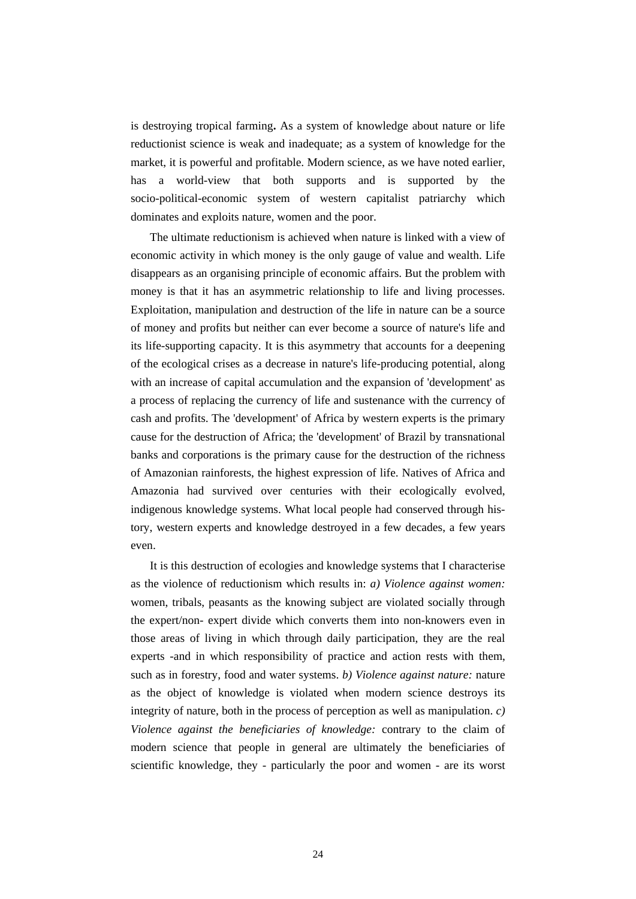is destroying tropical farming**.** As a system of knowledge about nature or life reductionist science is weak and inadequate; as a system of knowledge for the market, it is powerful and profitable. Modern science, as we have noted earlier, has a world-view that both supports and is supported by the socio-political-economic system of western capitalist patriarchy which dominates and exploits nature, women and the poor.

The ultimate reductionism is achieved when nature is linked with a view of economic activity in which money is the only gauge of value and wealth. Life disappears as an organising principle of economic affairs. But the problem with money is that it has an asymmetric relationship to life and living processes. Exploitation, manipulation and destruction of the life in nature can be a source of money and profits but neither can ever become a source of nature's life and its life-supporting capacity. It is this asymmetry that accounts for a deepening of the ecological crises as a decrease in nature's life-producing potential, along with an increase of capital accumulation and the expansion of 'development' as a process of replacing the currency of life and sustenance with the currency of cash and profits. The 'development' of Africa by western experts is the primary cause for the destruction of Africa; the 'development' of Brazil by transnational banks and corporations is the primary cause for the destruction of the richness of Amazonian rainforests, the highest expression of life. Natives of Africa and Amazonia had survived over centuries with their ecologically evolved, indigenous knowledge systems. What local people had conserved through history, western experts and knowledge destroyed in a few decades, a few years even.

It is this destruction of ecologies and knowledge systems that I characterise as the violence of reductionism which results in: *a) Violence against women:* women, tribals, peasants as the knowing subject are violated socially through the expert/non- expert divide which converts them into non-knowers even in those areas of living in which through daily participation, they are the real experts -and in which responsibility of practice and action rests with them, such as in forestry, food and water systems. *b) Violence against nature:* nature as the object of knowledge is violated when modern science destroys its integrity of nature, both in the process of perception as well as manipulation. *c) Violence against the beneficiaries of knowledge:* contrary to the claim of modern science that people in general are ultimately the beneficiaries of scientific knowledge, they - particularly the poor and women - are its worst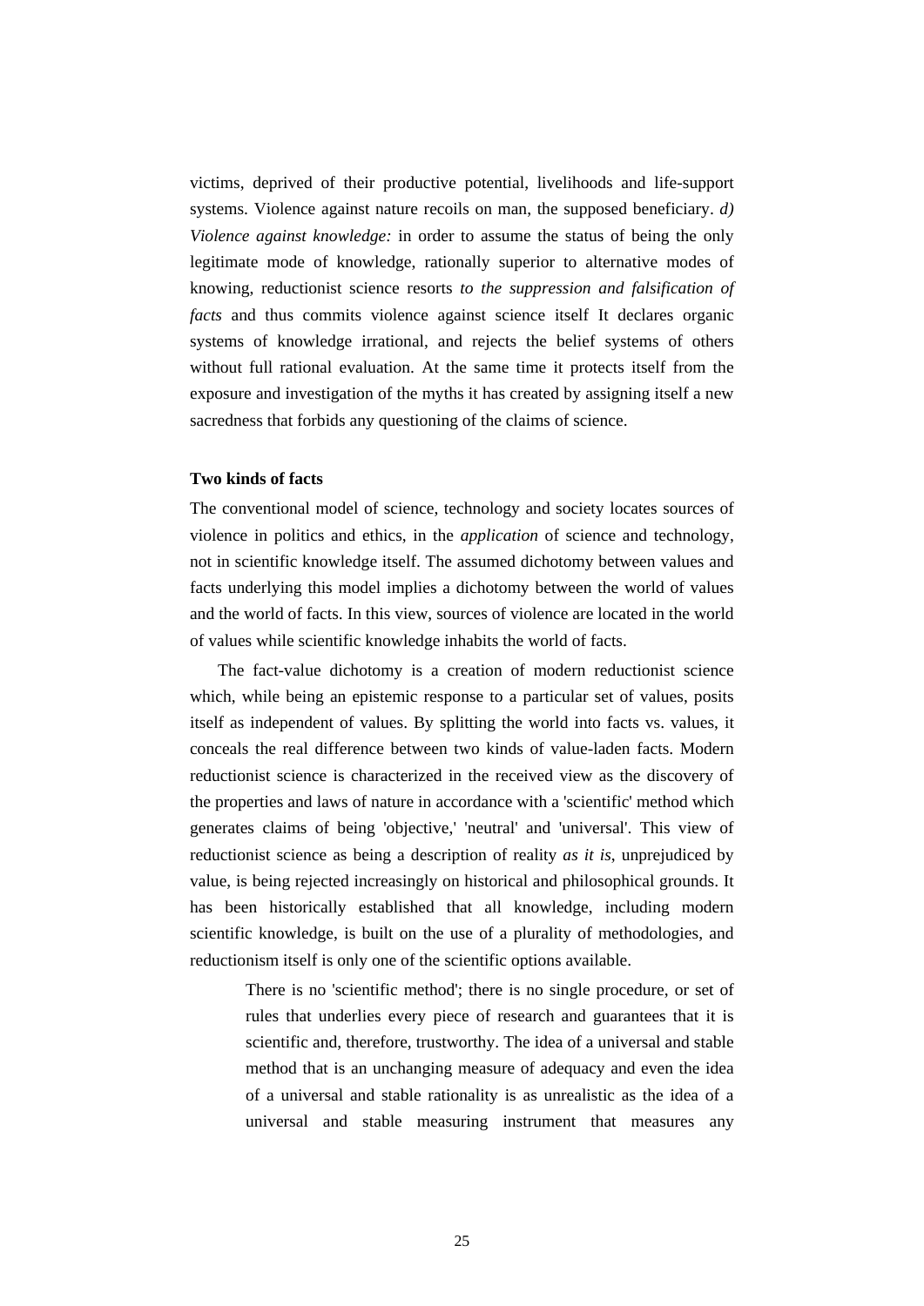victims, deprived of their productive potential, livelihoods and life-support systems. Violence against nature recoils on man, the supposed beneficiary. *d) Violence against knowledge:* in order to assume the status of being the only legitimate mode of knowledge, rationally superior to alternative modes of knowing, reductionist science resorts *to the suppression and falsification of facts* and thus commits violence against science itself It declares organic systems of knowledge irrational, and rejects the belief systems of others without full rational evaluation. At the same time it protects itself from the exposure and investigation of the myths it has created by assigning itself a new sacredness that forbids any questioning of the claims of science.

**Two kinds of facts**

The conventional model of science, technology and society locates sources of violence in politics and ethics, in the *application* of science and technology, not in scientific knowledge itself. The assumed dichotomy between values and facts underlying this model implies a dichotomy between the world of values and the world of facts. In this view, sources of violence are located in the world of values while scientific knowledge inhabits the world of facts.

The fact-value dichotomy is a creation of modern reductionist science which, while being an epistemic response to a particular set of values, posits itself as independent of values. By splitting the world into facts vs. values, it conceals the real difference between two kinds of value-laden facts. Modern reductionist science is characterized in the received view as the discovery of the properties and laws of nature in accordance with a 'scientific' method which generates claims of being 'objective,' 'neutral' and 'universal'. This view of reductionist science as being a description of reality *as it is*, unprejudiced by value, is being rejected increasingly on historical and philosophical grounds. It has been historically established that all knowledge, including modern scientific knowledge, is built on the use of a plurality of methodologies, and reductionism itself is only one of the scientific options available.

> There is no 'scientific method'; there is no single procedure, or set of rules that underlies every piece of research and guarantees that it is scientific and, therefore, trustworthy. The idea of a universal and stable method that is an unchanging measure of adequacy and even the idea of a universal and stable rationality is as unrealistic as the idea of a universal and stable measuring instrument that measures any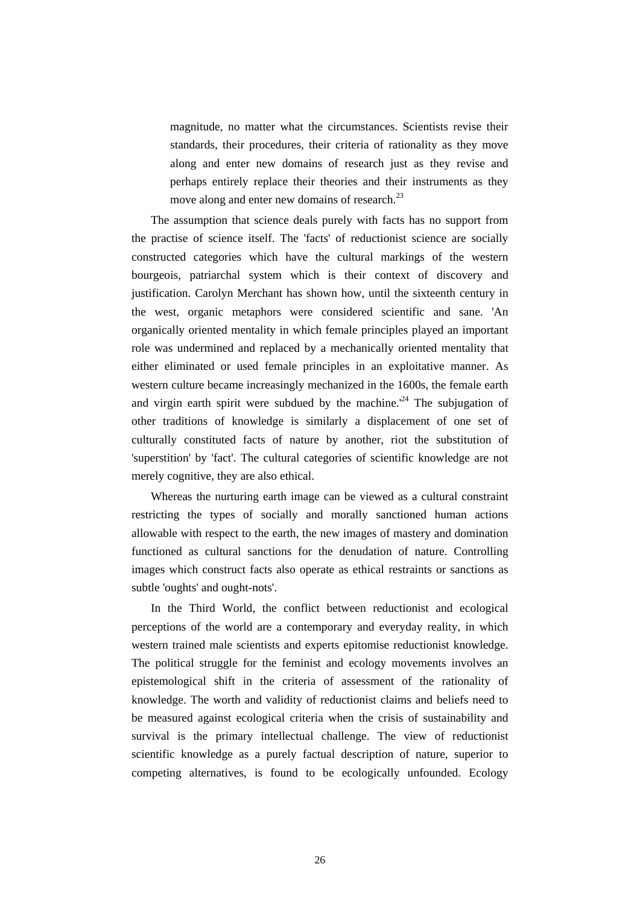> magnitude, no matter what the circumstances. Scientists revise their standards, their procedures, their criteria of rationality as they move along and enter new domains of research just as they revise and perhaps entirely replace their theories and their instruments as they move along and enter new domains of research.[23]

The assumption that science deals purely with facts has no support from the practise of science itself. The 'facts' of reductionist science are socially constructed categories which have the cultural markings of the western bourgeois, patriarchal system which is their context of discovery and justification. Carolyn Merchant has shown how, until the sixteenth century in the west, organic metaphors were considered scientific and sane. 'An organically oriented mentality in which female principles played an important role was undermined and replaced by a mechanically oriented mentality that either eliminated or used female principles in an exploitative manner. As western culture became increasingly mechanized in the 1600s, the female earth and virgin earth spirit were subdued by the machine.'[24] The subjugation of other traditions of knowledge is similarly a displacement of one set of culturally constituted facts of nature by another, riot the substitution of 'superstition' by 'fact'. The cultural categories of scientific knowledge are not merely cognitive, they are also ethical.

Whereas the nurturing earth image can be viewed as a cultural constraint restricting the types of socially and morally sanctioned human actions allowable with respect to the earth, the new images of mastery and domination functioned as cultural sanctions for the denudation of nature. Controlling images which construct facts also operate as ethical restraints or sanctions as subtle 'oughts' and ought-nots'.

In the Third World, the conflict between reductionist and ecological perceptions of the world are a contemporary and everyday reality, in which western trained male scientists and experts epitomise reductionist knowledge. The political struggle for the feminist and ecology movements involves an epistemological shift in the criteria of assessment of the rationality of knowledge. The worth and validity of reductionist claims and beliefs need to be measured against ecological criteria when the crisis of sustainability and survival is the primary intellectual challenge. The view of reductionist scientific knowledge as a purely factual description of nature, superior to competing alternatives, is found to be ecologically unfounded. Ecology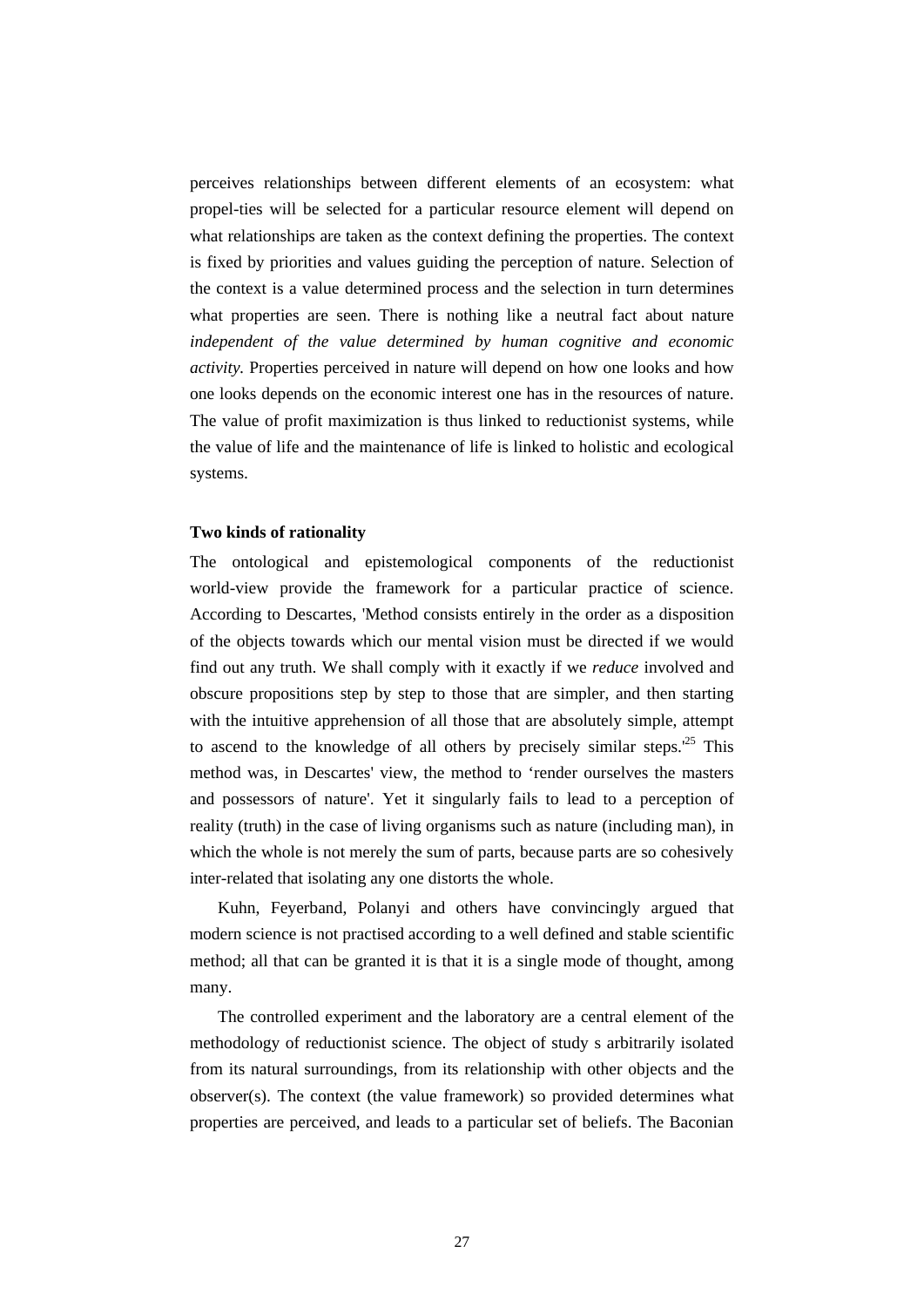perceives relationships between different elements of an ecosystem: what propel-ties will be selected for a particular resource element will depend on what relationships are taken as the context defining the properties. The context is fixed by priorities and values guiding the perception of nature. Selection of the context is a value determined process and the selection in turn determines what properties are seen. There is nothing like a neutral fact about nature *independent of the value determined by human cognitive and economic activity.* Properties perceived in nature will depend on how one looks and how one looks depends on the economic interest one has in the resources of nature. The value of profit maximization is thus linked to reductionist systems, while the value of life and the maintenance of life is linked to holistic and ecological systems.

**Two kinds of rationality**

The ontological and epistemological components of the reductionist world-view provide the framework for a particular practice of science. According to Descartes, 'Method consists entirely in the order as a disposition of the objects towards which our mental vision must be directed if we would find out any truth. We shall comply with it exactly if we *reduce* involved and obscure propositions step by step to those that are simpler, and then starting with the intuitive apprehension of all those that are absolutely simple, attempt to ascend to the knowledge of all others by precisely similar steps.'[25] This method was, in Descartes' view, the method to 'render ourselves the masters and possessors of nature'. Yet it singularly fails to lead to a perception of reality (truth) in the case of living organisms such as nature (including man), in which the whole is not merely the sum of parts, because parts are so cohesively inter-related that isolating any one distorts the whole.

Kuhn, Feyerband, Polanyi and others have convincingly argued that modern science is not practised according to a well defined and stable scientific method; all that can be granted it is that it is a single mode of thought, among many.

The controlled experiment and the laboratory are a central element of the methodology of reductionist science. The object of study s arbitrarily isolated from its natural surroundings, from its relationship with other objects and the observer(s). The context (the value framework) so provided determines what properties are perceived, and leads to a particular set of beliefs. The Baconian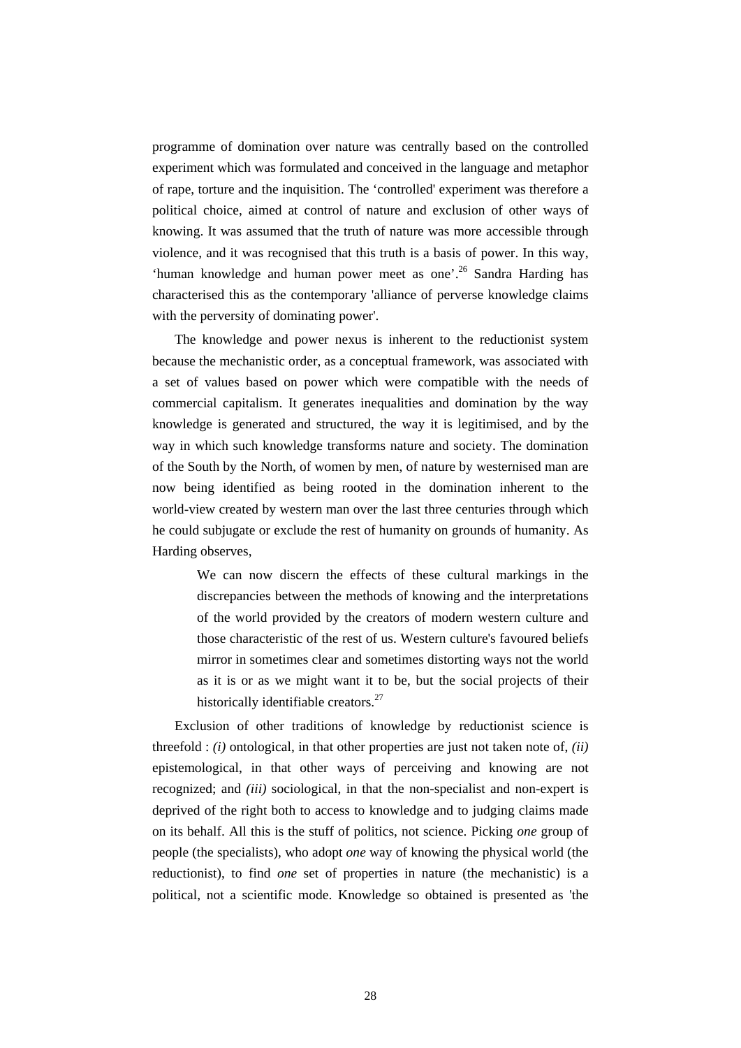programme of domination over nature was centrally based on the controlled experiment which was formulated and conceived in the language and metaphor of rape, torture and the inquisition. The 'controlled' experiment was therefore a political choice, aimed at control of nature and exclusion of other ways of knowing. It was assumed that the truth of nature was more accessible through violence, and it was recognised that this truth is a basis of power. In this way, 'human knowledge and human power meet as one'.[26] Sandra Harding has characterised this as the contemporary 'alliance of perverse knowledge claims with the perversity of dominating power'.

The knowledge and power nexus is inherent to the reductionist system because the mechanistic order, as a conceptual framework, was associated with a set of values based on power which were compatible with the needs of commercial capitalism. It generates inequalities and domination by the way knowledge is generated and structured, the way it is legitimised, and by the way in which such knowledge transforms nature and society. The domination of the South by the North, of women by men, of nature by westernised man are now being identified as being rooted in the domination inherent to the world-view created by western man over the last three centuries through which he could subjugate or exclude the rest of humanity on grounds of humanity. As Harding observes,

> We can now discern the effects of these cultural markings in the discrepancies between the methods of knowing and the interpretations of the world provided by the creators of modern western culture and those characteristic of the rest of us. Western culture's favoured beliefs mirror in sometimes clear and sometimes distorting ways not the world as it is or as we might want it to be, but the social projects of their historically identifiable creators.[27]

Exclusion of other traditions of knowledge by reductionist science is threefold : *(i)* ontological, in that other properties are just not taken note of, *(ii)* epistemological, in that other ways of perceiving and knowing are not recognized; and *(iii)* sociological, in that the non-specialist and non-expert is deprived of the right both to access to knowledge and to judging claims made on its behalf. All this is the stuff of politics, not science. Picking *one* group of people (the specialists), who adopt *one* way of knowing the physical world (the reductionist), to find *one* set of properties in nature (the mechanistic) is a political, not a scientific mode. Knowledge so obtained is presented as 'the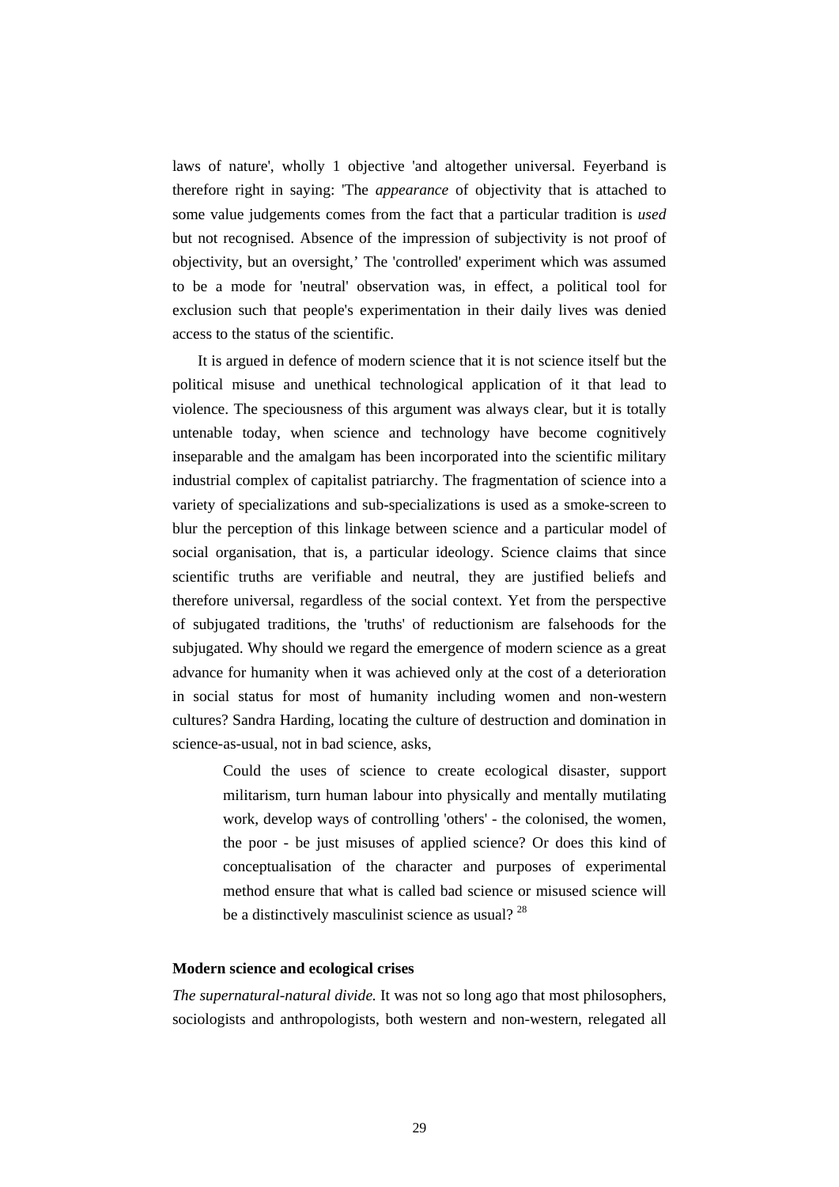laws of nature', wholly 1 objective 'and altogether universal. Feyerband is therefore right in saying: 'The *appearance* of objectivity that is attached to some value judgements comes from the fact that a particular tradition is *used* but not recognised. Absence of the impression of subjectivity is not proof of objectivity, but an oversight,' The 'controlled' experiment which was assumed to be a mode for 'neutral' observation was, in effect, a political tool for exclusion such that people's experimentation in their daily lives was denied access to the status of the scientific.

It is argued in defence of modern science that it is not science itself but the political misuse and unethical technological application of it that lead to violence. The speciousness of this argument was always clear, but it is totally untenable today, when science and technology have become cognitively inseparable and the amalgam has been incorporated into the scientific military industrial complex of capitalist patriarchy. The fragmentation of science into a variety of specializations and sub-specializations is used as a smoke-screen to blur the perception of this linkage between science and a particular model of social organisation, that is, a particular ideology. Science claims that since scientific truths are verifiable and neutral, they are justified beliefs and therefore universal, regardless of the social context. Yet from the perspective of subjugated traditions, the 'truths' of reductionism are falsehoods for the subjugated. Why should we regard the emergence of modern science as a great advance for humanity when it was achieved only at the cost of a deterioration in social status for most of humanity including women and non-western cultures? Sandra Harding, locating the culture of destruction and domination in science-as-usual, not in bad science, asks,

> Could the uses of science to create ecological disaster, support militarism, turn human labour into physically and mentally mutilating work, develop ways of controlling 'others' - the colonised, the women, the poor - be just misuses of applied science? Or does this kind of conceptualisation of the character and purposes of experimental method ensure that what is called bad science or misused science will be a distinctively masculinist science as usual? [28]

**Modern science and ecological crises**

*The supernatural-natural divide.* It was not so long ago that most philosophers, sociologists and anthropologists, both western and non-western, relegated all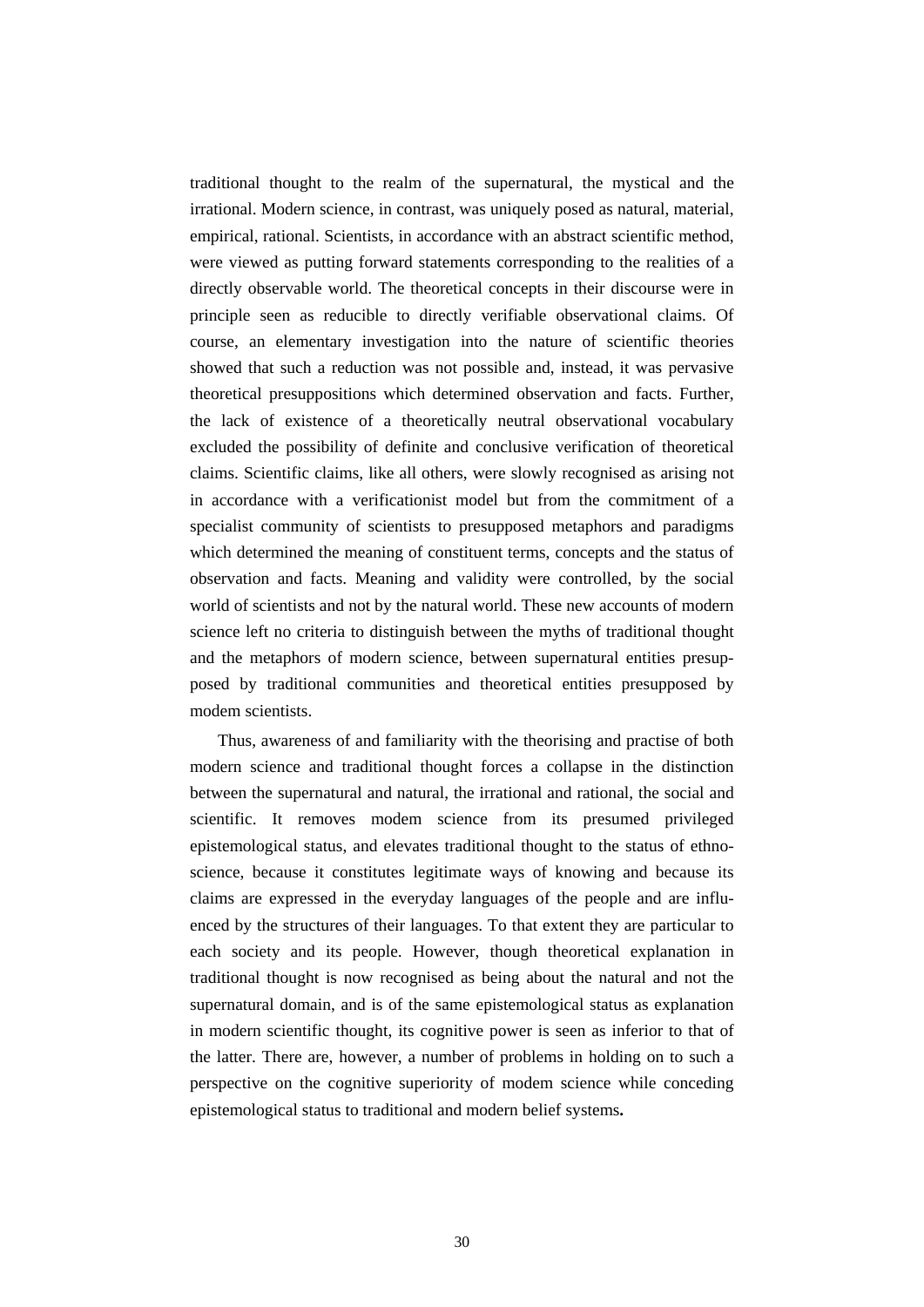traditional thought to the realm of the supernatural, the mystical and the irrational. Modern science, in contrast, was uniquely posed as natural, material, empirical, rational. Scientists, in accordance with an abstract scientific method, were viewed as putting forward statements corresponding to the realities of a directly observable world. The theoretical concepts in their discourse were in principle seen as reducible to directly verifiable observational claims. Of course, an elementary investigation into the nature of scientific theories showed that such a reduction was not possible and, instead, it was pervasive theoretical presuppositions which determined observation and facts. Further, the lack of existence of a theoretically neutral observational vocabulary excluded the possibility of definite and conclusive verification of theoretical claims. Scientific claims, like all others, were slowly recognised as arising not in accordance with a verificationist model but from the commitment of a specialist community of scientists to presupposed metaphors and paradigms which determined the meaning of constituent terms, concepts and the status of observation and facts. Meaning and validity were controlled, by the social world of scientists and not by the natural world. These new accounts of modern science left no criteria to distinguish between the myths of traditional thought and the metaphors of modern science, between supernatural entities presupposed by traditional communities and theoretical entities presupposed by modem scientists.

Thus, awareness of and familiarity with the theorising and practise of both modern science and traditional thought forces a collapse in the distinction between the supernatural and natural, the irrational and rational, the social and scientific. It removes modem science from its presumed privileged epistemological status, and elevates traditional thought to the status of ethno-science, because it constitutes legitimate ways of knowing and because its claims are expressed in the everyday languages of the people and are influenced by the structures of their languages. To that extent they are particular to each society and its people. However, though theoretical explanation in traditional thought is now recognised as being about the natural and not the supernatural domain, and is of the same epistemological status as explanation in modern scientific thought, its cognitive power is seen as inferior to that of the latter. There are, however, a number of problems in holding on to such a perspective on the cognitive superiority of modem science while conceding epistemological status to traditional and modern belief systems**.**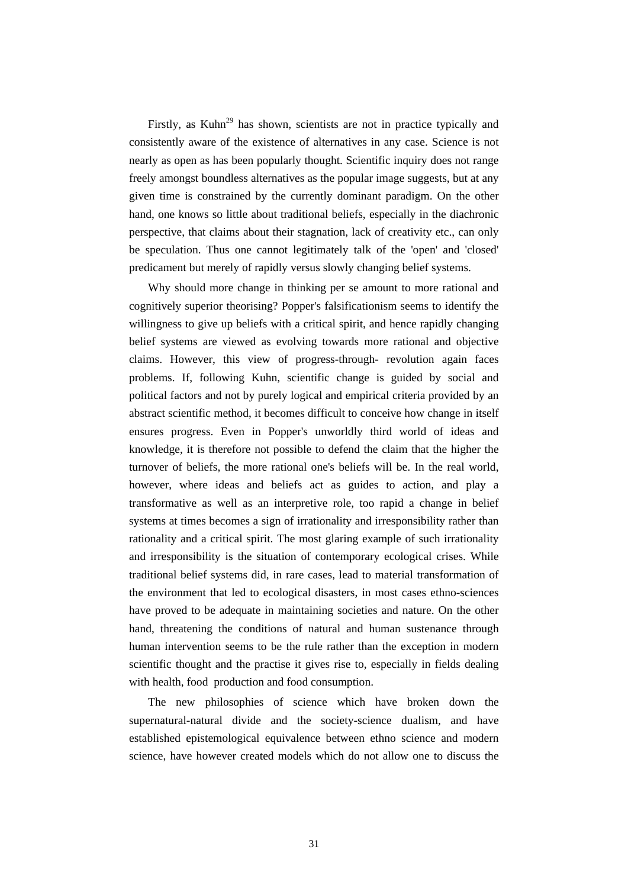Firstly, as Kuhn[29] has shown, scientists are not in practice typically and consistently aware of the existence of alternatives in any case. Science is not nearly as open as has been popularly thought. Scientific inquiry does not range freely amongst boundless alternatives as the popular image suggests, but at any given time is constrained by the currently dominant paradigm. On the other hand, one knows so little about traditional beliefs, especially in the diachronic perspective, that claims about their stagnation, lack of creativity etc., can only be speculation. Thus one cannot legitimately talk of the 'open' and 'closed' predicament but merely of rapidly versus slowly changing belief systems.

Why should more change in thinking per se amount to more rational and cognitively superior theorising? Popper's falsificationism seems to identify the willingness to give up beliefs with a critical spirit, and hence rapidly changing belief systems are viewed as evolving towards more rational and objective claims. However, this view of progress-through- revolution again faces problems. If, following Kuhn, scientific change is guided by social and political factors and not by purely logical and empirical criteria provided by an abstract scientific method, it becomes difficult to conceive how change in itself ensures progress. Even in Popper's unworldly third world of ideas and knowledge, it is therefore not possible to defend the claim that the higher the turnover of beliefs, the more rational one's beliefs will be. In the real world, however, where ideas and beliefs act as guides to action, and play a transformative as well as an interpretive role, too rapid a change in belief systems at times becomes a sign of irrationality and irresponsibility rather than rationality and a critical spirit. The most glaring example of such irrationality and irresponsibility is the situation of contemporary ecological crises. While traditional belief systems did, in rare cases, lead to material transformation of the environment that led to ecological disasters, in most cases ethno-sciences have proved to be adequate in maintaining societies and nature. On the other hand, threatening the conditions of natural and human sustenance through human intervention seems to be the rule rather than the exception in modern scientific thought and the practise it gives rise to, especially in fields dealing with health, food production and food consumption.

The new philosophies of science which have broken down the supernatural-natural divide and the society-science dualism, and have established epistemological equivalence between ethno science and modern science, have however created models which do not allow one to discuss the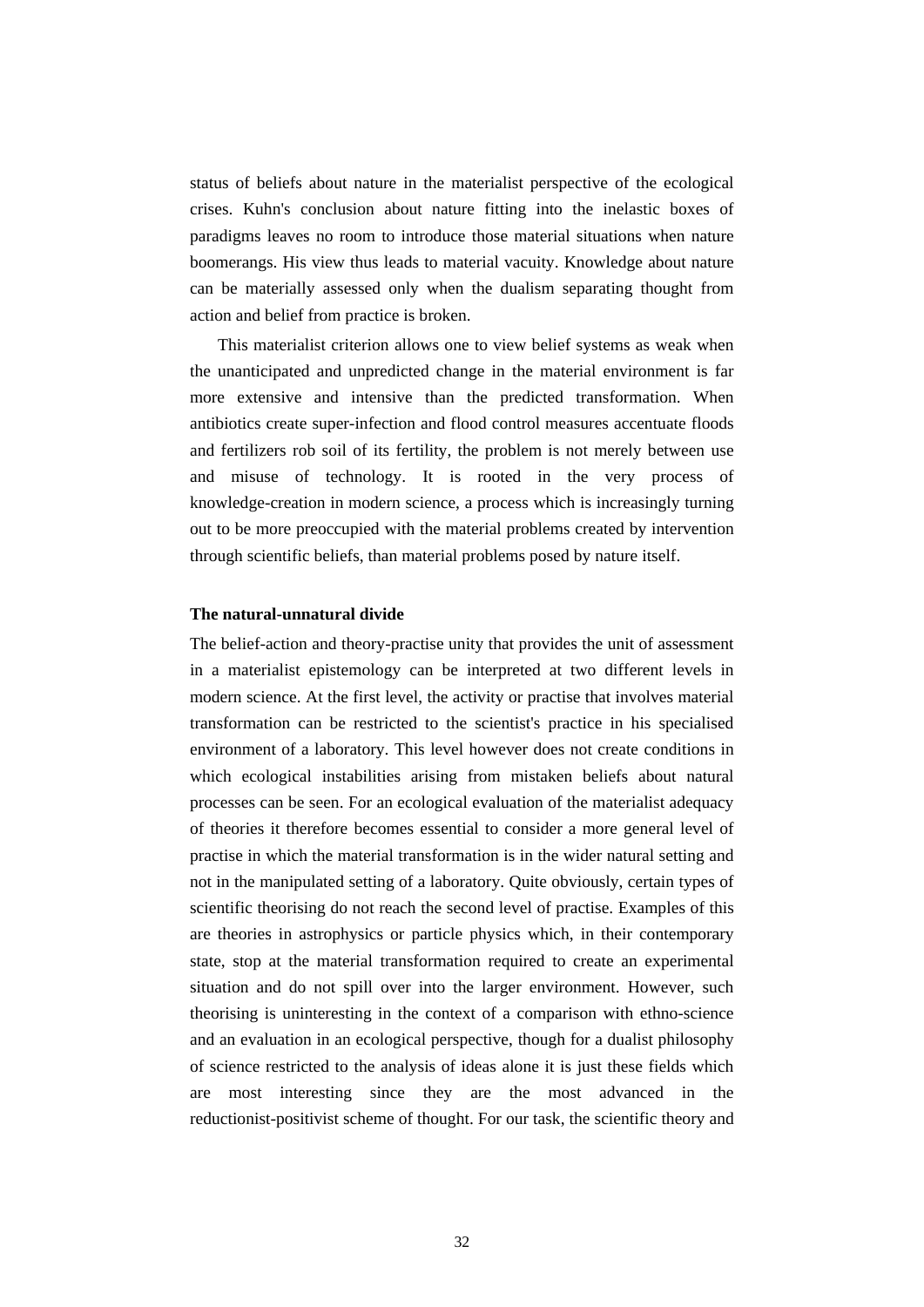status of beliefs about nature in the materialist perspective of the ecological crises. Kuhn's conclusion about nature fitting into the inelastic boxes of paradigms leaves no room to introduce those material situations when nature boomerangs. His view thus leads to material vacuity. Knowledge about nature can be materially assessed only when the dualism separating thought from action and belief from practice is broken.

This materialist criterion allows one to view belief systems as weak when the unanticipated and unpredicted change in the material environment is far more extensive and intensive than the predicted transformation. When antibiotics create super-infection and flood control measures accentuate floods and fertilizers rob soil of its fertility, the problem is not merely between use and misuse of technology. It is rooted in the very process of knowledge-creation in modern science, a process which is increasingly turning out to be more preoccupied with the material problems created by intervention through scientific beliefs, than material problems posed by nature itself.

**The natural-unnatural divide**

The belief-action and theory-practise unity that provides the unit of assessment in a materialist epistemology can be interpreted at two different levels in modern science. At the first level, the activity or practise that involves material transformation can be restricted to the scientist's practice in his specialised environment of a laboratory. This level however does not create conditions in which ecological instabilities arising from mistaken beliefs about natural processes can be seen. For an ecological evaluation of the materialist adequacy of theories it therefore becomes essential to consider a more general level of practise in which the material transformation is in the wider natural setting and not in the manipulated setting of a laboratory. Quite obviously, certain types of scientific theorising do not reach the second level of practise. Examples of this are theories in astrophysics or particle physics which, in their contemporary state, stop at the material transformation required to create an experimental situation and do not spill over into the larger environment. However, such theorising is uninteresting in the context of a comparison with ethno-science and an evaluation in an ecological perspective, though for a dualist philosophy of science restricted to the analysis of ideas alone it is just these fields which are most interesting since they are the most advanced in the reductionist-positivist scheme of thought. For our task, the scientific theory and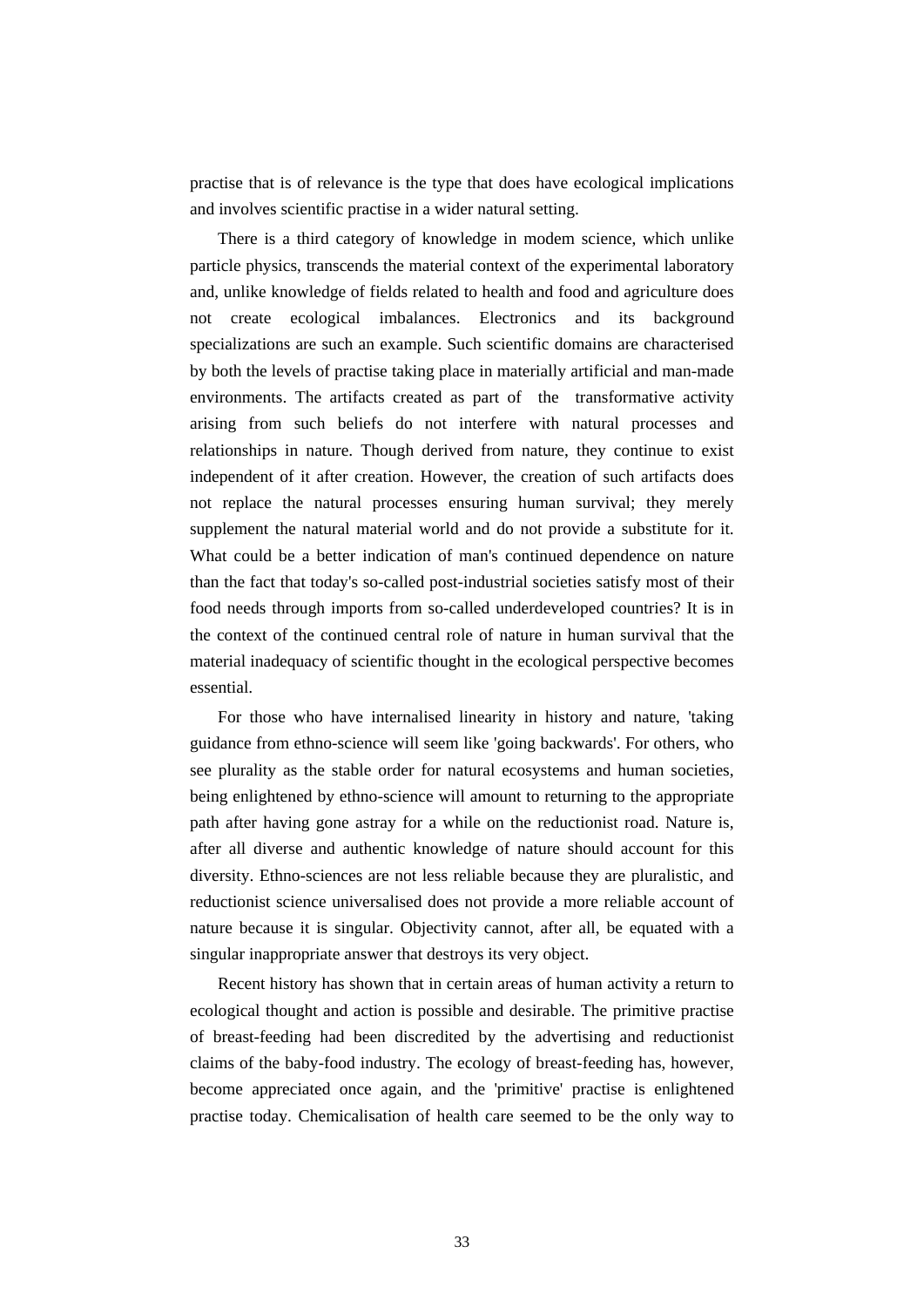practise that is of relevance is the type that does have ecological implications and involves scientific practise in a wider natural setting.

There is a third category of knowledge in modem science, which unlike particle physics, transcends the material context of the experimental laboratory and, unlike knowledge of fields related to health and food and agriculture does not create ecological imbalances. Electronics and its background specializations are such an example. Such scientific domains are characterised by both the levels of practise taking place in materially artificial and man-made environments. The artifacts created as part of the transformative activity arising from such beliefs do not interfere with natural processes and relationships in nature. Though derived from nature, they continue to exist independent of it after creation. However, the creation of such artifacts does not replace the natural processes ensuring human survival; they merely supplement the natural material world and do not provide a substitute for it. What could be a better indication of man's continued dependence on nature than the fact that today's so-called post-industrial societies satisfy most of their food needs through imports from so-called underdeveloped countries? It is in the context of the continued central role of nature in human survival that the material inadequacy of scientific thought in the ecological perspective becomes essential.

For those who have internalised linearity in history and nature, 'taking guidance from ethno-science will seem like 'going backwards'. For others, who see plurality as the stable order for natural ecosystems and human societies, being enlightened by ethno-science will amount to returning to the appropriate path after having gone astray for a while on the reductionist road. Nature is, after all diverse and authentic knowledge of nature should account for this diversity. Ethno-sciences are not less reliable because they are pluralistic, and reductionist science universalised does not provide a more reliable account of nature because it is singular. Objectivity cannot, after all, be equated with a singular inappropriate answer that destroys its very object.

Recent history has shown that in certain areas of human activity a return to ecological thought and action is possible and desirable. The primitive practise of breast-feeding had been discredited by the advertising and reductionist claims of the baby-food industry. The ecology of breast-feeding has, however, become appreciated once again, and the 'primitive' practise is enlightened practise today. Chemicalisation of health care seemed to be the only way to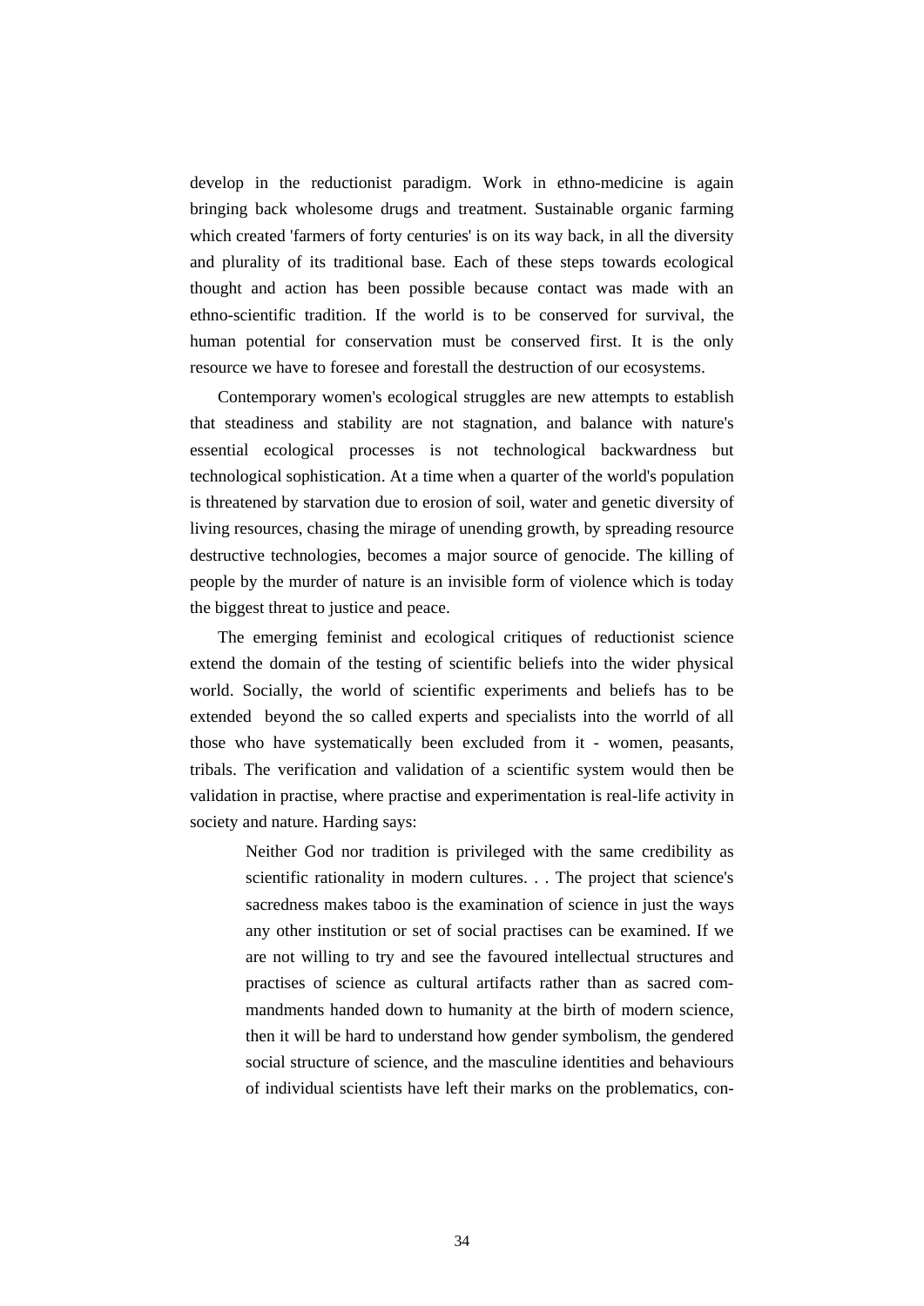develop in the reductionist paradigm. Work in ethno-medicine is again bringing back wholesome drugs and treatment. Sustainable organic farming which created 'farmers of forty centuries' is on its way back, in all the diversity and plurality of its traditional base. Each of these steps towards ecological thought and action has been possible because contact was made with an ethno-scientific tradition. If the world is to be conserved for survival, the human potential for conservation must be conserved first. It is the only resource we have to foresee and forestall the destruction of our ecosystems.

Contemporary women's ecological struggles are new attempts to establish that steadiness and stability are not stagnation, and balance with nature's essential ecological processes is not technological backwardness but technological sophistication. At a time when a quarter of the world's population is threatened by starvation due to erosion of soil, water and genetic diversity of living resources, chasing the mirage of unending growth, by spreading resource destructive technologies, becomes a major source of genocide. The killing of people by the murder of nature is an invisible form of violence which is today the biggest threat to justice and peace.

The emerging feminist and ecological critiques of reductionist science extend the domain of the testing of scientific beliefs into the wider physical world. Socially, the world of scientific experiments and beliefs has to be extended beyond the so called experts and specialists into the worrld of all those who have systematically been excluded from it - women, peasants, tribals. The verification and validation of a scientific system would then be validation in practise, where practise and experimentation is real-life activity in society and nature. Harding says:

> Neither God nor tradition is privileged with the same credibility as scientific rationality in modern cultures. . . The project that science's sacredness makes taboo is the examination of science in just the ways any other institution or set of social practises can be examined. If we are not willing to try and see the favoured intellectual structures and practises of science as cultural artifacts rather than as sacred commandments handed down to humanity at the birth of modern science, then it will be hard to understand how gender symbolism, the gendered social structure of science, and the masculine identities and behaviours of individual scientists have left their marks on the problematics, con-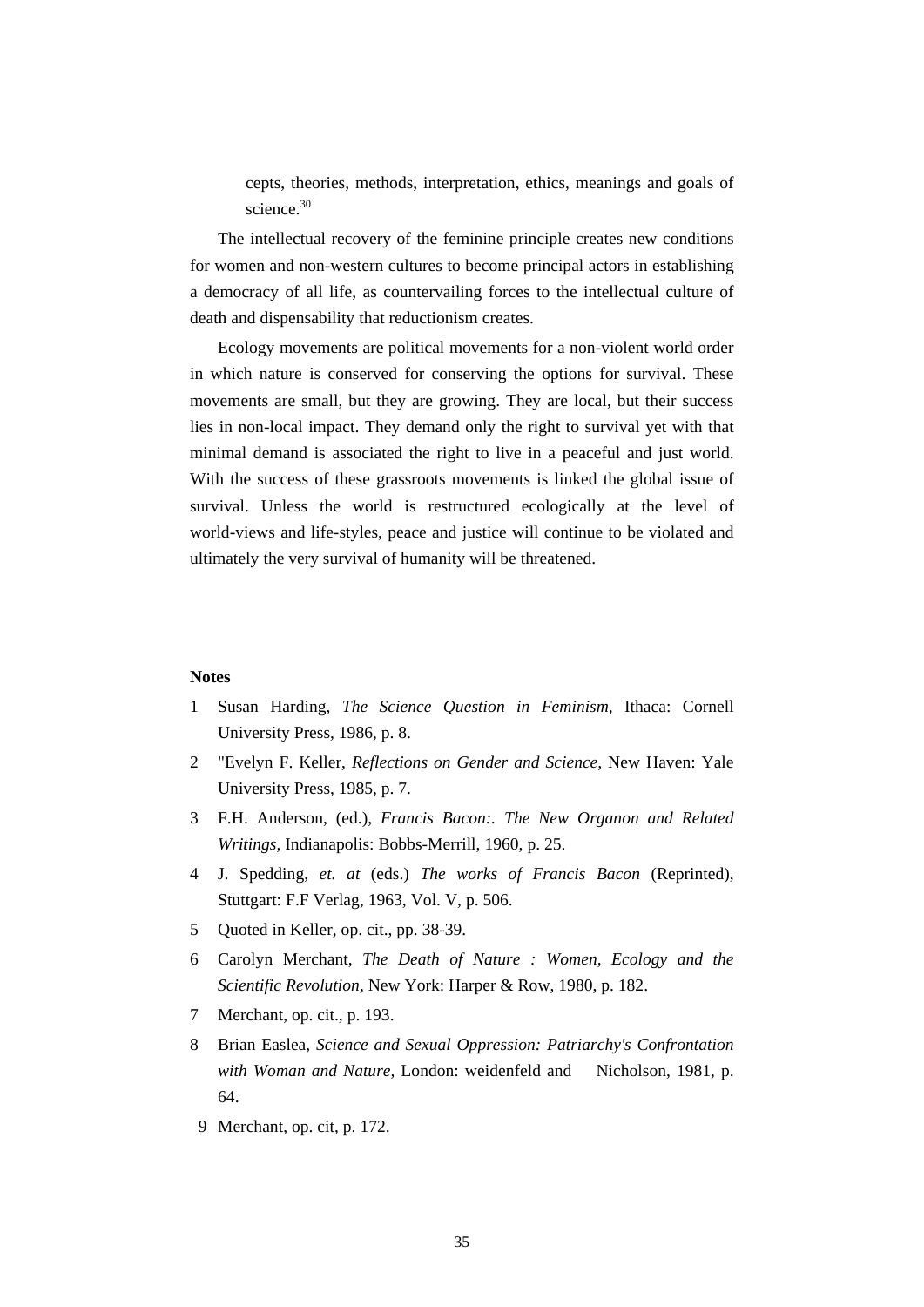cepts, theories, methods, interpretation, ethics, meanings and goals of science.[30]

The intellectual recovery of the feminine principle creates new conditions for women and non-western cultures to become principal actors in establishing a democracy of all life, as countervailing forces to the intellectual culture of death and dispensability that reductionism creates.

Ecology movements are political movements for a non-violent world order in which nature is conserved for conserving the options for survival. These movements are small, but they are growing. They are local, but their success lies in non-local impact. They demand only the right to survival yet with that minimal demand is associated the right to live in a peaceful and just world. With the success of these grassroots movements is linked the global issue of survival. Unless the world is restructured ecologically at the level of world-views and life-styles, peace and justice will continue to be violated and ultimately the very survival of humanity will be threatened.

**Notes**

1 Susan Harding, *The Science Question in Feminism*, Ithaca: Cornell University Press, 1986, p. 8.

2 "Evelyn F. Keller, *Reflections on Gender and Science*, New Haven: Yale University Press, 1985, p. 7.

3 F.H. Anderson, (ed.), *Francis Bacon:. The New Organon and Related Writings*, Indianapolis: Bobbs-Merrill, 1960, p. 25.

4 J. Spedding, *et. at* (eds.) *The works of Francis Bacon* (Reprinted), Stuttgart: F.F Verlag, 1963, Vol. V, p. 506.

5 Quoted in Keller, op. cit., pp. 38-39.

6 Carolyn Merchant, *The Death of Nature : Women, Ecology and the Scientific Revolution*, New York: Harper & Row, 1980, p. 182.

7 Merchant, op. cit., p. 193.

8 Brian Easlea, *Science and Sexual Oppression: Patriarchy's Confrontation with Woman and Nature*, London: weidenfeld and Nicholson, 1981, p. 64.

9 Merchant, op. cit, p. 172.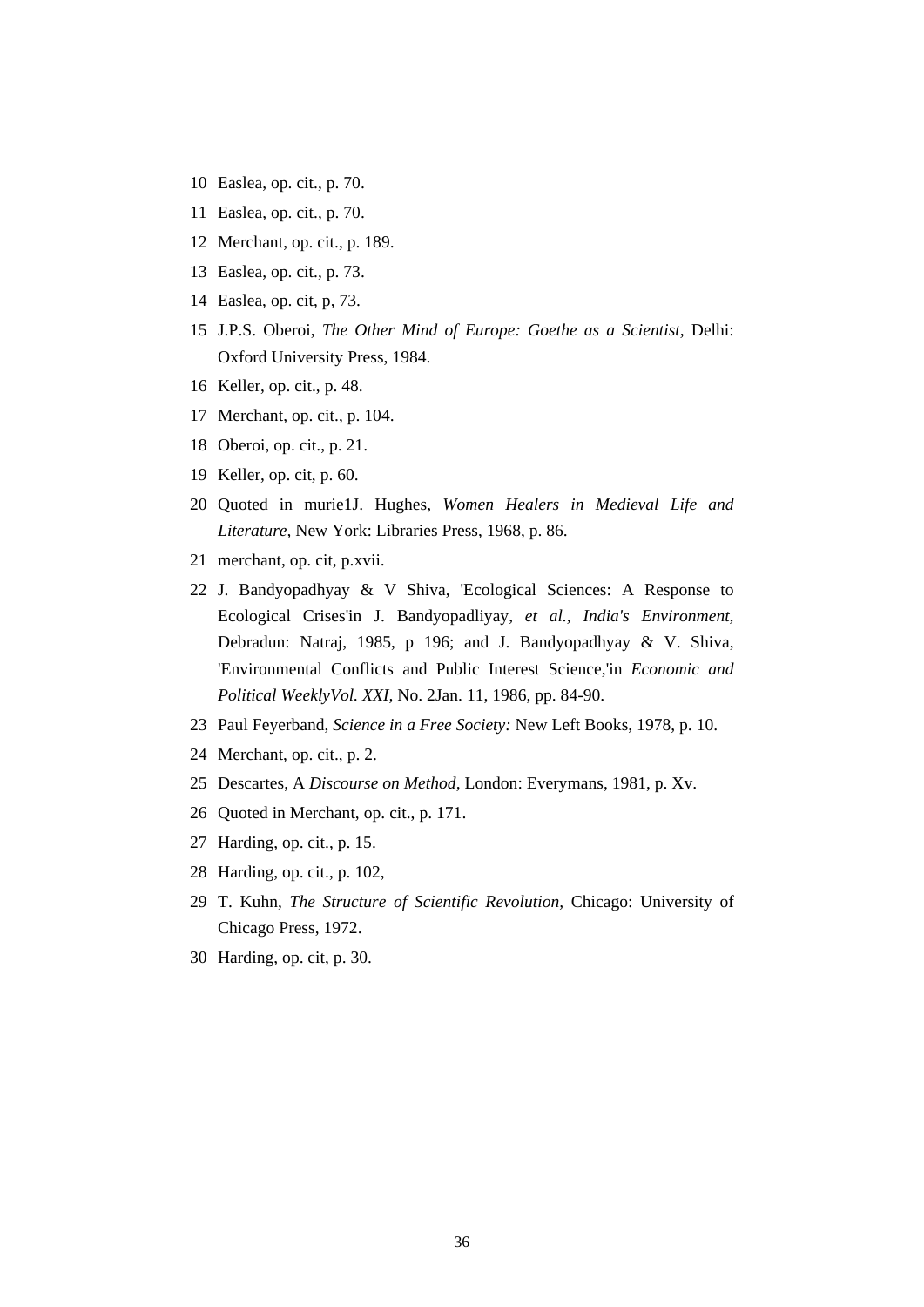10 Easlea, op. cit., p. 70.

11 Easlea, op. cit., p. 70.

12 Merchant, op. cit., p. 189.

13 Easlea, op. cit., p. 73.

14 Easlea, op. cit, p, 73.

15 J.P.S. Oberoi, *The Other Mind of Europe: Goethe as a Scientist*, Delhi: Oxford University Press, 1984.

16 Keller, op. cit., p. 48.

17 Merchant, op. cit., p. 104.

18 Oberoi, op. cit., p. 21.

19 Keller, op. cit, p. 60.

20 Quoted in murie1J. Hughes, *Women Healers in Medieval Life and Literature*, New York: Libraries Press, 1968, p. 86.

21 merchant, op. cit, p.xvii.

22 J. Bandyopadhyay & V Shiva, 'Ecological Sciences: A Response to Ecological Crises'in J. Bandyopadliyay, *et al., India's Environment*, Debradun: Natraj, 1985, p 196; and J. Bandyopadhyay & V. Shiva, 'Environmental Conflicts and Public Interest Science,'in *Economic and Political WeeklyVol. XXI*, No. 2Jan. 11, 1986, pp. 84-90.

23 Paul Feyerband, *Science in a Free Society:* New Left Books, 1978, p. 10.

24 Merchant, op. cit., p. 2.

25 Descartes, A *Discourse on Method*, London: Everymans, 1981, p. Xv.

26 Quoted in Merchant, op. cit., p. 171.

27 Harding, op. cit., p. 15.

28 Harding, op. cit., p. 102,

29 T. Kuhn, *The Structure of Scientific Revolution*, Chicago: University of Chicago Press, 1972.

30 Harding, op. cit, p. 30.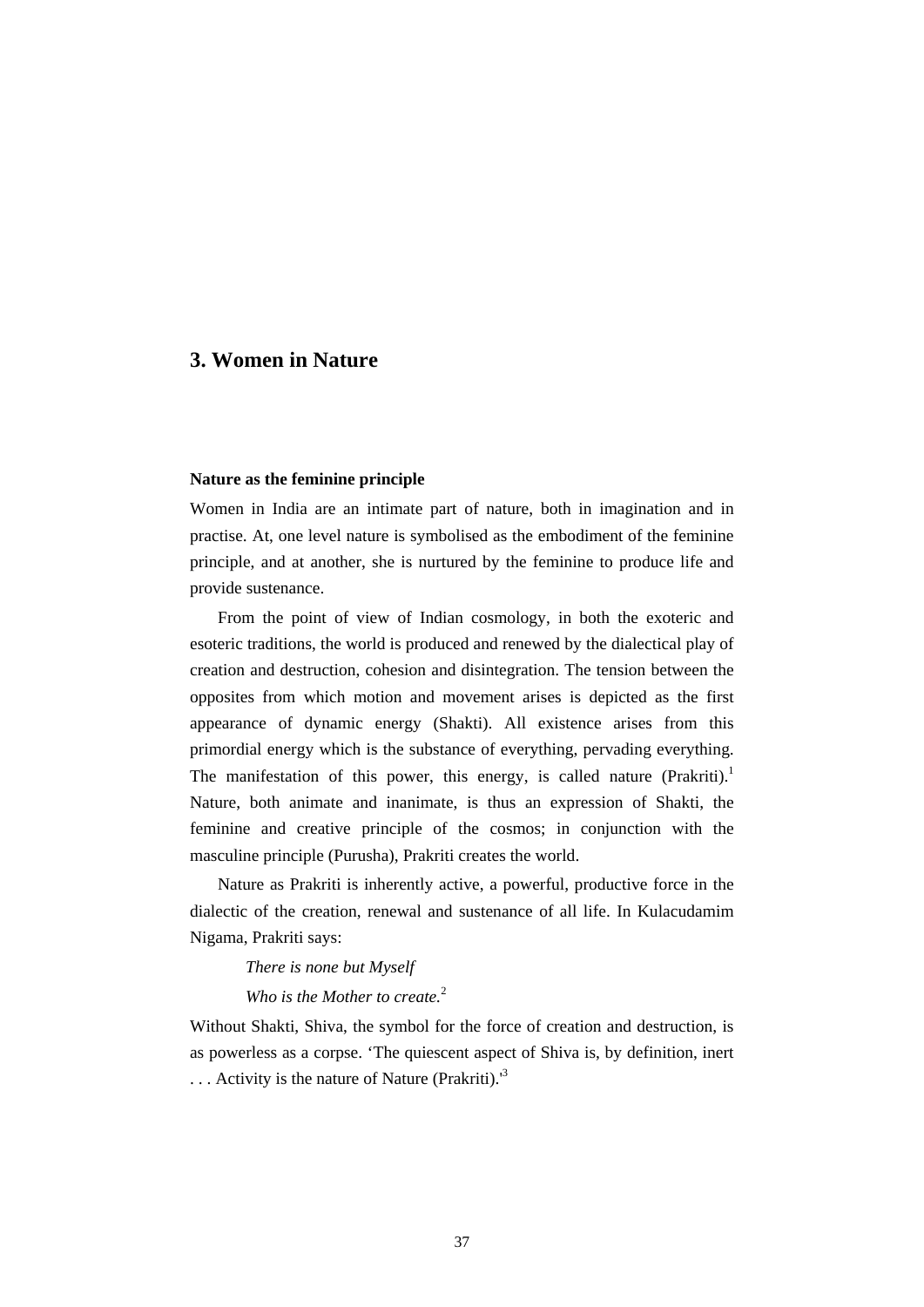# 3. Women in Nature

### Nature as the feminine principle

Women in India are an intimate part of nature, both in imagination and in practise. At, one level nature is symbolised as the embodiment of the feminine principle, and at another, she is nurtured by the feminine to produce life and provide sustenance.

From the point of view of Indian cosmology, in both the exoteric and esoteric traditions, the world is produced and renewed by the dialectical play of creation and destruction, cohesion and disintegration. The tension between the opposites from which motion and movement arises is depicted as the first appearance of dynamic energy (Shakti). All existence arises from this primordial energy which is the substance of everything, pervading everything. The manifestation of this power, this energy, is called nature (Prakriti).[1] Nature, both animate and inanimate, is thus an expression of Shakti, the feminine and creative principle of the cosmos; in conjunction with the masculine principle (Purusha), Prakriti creates the world.

Nature as Prakriti is inherently active, a powerful, productive force in the dialectic of the creation, renewal and sustenance of all life. In Kulacudamim Nigama, Prakriti says:

> *There is none but Myself*
>
> *Who is the Mother to create.*[2]

Without Shakti, Shiva, the symbol for the force of creation and destruction, is as powerless as a corpse. 'The quiescent aspect of Shiva is, by definition, inert . . . Activity is the nature of Nature (Prakriti).'[3]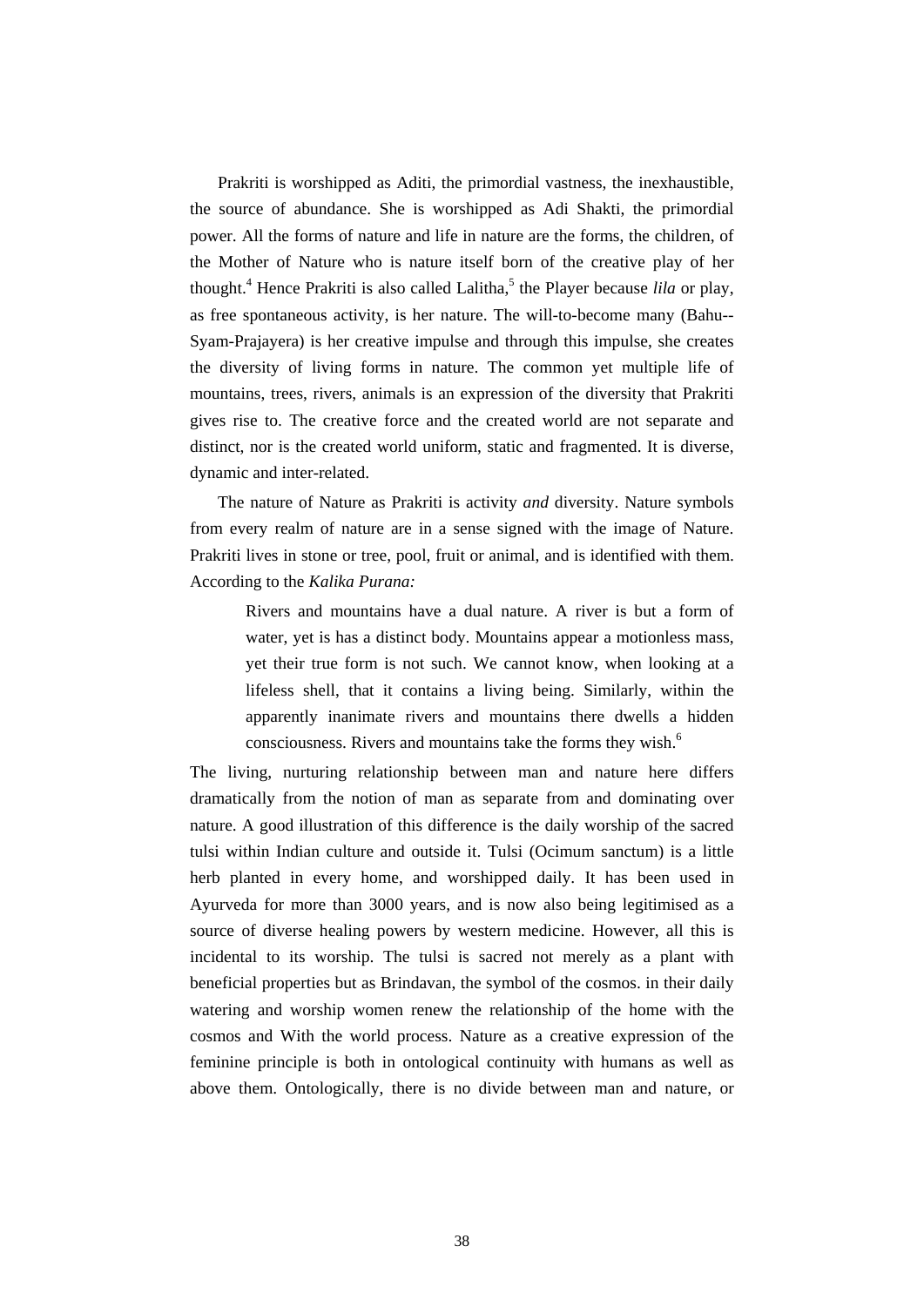Prakriti is worshipped as Aditi, the primordial vastness, the inexhaustible, the source of abundance. She is worshipped as Adi Shakti, the primordial power. All the forms of nature and life in nature are the forms, the children, of the Mother of Nature who is nature itself born of the creative play of her thought.[4] Hence Prakriti is also called Lalitha,[5] the Player because *lila* or play, as free spontaneous activity, is her nature. The will-to-become many (Bahu--Syam-Prajayera) is her creative impulse and through this impulse, she creates the diversity of living forms in nature. The common yet multiple life of mountains, trees, rivers, animals is an expression of the diversity that Prakriti gives rise to. The creative force and the created world are not separate and distinct, nor is the created world uniform, static and fragmented. It is diverse, dynamic and inter-related.

The nature of Nature as Prakriti is activity *and* diversity. Nature symbols from every realm of nature are in a sense signed with the image of Nature. Prakriti lives in stone or tree, pool, fruit or animal, and is identified with them. According to the *Kalika Purana:*

> Rivers and mountains have a dual nature. A river is but a form of water, yet is has a distinct body. Mountains appear a motionless mass, yet their true form is not such. We cannot know, when looking at a lifeless shell, that it contains a living being. Similarly, within the apparently inanimate rivers and mountains there dwells a hidden consciousness. Rivers and mountains take the forms they wish.[6]

The living, nurturing relationship between man and nature here differs dramatically from the notion of man as separate from and dominating over nature. A good illustration of this difference is the daily worship of the sacred tulsi within Indian culture and outside it. Tulsi (Ocimum sanctum) is a little herb planted in every home, and worshipped daily. It has been used in Ayurveda for more than 3000 years, and is now also being legitimised as a source of diverse healing powers by western medicine. However, all this is incidental to its worship. The tulsi is sacred not merely as a plant with beneficial properties but as Brindavan, the symbol of the cosmos. in their daily watering and worship women renew the relationship of the home with the cosmos and With the world process. Nature as a creative expression of the feminine principle is both in ontological continuity with humans as well as above them. Ontologically, there is no divide between man and nature, or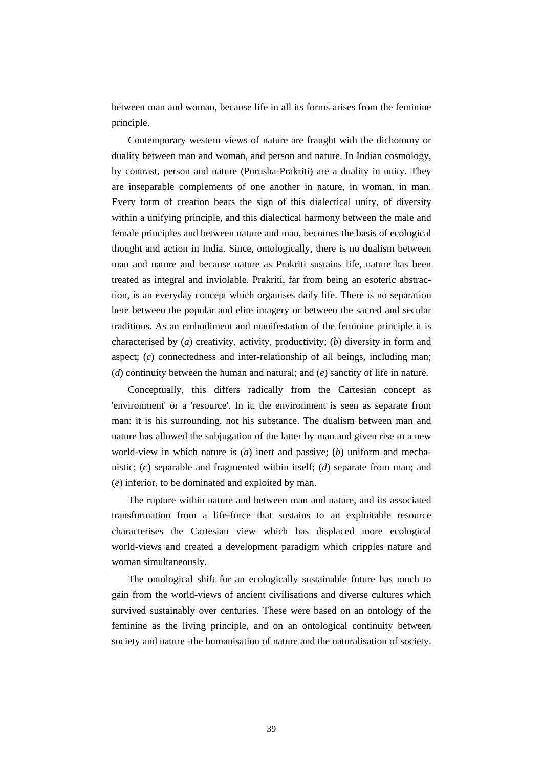between man and woman, because life in all its forms arises from the feminine principle.

Contemporary western views of nature are fraught with the dichotomy or duality between man and woman, and person and nature. In Indian cosmology, by contrast, person and nature (Purusha-Prakriti) are a duality in unity. They are inseparable complements of one another in nature, in woman, in man. Every form of creation bears the sign of this dialectical unity, of diversity within a unifying principle, and this dialectical harmony between the male and female principles and between nature and man, becomes the basis of ecological thought and action in India. Since, ontologically, there is no dualism between man and nature and because nature as Prakriti sustains life, nature has been treated as integral and inviolable. Prakriti, far from being an esoteric abstraction, is an everyday concept which organises daily life. There is no separation here between the popular and elite imagery or between the sacred and secular traditions. As an embodiment and manifestation of the feminine principle it is characterised by (*a*) creativity, activity, productivity; (*b*) diversity in form and aspect; (*c*) connectedness and inter-relationship of all beings, including man; (*d*) continuity between the human and natural; and (*e*) sanctity of life in nature.

Conceptually, this differs radically from the Cartesian concept as 'environment' or a 'resource'. In it, the environment is seen as separate from man: it is his surrounding, not his substance. The dualism between man and nature has allowed the subjugation of the latter by man and given rise to a new world-view in which nature is (*a*) inert and passive; (*b*) uniform and mechanistic; (*c*) separable and fragmented within itself; (*d*) separate from man; and (*e*) inferior, to be dominated and exploited by man.

The rupture within nature and between man and nature, and its associated transformation from a life-force that sustains to an exploitable resource characterises the Cartesian view which has displaced more ecological world-views and created a development paradigm which cripples nature and woman simultaneously.

The ontological shift for an ecologically sustainable future has much to gain from the world-views of ancient civilisations and diverse cultures which survived sustainably over centuries. These were based on an ontology of the feminine as the living principle, and on an ontological continuity between society and nature -the humanisation of nature and the naturalisation of society.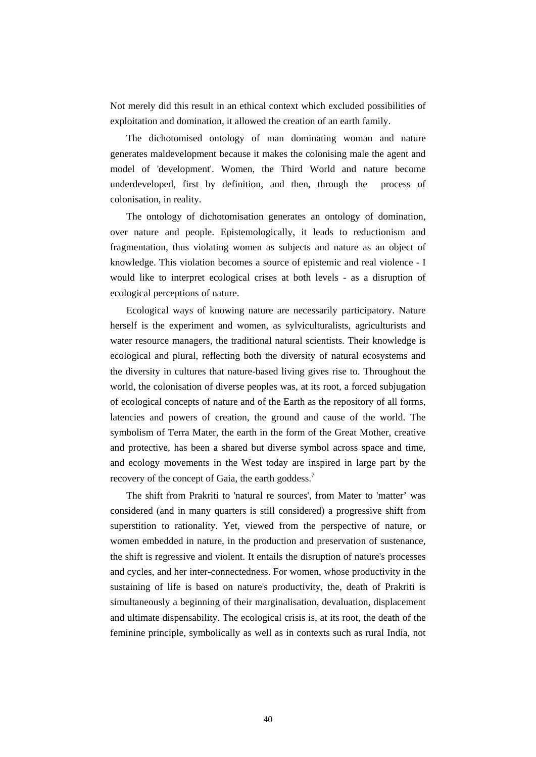Not merely did this result in an ethical context which excluded possibilities of exploitation and domination, it allowed the creation of an earth family.

The dichotomised ontology of man dominating woman and nature generates maldevelopment because it makes the colonising male the agent and model of 'development'. Women, the Third World and nature become underdeveloped, first by definition, and then, through the process of colonisation, in reality.

The ontology of dichotomisation generates an ontology of domination, over nature and people. Epistemologically, it leads to reductionism and fragmentation, thus violating women as subjects and nature as an object of knowledge. This violation becomes a source of epistemic and real violence - I would like to interpret ecological crises at both levels - as a disruption of ecological perceptions of nature.

Ecological ways of knowing nature are necessarily participatory. Nature herself is the experiment and women, as sylviculturalists, agriculturists and water resource managers, the traditional natural scientists. Their knowledge is ecological and plural, reflecting both the diversity of natural ecosystems and the diversity in cultures that nature-based living gives rise to. Throughout the world, the colonisation of diverse peoples was, at its root, a forced subjugation of ecological concepts of nature and of the Earth as the repository of all forms, latencies and powers of creation, the ground and cause of the world. The symbolism of Terra Mater, the earth in the form of the Great Mother, creative and protective, has been a shared but diverse symbol across space and time, and ecology movements in the West today are inspired in large part by the recovery of the concept of Gaia, the earth goddess.[7]

The shift from Prakriti to 'natural re sources', from Mater to 'matter' was considered (and in many quarters is still considered) a progressive shift from superstition to rationality. Yet, viewed from the perspective of nature, or women embedded in nature, in the production and preservation of sustenance, the shift is regressive and violent. It entails the disruption of nature's processes and cycles, and her inter-connectedness. For women, whose productivity in the sustaining of life is based on nature's productivity, the, death of Prakriti is simultaneously a beginning of their marginalisation, devaluation, displacement and ultimate dispensability. The ecological crisis is, at its root, the death of the feminine principle, symbolically as well as in contexts such as rural India, not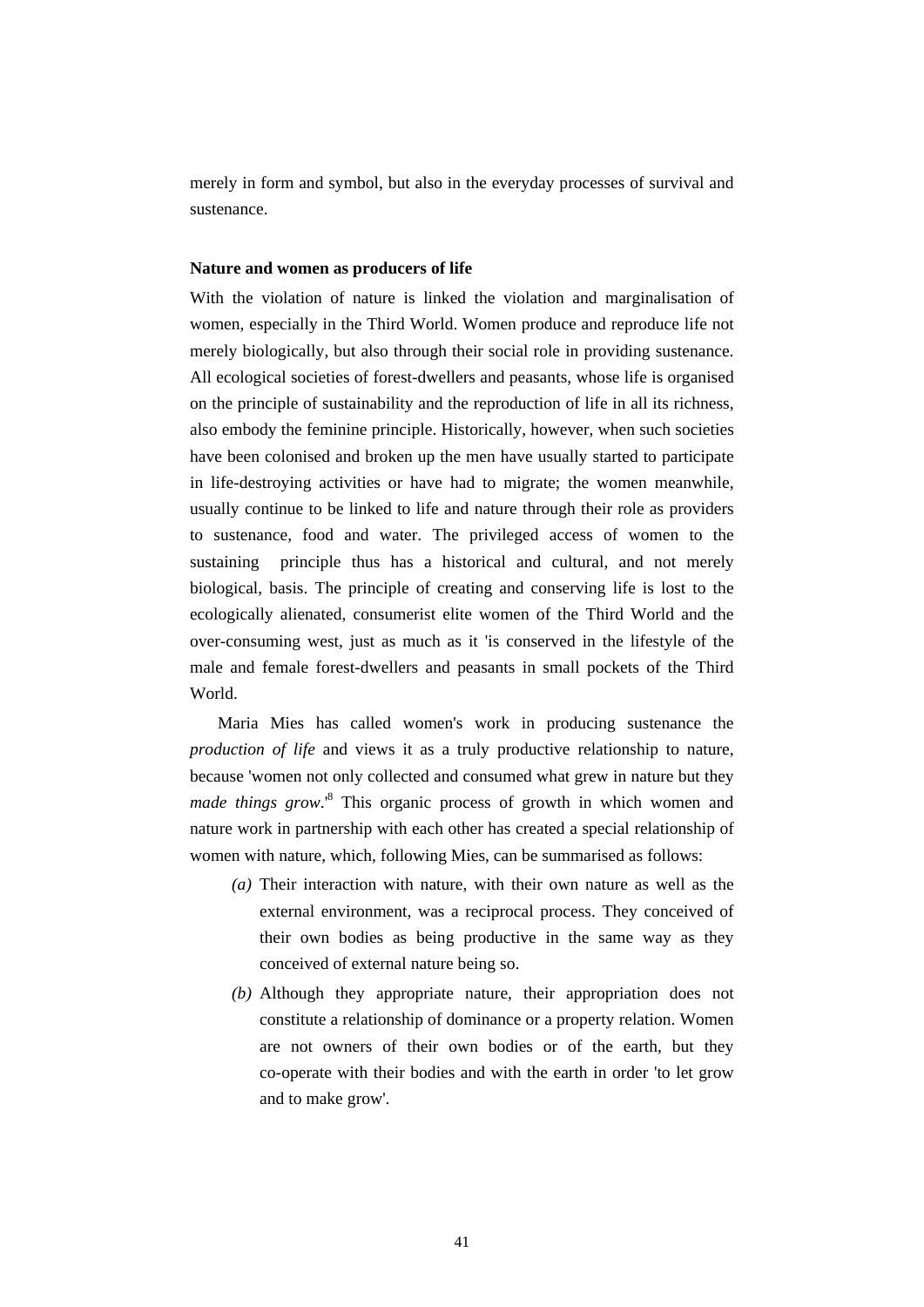merely in form and symbol, but also in the everyday processes of survival and sustenance.

**Nature and women as producers of life**

With the violation of nature is linked the violation and marginalisation of women, especially in the Third World. Women produce and reproduce life not merely biologically, but also through their social role in providing sustenance. All ecological societies of forest-dwellers and peasants, whose life is organised on the principle of sustainability and the reproduction of life in all its richness, also embody the feminine principle. Historically, however, when such societies have been colonised and broken up the men have usually started to participate in life-destroying activities or have had to migrate; the women meanwhile, usually continue to be linked to life and nature through their role as providers to sustenance, food and water. The privileged access of women to the sustaining principle thus has a historical and cultural, and not merely biological, basis. The principle of creating and conserving life is lost to the ecologically alienated, consumerist elite women of the Third World and the over-consuming west, just as much as it 'is conserved in the lifestyle of the male and female forest-dwellers and peasants in small pockets of the Third World.

Maria Mies has called women's work in producing sustenance the *production of life* and views it as a truly productive relationship to nature, because 'women not only collected and consumed what grew in nature but they *made things grow*.'[8] This organic process of growth in which women and nature work in partnership with each other has created a special relationship of women with nature, which, following Mies, can be summarised as follows:

*(a)* Their interaction with nature, with their own nature as well as the external environment, was a reciprocal process. They conceived of their own bodies as being productive in the same way as they conceived of external nature being so.

*(b)* Although they appropriate nature, their appropriation does not constitute a relationship of dominance or a property relation. Women are not owners of their own bodies or of the earth, but they co-operate with their bodies and with the earth in order 'to let grow and to make grow'.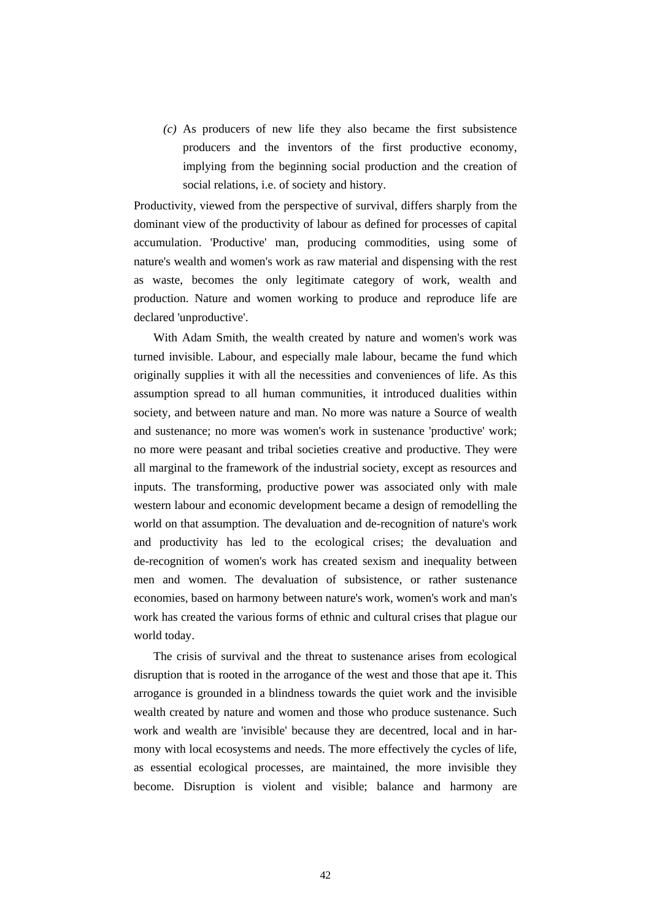*(c)* As producers of new life they also became the first subsistence producers and the inventors of the first productive economy, implying from the beginning social production and the creation of social relations, i.e. of society and history.

Productivity, viewed from the perspective of survival, differs sharply from the dominant view of the productivity of labour as defined for processes of capital accumulation. 'Productive' man, producing commodities, using some of nature's wealth and women's work as raw material and dispensing with the rest as waste, becomes the only legitimate category of work, wealth and production. Nature and women working to produce and reproduce life are declared 'unproductive'.

With Adam Smith, the wealth created by nature and women's work was turned invisible. Labour, and especially male labour, became the fund which originally supplies it with all the necessities and conveniences of life. As this assumption spread to all human communities, it introduced dualities within society, and between nature and man. No more was nature a Source of wealth and sustenance; no more was women's work in sustenance 'productive' work; no more were peasant and tribal societies creative and productive. They were all marginal to the framework of the industrial society, except as resources and inputs. The transforming, productive power was associated only with male western labour and economic development became a design of remodelling the world on that assumption. The devaluation and de-recognition of nature's work and productivity has led to the ecological crises; the devaluation and de-recognition of women's work has created sexism and inequality between men and women. The devaluation of subsistence, or rather sustenance economies, based on harmony between nature's work, women's work and man's work has created the various forms of ethnic and cultural crises that plague our world today.

The crisis of survival and the threat to sustenance arises from ecological disruption that is rooted in the arrogance of the west and those that ape it. This arrogance is grounded in a blindness towards the quiet work and the invisible wealth created by nature and women and those who produce sustenance. Such work and wealth are 'invisible' because they are decentred, local and in harmony with local ecosystems and needs. The more effectively the cycles of life, as essential ecological processes, are maintained, the more invisible they become. Disruption is violent and visible; balance and harmony are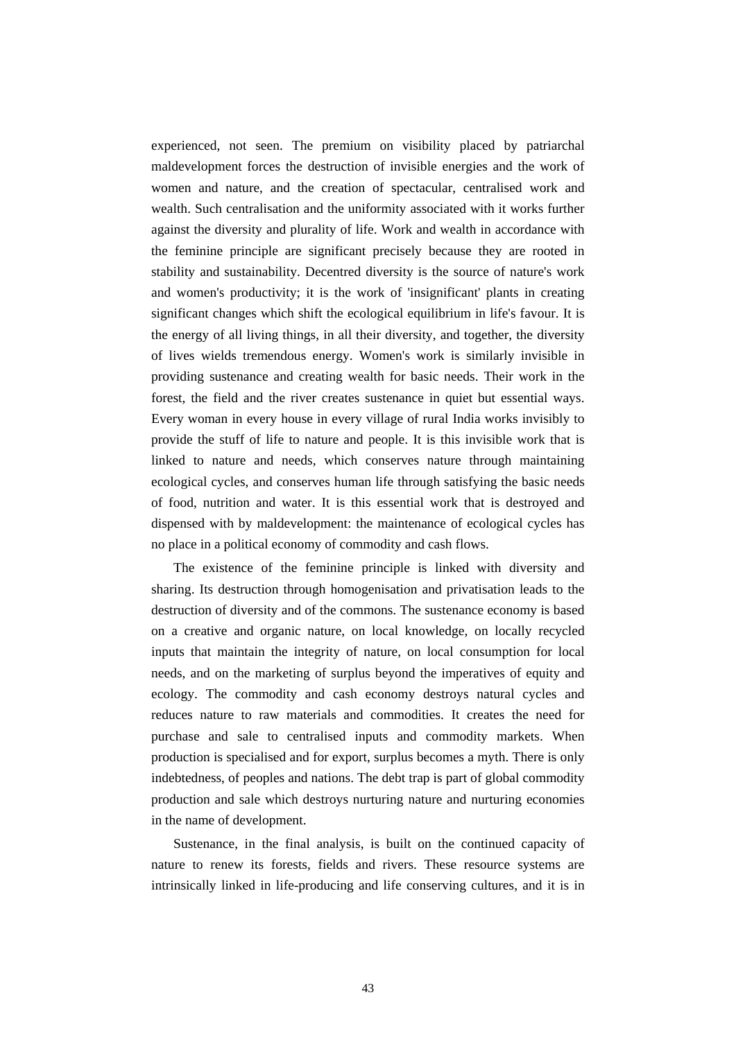experienced, not seen. The premium on visibility placed by patriarchal maldevelopment forces the destruction of invisible energies and the work of women and nature, and the creation of spectacular, centralised work and wealth. Such centralisation and the uniformity associated with it works further against the diversity and plurality of life. Work and wealth in accordance with the feminine principle are significant precisely because they are rooted in stability and sustainability. Decentred diversity is the source of nature's work and women's productivity; it is the work of 'insignificant' plants in creating significant changes which shift the ecological equilibrium in life's favour. It is the energy of all living things, in all their diversity, and together, the diversity of lives wields tremendous energy. Women's work is similarly invisible in providing sustenance and creating wealth for basic needs. Their work in the forest, the field and the river creates sustenance in quiet but essential ways. Every woman in every house in every village of rural India works invisibly to provide the stuff of life to nature and people. It is this invisible work that is linked to nature and needs, which conserves nature through maintaining ecological cycles, and conserves human life through satisfying the basic needs of food, nutrition and water. It is this essential work that is destroyed and dispensed with by maldevelopment: the maintenance of ecological cycles has no place in a political economy of commodity and cash flows.

The existence of the feminine principle is linked with diversity and sharing. Its destruction through homogenisation and privatisation leads to the destruction of diversity and of the commons. The sustenance economy is based on a creative and organic nature, on local knowledge, on locally recycled inputs that maintain the integrity of nature, on local consumption for local needs, and on the marketing of surplus beyond the imperatives of equity and ecology. The commodity and cash economy destroys natural cycles and reduces nature to raw materials and commodities. It creates the need for purchase and sale to centralised inputs and commodity markets. When production is specialised and for export, surplus becomes a myth. There is only indebtedness, of peoples and nations. The debt trap is part of global commodity production and sale which destroys nurturing nature and nurturing economies in the name of development.

Sustenance, in the final analysis, is built on the continued capacity of nature to renew its forests, fields and rivers. These resource systems are intrinsically linked in life-producing and life conserving cultures, and it is in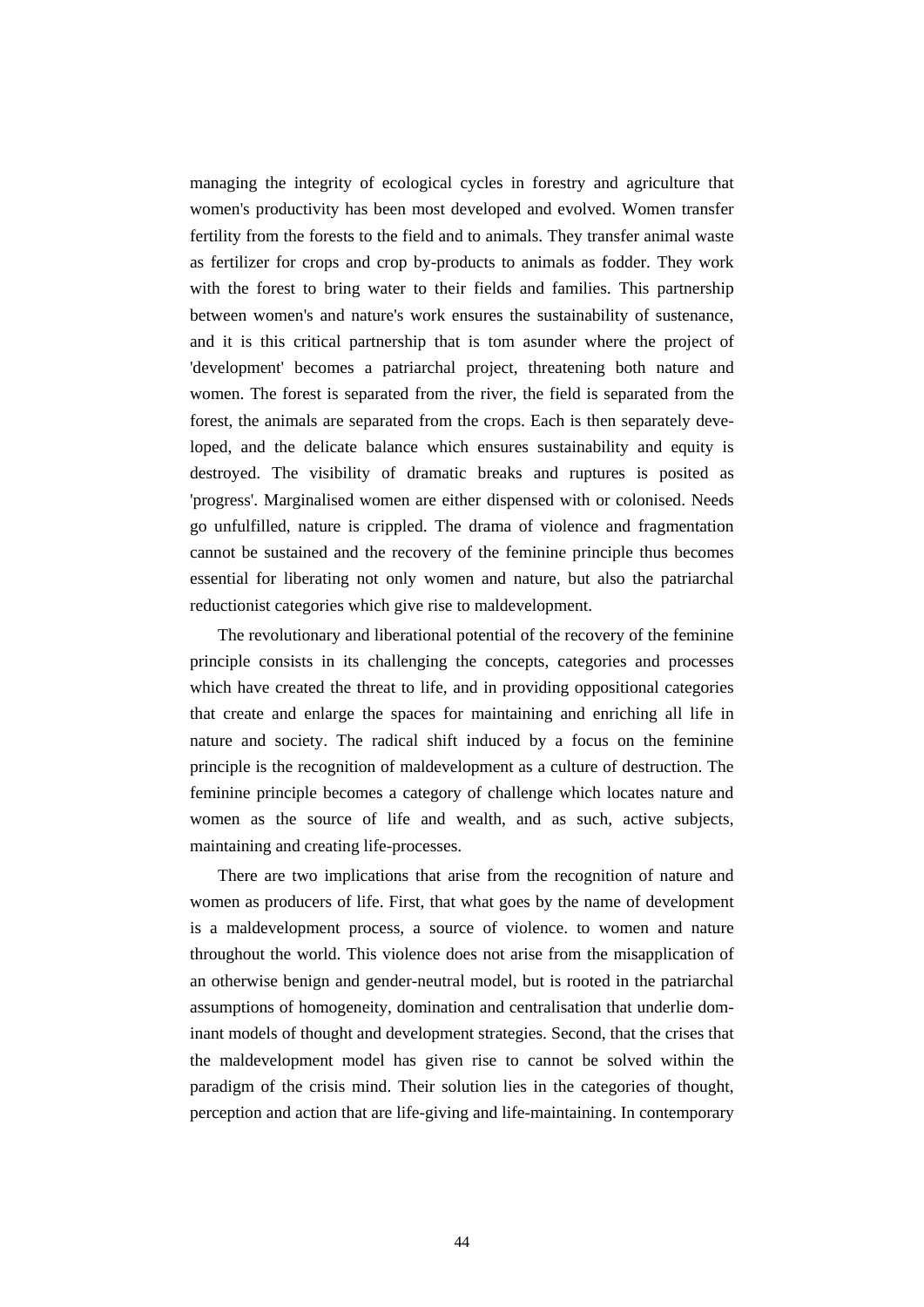managing the integrity of ecological cycles in forestry and agriculture that women's productivity has been most developed and evolved. Women transfer fertility from the forests to the field and to animals. They transfer animal waste as fertilizer for crops and crop by-products to animals as fodder. They work with the forest to bring water to their fields and families. This partnership between women's and nature's work ensures the sustainability of sustenance, and it is this critical partnership that is tom asunder where the project of 'development' becomes a patriarchal project, threatening both nature and women. The forest is separated from the river, the field is separated from the forest, the animals are separated from the crops. Each is then separately developed, and the delicate balance which ensures sustainability and equity is destroyed. The visibility of dramatic breaks and ruptures is posited as 'progress'. Marginalised women are either dispensed with or colonised. Needs go unfulfilled, nature is crippled. The drama of violence and fragmentation cannot be sustained and the recovery of the feminine principle thus becomes essential for liberating not only women and nature, but also the patriarchal reductionist categories which give rise to maldevelopment.

The revolutionary and liberational potential of the recovery of the feminine principle consists in its challenging the concepts, categories and processes which have created the threat to life, and in providing oppositional categories that create and enlarge the spaces for maintaining and enriching all life in nature and society. The radical shift induced by a focus on the feminine principle is the recognition of maldevelopment as a culture of destruction. The feminine principle becomes a category of challenge which locates nature and women as the source of life and wealth, and as such, active subjects, maintaining and creating life-processes.

There are two implications that arise from the recognition of nature and women as producers of life. First, that what goes by the name of development is a maldevelopment process, a source of violence. to women and nature throughout the world. This violence does not arise from the misapplication of an otherwise benign and gender-neutral model, but is rooted in the patriarchal assumptions of homogeneity, domination and centralisation that underlie dominant models of thought and development strategies. Second, that the crises that the maldevelopment model has given rise to cannot be solved within the paradigm of the crisis mind. Their solution lies in the categories of thought, perception and action that are life-giving and life-maintaining. In contemporary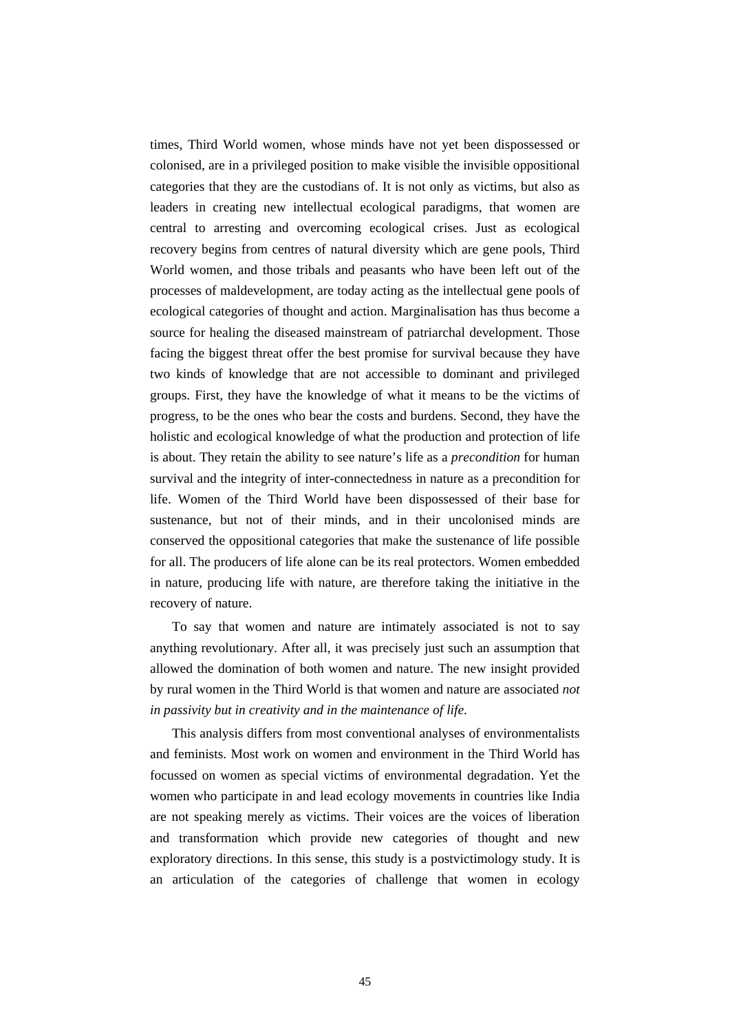times, Third World women, whose minds have not yet been dispossessed or colonised, are in a privileged position to make visible the invisible oppositional categories that they are the custodians of. It is not only as victims, but also as leaders in creating new intellectual ecological paradigms, that women are central to arresting and overcoming ecological crises. Just as ecological recovery begins from centres of natural diversity which are gene pools, Third World women, and those tribals and peasants who have been left out of the processes of maldevelopment, are today acting as the intellectual gene pools of ecological categories of thought and action. Marginalisation has thus become a source for healing the diseased mainstream of patriarchal development. Those facing the biggest threat offer the best promise for survival because they have two kinds of knowledge that are not accessible to dominant and privileged groups. First, they have the knowledge of what it means to be the victims of progress, to be the ones who bear the costs and burdens. Second, they have the holistic and ecological knowledge of what the production and protection of life is about. They retain the ability to see nature's life as a *precondition* for human survival and the integrity of inter-connectedness in nature as a precondition for life. Women of the Third World have been dispossessed of their base for sustenance, but not of their minds, and in their uncolonised minds are conserved the oppositional categories that make the sustenance of life possible for all. The producers of life alone can be its real protectors. Women embedded in nature, producing life with nature, are therefore taking the initiative in the recovery of nature.

To say that women and nature are intimately associated is not to say anything revolutionary. After all, it was precisely just such an assumption that allowed the domination of both women and nature. The new insight provided by rural women in the Third World is that women and nature are associated *not in passivity but in creativity and in the maintenance of life.*

This analysis differs from most conventional analyses of environmentalists and feminists. Most work on women and environment in the Third World has focussed on women as special victims of environmental degradation. Yet the women who participate in and lead ecology movements in countries like India are not speaking merely as victims. Their voices are the voices of liberation and transformation which provide new categories of thought and new exploratory directions. In this sense, this study is a postvictimology study. It is an articulation of the categories of challenge that women in ecology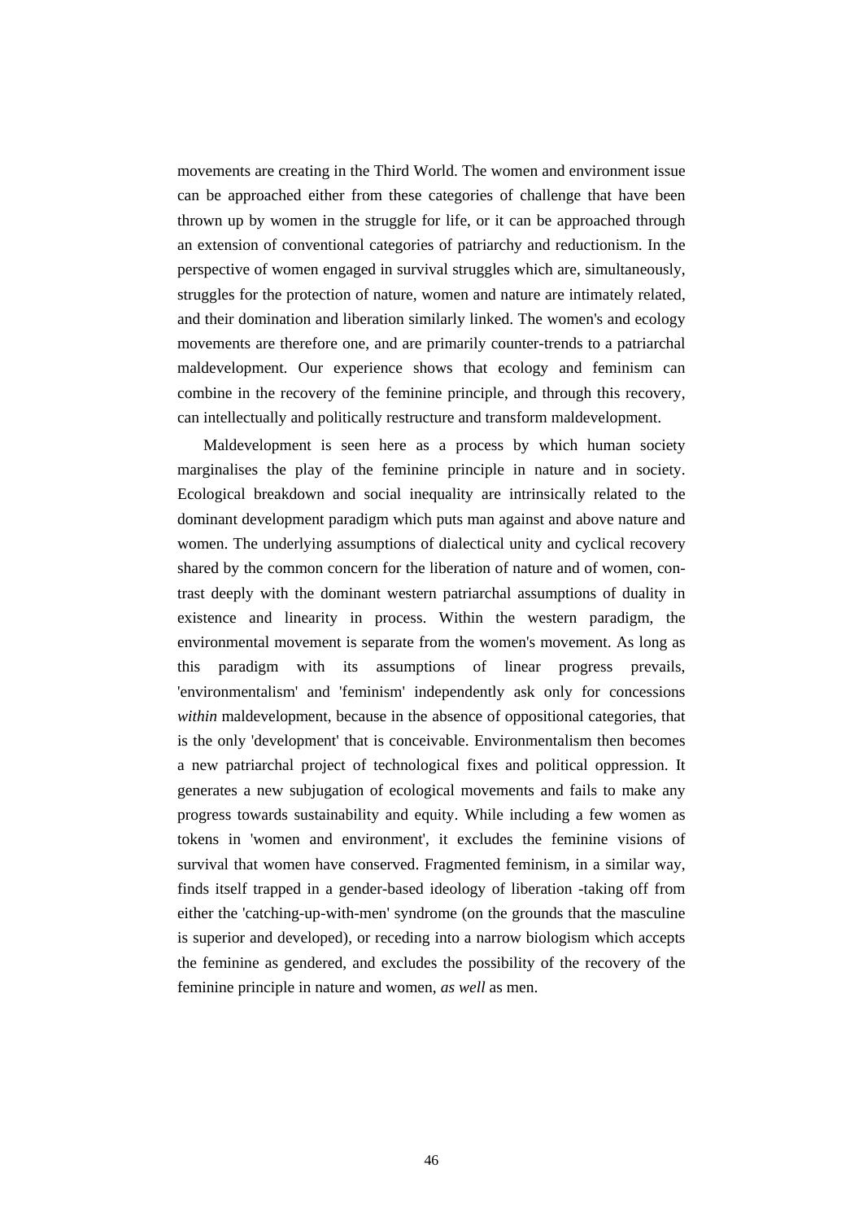movements are creating in the Third World. The women and environment issue can be approached either from these categories of challenge that have been thrown up by women in the struggle for life, or it can be approached through an extension of conventional categories of patriarchy and reductionism. In the perspective of women engaged in survival struggles which are, simultaneously, struggles for the protection of nature, women and nature are intimately related, and their domination and liberation similarly linked. The women's and ecology movements are therefore one, and are primarily counter-trends to a patriarchal maldevelopment. Our experience shows that ecology and feminism can combine in the recovery of the feminine principle, and through this recovery, can intellectually and politically restructure and transform maldevelopment.

Maldevelopment is seen here as a process by which human society marginalises the play of the feminine principle in nature and in society. Ecological breakdown and social inequality are intrinsically related to the dominant development paradigm which puts man against and above nature and women. The underlying assumptions of dialectical unity and cyclical recovery shared by the common concern for the liberation of nature and of women, contrast deeply with the dominant western patriarchal assumptions of duality in existence and linearity in process. Within the western paradigm, the environmental movement is separate from the women's movement. As long as this paradigm with its assumptions of linear progress prevails, 'environmentalism' and 'feminism' independently ask only for concessions *within* maldevelopment, because in the absence of oppositional categories, that is the only 'development' that is conceivable. Environmentalism then becomes a new patriarchal project of technological fixes and political oppression. It generates a new subjugation of ecological movements and fails to make any progress towards sustainability and equity. While including a few women as tokens in 'women and environment', it excludes the feminine visions of survival that women have conserved. Fragmented feminism, in a similar way, finds itself trapped in a gender-based ideology of liberation -taking off from either the 'catching-up-with-men' syndrome (on the grounds that the masculine is superior and developed), or receding into a narrow biologism which accepts the feminine as gendered, and excludes the possibility of the recovery of the feminine principle in nature and women, *as well* as men.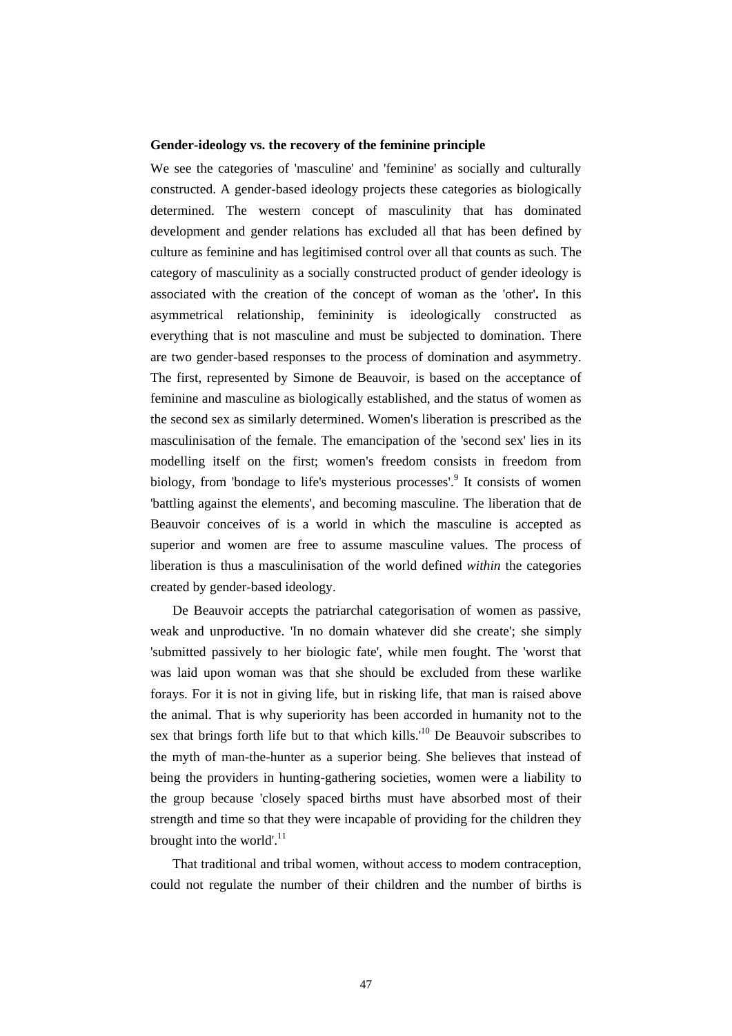**Gender-ideology vs. the recovery of the feminine principle**

We see the categories of 'masculine' and 'feminine' as socially and culturally constructed. A gender-based ideology projects these categories as biologically determined. The western concept of masculinity that has dominated development and gender relations has excluded all that has been defined by culture as feminine and has legitimised control over all that counts as such. The category of masculinity as a socially constructed product of gender ideology is associated with the creation of the concept of woman as the 'other'**.** In this asymmetrical relationship, femininity is ideologically constructed as everything that is not masculine and must be subjected to domination. There are two gender-based responses to the process of domination and asymmetry. The first, represented by Simone de Beauvoir, is based on the acceptance of feminine and masculine as biologically established, and the status of women as the second sex as similarly determined. Women's liberation is prescribed as the masculinisation of the female. The emancipation of the 'second sex' lies in its modelling itself on the first; women's freedom consists in freedom from biology, from 'bondage to life's mysterious processes'.[9] It consists of women 'battling against the elements', and becoming masculine. The liberation that de Beauvoir conceives of is a world in which the masculine is accepted as superior and women are free to assume masculine values. The process of liberation is thus a masculinisation of the world defined *within* the categories created by gender-based ideology.

De Beauvoir accepts the patriarchal categorisation of women as passive, weak and unproductive. 'In no domain whatever did she create'; she simply 'submitted passively to her biologic fate', while men fought. The 'worst that was laid upon woman was that she should be excluded from these warlike forays. For it is not in giving life, but in risking life, that man is raised above the animal. That is why superiority has been accorded in humanity not to the sex that brings forth life but to that which kills.'[10] De Beauvoir subscribes to the myth of man-the-hunter as a superior being. She believes that instead of being the providers in hunting-gathering societies, women were a liability to the group because 'closely spaced births must have absorbed most of their strength and time so that they were incapable of providing for the children they brought into the world'.[11]

That traditional and tribal women, without access to modem contraception, could not regulate the number of their children and the number of births is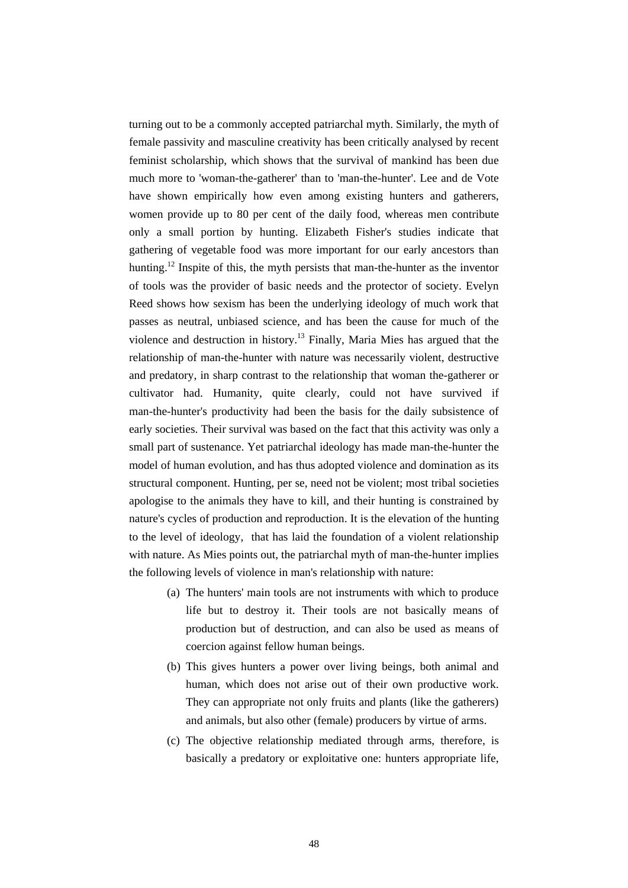turning out to be a commonly accepted patriarchal myth. Similarly, the myth of female passivity and masculine creativity has been critically analysed by recent feminist scholarship, which shows that the survival of mankind has been due much more to 'woman-the-gatherer' than to 'man-the-hunter'. Lee and de Vote have shown empirically how even among existing hunters and gatherers, women provide up to 80 per cent of the daily food, whereas men contribute only a small portion by hunting. Elizabeth Fisher's studies indicate that gathering of vegetable food was more important for our early ancestors than hunting.[12] Inspite of this, the myth persists that man-the-hunter as the inventor of tools was the provider of basic needs and the protector of society. Evelyn Reed shows how sexism has been the underlying ideology of much work that passes as neutral, unbiased science, and has been the cause for much of the violence and destruction in history.[13] Finally, Maria Mies has argued that the relationship of man-the-hunter with nature was necessarily violent, destructive and predatory, in sharp contrast to the relationship that woman the-gatherer or cultivator had. Humanity, quite clearly, could not have survived if man-the-hunter's productivity had been the basis for the daily subsistence of early societies. Their survival was based on the fact that this activity was only a small part of sustenance. Yet patriarchal ideology has made man-the-hunter the model of human evolution, and has thus adopted violence and domination as its structural component. Hunting, per se, need not be violent; most tribal societies apologise to the animals they have to kill, and their hunting is constrained by nature's cycles of production and reproduction. It is the elevation of the hunting to the level of ideology, that has laid the foundation of a violent relationship with nature. As Mies points out, the patriarchal myth of man-the-hunter implies the following levels of violence in man's relationship with nature:

(a) The hunters' main tools are not instruments with which to produce life but to destroy it. Their tools are not basically means of production but of destruction, and can also be used as means of coercion against fellow human beings.

(b) This gives hunters a power over living beings, both animal and human, which does not arise out of their own productive work. They can appropriate not only fruits and plants (like the gatherers) and animals, but also other (female) producers by virtue of arms.

(c) The objective relationship mediated through arms, therefore, is basically a predatory or exploitative one: hunters appropriate life,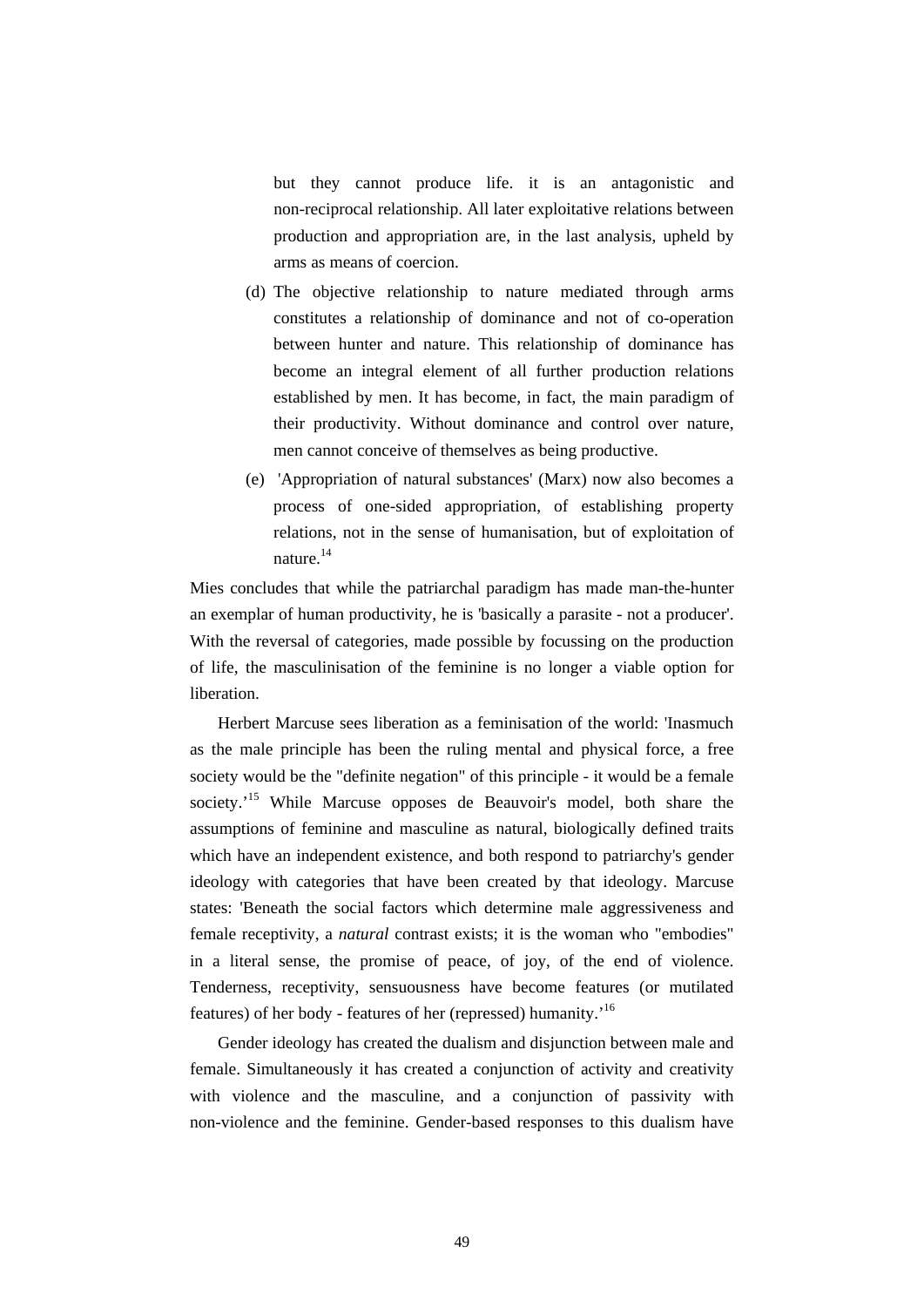but they cannot produce life. it is an antagonistic and non-reciprocal relationship. All later exploitative relations between production and appropriation are, in the last analysis, upheld by arms as means of coercion.

(d) The objective relationship to nature mediated through arms constitutes a relationship of dominance and not of co-operation between hunter and nature. This relationship of dominance has become an integral element of all further production relations established by men. It has become, in fact, the main paradigm of their productivity. Without dominance and control over nature, men cannot conceive of themselves as being productive.

(e) 'Appropriation of natural substances' (Marx) now also becomes a process of one-sided appropriation, of establishing property relations, not in the sense of humanisation, but of exploitation of nature.[14]

Mies concludes that while the patriarchal paradigm has made man-the-hunter an exemplar of human productivity, he is 'basically a parasite - not a producer'. With the reversal of categories, made possible by focussing on the production of life, the masculinisation of the feminine is no longer a viable option for liberation.

Herbert Marcuse sees liberation as a feminisation of the world: 'Inasmuch as the male principle has been the ruling mental and physical force, a free society would be the "definite negation" of this principle - it would be a female society.'[15] While Marcuse opposes de Beauvoir's model, both share the assumptions of feminine and masculine as natural, biologically defined traits which have an independent existence, and both respond to patriarchy's gender ideology with categories that have been created by that ideology. Marcuse states: 'Beneath the social factors which determine male aggressiveness and female receptivity, a *natural* contrast exists; it is the woman who "embodies" in a literal sense, the promise of peace, of joy, of the end of violence. Tenderness, receptivity, sensuousness have become features (or mutilated features) of her body - features of her (repressed) humanity.'[16]

Gender ideology has created the dualism and disjunction between male and female. Simultaneously it has created a conjunction of activity and creativity with violence and the masculine, and a conjunction of passivity with non-violence and the feminine. Gender-based responses to this dualism have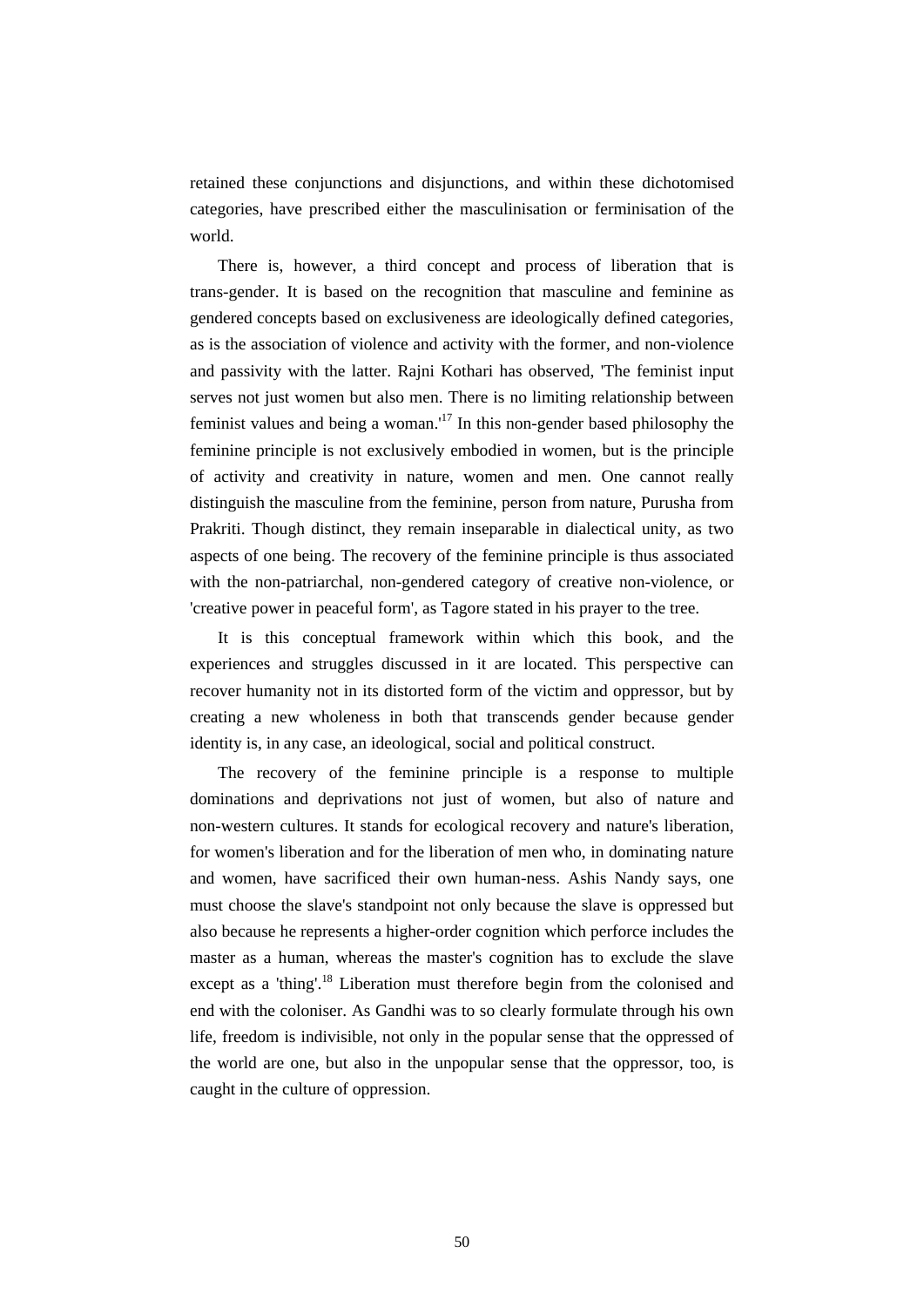retained these conjunctions and disjunctions, and within these dichotomised categories, have prescribed either the masculinisation or ferminisation of the world.

There is, however, a third concept and process of liberation that is trans-gender. It is based on the recognition that masculine and feminine as gendered concepts based on exclusiveness are ideologically defined categories, as is the association of violence and activity with the former, and non-violence and passivity with the latter. Rajni Kothari has observed, 'The feminist input serves not just women but also men. There is no limiting relationship between feminist values and being a woman.'[17] In this non-gender based philosophy the feminine principle is not exclusively embodied in women, but is the principle of activity and creativity in nature, women and men. One cannot really distinguish the masculine from the feminine, person from nature, Purusha from Prakriti. Though distinct, they remain inseparable in dialectical unity, as two aspects of one being. The recovery of the feminine principle is thus associated with the non-patriarchal, non-gendered category of creative non-violence, or 'creative power in peaceful form', as Tagore stated in his prayer to the tree.

It is this conceptual framework within which this book, and the experiences and struggles discussed in it are located. This perspective can recover humanity not in its distorted form of the victim and oppressor, but by creating a new wholeness in both that transcends gender because gender identity is, in any case, an ideological, social and political construct.

The recovery of the feminine principle is a response to multiple dominations and deprivations not just of women, but also of nature and non-western cultures. It stands for ecological recovery and nature's liberation, for women's liberation and for the liberation of men who, in dominating nature and women, have sacrificed their own human-ness. Ashis Nandy says, one must choose the slave's standpoint not only because the slave is oppressed but also because he represents a higher-order cognition which perforce includes the master as a human, whereas the master's cognition has to exclude the slave except as a 'thing'.[18] Liberation must therefore begin from the colonised and end with the coloniser. As Gandhi was to so clearly formulate through his own life, freedom is indivisible, not only in the popular sense that the oppressed of the world are one, but also in the unpopular sense that the oppressor, too, is caught in the culture of oppression.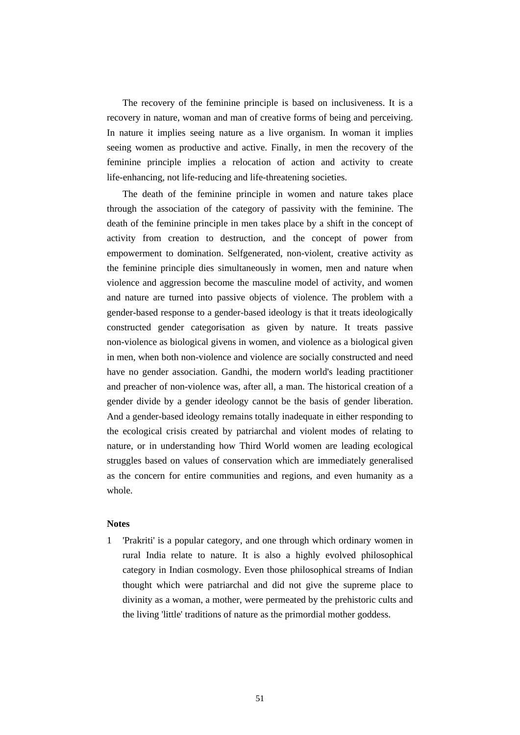The recovery of the feminine principle is based on inclusiveness. It is a recovery in nature, woman and man of creative forms of being and perceiving. In nature it implies seeing nature as a live organism. In woman it implies seeing women as productive and active. Finally, in men the recovery of the feminine principle implies a relocation of action and activity to create life-enhancing, not life-reducing and life-threatening societies.

The death of the feminine principle in women and nature takes place through the association of the category of passivity with the feminine. The death of the feminine principle in men takes place by a shift in the concept of activity from creation to destruction, and the concept of power from empowerment to domination. Selfgenerated, non-violent, creative activity as the feminine principle dies simultaneously in women, men and nature when violence and aggression become the masculine model of activity, and women and nature are turned into passive objects of violence. The problem with a gender-based response to a gender-based ideology is that it treats ideologically constructed gender categorisation as given by nature. It treats passive non-violence as biological givens in women, and violence as a biological given in men, when both non-violence and violence are socially constructed and need have no gender association. Gandhi, the modern world's leading practitioner and preacher of non-violence was, after all, a man. The historical creation of a gender divide by a gender ideology cannot be the basis of gender liberation. And a gender-based ideology remains totally inadequate in either responding to the ecological crisis created by patriarchal and violent modes of relating to nature, or in understanding how Third World women are leading ecological struggles based on values of conservation which are immediately generalised as the concern for entire communities and regions, and even humanity as a whole.

**Notes**

1 'Prakriti' is a popular category, and one through which ordinary women in rural India relate to nature. It is also a highly evolved philosophical category in Indian cosmology. Even those philosophical streams of Indian thought which were patriarchal and did not give the supreme place to divinity as a woman, a mother, were permeated by the prehistoric cults and the living 'little' traditions of nature as the primordial mother goddess.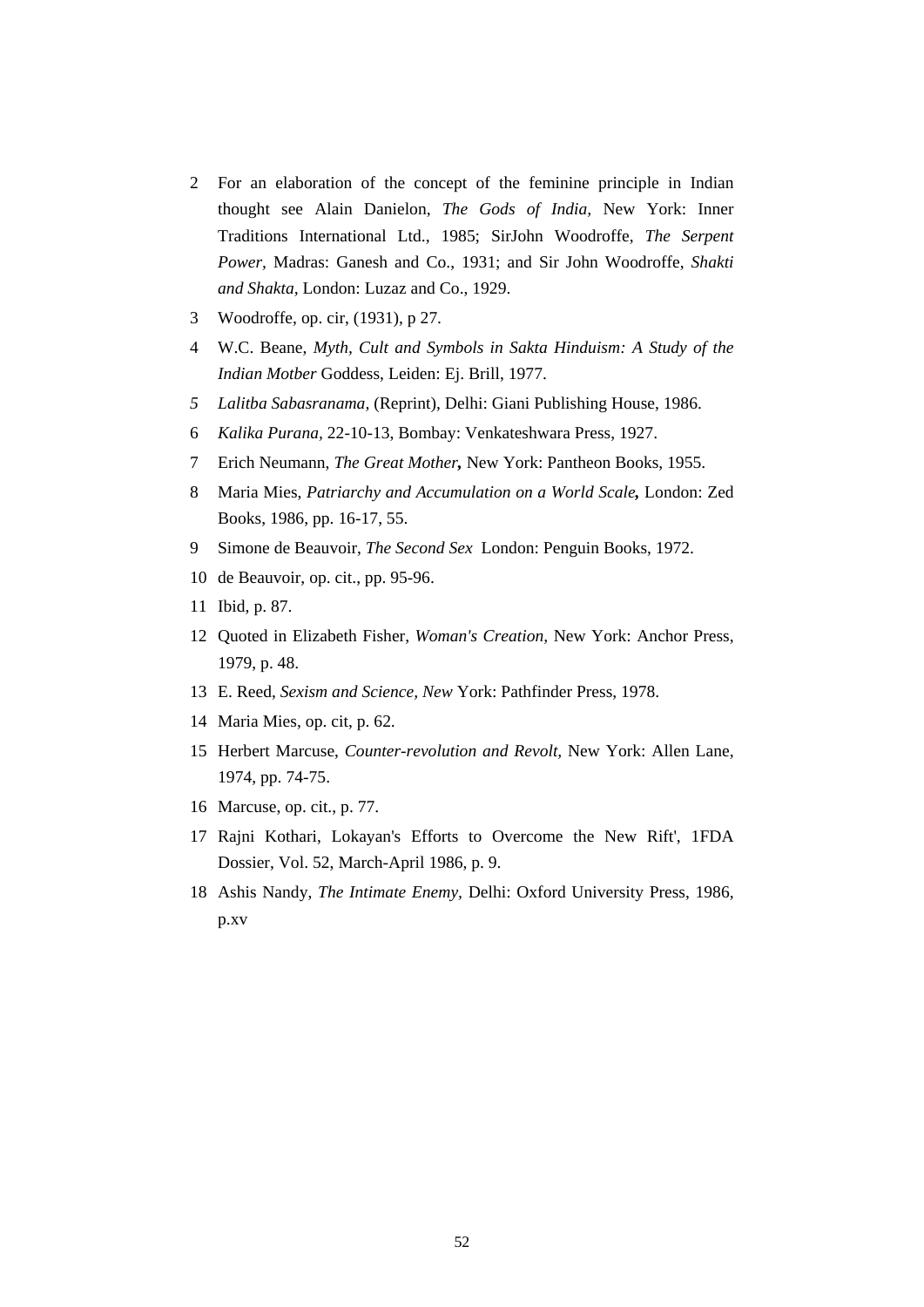2 For an elaboration of the concept of the feminine principle in Indian thought see Alain Danielon, *The Gods of India,* New York: Inner Traditions International Ltd., 1985; SirJohn Woodroffe, *The Serpent Power*, Madras: Ganesh and Co., 1931; and Sir John Woodroffe, *Shakti and Shakta,* London: Luzaz and Co., 1929.

3 Woodroffe, op. cir, (1931), p 27.

4 W.C. Beane, *Myth, Cult and Symbols in Sakta Hinduism: A Study of the Indian Motber* Goddess, Leiden: Ej. Brill, 1977.

*5* *Lalitba Sabasranama,* (Reprint), Delhi: Giani Publishing House, 1986.

6 *Kalika Purana,* 22-10-13, Bombay: Venkateshwara Press, 1927.

7 Erich Neumann, *The Great Mother***,** New York: Pantheon Books, 1955.

8 Maria Mies, *Patriarchy and Accumulation on a World Scale***,** London: Zed Books, 1986, pp. 16-17, 55.

9 Simone de Beauvoir, *The Second Sex* London: Penguin Books, 1972.

10 de Beauvoir, op. cit., pp. 95-96.

11 Ibid, p. 87.

12 Quoted in Elizabeth Fisher, *Woman's Creation,* New York: Anchor Press, 1979, p. 48.

13 E. Reed, *Sexism and Science, New* York: Pathfinder Press, 1978.

14 Maria Mies, op. cit, p. 62.

15 Herbert Marcuse, *Counter-revolution and Revolt,* New York: Allen Lane, 1974, pp. 74-75.

16 Marcuse, op. cit., p. 77.

17 Rajni Kothari, Lokayan's Efforts to Overcome the New Rift', 1FDA Dossier, Vol. 52, March-April 1986, p. 9.

18 Ashis Nandy, *The Intimate Enemy,* Delhi: Oxford University Press, 1986, p.xv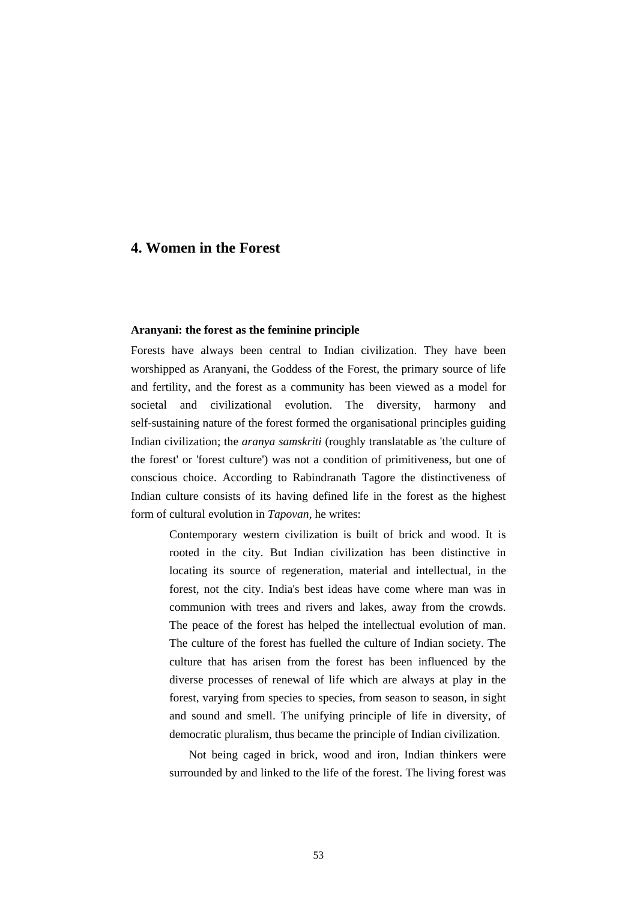# 4. Women in the Forest

### Aranyani: the forest as the feminine principle

Forests have always been central to Indian civilization. They have been worshipped as Aranyani, the Goddess of the Forest, the primary source of life and fertility, and the forest as a community has been viewed as a model for societal and civilizational evolution. The diversity, harmony and self-sustaining nature of the forest formed the organisational principles guiding Indian civilization; the *aranya samskriti* (roughly translatable as 'the culture of the forest' or 'forest culture') was not a condition of primitiveness, but one of conscious choice. According to Rabindranath Tagore the distinctiveness of Indian culture consists of its having defined life in the forest as the highest form of cultural evolution in *Tapovan,* he writes:

> Contemporary western civilization is built of brick and wood. It is rooted in the city. But Indian civilization has been distinctive in locating its source of regeneration, material and intellectual, in the forest, not the city. India's best ideas have come where man was in communion with trees and rivers and lakes, away from the crowds. The peace of the forest has helped the intellectual evolution of man. The culture of the forest has fuelled the culture of Indian society. The culture that has arisen from the forest has been influenced by the diverse processes of renewal of life which are always at play in the forest, varying from species to species, from season to season, in sight and sound and smell. The unifying principle of life in diversity, of democratic pluralism, thus became the principle of Indian civilization.
>
> Not being caged in brick, wood and iron, Indian thinkers were surrounded by and linked to the life of the forest. The living forest was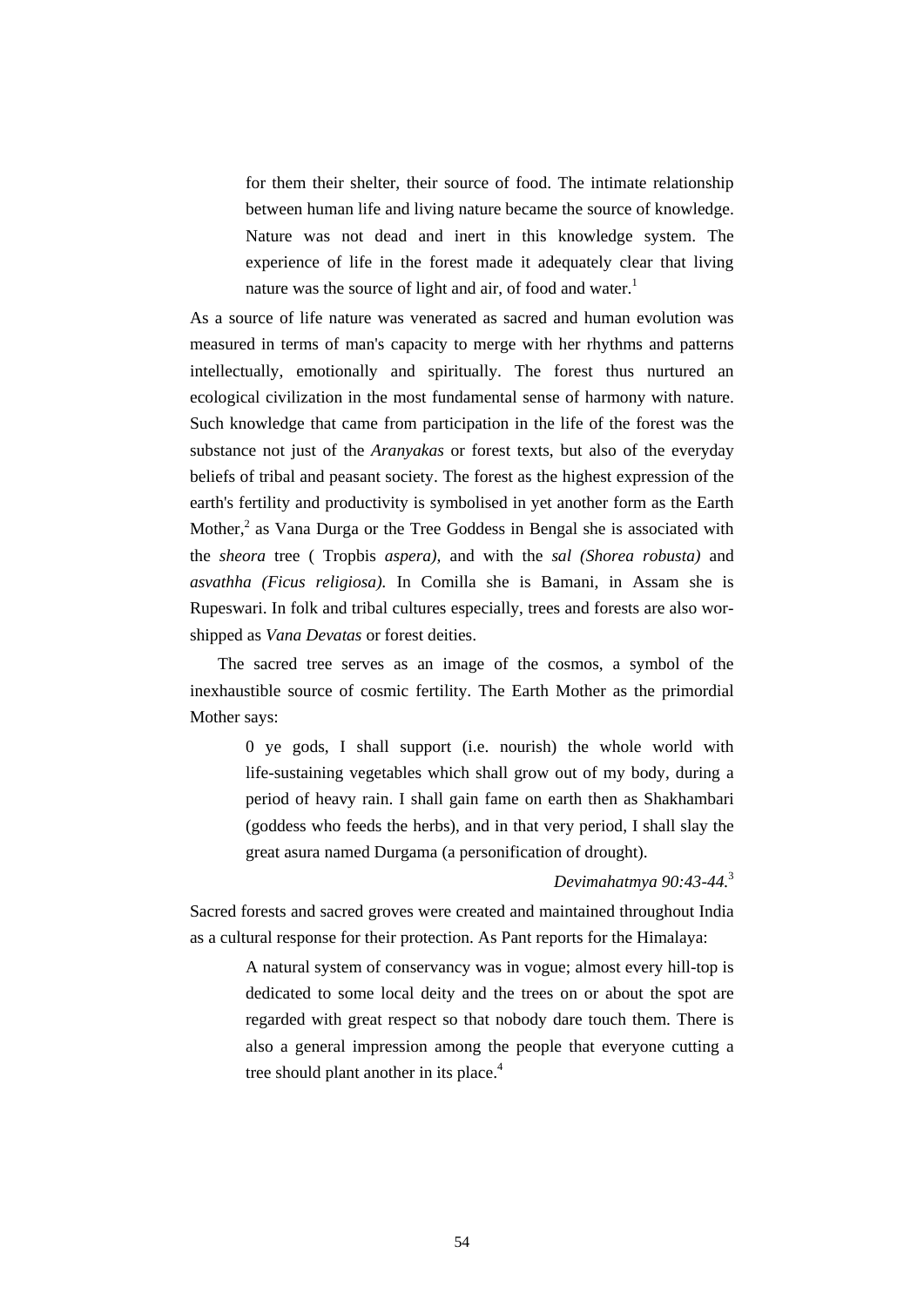> for them their shelter, their source of food. The intimate relationship between human life and living nature became the source of knowledge. Nature was not dead and inert in this knowledge system. The experience of life in the forest made it adequately clear that living nature was the source of light and air, of food and water.[1]

As a source of life nature was venerated as sacred and human evolution was measured in terms of man's capacity to merge with her rhythms and patterns intellectually, emotionally and spiritually. The forest thus nurtured an ecological civilization in the most fundamental sense of harmony with nature. Such knowledge that came from participation in the life of the forest was the substance not just of the *Aranyakas* or forest texts, but also of the everyday beliefs of tribal and peasant society. The forest as the highest expression of the earth's fertility and productivity is symbolised in yet another form as the Earth Mother,[2] as Vana Durga or the Tree Goddess in Bengal she is associated with the *sheora* tree ( Tropbis *aspera),* and with the *sal (Shorea robusta)* and *asvathha (Ficus religiosa).* In Comilla she is Bamani, in Assam she is Rupeswari. In folk and tribal cultures especially, trees and forests are also worshipped as *Vana Devatas* or forest deities.

The sacred tree serves as an image of the cosmos, a symbol of the inexhaustible source of cosmic fertility. The Earth Mother as the primordial Mother says:

> 0 ye gods, I shall support (i.e. nourish) the whole world with life-sustaining vegetables which shall grow out of my body, during a period of heavy rain. I shall gain fame on earth then as Shakhambari (goddess who feeds the herbs), and in that very period, I shall slay the great asura named Durgama (a personification of drought).
>
> *Devimahatmya 90:43-44.*[3]

Sacred forests and sacred groves were created and maintained throughout India as a cultural response for their protection. As Pant reports for the Himalaya:

> A natural system of conservancy was in vogue; almost every hill-top is dedicated to some local deity and the trees on or about the spot are regarded with great respect so that nobody dare touch them. There is also a general impression among the people that everyone cutting a tree should plant another in its place.[4]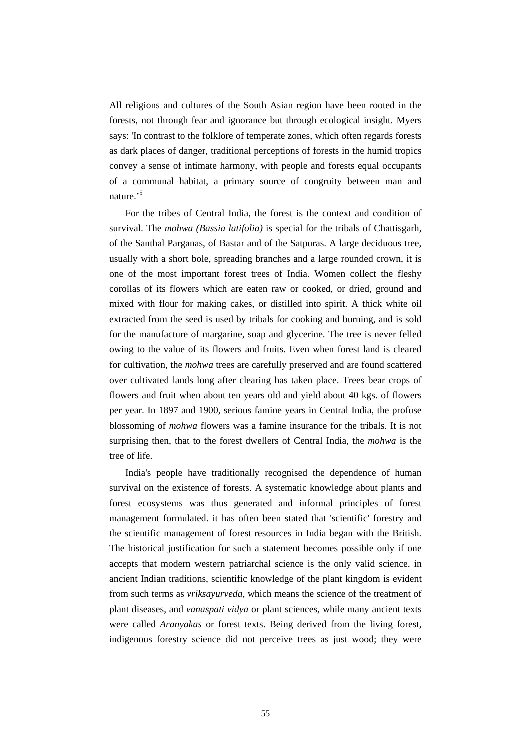All religions and cultures of the South Asian region have been rooted in the forests, not through fear and ignorance but through ecological insight. Myers says: 'In contrast to the folklore of temperate zones, which often regards forests as dark places of danger, traditional perceptions of forests in the humid tropics convey a sense of intimate harmony, with people and forests equal occupants of a communal habitat, a primary source of congruity between man and nature.'[5]

For the tribes of Central India, the forest is the context and condition of survival. The *mohwa (Bassia latifolia)* is special for the tribals of Chattisgarh, of the Santhal Parganas, of Bastar and of the Satpuras. A large deciduous tree, usually with a short bole, spreading branches and a large rounded crown, it is one of the most important forest trees of India. Women collect the fleshy corollas of its flowers which are eaten raw or cooked, or dried, ground and mixed with flour for making cakes, or distilled into spirit. A thick white oil extracted from the seed is used by tribals for cooking and burning, and is sold for the manufacture of margarine, soap and glycerine. The tree is never felled owing to the value of its flowers and fruits. Even when forest land is cleared for cultivation, the *mohwa* trees are carefully preserved and are found scattered over cultivated lands long after clearing has taken place. Trees bear crops of flowers and fruit when about ten years old and yield about 40 kgs. of flowers per year. In 1897 and 1900, serious famine years in Central India, the profuse blossoming of *mohwa* flowers was a famine insurance for the tribals. It is not surprising then, that to the forest dwellers of Central India, the *mohwa* is the tree of life.

India's people have traditionally recognised the dependence of human survival on the existence of forests. A systematic knowledge about plants and forest ecosystems was thus generated and informal principles of forest management formulated. it has often been stated that 'scientific' forestry and the scientific management of forest resources in India began with the British. The historical justification for such a statement becomes possible only if one accepts that modern western patriarchal science is the only valid science. in ancient Indian traditions, scientific knowledge of the plant kingdom is evident from such terms as *vriksayurveda*, which means the science of the treatment of plant diseases, and *vanaspati vidya* or plant sciences, while many ancient texts were called *Aranyakas* or forest texts. Being derived from the living forest, indigenous forestry science did not perceive trees as just wood; they were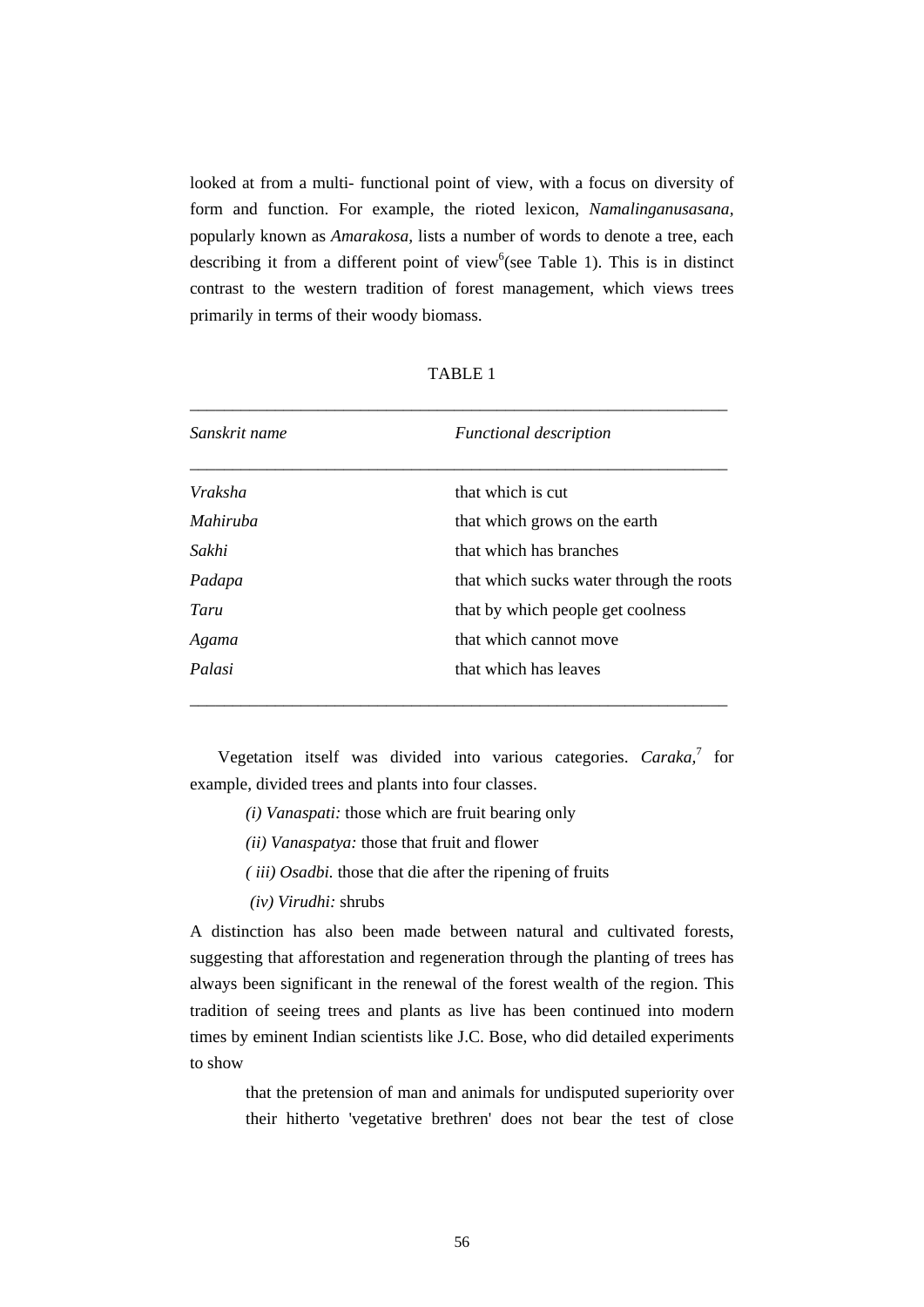looked at from a multi- functional point of view, with a focus on diversity of form and function. For example, the rioted lexicon, *Namalinganusasana,* popularly known as *Amarakosa,* lists a number of words to denote a tree, each describing it from a different point of view[6](see Table 1). This is in distinct contrast to the western tradition of forest management, which views trees primarily in terms of their woody biomass.

TABLE 1

| *Sanskrit name* | *Functional description* |
|---|---|
| *Vraksha* | that which is cut |
| *Mahiruba* | that which grows on the earth |
| *Sakhi* | that which has branches |
| *Padapa* | that which sucks water through the roots |
| *Taru* | that by which people get coolness |
| *Agama* | that which cannot move |
| *Palasi* | that which has leaves |

Vegetation itself was divided into various categories. *Caraka,*[7] for example, divided trees and plants into four classes.

*(i) Vanaspati:* those which are fruit bearing only

*(ii) Vanaspatya:* those that fruit and flower

*( iii) Osadbi.* those that die after the ripening of fruits

*(iv) Virudhi:* shrubs

A distinction has also been made between natural and cultivated forests, suggesting that afforestation and regeneration through the planting of trees has always been significant in the renewal of the forest wealth of the region. This tradition of seeing trees and plants as live has been continued into modern times by eminent Indian scientists like J.C. Bose, who did detailed experiments to show

> that the pretension of man and animals for undisputed superiority over their hitherto 'vegetative brethren' does not bear the test of close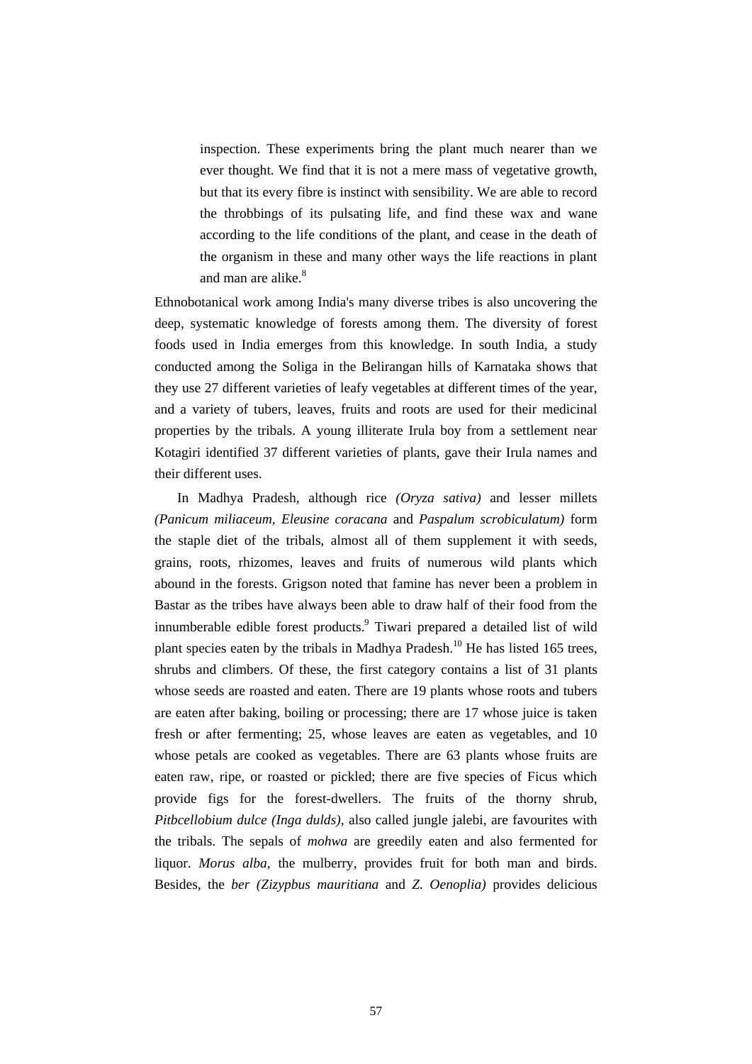> inspection. These experiments bring the plant much nearer than we ever thought. We find that it is not a mere mass of vegetative growth, but that its every fibre is instinct with sensibility. We are able to record the throbbings of its pulsating life, and find these wax and wane according to the life conditions of the plant, and cease in the death of the organism in these and many other ways the life reactions in plant and man are alike.[8]

Ethnobotanical work among India's many diverse tribes is also uncovering the deep, systematic knowledge of forests among them. The diversity of forest foods used in India emerges from this knowledge. In south India, a study conducted among the Soliga in the Belirangan hills of Karnataka shows that they use 27 different varieties of leafy vegetables at different times of the year, and a variety of tubers, leaves, fruits and roots are used for their medicinal properties by the tribals. A young illiterate Irula boy from a settlement near Kotagiri identified 37 different varieties of plants, gave their Irula names and their different uses.

In Madhya Pradesh, although rice *(Oryza sativa)* and lesser millets *(Panicum miliaceum, Eleusine coracana* and *Paspalum scrobiculatum)* form the staple diet of the tribals, almost all of them supplement it with seeds, grains, roots, rhizomes, leaves and fruits of numerous wild plants which abound in the forests. Grigson noted that famine has never been a problem in Bastar as the tribes have always been able to draw half of their food from the innumberable edible forest products.[9] Tiwari prepared a detailed list of wild plant species eaten by the tribals in Madhya Pradesh.[10] He has listed 165 trees, shrubs and climbers. Of these, the first category contains a list of 31 plants whose seeds are roasted and eaten. There are 19 plants whose roots and tubers are eaten after baking, boiling or processing; there are 17 whose juice is taken fresh or after fermenting; 25, whose leaves are eaten as vegetables, and 10 whose petals are cooked as vegetables. There are 63 plants whose fruits are eaten raw, ripe, or roasted or pickled; there are five species of Ficus which provide figs for the forest-dwellers. The fruits of the thorny shrub, *Pitbcellobium dulce (Inga dulds)*, also called jungle jalebi, are favourites with the tribals. The sepals of *mohwa* are greedily eaten and also fermented for liquor. *Morus alba*, the mulberry, provides fruit for both man and birds. Besides, the *ber (Zizypbus mauritiana* and *Z. Oenoplia)* provides delicious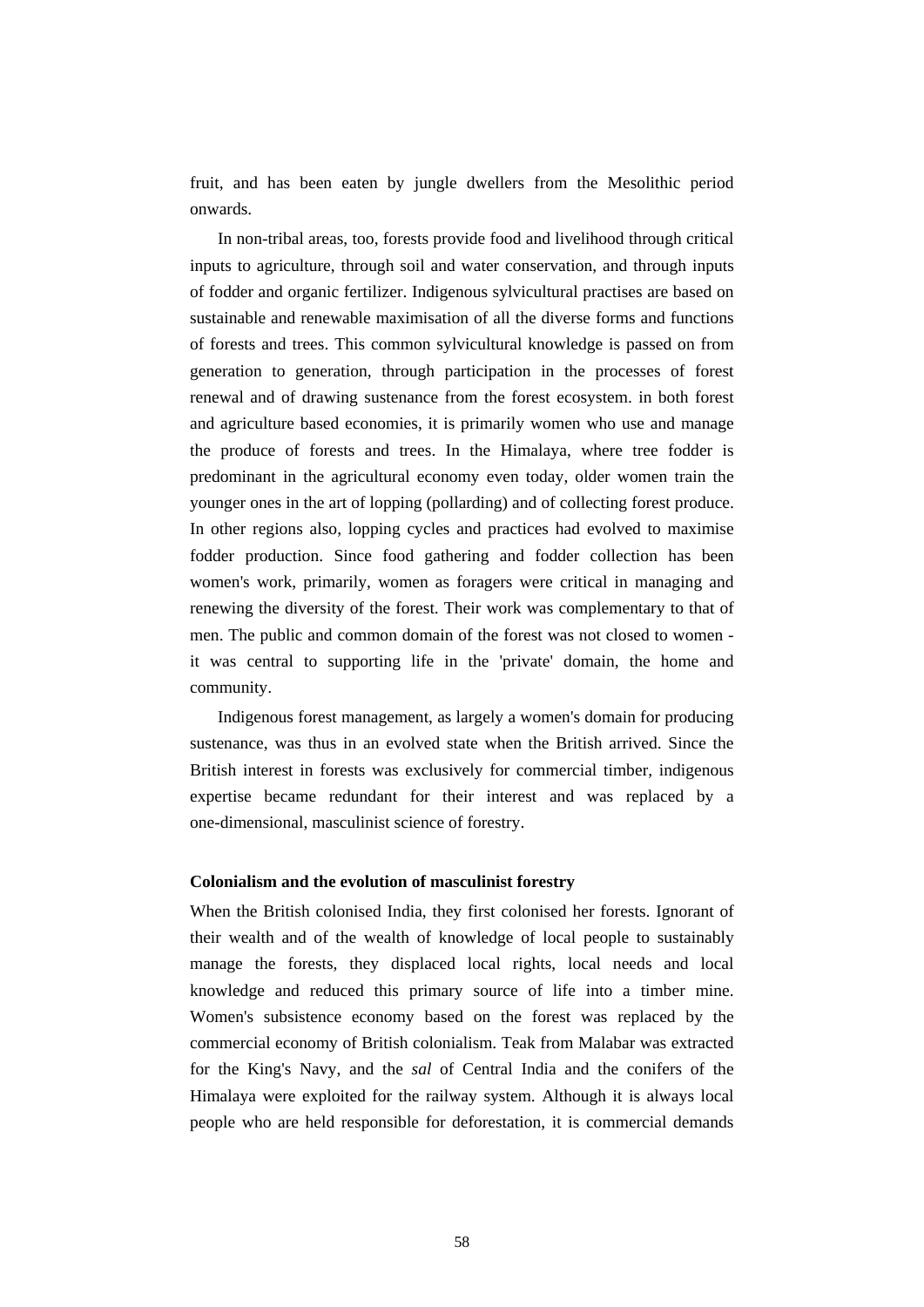fruit, and has been eaten by jungle dwellers from the Mesolithic period onwards.

In non-tribal areas, too, forests provide food and livelihood through critical inputs to agriculture, through soil and water conservation, and through inputs of fodder and organic fertilizer. Indigenous sylvicultural practises are based on sustainable and renewable maximisation of all the diverse forms and functions of forests and trees. This common sylvicultural knowledge is passed on from generation to generation, through participation in the processes of forest renewal and of drawing sustenance from the forest ecosystem. in both forest and agriculture based economies, it is primarily women who use and manage the produce of forests and trees. In the Himalaya, where tree fodder is predominant in the agricultural economy even today, older women train the younger ones in the art of lopping (pollarding) and of collecting forest produce. In other regions also, lopping cycles and practices had evolved to maximise fodder production. Since food gathering and fodder collection has been women's work, primarily, women as foragers were critical in managing and renewing the diversity of the forest. Their work was complementary to that of men. The public and common domain of the forest was not closed to women - it was central to supporting life in the 'private' domain, the home and community.

Indigenous forest management, as largely a women's domain for producing sustenance, was thus in an evolved state when the British arrived. Since the British interest in forests was exclusively for commercial timber, indigenous expertise became redundant for their interest and was replaced by a one-dimensional, masculinist science of forestry.

**Colonialism and the evolution of masculinist forestry**

When the British colonised India, they first colonised her forests. Ignorant of their wealth and of the wealth of knowledge of local people to sustainably manage the forests, they displaced local rights, local needs and local knowledge and reduced this primary source of life into a timber mine. Women's subsistence economy based on the forest was replaced by the commercial economy of British colonialism. Teak from Malabar was extracted for the King's Navy, and the *sal* of Central India and the conifers of the Himalaya were exploited for the railway system. Although it is always local people who are held responsible for deforestation, it is commercial demands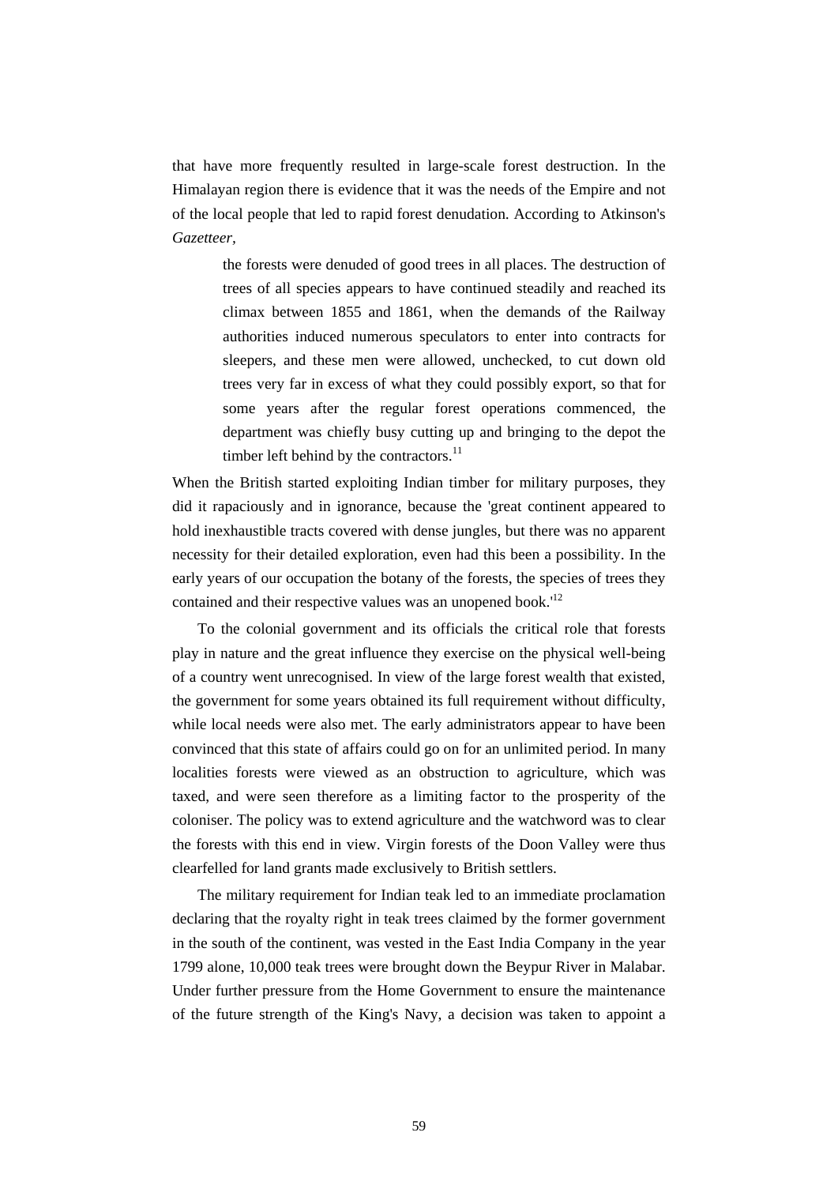that have more frequently resulted in large-scale forest destruction. In the Himalayan region there is evidence that it was the needs of the Empire and not of the local people that led to rapid forest denudation. According to Atkinson's *Gazetteer*,

> the forests were denuded of good trees in all places. The destruction of trees of all species appears to have continued steadily and reached its climax between 1855 and 1861, when the demands of the Railway authorities induced numerous speculators to enter into contracts for sleepers, and these men were allowed, unchecked, to cut down old trees very far in excess of what they could possibly export, so that for some years after the regular forest operations commenced, the department was chiefly busy cutting up and bringing to the depot the timber left behind by the contractors.[11]

When the British started exploiting Indian timber for military purposes, they did it rapaciously and in ignorance, because the 'great continent appeared to hold inexhaustible tracts covered with dense jungles, but there was no apparent necessity for their detailed exploration, even had this been a possibility. In the early years of our occupation the botany of the forests, the species of trees they contained and their respective values was an unopened book.'[12]

To the colonial government and its officials the critical role that forests play in nature and the great influence they exercise on the physical well-being of a country went unrecognised. In view of the large forest wealth that existed, the government for some years obtained its full requirement without difficulty, while local needs were also met. The early administrators appear to have been convinced that this state of affairs could go on for an unlimited period. In many localities forests were viewed as an obstruction to agriculture, which was taxed, and were seen therefore as a limiting factor to the prosperity of the coloniser. The policy was to extend agriculture and the watchword was to clear the forests with this end in view. Virgin forests of the Doon Valley were thus clearfelled for land grants made exclusively to British settlers.

The military requirement for Indian teak led to an immediate proclamation declaring that the royalty right in teak trees claimed by the former government in the south of the continent, was vested in the East India Company in the year 1799 alone, 10,000 teak trees were brought down the Beypur River in Malabar. Under further pressure from the Home Government to ensure the maintenance of the future strength of the King's Navy, a decision was taken to appoint a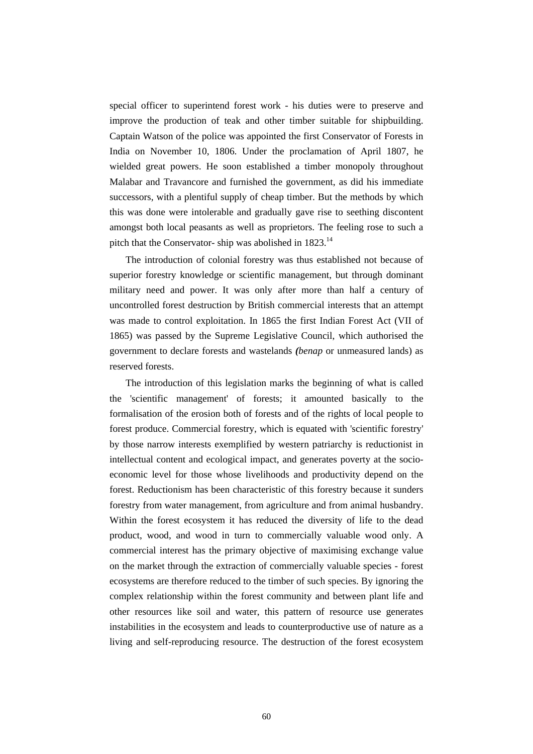special officer to superintend forest work - his duties were to preserve and improve the production of teak and other timber suitable for shipbuilding. Captain Watson of the police was appointed the first Conservator of Forests in India on November 10, 1806. Under the proclamation of April 1807, he wielded great powers. He soon established a timber monopoly throughout Malabar and Travancore and furnished the government, as did his immediate successors, with a plentiful supply of cheap timber. But the methods by which this was done were intolerable and gradually gave rise to seething discontent amongst both local peasants as well as proprietors. The feeling rose to such a pitch that the Conservator- ship was abolished in 1823.[14]

The introduction of colonial forestry was thus established not because of superior forestry knowledge or scientific management, but through dominant military need and power. It was only after more than half a century of uncontrolled forest destruction by British commercial interests that an attempt was made to control exploitation. In 1865 the first Indian Forest Act (VII of 1865) was passed by the Supreme Legislative Council, which authorised the government to declare forests and wastelands *(benap* or unmeasured lands) as reserved forests.

The introduction of this legislation marks the beginning of what is called the 'scientific management' of forests; it amounted basically to the formalisation of the erosion both of forests and of the rights of local people to forest produce. Commercial forestry, which is equated with 'scientific forestry' by those narrow interests exemplified by western patriarchy is reductionist in intellectual content and ecological impact, and generates poverty at the socio-economic level for those whose livelihoods and productivity depend on the forest. Reductionism has been characteristic of this forestry because it sunders forestry from water management, from agriculture and from animal husbandry. Within the forest ecosystem it has reduced the diversity of life to the dead product, wood, and wood in turn to commercially valuable wood only. A commercial interest has the primary objective of maximising exchange value on the market through the extraction of commercially valuable species - forest ecosystems are therefore reduced to the timber of such species. By ignoring the complex relationship within the forest community and between plant life and other resources like soil and water, this pattern of resource use generates instabilities in the ecosystem and leads to counterproductive use of nature as a living and self-reproducing resource. The destruction of the forest ecosystem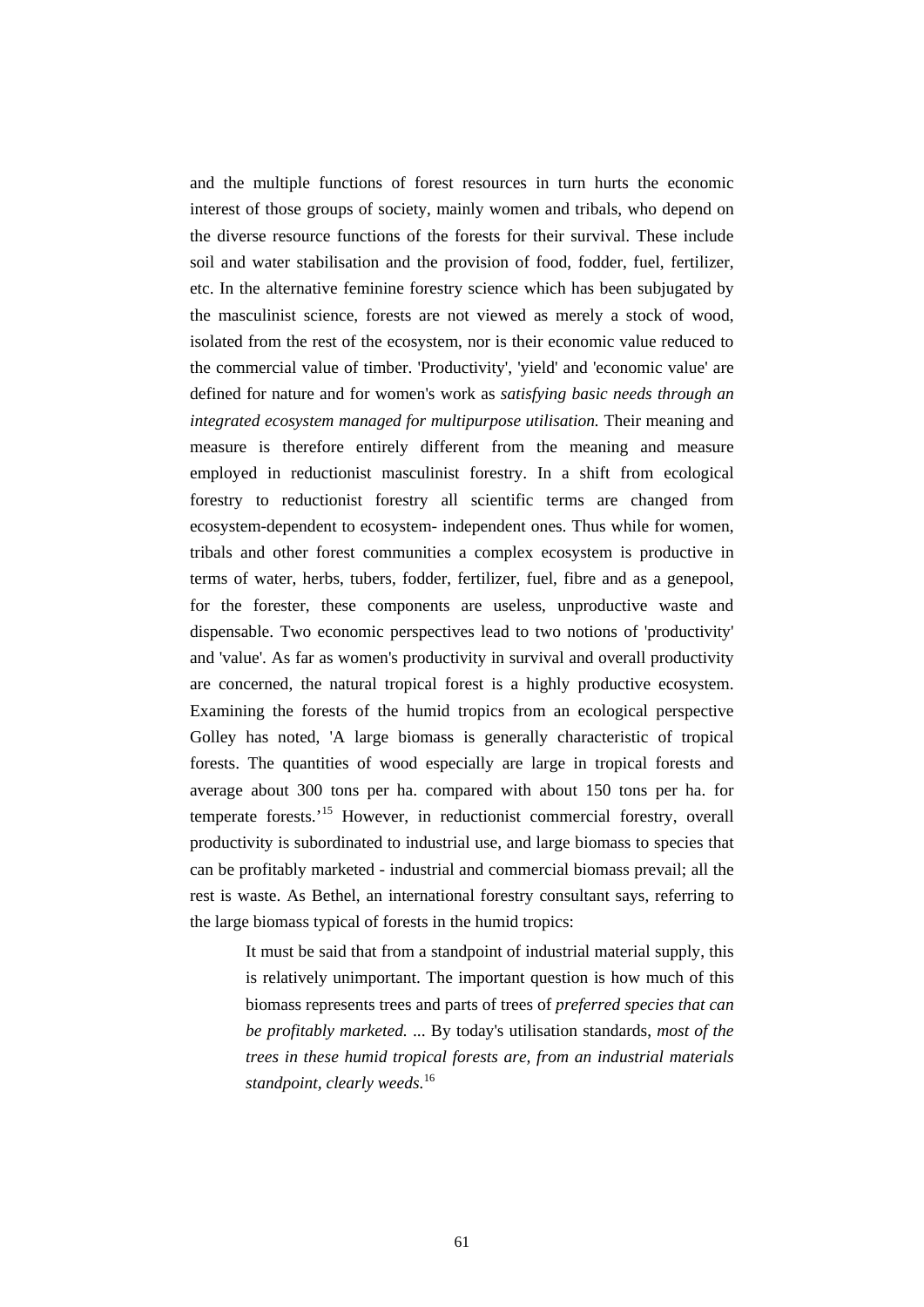and the multiple functions of forest resources in turn hurts the economic interest of those groups of society, mainly women and tribals, who depend on the diverse resource functions of the forests for their survival. These include soil and water stabilisation and the provision of food, fodder, fuel, fertilizer, etc. In the alternative feminine forestry science which has been subjugated by the masculinist science, forests are not viewed as merely a stock of wood, isolated from the rest of the ecosystem, nor is their economic value reduced to the commercial value of timber. 'Productivity', 'yield' and 'economic value' are defined for nature and for women's work as *satisfying basic needs through an integrated ecosystem managed for multipurpose utilisation.* Their meaning and measure is therefore entirely different from the meaning and measure employed in reductionist masculinist forestry. In a shift from ecological forestry to reductionist forestry all scientific terms are changed from ecosystem-dependent to ecosystem- independent ones. Thus while for women, tribals and other forest communities a complex ecosystem is productive in terms of water, herbs, tubers, fodder, fertilizer, fuel, fibre and as a genepool, for the forester, these components are useless, unproductive waste and dispensable. Two economic perspectives lead to two notions of 'productivity' and 'value'. As far as women's productivity in survival and overall productivity are concerned, the natural tropical forest is a highly productive ecosystem. Examining the forests of the humid tropics from an ecological perspective Golley has noted, 'A large biomass is generally characteristic of tropical forests. The quantities of wood especially are large in tropical forests and average about 300 tons per ha. compared with about 150 tons per ha. for temperate forests.'[15] However, in reductionist commercial forestry, overall productivity is subordinated to industrial use, and large biomass to species that can be profitably marketed - industrial and commercial biomass prevail; all the rest is waste. As Bethel, an international forestry consultant says, referring to the large biomass typical of forests in the humid tropics:

> It must be said that from a standpoint of industrial material supply, this is relatively unimportant. The important question is how much of this biomass represents trees and parts of trees of *preferred species that can be profitably marketed.* ... By today's utilisation standards, *most of the trees in these humid tropical forests are, from an industrial materials standpoint, clearly weeds.*[16]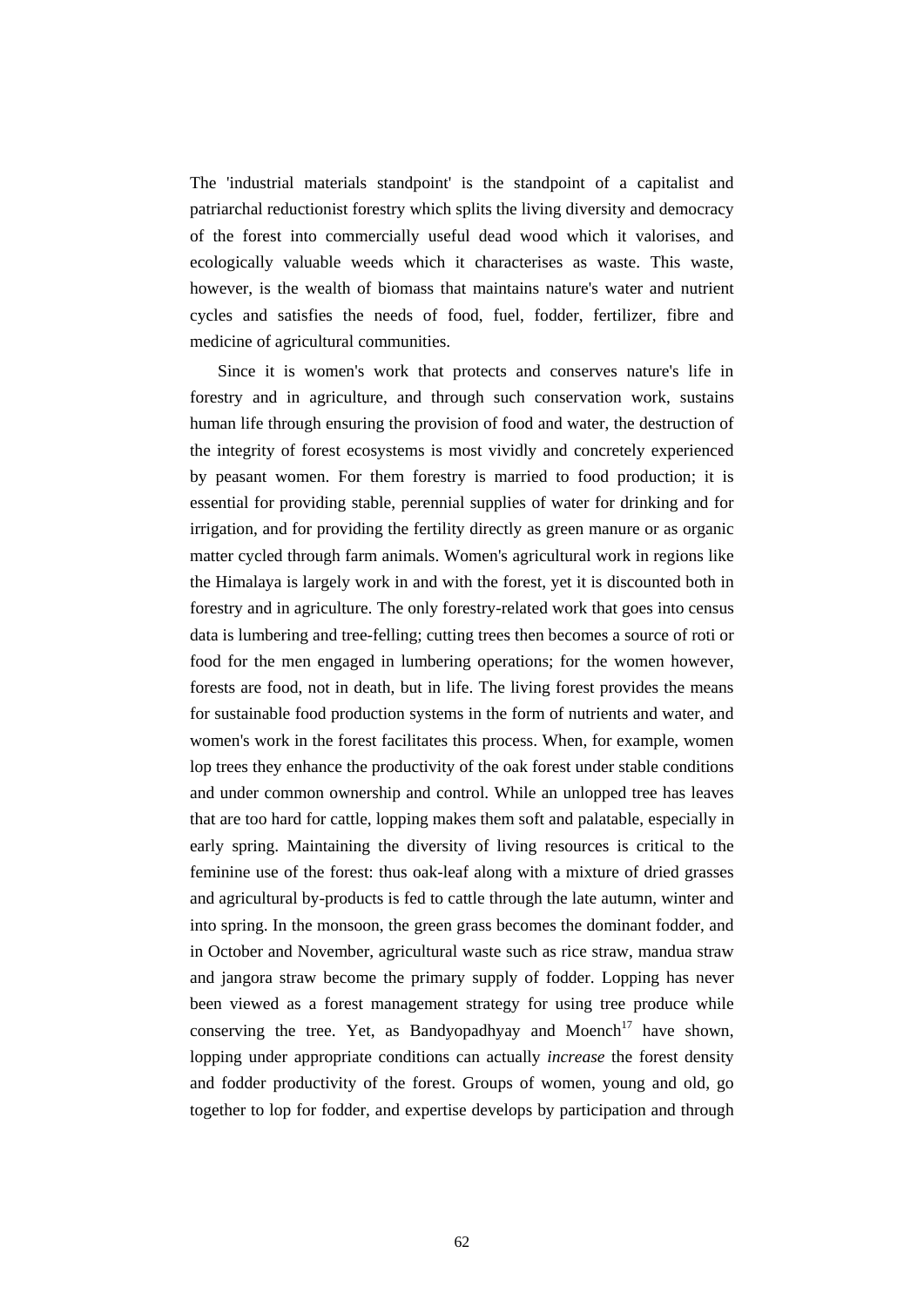The 'industrial materials standpoint' is the standpoint of a capitalist and patriarchal reductionist forestry which splits the living diversity and democracy of the forest into commercially useful dead wood which it valorises, and ecologically valuable weeds which it characterises as waste. This waste, however, is the wealth of biomass that maintains nature's water and nutrient cycles and satisfies the needs of food, fuel, fodder, fertilizer, fibre and medicine of agricultural communities.

Since it is women's work that protects and conserves nature's life in forestry and in agriculture, and through such conservation work, sustains human life through ensuring the provision of food and water, the destruction of the integrity of forest ecosystems is most vividly and concretely experienced by peasant women. For them forestry is married to food production; it is essential for providing stable, perennial supplies of water for drinking and for irrigation, and for providing the fertility directly as green manure or as organic matter cycled through farm animals. Women's agricultural work in regions like the Himalaya is largely work in and with the forest, yet it is discounted both in forestry and in agriculture. The only forestry-related work that goes into census data is lumbering and tree-felling; cutting trees then becomes a source of roti or food for the men engaged in lumbering operations; for the women however, forests are food, not in death, but in life. The living forest provides the means for sustainable food production systems in the form of nutrients and water, and women's work in the forest facilitates this process. When, for example, women lop trees they enhance the productivity of the oak forest under stable conditions and under common ownership and control. While an unlopped tree has leaves that are too hard for cattle, lopping makes them soft and palatable, especially in early spring. Maintaining the diversity of living resources is critical to the feminine use of the forest: thus oak-leaf along with a mixture of dried grasses and agricultural by-products is fed to cattle through the late autumn, winter and into spring. In the monsoon, the green grass becomes the dominant fodder, and in October and November, agricultural waste such as rice straw, mandua straw and jangora straw become the primary supply of fodder. Lopping has never been viewed as a forest management strategy for using tree produce while conserving the tree. Yet, as Bandyopadhyay and Moench[17] have shown, lopping under appropriate conditions can actually *increase* the forest density and fodder productivity of the forest. Groups of women, young and old, go together to lop for fodder, and expertise develops by participation and through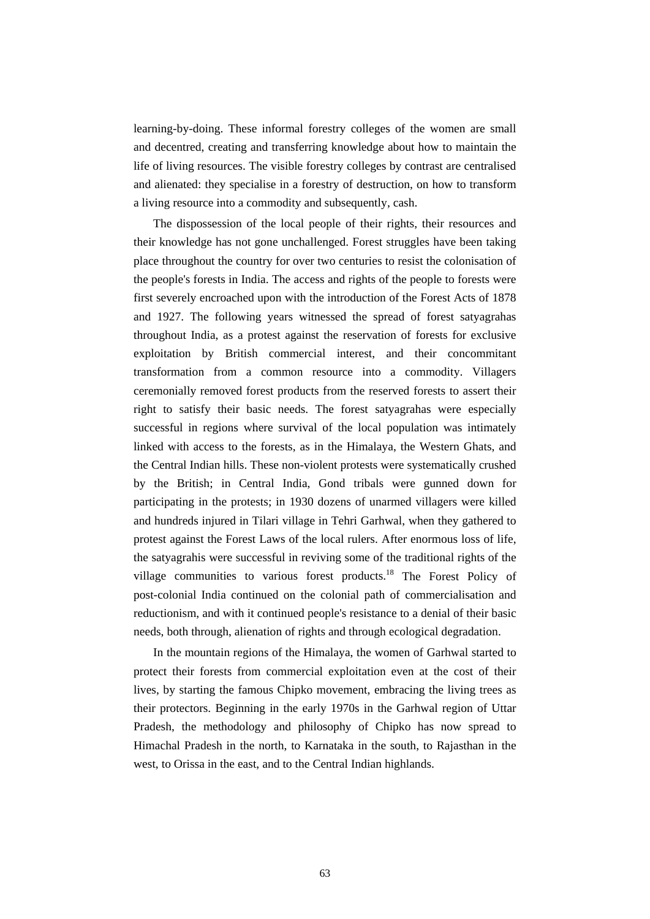learning-by-doing. These informal forestry colleges of the women are small and decentred, creating and transferring knowledge about how to maintain the life of living resources. The visible forestry colleges by contrast are centralised and alienated: they specialise in a forestry of destruction, on how to transform a living resource into a commodity and subsequently, cash.

The dispossession of the local people of their rights, their resources and their knowledge has not gone unchallenged. Forest struggles have been taking place throughout the country for over two centuries to resist the colonisation of the people's forests in India. The access and rights of the people to forests were first severely encroached upon with the introduction of the Forest Acts of 1878 and 1927. The following years witnessed the spread of forest satyagrahas throughout India, as a protest against the reservation of forests for exclusive exploitation by British commercial interest, and their concommitant transformation from a common resource into a commodity. Villagers ceremonially removed forest products from the reserved forests to assert their right to satisfy their basic needs. The forest satyagrahas were especially successful in regions where survival of the local population was intimately linked with access to the forests, as in the Himalaya, the Western Ghats, and the Central Indian hills. These non-violent protests were systematically crushed by the British; in Central India, Gond tribals were gunned down for participating in the protests; in 1930 dozens of unarmed villagers were killed and hundreds injured in Tilari village in Tehri Garhwal, when they gathered to protest against the Forest Laws of the local rulers. After enormous loss of life, the satyagrahis were successful in reviving some of the traditional rights of the village communities to various forest products.[18] The Forest Policy of post-colonial India continued on the colonial path of commercialisation and reductionism, and with it continued people's resistance to a denial of their basic needs, both through, alienation of rights and through ecological degradation.

In the mountain regions of the Himalaya, the women of Garhwal started to protect their forests from commercial exploitation even at the cost of their lives, by starting the famous Chipko movement, embracing the living trees as their protectors. Beginning in the early 1970s in the Garhwal region of Uttar Pradesh, the methodology and philosophy of Chipko has now spread to Himachal Pradesh in the north, to Karnataka in the south, to Rajasthan in the west, to Orissa in the east, and to the Central Indian highlands.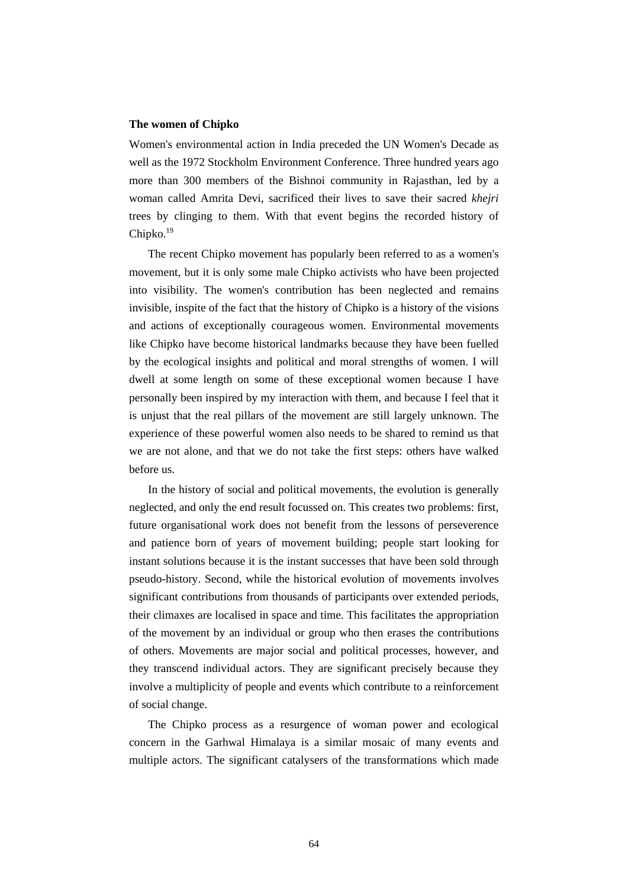**The women of Chipko**

Women's environmental action in India preceded the UN Women's Decade as well as the 1972 Stockholm Environment Conference. Three hundred years ago more than 300 members of the Bishnoi community in Rajasthan, led by a woman called Amrita Devi, sacrificed their lives to save their sacred *khejri* trees by clinging to them. With that event begins the recorded history of Chipko.[19]

The recent Chipko movement has popularly been referred to as a women's movement, but it is only some male Chipko activists who have been projected into visibility. The women's contribution has been neglected and remains invisible, inspite of the fact that the history of Chipko is a history of the visions and actions of exceptionally courageous women. Environmental movements like Chipko have become historical landmarks because they have been fuelled by the ecological insights and political and moral strengths of women. I will dwell at some length on some of these exceptional women because I have personally been inspired by my interaction with them, and because I feel that it is unjust that the real pillars of the movement are still largely unknown. The experience of these powerful women also needs to be shared to remind us that we are not alone, and that we do not take the first steps: others have walked before us.

In the history of social and political movements, the evolution is generally neglected, and only the end result focussed on. This creates two problems: first, future organisational work does not benefit from the lessons of perseverence and patience born of years of movement building; people start looking for instant solutions because it is the instant successes that have been sold through pseudo-history. Second, while the historical evolution of movements involves significant contributions from thousands of participants over extended periods, their climaxes are localised in space and time. This facilitates the appropriation of the movement by an individual or group who then erases the contributions of others. Movements are major social and political processes, however, and they transcend individual actors. They are significant precisely because they involve a multiplicity of people and events which contribute to a reinforcement of social change.

The Chipko process as a resurgence of woman power and ecological concern in the Garhwal Himalaya is a similar mosaic of many events and multiple actors. The significant catalysers of the transformations which made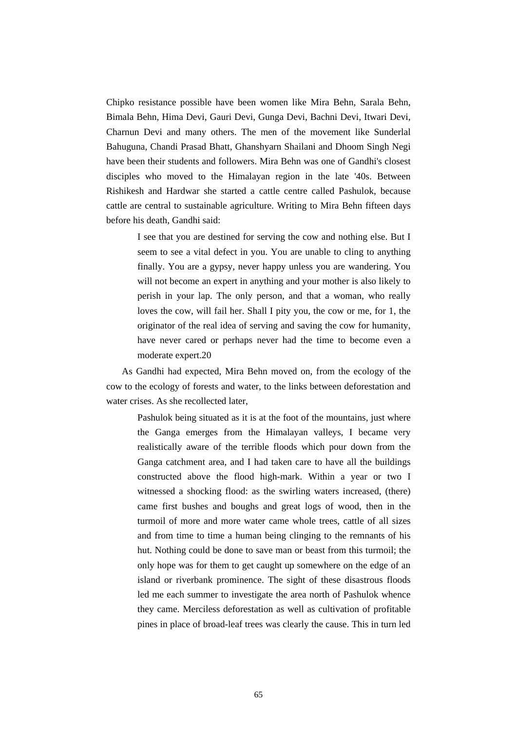Chipko resistance possible have been women like Mira Behn, Sarala Behn, Bimala Behn, Hima Devi, Gauri Devi, Gunga Devi, Bachni Devi, Itwari Devi, Charnun Devi and many others. The men of the movement like Sunderlal Bahuguna, Chandi Prasad Bhatt, Ghanshyarn Shailani and Dhoom Singh Negi have been their students and followers. Mira Behn was one of Gandhi's closest disciples who moved to the Himalayan region in the late '40s. Between Rishikesh and Hardwar she started a cattle centre called Pashulok, because cattle are central to sustainable agriculture. Writing to Mira Behn fifteen days before his death, Gandhi said:

> I see that you are destined for serving the cow and nothing else. But I seem to see a vital defect in you. You are unable to cling to anything finally. You are a gypsy, never happy unless you are wandering. You will not become an expert in anything and your mother is also likely to perish in your lap. The only person, and that a woman, who really loves the cow, will fail her. Shall I pity you, the cow or me, for 1, the originator of the real idea of serving and saving the cow for humanity, have never cared or perhaps never had the time to become even a moderate expert.[20]

As Gandhi had expected, Mira Behn moved on, from the ecology of the cow to the ecology of forests and water, to the links between deforestation and water crises. As she recollected later,

> Pashulok being situated as it is at the foot of the mountains, just where the Ganga emerges from the Himalayan valleys, I became very realistically aware of the terrible floods which pour down from the Ganga catchment area, and I had taken care to have all the buildings constructed above the flood high-mark. Within a year or two I witnessed a shocking flood: as the swirling waters increased, (there) came first bushes and boughs and great logs of wood, then in the turmoil of more and more water came whole trees, cattle of all sizes and from time to time a human being clinging to the remnants of his hut. Nothing could be done to save man or beast from this turmoil; the only hope was for them to get caught up somewhere on the edge of an island or riverbank prominence. The sight of these disastrous floods led me each summer to investigate the area north of Pashulok whence they came. Merciless deforestation as well as cultivation of profitable pines in place of broad-leaf trees was clearly the cause. This in turn led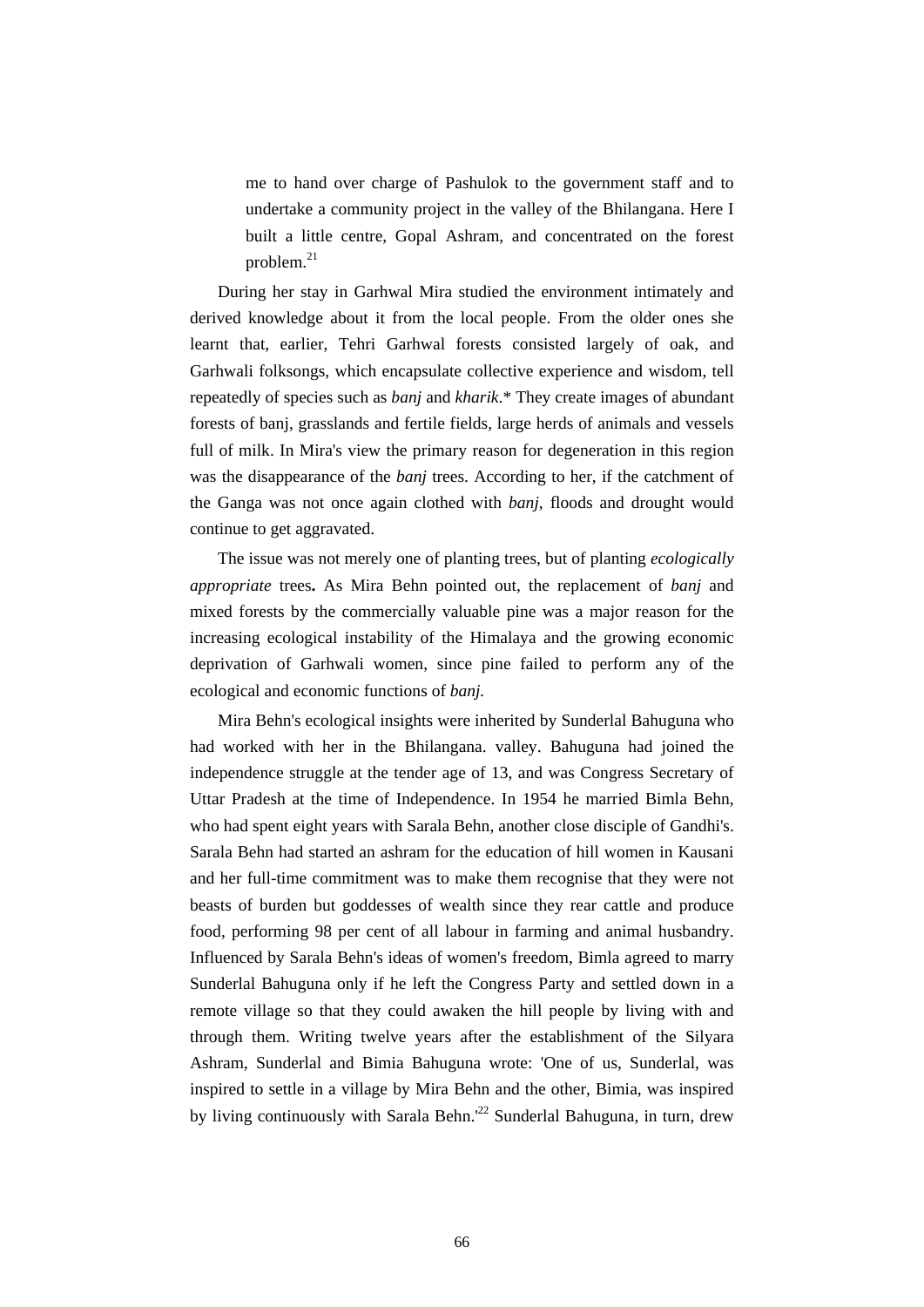> me to hand over charge of Pashulok to the government staff and to undertake a community project in the valley of the Bhilangana. Here I built a little centre, Gopal Ashram, and concentrated on the forest problem.[21]

During her stay in Garhwal Mira studied the environment intimately and derived knowledge about it from the local people. From the older ones she learnt that, earlier, Tehri Garhwal forests consisted largely of oak, and Garhwali folksongs, which encapsulate collective experience and wisdom, tell repeatedly of species such as *banj* and *kharik*.* They create images of abundant forests of banj, grasslands and fertile fields, large herds of animals and vessels full of milk. In Mira's view the primary reason for degeneration in this region was the disappearance of the *banj* trees. According to her, if the catchment of the Ganga was not once again clothed with *banj*, floods and drought would continue to get aggravated.

The issue was not merely one of planting trees, but of planting *ecologically appropriate* trees**.** As Mira Behn pointed out, the replacement of *banj* and mixed forests by the commercially valuable pine was a major reason for the increasing ecological instability of the Himalaya and the growing economic deprivation of Garhwali women, since pine failed to perform any of the ecological and economic functions of *banj.*

Mira Behn's ecological insights were inherited by Sunderlal Bahuguna who had worked with her in the Bhilangana. valley. Bahuguna had joined the independence struggle at the tender age of 13, and was Congress Secretary of Uttar Pradesh at the time of Independence. In 1954 he married Bimla Behn, who had spent eight years with Sarala Behn, another close disciple of Gandhi's. Sarala Behn had started an ashram for the education of hill women in Kausani and her full-time commitment was to make them recognise that they were not beasts of burden but goddesses of wealth since they rear cattle and produce food, performing 98 per cent of all labour in farming and animal husbandry. Influenced by Sarala Behn's ideas of women's freedom, Bimla agreed to marry Sunderlal Bahuguna only if he left the Congress Party and settled down in a remote village so that they could awaken the hill people by living with and through them. Writing twelve years after the establishment of the Silyara Ashram, Sunderlal and Bimia Bahuguna wrote: 'One of us, Sunderlal, was inspired to settle in a village by Mira Behn and the other, Bimia, was inspired by living continuously with Sarala Behn.'[22] Sunderlal Bahuguna, in turn, drew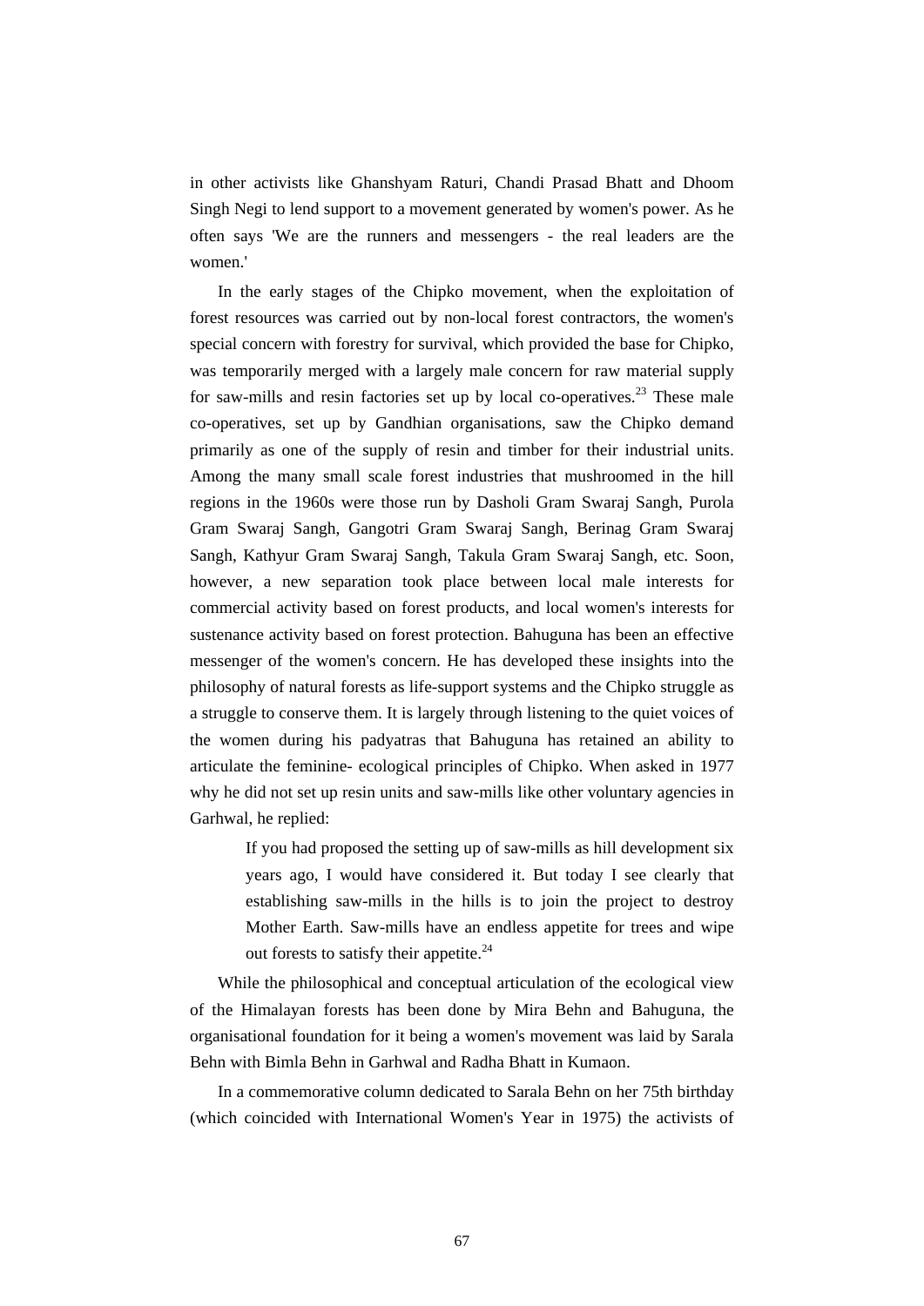in other activists like Ghanshyam Raturi, Chandi Prasad Bhatt and Dhoom Singh Negi to lend support to a movement generated by women's power. As he often says 'We are the runners and messengers - the real leaders are the women.'

In the early stages of the Chipko movement, when the exploitation of forest resources was carried out by non-local forest contractors, the women's special concern with forestry for survival, which provided the base for Chipko, was temporarily merged with a largely male concern for raw material supply for saw-mills and resin factories set up by local co-operatives.[23] These male co-operatives, set up by Gandhian organisations, saw the Chipko demand primarily as one of the supply of resin and timber for their industrial units. Among the many small scale forest industries that mushroomed in the hill regions in the 1960s were those run by Dasholi Gram Swaraj Sangh, Purola Gram Swaraj Sangh, Gangotri Gram Swaraj Sangh, Berinag Gram Swaraj Sangh, Kathyur Gram Swaraj Sangh, Takula Gram Swaraj Sangh, etc. Soon, however, a new separation took place between local male interests for commercial activity based on forest products, and local women's interests for sustenance activity based on forest protection. Bahuguna has been an effective messenger of the women's concern. He has developed these insights into the philosophy of natural forests as life-support systems and the Chipko struggle as a struggle to conserve them. It is largely through listening to the quiet voices of the women during his padyatras that Bahuguna has retained an ability to articulate the feminine- ecological principles of Chipko. When asked in 1977 why he did not set up resin units and saw-mills like other voluntary agencies in Garhwal, he replied:

> If you had proposed the setting up of saw-mills as hill development six years ago, I would have considered it. But today I see clearly that establishing saw-mills in the hills is to join the project to destroy Mother Earth. Saw-mills have an endless appetite for trees and wipe out forests to satisfy their appetite.[24]

While the philosophical and conceptual articulation of the ecological view of the Himalayan forests has been done by Mira Behn and Bahuguna, the organisational foundation for it being a women's movement was laid by Sarala Behn with Bimla Behn in Garhwal and Radha Bhatt in Kumaon.

In a commemorative column dedicated to Sarala Behn on her 75th birthday (which coincided with International Women's Year in 1975) the activists of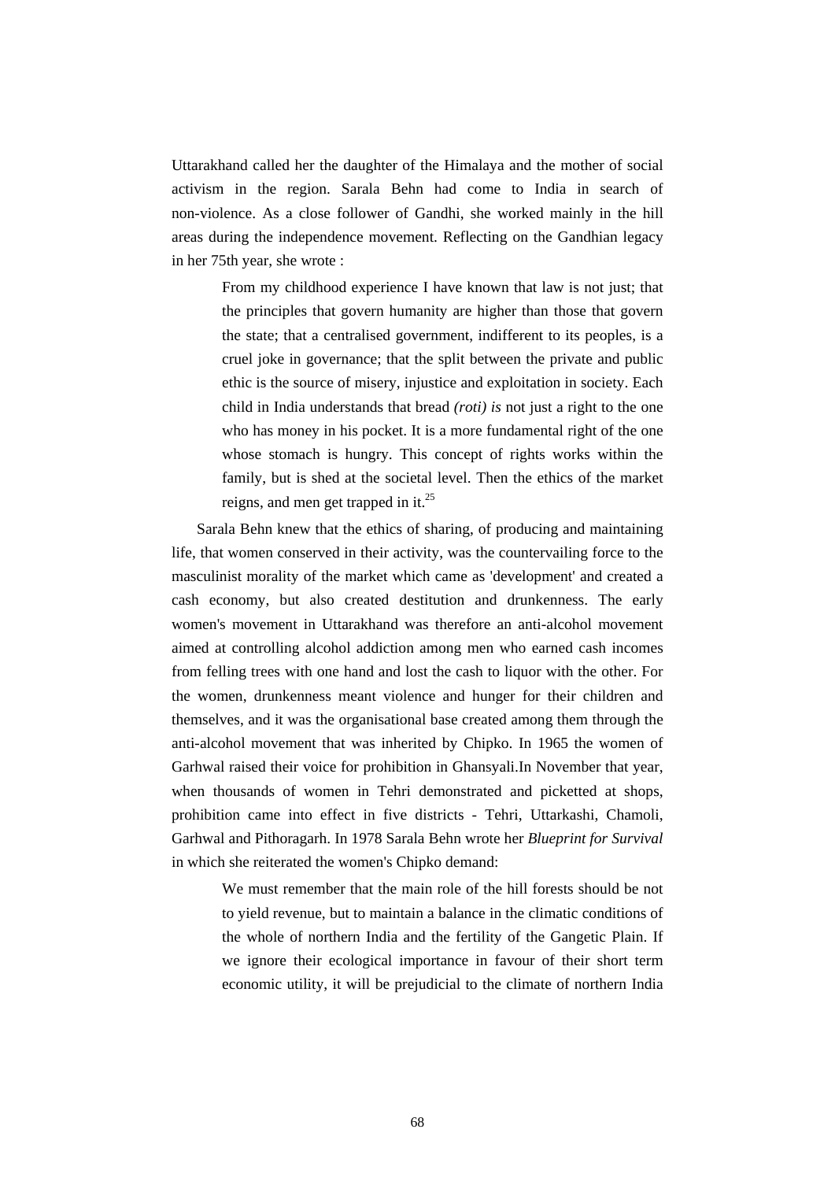Uttarakhand called her the daughter of the Himalaya and the mother of social activism in the region. Sarala Behn had come to India in search of non-violence. As a close follower of Gandhi, she worked mainly in the hill areas during the independence movement. Reflecting on the Gandhian legacy in her 75th year, she wrote :

> From my childhood experience I have known that law is not just; that the principles that govern humanity are higher than those that govern the state; that a centralised government, indifferent to its peoples, is a cruel joke in governance; that the split between the private and public ethic is the source of misery, injustice and exploitation in society. Each child in India understands that bread *(roti) is* not just a right to the one who has money in his pocket. It is a more fundamental right of the one whose stomach is hungry. This concept of rights works within the family, but is shed at the societal level. Then the ethics of the market reigns, and men get trapped in it.[25]

Sarala Behn knew that the ethics of sharing, of producing and maintaining life, that women conserved in their activity, was the countervailing force to the masculinist morality of the market which came as 'development' and created a cash economy, but also created destitution and drunkenness. The early women's movement in Uttarakhand was therefore an anti-alcohol movement aimed at controlling alcohol addiction among men who earned cash incomes from felling trees with one hand and lost the cash to liquor with the other. For the women, drunkenness meant violence and hunger for their children and themselves, and it was the organisational base created among them through the anti-alcohol movement that was inherited by Chipko. In 1965 the women of Garhwal raised their voice for prohibition in Ghansyali.In November that year, when thousands of women in Tehri demonstrated and picketted at shops, prohibition came into effect in five districts - Tehri, Uttarkashi, Chamoli, Garhwal and Pithoragarh. In 1978 Sarala Behn wrote her *Blueprint for Survival* in which she reiterated the women's Chipko demand:

> We must remember that the main role of the hill forests should be not to yield revenue, but to maintain a balance in the climatic conditions of the whole of northern India and the fertility of the Gangetic Plain. If we ignore their ecological importance in favour of their short term economic utility, it will be prejudicial to the climate of northern India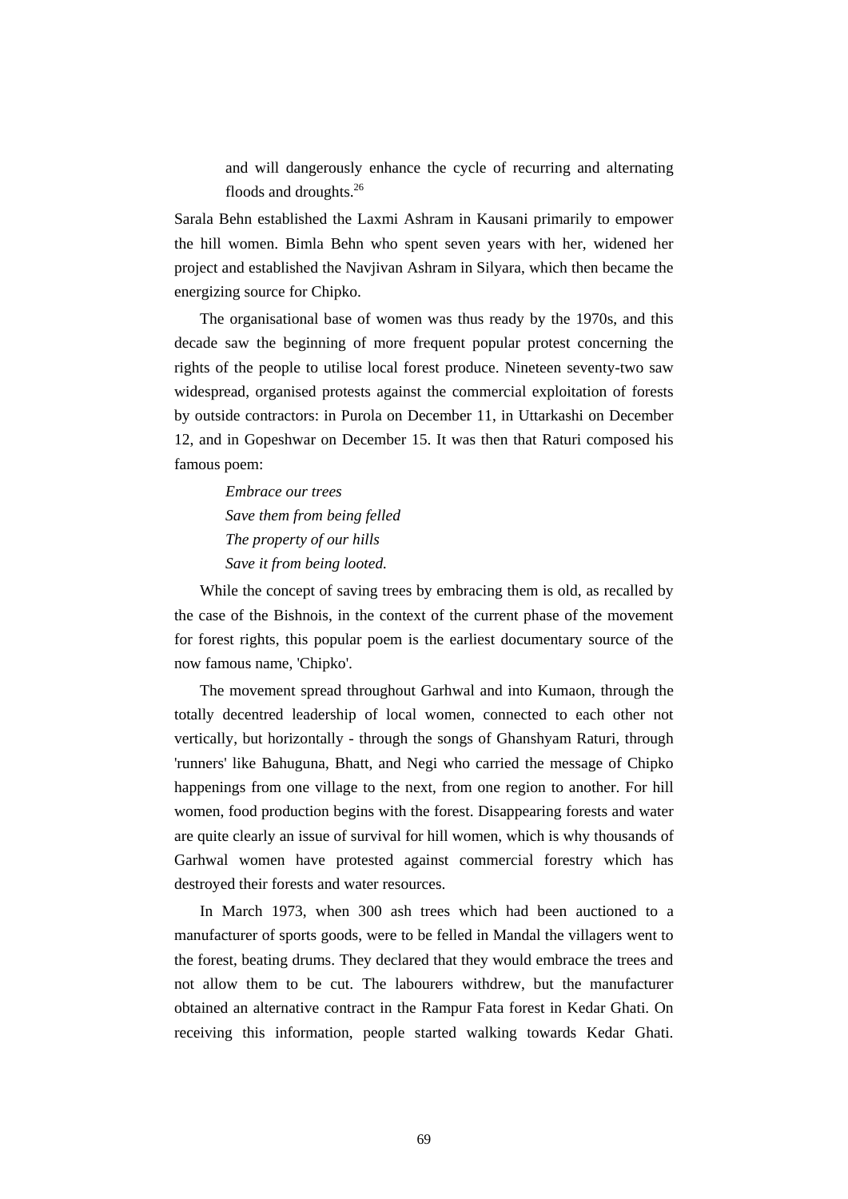> and will dangerously enhance the cycle of recurring and alternating floods and droughts.[26]

Sarala Behn established the Laxmi Ashram in Kausani primarily to empower the hill women. Bimla Behn who spent seven years with her, widened her project and established the Navjivan Ashram in Silyara, which then became the energizing source for Chipko.

The organisational base of women was thus ready by the 1970s, and this decade saw the beginning of more frequent popular protest concerning the rights of the people to utilise local forest produce. Nineteen seventy-two saw widespread, organised protests against the commercial exploitation of forests by outside contractors: in Purola on December 11, in Uttarkashi on December 12, and in Gopeshwar on December 15. It was then that Raturi composed his famous poem:

> *Embrace our trees*
> *Save them from being felled*
> *The property of our hills*
> *Save it from being looted.*

While the concept of saving trees by embracing them is old, as recalled by the case of the Bishnois, in the context of the current phase of the movement for forest rights, this popular poem is the earliest documentary source of the now famous name, 'Chipko'.

The movement spread throughout Garhwal and into Kumaon, through the totally decentred leadership of local women, connected to each other not vertically, but horizontally - through the songs of Ghanshyam Raturi, through 'runners' like Bahuguna, Bhatt, and Negi who carried the message of Chipko happenings from one village to the next, from one region to another. For hill women, food production begins with the forest. Disappearing forests and water are quite clearly an issue of survival for hill women, which is why thousands of Garhwal women have protested against commercial forestry which has destroyed their forests and water resources.

In March 1973, when 300 ash trees which had been auctioned to a manufacturer of sports goods, were to be felled in Mandal the villagers went to the forest, beating drums. They declared that they would embrace the trees and not allow them to be cut. The labourers withdrew, but the manufacturer obtained an alternative contract in the Rampur Fata forest in Kedar Ghati. On receiving this information, people started walking towards Kedar Ghati.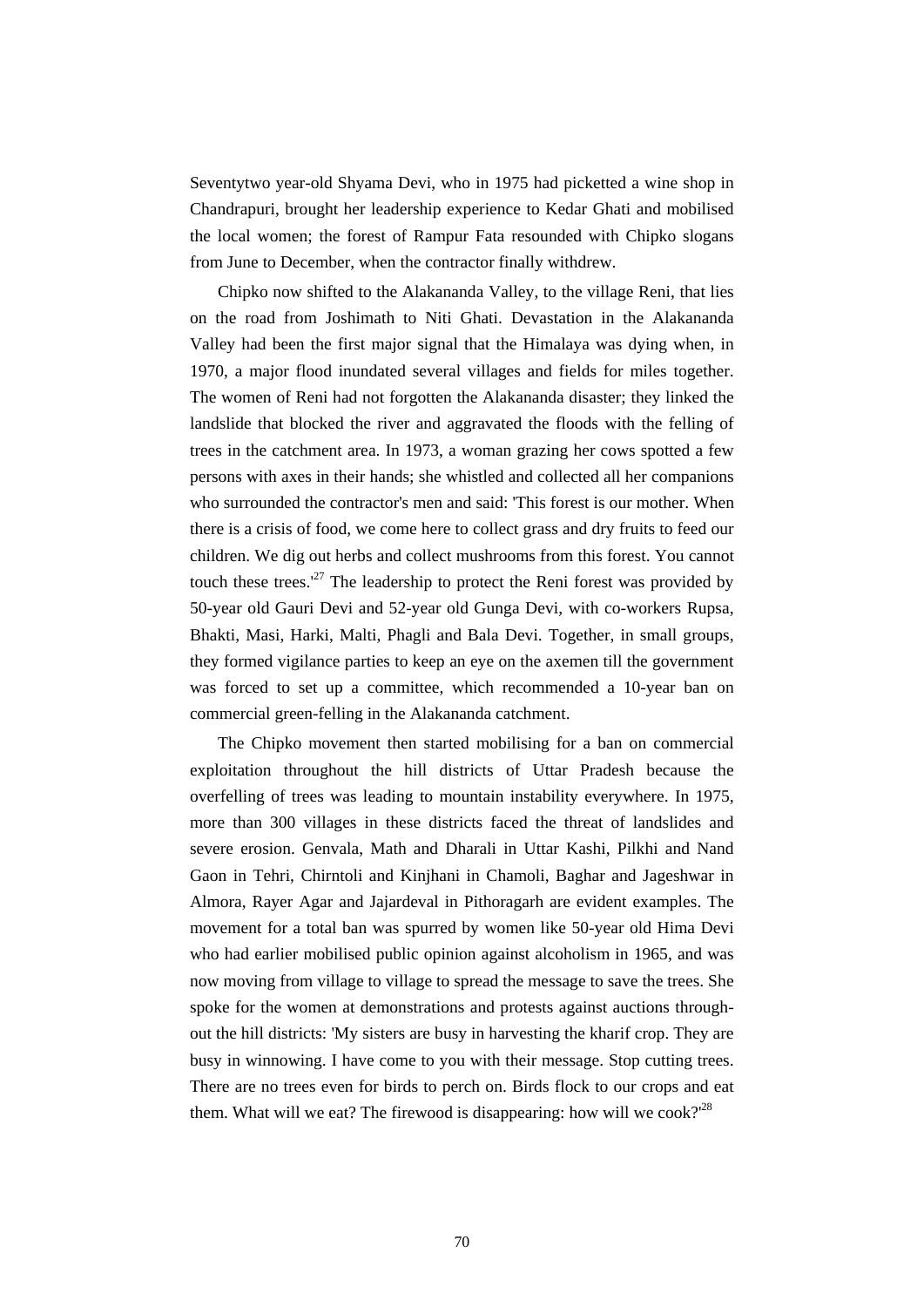Seventytwo year-old Shyama Devi, who in 1975 had picketted a wine shop in Chandrapuri, brought her leadership experience to Kedar Ghati and mobilised the local women; the forest of Rampur Fata resounded with Chipko slogans from June to December, when the contractor finally withdrew.

Chipko now shifted to the Alakananda Valley, to the village Reni, that lies on the road from Joshimath to Niti Ghati. Devastation in the Alakananda Valley had been the first major signal that the Himalaya was dying when, in 1970, a major flood inundated several villages and fields for miles together. The women of Reni had not forgotten the Alakananda disaster; they linked the landslide that blocked the river and aggravated the floods with the felling of trees in the catchment area. In 1973, a woman grazing her cows spotted a few persons with axes in their hands; she whistled and collected all her companions who surrounded the contractor's men and said: 'This forest is our mother. When there is a crisis of food, we come here to collect grass and dry fruits to feed our children. We dig out herbs and collect mushrooms from this forest. You cannot touch these trees.'[27] The leadership to protect the Reni forest was provided by 50-year old Gauri Devi and 52-year old Gunga Devi, with co-workers Rupsa, Bhakti, Masi, Harki, Malti, Phagli and Bala Devi. Together, in small groups, they formed vigilance parties to keep an eye on the axemen till the government was forced to set up a committee, which recommended a 10-year ban on commercial green-felling in the Alakananda catchment.

The Chipko movement then started mobilising for a ban on commercial exploitation throughout the hill districts of Uttar Pradesh because the overfelling of trees was leading to mountain instability everywhere. In 1975, more than 300 villages in these districts faced the threat of landslides and severe erosion. Genvala, Math and Dharali in Uttar Kashi, Pilkhi and Nand Gaon in Tehri, Chirntoli and Kinjhani in Chamoli, Baghar and Jageshwar in Almora, Rayer Agar and Jajardeval in Pithoragarh are evident examples. The movement for a total ban was spurred by women like 50-year old Hima Devi who had earlier mobilised public opinion against alcoholism in 1965, and was now moving from village to village to spread the message to save the trees. She spoke for the women at demonstrations and protests against auctions throughout the hill districts: 'My sisters are busy in harvesting the kharif crop. They are busy in winnowing. I have come to you with their message. Stop cutting trees. There are no trees even for birds to perch on. Birds flock to our crops and eat them. What will we eat? The firewood is disappearing: how will we cook?'[28]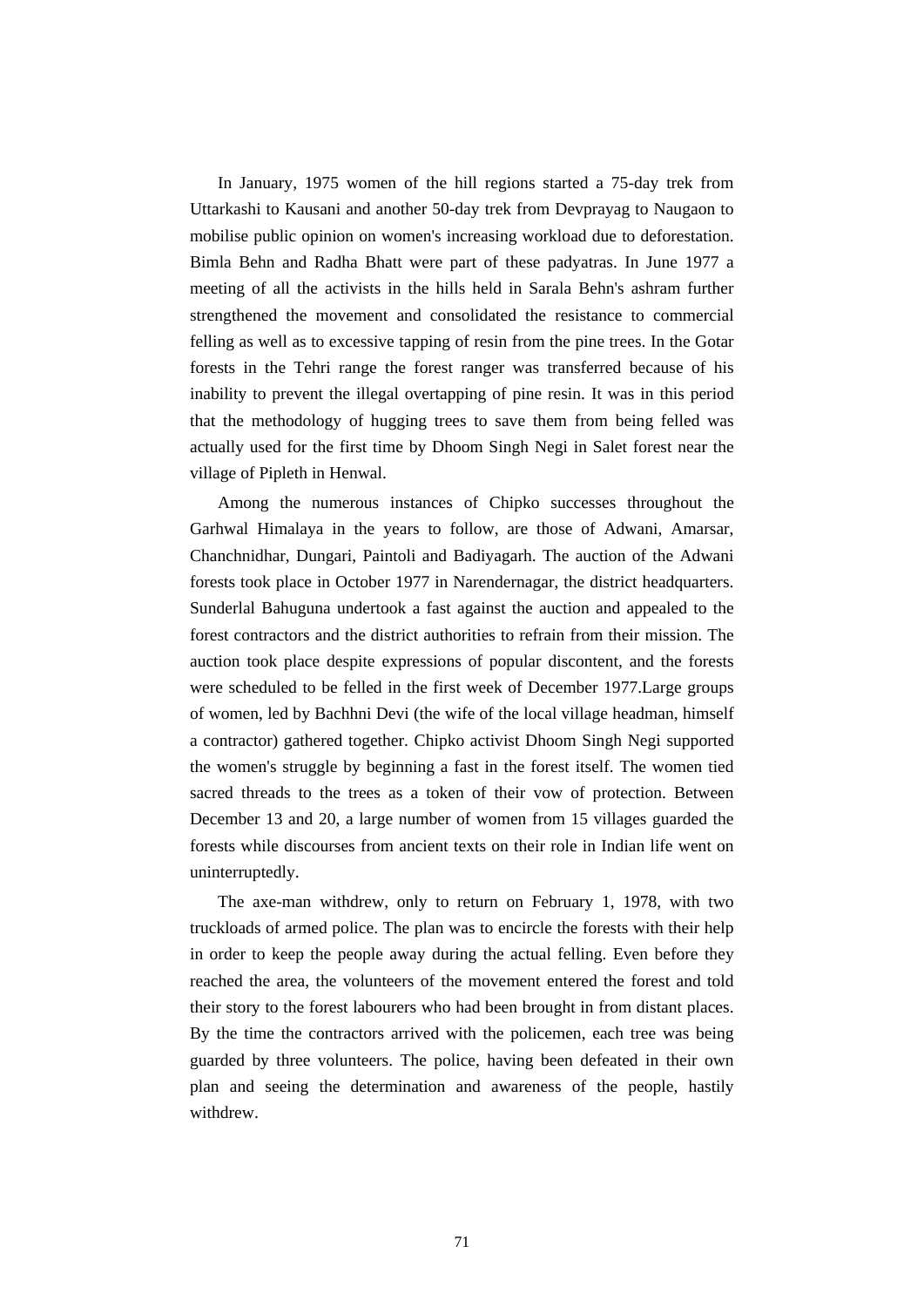In January, 1975 women of the hill regions started a 75-day trek from Uttarkashi to Kausani and another 50-day trek from Devprayag to Naugaon to mobilise public opinion on women's increasing workload due to deforestation. Bimla Behn and Radha Bhatt were part of these padyatras. In June 1977 a meeting of all the activists in the hills held in Sarala Behn's ashram further strengthened the movement and consolidated the resistance to commercial felling as well as to excessive tapping of resin from the pine trees. In the Gotar forests in the Tehri range the forest ranger was transferred because of his inability to prevent the illegal overtapping of pine resin. It was in this period that the methodology of hugging trees to save them from being felled was actually used for the first time by Dhoom Singh Negi in Salet forest near the village of Pipleth in Henwal.

Among the numerous instances of Chipko successes throughout the Garhwal Himalaya in the years to follow, are those of Adwani, Amarsar, Chanchnidhar, Dungari, Paintoli and Badiyagarh. The auction of the Adwani forests took place in October 1977 in Narendernagar, the district headquarters. Sunderlal Bahuguna undertook a fast against the auction and appealed to the forest contractors and the district authorities to refrain from their mission. The auction took place despite expressions of popular discontent, and the forests were scheduled to be felled in the first week of December 1977.Large groups of women, led by Bachhni Devi (the wife of the local village headman, himself a contractor) gathered together. Chipko activist Dhoom Singh Negi supported the women's struggle by beginning a fast in the forest itself. The women tied sacred threads to the trees as a token of their vow of protection. Between December 13 and 20, a large number of women from 15 villages guarded the forests while discourses from ancient texts on their role in Indian life went on uninterruptedly.

The axe-man withdrew, only to return on February 1, 1978, with two truckloads of armed police. The plan was to encircle the forests with their help in order to keep the people away during the actual felling. Even before they reached the area, the volunteers of the movement entered the forest and told their story to the forest labourers who had been brought in from distant places. By the time the contractors arrived with the policemen, each tree was being guarded by three volunteers. The police, having been defeated in their own plan and seeing the determination and awareness of the people, hastily withdrew.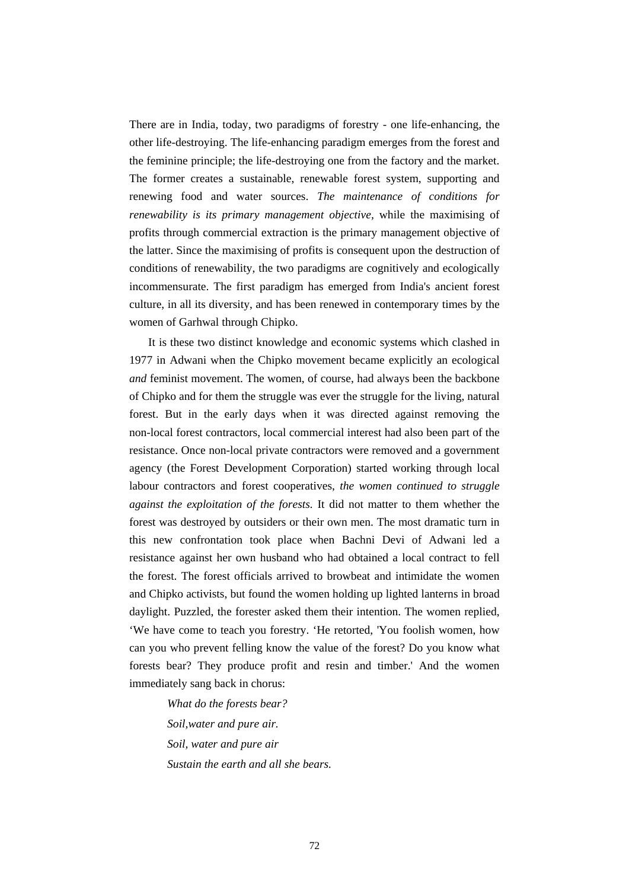There are in India, today, two paradigms of forestry - one life-enhancing, the other life-destroying. The life-enhancing paradigm emerges from the forest and the feminine principle; the life-destroying one from the factory and the market. The former creates a sustainable, renewable forest system, supporting and renewing food and water sources. *The maintenance of conditions for renewability is its primary management objective,* while the maximising of profits through commercial extraction is the primary management objective of the latter. Since the maximising of profits is consequent upon the destruction of conditions of renewability, the two paradigms are cognitively and ecologically incommensurate. The first paradigm has emerged from India's ancient forest culture, in all its diversity, and has been renewed in contemporary times by the women of Garhwal through Chipko.

It is these two distinct knowledge and economic systems which clashed in 1977 in Adwani when the Chipko movement became explicitly an ecological *and* feminist movement. The women, of course, had always been the backbone of Chipko and for them the struggle was ever the struggle for the living, natural forest. But in the early days when it was directed against removing the non-local forest contractors, local commercial interest had also been part of the resistance. Once non-local private contractors were removed and a government agency (the Forest Development Corporation) started working through local labour contractors and forest cooperatives, *the women continued to struggle against the exploitation of the forests.* It did not matter to them whether the forest was destroyed by outsiders or their own men. The most dramatic turn in this new confrontation took place when Bachni Devi of Adwani led a resistance against her own husband who had obtained a local contract to fell the forest. The forest officials arrived to browbeat and intimidate the women and Chipko activists, but found the women holding up lighted lanterns in broad daylight. Puzzled, the forester asked them their intention. The women replied, ‘We have come to teach you forestry. ‘He retorted, 'You foolish women, how can you who prevent felling know the value of the forest? Do you know what forests bear? They produce profit and resin and timber.' And the women immediately sang back in chorus:

> *What do the forests bear?*
> *Soil,water and pure air.*
> *Soil, water and pure air*
> *Sustain the earth and all she bears.*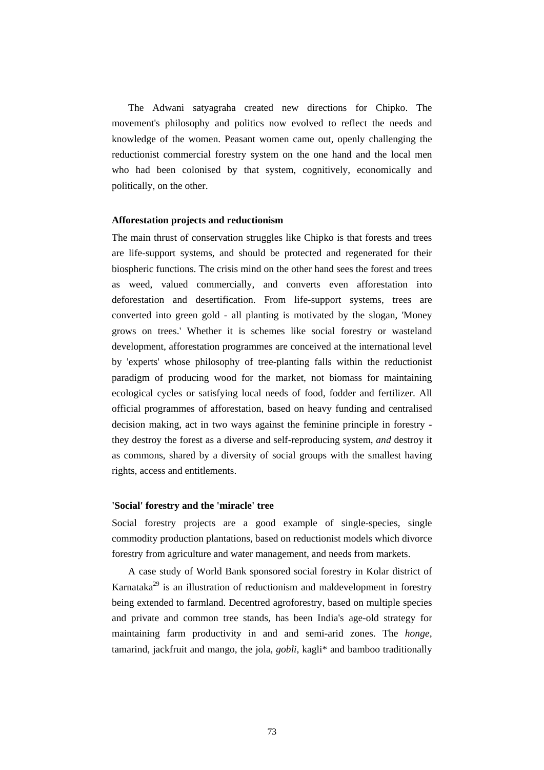The Adwani satyagraha created new directions for Chipko. The movement's philosophy and politics now evolved to reflect the needs and knowledge of the women. Peasant women came out, openly challenging the reductionist commercial forestry system on the one hand and the local men who had been colonised by that system, cognitively, economically and politically, on the other.

### Afforestation projects and reductionism

The main thrust of conservation struggles like Chipko is that forests and trees are life-support systems, and should be protected and regenerated for their biospheric functions. The crisis mind on the other hand sees the forest and trees as weed, valued commercially, and converts even afforestation into deforestation and desertification. From life-support systems, trees are converted into green gold - all planting is motivated by the slogan, 'Money grows on trees.' Whether it is schemes like social forestry or wasteland development, afforestation programmes are conceived at the international level by 'experts' whose philosophy of tree-planting falls within the reductionist paradigm of producing wood for the market, not biomass for maintaining ecological cycles or satisfying local needs of food, fodder and fertilizer. All official programmes of afforestation, based on heavy funding and centralised decision making, act in two ways against the feminine principle in forestry - they destroy the forest as a diverse and self-reproducing system, *and* destroy it as commons, shared by a diversity of social groups with the smallest having rights, access and entitlements.

### 'Social' forestry and the 'miracle' tree

Social forestry projects are a good example of single-species, single commodity production plantations, based on reductionist models which divorce forestry from agriculture and water management, and needs from markets.

A case study of World Bank sponsored social forestry in Kolar district of Karnataka[29] is an illustration of reductionism and maldevelopment in forestry being extended to farmland. Decentred agroforestry, based on multiple species and private and common tree stands, has been India's age-old strategy for maintaining farm productivity in and and semi-arid zones. The *honge*, tamarind, jackfruit and mango, the jola, *gobli*, kagli* and bamboo traditionally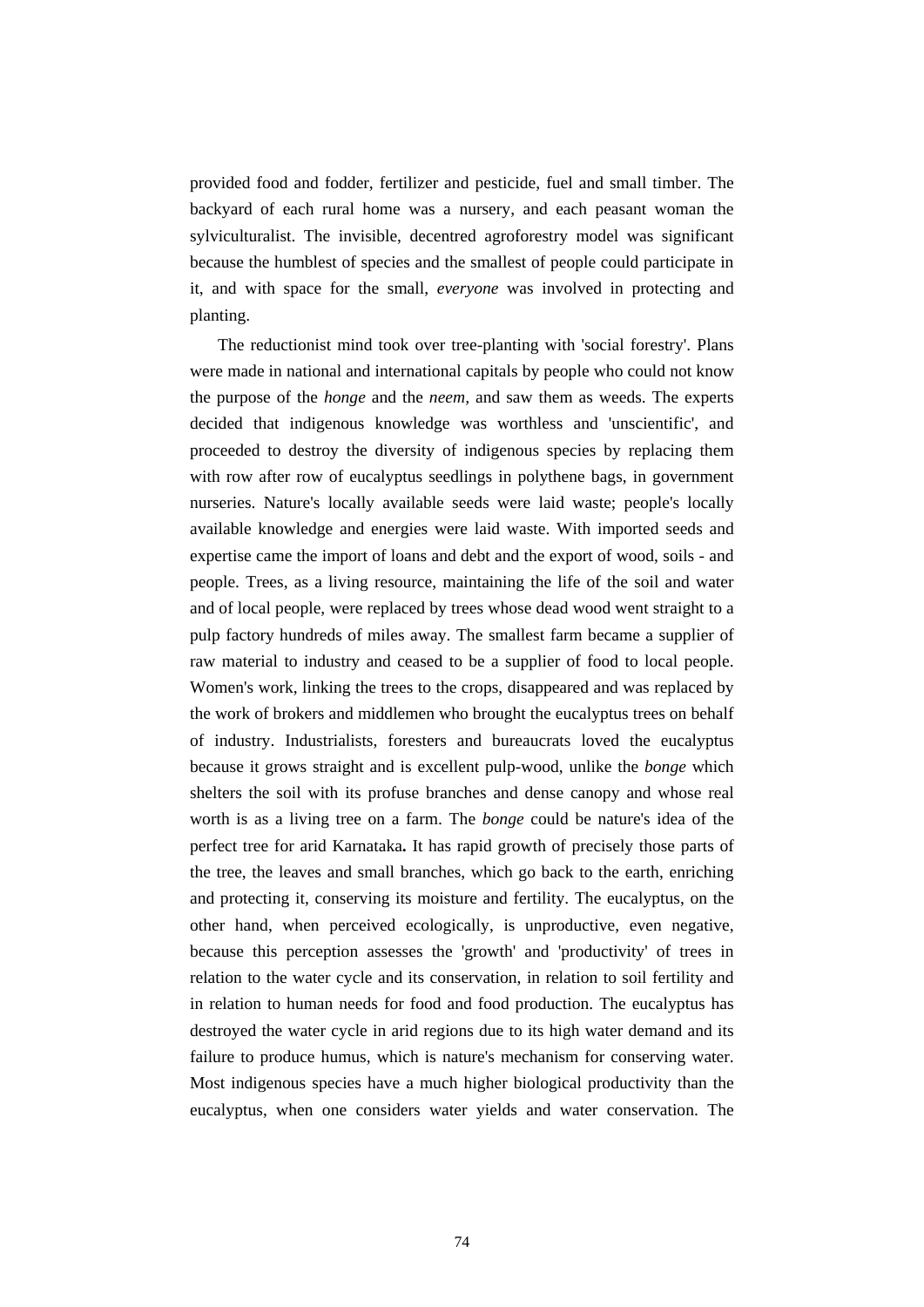provided food and fodder, fertilizer and pesticide, fuel and small timber. The backyard of each rural home was a nursery, and each peasant woman the sylviculturalist. The invisible, decentred agroforestry model was significant because the humblest of species and the smallest of people could participate in it, and with space for the small, *everyone* was involved in protecting and planting.

The reductionist mind took over tree-planting with 'social forestry'. Plans were made in national and international capitals by people who could not know the purpose of the *honge* and the *neem*, and saw them as weeds. The experts decided that indigenous knowledge was worthless and 'unscientific', and proceeded to destroy the diversity of indigenous species by replacing them with row after row of eucalyptus seedlings in polythene bags, in government nurseries. Nature's locally available seeds were laid waste; people's locally available knowledge and energies were laid waste. With imported seeds and expertise came the import of loans and debt and the export of wood, soils - and people. Trees, as a living resource, maintaining the life of the soil and water and of local people, were replaced by trees whose dead wood went straight to a pulp factory hundreds of miles away. The smallest farm became a supplier of raw material to industry and ceased to be a supplier of food to local people. Women's work, linking the trees to the crops, disappeared and was replaced by the work of brokers and middlemen who brought the eucalyptus trees on behalf of industry. Industrialists, foresters and bureaucrats loved the eucalyptus because it grows straight and is excellent pulp-wood, unlike the *bonge* which shelters the soil with its profuse branches and dense canopy and whose real worth is as a living tree on a farm. The *bonge* could be nature's idea of the perfect tree for arid Karnataka. It has rapid growth of precisely those parts of the tree, the leaves and small branches, which go back to the earth, enriching and protecting it, conserving its moisture and fertility. The eucalyptus, on the other hand, when perceived ecologically, is unproductive, even negative, because this perception assesses the 'growth' and 'productivity' of trees in relation to the water cycle and its conservation, in relation to soil fertility and in relation to human needs for food and food production. The eucalyptus has destroyed the water cycle in arid regions due to its high water demand and its failure to produce humus, which is nature's mechanism for conserving water. Most indigenous species have a much higher biological productivity than the eucalyptus, when one considers water yields and water conservation. The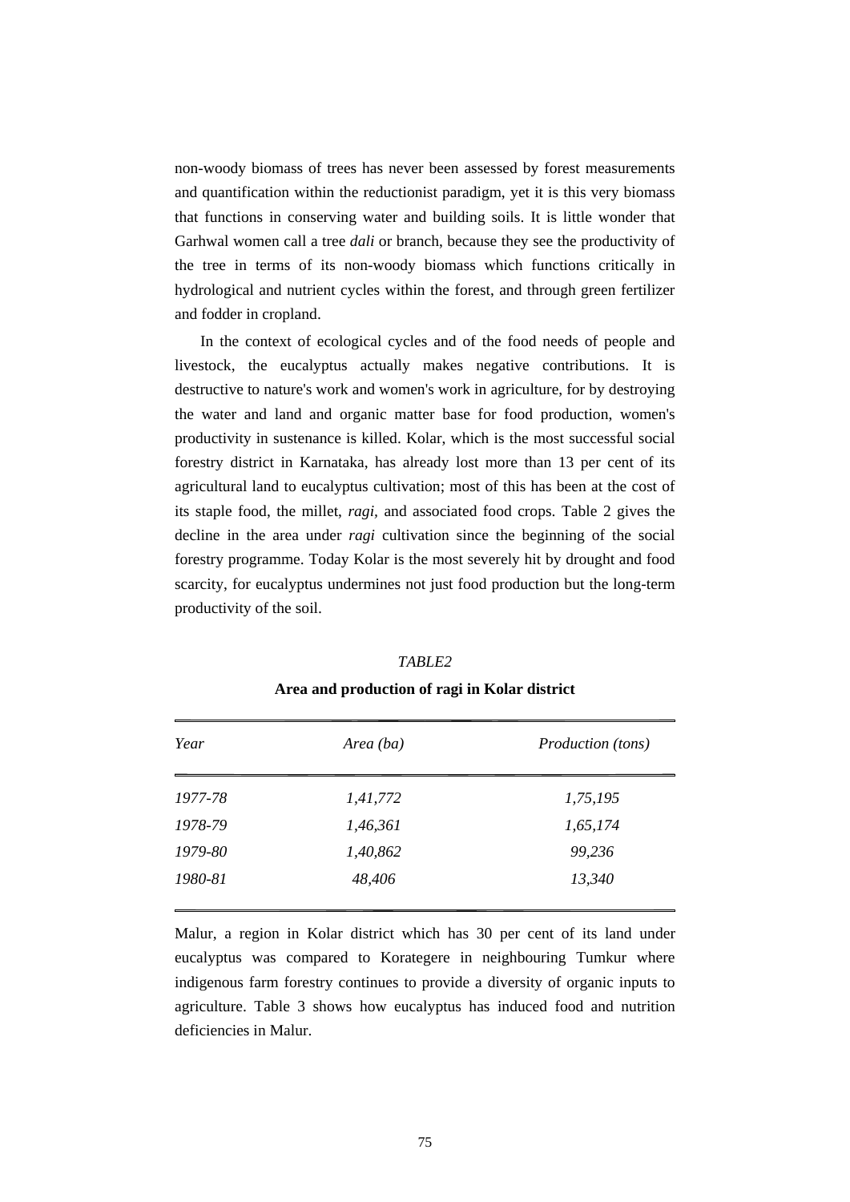non-woody biomass of trees has never been assessed by forest measurements and quantification within the reductionist paradigm, yet it is this very biomass that functions in conserving water and building soils. It is little wonder that Garhwal women call a tree *dali* or branch, because they see the productivity of the tree in terms of its non-woody biomass which functions critically in hydrological and nutrient cycles within the forest, and through green fertilizer and fodder in cropland.

In the context of ecological cycles and of the food needs of people and livestock, the eucalyptus actually makes negative contributions. It is destructive to nature's work and women's work in agriculture, for by destroying the water and land and organic matter base for food production, women's productivity in sustenance is killed. Kolar, which is the most successful social forestry district in Karnataka, has already lost more than 13 per cent of its agricultural land to eucalyptus cultivation; most of this has been at the cost of its staple food, the millet, *ragi*, and associated food crops. Table 2 gives the decline in the area under *ragi* cultivation since the beginning of the social forestry programme. Today Kolar is the most severely hit by drought and food scarcity, for eucalyptus undermines not just food production but the long-term productivity of the soil.

*TABLE2*

**Area and production of ragi in Kolar district**

| *Year* | *Area (ba)* | *Production (tons)* |
|---|---|---|
| *1977-78* | *1,41,772* | *1,75,195* |
| *1978-79* | *1,46,361* | *1,65,174* |
| *1979-80* | *1,40,862* | *99,236* |
| *1980-81* | *48,406* | *13,340* |

Malur, a region in Kolar district which has 30 per cent of its land under eucalyptus was compared to Korategere in neighbouring Tumkur where indigenous farm forestry continues to provide a diversity of organic inputs to agriculture. Table 3 shows how eucalyptus has induced food and nutrition deficiencies in Malur.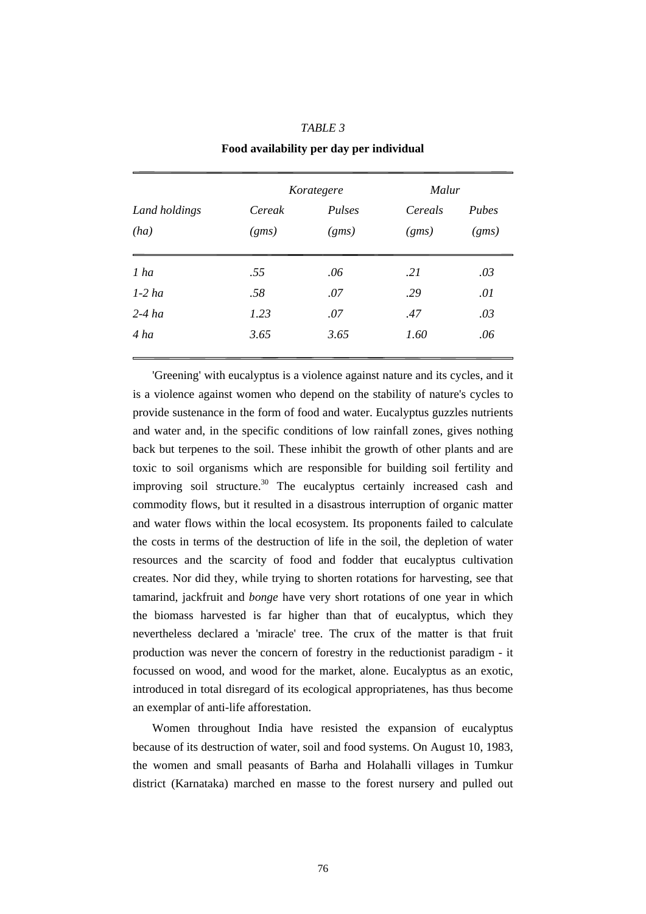*TABLE 3*

**Food availability per day per individual**

| | *Korategere* | | *Malur* | |
|---|---|---|---|---|
| *Land holdings (ha)* | *Cereak (gms)* | *Pulses (gms)* | *Cereals (gms)* | *Pubes (gms)* |
| *1 ha* | *.55* | *.06* | *.21* | *.03* |
| *1-2 ha* | *.58* | *.07* | *.29* | *.01* |
| *2-4 ha* | *1.23* | *.07* | *.47* | *.03* |
| *4 ha* | *3.65* | *3.65* | *1.60* | *.06* |

'Greening' with eucalyptus is a violence against nature and its cycles, and it is a violence against women who depend on the stability of nature's cycles to provide sustenance in the form of food and water. Eucalyptus guzzles nutrients and water and, in the specific conditions of low rainfall zones, gives nothing back but terpenes to the soil. These inhibit the growth of other plants and are toxic to soil organisms which are responsible for building soil fertility and improving soil structure.[30] The eucalyptus certainly increased cash and commodity flows, but it resulted in a disastrous interruption of organic matter and water flows within the local ecosystem. Its proponents failed to calculate the costs in terms of the destruction of life in the soil, the depletion of water resources and the scarcity of food and fodder that eucalyptus cultivation creates. Nor did they, while trying to shorten rotations for harvesting, see that tamarind, jackfruit and *bonge* have very short rotations of one year in which the biomass harvested is far higher than that of eucalyptus, which they nevertheless declared a 'miracle' tree. The crux of the matter is that fruit production was never the concern of forestry in the reductionist paradigm - it focussed on wood, and wood for the market, alone. Eucalyptus as an exotic, introduced in total disregard of its ecological appropriatenes, has thus become an exemplar of anti-life afforestation.

Women throughout India have resisted the expansion of eucalyptus because of its destruction of water, soil and food systems. On August 10, 1983, the women and small peasants of Barha and Holahalli villages in Tumkur district (Karnataka) marched en masse to the forest nursery and pulled out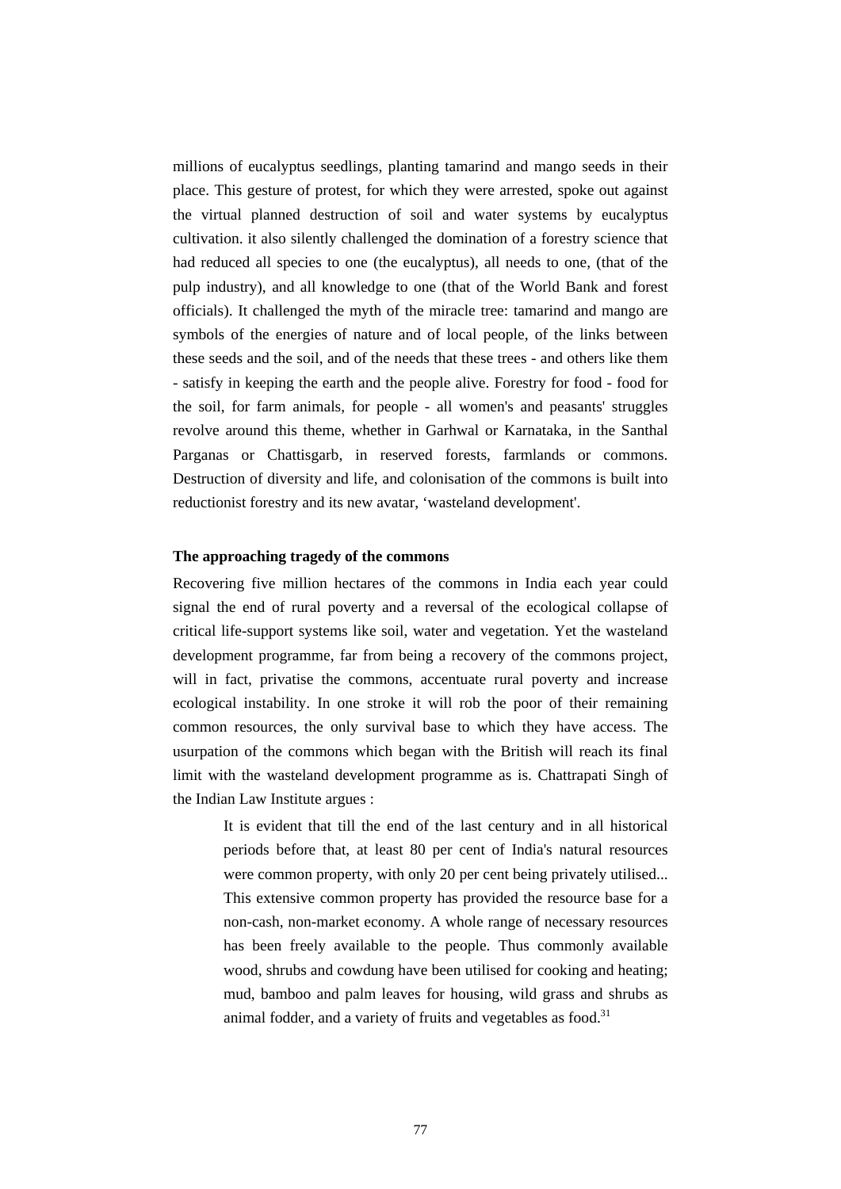millions of eucalyptus seedlings, planting tamarind and mango seeds in their place. This gesture of protest, for which they were arrested, spoke out against the virtual planned destruction of soil and water systems by eucalyptus cultivation. it also silently challenged the domination of a forestry science that had reduced all species to one (the eucalyptus), all needs to one, (that of the pulp industry), and all knowledge to one (that of the World Bank and forest officials). It challenged the myth of the miracle tree: tamarind and mango are symbols of the energies of nature and of local people, of the links between these seeds and the soil, and of the needs that these trees - and others like them - satisfy in keeping the earth and the people alive. Forestry for food - food for the soil, for farm animals, for people - all women's and peasants' struggles revolve around this theme, whether in Garhwal or Karnataka, in the Santhal Parganas or Chattisgarb, in reserved forests, farmlands or commons. Destruction of diversity and life, and colonisation of the commons is built into reductionist forestry and its new avatar, 'wasteland development'.

**The approaching tragedy of the commons**

Recovering five million hectares of the commons in India each year could signal the end of rural poverty and a reversal of the ecological collapse of critical life-support systems like soil, water and vegetation. Yet the wasteland development programme, far from being a recovery of the commons project, will in fact, privatise the commons, accentuate rural poverty and increase ecological instability. In one stroke it will rob the poor of their remaining common resources, the only survival base to which they have access. The usurpation of the commons which began with the British will reach its final limit with the wasteland development programme as is. Chattrapati Singh of the Indian Law Institute argues :

> It is evident that till the end of the last century and in all historical periods before that, at least 80 per cent of India's natural resources were common property, with only 20 per cent being privately utilised... This extensive common property has provided the resource base for a non-cash, non-market economy. A whole range of necessary resources has been freely available to the people. Thus commonly available wood, shrubs and cowdung have been utilised for cooking and heating; mud, bamboo and palm leaves for housing, wild grass and shrubs as animal fodder, and a variety of fruits and vegetables as food.[31]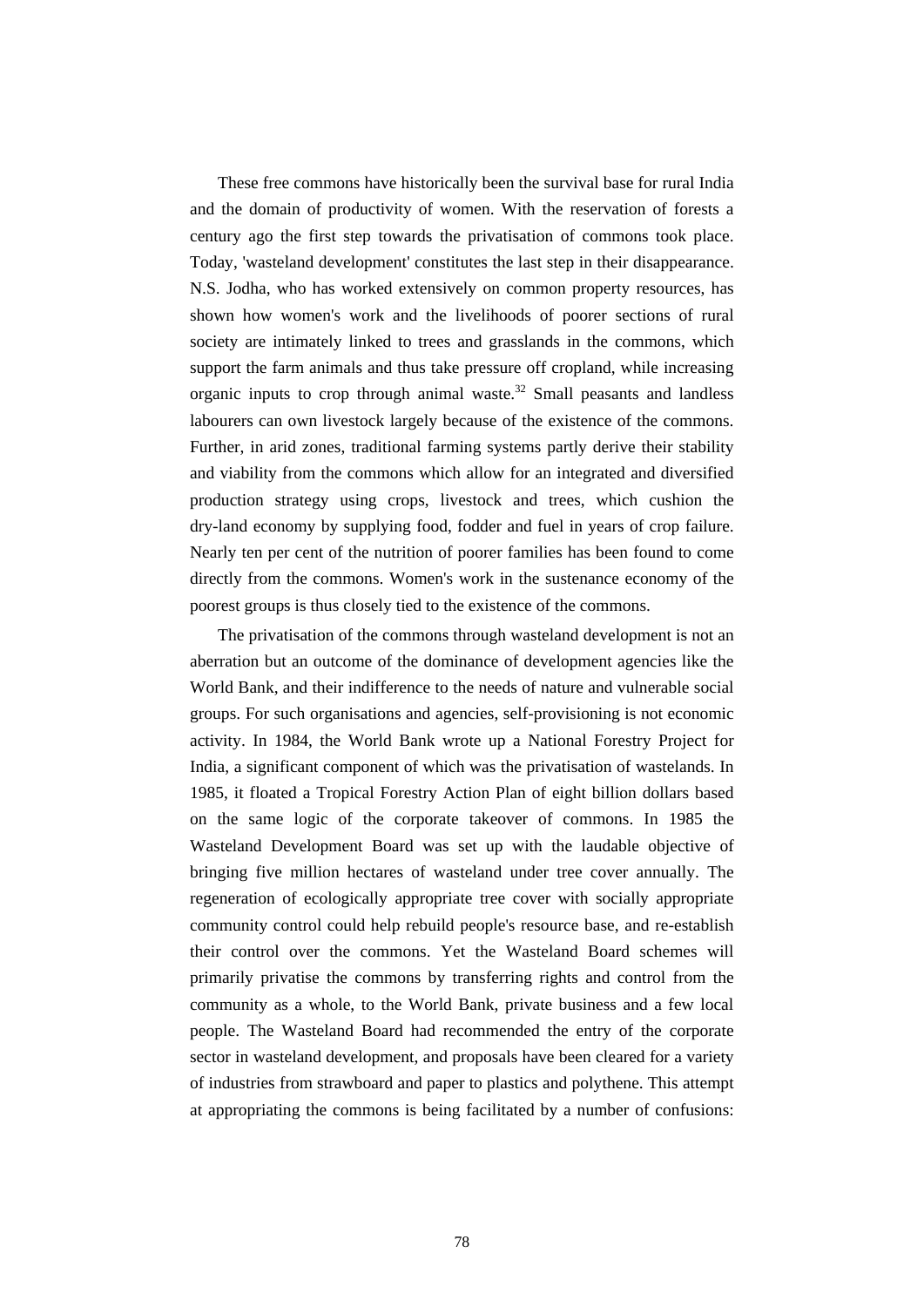These free commons have historically been the survival base for rural India and the domain of productivity of women. With the reservation of forests a century ago the first step towards the privatisation of commons took place. Today, 'wasteland development' constitutes the last step in their disappearance. N.S. Jodha, who has worked extensively on common property resources, has shown how women's work and the livelihoods of poorer sections of rural society are intimately linked to trees and grasslands in the commons, which support the farm animals and thus take pressure off cropland, while increasing organic inputs to crop through animal waste.[32] Small peasants and landless labourers can own livestock largely because of the existence of the commons. Further, in arid zones, traditional farming systems partly derive their stability and viability from the commons which allow for an integrated and diversified production strategy using crops, livestock and trees, which cushion the dry-land economy by supplying food, fodder and fuel in years of crop failure. Nearly ten per cent of the nutrition of poorer families has been found to come directly from the commons. Women's work in the sustenance economy of the poorest groups is thus closely tied to the existence of the commons.

The privatisation of the commons through wasteland development is not an aberration but an outcome of the dominance of development agencies like the World Bank, and their indifference to the needs of nature and vulnerable social groups. For such organisations and agencies, self-provisioning is not economic activity. In 1984, the World Bank wrote up a National Forestry Project for India, a significant component of which was the privatisation of wastelands. In 1985, it floated a Tropical Forestry Action Plan of eight billion dollars based on the same logic of the corporate takeover of commons. In 1985 the Wasteland Development Board was set up with the laudable objective of bringing five million hectares of wasteland under tree cover annually. The regeneration of ecologically appropriate tree cover with socially appropriate community control could help rebuild people's resource base, and re-establish their control over the commons. Yet the Wasteland Board schemes will primarily privatise the commons by transferring rights and control from the community as a whole, to the World Bank, private business and a few local people. The Wasteland Board had recommended the entry of the corporate sector in wasteland development, and proposals have been cleared for a variety of industries from strawboard and paper to plastics and polythene. This attempt at appropriating the commons is being facilitated by a number of confusions: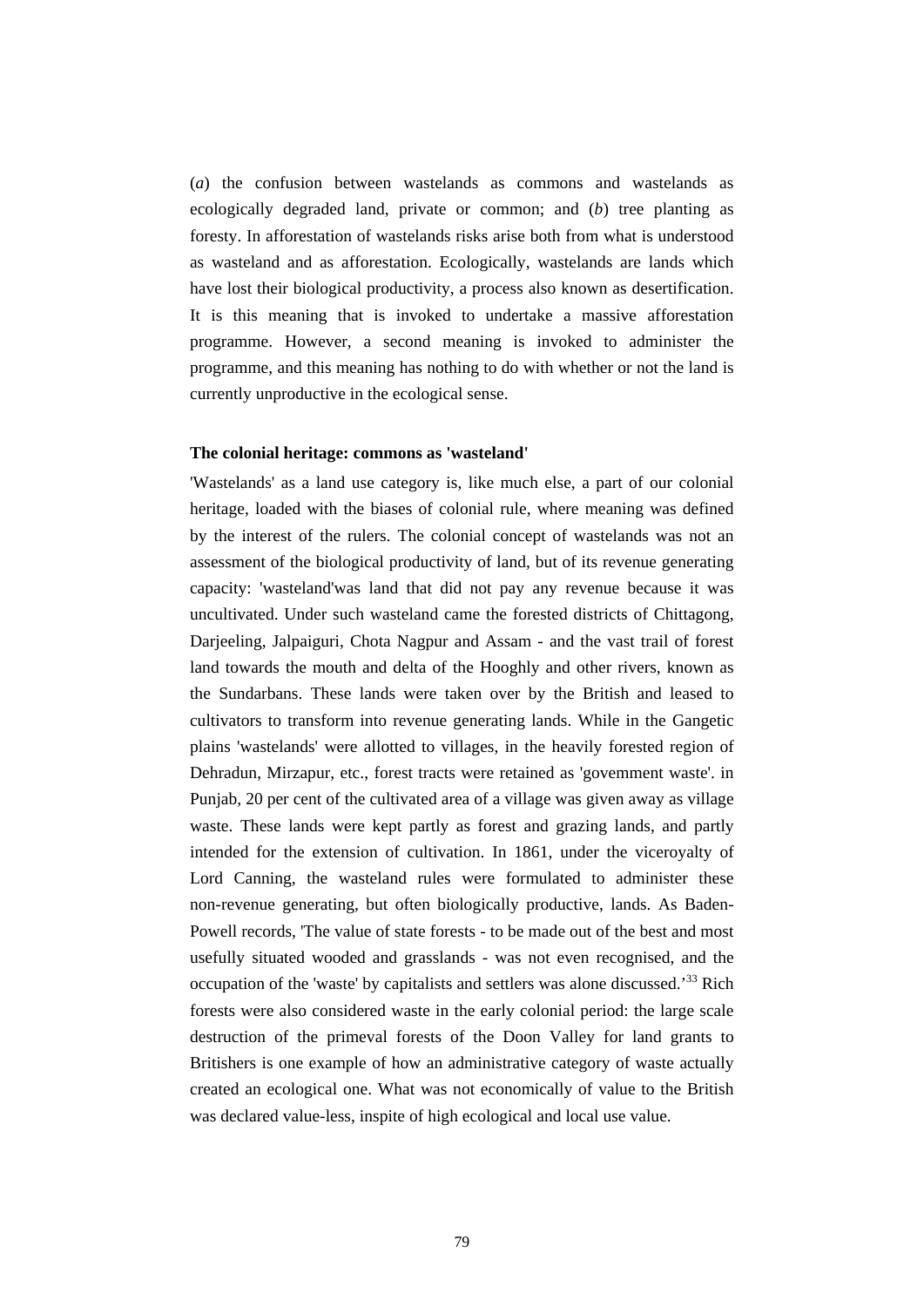(*a*) the confusion between wastelands as commons and wastelands as ecologically degraded land, private or common; and (*b*) tree planting as foresty. In afforestation of wastelands risks arise both from what is understood as wasteland and as afforestation. Ecologically, wastelands are lands which have lost their biological productivity, a process also known as desertification. It is this meaning that is invoked to undertake a massive afforestation programme. However, a second meaning is invoked to administer the programme, and this meaning has nothing to do with whether or not the land is currently unproductive in the ecological sense.

**The colonial heritage: commons as 'wasteland'**

'Wastelands' as a land use category is, like much else, a part of our colonial heritage, loaded with the biases of colonial rule, where meaning was defined by the interest of the rulers. The colonial concept of wastelands was not an assessment of the biological productivity of land, but of its revenue generating capacity: 'wasteland'was land that did not pay any revenue because it was uncultivated. Under such wasteland came the forested districts of Chittagong, Darjeeling, Jalpaiguri, Chota Nagpur and Assam - and the vast trail of forest land towards the mouth and delta of the Hooghly and other rivers, known as the Sundarbans. These lands were taken over by the British and leased to cultivators to transform into revenue generating lands. While in the Gangetic plains 'wastelands' were allotted to villages, in the heavily forested region of Dehradun, Mirzapur, etc., forest tracts were retained as 'govemment waste'. in Punjab, 20 per cent of the cultivated area of a village was given away as village waste. These lands were kept partly as forest and grazing lands, and partly intended for the extension of cultivation. In 1861, under the viceroyalty of Lord Canning, the wasteland rules were formulated to administer these non-revenue generating, but often biologically productive, lands. As Baden-Powell records, 'The value of state forests - to be made out of the best and most usefully situated wooded and grasslands - was not even recognised, and the occupation of the 'waste' by capitalists and settlers was alone discussed.'[33] Rich forests were also considered waste in the early colonial period: the large scale destruction of the primeval forests of the Doon Valley for land grants to Britishers is one example of how an administrative category of waste actually created an ecological one. What was not economically of value to the British was declared value-less, inspite of high ecological and local use value.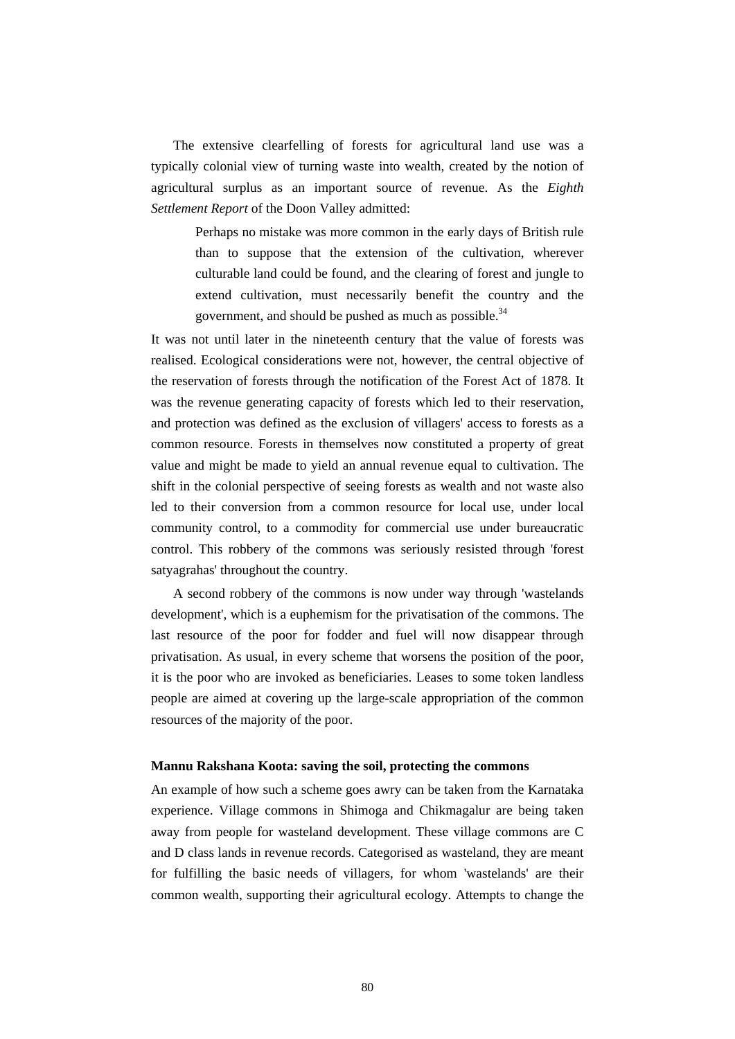The extensive clearfelling of forests for agricultural land use was a typically colonial view of turning waste into wealth, created by the notion of agricultural surplus as an important source of revenue. As the *Eighth Settlement Report* of the Doon Valley admitted:

> Perhaps no mistake was more common in the early days of British rule than to suppose that the extension of the cultivation, wherever culturable land could be found, and the clearing of forest and jungle to extend cultivation, must necessarily benefit the country and the government, and should be pushed as much as possible.[34]

It was not until later in the nineteenth century that the value of forests was realised. Ecological considerations were not, however, the central objective of the reservation of forests through the notification of the Forest Act of 1878. It was the revenue generating capacity of forests which led to their reservation, and protection was defined as the exclusion of villagers' access to forests as a common resource. Forests in themselves now constituted a property of great value and might be made to yield an annual revenue equal to cultivation. The shift in the colonial perspective of seeing forests as wealth and not waste also led to their conversion from a common resource for local use, under local community control, to a commodity for commercial use under bureaucratic control. This robbery of the commons was seriously resisted through 'forest satyagrahas' throughout the country.

A second robbery of the commons is now under way through 'wastelands development', which is a euphemism for the privatisation of the commons. The last resource of the poor for fodder and fuel will now disappear through privatisation. As usual, in every scheme that worsens the position of the poor, it is the poor who are invoked as beneficiaries. Leases to some token landless people are aimed at covering up the large-scale appropriation of the common resources of the majority of the poor.

### Mannu Rakshana Koota: saving the soil, protecting the commons

An example of how such a scheme goes awry can be taken from the Karnataka experience. Village commons in Shimoga and Chikmagalur are being taken away from people for wasteland development. These village commons are C and D class lands in revenue records. Categorised as wasteland, they are meant for fulfilling the basic needs of villagers, for whom 'wastelands' are their common wealth, supporting their agricultural ecology. Attempts to change the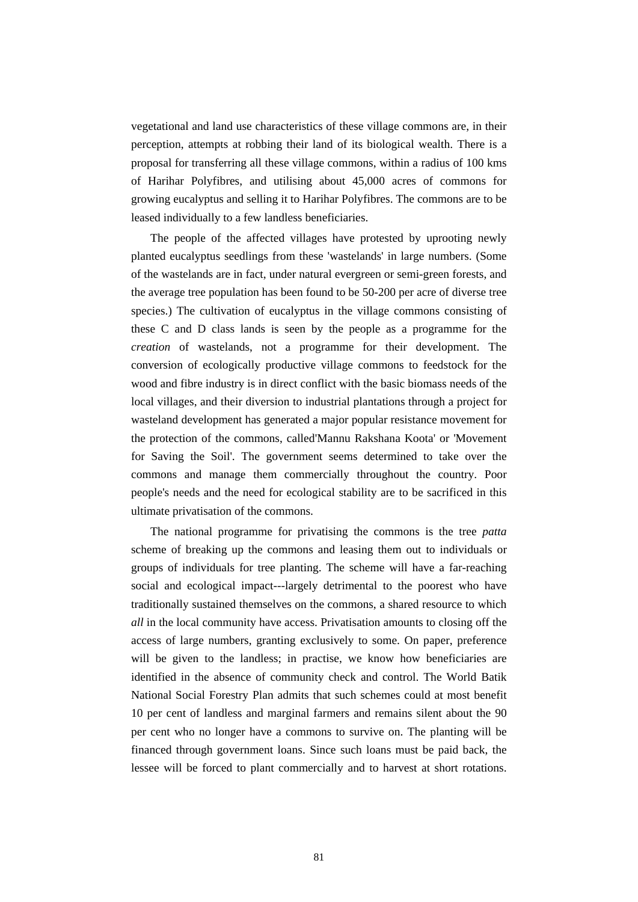vegetational and land use characteristics of these village commons are, in their perception, attempts at robbing their land of its biological wealth. There is a proposal for transferring all these village commons, within a radius of 100 kms of Harihar Polyfibres, and utilising about 45,000 acres of commons for growing eucalyptus and selling it to Harihar Polyfibres. The commons are to be leased individually to a few landless beneficiaries.

The people of the affected villages have protested by uprooting newly planted eucalyptus seedlings from these 'wastelands' in large numbers. (Some of the wastelands are in fact, under natural evergreen or semi-green forests, and the average tree population has been found to be 50-200 per acre of diverse tree species.) The cultivation of eucalyptus in the village commons consisting of these C and D class lands is seen by the people as a programme for the *creation* of wastelands, not a programme for their development. The conversion of ecologically productive village commons to feedstock for the wood and fibre industry is in direct conflict with the basic biomass needs of the local villages, and their diversion to industrial plantations through a project for wasteland development has generated a major popular resistance movement for the protection of the commons, called'Mannu Rakshana Koota' or 'Movement for Saving the Soil'. The government seems determined to take over the commons and manage them commercially throughout the country. Poor people's needs and the need for ecological stability are to be sacrificed in this ultimate privatisation of the commons.

The national programme for privatising the commons is the tree *patta* scheme of breaking up the commons and leasing them out to individuals or groups of individuals for tree planting. The scheme will have a far-reaching social and ecological impact---largely detrimental to the poorest who have traditionally sustained themselves on the commons, a shared resource to which *all* in the local community have access. Privatisation amounts to closing off the access of large numbers, granting exclusively to some. On paper, preference will be given to the landless; in practise, we know how beneficiaries are identified in the absence of community check and control. The World Batik National Social Forestry Plan admits that such schemes could at most benefit 10 per cent of landless and marginal farmers and remains silent about the 90 per cent who no longer have a commons to survive on. The planting will be financed through government loans. Since such loans must be paid back, the lessee will be forced to plant commercially and to harvest at short rotations.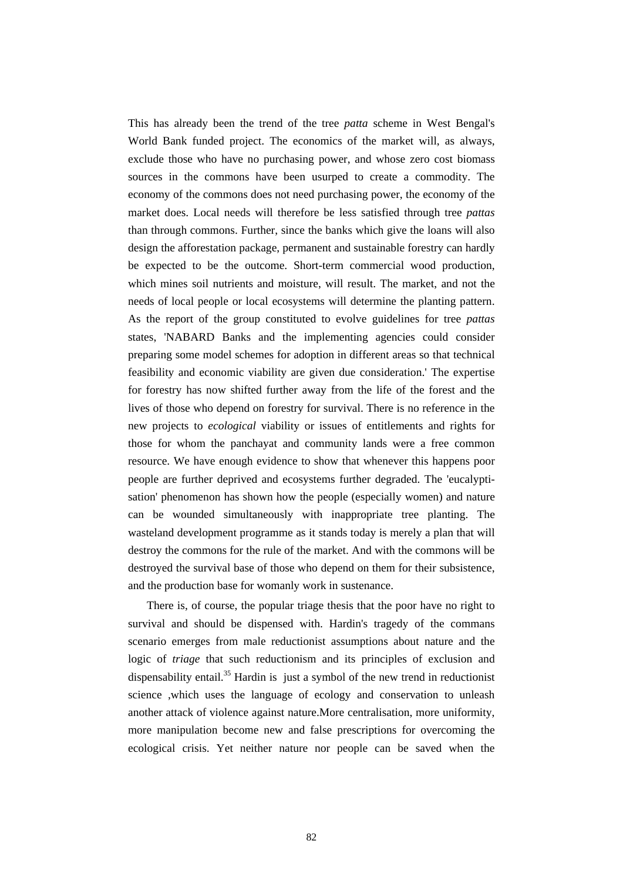This has already been the trend of the tree *patta* scheme in West Bengal's World Bank funded project. The economics of the market will, as always, exclude those who have no purchasing power, and whose zero cost biomass sources in the commons have been usurped to create a commodity. The economy of the commons does not need purchasing power, the economy of the market does. Local needs will therefore be less satisfied through tree *pattas* than through commons. Further, since the banks which give the loans will also design the afforestation package, permanent and sustainable forestry can hardly be expected to be the outcome. Short-term commercial wood production, which mines soil nutrients and moisture, will result. The market, and not the needs of local people or local ecosystems will determine the planting pattern. As the report of the group constituted to evolve guidelines for tree *pattas* states, 'NABARD Banks and the implementing agencies could consider preparing some model schemes for adoption in different areas so that technical feasibility and economic viability are given due consideration.' The expertise for forestry has now shifted further away from the life of the forest and the lives of those who depend on forestry for survival. There is no reference in the new projects to *ecological* viability or issues of entitlements and rights for those for whom the panchayat and community lands were a free common resource. We have enough evidence to show that whenever this happens poor people are further deprived and ecosystems further degraded. The 'eucalyptisation' phenomenon has shown how the people (especially women) and nature can be wounded simultaneously with inappropriate tree planting. The wasteland development programme as it stands today is merely a plan that will destroy the commons for the rule of the market. And with the commons will be destroyed the survival base of those who depend on them for their subsistence, and the production base for womanly work in sustenance.

There is, of course, the popular triage thesis that the poor have no right to survival and should be dispensed with. Hardin's tragedy of the commans scenario emerges from male reductionist assumptions about nature and the logic of *triage* that such reductionism and its principles of exclusion and dispensability entail.[35] Hardin is just a symbol of the new trend in reductionist science ,which uses the language of ecology and conservation to unleash another attack of violence against nature.More centralisation, more uniformity, more manipulation become new and false prescriptions for overcoming the ecological crisis. Yet neither nature nor people can be saved when the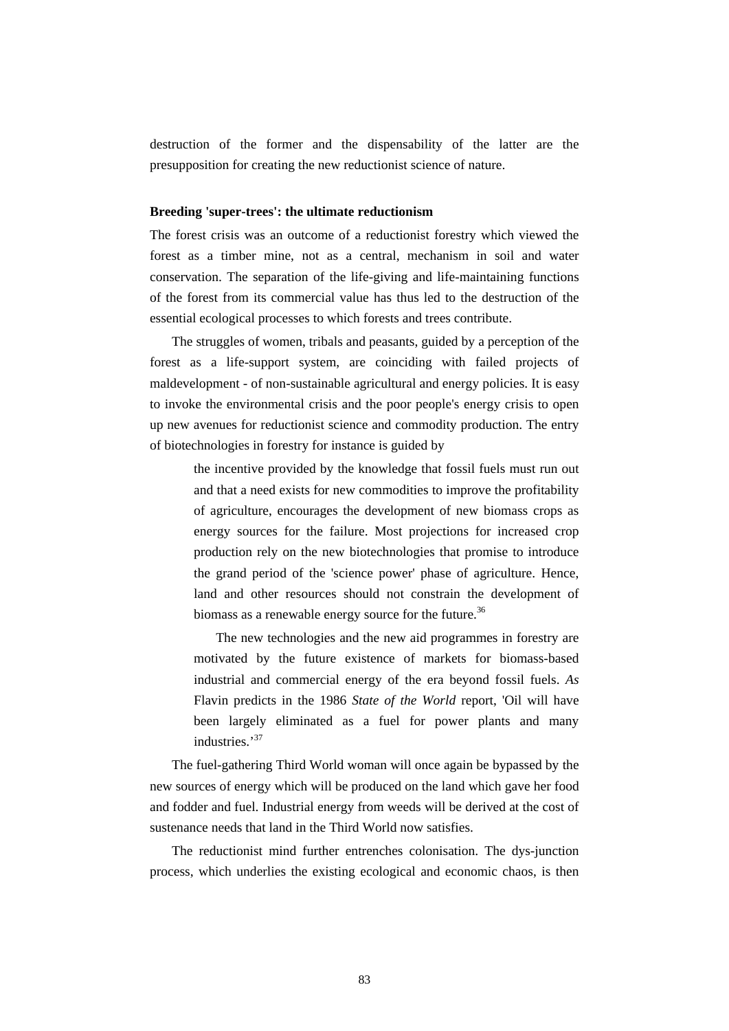destruction of the former and the dispensability of the latter are the presupposition for creating the new reductionist science of nature.

**Breeding 'super-trees': the ultimate reductionism**

The forest crisis was an outcome of a reductionist forestry which viewed the forest as a timber mine, not as a central, mechanism in soil and water conservation. The separation of the life-giving and life-maintaining functions of the forest from its commercial value has thus led to the destruction of the essential ecological processes to which forests and trees contribute.

The struggles of women, tribals and peasants, guided by a perception of the forest as a life-support system, are coinciding with failed projects of maldevelopment - of non-sustainable agricultural and energy policies. It is easy to invoke the environmental crisis and the poor people's energy crisis to open up new avenues for reductionist science and commodity production. The entry of biotechnologies in forestry for instance is guided by

> the incentive provided by the knowledge that fossil fuels must run out and that a need exists for new commodities to improve the profitability of agriculture, encourages the development of new biomass crops as energy sources for the failure. Most projections for increased crop production rely on the new biotechnologies that promise to introduce the grand period of the 'science power' phase of agriculture. Hence, land and other resources should not constrain the development of biomass as a renewable energy source for the future.[36]
>
> The new technologies and the new aid programmes in forestry are motivated by the future existence of markets for biomass-based industrial and commercial energy of the era beyond fossil fuels. *As* Flavin predicts in the 1986 *State of the World* report, 'Oil will have been largely eliminated as a fuel for power plants and many industries.'[37]

The fuel-gathering Third World woman will once again be bypassed by the new sources of energy which will be produced on the land which gave her food and fodder and fuel. Industrial energy from weeds will be derived at the cost of sustenance needs that land in the Third World now satisfies.

The reductionist mind further entrenches colonisation. The dys-junction process, which underlies the existing ecological and economic chaos, is then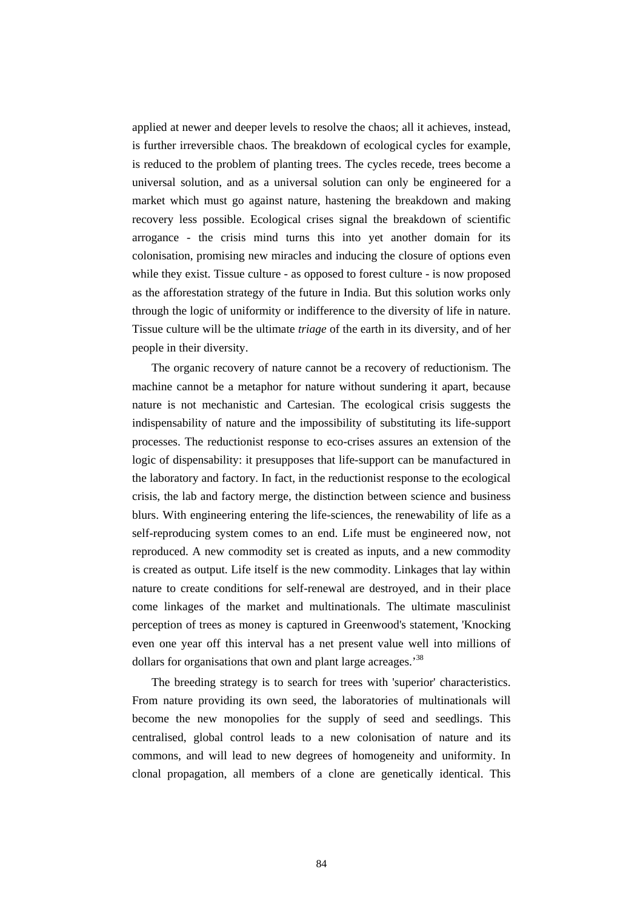applied at newer and deeper levels to resolve the chaos; all it achieves, instead, is further irreversible chaos. The breakdown of ecological cycles for example, is reduced to the problem of planting trees. The cycles recede, trees become a universal solution, and as a universal solution can only be engineered for a market which must go against nature, hastening the breakdown and making recovery less possible. Ecological crises signal the breakdown of scientific arrogance - the crisis mind turns this into yet another domain for its colonisation, promising new miracles and inducing the closure of options even while they exist. Tissue culture - as opposed to forest culture - is now proposed as the afforestation strategy of the future in India. But this solution works only through the logic of uniformity or indifference to the diversity of life in nature. Tissue culture will be the ultimate *triage* of the earth in its diversity, and of her people in their diversity.

The organic recovery of nature cannot be a recovery of reductionism. The machine cannot be a metaphor for nature without sundering it apart, because nature is not mechanistic and Cartesian. The ecological crisis suggests the indispensability of nature and the impossibility of substituting its life-support processes. The reductionist response to eco-crises assures an extension of the logic of dispensability: it presupposes that life-support can be manufactured in the laboratory and factory. In fact, in the reductionist response to the ecological crisis, the lab and factory merge, the distinction between science and business blurs. With engineering entering the life-sciences, the renewability of life as a self-reproducing system comes to an end. Life must be engineered now, not reproduced. A new commodity set is created as inputs, and a new commodity is created as output. Life itself is the new commodity. Linkages that lay within nature to create conditions for self-renewal are destroyed, and in their place come linkages of the market and multinationals. The ultimate masculinist perception of trees as money is captured in Greenwood's statement, 'Knocking even one year off this interval has a net present value well into millions of dollars for organisations that own and plant large acreages.'[38]

The breeding strategy is to search for trees with 'superior' characteristics. From nature providing its own seed, the laboratories of multinationals will become the new monopolies for the supply of seed and seedlings. This centralised, global control leads to a new colonisation of nature and its commons, and will lead to new degrees of homogeneity and uniformity. In clonal propagation, all members of a clone are genetically identical. This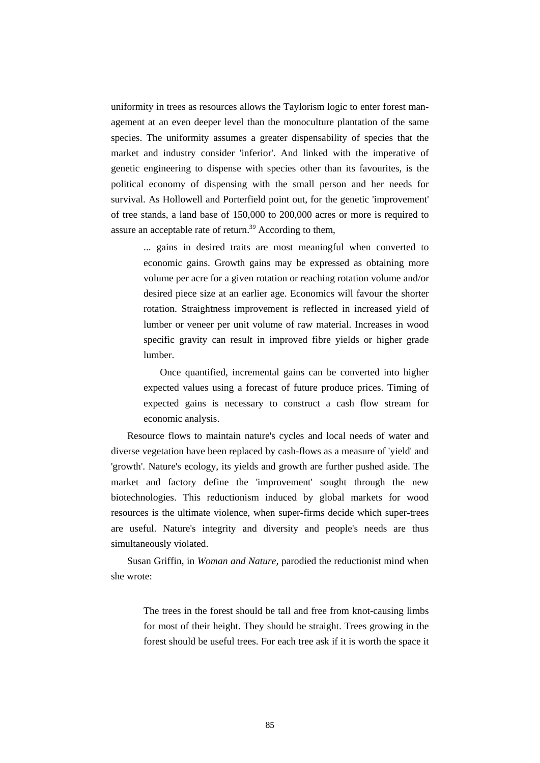uniformity in trees as resources allows the Taylorism logic to enter forest management at an even deeper level than the monoculture plantation of the same species. The uniformity assumes a greater dispensability of species that the market and industry consider 'inferior'. And linked with the imperative of genetic engineering to dispense with species other than its favourites, is the political economy of dispensing with the small person and her needs for survival. As Hollowell and Porterfield point out, for the genetic 'improvement' of tree stands, a land base of 150,000 to 200,000 acres or more is required to assure an acceptable rate of return.[39] According to them,

> ... gains in desired traits are most meaningful when converted to economic gains. Growth gains may be expressed as obtaining more volume per acre for a given rotation or reaching rotation volume and/or desired piece size at an earlier age. Economics will favour the shorter rotation. Straightness improvement is reflected in increased yield of lumber or veneer per unit volume of raw material. Increases in wood specific gravity can result in improved fibre yields or higher grade lumber.
>
> Once quantified, incremental gains can be converted into higher expected values using a forecast of future produce prices. Timing of expected gains is necessary to construct a cash flow stream for economic analysis.

Resource flows to maintain nature's cycles and local needs of water and diverse vegetation have been replaced by cash-flows as a measure of 'yield' and 'growth'. Nature's ecology, its yields and growth are further pushed aside. The market and factory define the 'improvement' sought through the new biotechnologies. This reductionism induced by global markets for wood resources is the ultimate violence, when super-firms decide which super-trees are useful. Nature's integrity and diversity and people's needs are thus simultaneously violated.

Susan Griffin, in *Woman and Nature,* parodied the reductionist mind when she wrote:

> The trees in the forest should be tall and free from knot-causing limbs for most of their height. They should be straight. Trees growing in the forest should be useful trees. For each tree ask if it is worth the space it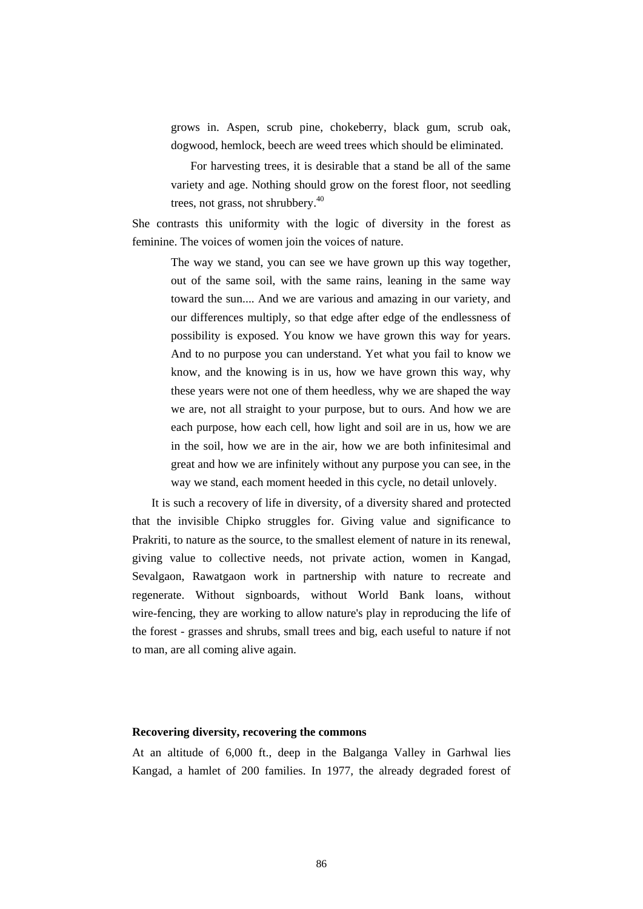grows in. Aspen, scrub pine, chokeberry, black gum, scrub oak, dogwood, hemlock, beech are weed trees which should be eliminated.

> For harvesting trees, it is desirable that a stand be all of the same variety and age. Nothing should grow on the forest floor, not seedling trees, not grass, not shrubbery.[40]

She contrasts this uniformity with the logic of diversity in the forest as feminine. The voices of women join the voices of nature.

> The way we stand, you can see we have grown up this way together, out of the same soil, with the same rains, leaning in the same way toward the sun.... And we are various and amazing in our variety, and our differences multiply, so that edge after edge of the endlessness of possibility is exposed. You know we have grown this way for years. And to no purpose you can understand. Yet what you fail to know we know, and the knowing is in us, how we have grown this way, why these years were not one of them heedless, why we are shaped the way we are, not all straight to your purpose, but to ours. And how we are each purpose, how each cell, how light and soil are in us, how we are in the soil, how we are in the air, how we are both infinitesimal and great and how we are infinitely without any purpose you can see, in the way we stand, each moment heeded in this cycle, no detail unlovely.

It is such a recovery of life in diversity, of a diversity shared and protected that the invisible Chipko struggles for. Giving value and significance to Prakriti, to nature as the source, to the smallest element of nature in its renewal, giving value to collective needs, not private action, women in Kangad, Sevalgaon, Rawatgaon work in partnership with nature to recreate and regenerate. Without signboards, without World Bank loans, without wire-fencing, they are working to allow nature's play in reproducing the life of the forest - grasses and shrubs, small trees and big, each useful to nature if not to man, are all coming alive again.

**Recovering diversity, recovering the commons**

At an altitude of 6,000 ft., deep in the Balganga Valley in Garhwal lies Kangad, a hamlet of 200 families. In 1977, the already degraded forest of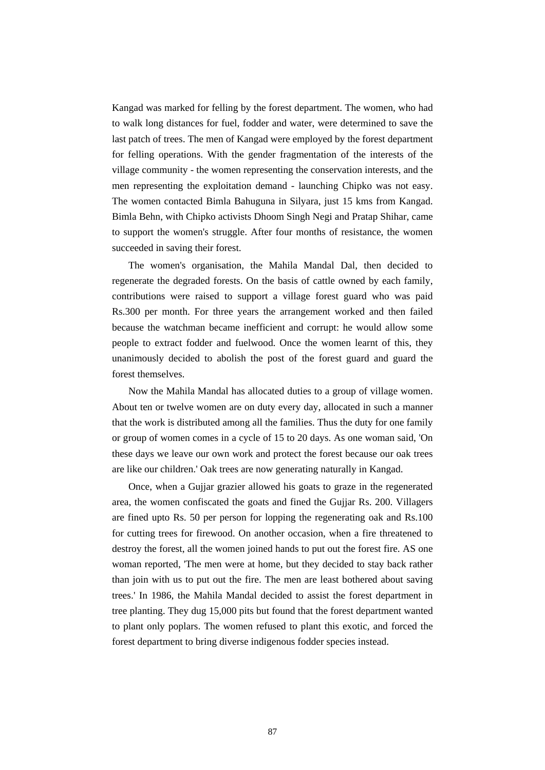Kangad was marked for felling by the forest department. The women, who had to walk long distances for fuel, fodder and water, were determined to save the last patch of trees. The men of Kangad were employed by the forest department for felling operations. With the gender fragmentation of the interests of the village community - the women representing the conservation interests, and the men representing the exploitation demand - launching Chipko was not easy. The women contacted Bimla Bahuguna in Silyara, just 15 kms from Kangad. Bimla Behn, with Chipko activists Dhoom Singh Negi and Pratap Shihar, came to support the women's struggle. After four months of resistance, the women succeeded in saving their forest.

The women's organisation, the Mahila Mandal Dal, then decided to regenerate the degraded forests. On the basis of cattle owned by each family, contributions were raised to support a village forest guard who was paid Rs.300 per month. For three years the arrangement worked and then failed because the watchman became inefficient and corrupt: he would allow some people to extract fodder and fuelwood. Once the women learnt of this, they unanimously decided to abolish the post of the forest guard and guard the forest themselves.

Now the Mahila Mandal has allocated duties to a group of village women. About ten or twelve women are on duty every day, allocated in such a manner that the work is distributed among all the families. Thus the duty for one family or group of women comes in a cycle of 15 to 20 days. As one woman said, 'On these days we leave our own work and protect the forest because our oak trees are like our children.' Oak trees are now generating naturally in Kangad.

Once, when a Gujjar grazier allowed his goats to graze in the regenerated area, the women confiscated the goats and fined the Gujjar Rs. 200. Villagers are fined upto Rs. 50 per person for lopping the regenerating oak and Rs.100 for cutting trees for firewood. On another occasion, when a fire threatened to destroy the forest, all the women joined hands to put out the forest fire. AS one woman reported, 'The men were at home, but they decided to stay back rather than join with us to put out the fire. The men are least bothered about saving trees.' In 1986, the Mahila Mandal decided to assist the forest department in tree planting. They dug 15,000 pits but found that the forest department wanted to plant only poplars. The women refused to plant this exotic, and forced the forest department to bring diverse indigenous fodder species instead.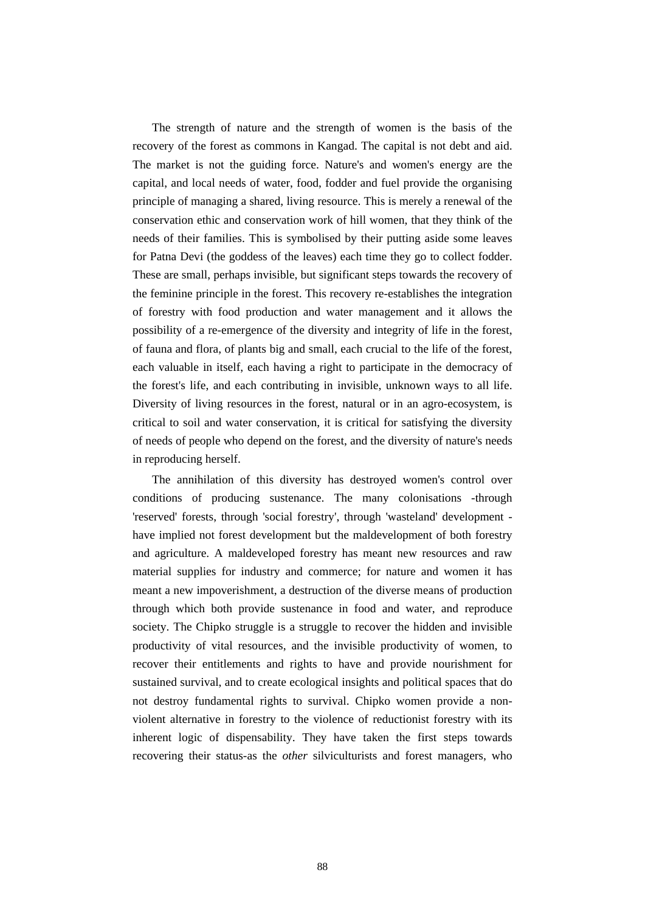The strength of nature and the strength of women is the basis of the recovery of the forest as commons in Kangad. The capital is not debt and aid. The market is not the guiding force. Nature's and women's energy are the capital, and local needs of water, food, fodder and fuel provide the organising principle of managing a shared, living resource. This is merely a renewal of the conservation ethic and conservation work of hill women, that they think of the needs of their families. This is symbolised by their putting aside some leaves for Patna Devi (the goddess of the leaves) each time they go to collect fodder. These are small, perhaps invisible, but significant steps towards the recovery of the feminine principle in the forest. This recovery re-establishes the integration of forestry with food production and water management and it allows the possibility of a re-emergence of the diversity and integrity of life in the forest, of fauna and flora, of plants big and small, each crucial to the life of the forest, each valuable in itself, each having a right to participate in the democracy of the forest's life, and each contributing in invisible, unknown ways to all life. Diversity of living resources in the forest, natural or in an agro-ecosystem, is critical to soil and water conservation, it is critical for satisfying the diversity of needs of people who depend on the forest, and the diversity of nature's needs in reproducing herself.

The annihilation of this diversity has destroyed women's control over conditions of producing sustenance. The many colonisations -through 'reserved' forests, through 'social forestry', through 'wasteland' development - have implied not forest development but the maldevelopment of both forestry and agriculture. A maldeveloped forestry has meant new resources and raw material supplies for industry and commerce; for nature and women it has meant a new impoverishment, a destruction of the diverse means of production through which both provide sustenance in food and water, and reproduce society. The Chipko struggle is a struggle to recover the hidden and invisible productivity of vital resources, and the invisible productivity of women, to recover their entitlements and rights to have and provide nourishment for sustained survival, and to create ecological insights and political spaces that do not destroy fundamental rights to survival. Chipko women provide a non-violent alternative in forestry to the violence of reductionist forestry with its inherent logic of dispensability. They have taken the first steps towards recovering their status-as the *other* silviculturists and forest managers, who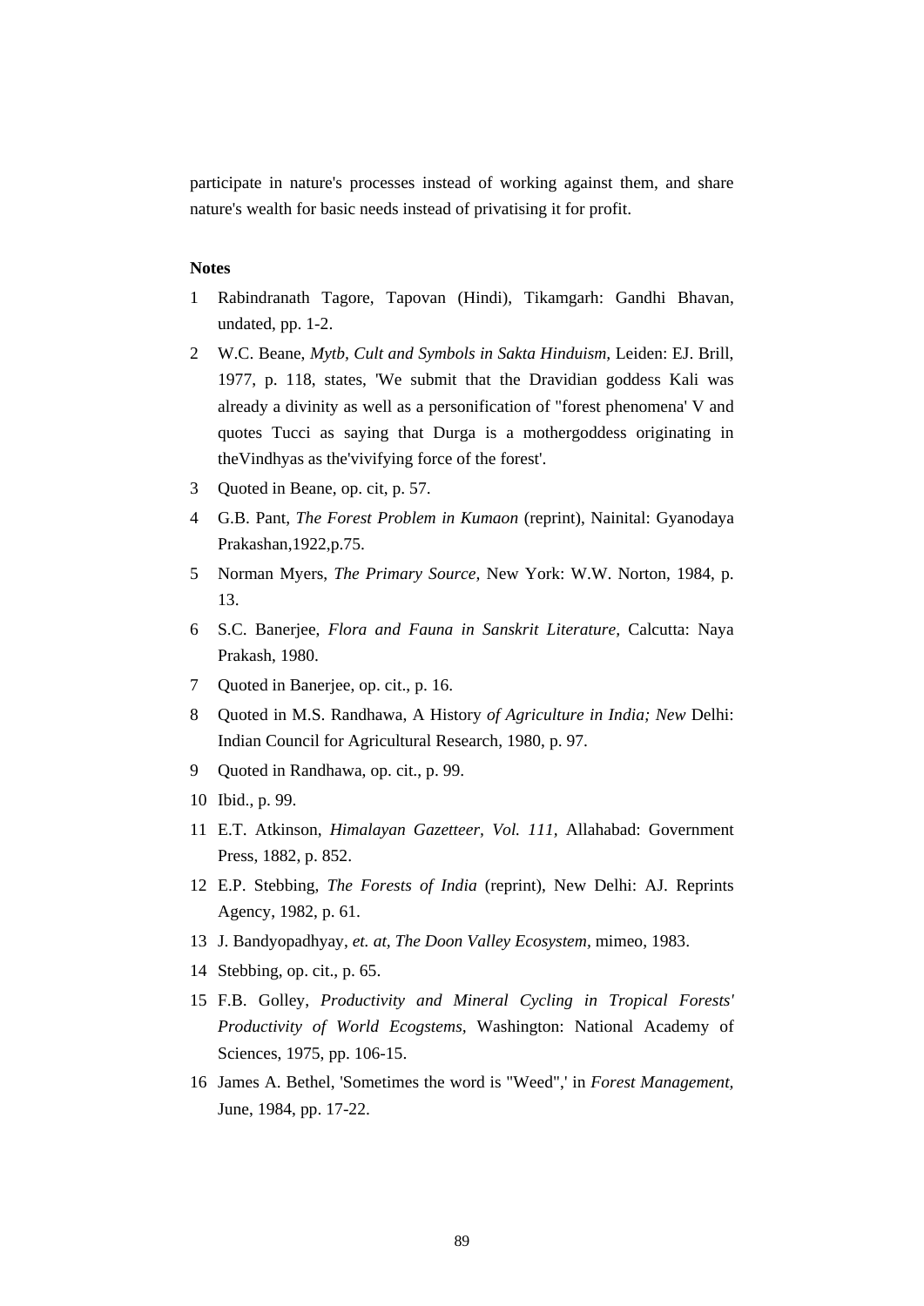participate in nature's processes instead of working against them, and share nature's wealth for basic needs instead of privatising it for profit.

**Notes**

1 Rabindranath Tagore, Tapovan (Hindi), Tikamgarh: Gandhi Bhavan, undated, pp. 1-2.

2 W.C. Beane, *Mytb, Cult and Symbols in Sakta Hinduism,* Leiden: EJ. Brill, 1977, p. 118, states, 'We submit that the Dravidian goddess Kali was already a divinity as well as a personification of "forest phenomena' V and quotes Tucci as saying that Durga is a mothergoddess originating in theVindhyas as the'vivifying force of the forest'.

3 Quoted in Beane, op. cit, p. 57.

4 G.B. Pant, *The Forest Problem in Kumaon* (reprint), Nainital: Gyanodaya Prakashan,1922,p.75.

5 Norman Myers, *The Primary Source,* New York: W.W. Norton, 1984, p. 13.

6 S.C. Banerjee, *Flora and Fauna in Sanskrit Literature,* Calcutta: Naya Prakash, 1980.

7 Quoted in Banerjee, op. cit., p. 16.

8 Quoted in M.S. Randhawa, A History *of Agriculture in India; New* Delhi: Indian Council for Agricultural Research, 1980, p. 97.

9 Quoted in Randhawa, op. cit., p. 99.

10 Ibid., p. 99.

11 E.T. Atkinson, *Himalayan Gazetteer, Vol. 111,* Allahabad: Government Press, 1882, p. 852.

12 E.P. Stebbing, *The Forests of India* (reprint), New Delhi: AJ. Reprints Agency, 1982, p. 61.

13 J. Bandyopadhyay, *et. at, The Doon Valley Ecosystem,* mimeo, 1983.

14 Stebbing, op. cit., p. 65.

15 F.B. Golley, *Productivity and Mineral Cycling in Tropical Forests' Productivity of World Ecogstems,* Washington: National Academy of Sciences, 1975, pp. 106-15.

16 James A. Bethel, 'Sometimes the word is "Weed",' in *Forest Management,* June, 1984, pp. 17-22.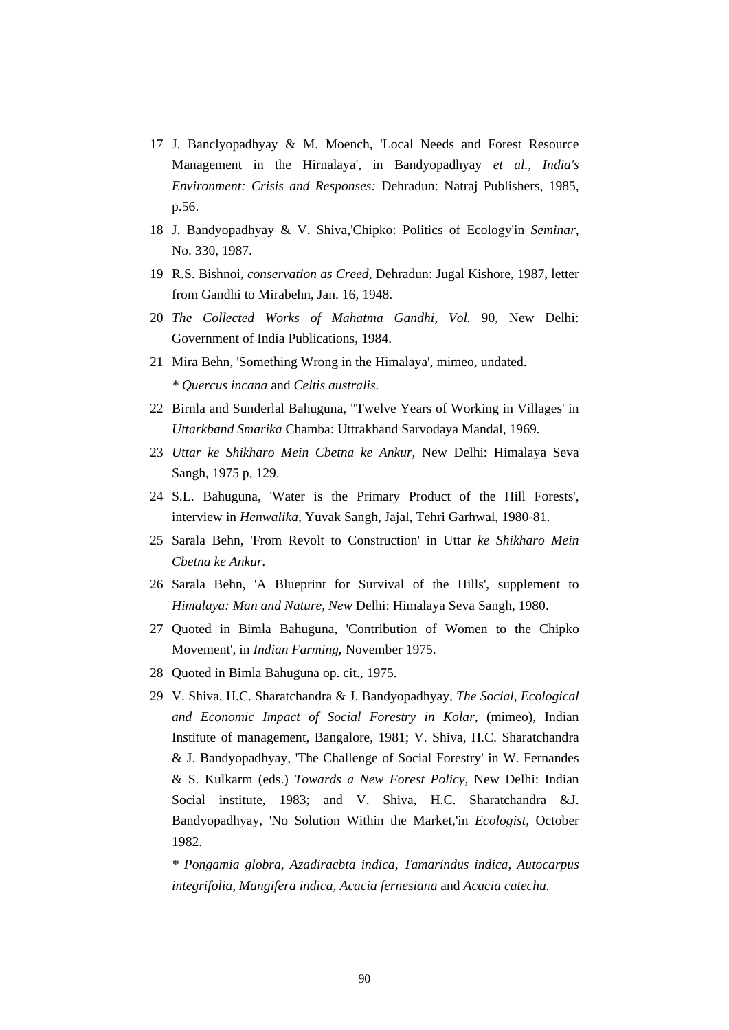17 J. Banclyopadhyay & M. Moench, 'Local Needs and Forest Resource Management in the Hirnalaya', in Bandyopadhyay *et al.*, *India's Environment: Crisis and Responses:* Dehradun: Natraj Publishers, 1985, p.56.

18 J. Bandyopadhyay & V. Shiva,'Chipko: Politics of Ecology'in *Seminar*, No. 330, 1987.

19 R.S. Bishnoi, *conservation as Creed*, Dehradun: Jugal Kishore, 1987, letter from Gandhi to Mirabehn, Jan. 16, 1948.

20 *The Collected Works of Mahatma Gandhi, Vol.* 90, New Delhi: Government of India Publications, 1984.

21 Mira Behn, 'Something Wrong in the Himalaya', mimeo, undated.

\* *Quercus incana* and *Celtis australis.*

22 Birnla and Sunderlal Bahuguna, "Twelve Years of Working in Villages' in *Uttarkband Smarika* Chamba: Uttrakhand Sarvodaya Mandal, 1969.

23 *Uttar ke Shikharo Mein Cbetna ke Ankur*, New Delhi: Himalaya Seva Sangh, 1975 p, 129.

24 S.L. Bahuguna, 'Water is the Primary Product of the Hill Forests', interview in *Henwalika*, Yuvak Sangh, Jajal, Tehri Garhwal, 1980-81.

25 Sarala Behn, 'From Revolt to Construction' in Uttar *ke Shikharo Mein Cbetna ke Ankur*.

26 Sarala Behn, 'A Blueprint for Survival of the Hills', supplement to *Himalaya: Man and Nature, New* Delhi: Himalaya Seva Sangh, 1980.

27 Quoted in Bimla Bahuguna, 'Contribution of Women to the Chipko Movement', in *Indian Farming,* November 1975.

28 Quoted in Bimla Bahuguna op. cit., 1975.

29 V. Shiva, H.C. Sharatchandra & J. Bandyopadhyay, *The Social, Ecological and Economic Impact of Social Forestry in Kolar*, (mimeo), Indian Institute of management, Bangalore, 1981; V. Shiva, H.C. Sharatchandra & J. Bandyopadhyay, 'The Challenge of Social Forestry' in W. Fernandes & S. Kulkarm (eds.) *Towards a New Forest Policy*, New Delhi: Indian Social institute, 1983; and V. Shiva, H.C. Sharatchandra &J. Bandyopadhyay, 'No Solution Within the Market,'in *Ecologist*, October 1982.

\* *Pongamia globra, Azadiracbta indica, Tamarindus indica, Autocarpus integrifolia, Mangifera indica, Acacia fernesiana* and *Acacia catechu.*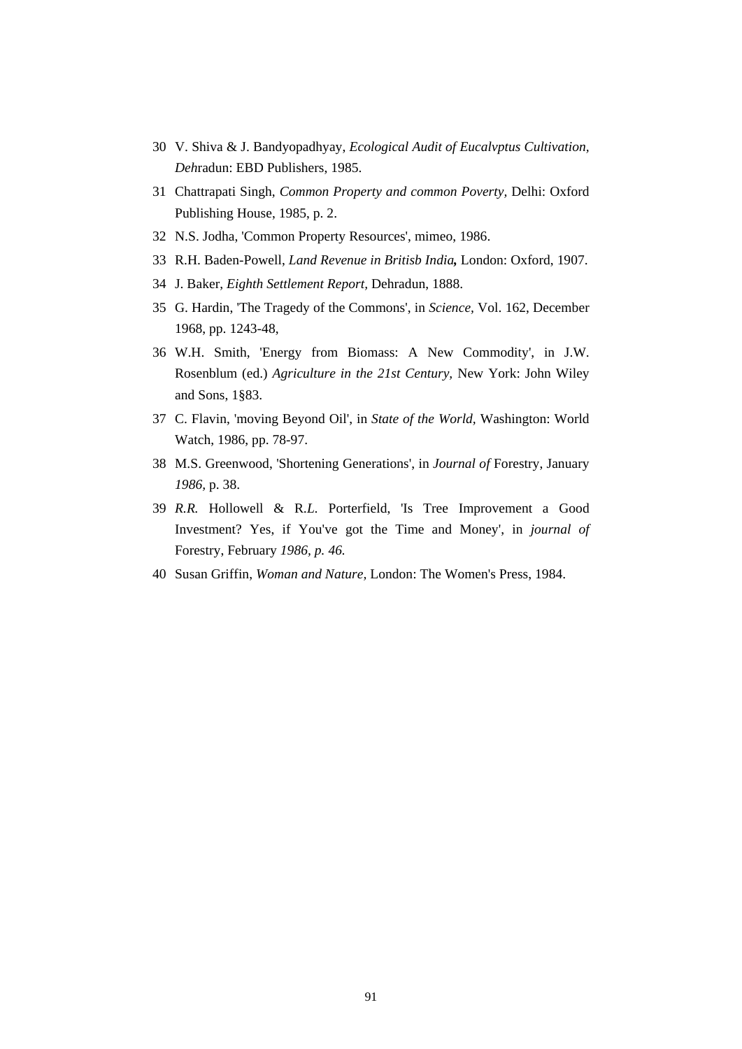30 V. Shiva & J. Bandyopadhyay, *Ecological Audit of Eucalvptus Cultivation, Deh*radun: EBD Publishers, 1985.

31 Chattrapati Singh, *Common Property and common Poverty,* Delhi: Oxford Publishing House, 1985, p. 2.

32 N.S. Jodha, 'Common Property Resources', mimeo, 1986.

33 R.H. Baden-Powell, *Land Revenue in Britisb India,* London: Oxford, 1907.

34 J. Baker, *Eighth Settlement Report,* Dehradun, 1888.

35 G. Hardin, 'The Tragedy of the Commons', in *Science,* Vol. 162, December 1968, pp. 1243-48,

36 W.H. Smith, 'Energy from Biomass: A New Commodity', in J.W. Rosenblum (ed.) *Agriculture in the 21st Century,* New York: John Wiley and Sons, 1§83.

37 C. Flavin, 'moving Beyond Oil', in *State of the World,* Washington: World Watch, 1986, pp. 78-97.

38 M.S. Greenwood, 'Shortening Generations', in *Journal of* Forestry, January *1986,* p. 38.

39 *R.R.* Hollowell & R.*L.* Porterfield, 'Is Tree Improvement a Good Investment? Yes, if You've got the Time and Money', in *journal of* Forestry, February *1986, p. 46.*

40 Susan Griffin, *Woman and Nature,* London: The Women's Press, 1984.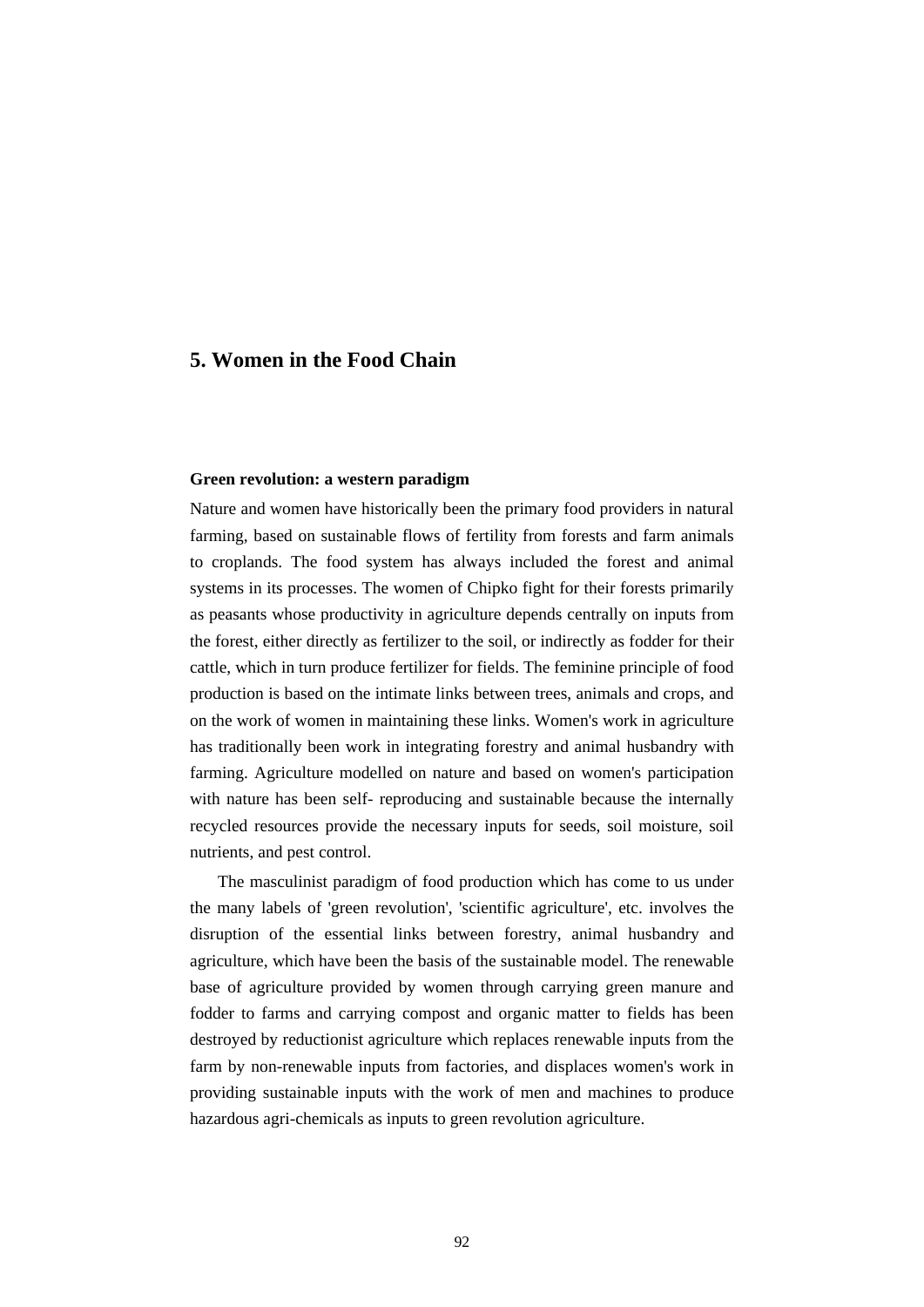# 5. Women in the Food Chain

### Green revolution: a western paradigm

Nature and women have historically been the primary food providers in natural farming, based on sustainable flows of fertility from forests and farm animals to croplands. The food system has always included the forest and animal systems in its processes. The women of Chipko fight for their forests primarily as peasants whose productivity in agriculture depends centrally on inputs from the forest, either directly as fertilizer to the soil, or indirectly as fodder for their cattle, which in turn produce fertilizer for fields. The feminine principle of food production is based on the intimate links between trees, animals and crops, and on the work of women in maintaining these links. Women's work in agriculture has traditionally been work in integrating forestry and animal husbandry with farming. Agriculture modelled on nature and based on women's participation with nature has been self- reproducing and sustainable because the internally recycled resources provide the necessary inputs for seeds, soil moisture, soil nutrients, and pest control.

The masculinist paradigm of food production which has come to us under the many labels of 'green revolution', 'scientific agriculture', etc. involves the disruption of the essential links between forestry, animal husbandry and agriculture, which have been the basis of the sustainable model. The renewable base of agriculture provided by women through carrying green manure and fodder to farms and carrying compost and organic matter to fields has been destroyed by reductionist agriculture which replaces renewable inputs from the farm by non-renewable inputs from factories, and displaces women's work in providing sustainable inputs with the work of men and machines to produce hazardous agri-chemicals as inputs to green revolution agriculture.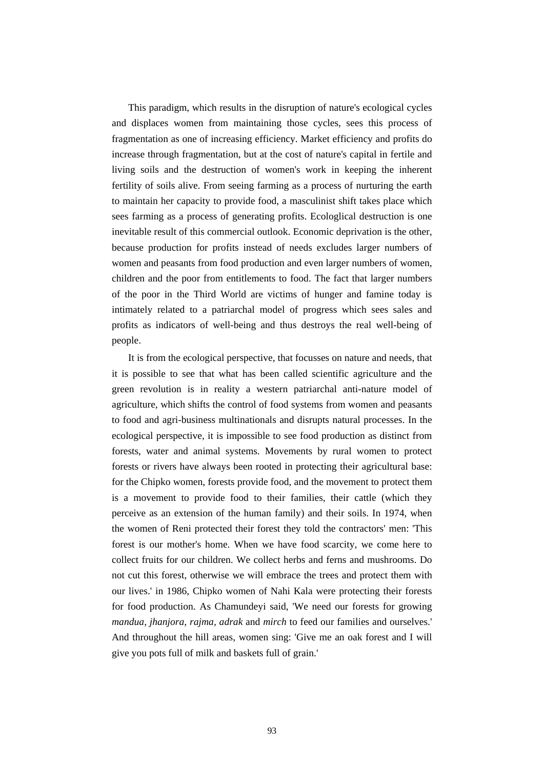This paradigm, which results in the disruption of nature's ecological cycles and displaces women from maintaining those cycles, sees this process of fragmentation as one of increasing efficiency. Market efficiency and profits do increase through fragmentation, but at the cost of nature's capital in fertile and living soils and the destruction of women's work in keeping the inherent fertility of soils alive. From seeing farming as a process of nurturing the earth to maintain her capacity to provide food, a masculinist shift takes place which sees farming as a process of generating profits. Ecologlical destruction is one inevitable result of this commercial outlook. Economic deprivation is the other, because production for profits instead of needs excludes larger numbers of women and peasants from food production and even larger numbers of women, children and the poor from entitlements to food. The fact that larger numbers of the poor in the Third World are victims of hunger and famine today is intimately related to a patriarchal model of progress which sees sales and profits as indicators of well-being and thus destroys the real well-being of people.

It is from the ecological perspective, that focusses on nature and needs, that it is possible to see that what has been called scientific agriculture and the green revolution is in reality a western patriarchal anti-nature model of agriculture, which shifts the control of food systems from women and peasants to food and agri-business multinationals and disrupts natural processes. In the ecological perspective, it is impossible to see food production as distinct from forests, water and animal systems. Movements by rural women to protect forests or rivers have always been rooted in protecting their agricultural base: for the Chipko women, forests provide food, and the movement to protect them is a movement to provide food to their families, their cattle (which they perceive as an extension of the human family) and their soils. In 1974, when the women of Reni protected their forest they told the contractors' men: 'This forest is our mother's home. When we have food scarcity, we come here to collect fruits for our children. We collect herbs and ferns and mushrooms. Do not cut this forest, otherwise we will embrace the trees and protect them with our lives.' in 1986, Chipko women of Nahi Kala were protecting their forests for food production. As Chamundeyi said, 'We need our forests for growing *mandua, jhanjora, rajma, adrak* and *mirch* to feed our families and ourselves.' And throughout the hill areas, women sing: 'Give me an oak forest and I will give you pots full of milk and baskets full of grain.'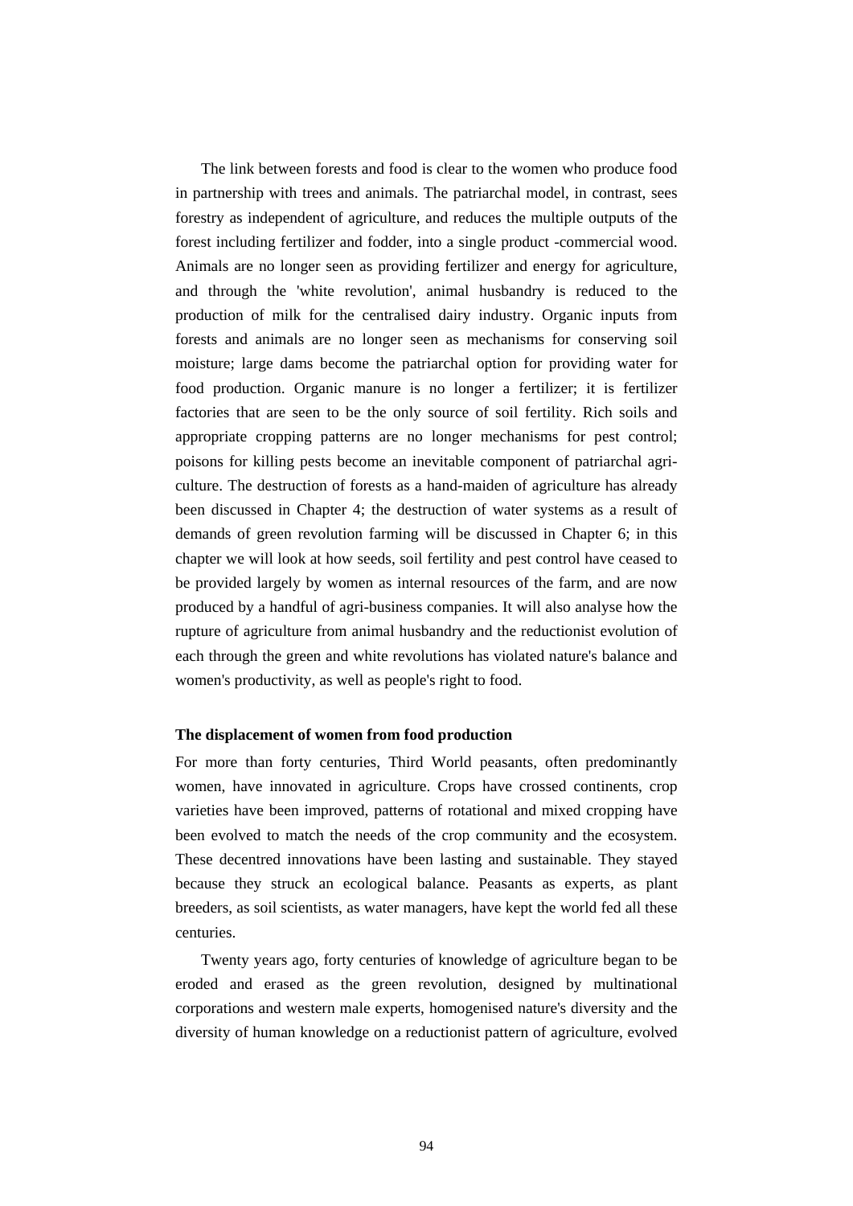The link between forests and food is clear to the women who produce food in partnership with trees and animals. The patriarchal model, in contrast, sees forestry as independent of agriculture, and reduces the multiple outputs of the forest including fertilizer and fodder, into a single product -commercial wood. Animals are no longer seen as providing fertilizer and energy for agriculture, and through the 'white revolution', animal husbandry is reduced to the production of milk for the centralised dairy industry. Organic inputs from forests and animals are no longer seen as mechanisms for conserving soil moisture; large dams become the patriarchal option for providing water for food production. Organic manure is no longer a fertilizer; it is fertilizer factories that are seen to be the only source of soil fertility. Rich soils and appropriate cropping patterns are no longer mechanisms for pest control; poisons for killing pests become an inevitable component of patriarchal agriculture. The destruction of forests as a hand-maiden of agriculture has already been discussed in Chapter 4; the destruction of water systems as a result of demands of green revolution farming will be discussed in Chapter 6; in this chapter we will look at how seeds, soil fertility and pest control have ceased to be provided largely by women as internal resources of the farm, and are now produced by a handful of agri-business companies. It will also analyse how the rupture of agriculture from animal husbandry and the reductionist evolution of each through the green and white revolutions has violated nature's balance and women's productivity, as well as people's right to food.

**The displacement of women from food production**

For more than forty centuries, Third World peasants, often predominantly women, have innovated in agriculture. Crops have crossed continents, crop varieties have been improved, patterns of rotational and mixed cropping have been evolved to match the needs of the crop community and the ecosystem. These decentred innovations have been lasting and sustainable. They stayed because they struck an ecological balance. Peasants as experts, as plant breeders, as soil scientists, as water managers, have kept the world fed all these centuries.

Twenty years ago, forty centuries of knowledge of agriculture began to be eroded and erased as the green revolution, designed by multinational corporations and western male experts, homogenised nature's diversity and the diversity of human knowledge on a reductionist pattern of agriculture, evolved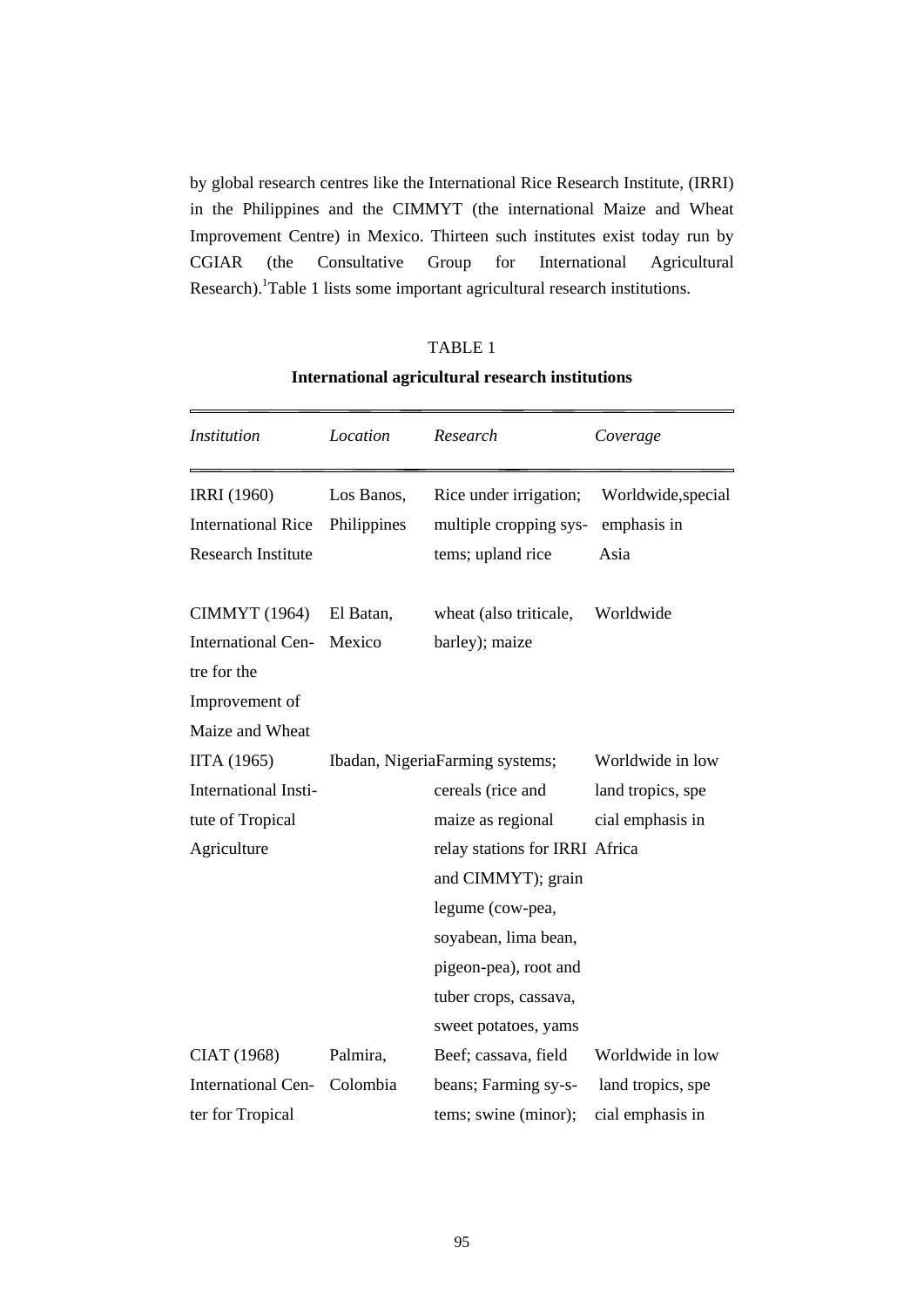by global research centres like the International Rice Research Institute, (IRRI) in the Philippines and the CIMMYT (the international Maize and Wheat Improvement Centre) in Mexico. Thirteen such institutes exist today run by CGIAR (the Consultative Group for International Agricultural Research).[1]Table 1 lists some important agricultural research institutions.

TABLE 1

**International agricultural research institutions**

| *Institution* | *Location* | *Research* | *Coverage* |
|---|---|---|---|
| IRRI (1960) International Rice Research Institute | Los Banos, Philippines | Rice under irrigation; multiple cropping systems; upland rice | Worldwide,special emphasis in Asia |
| CIMMYT (1964) International Centre for the Improvement of Maize and Wheat | El Batan, Mexico | wheat (also triticale, barley); maize | Worldwide |
| IITA (1965) International Institute of Tropical Agriculture | Ibadan, Nigeria | Farming systems; cereals (rice and maize as regional relay stations for IRRI and CIMMYT); grain legume (cow-pea, soyabean, lima bean, pigeon-pea), root and tuber crops, cassava, sweet potatoes, yams | Worldwide in low land tropics, special emphasis in Africa |
| CIAT (1968) International Center for Tropical | Palmira, Colombia | Beef; cassava, field beans; Farming sy-s-tems; swine (minor); | Worldwide in low land tropics, special emphasis in |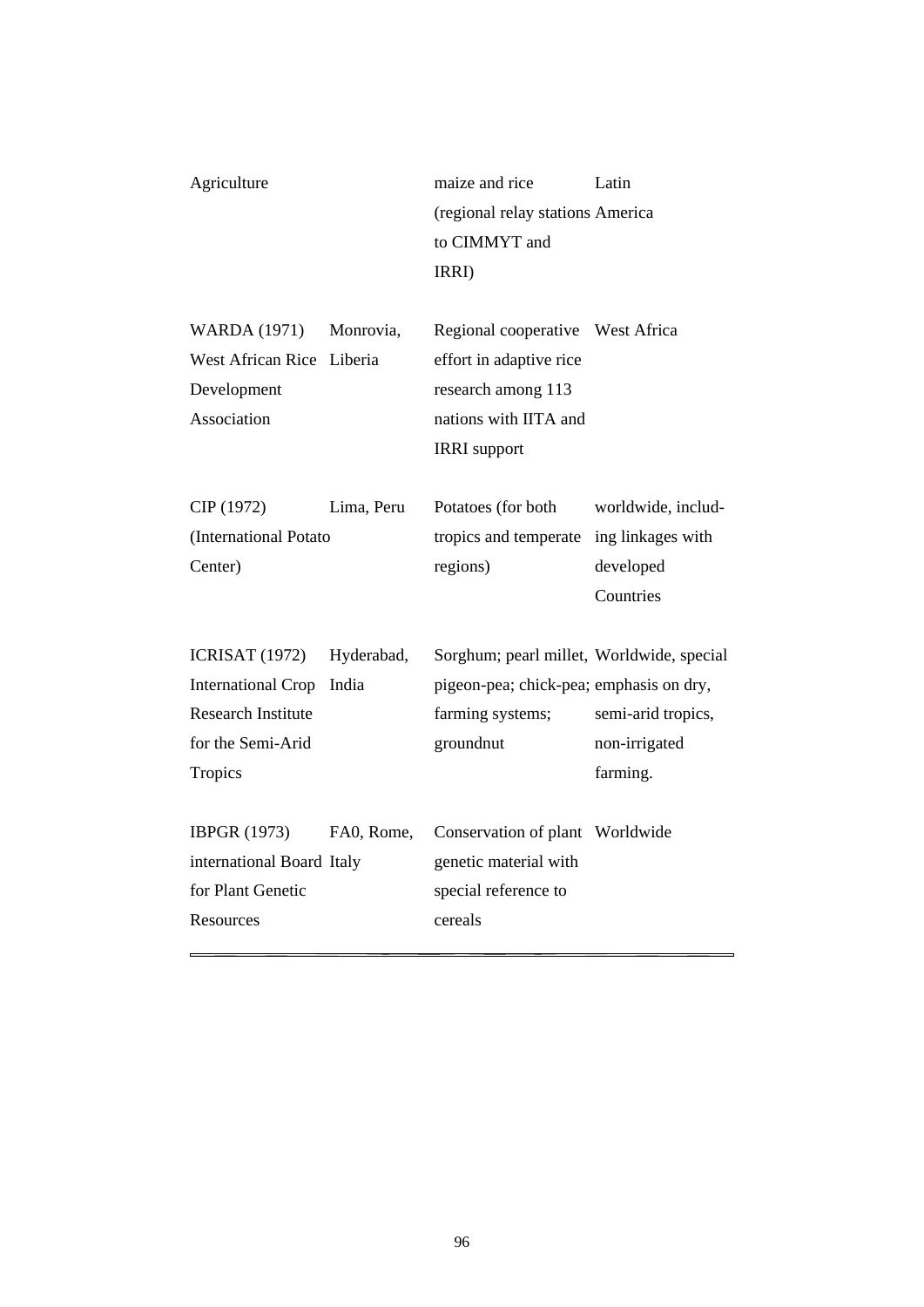| | | | |
|---|---|---|---|
| Agriculture | | maize and rice (regional relay stations to CIMMYT and IRRI) | Latin America |
| WARDA (1971) West African Rice Development Association | Monrovia, Liberia | Regional cooperative effort in adaptive rice research among 113 nations with IITA and IRRI support | West Africa |
| CIP (1972) (International Potato Center) | Lima, Peru | Potatoes (for both tropics and temperate regions) | worldwide, including linkages with developed Countries |
| ICRISAT (1972) International Crop Research Institute for the Semi-Arid Tropics | Hyderabad, India | Sorghum; pearl millet, pigeon-pea; chick-pea; farming systems; groundnut | Worldwide, special emphasis on dry, semi-arid tropics, non-irrigated farming. |
| IBPGR (1973) international Board for Plant Genetic Resources | FA0, Rome, Italy | Conservation of plant genetic material with special reference to cereals | Worldwide |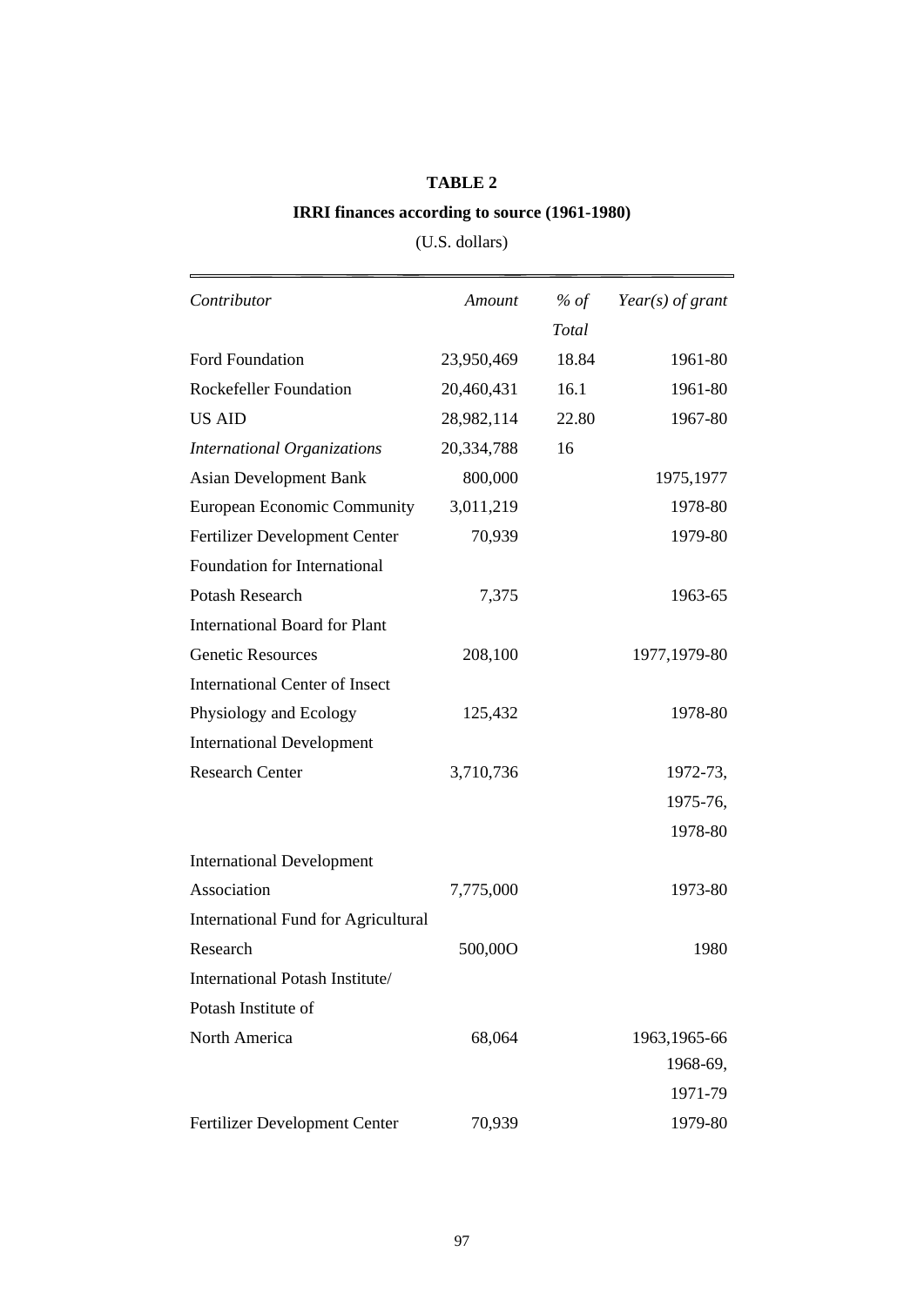**TABLE 2**

**IRRI finances according to source (1961-1980)**

(U.S. dollars)

| *Contributor* | *Amount* | *% of Total* | *Year(s) of grant* |
|---|---|---|---|
| Ford Foundation | 23,950,469 | 18.84 | 1961-80 |
| Rockefeller Foundation | 20,460,431 | 16.1 | 1961-80 |
| US AID | 28,982,114 | 22.80 | 1967-80 |
| *International Organizations* | 20,334,788 | 16 | |
| Asian Development Bank | 800,000 | | 1975,1977 |
| European Economic Community | 3,011,219 | | 1978-80 |
| Fertilizer Development Center | 70,939 | | 1979-80 |
| Foundation for International Potash Research | 7,375 | | 1963-65 |
| International Board for Plant Genetic Resources | 208,100 | | 1977,1979-80 |
| International Center of Insect Physiology and Ecology | 125,432 | | 1978-80 |
| International Development Research Center | 3,710,736 | | 1972-73, 1975-76, 1978-80 |
| International Development Association | 7,775,000 | | 1973-80 |
| International Fund for Agricultural Research | 500,00O | | 1980 |
| International Potash Institute/ Potash Institute of North America | 68,064 | | 1963,1965-66 1968-69, 1971-79 |
| Fertilizer Development Center | 70,939 | | 1979-80 |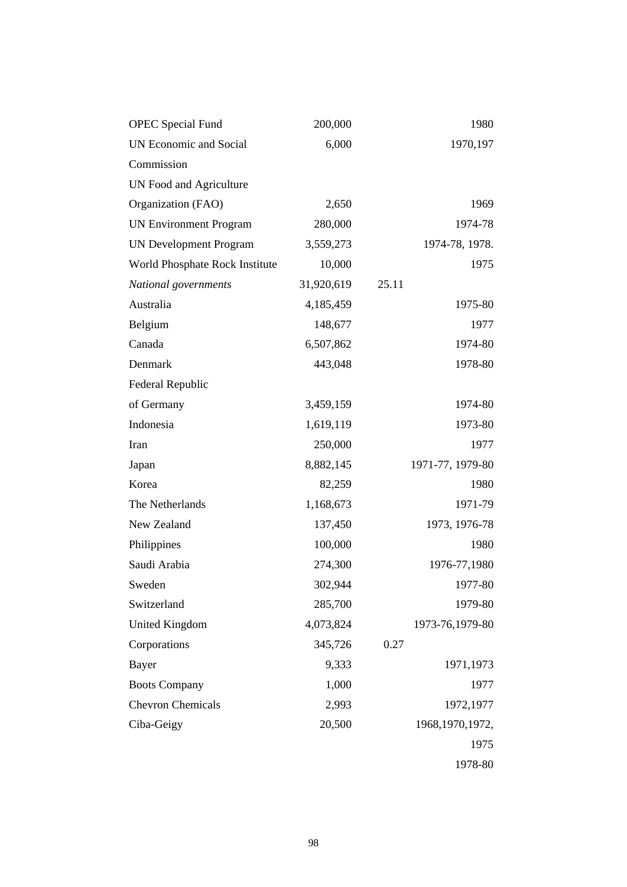| | | | |
|---|---|---|---|
| OPEC Special Fund | 200,000 | | 1980 |
| UN Economic and Social Commission | 6,000 | | 1970,197 |
| UN Food and Agriculture Organization (FAO) | 2,650 | | 1969 |
| UN Environment Program | 280,000 | | 1974-78 |
| UN Development Program | 3,559,273 | | 1974-78, 1978. |
| World Phosphate Rock Institute | 10,000 | | 1975 |
| *National governments* | 31,920,619 | 25.11 | |
| Australia | 4,185,459 | | 1975-80 |
| Belgium | 148,677 | | 1977 |
| Canada | 6,507,862 | | 1974-80 |
| Denmark | 443,048 | | 1978-80 |
| Federal Republic of Germany | 3,459,159 | | 1974-80 |
| Indonesia | 1,619,119 | | 1973-80 |
| Iran | 250,000 | | 1977 |
| Japan | 8,882,145 | | 1971-77, 1979-80 |
| Korea | 82,259 | | 1980 |
| The Netherlands | 1,168,673 | | 1971-79 |
| New Zealand | 137,450 | | 1973, 1976-78 |
| Philippines | 100,000 | | 1980 |
| Saudi Arabia | 274,300 | | 1976-77,1980 |
| Sweden | 302,944 | | 1977-80 |
| Switzerland | 285,700 | | 1979-80 |
| United Kingdom | 4,073,824 | | 1973-76,1979-80 |
| Corporations | 345,726 | 0.27 | |
| Bayer | 9,333 | | 1971,1973 |
| Boots Company | 1,000 | | 1977 |
| Chevron Chemicals | 2,993 | | 1972,1977 |
| Ciba-Geigy | 20,500 | | 1968,1970,1972, 1975 1978-80 |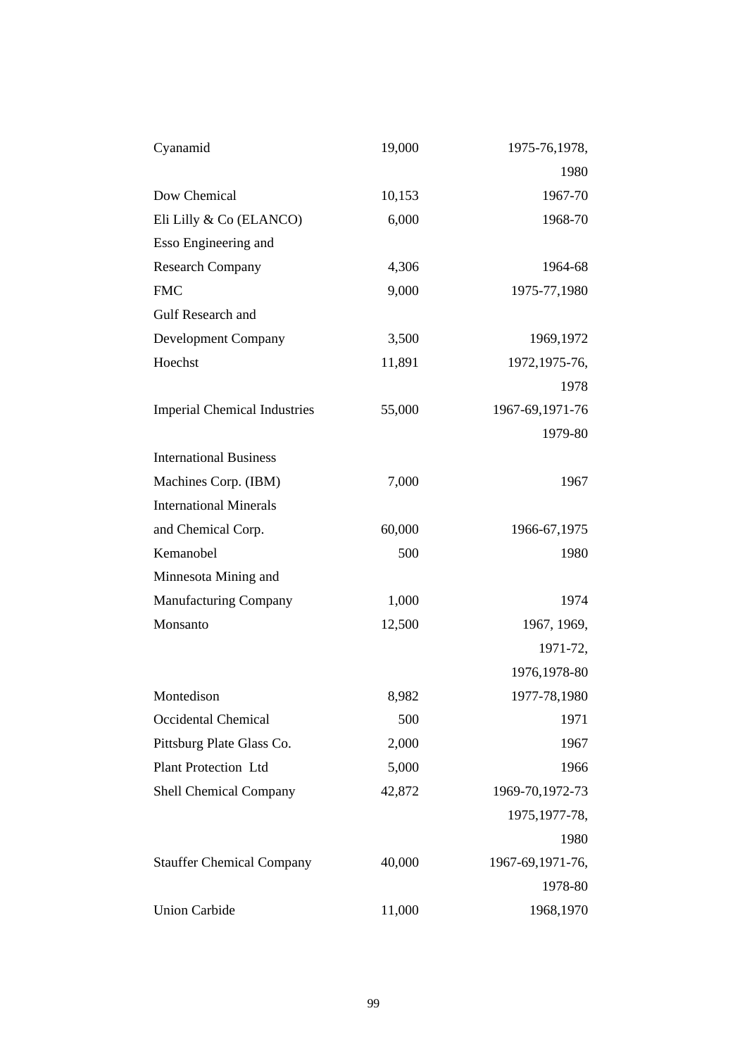| | | |
|---|---|---|
| Cyanamid | 19,000 | 1975-76,1978, 1980 |
| Dow Chemical | 10,153 | 1967-70 |
| Eli Lilly & Co (ELANCO) | 6,000 | 1968-70 |
| Esso Engineering and Research Company | 4,306 | 1964-68 |
| FMC | 9,000 | 1975-77,1980 |
| Gulf Research and Development Company | 3,500 | 1969,1972 |
| Hoechst | 11,891 | 1972,1975-76, 1978 |
| Imperial Chemical Industries | 55,000 | 1967-69,1971-76 1979-80 |
| International Business Machines Corp. (IBM) | 7,000 | 1967 |
| International Minerals and Chemical Corp. | 60,000 | 1966-67,1975 |
| Kemanobel | 500 | 1980 |
| Minnesota Mining and Manufacturing Company | 1,000 | 1974 |
| Monsanto | 12,500 | 1967, 1969, 1971-72, 1976,1978-80 |
| Montedison | 8,982 | 1977-78,1980 |
| Occidental Chemical | 500 | 1971 |
| Pittsburg Plate Glass Co. | 2,000 | 1967 |
| Plant Protection Ltd | 5,000 | 1966 |
| Shell Chemical Company | 42,872 | 1969-70,1972-73 1975,1977-78, 1980 |
| Stauffer Chemical Company | 40,000 | 1967-69,1971-76, 1978-80 |
| Union Carbide | 11,000 | 1968,1970 |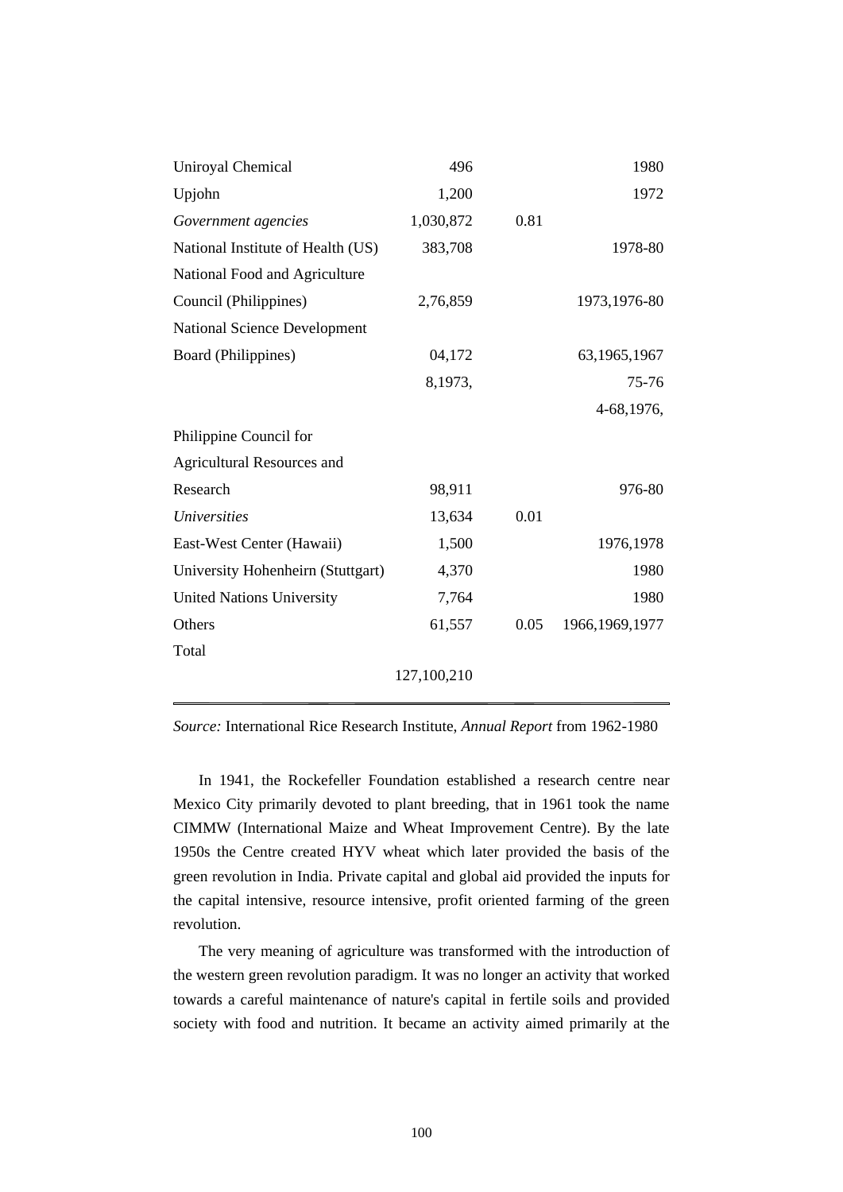| | | | |
|---|---|---|---|
| Uniroyal Chemical | 496 | | 1980 |
| Upjohn | 1,200 | | 1972 |
| *Government agencies* | 1,030,872 | 0.81 | |
| National Institute of Health (US) | 383,708 | | 1978-80 |
| National Food and Agriculture Council (Philippines) | 2,76,859 | | 1973,1976-80 |
| National Science Development Board (Philippines) | 04,172 8,1973, | | 63,1965,1967 75-76 4-68,1976, |
| Philippine Council for Agricultural Resources and Research | 98,911 | | 976-80 |
| *Universities* | 13,634 | 0.01 | |
| East-West Center (Hawaii) | 1,500 | | 1976,1978 |
| University Hohenheirn (Stuttgart) | 4,370 | | 1980 |
| United Nations University | 7,764 | | 1980 |
| Others | 61,557 | 0.05 | 1966,1969,1977 |
| Total | 127,100,210 | | |

*Source:* International Rice Research Institute, *Annual Report* from 1962-1980

In 1941, the Rockefeller Foundation established a research centre near Mexico City primarily devoted to plant breeding, that in 1961 took the name CIMMW (International Maize and Wheat Improvement Centre). By the late 1950s the Centre created HYV wheat which later provided the basis of the green revolution in India. Private capital and global aid provided the inputs for the capital intensive, resource intensive, profit oriented farming of the green revolution.

The very meaning of agriculture was transformed with the introduction of the western green revolution paradigm. It was no longer an activity that worked towards a careful maintenance of nature's capital in fertile soils and provided society with food and nutrition. It became an activity aimed primarily at the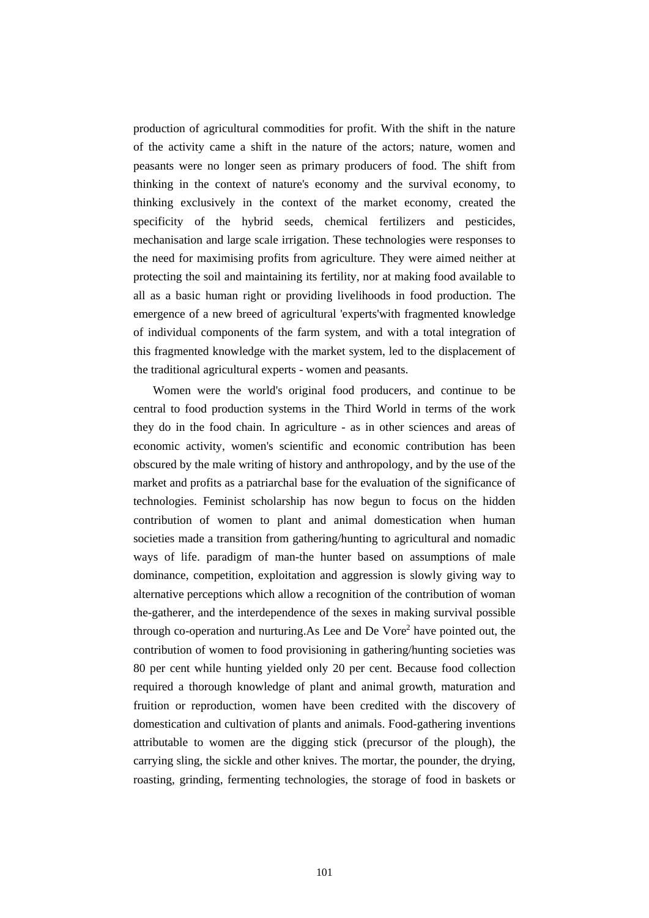production of agricultural commodities for profit. With the shift in the nature of the activity came a shift in the nature of the actors; nature, women and peasants were no longer seen as primary producers of food. The shift from thinking in the context of nature's economy and the survival economy, to thinking exclusively in the context of the market economy, created the specificity of the hybrid seeds, chemical fertilizers and pesticides, mechanisation and large scale irrigation. These technologies were responses to the need for maximising profits from agriculture. They were aimed neither at protecting the soil and maintaining its fertility, nor at making food available to all as a basic human right or providing livelihoods in food production. The emergence of a new breed of agricultural 'experts'with fragmented knowledge of individual components of the farm system, and with a total integration of this fragmented knowledge with the market system, led to the displacement of the traditional agricultural experts - women and peasants.

Women were the world's original food producers, and continue to be central to food production systems in the Third World in terms of the work they do in the food chain. In agriculture - as in other sciences and areas of economic activity, women's scientific and economic contribution has been obscured by the male writing of history and anthropology, and by the use of the market and profits as a patriarchal base for the evaluation of the significance of technologies. Feminist scholarship has now begun to focus on the hidden contribution of women to plant and animal domestication when human societies made a transition from gathering/hunting to agricultural and nomadic ways of life. paradigm of man-the hunter based on assumptions of male dominance, competition, exploitation and aggression is slowly giving way to alternative perceptions which allow a recognition of the contribution of woman the-gatherer, and the interdependence of the sexes in making survival possible through co-operation and nurturing.As Lee and De Vore[2] have pointed out, the contribution of women to food provisioning in gathering/hunting societies was 80 per cent while hunting yielded only 20 per cent. Because food collection required a thorough knowledge of plant and animal growth, maturation and fruition or reproduction, women have been credited with the discovery of domestication and cultivation of plants and animals. Food-gathering inventions attributable to women are the digging stick (precursor of the plough), the carrying sling, the sickle and other knives. The mortar, the pounder, the drying, roasting, grinding, fermenting technologies, the storage of food in baskets or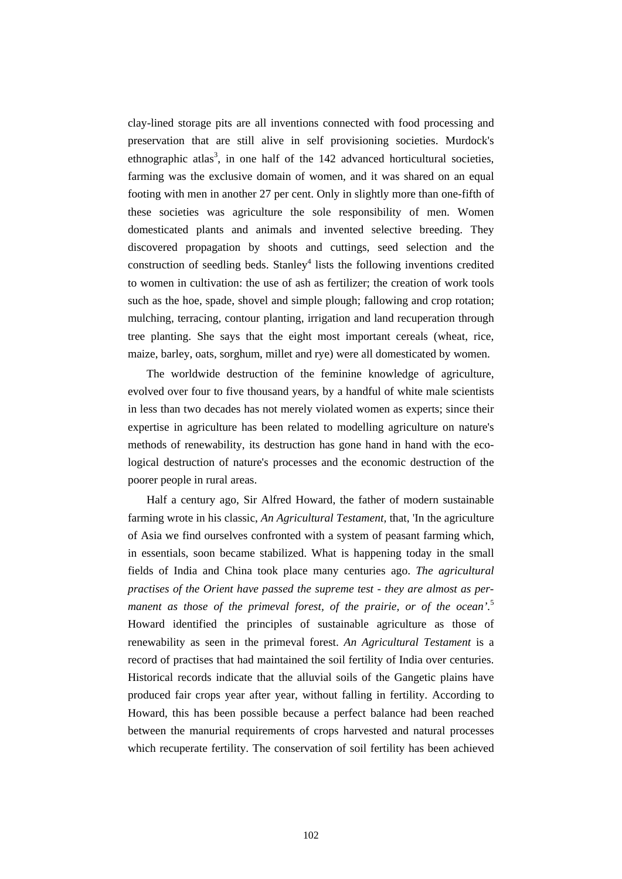clay-lined storage pits are all inventions connected with food processing and preservation that are still alive in self provisioning societies. Murdock's ethnographic atlas[3], in one half of the 142 advanced horticultural societies, farming was the exclusive domain of women, and it was shared on an equal footing with men in another 27 per cent. Only in slightly more than one-fifth of these societies was agriculture the sole responsibility of men. Women domesticated plants and animals and invented selective breeding. They discovered propagation by shoots and cuttings, seed selection and the construction of seedling beds. Stanley[4] lists the following inventions credited to women in cultivation: the use of ash as fertilizer; the creation of work tools such as the hoe, spade, shovel and simple plough; fallowing and crop rotation; mulching, terracing, contour planting, irrigation and land recuperation through tree planting. She says that the eight most important cereals (wheat, rice, maize, barley, oats, sorghum, millet and rye) were all domesticated by women.

The worldwide destruction of the feminine knowledge of agriculture, evolved over four to five thousand years, by a handful of white male scientists in less than two decades has not merely violated women as experts; since their expertise in agriculture has been related to modelling agriculture on nature's methods of renewability, its destruction has gone hand in hand with the ecological destruction of nature's processes and the economic destruction of the poorer people in rural areas.

Half a century ago, Sir Alfred Howard, the father of modern sustainable farming wrote in his classic, *An Agricultural Testament,* that, 'In the agriculture of Asia we find ourselves confronted with a system of peasant farming which, in essentials, soon became stabilized. What is happening today in the small fields of India and China took place many centuries ago. *The agricultural practises of the Orient have passed the supreme test - they are almost as permanent as those of the primeval forest, of the prairie, or of the ocean'*.[5] Howard identified the principles of sustainable agriculture as those of renewability as seen in the primeval forest. *An Agricultural Testament* is a record of practises that had maintained the soil fertility of India over centuries. Historical records indicate that the alluvial soils of the Gangetic plains have produced fair crops year after year, without falling in fertility. According to Howard, this has been possible because a perfect balance had been reached between the manurial requirements of crops harvested and natural processes which recuperate fertility. The conservation of soil fertility has been achieved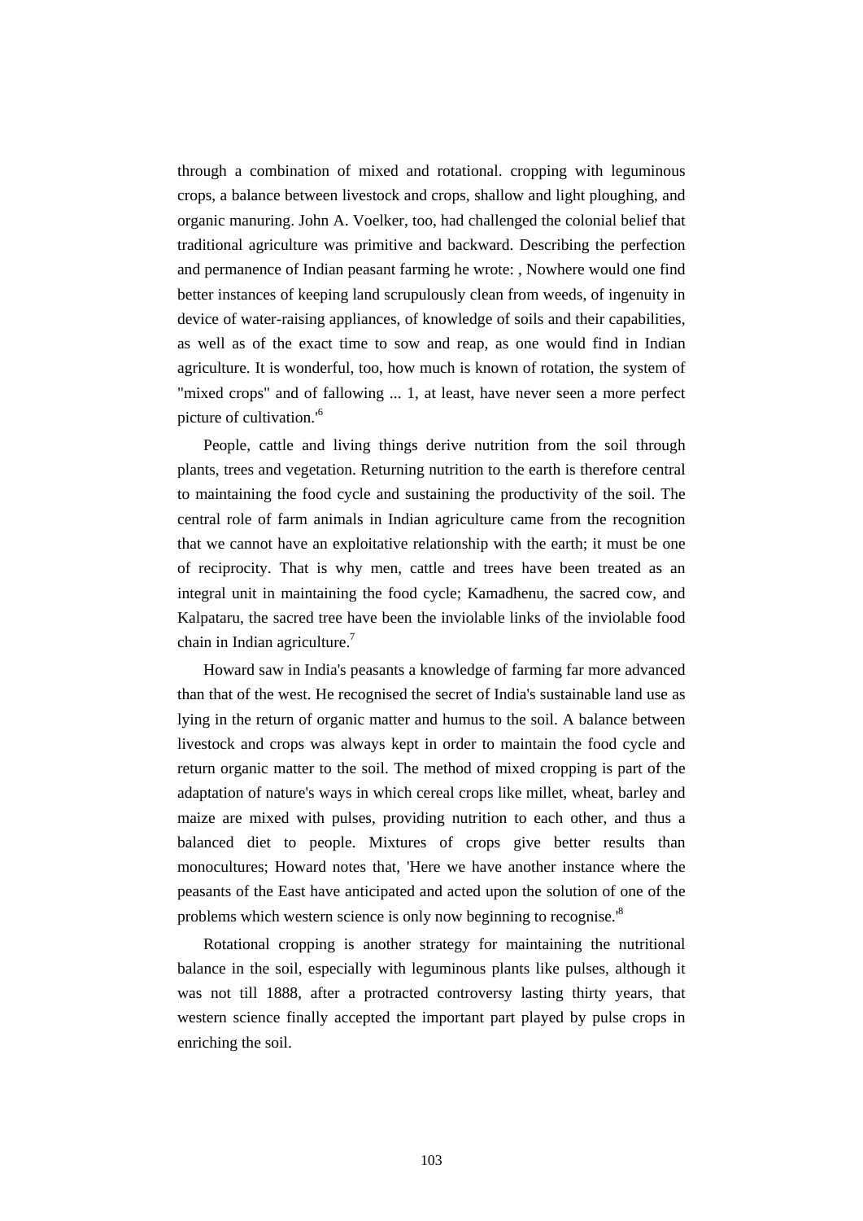through a combination of mixed and rotational. cropping with leguminous crops, a balance between livestock and crops, shallow and light ploughing, and organic manuring. John A. Voelker, too, had challenged the colonial belief that traditional agriculture was primitive and backward. Describing the perfection and permanence of Indian peasant farming he wrote: , Nowhere would one find better instances of keeping land scrupulously clean from weeds, of ingenuity in device of water-raising appliances, of knowledge of soils and their capabilities, as well as of the exact time to sow and reap, as one would find in Indian agriculture. It is wonderful, too, how much is known of rotation, the system of "mixed crops" and of fallowing ... 1, at least, have never seen a more perfect picture of cultivation.'[6]

People, cattle and living things derive nutrition from the soil through plants, trees and vegetation. Returning nutrition to the earth is therefore central to maintaining the food cycle and sustaining the productivity of the soil. The central role of farm animals in Indian agriculture came from the recognition that we cannot have an exploitative relationship with the earth; it must be one of reciprocity. That is why men, cattle and trees have been treated as an integral unit in maintaining the food cycle; Kamadhenu, the sacred cow, and Kalpataru, the sacred tree have been the inviolable links of the inviolable food chain in Indian agriculture.[7]

Howard saw in India's peasants a knowledge of farming far more advanced than that of the west. He recognised the secret of India's sustainable land use as lying in the return of organic matter and humus to the soil. A balance between livestock and crops was always kept in order to maintain the food cycle and return organic matter to the soil. The method of mixed cropping is part of the adaptation of nature's ways in which cereal crops like millet, wheat, barley and maize are mixed with pulses, providing nutrition to each other, and thus a balanced diet to people. Mixtures of crops give better results than monocultures; Howard notes that, 'Here we have another instance where the peasants of the East have anticipated and acted upon the solution of one of the problems which western science is only now beginning to recognise.'[8]

Rotational cropping is another strategy for maintaining the nutritional balance in the soil, especially with leguminous plants like pulses, although it was not till 1888, after a protracted controversy lasting thirty years, that western science finally accepted the important part played by pulse crops in enriching the soil.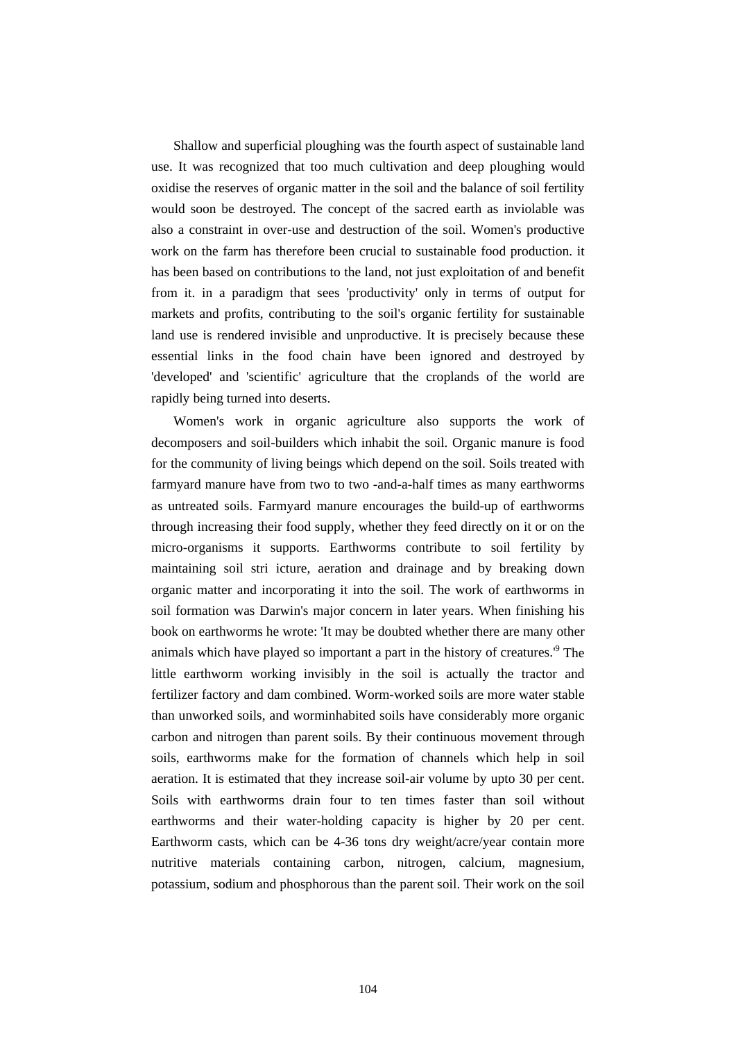Shallow and superficial ploughing was the fourth aspect of sustainable land use. It was recognized that too much cultivation and deep ploughing would oxidise the reserves of organic matter in the soil and the balance of soil fertility would soon be destroyed. The concept of the sacred earth as inviolable was also a constraint in over-use and destruction of the soil. Women's productive work on the farm has therefore been crucial to sustainable food production. it has been based on contributions to the land, not just exploitation of and benefit from it. in a paradigm that sees 'productivity' only in terms of output for markets and profits, contributing to the soil's organic fertility for sustainable land use is rendered invisible and unproductive. It is precisely because these essential links in the food chain have been ignored and destroyed by 'developed' and 'scientific' agriculture that the croplands of the world are rapidly being turned into deserts.

Women's work in organic agriculture also supports the work of decomposers and soil-builders which inhabit the soil. Organic manure is food for the community of living beings which depend on the soil. Soils treated with farmyard manure have from two to two -and-a-half times as many earthworms as untreated soils. Farmyard manure encourages the build-up of earthworms through increasing their food supply, whether they feed directly on it or on the micro-organisms it supports. Earthworms contribute to soil fertility by maintaining soil stri icture, aeration and drainage and by breaking down organic matter and incorporating it into the soil. The work of earthworms in soil formation was Darwin's major concern in later years. When finishing his book on earthworms he wrote: 'It may be doubted whether there are many other animals which have played so important a part in the history of creatures.'[9] The little earthworm working invisibly in the soil is actually the tractor and fertilizer factory and dam combined. Worm-worked soils are more water stable than unworked soils, and worminhabited soils have considerably more organic carbon and nitrogen than parent soils. By their continuous movement through soils, earthworms make for the formation of channels which help in soil aeration. It is estimated that they increase soil-air volume by upto 30 per cent. Soils with earthworms drain four to ten times faster than soil without earthworms and their water-holding capacity is higher by 20 per cent. Earthworm casts, which can be 4-36 tons dry weight/acre/year contain more nutritive materials containing carbon, nitrogen, calcium, magnesium, potassium, sodium and phosphorous than the parent soil. Their work on the soil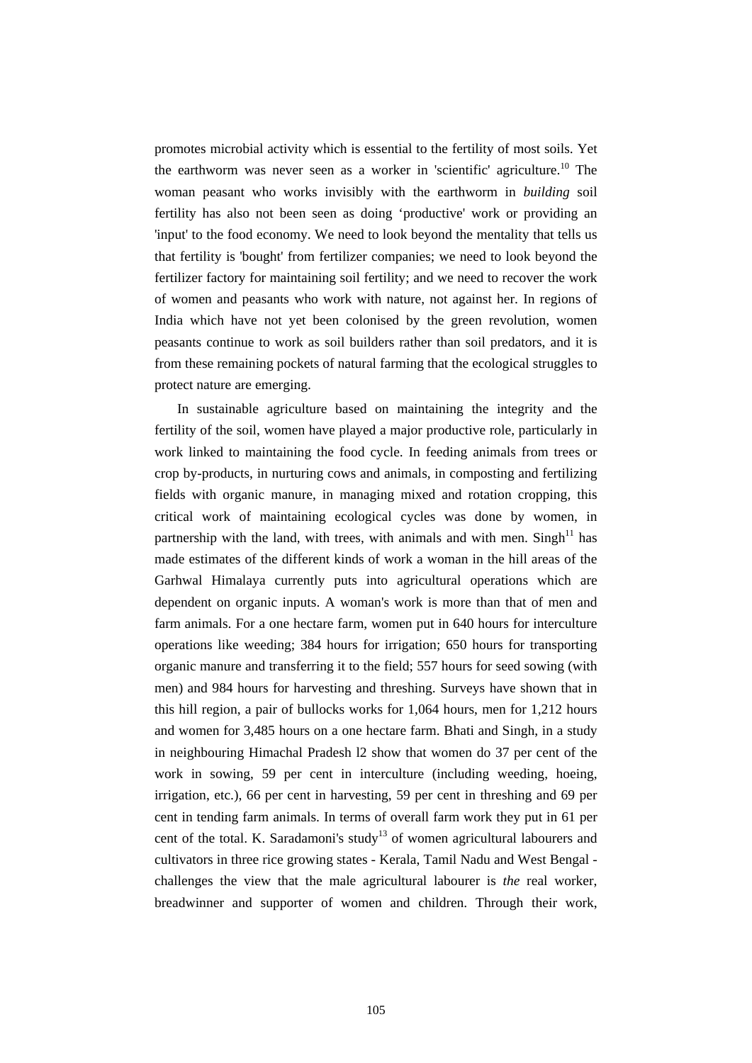promotes microbial activity which is essential to the fertility of most soils. Yet the earthworm was never seen as a worker in 'scientific' agriculture.[10] The woman peasant who works invisibly with the earthworm in *building* soil fertility has also not been seen as doing ‘productive' work or providing an 'input' to the food economy. We need to look beyond the mentality that tells us that fertility is 'bought' from fertilizer companies; we need to look beyond the fertilizer factory for maintaining soil fertility; and we need to recover the work of women and peasants who work with nature, not against her. In regions of India which have not yet been colonised by the green revolution, women peasants continue to work as soil builders rather than soil predators, and it is from these remaining pockets of natural farming that the ecological struggles to protect nature are emerging.

In sustainable agriculture based on maintaining the integrity and the fertility of the soil, women have played a major productive role, particularly in work linked to maintaining the food cycle. In feeding animals from trees or crop by-products, in nurturing cows and animals, in composting and fertilizing fields with organic manure, in managing mixed and rotation cropping, this critical work of maintaining ecological cycles was done by women, in partnership with the land, with trees, with animals and with men. Singh[11] has made estimates of the different kinds of work a woman in the hill areas of the Garhwal Himalaya currently puts into agricultural operations which are dependent on organic inputs. A woman's work is more than that of men and farm animals. For a one hectare farm, women put in 640 hours for interculture operations like weeding; 384 hours for irrigation; 650 hours for transporting organic manure and transferring it to the field; 557 hours for seed sowing (with men) and 984 hours for harvesting and threshing. Surveys have shown that in this hill region, a pair of bullocks works for 1,064 hours, men for 1,212 hours and women for 3,485 hours on a one hectare farm. Bhati and Singh, in a study in neighbouring Himachal Pradesh l2 show that women do 37 per cent of the work in sowing, 59 per cent in interculture (including weeding, hoeing, irrigation, etc.), 66 per cent in harvesting, 59 per cent in threshing and 69 per cent in tending farm animals. In terms of overall farm work they put in 61 per cent of the total. K. Saradamoni's study[13] of women agricultural labourers and cultivators in three rice growing states - Kerala, Tamil Nadu and West Bengal - challenges the view that the male agricultural labourer is *the* real worker, breadwinner and supporter of women and children. Through their work,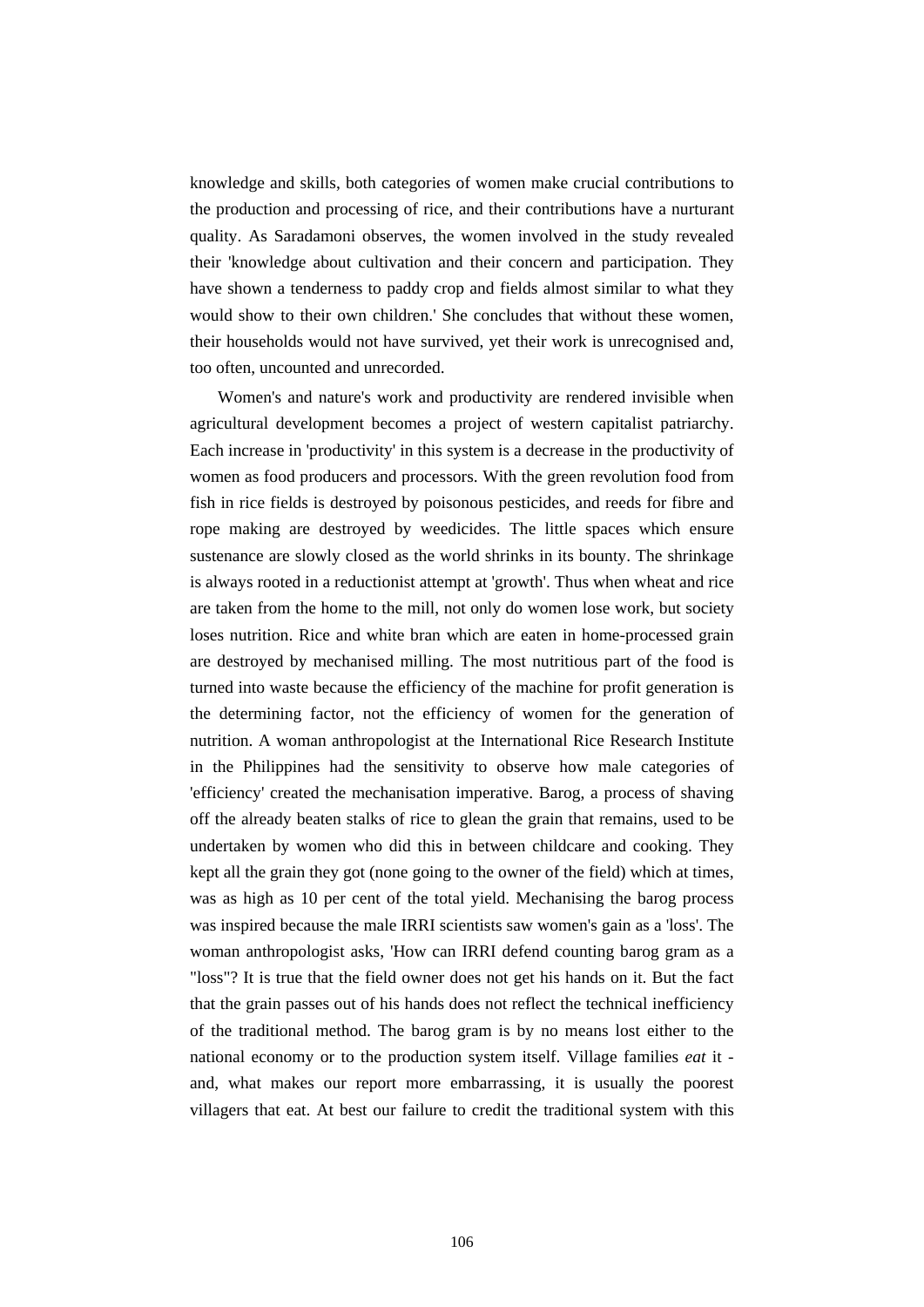knowledge and skills, both categories of women make crucial contributions to the production and processing of rice, and their contributions have a nurturant quality. As Saradamoni observes, the women involved in the study revealed their 'knowledge about cultivation and their concern and participation. They have shown a tenderness to paddy crop and fields almost similar to what they would show to their own children.' She concludes that without these women, their households would not have survived, yet their work is unrecognised and, too often, uncounted and unrecorded.

Women's and nature's work and productivity are rendered invisible when agricultural development becomes a project of western capitalist patriarchy. Each increase in 'productivity' in this system is a decrease in the productivity of women as food producers and processors. With the green revolution food from fish in rice fields is destroyed by poisonous pesticides, and reeds for fibre and rope making are destroyed by weedicides. The little spaces which ensure sustenance are slowly closed as the world shrinks in its bounty. The shrinkage is always rooted in a reductionist attempt at 'growth'. Thus when wheat and rice are taken from the home to the mill, not only do women lose work, but society loses nutrition. Rice and white bran which are eaten in home-processed grain are destroyed by mechanised milling. The most nutritious part of the food is turned into waste because the efficiency of the machine for profit generation is the determining factor, not the efficiency of women for the generation of nutrition. A woman anthropologist at the International Rice Research Institute in the Philippines had the sensitivity to observe how male categories of 'efficiency' created the mechanisation imperative. Barog, a process of shaving off the already beaten stalks of rice to glean the grain that remains, used to be undertaken by women who did this in between childcare and cooking. They kept all the grain they got (none going to the owner of the field) which at times, was as high as 10 per cent of the total yield. Mechanising the barog process was inspired because the male IRRI scientists saw women's gain as a 'loss'. The woman anthropologist asks, 'How can IRRI defend counting barog gram as a "loss"? It is true that the field owner does not get his hands on it. But the fact that the grain passes out of his hands does not reflect the technical inefficiency of the traditional method. The barog gram is by no means lost either to the national economy or to the production system itself. Village families *eat* it - and, what makes our report more embarrassing, it is usually the poorest villagers that eat. At best our failure to credit the traditional system with this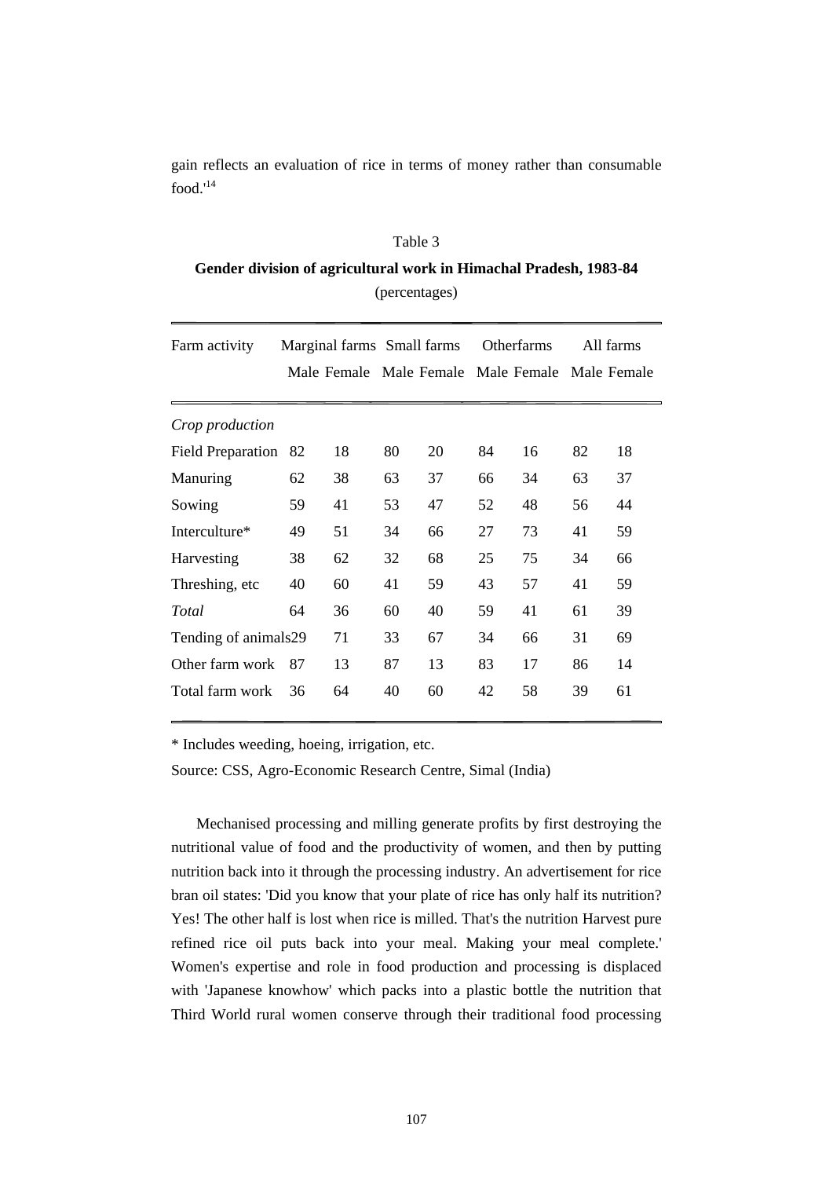gain reflects an evaluation of rice in terms of money rather than consumable food.'[14]

Table 3

**Gender division of agricultural work in Himachal Pradesh, 1983-84**

(percentages)

| Farm activity | Marginal farms | | Small farms | | Otherfarms | | All farms | |
|---|---|---|---|---|---|---|---|---|
| | Male | Female | Male | Female | Male | Female | Male | Female |
| *Crop production* | | | | | | | | |
| Field Preparation | 82 | 18 | 80 | 20 | 84 | 16 | 82 | 18 |
| Manuring | 62 | 38 | 63 | 37 | 66 | 34 | 63 | 37 |
| Sowing | 59 | 41 | 53 | 47 | 52 | 48 | 56 | 44 |
| Interculture* | 49 | 51 | 34 | 66 | 27 | 73 | 41 | 59 |
| Harvesting | 38 | 62 | 32 | 68 | 25 | 75 | 34 | 66 |
| Threshing, etc | 40 | 60 | 41 | 59 | 43 | 57 | 41 | 59 |
| *Total* | 64 | 36 | 60 | 40 | 59 | 41 | 61 | 39 |
| Tending of animals | 29 | 71 | 33 | 67 | 34 | 66 | 31 | 69 |
| Other farm work | 87 | 13 | 87 | 13 | 83 | 17 | 86 | 14 |
| Total farm work | 36 | 64 | 40 | 60 | 42 | 58 | 39 | 61 |

\* Includes weeding, hoeing, irrigation, etc.

Source: CSS, Agro-Economic Research Centre, Simal (India)

Mechanised processing and milling generate profits by first destroying the nutritional value of food and the productivity of women, and then by putting nutrition back into it through the processing industry. An advertisement for rice bran oil states: 'Did you know that your plate of rice has only half its nutrition? Yes! The other half is lost when rice is milled. That's the nutrition Harvest pure refined rice oil puts back into your meal. Making your meal complete.' Women's expertise and role in food production and processing is displaced with 'Japanese knowhow' which packs into a plastic bottle the nutrition that Third World rural women conserve through their traditional food processing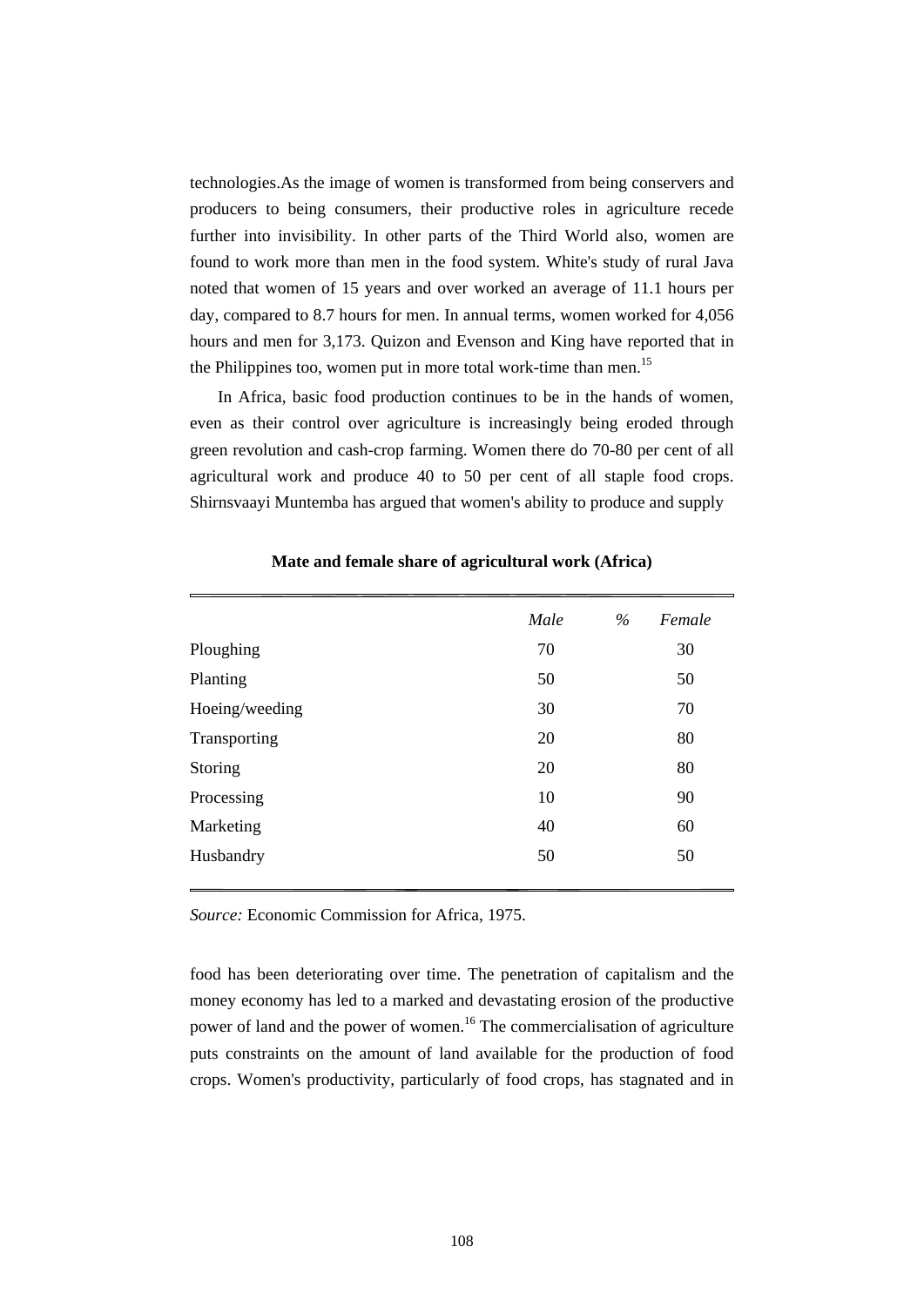technologies.As the image of women is transformed from being conservers and producers to being consumers, their productive roles in agriculture recede further into invisibility. In other parts of the Third World also, women are found to work more than men in the food system. White's study of rural Java noted that women of 15 years and over worked an average of 11.1 hours per day, compared to 8.7 hours for men. In annual terms, women worked for 4,056 hours and men for 3,173. Quizon and Evenson and King have reported that in the Philippines too, women put in more total work-time than men.[15]

In Africa, basic food production continues to be in the hands of women, even as their control over agriculture is increasingly being eroded through green revolution and cash-crop farming. Women there do 70-80 per cent of all agricultural work and produce 40 to 50 per cent of all staple food crops. Shirnsvaayi Muntemba has argued that women's ability to produce and supply

**Mate and female share of agricultural work (Africa)**

| | *Male* | *%* | *Female* |
|---|---|---|---|
| Ploughing | 70 | | 30 |
| Planting | 50 | | 50 |
| Hoeing/weeding | 30 | | 70 |
| Transporting | 20 | | 80 |
| Storing | 20 | | 80 |
| Processing | 10 | | 90 |
| Marketing | 40 | | 60 |
| Husbandry | 50 | | 50 |

*Source:* Economic Commission for Africa, 1975.

food has been deteriorating over time. The penetration of capitalism and the money economy has led to a marked and devastating erosion of the productive power of land and the power of women.[16] The commercialisation of agriculture puts constraints on the amount of land available for the production of food crops. Women's productivity, particularly of food crops, has stagnated and in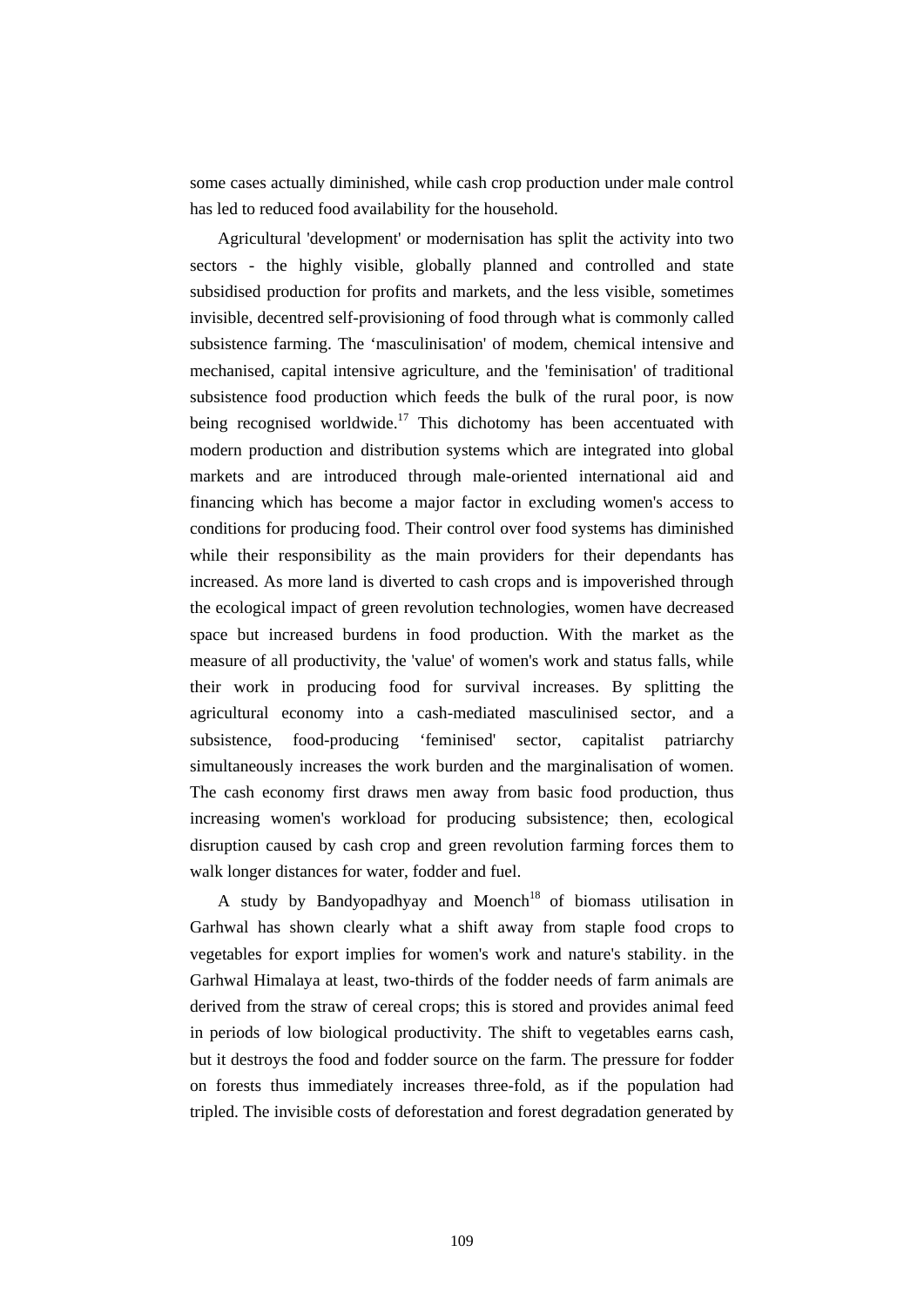some cases actually diminished, while cash crop production under male control has led to reduced food availability for the household.

Agricultural 'development' or modernisation has split the activity into two sectors - the highly visible, globally planned and controlled and state subsidised production for profits and markets, and the less visible, sometimes invisible, decentred self-provisioning of food through what is commonly called subsistence farming. The ‘masculinisation' of modem, chemical intensive and mechanised, capital intensive agriculture, and the 'feminisation' of traditional subsistence food production which feeds the bulk of the rural poor, is now being recognised worldwide.[17] This dichotomy has been accentuated with modern production and distribution systems which are integrated into global markets and are introduced through male-oriented international aid and financing which has become a major factor in excluding women's access to conditions for producing food. Their control over food systems has diminished while their responsibility as the main providers for their dependants has increased. As more land is diverted to cash crops and is impoverished through the ecological impact of green revolution technologies, women have decreased space but increased burdens in food production. With the market as the measure of all productivity, the 'value' of women's work and status falls, while their work in producing food for survival increases. By splitting the agricultural economy into a cash-mediated masculinised sector, and a subsistence, food-producing ‘feminised' sector, capitalist patriarchy simultaneously increases the work burden and the marginalisation of women. The cash economy first draws men away from basic food production, thus increasing women's workload for producing subsistence; then, ecological disruption caused by cash crop and green revolution farming forces them to walk longer distances for water, fodder and fuel.

A study by Bandyopadhyay and Moench[18] of biomass utilisation in Garhwal has shown clearly what a shift away from staple food crops to vegetables for export implies for women's work and nature's stability. in the Garhwal Himalaya at least, two-thirds of the fodder needs of farm animals are derived from the straw of cereal crops; this is stored and provides animal feed in periods of low biological productivity. The shift to vegetables earns cash, but it destroys the food and fodder source on the farm. The pressure for fodder on forests thus immediately increases three-fold, as if the population had tripled. The invisible costs of deforestation and forest degradation generated by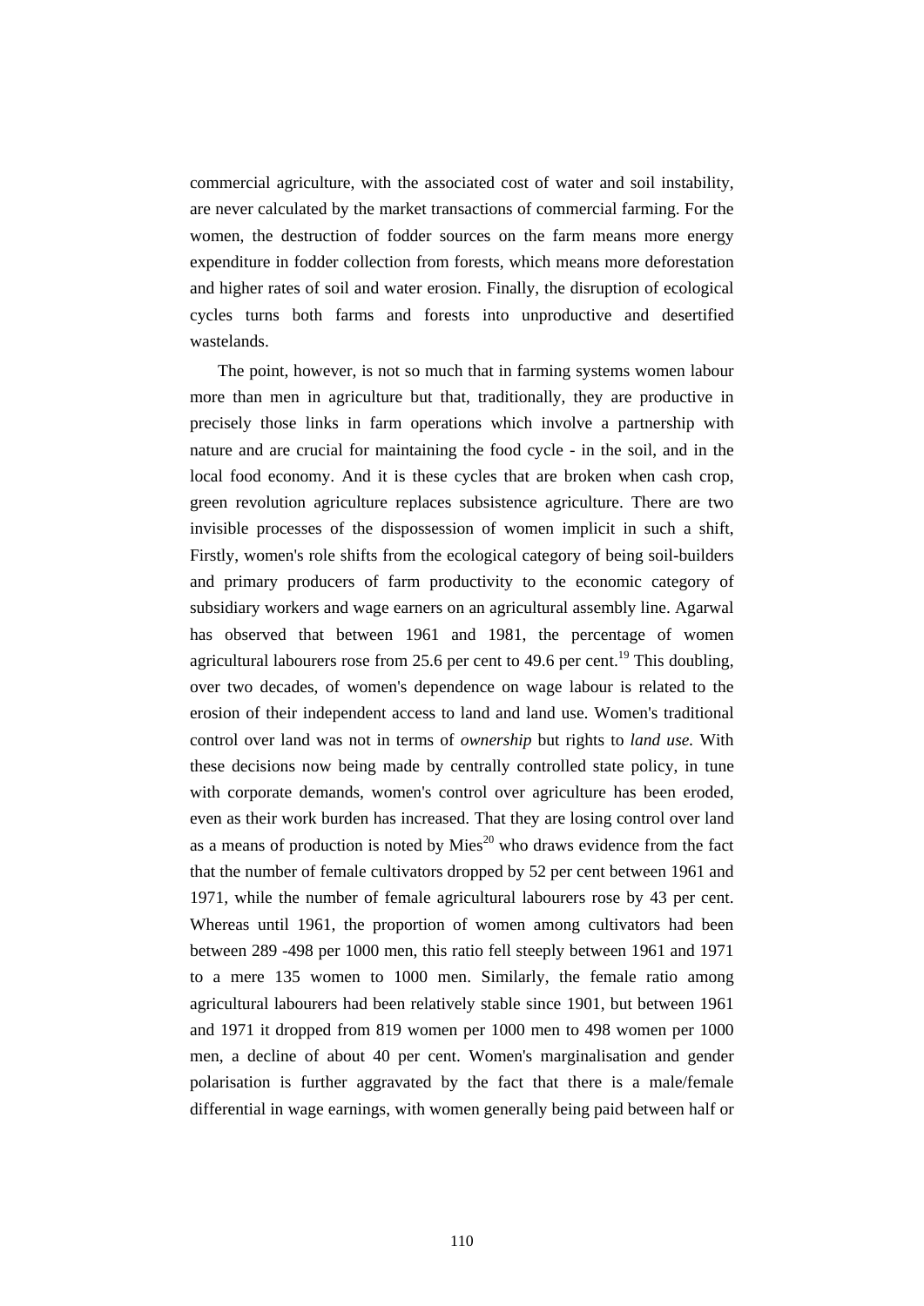commercial agriculture, with the associated cost of water and soil instability, are never calculated by the market transactions of commercial farming. For the women, the destruction of fodder sources on the farm means more energy expenditure in fodder collection from forests, which means more deforestation and higher rates of soil and water erosion. Finally, the disruption of ecological cycles turns both farms and forests into unproductive and desertified wastelands.

The point, however, is not so much that in farming systems women labour more than men in agriculture but that, traditionally, they are productive in precisely those links in farm operations which involve a partnership with nature and are crucial for maintaining the food cycle - in the soil, and in the local food economy. And it is these cycles that are broken when cash crop, green revolution agriculture replaces subsistence agriculture. There are two invisible processes of the dispossession of women implicit in such a shift, Firstly, women's role shifts from the ecological category of being soil-builders and primary producers of farm productivity to the economic category of subsidiary workers and wage earners on an agricultural assembly line. Agarwal has observed that between 1961 and 1981, the percentage of women agricultural labourers rose from 25.6 per cent to 49.6 per cent.[19] This doubling, over two decades, of women's dependence on wage labour is related to the erosion of their independent access to land and land use. Women's traditional control over land was not in terms of *ownership* but rights to *land use.* With these decisions now being made by centrally controlled state policy, in tune with corporate demands, women's control over agriculture has been eroded, even as their work burden has increased. That they are losing control over land as a means of production is noted by Mies[20] who draws evidence from the fact that the number of female cultivators dropped by 52 per cent between 1961 and 1971, while the number of female agricultural labourers rose by 43 per cent. Whereas until 1961, the proportion of women among cultivators had been between 289 -498 per 1000 men, this ratio fell steeply between 1961 and 1971 to a mere 135 women to 1000 men. Similarly, the female ratio among agricultural labourers had been relatively stable since 1901, but between 1961 and 1971 it dropped from 819 women per 1000 men to 498 women per 1000 men, a decline of about 40 per cent. Women's marginalisation and gender polarisation is further aggravated by the fact that there is a male/female differential in wage earnings, with women generally being paid between half or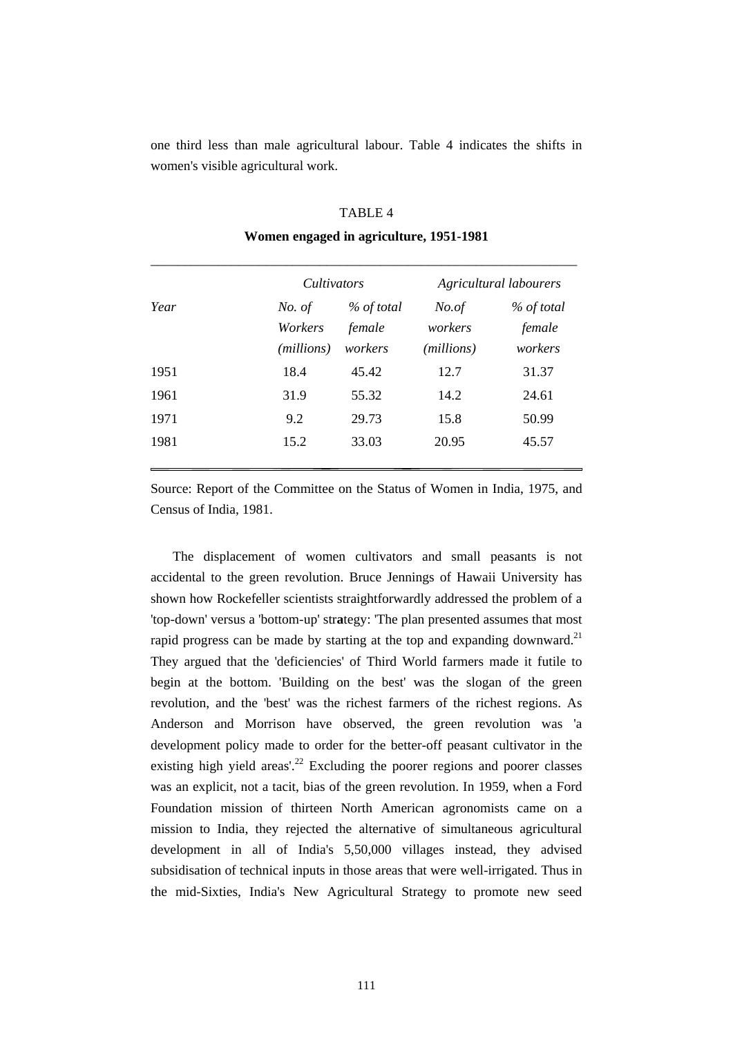one third less than male agricultural labour. Table 4 indicates the shifts in women's visible agricultural work.

TABLE 4

**Women engaged in agriculture, 1951-1981**

| | *Cultivators* | | *Agricultural labourers* | |
|---|---|---|---|---|
| *Year* | *No. of Workers (millions)* | *% of total female workers* | *No.of workers (millions)* | *% of total female workers* |
| 1951 | 18.4 | 45.42 | 12.7 | 31.37 |
| 1961 | 31.9 | 55.32 | 14.2 | 24.61 |
| 1971 | 9.2 | 29.73 | 15.8 | 50.99 |
| 1981 | 15.2 | 33.03 | 20.95 | 45.57 |

Source: Report of the Committee on the Status of Women in India, 1975, and Census of India, 1981.

The displacement of women cultivators and small peasants is not accidental to the green revolution. Bruce Jennings of Hawaii University has shown how Rockefeller scientists straightforwardly addressed the problem of a 'top-down' versus a 'bottom-up' strategy: 'The plan presented assumes that most rapid progress can be made by starting at the top and expanding downward.[21] They argued that the 'deficiencies' of Third World farmers made it futile to begin at the bottom. 'Building on the best' was the slogan of the green revolution, and the 'best' was the richest farmers of the richest regions. As Anderson and Morrison have observed, the green revolution was 'a development policy made to order for the better-off peasant cultivator in the existing high yield areas'.[22] Excluding the poorer regions and poorer classes was an explicit, not a tacit, bias of the green revolution. In 1959, when a Ford Foundation mission of thirteen North American agronomists came on a mission to India, they rejected the alternative of simultaneous agricultural development in all of India's 5,50,000 villages instead, they advised subsidisation of technical inputs in those areas that were well-irrigated. Thus in the mid-Sixties, India's New Agricultural Strategy to promote new seed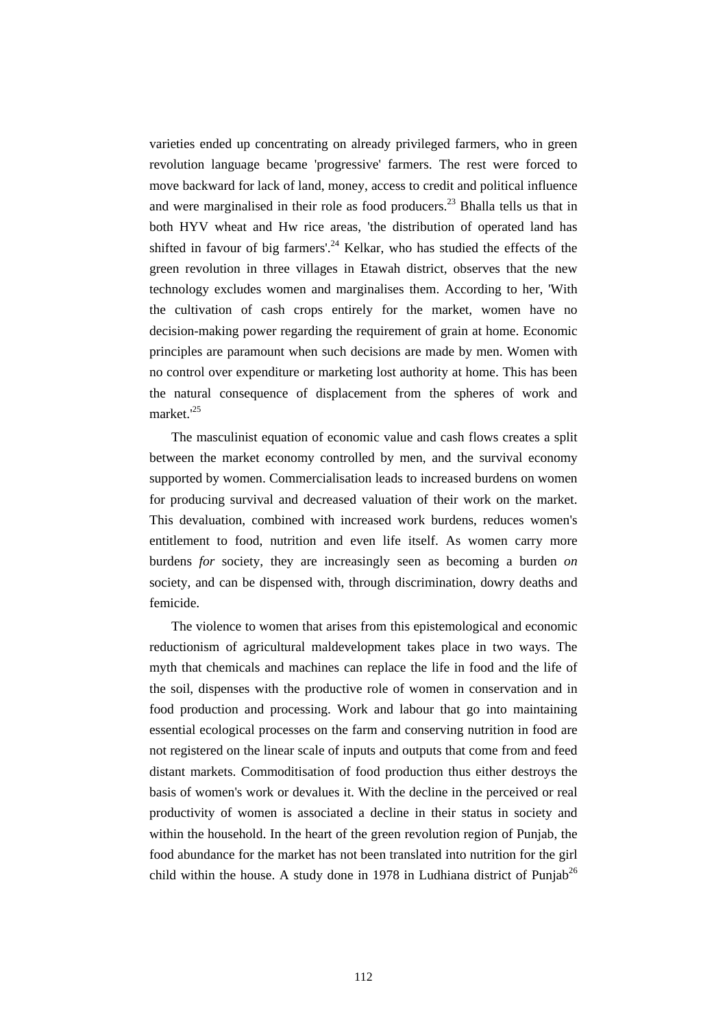varieties ended up concentrating on already privileged farmers, who in green revolution language became 'progressive' farmers. The rest were forced to move backward for lack of land, money, access to credit and political influence and were marginalised in their role as food producers.[23] Bhalla tells us that in both HYV wheat and Hw rice areas, 'the distribution of operated land has shifted in favour of big farmers'.[24] Kelkar, who has studied the effects of the green revolution in three villages in Etawah district, observes that the new technology excludes women and marginalises them. According to her, 'With the cultivation of cash crops entirely for the market, women have no decision-making power regarding the requirement of grain at home. Economic principles are paramount when such decisions are made by men. Women with no control over expenditure or marketing lost authority at home. This has been the natural consequence of displacement from the spheres of work and market.'[25]

The masculinist equation of economic value and cash flows creates a split between the market economy controlled by men, and the survival economy supported by women. Commercialisation leads to increased burdens on women for producing survival and decreased valuation of their work on the market. This devaluation, combined with increased work burdens, reduces women's entitlement to food, nutrition and even life itself. As women carry more burdens *for* society, they are increasingly seen as becoming a burden *on* society, and can be dispensed with, through discrimination, dowry deaths and femicide.

The violence to women that arises from this epistemological and economic reductionism of agricultural maldevelopment takes place in two ways. The myth that chemicals and machines can replace the life in food and the life of the soil, dispenses with the productive role of women in conservation and in food production and processing. Work and labour that go into maintaining essential ecological processes on the farm and conserving nutrition in food are not registered on the linear scale of inputs and outputs that come from and feed distant markets. Commoditisation of food production thus either destroys the basis of women's work or devalues it. With the decline in the perceived or real productivity of women is associated a decline in their status in society and within the household. In the heart of the green revolution region of Punjab, the food abundance for the market has not been translated into nutrition for the girl child within the house. A study done in 1978 in Ludhiana district of Punjab[26]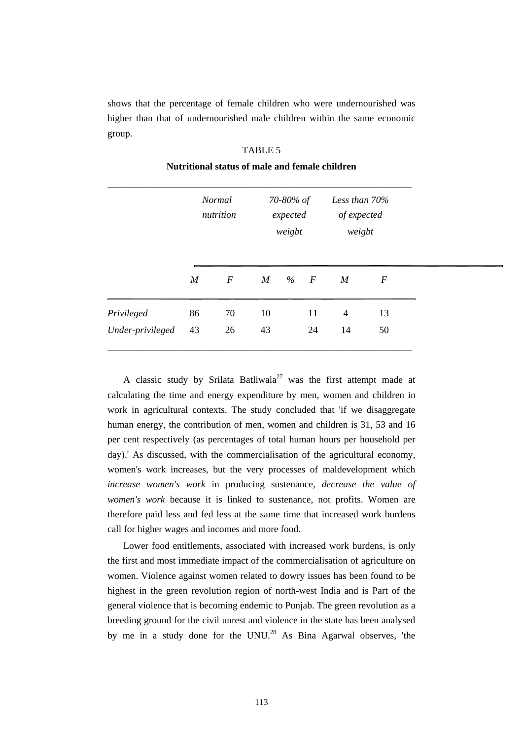shows that the percentage of female children who were undernourished was higher than that of undernourished male children within the same economic group.

TABLE 5

**Nutritional status of male and female children**

| | *Normal nutrition* | | *70-80% of expected weigbt* | | *Less than 70% of expected weigbt* | |
|---|---|---|---|---|---|---|
| | *M* | *F* | *M %* | *F* | *M* | *F* |
| *Privileged* | 86 | 70 | 10 | 11 | 4 | 13 |
| *Under-privileged* | 43 | 26 | 43 | 24 | 14 | 50 |

A classic study by Srilata Batliwala[27] was the first attempt made at calculating the time and energy expenditure by men, women and children in work in agricultural contexts. The study concluded that 'if we disaggregate human energy, the contribution of men, women and children is 31, 53 and 16 per cent respectively (as percentages of total human hours per household per day).' As discussed, with the commercialisation of the agricultural economy, women's work increases, but the very processes of maldevelopment which *increase women's work* in producing sustenance, *decrease the value of women's work* because it is linked to sustenance, not profits. Women are therefore paid less and fed less at the same time that increased work burdens call for higher wages and incomes and more food.

Lower food entitlements, associated with increased work burdens, is only the first and most immediate impact of the commercialisation of agriculture on women. Violence against women related to dowry issues has been found to be highest in the green revolution region of north-west India and is Part of the general violence that is becoming endemic to Punjab. The green revolution as a breeding ground for the civil unrest and violence in the state has been analysed by me in a study done for the UNU.[28] As Bina Agarwal observes, 'the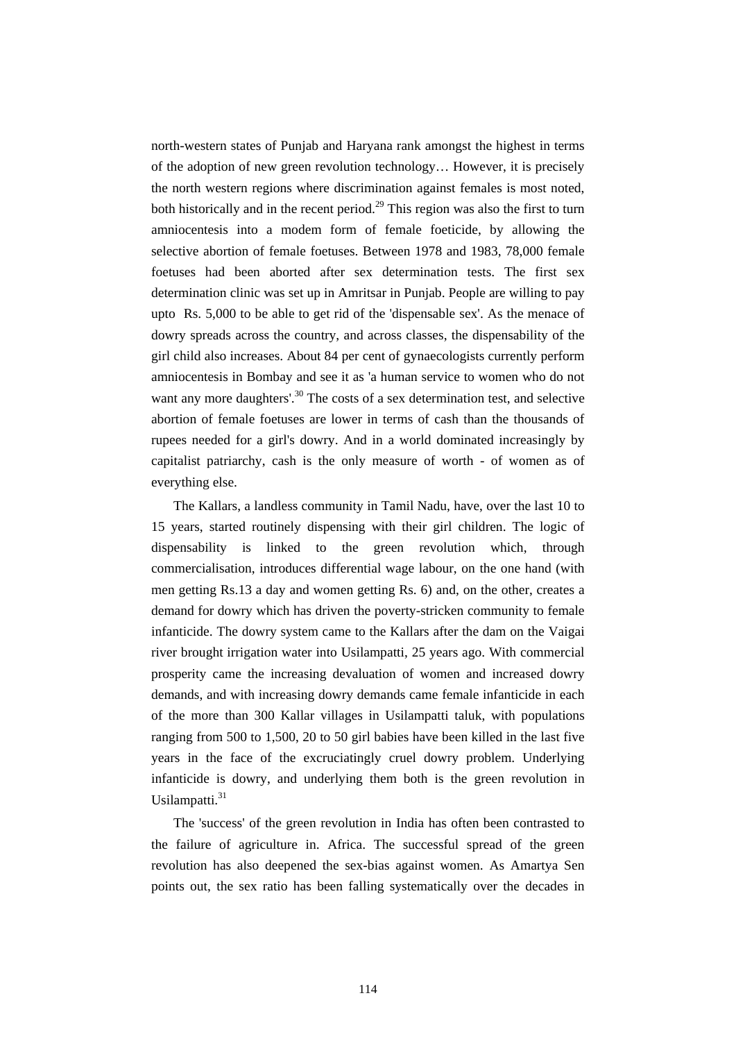north-western states of Punjab and Haryana rank amongst the highest in terms of the adoption of new green revolution technology… However, it is precisely the north western regions where discrimination against females is most noted, both historically and in the recent period.[29] This region was also the first to turn amniocentesis into a modem form of female foeticide, by allowing the selective abortion of female foetuses. Between 1978 and 1983, 78,000 female foetuses had been aborted after sex determination tests. The first sex determination clinic was set up in Amritsar in Punjab. People are willing to pay upto Rs. 5,000 to be able to get rid of the 'dispensable sex'. As the menace of dowry spreads across the country, and across classes, the dispensability of the girl child also increases. About 84 per cent of gynaecologists currently perform amniocentesis in Bombay and see it as 'a human service to women who do not want any more daughters'.[30] The costs of a sex determination test, and selective abortion of female foetuses are lower in terms of cash than the thousands of rupees needed for a girl's dowry. And in a world dominated increasingly by capitalist patriarchy, cash is the only measure of worth - of women as of everything else.

The Kallars, a landless community in Tamil Nadu, have, over the last 10 to 15 years, started routinely dispensing with their girl children. The logic of dispensability is linked to the green revolution which, through commercialisation, introduces differential wage labour, on the one hand (with men getting Rs.13 a day and women getting Rs. 6) and, on the other, creates a demand for dowry which has driven the poverty-stricken community to female infanticide. The dowry system came to the Kallars after the dam on the Vaigai river brought irrigation water into Usilampatti, 25 years ago. With commercial prosperity came the increasing devaluation of women and increased dowry demands, and with increasing dowry demands came female infanticide in each of the more than 300 Kallar villages in Usilampatti taluk, with populations ranging from 500 to 1,500, 20 to 50 girl babies have been killed in the last five years in the face of the excruciatingly cruel dowry problem. Underlying infanticide is dowry, and underlying them both is the green revolution in Usilampatti.[31]

The 'success' of the green revolution in India has often been contrasted to the failure of agriculture in. Africa. The successful spread of the green revolution has also deepened the sex-bias against women. As Amartya Sen points out, the sex ratio has been falling systematically over the decades in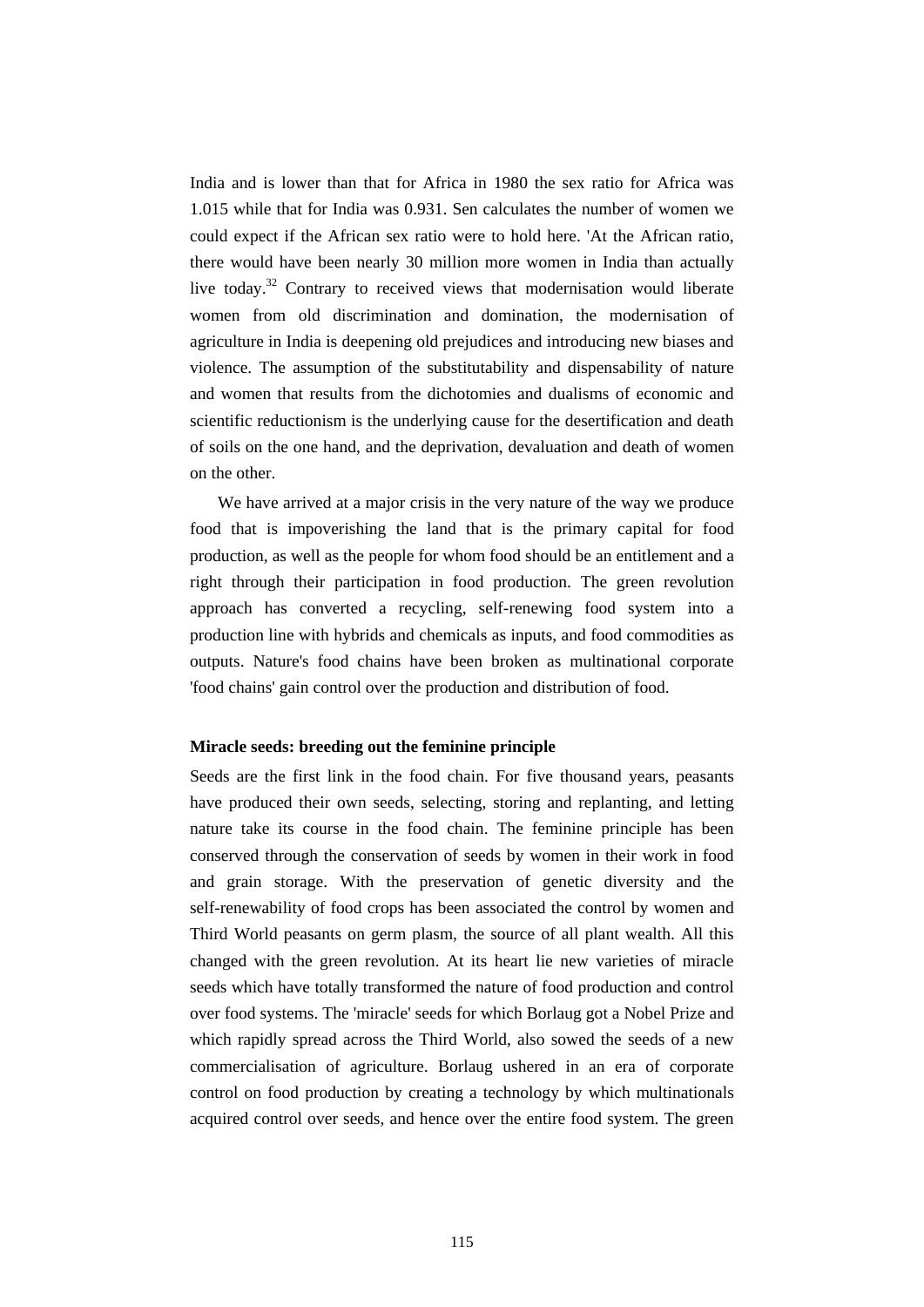India and is lower than that for Africa in 1980 the sex ratio for Africa was 1.015 while that for India was 0.931. Sen calculates the number of women we could expect if the African sex ratio were to hold here. 'At the African ratio, there would have been nearly 30 million more women in India than actually live today.[32] Contrary to received views that modernisation would liberate women from old discrimination and domination, the modernisation of agriculture in India is deepening old prejudices and introducing new biases and violence. The assumption of the substitutability and dispensability of nature and women that results from the dichotomies and dualisms of economic and scientific reductionism is the underlying cause for the desertification and death of soils on the one hand, and the deprivation, devaluation and death of women on the other.

We have arrived at a major crisis in the very nature of the way we produce food that is impoverishing the land that is the primary capital for food production, as well as the people for whom food should be an entitlement and a right through their participation in food production. The green revolution approach has converted a recycling, self-renewing food system into a production line with hybrids and chemicals as inputs, and food commodities as outputs. Nature's food chains have been broken as multinational corporate 'food chains' gain control over the production and distribution of food.

### Miracle seeds: breeding out the feminine principle

Seeds are the first link in the food chain. For five thousand years, peasants have produced their own seeds, selecting, storing and replanting, and letting nature take its course in the food chain. The feminine principle has been conserved through the conservation of seeds by women in their work in food and grain storage. With the preservation of genetic diversity and the self-renewability of food crops has been associated the control by women and Third World peasants on germ plasm, the source of all plant wealth. All this changed with the green revolution. At its heart lie new varieties of miracle seeds which have totally transformed the nature of food production and control over food systems. The 'miracle' seeds for which Borlaug got a Nobel Prize and which rapidly spread across the Third World, also sowed the seeds of a new commercialisation of agriculture. Borlaug ushered in an era of corporate control on food production by creating a technology by which multinationals acquired control over seeds, and hence over the entire food system. The green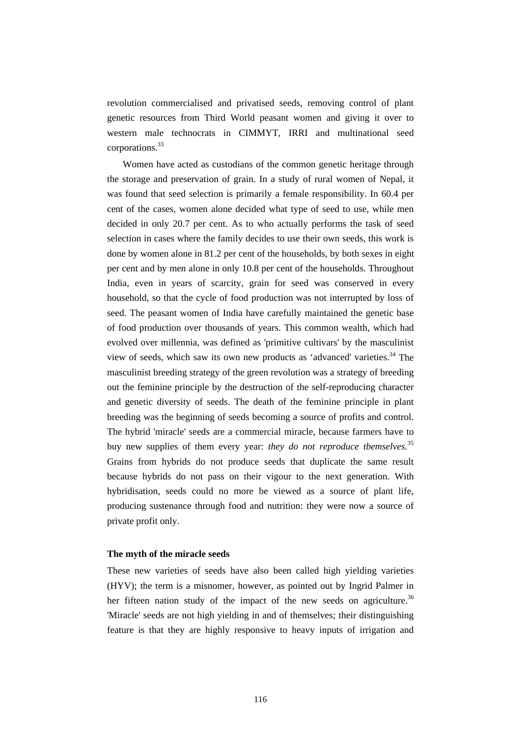revolution commercialised and privatised seeds, removing control of plant genetic resources from Third World peasant women and giving it over to western male technocrats in CIMMYT, IRRI and multinational seed corporations.[33]

Women have acted as custodians of the common genetic heritage through the storage and preservation of grain. In a study of rural women of Nepal, it was found that seed selection is primarily a female responsibility. In 60.4 per cent of the cases, women alone decided what type of seed to use, while men decided in only 20.7 per cent. As to who actually performs the task of seed selection in cases where the family decides to use their own seeds, this work is done by women alone in 81.2 per cent of the households, by both sexes in eight per cent and by men alone in only 10.8 per cent of the households. Throughout India, even in years of scarcity, grain for seed was conserved in every household, so that the cycle of food production was not interrupted by loss of seed. The peasant women of India have carefully maintained the genetic base of food production over thousands of years. This common wealth, which had evolved over millennia, was defined as 'primitive cultivars' by the masculinist view of seeds, which saw its own new products as 'advanced' varieties.[34] The masculinist breeding strategy of the green revolution was a strategy of breeding out the feminine principle by the destruction of the self-reproducing character and genetic diversity of seeds. The death of the feminine principle in plant breeding was the beginning of seeds becoming a source of profits and control. The hybrid 'miracle' seeds are a commercial miracle, because farmers have to buy new supplies of them every year: *they do not reproduce tbemselves.*[35] Grains from hybrids do not produce seeds that duplicate the same result because hybrids do not pass on their vigour to the next generation. With hybridisation, seeds could no more be viewed as a source of plant life, producing sustenance through food and nutrition: they were now a source of private profit only.

**The myth of the miracle seeds**

These new varieties of seeds have also been called high yielding varieties (HYV); the term is a misnomer, however, as pointed out by Ingrid Palmer in her fifteen nation study of the impact of the new seeds on agriculture.[36] 'Miracle' seeds are not high yielding in and of themselves; their distinguishing feature is that they are highly responsive to heavy inputs of irrigation and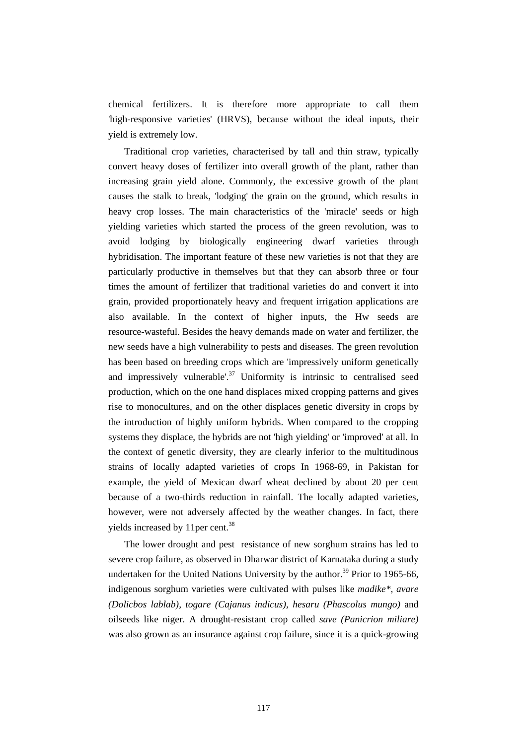chemical fertilizers. It is therefore more appropriate to call them 'high-responsive varieties' (HRVS), because without the ideal inputs, their yield is extremely low.

Traditional crop varieties, characterised by tall and thin straw, typically convert heavy doses of fertilizer into overall growth of the plant, rather than increasing grain yield alone. Commonly, the excessive growth of the plant causes the stalk to break, 'lodging' the grain on the ground, which results in heavy crop losses. The main characteristics of the 'miracle' seeds or high yielding varieties which started the process of the green revolution, was to avoid lodging by biologically engineering dwarf varieties through hybridisation. The important feature of these new varieties is not that they are particularly productive in themselves but that they can absorb three or four times the amount of fertilizer that traditional varieties do and convert it into grain, provided proportionately heavy and frequent irrigation applications are also available. In the context of higher inputs, the Hw seeds are resource-wasteful. Besides the heavy demands made on water and fertilizer, the new seeds have a high vulnerability to pests and diseases. The green revolution has been based on breeding crops which are 'impressively uniform genetically and impressively vulnerable'.[37] Uniformity is intrinsic to centralised seed production, which on the one hand displaces mixed cropping patterns and gives rise to monocultures, and on the other displaces genetic diversity in crops by the introduction of highly uniform hybrids. When compared to the cropping systems they displace, the hybrids are not 'high yielding' or 'improved' at all. In the context of genetic diversity, they are clearly inferior to the multitudinous strains of locally adapted varieties of crops In 1968-69, in Pakistan for example, the yield of Mexican dwarf wheat declined by about 20 per cent because of a two-thirds reduction in rainfall. The locally adapted varieties, however, were not adversely affected by the weather changes. In fact, there yields increased by 11per cent.[38]

The lower drought and pest resistance of new sorghum strains has led to severe crop failure, as observed in Dharwar district of Karnataka during a study undertaken for the United Nations University by the author.[39] Prior to 1965-66, indigenous sorghum varieties were cultivated with pulses like *madike\**, *avare (Dolicbos lablab)*, *togare (Cajanus indicus)*, *hesaru (Phascolus mungo)* and oilseeds like niger. A drought-resistant crop called *save (Panicrion miliare)* was also grown as an insurance against crop failure, since it is a quick-growing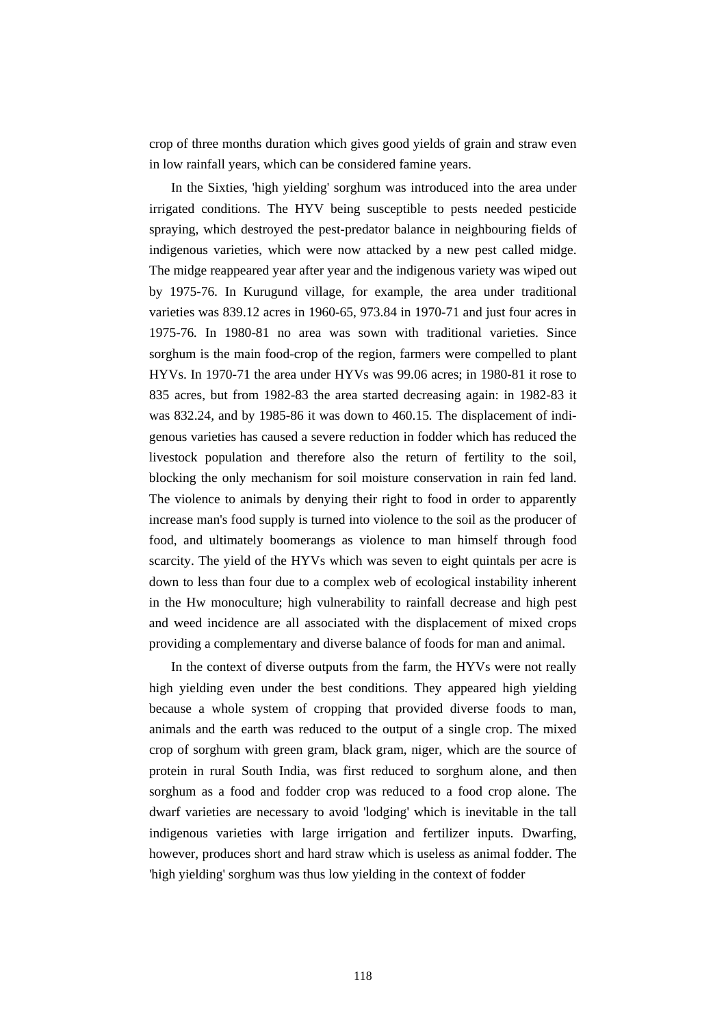crop of three months duration which gives good yields of grain and straw even in low rainfall years, which can be considered famine years.

In the Sixties, 'high yielding' sorghum was introduced into the area under irrigated conditions. The HYV being susceptible to pests needed pesticide spraying, which destroyed the pest-predator balance in neighbouring fields of indigenous varieties, which were now attacked by a new pest called midge. The midge reappeared year after year and the indigenous variety was wiped out by 1975-76. In Kurugund village, for example, the area under traditional varieties was 839.12 acres in 1960-65, 973.84 in 1970-71 and just four acres in 1975-76. In 1980-81 no area was sown with traditional varieties. Since sorghum is the main food-crop of the region, farmers were compelled to plant HYVs. In 1970-71 the area under HYVs was 99.06 acres; in 1980-81 it rose to 835 acres, but from 1982-83 the area started decreasing again: in 1982-83 it was 832.24, and by 1985-86 it was down to 460.15. The displacement of indigenous varieties has caused a severe reduction in fodder which has reduced the livestock population and therefore also the return of fertility to the soil, blocking the only mechanism for soil moisture conservation in rain fed land. The violence to animals by denying their right to food in order to apparently increase man's food supply is turned into violence to the soil as the producer of food, and ultimately boomerangs as violence to man himself through food scarcity. The yield of the HYVs which was seven to eight quintals per acre is down to less than four due to a complex web of ecological instability inherent in the Hw monoculture; high vulnerability to rainfall decrease and high pest and weed incidence are all associated with the displacement of mixed crops providing a complementary and diverse balance of foods for man and animal.

In the context of diverse outputs from the farm, the HYVs were not really high yielding even under the best conditions. They appeared high yielding because a whole system of cropping that provided diverse foods to man, animals and the earth was reduced to the output of a single crop. The mixed crop of sorghum with green gram, black gram, niger, which are the source of protein in rural South India, was first reduced to sorghum alone, and then sorghum as a food and fodder crop was reduced to a food crop alone. The dwarf varieties are necessary to avoid 'lodging' which is inevitable in the tall indigenous varieties with large irrigation and fertilizer inputs. Dwarfing, however, produces short and hard straw which is useless as animal fodder. The 'high yielding' sorghum was thus low yielding in the context of fodder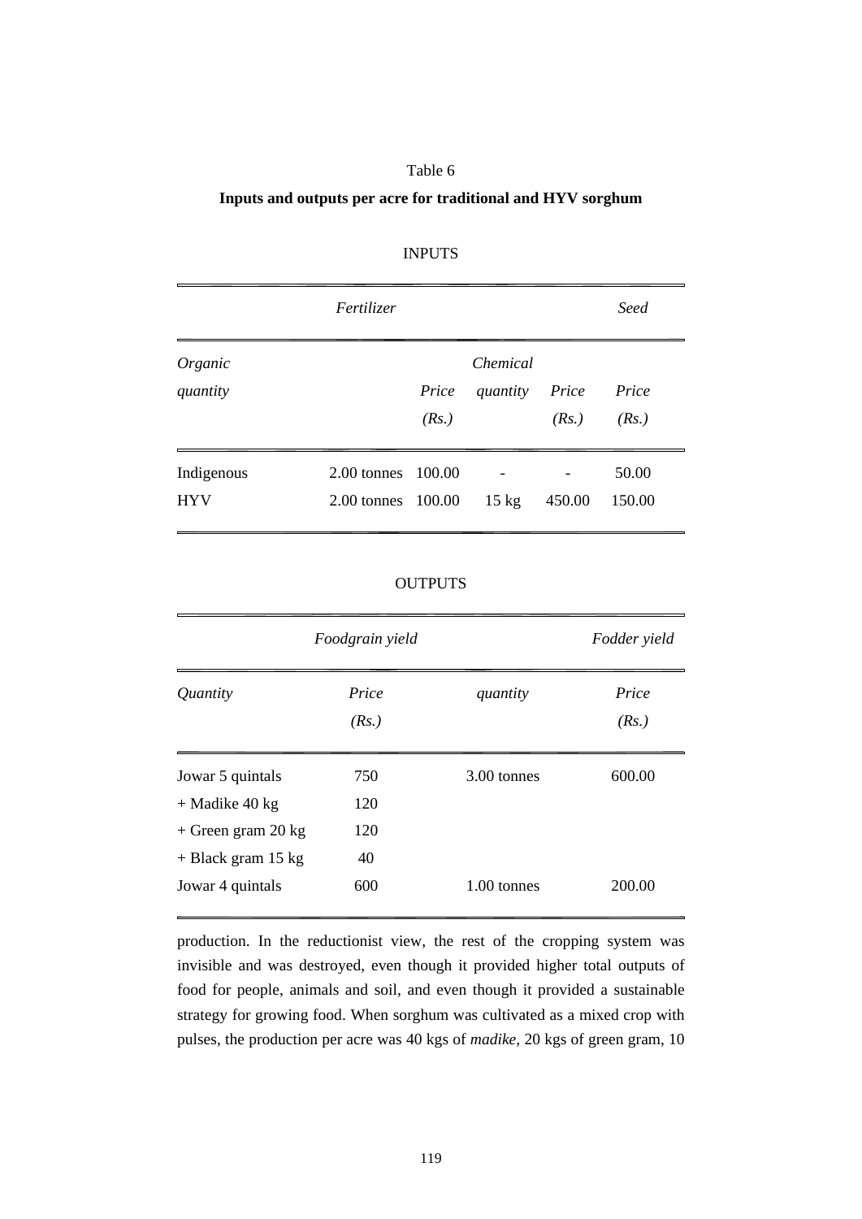Table 6

**Inputs and outputs per acre for traditional and HYV sorghum**

INPUTS

| *Fertilizer* | | | | | *Seed* |
|---|---|---|---|---|---|
| *Organic* | | | *Chemical* | | |
| *quantity* | | *Price (Rs.)* | *quantity* | *Price (Rs.)* | *Price (Rs.)* |
| Indigenous | 2.00 tonnes | 100.00 | - | - | 50.00 |
| HYV | 2.00 tonnes | 100.00 | 15 kg | 450.00 | 150.00 |

OUTPUTS

| *Foodgrain yield* | | *Fodder yield* | |
|---|---|---|---|
| *Quantity* | *Price (Rs.)* | *quantity* | *Price (Rs.)* |
| Jowar 5 quintals | 750 | 3.00 tonnes | 600.00 |
| + Madike 40 kg | 120 | | |
| + Green gram 20 kg | 120 | | |
| + Black gram 15 kg | 40 | | |
| Jowar 4 quintals | 600 | 1.00 tonnes | 200.00 |

production. In the reductionist view, the rest of the cropping system was invisible and was destroyed, even though it provided higher total outputs of food for people, animals and soil, and even though it provided a sustainable strategy for growing food. When sorghum was cultivated as a mixed crop with pulses, the production per acre was 40 kgs of *madike*, 20 kgs of green gram, 10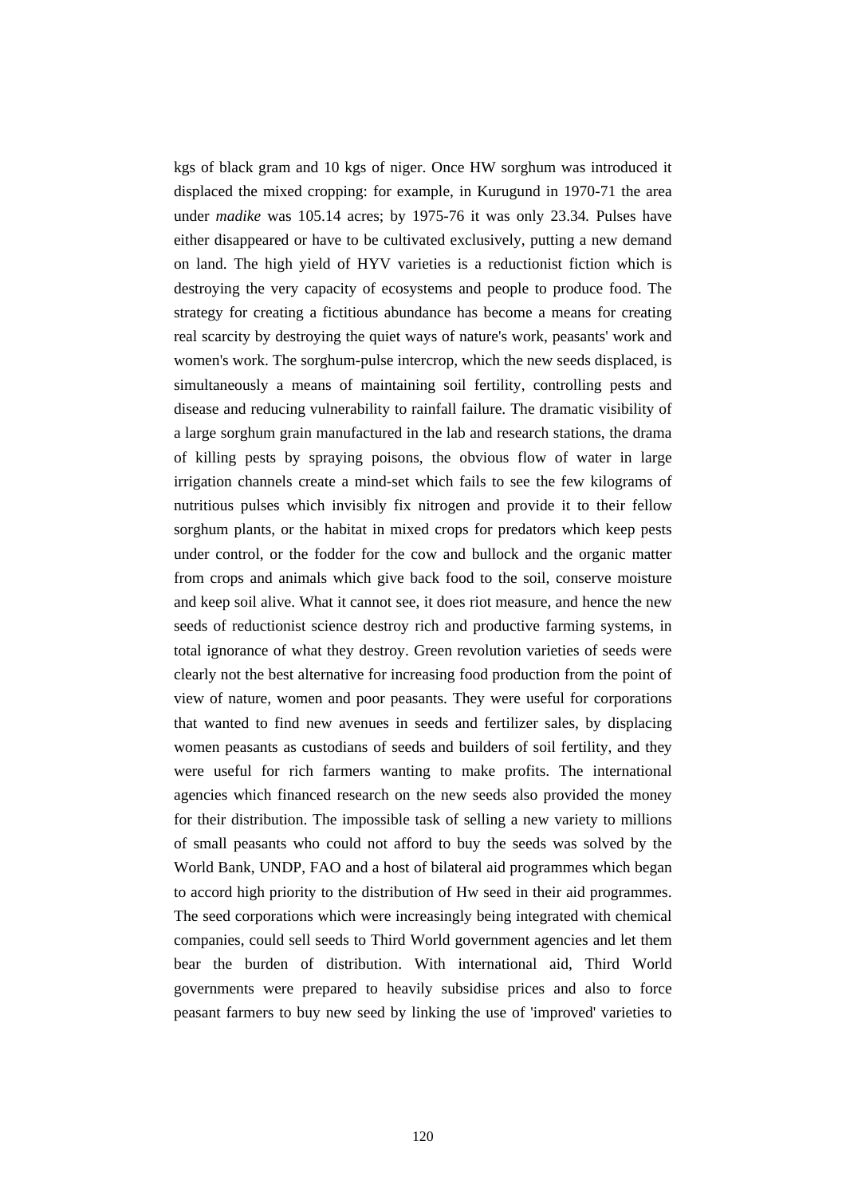kgs of black gram and 10 kgs of niger. Once HW sorghum was introduced it displaced the mixed cropping: for example, in Kurugund in 1970-71 the area under *madike* was 105.14 acres; by 1975-76 it was only 23.34. Pulses have either disappeared or have to be cultivated exclusively, putting a new demand on land. The high yield of HYV varieties is a reductionist fiction which is destroying the very capacity of ecosystems and people to produce food. The strategy for creating a fictitious abundance has become a means for creating real scarcity by destroying the quiet ways of nature's work, peasants' work and women's work. The sorghum-pulse intercrop, which the new seeds displaced, is simultaneously a means of maintaining soil fertility, controlling pests and disease and reducing vulnerability to rainfall failure. The dramatic visibility of a large sorghum grain manufactured in the lab and research stations, the drama of killing pests by spraying poisons, the obvious flow of water in large irrigation channels create a mind-set which fails to see the few kilograms of nutritious pulses which invisibly fix nitrogen and provide it to their fellow sorghum plants, or the habitat in mixed crops for predators which keep pests under control, or the fodder for the cow and bullock and the organic matter from crops and animals which give back food to the soil, conserve moisture and keep soil alive. What it cannot see, it does riot measure, and hence the new seeds of reductionist science destroy rich and productive farming systems, in total ignorance of what they destroy. Green revolution varieties of seeds were clearly not the best alternative for increasing food production from the point of view of nature, women and poor peasants. They were useful for corporations that wanted to find new avenues in seeds and fertilizer sales, by displacing women peasants as custodians of seeds and builders of soil fertility, and they were useful for rich farmers wanting to make profits. The international agencies which financed research on the new seeds also provided the money for their distribution. The impossible task of selling a new variety to millions of small peasants who could not afford to buy the seeds was solved by the World Bank, UNDP, FAO and a host of bilateral aid programmes which began to accord high priority to the distribution of Hw seed in their aid programmes. The seed corporations which were increasingly being integrated with chemical companies, could sell seeds to Third World government agencies and let them bear the burden of distribution. With international aid, Third World governments were prepared to heavily subsidise prices and also to force peasant farmers to buy new seed by linking the use of 'improved' varieties to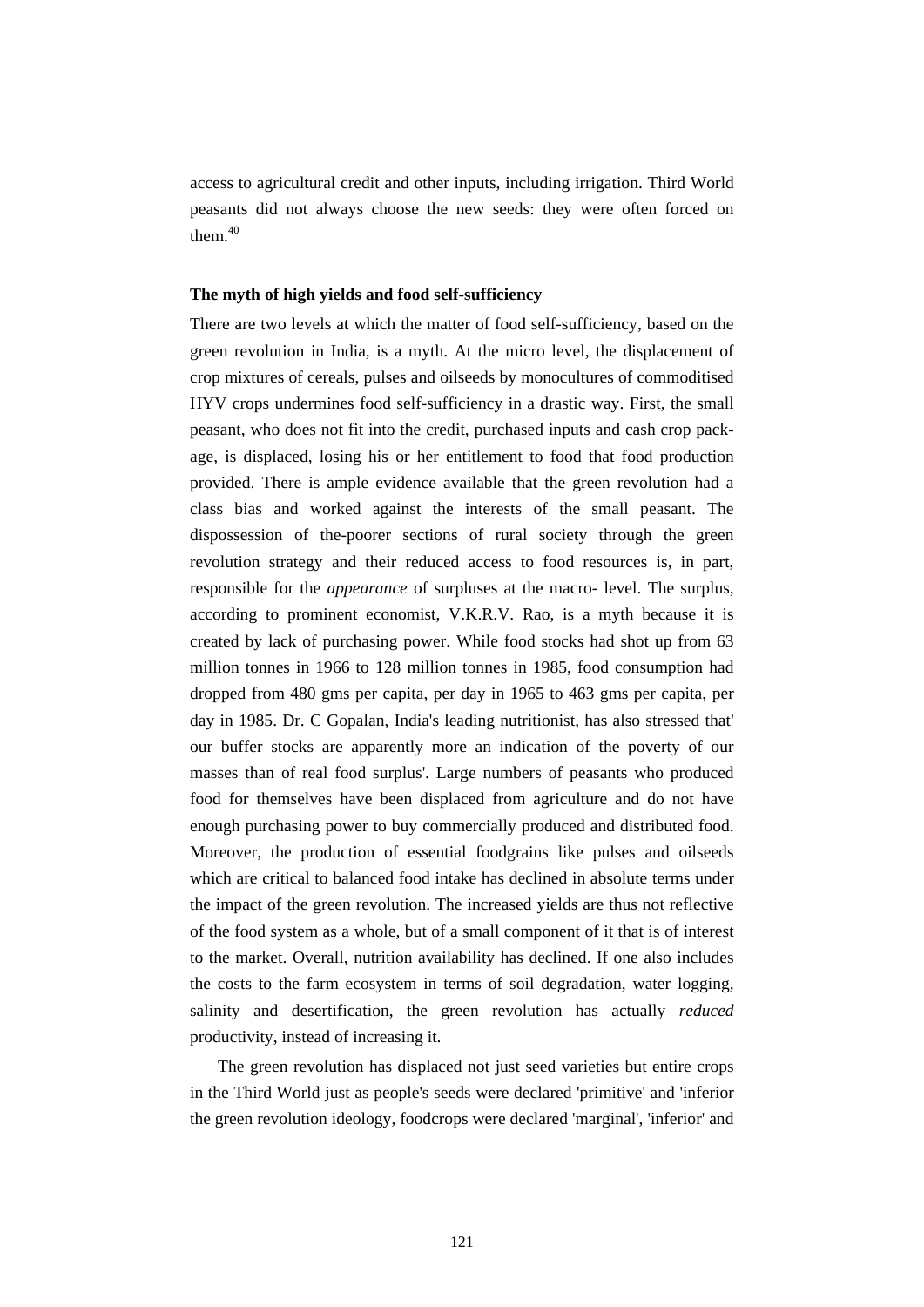access to agricultural credit and other inputs, including irrigation. Third World peasants did not always choose the new seeds: they were often forced on them.[40]

**The myth of high yields and food self-sufficiency**

There are two levels at which the matter of food self-sufficiency, based on the green revolution in India, is a myth. At the micro level, the displacement of crop mixtures of cereals, pulses and oilseeds by monocultures of commoditised HYV crops undermines food self-sufficiency in a drastic way. First, the small peasant, who does not fit into the credit, purchased inputs and cash crop package, is displaced, losing his or her entitlement to food that food production provided. There is ample evidence available that the green revolution had a class bias and worked against the interests of the small peasant. The dispossession of the-poorer sections of rural society through the green revolution strategy and their reduced access to food resources is, in part, responsible for the *appearance* of surpluses at the macro- level. The surplus, according to prominent economist, V.K.R.V. Rao, is a myth because it is created by lack of purchasing power. While food stocks had shot up from 63 million tonnes in 1966 to 128 million tonnes in 1985, food consumption had dropped from 480 gms per capita, per day in 1965 to 463 gms per capita, per day in 1985. Dr. C Gopalan, India's leading nutritionist, has also stressed that' our buffer stocks are apparently more an indication of the poverty of our masses than of real food surplus'. Large numbers of peasants who produced food for themselves have been displaced from agriculture and do not have enough purchasing power to buy commercially produced and distributed food. Moreover, the production of essential foodgrains like pulses and oilseeds which are critical to balanced food intake has declined in absolute terms under the impact of the green revolution. The increased yields are thus not reflective of the food system as a whole, but of a small component of it that is of interest to the market. Overall, nutrition availability has declined. If one also includes the costs to the farm ecosystem in terms of soil degradation, water logging, salinity and desertification, the green revolution has actually *reduced* productivity, instead of increasing it.

The green revolution has displaced not just seed varieties but entire crops in the Third World just as people's seeds were declared 'primitive' and 'inferior the green revolution ideology, foodcrops were declared 'marginal', 'inferior' and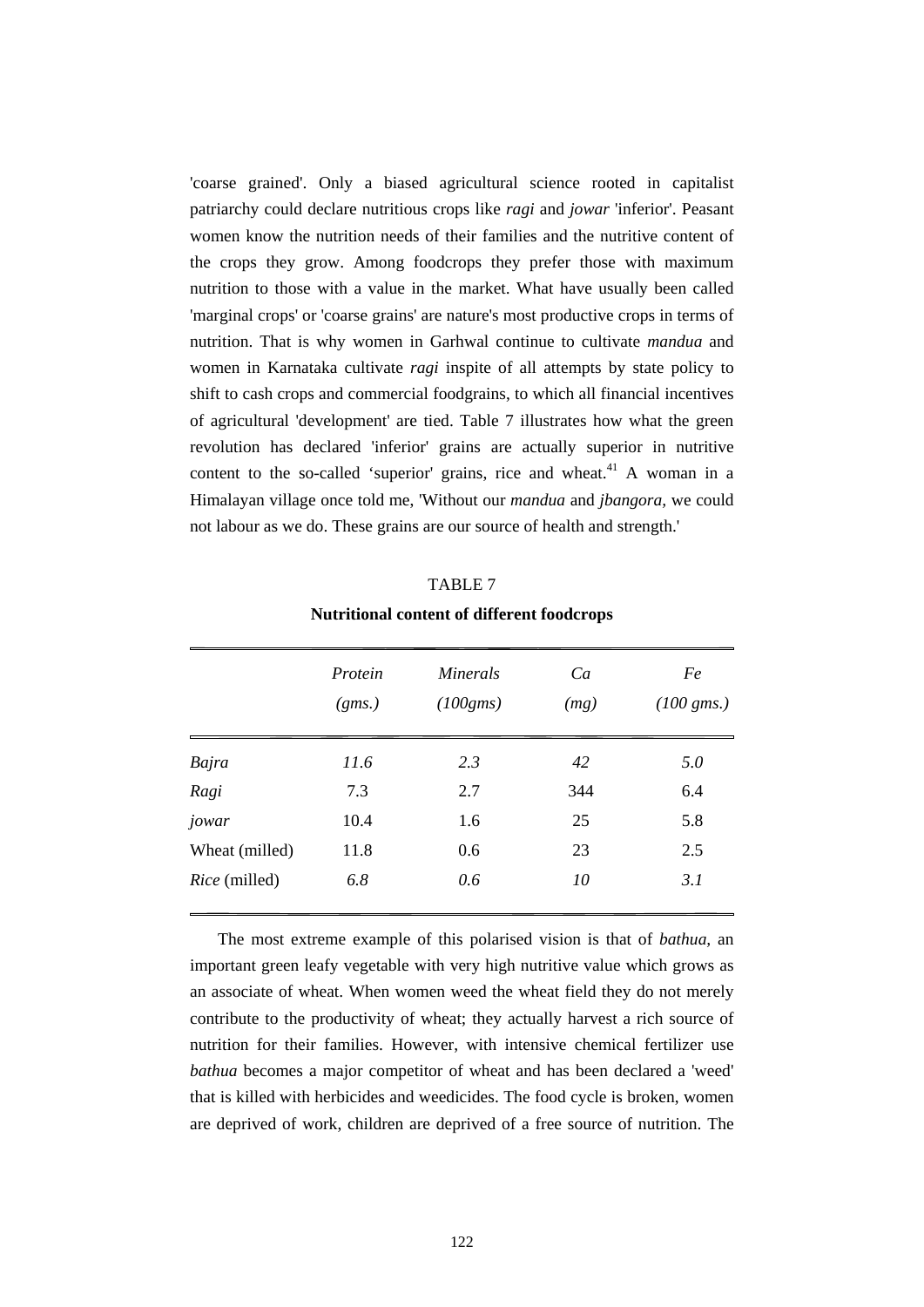'coarse grained'. Only a biased agricultural science rooted in capitalist patriarchy could declare nutritious crops like *ragi* and *jowar* 'inferior'. Peasant women know the nutrition needs of their families and the nutritive content of the crops they grow. Among foodcrops they prefer those with maximum nutrition to those with a value in the market. What have usually been called 'marginal crops' or 'coarse grains' are nature's most productive crops in terms of nutrition. That is why women in Garhwal continue to cultivate *mandua* and women in Karnataka cultivate *ragi* inspite of all attempts by state policy to shift to cash crops and commercial foodgrains, to which all financial incentives of agricultural 'development' are tied. Table 7 illustrates how what the green revolution has declared 'inferior' grains are actually superior in nutritive content to the so-called 'superior' grains, rice and wheat.[41] A woman in a Himalayan village once told me, 'Without our *mandua* and *jbangora,* we could not labour as we do. These grains are our source of health and strength.'

TABLE 7

**Nutritional content of different foodcrops**

| | *Protein (gms.)* | *Minerals (100gms)* | *Ca (mg)* | *Fe (100 gms.)* |
|---|---|---|---|---|
| *Bajra* | *11.6* | *2.3* | *42* | *5.0* |
| *Ragi* | 7.3 | 2.7 | 344 | 6.4 |
| *jowar* | 10.4 | 1.6 | 25 | 5.8 |
| Wheat (milled) | 11.8 | 0.6 | 23 | 2.5 |
| *Rice* (milled) | *6.8* | *0.6* | *10* | *3.1* |

The most extreme example of this polarised vision is that of *bathua,* an important green leafy vegetable with very high nutritive value which grows as an associate of wheat. When women weed the wheat field they do not merely contribute to the productivity of wheat; they actually harvest a rich source of nutrition for their families. However, with intensive chemical fertilizer use *bathua* becomes a major competitor of wheat and has been declared a 'weed' that is killed with herbicides and weedicides. The food cycle is broken, women are deprived of work, children are deprived of a free source of nutrition. The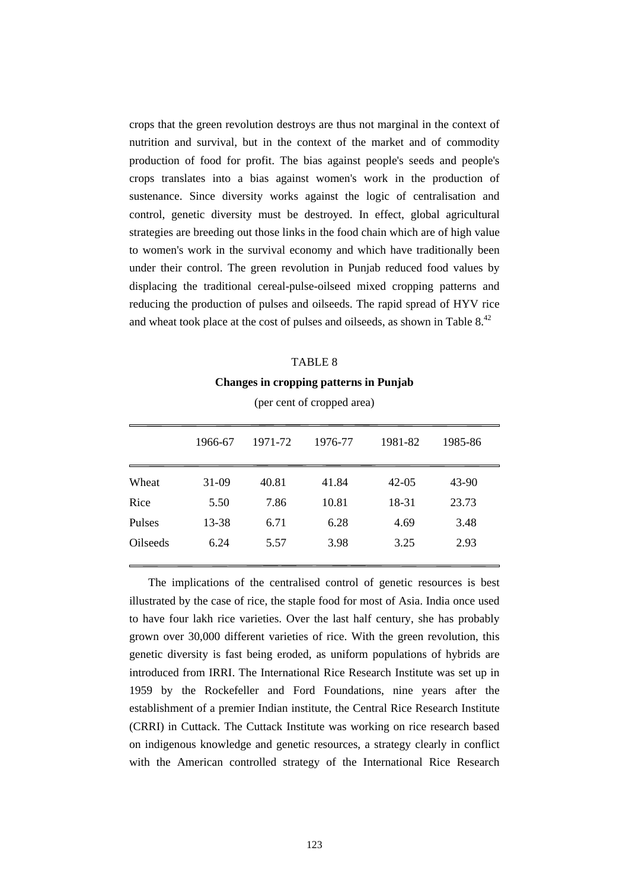crops that the green revolution destroys are thus not marginal in the context of nutrition and survival, but in the context of the market and of commodity production of food for profit. The bias against people's seeds and people's crops translates into a bias against women's work in the production of sustenance. Since diversity works against the logic of centralisation and control, genetic diversity must be destroyed. In effect, global agricultural strategies are breeding out those links in the food chain which are of high value to women's work in the survival economy and which have traditionally been under their control. The green revolution in Punjab reduced food values by displacing the traditional cereal-pulse-oilseed mixed cropping patterns and reducing the production of pulses and oilseeds. The rapid spread of HYV rice and wheat took place at the cost of pulses and oilseeds, as shown in Table 8.[42]

TABLE 8

**Changes in cropping patterns in Punjab**

(per cent of cropped area)

| | 1966-67 | 1971-72 | 1976-77 | 1981-82 | 1985-86 |
|---|---|---|---|---|---|
| Wheat | 31-09 | 40.81 | 41.84 | 42-05 | 43-90 |
| Rice | 5.50 | 7.86 | 10.81 | 18-31 | 23.73 |
| Pulses | 13-38 | 6.71 | 6.28 | 4.69 | 3.48 |
| Oilseeds | 6.24 | 5.57 | 3.98 | 3.25 | 2.93 |

The implications of the centralised control of genetic resources is best illustrated by the case of rice, the staple food for most of Asia. India once used to have four lakh rice varieties. Over the last half century, she has probably grown over 30,000 different varieties of rice. With the green revolution, this genetic diversity is fast being eroded, as uniform populations of hybrids are introduced from IRRI. The International Rice Research Institute was set up in 1959 by the Rockefeller and Ford Foundations, nine years after the establishment of a premier Indian institute, the Central Rice Research Institute (CRRI) in Cuttack. The Cuttack Institute was working on rice research based on indigenous knowledge and genetic resources, a strategy clearly in conflict with the American controlled strategy of the International Rice Research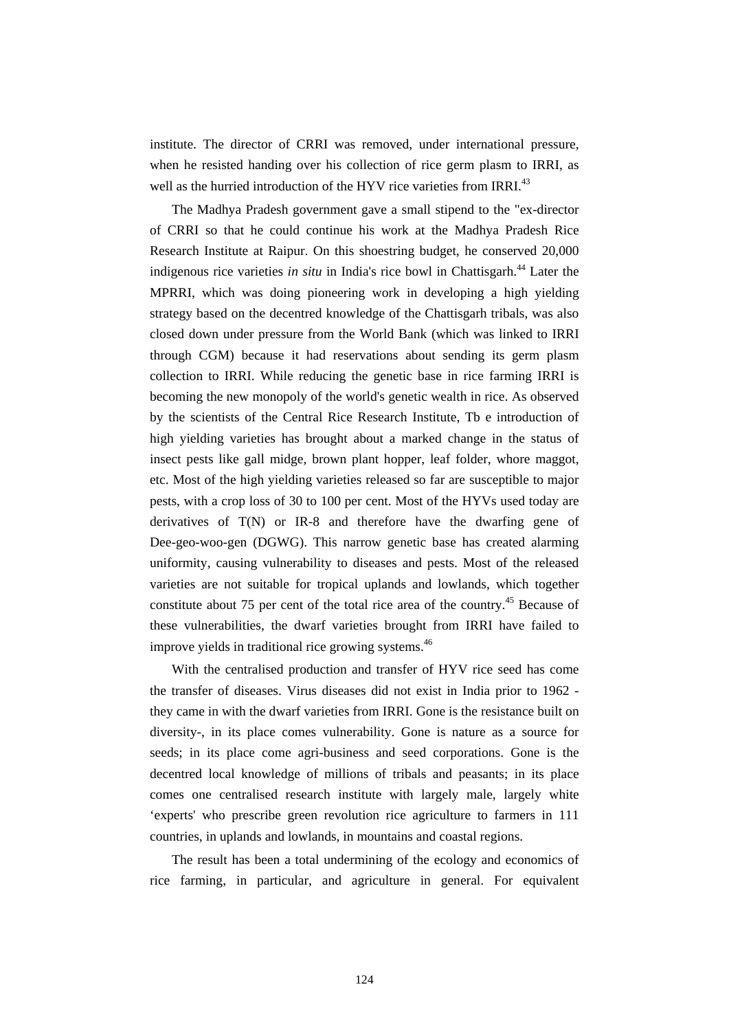institute. The director of CRRI was removed, under international pressure, when he resisted handing over his collection of rice germ plasm to IRRI, as well as the hurried introduction of the HYV rice varieties from IRRI.[43]

The Madhya Pradesh government gave a small stipend to the "ex-director of CRRI so that he could continue his work at the Madhya Pradesh Rice Research Institute at Raipur. On this shoestring budget, he conserved 20,000 indigenous rice varieties *in situ* in India's rice bowl in Chattisgarh.[44] Later the MPRRI, which was doing pioneering work in developing a high yielding strategy based on the decentred knowledge of the Chattisgarh tribals, was also closed down under pressure from the World Bank (which was linked to IRRI through CGM) because it had reservations about sending its germ plasm collection to IRRI. While reducing the genetic base in rice farming IRRI is becoming the new monopoly of the world's genetic wealth in rice. As observed by the scientists of the Central Rice Research Institute, Tb e introduction of high yielding varieties has brought about a marked change in the status of insect pests like gall midge, brown plant hopper, leaf folder, whore maggot, etc. Most of the high yielding varieties released so far are susceptible to major pests, with a crop loss of 30 to 100 per cent. Most of the HYVs used today are derivatives of T(N) or IR-8 and therefore have the dwarfing gene of Dee-geo-woo-gen (DGWG). This narrow genetic base has created alarming uniformity, causing vulnerability to diseases and pests. Most of the released varieties are not suitable for tropical uplands and lowlands, which together constitute about 75 per cent of the total rice area of the country.[45] Because of these vulnerabilities, the dwarf varieties brought from IRRI have failed to improve yields in traditional rice growing systems.[46]

With the centralised production and transfer of HYV rice seed has come the transfer of diseases. Virus diseases did not exist in India prior to 1962 - they came in with the dwarf varieties from IRRI. Gone is the resistance built on diversity-, in its place comes vulnerability. Gone is nature as a source for seeds; in its place come agri-business and seed corporations. Gone is the decentred local knowledge of millions of tribals and peasants; in its place comes one centralised research institute with largely male, largely white 'experts' who prescribe green revolution rice agriculture to farmers in 111 countries, in uplands and lowlands, in mountains and coastal regions.

The result has been a total undermining of the ecology and economics of rice farming, in particular, and agriculture in general. For equivalent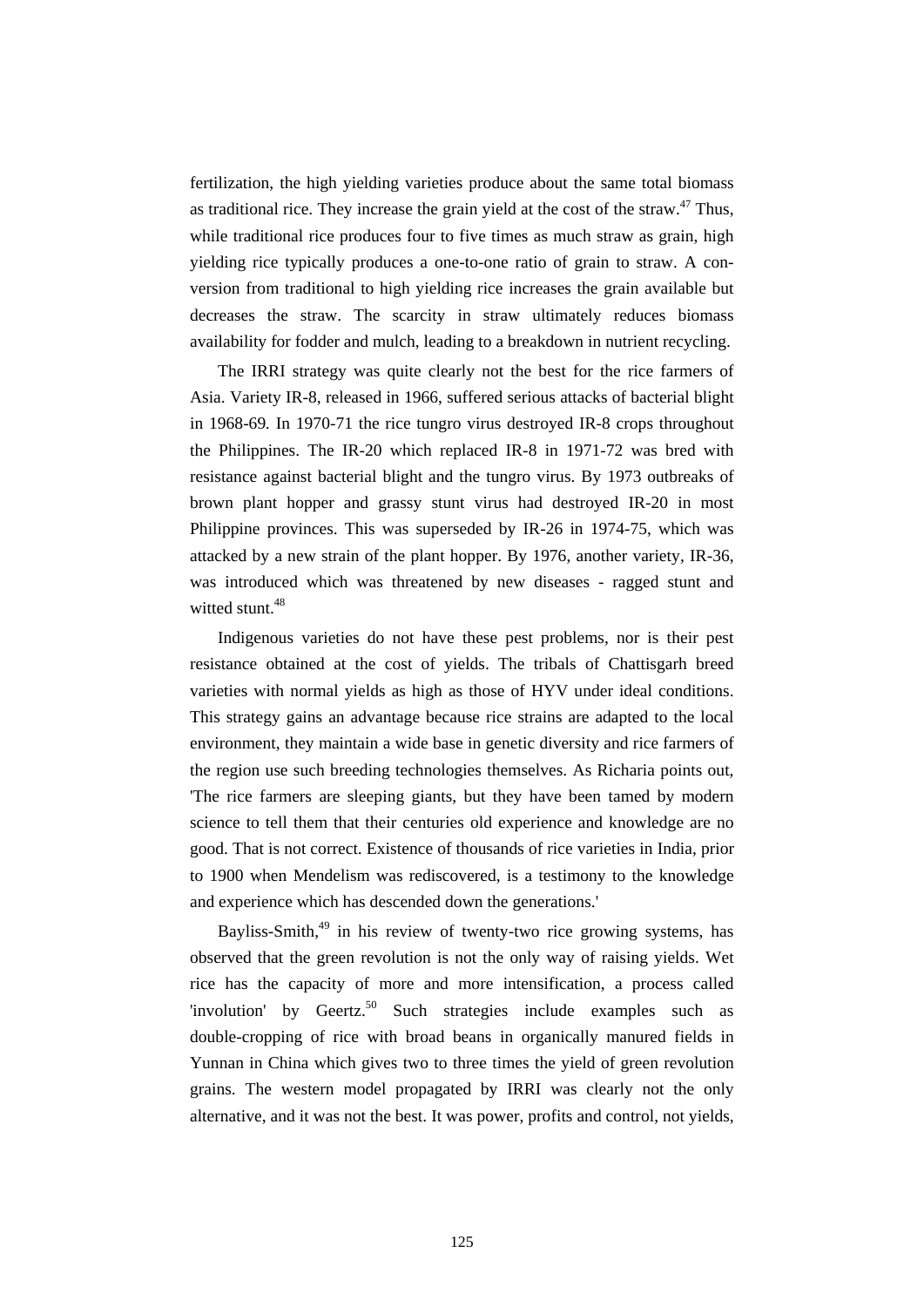fertilization, the high yielding varieties produce about the same total biomass as traditional rice. They increase the grain yield at the cost of the straw.[47] Thus, while traditional rice produces four to five times as much straw as grain, high yielding rice typically produces a one-to-one ratio of grain to straw. A conversion from traditional to high yielding rice increases the grain available but decreases the straw. The scarcity in straw ultimately reduces biomass availability for fodder and mulch, leading to a breakdown in nutrient recycling.

The IRRI strategy was quite clearly not the best for the rice farmers of Asia. Variety IR-8, released in 1966, suffered serious attacks of bacterial blight in 1968-69. In 1970-71 the rice tungro virus destroyed IR-8 crops throughout the Philippines. The IR-20 which replaced IR-8 in 1971-72 was bred with resistance against bacterial blight and the tungro virus. By 1973 outbreaks of brown plant hopper and grassy stunt virus had destroyed IR-20 in most Philippine provinces. This was superseded by IR-26 in 1974-75, which was attacked by a new strain of the plant hopper. By 1976, another variety, IR-36, was introduced which was threatened by new diseases - ragged stunt and witted stunt.[48]

Indigenous varieties do not have these pest problems, nor is their pest resistance obtained at the cost of yields. The tribals of Chattisgarh breed varieties with normal yields as high as those of HYV under ideal conditions. This strategy gains an advantage because rice strains are adapted to the local environment, they maintain a wide base in genetic diversity and rice farmers of the region use such breeding technologies themselves. As Richaria points out, 'The rice farmers are sleeping giants, but they have been tamed by modern science to tell them that their centuries old experience and knowledge are no good. That is not correct. Existence of thousands of rice varieties in India, prior to 1900 when Mendelism was rediscovered, is a testimony to the knowledge and experience which has descended down the generations.'

Bayliss-Smith,[49] in his review of twenty-two rice growing systems, has observed that the green revolution is not the only way of raising yields. Wet rice has the capacity of more and more intensification, a process called 'involution' by Geertz.[50] Such strategies include examples such as double-cropping of rice with broad beans in organically manured fields in Yunnan in China which gives two to three times the yield of green revolution grains. The western model propagated by IRRI was clearly not the only alternative, and it was not the best. It was power, profits and control, not yields,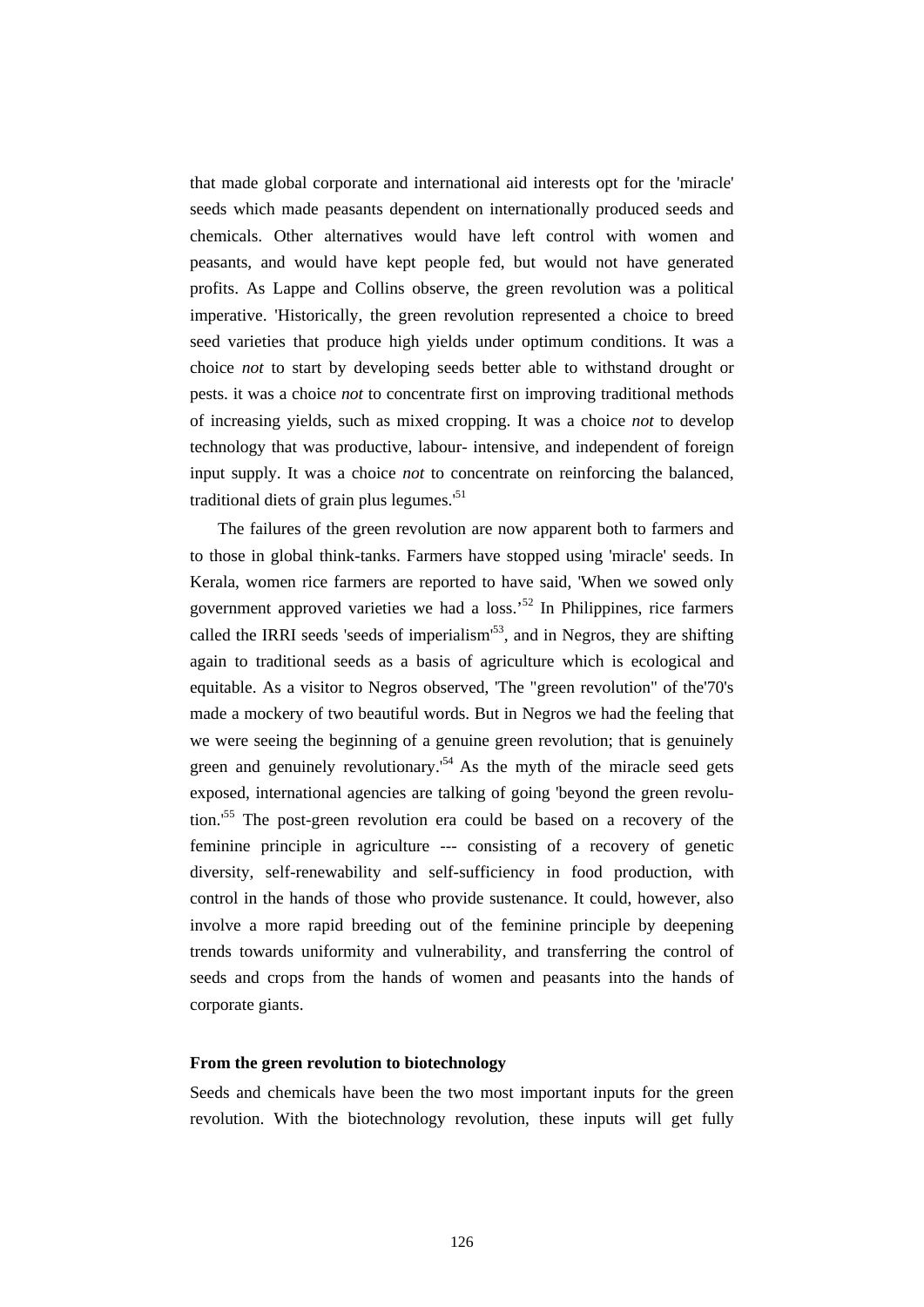that made global corporate and international aid interests opt for the 'miracle' seeds which made peasants dependent on internationally produced seeds and chemicals. Other alternatives would have left control with women and peasants, and would have kept people fed, but would not have generated profits. As Lappe and Collins observe, the green revolution was a political imperative. 'Historically, the green revolution represented a choice to breed seed varieties that produce high yields under optimum conditions. It was a choice *not* to start by developing seeds better able to withstand drought or pests. it was a choice *not* to concentrate first on improving traditional methods of increasing yields, such as mixed cropping. It was a choice *not* to develop technology that was productive, labour- intensive, and independent of foreign input supply. It was a choice *not* to concentrate on reinforcing the balanced, traditional diets of grain plus legumes.'[51]

The failures of the green revolution are now apparent both to farmers and to those in global think-tanks. Farmers have stopped using 'miracle' seeds. In Kerala, women rice farmers are reported to have said, 'When we sowed only government approved varieties we had a loss.'[52] In Philippines, rice farmers called the IRRI seeds 'seeds of imperialism'[53], and in Negros, they are shifting again to traditional seeds as a basis of agriculture which is ecological and equitable. As a visitor to Negros observed, 'The "green revolution" of the'70's made a mockery of two beautiful words. But in Negros we had the feeling that we were seeing the beginning of a genuine green revolution; that is genuinely green and genuinely revolutionary.'[54] As the myth of the miracle seed gets exposed, international agencies are talking of going 'beyond the green revolution.'[55] The post-green revolution era could be based on a recovery of the feminine principle in agriculture --- consisting of a recovery of genetic diversity, self-renewability and self-sufficiency in food production, with control in the hands of those who provide sustenance. It could, however, also involve a more rapid breeding out of the feminine principle by deepening trends towards uniformity and vulnerability, and transferring the control of seeds and crops from the hands of women and peasants into the hands of corporate giants.

### From the green revolution to biotechnology

Seeds and chemicals have been the two most important inputs for the green revolution. With the biotechnology revolution, these inputs will get fully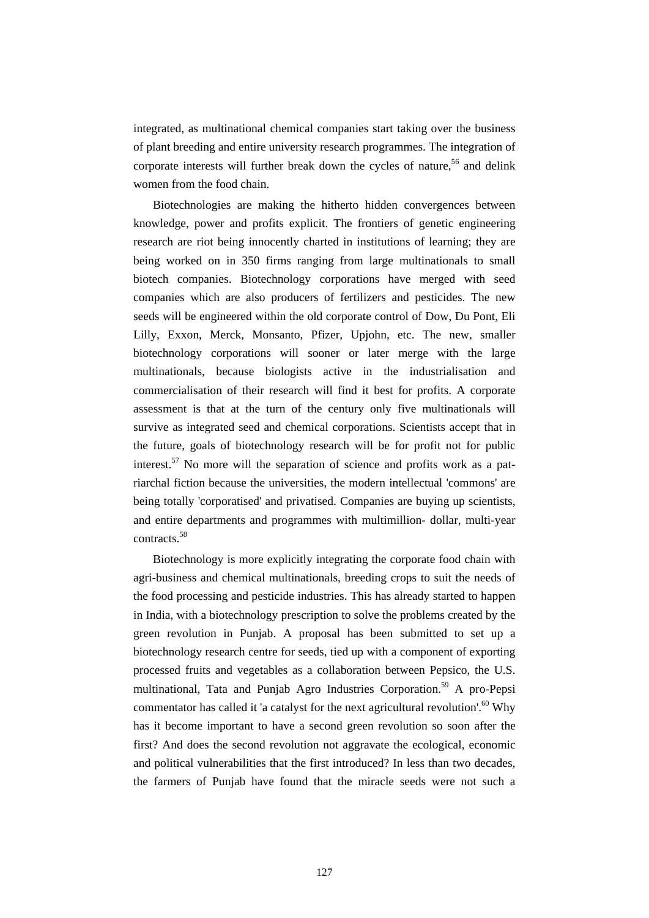integrated, as multinational chemical companies start taking over the business of plant breeding and entire university research programmes. The integration of corporate interests will further break down the cycles of nature,[56] and delink women from the food chain.

Biotechnologies are making the hitherto hidden convergences between knowledge, power and profits explicit. The frontiers of genetic engineering research are riot being innocently charted in institutions of learning; they are being worked on in 350 firms ranging from large multinationals to small biotech companies. Biotechnology corporations have merged with seed companies which are also producers of fertilizers and pesticides. The new seeds will be engineered within the old corporate control of Dow, Du Pont, Eli Lilly, Exxon, Merck, Monsanto, Pfizer, Upjohn, etc. The new, smaller biotechnology corporations will sooner or later merge with the large multinationals, because biologists active in the industrialisation and commercialisation of their research will find it best for profits. A corporate assessment is that at the turn of the century only five multinationals will survive as integrated seed and chemical corporations. Scientists accept that in the future, goals of biotechnology research will be for profit not for public interest.[57] No more will the separation of science and profits work as a patriarchal fiction because the universities, the modern intellectual 'commons' are being totally 'corporatised' and privatised. Companies are buying up scientists, and entire departments and programmes with multimillion- dollar, multi-year contracts.[58]

Biotechnology is more explicitly integrating the corporate food chain with agri-business and chemical multinationals, breeding crops to suit the needs of the food processing and pesticide industries. This has already started to happen in India, with a biotechnology prescription to solve the problems created by the green revolution in Punjab. A proposal has been submitted to set up a biotechnology research centre for seeds, tied up with a component of exporting processed fruits and vegetables as a collaboration between Pepsico, the U.S. multinational, Tata and Punjab Agro Industries Corporation.[59] A pro-Pepsi commentator has called it 'a catalyst for the next agricultural revolution'.[60] Why has it become important to have a second green revolution so soon after the first? And does the second revolution not aggravate the ecological, economic and political vulnerabilities that the first introduced? In less than two decades, the farmers of Punjab have found that the miracle seeds were not such a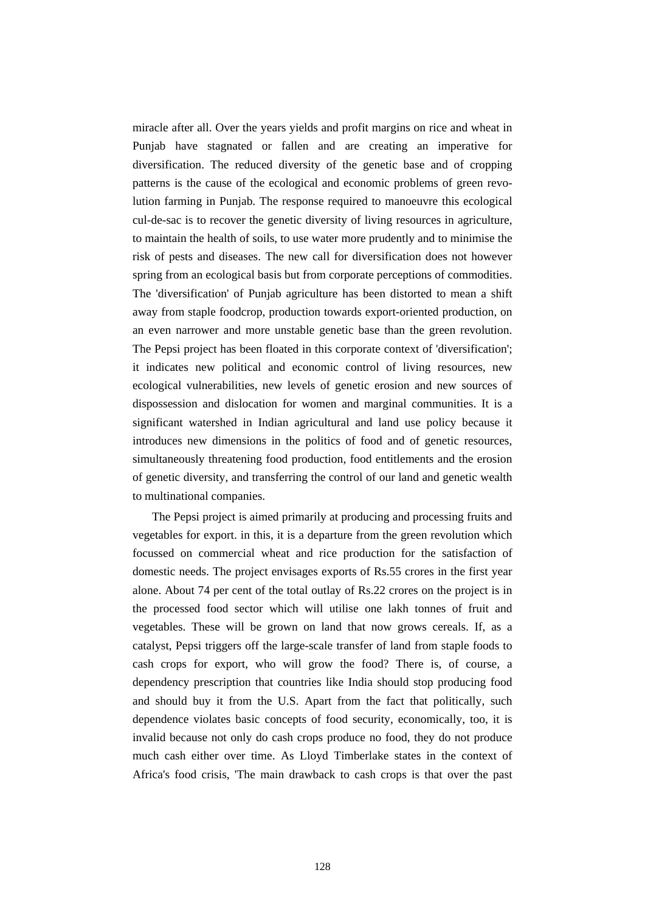miracle after all. Over the years yields and profit margins on rice and wheat in Punjab have stagnated or fallen and are creating an imperative for diversification. The reduced diversity of the genetic base and of cropping patterns is the cause of the ecological and economic problems of green revolution farming in Punjab. The response required to manoeuvre this ecological cul-de-sac is to recover the genetic diversity of living resources in agriculture, to maintain the health of soils, to use water more prudently and to minimise the risk of pests and diseases. The new call for diversification does not however spring from an ecological basis but from corporate perceptions of commodities. The 'diversification' of Punjab agriculture has been distorted to mean a shift away from staple foodcrop, production towards export-oriented production, on an even narrower and more unstable genetic base than the green revolution. The Pepsi project has been floated in this corporate context of 'diversification'; it indicates new political and economic control of living resources, new ecological vulnerabilities, new levels of genetic erosion and new sources of dispossession and dislocation for women and marginal communities. It is a significant watershed in Indian agricultural and land use policy because it introduces new dimensions in the politics of food and of genetic resources, simultaneously threatening food production, food entitlements and the erosion of genetic diversity, and transferring the control of our land and genetic wealth to multinational companies.

The Pepsi project is aimed primarily at producing and processing fruits and vegetables for export. in this, it is a departure from the green revolution which focussed on commercial wheat and rice production for the satisfaction of domestic needs. The project envisages exports of Rs.55 crores in the first year alone. About 74 per cent of the total outlay of Rs.22 crores on the project is in the processed food sector which will utilise one lakh tonnes of fruit and vegetables. These will be grown on land that now grows cereals. If, as a catalyst, Pepsi triggers off the large-scale transfer of land from staple foods to cash crops for export, who will grow the food? There is, of course, a dependency prescription that countries like India should stop producing food and should buy it from the U.S. Apart from the fact that politically, such dependence violates basic concepts of food security, economically, too, it is invalid because not only do cash crops produce no food, they do not produce much cash either over time. As Lloyd Timberlake states in the context of Africa's food crisis, 'The main drawback to cash crops is that over the past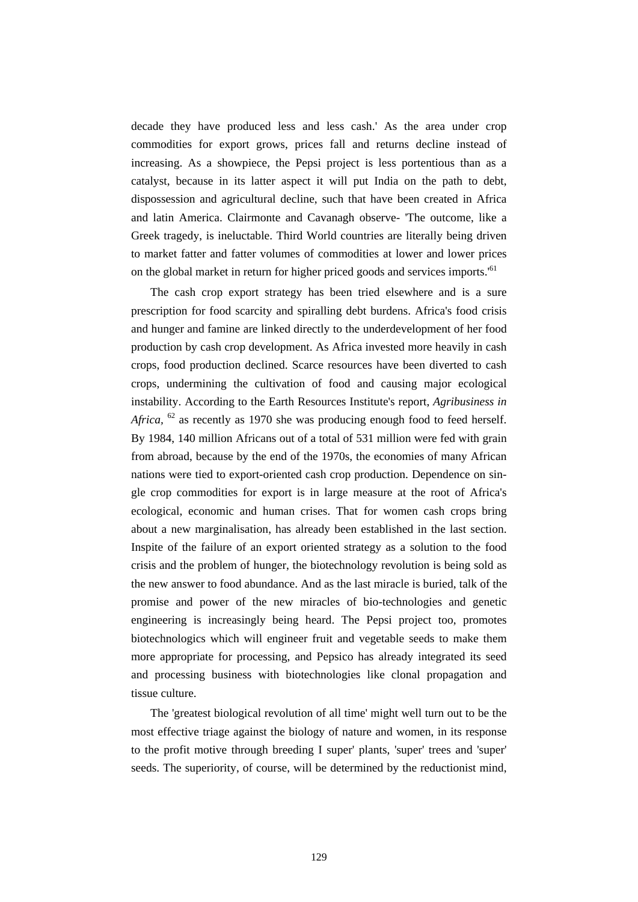decade they have produced less and less cash.' As the area under crop commodities for export grows, prices fall and returns decline instead of increasing. As a showpiece, the Pepsi project is less portentious than as a catalyst, because in its latter aspect it will put India on the path to debt, dispossession and agricultural decline, such that have been created in Africa and latin America. Clairmonte and Cavanagh observe- 'The outcome, like a Greek tragedy, is ineluctable. Third World countries are literally being driven to market fatter and fatter volumes of commodities at lower and lower prices on the global market in return for higher priced goods and services imports.'[61]

The cash crop export strategy has been tried elsewhere and is a sure prescription for food scarcity and spiralling debt burdens. Africa's food crisis and hunger and famine are linked directly to the underdevelopment of her food production by cash crop development. As Africa invested more heavily in cash crops, food production declined. Scarce resources have been diverted to cash crops, undermining the cultivation of food and causing major ecological instability. According to the Earth Resources Institute's report, *Agribusiness in Africa,* [62] as recently as 1970 she was producing enough food to feed herself. By 1984, 140 million Africans out of a total of 531 million were fed with grain from abroad, because by the end of the 1970s, the economies of many African nations were tied to export-oriented cash crop production. Dependence on single crop commodities for export is in large measure at the root of Africa's ecological, economic and human crises. That for women cash crops bring about a new marginalisation, has already been established in the last section. Inspite of the failure of an export oriented strategy as a solution to the food crisis and the problem of hunger, the biotechnology revolution is being sold as the new answer to food abundance. And as the last miracle is buried, talk of the promise and power of the new miracles of bio-technologies and genetic engineering is increasingly being heard. The Pepsi project too, promotes biotechnologics which will engineer fruit and vegetable seeds to make them more appropriate for processing, and Pepsico has already integrated its seed and processing business with biotechnologies like clonal propagation and tissue culture.

The 'greatest biological revolution of all time' might well turn out to be the most effective triage against the biology of nature and women, in its response to the profit motive through breeding I super' plants, 'super' trees and 'super' seeds. The superiority, of course, will be determined by the reductionist mind,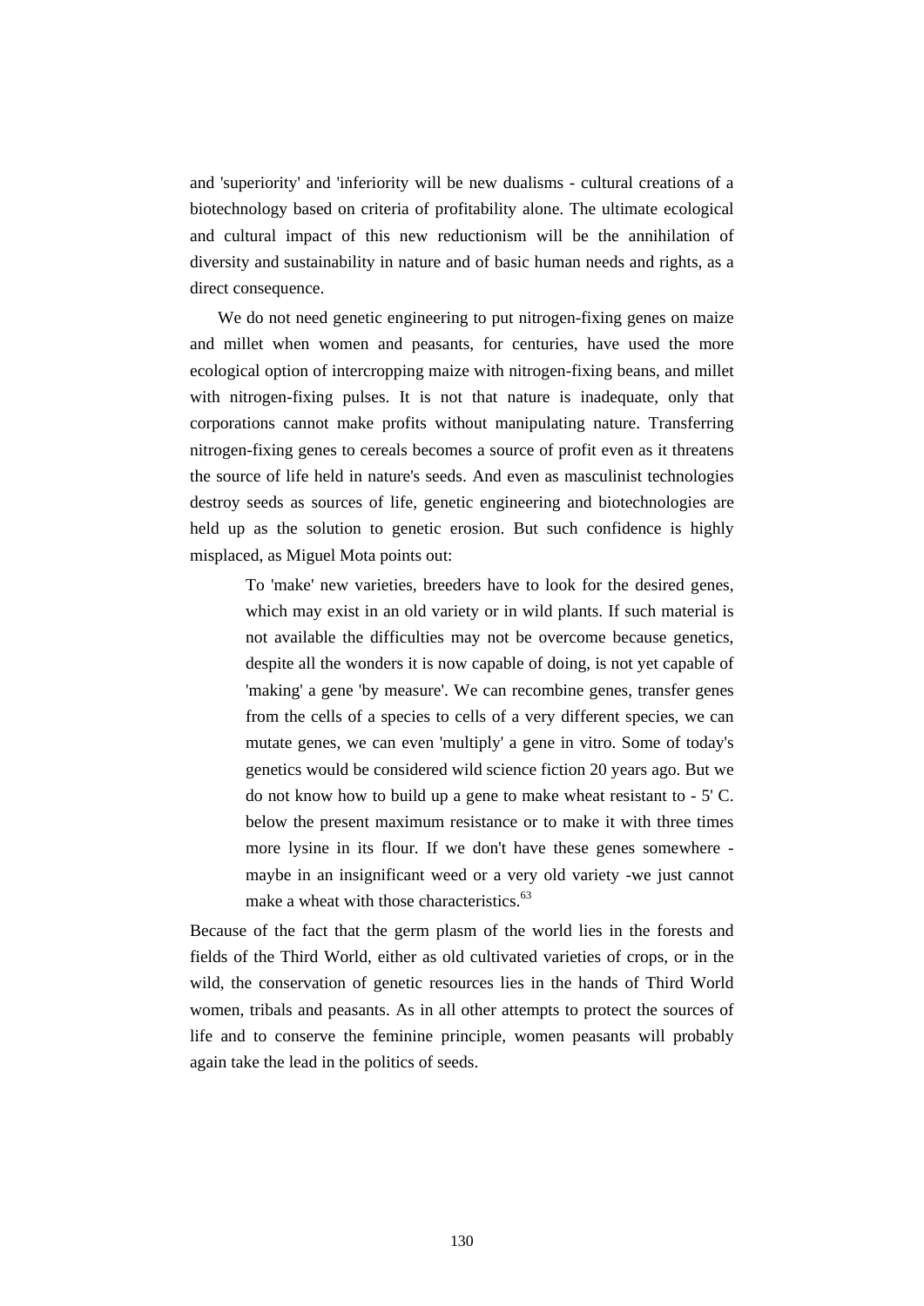and 'superiority' and 'inferiority will be new dualisms - cultural creations of a biotechnology based on criteria of profitability alone. The ultimate ecological and cultural impact of this new reductionism will be the annihilation of diversity and sustainability in nature and of basic human needs and rights, as a direct consequence.

We do not need genetic engineering to put nitrogen-fixing genes on maize and millet when women and peasants, for centuries, have used the more ecological option of intercropping maize with nitrogen-fixing beans, and millet with nitrogen-fixing pulses. It is not that nature is inadequate, only that corporations cannot make profits without manipulating nature. Transferring nitrogen-fixing genes to cereals becomes a source of profit even as it threatens the source of life held in nature's seeds. And even as masculinist technologies destroy seeds as sources of life, genetic engineering and biotechnologies are held up as the solution to genetic erosion. But such confidence is highly misplaced, as Miguel Mota points out:

> To 'make' new varieties, breeders have to look for the desired genes, which may exist in an old variety or in wild plants. If such material is not available the difficulties may not be overcome because genetics, despite all the wonders it is now capable of doing, is not yet capable of 'making' a gene 'by measure'. We can recombine genes, transfer genes from the cells of a species to cells of a very different species, we can mutate genes, we can even 'multiply' a gene in vitro. Some of today's genetics would be considered wild science fiction 20 years ago. But we do not know how to build up a gene to make wheat resistant to - 5' C. below the present maximum resistance or to make it with three times more lysine in its flour. If we don't have these genes somewhere - maybe in an insignificant weed or a very old variety -we just cannot make a wheat with those characteristics.[63]

Because of the fact that the germ plasm of the world lies in the forests and fields of the Third World, either as old cultivated varieties of crops, or in the wild, the conservation of genetic resources lies in the hands of Third World women, tribals and peasants. As in all other attempts to protect the sources of life and to conserve the feminine principle, women peasants will probably again take the lead in the politics of seeds.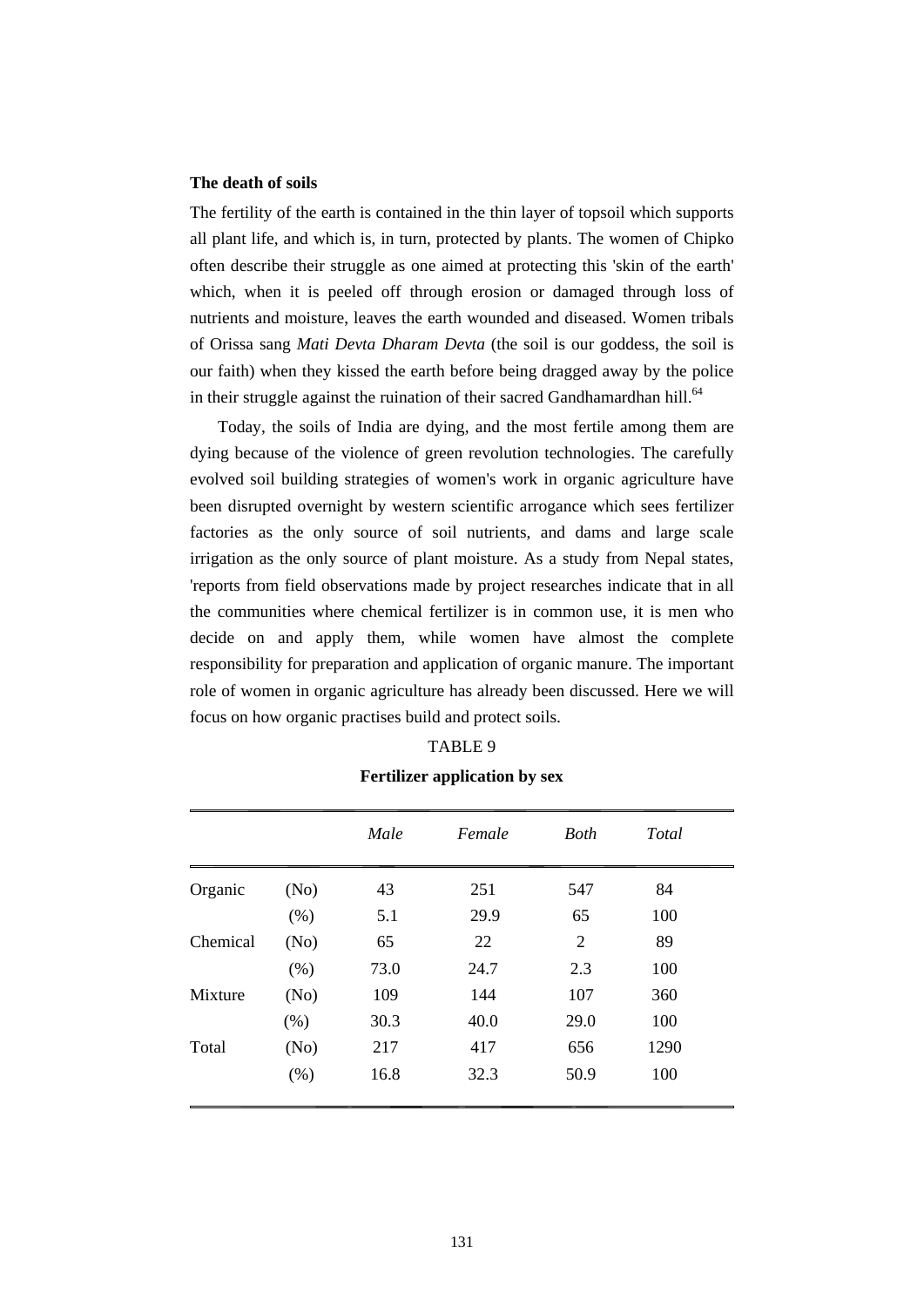### The death of soils

The fertility of the earth is contained in the thin layer of topsoil which supports all plant life, and which is, in turn, protected by plants. The women of Chipko often describe their struggle as one aimed at protecting this 'skin of the earth' which, when it is peeled off through erosion or damaged through loss of nutrients and moisture, leaves the earth wounded and diseased. Women tribals of Orissa sang *Mati Devta Dharam Devta* (the soil is our goddess, the soil is our faith) when they kissed the earth before being dragged away by the police in their struggle against the ruination of their sacred Gandhamardhan hill.[64]

Today, the soils of India are dying, and the most fertile among them are dying because of the violence of green revolution technologies. The carefully evolved soil building strategies of women's work in organic agriculture have been disrupted overnight by western scientific arrogance which sees fertilizer factories as the only source of soil nutrients, and dams and large scale irrigation as the only source of plant moisture. As a study from Nepal states, 'reports from field observations made by project researches indicate that in all the communities where chemical fertilizer is in common use, it is men who decide on and apply them, while women have almost the complete responsibility for preparation and application of organic manure. The important role of women in organic agriculture has already been discussed. Here we will focus on how organic practises build and protect soils.

TABLE 9

**Fertilizer application by sex**

| | | *Male* | *Female* | *Both* | *Total* |
|---|---|---|---|---|---|
| Organic | (No) | 43 | 251 | 547 | 84 |
| | (%) | 5.1 | 29.9 | 65 | 100 |
| Chemical | (No) | 65 | 22 | 2 | 89 |
| | (%) | 73.0 | 24.7 | 2.3 | 100 |
| Mixture | (No) | 109 | 144 | 107 | 360 |
| | (%) | 30.3 | 40.0 | 29.0 | 100 |
| Total | (No) | 217 | 417 | 656 | 1290 |
| | (%) | 16.8 | 32.3 | 50.9 | 100 |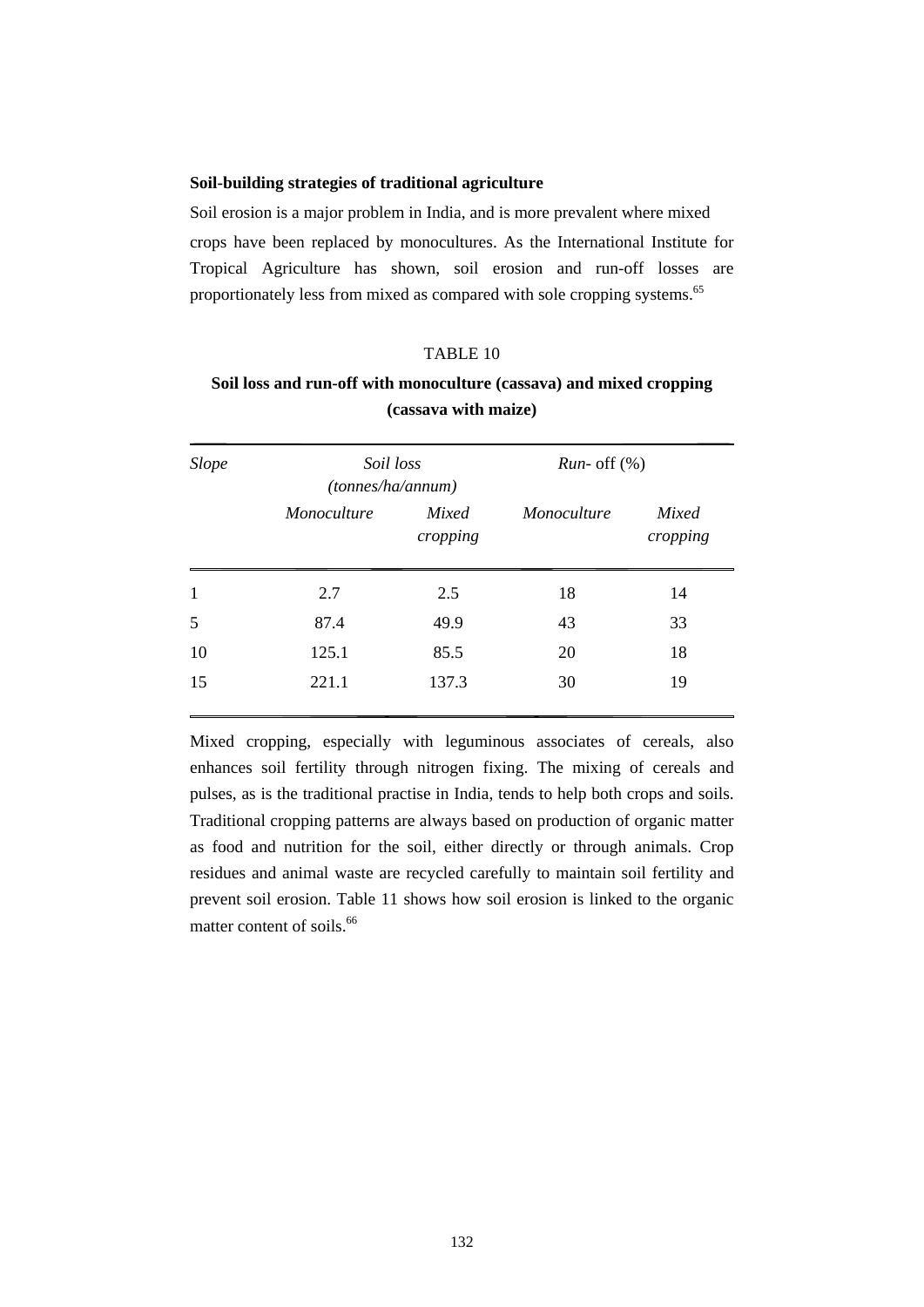**Soil-building strategies of traditional agriculture**

Soil erosion is a major problem in India, and is more prevalent where mixed crops have been replaced by monocultures. As the International Institute for Tropical Agriculture has shown, soil erosion and run-off losses are proportionately less from mixed as compared with sole cropping systems.[65]

TABLE 10

**Soil loss and run-off with monoculture (cassava) and mixed cropping (cassava with maize)**

| *Slope* | *Soil loss (tonnes/ha/annum)* | | *Run-* off (%) | |
|---|---|---|---|---|
| | *Monoculture* | *Mixed cropping* | *Monoculture* | *Mixed cropping* |
| 1 | 2.7 | 2.5 | 18 | 14 |
| 5 | 87.4 | 49.9 | 43 | 33 |
| 10 | 125.1 | 85.5 | 20 | 18 |
| 15 | 221.1 | 137.3 | 30 | 19 |

Mixed cropping, especially with leguminous associates of cereals, also enhances soil fertility through nitrogen fixing. The mixing of cereals and pulses, as is the traditional practise in India, tends to help both crops and soils. Traditional cropping patterns are always based on production of organic matter as food and nutrition for the soil, either directly or through animals. Crop residues and animal waste are recycled carefully to maintain soil fertility and prevent soil erosion. Table 11 shows how soil erosion is linked to the organic matter content of soils.[66]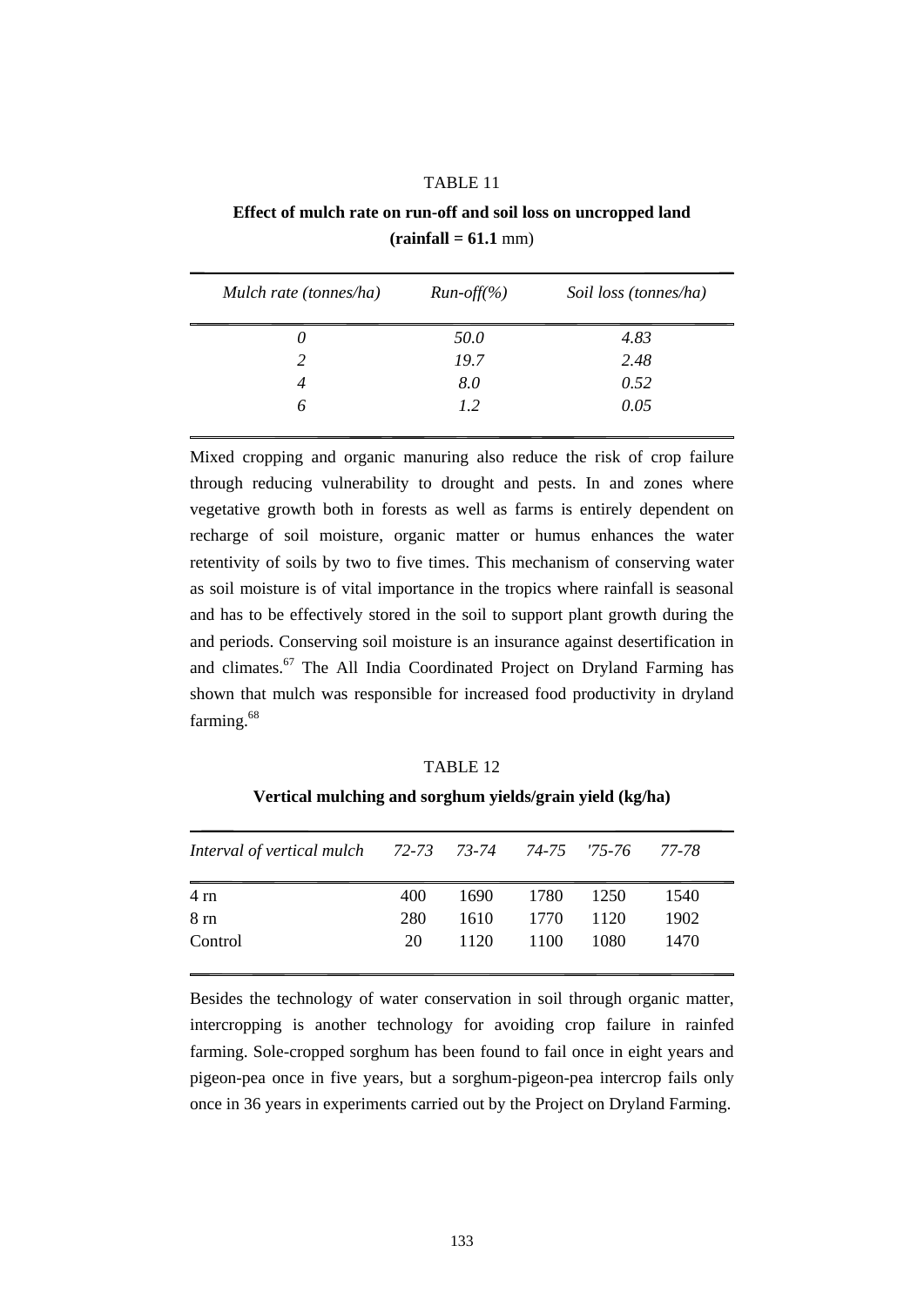TABLE 11

**Effect of mulch rate on run-off and soil loss on uncropped land**
**(rainfall = 61.1** mm)

| *Mulch rate (tonnes/ha)* | *Run-off(%)* | *Soil loss (tonnes/ha)* |
|---|---|---|
| *0* | *50.0* | *4.83* |
| *2* | *19.7* | *2.48* |
| *4* | *8.0* | *0.52* |
| *6* | *1.2* | *0.05* |

Mixed cropping and organic manuring also reduce the risk of crop failure through reducing vulnerability to drought and pests. In and zones where vegetative growth both in forests as well as farms is entirely dependent on recharge of soil moisture, organic matter or humus enhances the water retentivity of soils by two to five times. This mechanism of conserving water as soil moisture is of vital importance in the tropics where rainfall is seasonal and has to be effectively stored in the soil to support plant growth during the and periods. Conserving soil moisture is an insurance against desertification in and climates.[67] The All India Coordinated Project on Dryland Farming has shown that mulch was responsible for increased food productivity in dryland farming.[68]

TABLE 12

**Vertical mulching and sorghum yields/grain yield (kg/ha)**

| *Interval of vertical mulch* | *72-73* | *73-74* | *74-75* | *'75-76* | *77-78* |
|---|---|---|---|---|---|
| 4 rn | 400 | 1690 | 1780 | 1250 | 1540 |
| 8 rn | 280 | 1610 | 1770 | 1120 | 1902 |
| Control | 20 | 1120 | 1100 | 1080 | 1470 |

Besides the technology of water conservation in soil through organic matter, intercropping is another technology for avoiding crop failure in rainfed farming. Sole-cropped sorghum has been found to fail once in eight years and pigeon-pea once in five years, but a sorghum-pigeon-pea intercrop fails only once in 36 years in experiments carried out by the Project on Dryland Farming.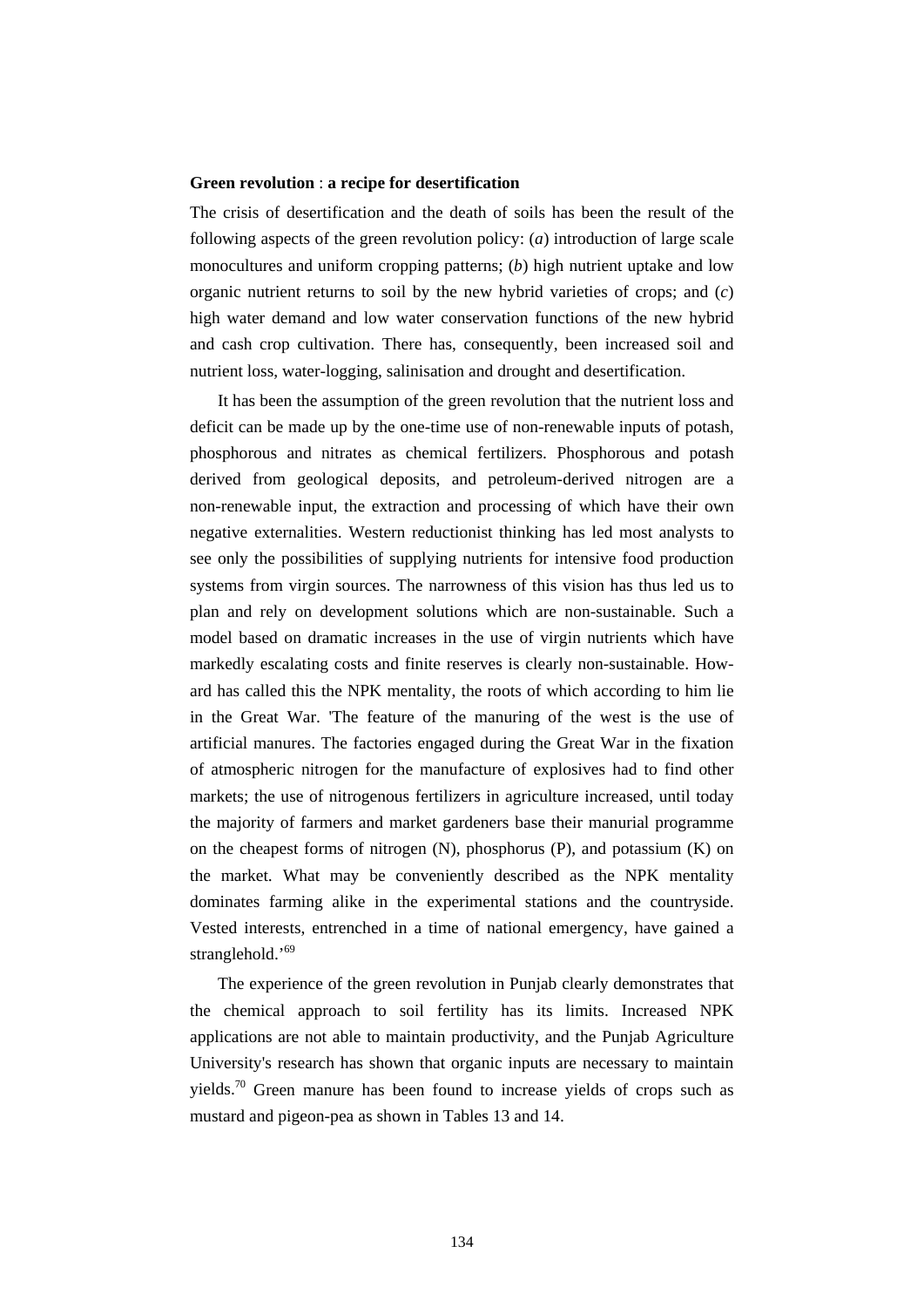**Green revolution** : **a recipe for desertification**

The crisis of desertification and the death of soils has been the result of the following aspects of the green revolution policy: (*a*) introduction of large scale monocultures and uniform cropping patterns; (*b*) high nutrient uptake and low organic nutrient returns to soil by the new hybrid varieties of crops; and (*c*) high water demand and low water conservation functions of the new hybrid and cash crop cultivation. There has, consequently, been increased soil and nutrient loss, water-logging, salinisation and drought and desertification.

It has been the assumption of the green revolution that the nutrient loss and deficit can be made up by the one-time use of non-renewable inputs of potash, phosphorous and nitrates as chemical fertilizers. Phosphorous and potash derived from geological deposits, and petroleum-derived nitrogen are a non-renewable input, the extraction and processing of which have their own negative externalities. Western reductionist thinking has led most analysts to see only the possibilities of supplying nutrients for intensive food production systems from virgin sources. The narrowness of this vision has thus led us to plan and rely on development solutions which are non-sustainable. Such a model based on dramatic increases in the use of virgin nutrients which have markedly escalating costs and finite reserves is clearly non-sustainable. Howard has called this the NPK mentality, the roots of which according to him lie in the Great War. 'The feature of the manuring of the west is the use of artificial manures. The factories engaged during the Great War in the fixation of atmospheric nitrogen for the manufacture of explosives had to find other markets; the use of nitrogenous fertilizers in agriculture increased, until today the majority of farmers and market gardeners base their manurial programme on the cheapest forms of nitrogen (N), phosphorus (P), and potassium (K) on the market. What may be conveniently described as the NPK mentality dominates farming alike in the experimental stations and the countryside. Vested interests, entrenched in a time of national emergency, have gained a stranglehold.'[69]

The experience of the green revolution in Punjab clearly demonstrates that the chemical approach to soil fertility has its limits. Increased NPK applications are not able to maintain productivity, and the Punjab Agriculture University's research has shown that organic inputs are necessary to maintain yields.[70] Green manure has been found to increase yields of crops such as mustard and pigeon-pea as shown in Tables 13 and 14.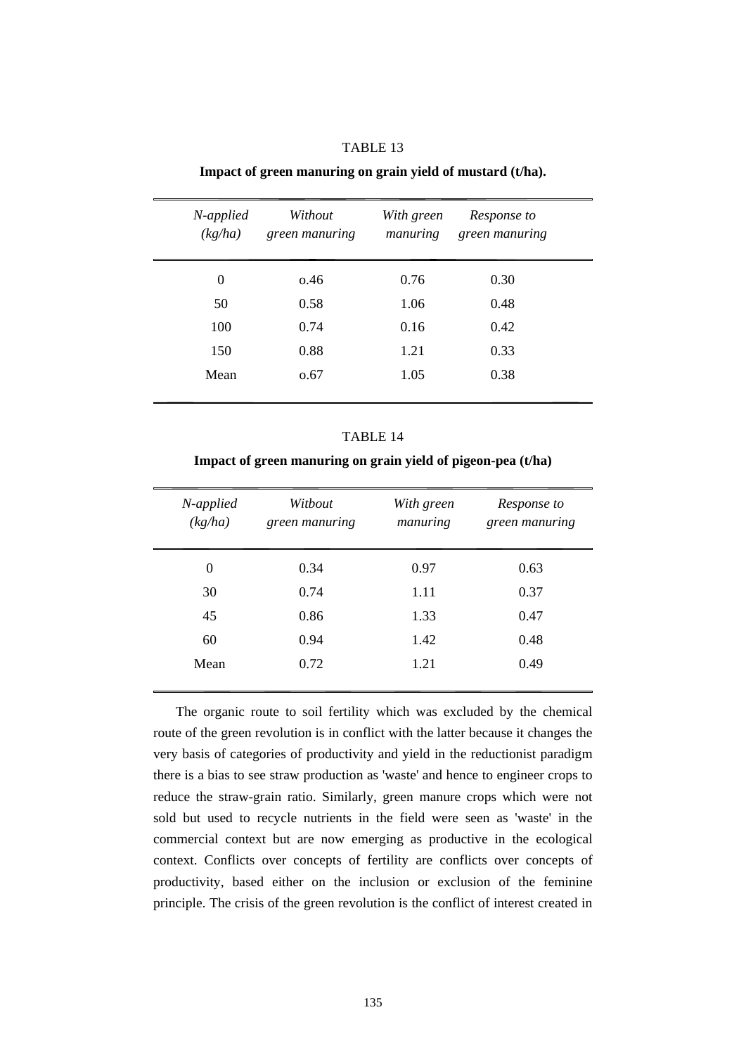TABLE 13

**Impact of green manuring on grain yield of mustard (t/ha).**

| *N-applied (kg/ha)* | *Without green manuring* | *With green manuring* | *Response to green manuring* |
|---|---|---|---|
| 0 | o.46 | 0.76 | 0.30 |
| 50 | 0.58 | 1.06 | 0.48 |
| 100 | 0.74 | 0.16 | 0.42 |
| 150 | 0.88 | 1.21 | 0.33 |
| Mean | o.67 | 1.05 | 0.38 |

TABLE 14

**Impact of green manuring on grain yield of pigeon-pea (t/ha)**

| *N-applied (kg/ha)* | *Witbout green manuring* | *With green manuring* | *Response to green manuring* |
|---|---|---|---|
| 0 | 0.34 | 0.97 | 0.63 |
| 30 | 0.74 | 1.11 | 0.37 |
| 45 | 0.86 | 1.33 | 0.47 |
| 60 | 0.94 | 1.42 | 0.48 |
| Mean | 0.72 | 1.21 | 0.49 |

The organic route to soil fertility which was excluded by the chemical route of the green revolution is in conflict with the latter because it changes the very basis of categories of productivity and yield in the reductionist paradigm there is a bias to see straw production as 'waste' and hence to engineer crops to reduce the straw-grain ratio. Similarly, green manure crops which were not sold but used to recycle nutrients in the field were seen as 'waste' in the commercial context but are now emerging as productive in the ecological context. Conflicts over concepts of fertility are conflicts over concepts of productivity, based either on the inclusion or exclusion of the feminine principle. The crisis of the green revolution is the conflict of interest created in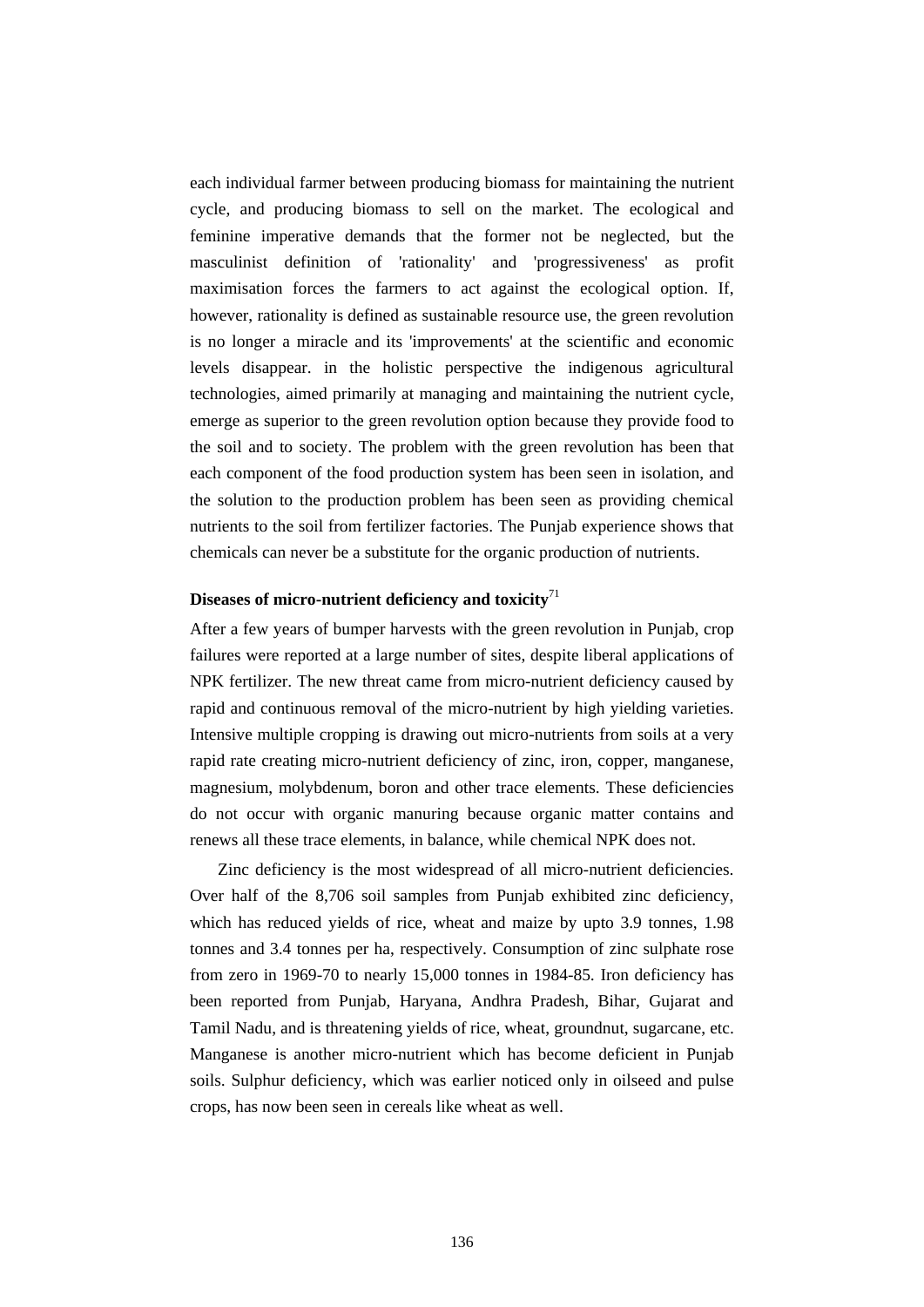each individual farmer between producing biomass for maintaining the nutrient cycle, and producing biomass to sell on the market. The ecological and feminine imperative demands that the former not be neglected, but the masculinist definition of 'rationality' and 'progressiveness' as profit maximisation forces the farmers to act against the ecological option. If, however, rationality is defined as sustainable resource use, the green revolution is no longer a miracle and its 'improvements' at the scientific and economic levels disappear. in the holistic perspective the indigenous agricultural technologies, aimed primarily at managing and maintaining the nutrient cycle, emerge as superior to the green revolution option because they provide food to the soil and to society. The problem with the green revolution has been that each component of the food production system has been seen in isolation, and the solution to the production problem has been seen as providing chemical nutrients to the soil from fertilizer factories. The Punjab experience shows that chemicals can never be a substitute for the organic production of nutrients.

### Diseases of micro-nutrient deficiency and toxicity[71]

After a few years of bumper harvests with the green revolution in Punjab, crop failures were reported at a large number of sites, despite liberal applications of NPK fertilizer. The new threat came from micro-nutrient deficiency caused by rapid and continuous removal of the micro-nutrient by high yielding varieties. Intensive multiple cropping is drawing out micro-nutrients from soils at a very rapid rate creating micro-nutrient deficiency of zinc, iron, copper, manganese, magnesium, molybdenum, boron and other trace elements. These deficiencies do not occur with organic manuring because organic matter contains and renews all these trace elements, in balance, while chemical NPK does not.

Zinc deficiency is the most widespread of all micro-nutrient deficiencies. Over half of the 8,706 soil samples from Punjab exhibited zinc deficiency, which has reduced yields of rice, wheat and maize by upto 3.9 tonnes, 1.98 tonnes and 3.4 tonnes per ha, respectively. Consumption of zinc sulphate rose from zero in 1969-70 to nearly 15,000 tonnes in 1984-85. Iron deficiency has been reported from Punjab, Haryana, Andhra Pradesh, Bihar, Gujarat and Tamil Nadu, and is threatening yields of rice, wheat, groundnut, sugarcane, etc. Manganese is another micro-nutrient which has become deficient in Punjab soils. Sulphur deficiency, which was earlier noticed only in oilseed and pulse crops, has now been seen in cereals like wheat as well.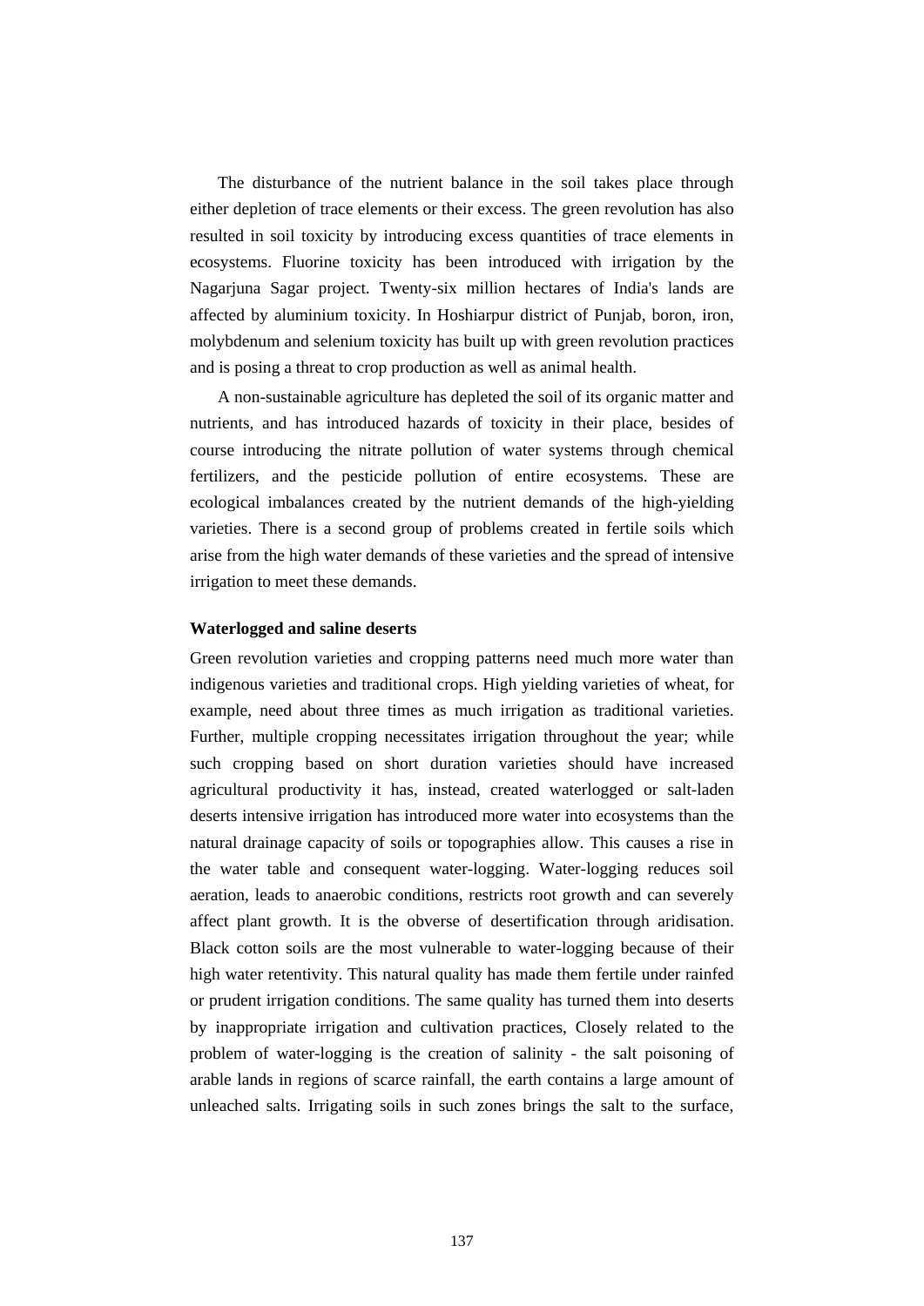The disturbance of the nutrient balance in the soil takes place through either depletion of trace elements or their excess. The green revolution has also resulted in soil toxicity by introducing excess quantities of trace elements in ecosystems. Fluorine toxicity has been introduced with irrigation by the Nagarjuna Sagar project. Twenty-six million hectares of India's lands are affected by aluminium toxicity. In Hoshiarpur district of Punjab, boron, iron, molybdenum and selenium toxicity has built up with green revolution practices and is posing a threat to crop production as well as animal health.

A non-sustainable agriculture has depleted the soil of its organic matter and nutrients, and has introduced hazards of toxicity in their place, besides of course introducing the nitrate pollution of water systems through chemical fertilizers, and the pesticide pollution of entire ecosystems. These are ecological imbalances created by the nutrient demands of the high-yielding varieties. There is a second group of problems created in fertile soils which arise from the high water demands of these varieties and the spread of intensive irrigation to meet these demands.

**Waterlogged and saline deserts**

Green revolution varieties and cropping patterns need much more water than indigenous varieties and traditional crops. High yielding varieties of wheat, for example, need about three times as much irrigation as traditional varieties. Further, multiple cropping necessitates irrigation throughout the year; while such cropping based on short duration varieties should have increased agricultural productivity it has, instead, created waterlogged or salt-laden deserts intensive irrigation has introduced more water into ecosystems than the natural drainage capacity of soils or topographies allow. This causes a rise in the water table and consequent water-logging. Water-logging reduces soil aeration, leads to anaerobic conditions, restricts root growth and can severely affect plant growth. It is the obverse of desertification through aridisation. Black cotton soils are the most vulnerable to water-logging because of their high water retentivity. This natural quality has made them fertile under rainfed or prudent irrigation conditions. The same quality has turned them into deserts by inappropriate irrigation and cultivation practices, Closely related to the problem of water-logging is the creation of salinity - the salt poisoning of arable lands in regions of scarce rainfall, the earth contains a large amount of unleached salts. Irrigating soils in such zones brings the salt to the surface,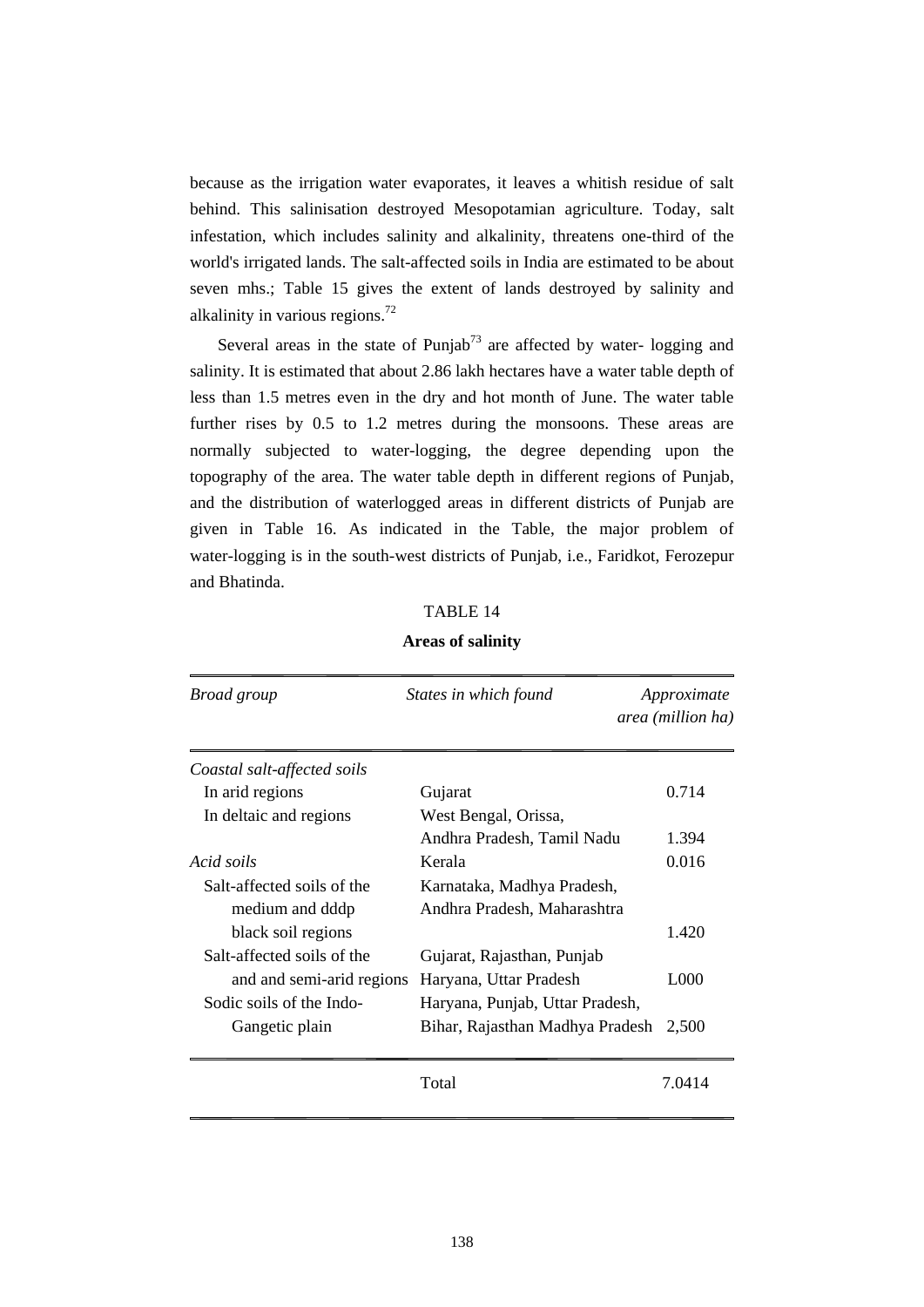because as the irrigation water evaporates, it leaves a whitish residue of salt behind. This salinisation destroyed Mesopotamian agriculture. Today, salt infestation, which includes salinity and alkalinity, threatens one-third of the world's irrigated lands. The salt-affected soils in India are estimated to be about seven mhs.; Table 15 gives the extent of lands destroyed by salinity and alkalinity in various regions.[72]

Several areas in the state of Punjab[73] are affected by water- logging and salinity. It is estimated that about 2.86 lakh hectares have a water table depth of less than 1.5 metres even in the dry and hot month of June. The water table further rises by 0.5 to 1.2 metres during the monsoons. These areas are normally subjected to water-logging, the degree depending upon the topography of the area. The water table depth in different regions of Punjab, and the distribution of waterlogged areas in different districts of Punjab are given in Table 16. As indicated in the Table, the major problem of water-logging is in the south-west districts of Punjab, i.e., Faridkot, Ferozepur and Bhatinda.

TABLE 14

**Areas of salinity**

| *Broad group* | *States in which found* | *Approximate area (million ha)* |
|---|---|---|
| *Coastal salt-affected soils* | | |
| In arid regions | Gujarat | 0.714 |
| In deltaic and regions | West Bengal, Orissa, Andhra Pradesh, Tamil Nadu | 1.394 |
| *Acid soils* | Kerala | 0.016 |
| Salt-affected soils of the medium and dddp black soil regions | Karnataka, Madhya Pradesh, Andhra Pradesh, Maharashtra | 1.420 |
| Salt-affected soils of the and and semi-arid regions | Gujarat, Rajasthan, Punjab Haryana, Uttar Pradesh | L000 |
| Sodic soils of the Indo-Gangetic plain | Haryana, Punjab, Uttar Pradesh, Bihar, Rajasthan Madhya Pradesh | 2,500 |
| | Total | 7.0414 |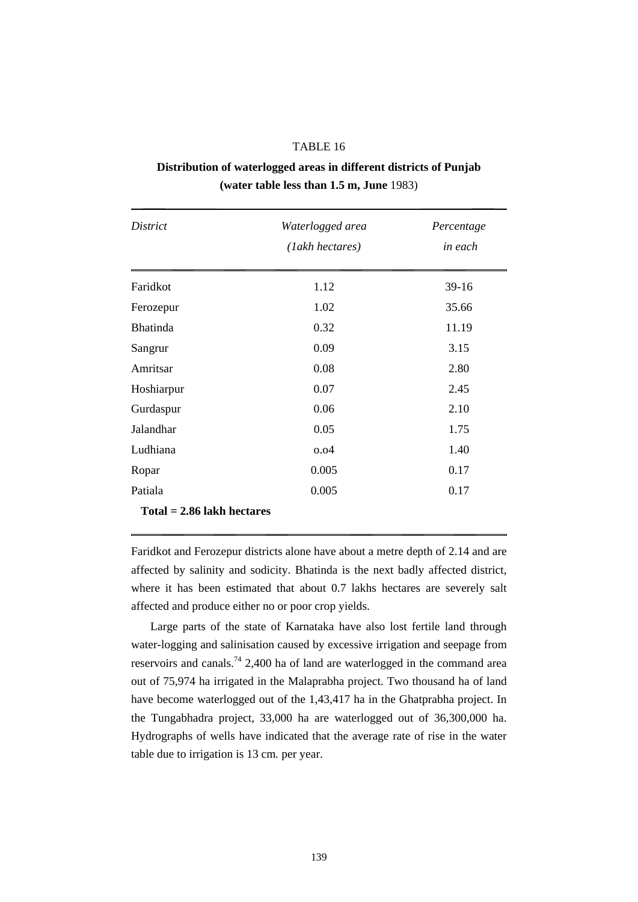TABLE 16

**Distribution of waterlogged areas in different districts of Punjab (water table less than 1.5 m, June** 1983)

| *District* | *Waterlogged area (1akh hectares)* | *Percentage in each* |
|---|---|---|
| Faridkot | 1.12 | 39-16 |
| Ferozepur | 1.02 | 35.66 |
| Bhatinda | 0.32 | 11.19 |
| Sangrur | 0.09 | 3.15 |
| Amritsar | 0.08 | 2.80 |
| Hoshiarpur | 0.07 | 2.45 |
| Gurdaspur | 0.06 | 2.10 |
| Jalandhar | 0.05 | 1.75 |
| Ludhiana | o.o4 | 1.40 |
| Ropar | 0.005 | 0.17 |
| Patiala | 0.005 | 0.17 |
| **Total = 2.86 lakh hectares** | | |

Faridkot and Ferozepur districts alone have about a metre depth of 2.14 and are affected by salinity and sodicity. Bhatinda is the next badly affected district, where it has been estimated that about 0.7 lakhs hectares are severely salt affected and produce either no or poor crop yields.

Large parts of the state of Karnataka have also lost fertile land through water-logging and salinisation caused by excessive irrigation and seepage from reservoirs and canals.[74] 2,400 ha of land are waterlogged in the command area out of 75,974 ha irrigated in the Malaprabha project. Two thousand ha of land have become waterlogged out of the 1,43,417 ha in the Ghatprabha project. In the Tungabhadra project, 33,000 ha are waterlogged out of 36,300,000 ha. Hydrographs of wells have indicated that the average rate of rise in the water table due to irrigation is 13 cm. per year.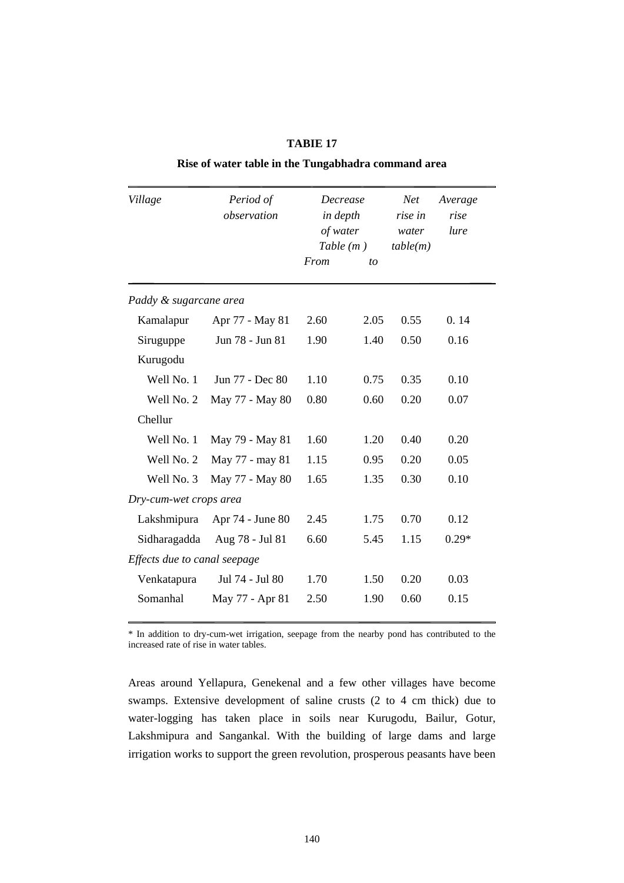**TABIE 17**

**Rise of water table in the Tungabhadra command area**

| *Village* | *Period of observation* | *Decrease in depth of water Table (m )* | | *Net rise in water table(m)* | *Average rise lure* |
|---|---|---|---|---|---|
| | | *From* | *to* | | |
| *Paddy & sugarcane area* | | | | | |
| Kamalapur | Apr 77 - May 81 | 2.60 | 2.05 | 0.55 | 0. 14 |
| Siruguppe | Jun 78 - Jun 81 | 1.90 | 1.40 | 0.50 | 0.16 |
| Kurugodu | | | | | |
| Well No. 1 | Jun 77 - Dec 80 | 1.10 | 0.75 | 0.35 | 0.10 |
| Well No. 2 | May 77 - May 80 | 0.80 | 0.60 | 0.20 | 0.07 |
| Chellur | | | | | |
| Well No. 1 | May 79 - May 81 | 1.60 | 1.20 | 0.40 | 0.20 |
| Well No. 2 | May 77 - may 81 | 1.15 | 0.95 | 0.20 | 0.05 |
| Well No. 3 | May 77 - May 80 | 1.65 | 1.35 | 0.30 | 0.10 |
| *Dry-cum-wet crops area* | | | | | |
| Lakshmipura | Apr 74 - June 80 | 2.45 | 1.75 | 0.70 | 0.12 |
| Sidharagadda | Aug 78 - Jul 81 | 6.60 | 5.45 | 1.15 | 0.29* |
| *Effects due to canal seepage* | | | | | |
| Venkatapura | Jul 74 - Jul 80 | 1.70 | 1.50 | 0.20 | 0.03 |
| Somanhal | May 77 - Apr 81 | 2.50 | 1.90 | 0.60 | 0.15 |

\* In addition to dry-cum-wet irrigation, seepage from the nearby pond has contributed to the increased rate of rise in water tables.

Areas around Yellapura, Genekenal and a few other villages have become swamps. Extensive development of saline crusts (2 to 4 cm thick) due to water-logging has taken place in soils near Kurugodu, Bailur, Gotur, Lakshmipura and Sangankal. With the building of large dams and large irrigation works to support the green revolution, prosperous peasants have been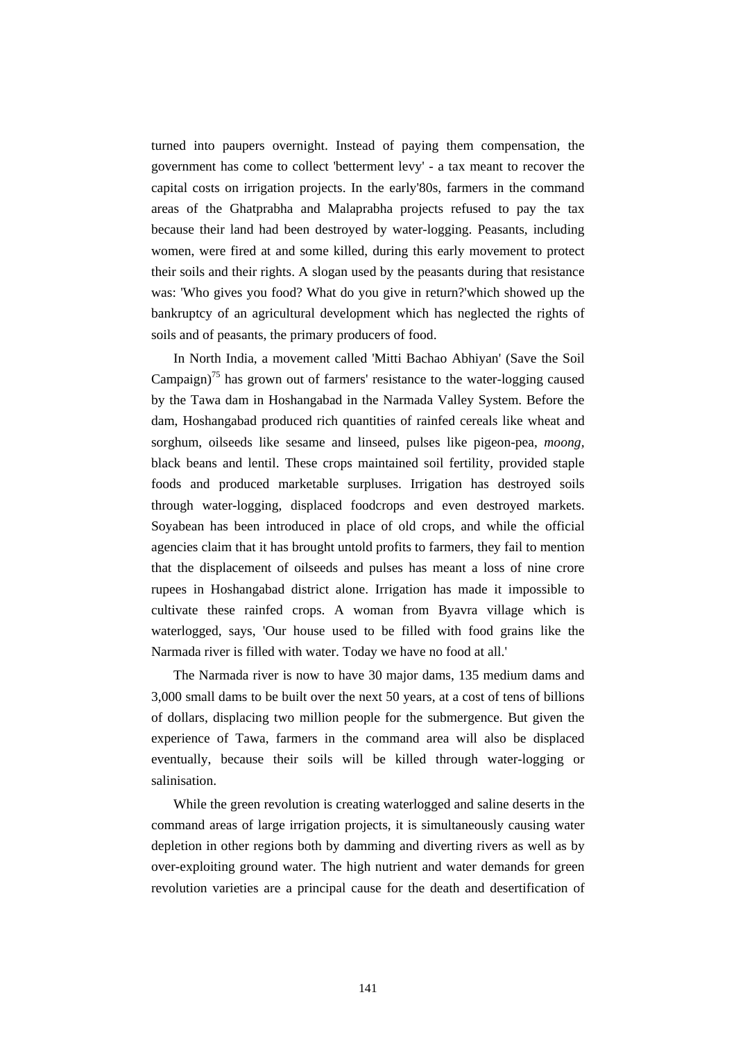turned into paupers overnight. Instead of paying them compensation, the government has come to collect 'betterment levy' - a tax meant to recover the capital costs on irrigation projects. In the early'80s, farmers in the command areas of the Ghatprabha and Malaprabha projects refused to pay the tax because their land had been destroyed by water-logging. Peasants, including women, were fired at and some killed, during this early movement to protect their soils and their rights. A slogan used by the peasants during that resistance was: 'Who gives you food? What do you give in return?'which showed up the bankruptcy of an agricultural development which has neglected the rights of soils and of peasants, the primary producers of food.

In North India, a movement called 'Mitti Bachao Abhiyan' (Save the Soil Campaign)[75] has grown out of farmers' resistance to the water-logging caused by the Tawa dam in Hoshangabad in the Narmada Valley System. Before the dam, Hoshangabad produced rich quantities of rainfed cereals like wheat and sorghum, oilseeds like sesame and linseed, pulses like pigeon-pea, *moong*, black beans and lentil. These crops maintained soil fertility, provided staple foods and produced marketable surpluses. Irrigation has destroyed soils through water-logging, displaced foodcrops and even destroyed markets. Soyabean has been introduced in place of old crops, and while the official agencies claim that it has brought untold profits to farmers, they fail to mention that the displacement of oilseeds and pulses has meant a loss of nine crore rupees in Hoshangabad district alone. Irrigation has made it impossible to cultivate these rainfed crops. A woman from Byavra village which is waterlogged, says, 'Our house used to be filled with food grains like the Narmada river is filled with water. Today we have no food at all.'

The Narmada river is now to have 30 major dams, 135 medium dams and 3,000 small dams to be built over the next 50 years, at a cost of tens of billions of dollars, displacing two million people for the submergence. But given the experience of Tawa, farmers in the command area will also be displaced eventually, because their soils will be killed through water-logging or salinisation.

While the green revolution is creating waterlogged and saline deserts in the command areas of large irrigation projects, it is simultaneously causing water depletion in other regions both by damming and diverting rivers as well as by over-exploiting ground water. The high nutrient and water demands for green revolution varieties are a principal cause for the death and desertification of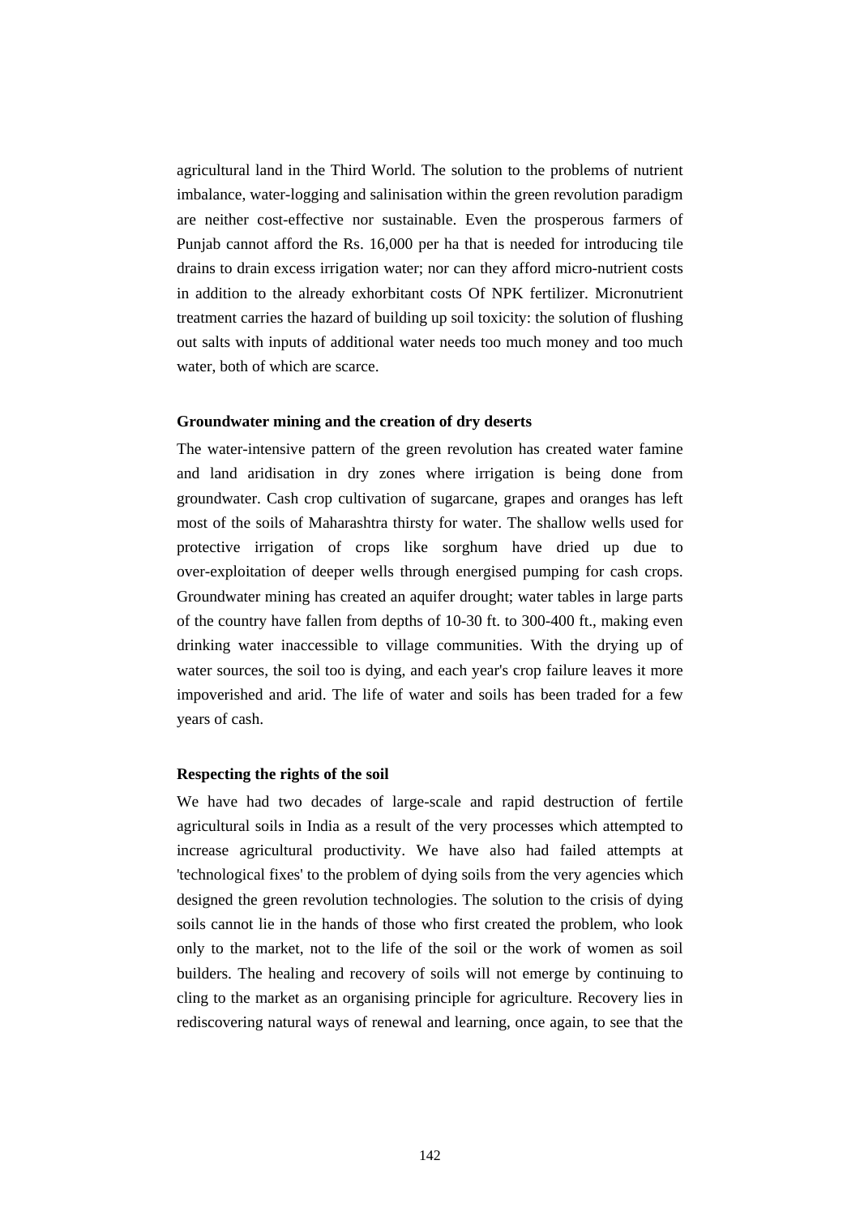agricultural land in the Third World. The solution to the problems of nutrient imbalance, water-logging and salinisation within the green revolution paradigm are neither cost-effective nor sustainable. Even the prosperous farmers of Punjab cannot afford the Rs. 16,000 per ha that is needed for introducing tile drains to drain excess irrigation water; nor can they afford micro-nutrient costs in addition to the already exhorbitant costs Of NPK fertilizer. Micronutrient treatment carries the hazard of building up soil toxicity: the solution of flushing out salts with inputs of additional water needs too much money and too much water, both of which are scarce.

**Groundwater mining and the creation of dry deserts**

The water-intensive pattern of the green revolution has created water famine and land aridisation in dry zones where irrigation is being done from groundwater. Cash crop cultivation of sugarcane, grapes and oranges has left most of the soils of Maharashtra thirsty for water. The shallow wells used for protective irrigation of crops like sorghum have dried up due to over-exploitation of deeper wells through energised pumping for cash crops. Groundwater mining has created an aquifer drought; water tables in large parts of the country have fallen from depths of 10-30 ft. to 300-400 ft., making even drinking water inaccessible to village communities. With the drying up of water sources, the soil too is dying, and each year's crop failure leaves it more impoverished and arid. The life of water and soils has been traded for a few years of cash.

**Respecting the rights of the soil**

We have had two decades of large-scale and rapid destruction of fertile agricultural soils in India as a result of the very processes which attempted to increase agricultural productivity. We have also had failed attempts at 'technological fixes' to the problem of dying soils from the very agencies which designed the green revolution technologies. The solution to the crisis of dying soils cannot lie in the hands of those who first created the problem, who look only to the market, not to the life of the soil or the work of women as soil builders. The healing and recovery of soils will not emerge by continuing to cling to the market as an organising principle for agriculture. Recovery lies in rediscovering natural ways of renewal and learning, once again, to see that the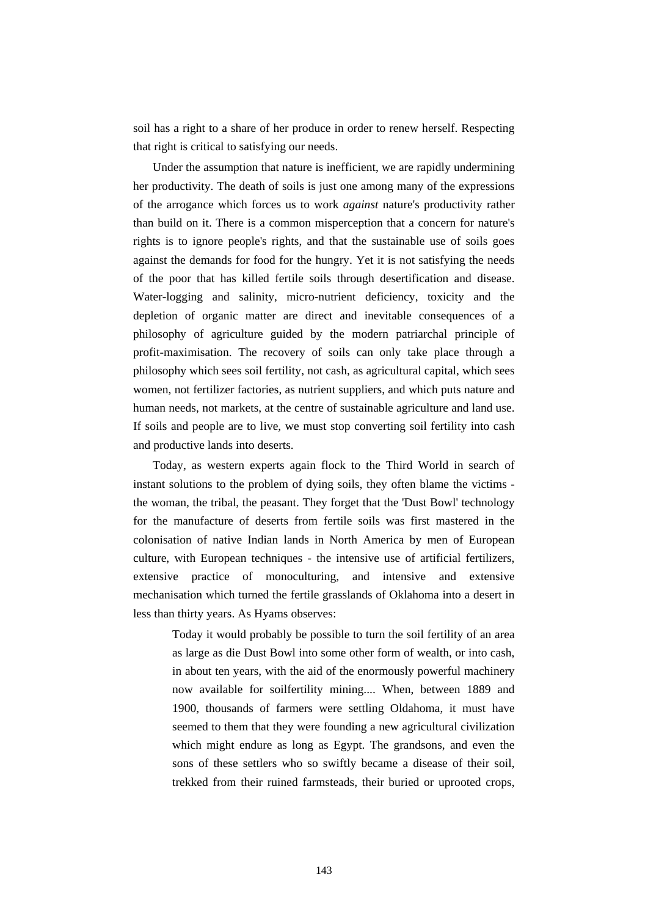soil has a right to a share of her produce in order to renew herself. Respecting that right is critical to satisfying our needs.

Under the assumption that nature is inefficient, we are rapidly undermining her productivity. The death of soils is just one among many of the expressions of the arrogance which forces us to work *against* nature's productivity rather than build on it. There is a common misperception that a concern for nature's rights is to ignore people's rights, and that the sustainable use of soils goes against the demands for food for the hungry. Yet it is not satisfying the needs of the poor that has killed fertile soils through desertification and disease. Water-logging and salinity, micro-nutrient deficiency, toxicity and the depletion of organic matter are direct and inevitable consequences of a philosophy of agriculture guided by the modern patriarchal principle of profit-maximisation. The recovery of soils can only take place through a philosophy which sees soil fertility, not cash, as agricultural capital, which sees women, not fertilizer factories, as nutrient suppliers, and which puts nature and human needs, not markets, at the centre of sustainable agriculture and land use. If soils and people are to live, we must stop converting soil fertility into cash and productive lands into deserts.

Today, as western experts again flock to the Third World in search of instant solutions to the problem of dying soils, they often blame the victims - the woman, the tribal, the peasant. They forget that the 'Dust Bowl' technology for the manufacture of deserts from fertile soils was first mastered in the colonisation of native Indian lands in North America by men of European culture, with European techniques - the intensive use of artificial fertilizers, extensive practice of monoculturing, and intensive and extensive mechanisation which turned the fertile grasslands of Oklahoma into a desert in less than thirty years. As Hyams observes:

> Today it would probably be possible to turn the soil fertility of an area as large as die Dust Bowl into some other form of wealth, or into cash, in about ten years, with the aid of the enormously powerful machinery now available for soilfertility mining.... When, between 1889 and 1900, thousands of farmers were settling Oldahoma, it must have seemed to them that they were founding a new agricultural civilization which might endure as long as Egypt. The grandsons, and even the sons of these settlers who so swiftly became a disease of their soil, trekked from their ruined farmsteads, their buried or uprooted crops,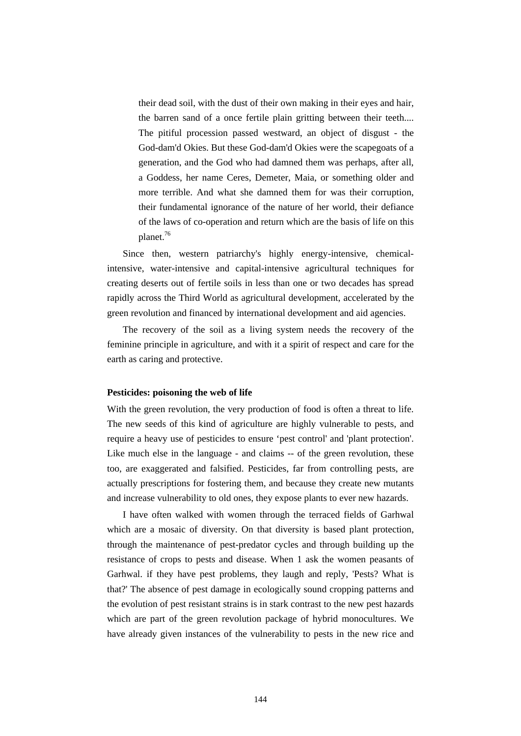> their dead soil, with the dust of their own making in their eyes and hair, the barren sand of a once fertile plain gritting between their teeth.... The pitiful procession passed westward, an object of disgust - the God-dam'd Okies. But these God-dam'd Okies were the scapegoats of a generation, and the God who had damned them was perhaps, after all, a Goddess, her name Ceres, Demeter, Maia, or something older and more terrible. And what she damned them for was their corruption, their fundamental ignorance of the nature of her world, their defiance of the laws of co-operation and return which are the basis of life on this planet.[76]

Since then, western patriarchy's highly energy-intensive, chemical-intensive, water-intensive and capital-intensive agricultural techniques for creating deserts out of fertile soils in less than one or two decades has spread rapidly across the Third World as agricultural development, accelerated by the green revolution and financed by international development and aid agencies.

The recovery of the soil as a living system needs the recovery of the feminine principle in agriculture, and with it a spirit of respect and care for the earth as caring and protective.

**Pesticides: poisoning the web of life**

With the green revolution, the very production of food is often a threat to life. The new seeds of this kind of agriculture are highly vulnerable to pests, and require a heavy use of pesticides to ensure 'pest control' and 'plant protection'. Like much else in the language - and claims -- of the green revolution, these too, are exaggerated and falsified. Pesticides, far from controlling pests, are actually prescriptions for fostering them, and because they create new mutants and increase vulnerability to old ones, they expose plants to ever new hazards.

I have often walked with women through the terraced fields of Garhwal which are a mosaic of diversity. On that diversity is based plant protection, through the maintenance of pest-predator cycles and through building up the resistance of crops to pests and disease. When 1 ask the women peasants of Garhwal. if they have pest problems, they laugh and reply, 'Pests? What is that?' The absence of pest damage in ecologically sound cropping patterns and the evolution of pest resistant strains is in stark contrast to the new pest hazards which are part of the green revolution package of hybrid monocultures. We have already given instances of the vulnerability to pests in the new rice and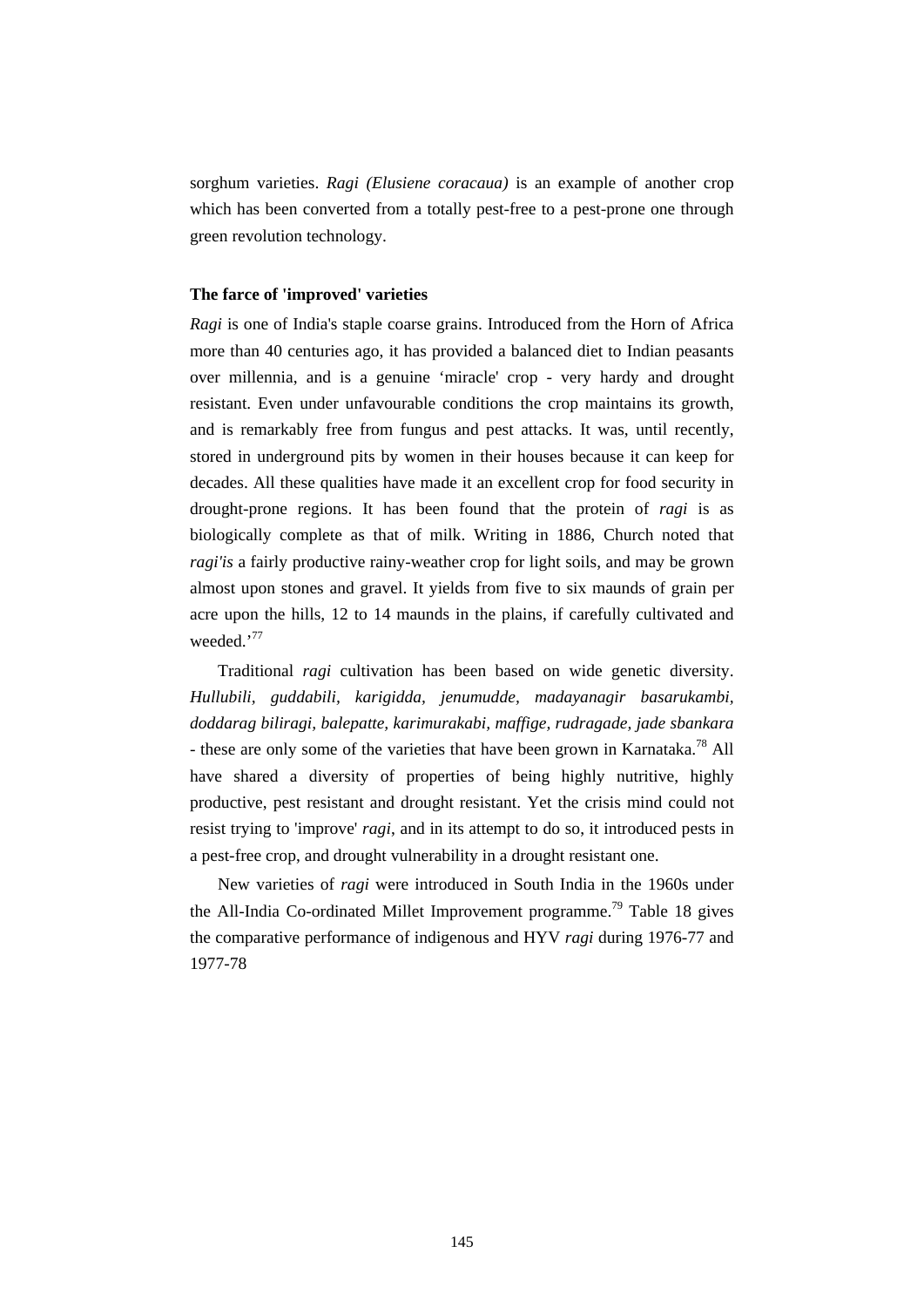sorghum varieties. *Ragi (Elusiene coracaua)* is an example of another crop which has been converted from a totally pest-free to a pest-prone one through green revolution technology.

**The farce of 'improved' varieties**

*Ragi* is one of India's staple coarse grains. Introduced from the Horn of Africa more than 40 centuries ago, it has provided a balanced diet to Indian peasants over millennia, and is a genuine 'miracle' crop - very hardy and drought resistant. Even under unfavourable conditions the crop maintains its growth, and is remarkably free from fungus and pest attacks. It was, until recently, stored in underground pits by women in their houses because it can keep for decades. All these qualities have made it an excellent crop for food security in drought-prone regions. It has been found that the protein of *ragi* is as biologically complete as that of milk. Writing in 1886, Church noted that *ragi'is* a fairly productive rainy-weather crop for light soils, and may be grown almost upon stones and gravel. It yields from five to six maunds of grain per acre upon the hills, 12 to 14 maunds in the plains, if carefully cultivated and weeded.'[77]

Traditional *ragi* cultivation has been based on wide genetic diversity. *Hullubili, guddabili, karigidda, jenumudde, madayanagir basarukambi, doddarag biliragi, balepatte, karimurakabi, maffige, rudragade, jade sbankara* - these are only some of the varieties that have been grown in Karnataka.[78] All have shared a diversity of properties of being highly nutritive, highly productive, pest resistant and drought resistant. Yet the crisis mind could not resist trying to 'improve' *ragi*, and in its attempt to do so, it introduced pests in a pest-free crop, and drought vulnerability in a drought resistant one.

New varieties of *ragi* were introduced in South India in the 1960s under the All-India Co-ordinated Millet Improvement programme.[79] Table 18 gives the comparative performance of indigenous and HYV *ragi* during 1976-77 and 1977-78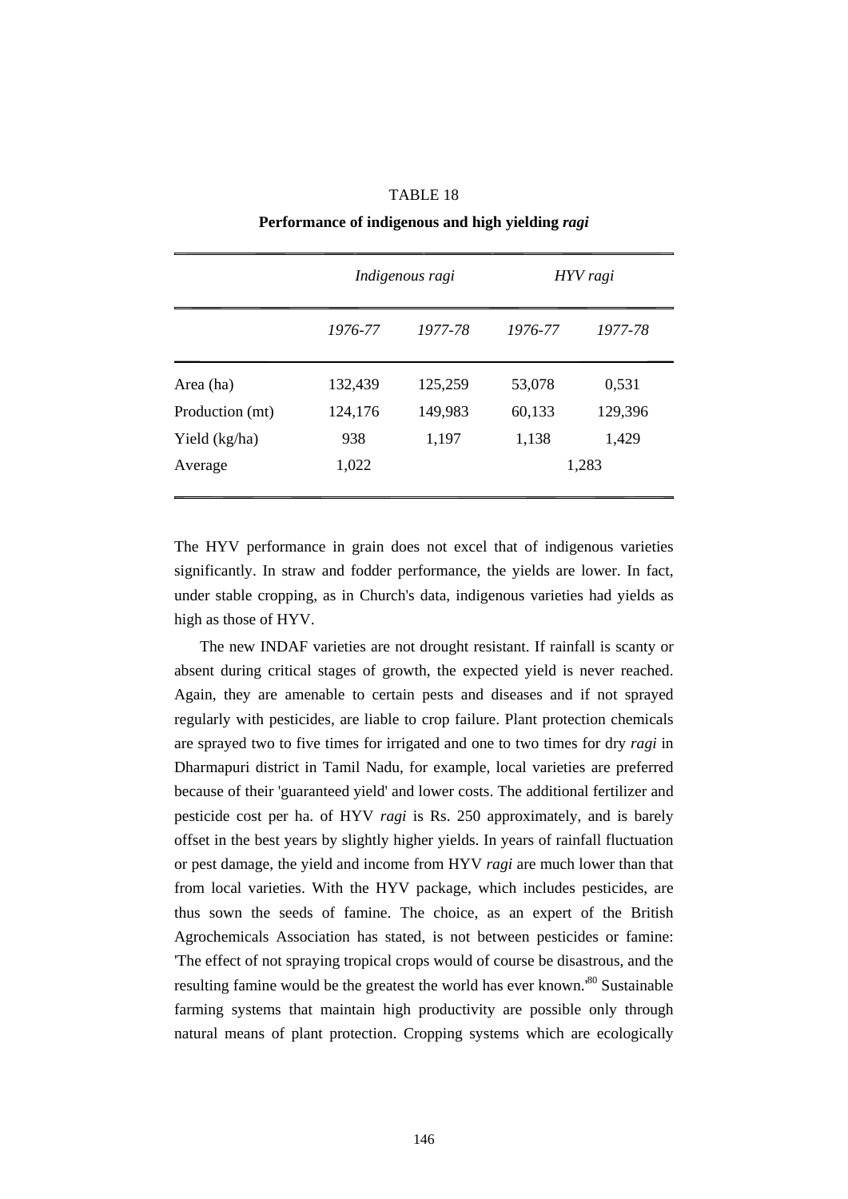TABLE 18

**Performance of indigenous and high yielding *ragi***

| | *Indigenous ragi* | | *HYV ragi* | |
|---|---|---|---|---|
| | *1976-77* | *1977-78* | *1976-77* | *1977-78* |
| Area (ha) | 132,439 | 125,259 | 53,078 | 0,531 |
| Production (mt) | 124,176 | 149,983 | 60,133 | 129,396 |
| Yield (kg/ha) | 938 | 1,197 | 1,138 | 1,429 |
| Average | 1,022 | | 1,283 | |

The HYV performance in grain does not excel that of indigenous varieties significantly. In straw and fodder performance, the yields are lower. In fact, under stable cropping, as in Church's data, indigenous varieties had yields as high as those of HYV.

The new INDAF varieties are not drought resistant. If rainfall is scanty or absent during critical stages of growth, the expected yield is never reached. Again, they are amenable to certain pests and diseases and if not sprayed regularly with pesticides, are liable to crop failure. Plant protection chemicals are sprayed two to five times for irrigated and one to two times for dry *ragi* in Dharmapuri district in Tamil Nadu, for example, local varieties are preferred because of their 'guaranteed yield' and lower costs. The additional fertilizer and pesticide cost per ha. of HYV *ragi* is Rs. 250 approximately, and is barely offset in the best years by slightly higher yields. In years of rainfall fluctuation or pest damage, the yield and income from HYV *ragi* are much lower than that from local varieties. With the HYV package, which includes pesticides, are thus sown the seeds of famine. The choice, as an expert of the British Agrochemicals Association has stated, is not between pesticides or famine: 'The effect of not spraying tropical crops would of course be disastrous, and the resulting famine would be the greatest the world has ever known.'[80] Sustainable farming systems that maintain high productivity are possible only through natural means of plant protection. Cropping systems which are ecologically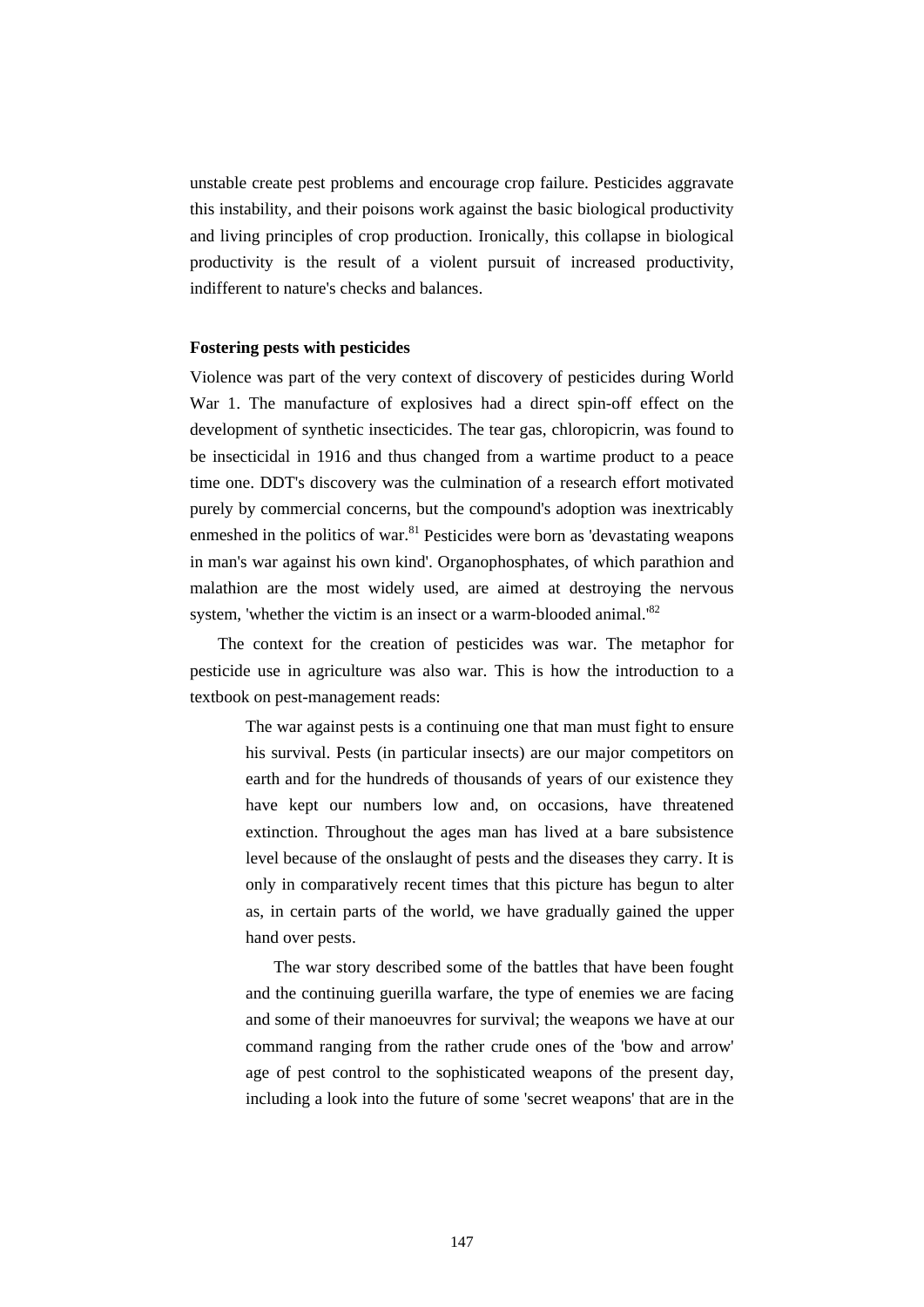unstable create pest problems and encourage crop failure. Pesticides aggravate this instability, and their poisons work against the basic biological productivity and living principles of crop production. Ironically, this collapse in biological productivity is the result of a violent pursuit of increased productivity, indifferent to nature's checks and balances.

**Fostering pests with pesticides**

Violence was part of the very context of discovery of pesticides during World War 1. The manufacture of explosives had a direct spin-off effect on the development of synthetic insecticides. The tear gas, chloropicrin, was found to be insecticidal in 1916 and thus changed from a wartime product to a peace time one. DDT's discovery was the culmination of a research effort motivated purely by commercial concerns, but the compound's adoption was inextricably enmeshed in the politics of war.[81] Pesticides were born as 'devastating weapons in man's war against his own kind'. Organophosphates, of which parathion and malathion are the most widely used, are aimed at destroying the nervous system, 'whether the victim is an insect or a warm-blooded animal.'[82]

The context for the creation of pesticides was war. The metaphor for pesticide use in agriculture was also war. This is how the introduction to a textbook on pest-management reads:

> The war against pests is a continuing one that man must fight to ensure his survival. Pests (in particular insects) are our major competitors on earth and for the hundreds of thousands of years of our existence they have kept our numbers low and, on occasions, have threatened extinction. Throughout the ages man has lived at a bare subsistence level because of the onslaught of pests and the diseases they carry. It is only in comparatively recent times that this picture has begun to alter as, in certain parts of the world, we have gradually gained the upper hand over pests.
>
> The war story described some of the battles that have been fought and the continuing guerilla warfare, the type of enemies we are facing and some of their manoeuvres for survival; the weapons we have at our command ranging from the rather crude ones of the 'bow and arrow' age of pest control to the sophisticated weapons of the present day, including a look into the future of some 'secret weapons' that are in the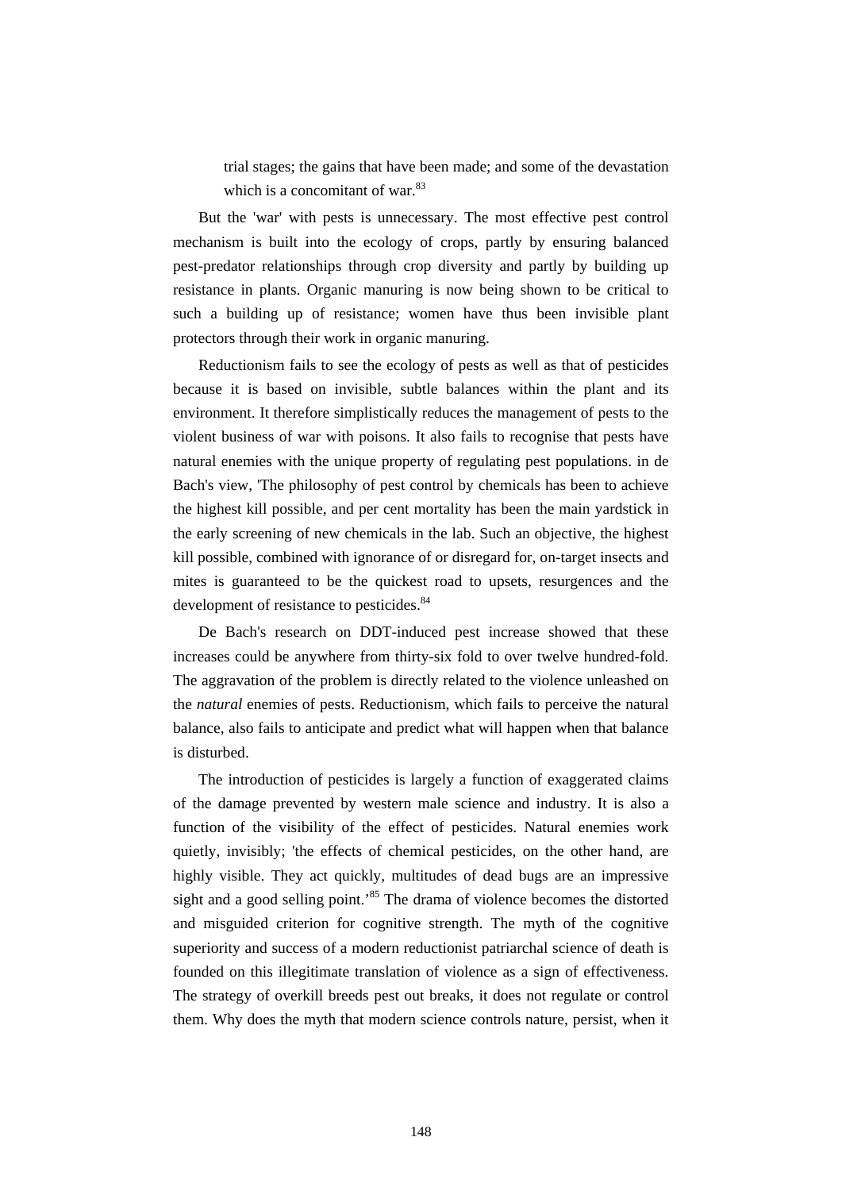> trial stages; the gains that have been made; and some of the devastation which is a concomitant of war.[83]

But the 'war' with pests is unnecessary. The most effective pest control mechanism is built into the ecology of crops, partly by ensuring balanced pest-predator relationships through crop diversity and partly by building up resistance in plants. Organic manuring is now being shown to be critical to such a building up of resistance; women have thus been invisible plant protectors through their work in organic manuring.

Reductionism fails to see the ecology of pests as well as that of pesticides because it is based on invisible, subtle balances within the plant and its environment. It therefore simplistically reduces the management of pests to the violent business of war with poisons. It also fails to recognise that pests have natural enemies with the unique property of regulating pest populations. in de Bach's view, 'The philosophy of pest control by chemicals has been to achieve the highest kill possible, and per cent mortality has been the main yardstick in the early screening of new chemicals in the lab. Such an objective, the highest kill possible, combined with ignorance of or disregard for, on-target insects and mites is guaranteed to be the quickest road to upsets, resurgences and the development of resistance to pesticides.[84]

De Bach's research on DDT-induced pest increase showed that these increases could be anywhere from thirty-six fold to over twelve hundred-fold. The aggravation of the problem is directly related to the violence unleashed on the *natural* enemies of pests. Reductionism, which fails to perceive the natural balance, also fails to anticipate and predict what will happen when that balance is disturbed.

The introduction of pesticides is largely a function of exaggerated claims of the damage prevented by western male science and industry. It is also a function of the visibility of the effect of pesticides. Natural enemies work quietly, invisibly; 'the effects of chemical pesticides, on the other hand, are highly visible. They act quickly, multitudes of dead bugs are an impressive sight and a good selling point.'[85] The drama of violence becomes the distorted and misguided criterion for cognitive strength. The myth of the cognitive superiority and success of a modern reductionist patriarchal science of death is founded on this illegitimate translation of violence as a sign of effectiveness. The strategy of overkill breeds pest out breaks, it does not regulate or control them. Why does the myth that modern science controls nature, persist, when it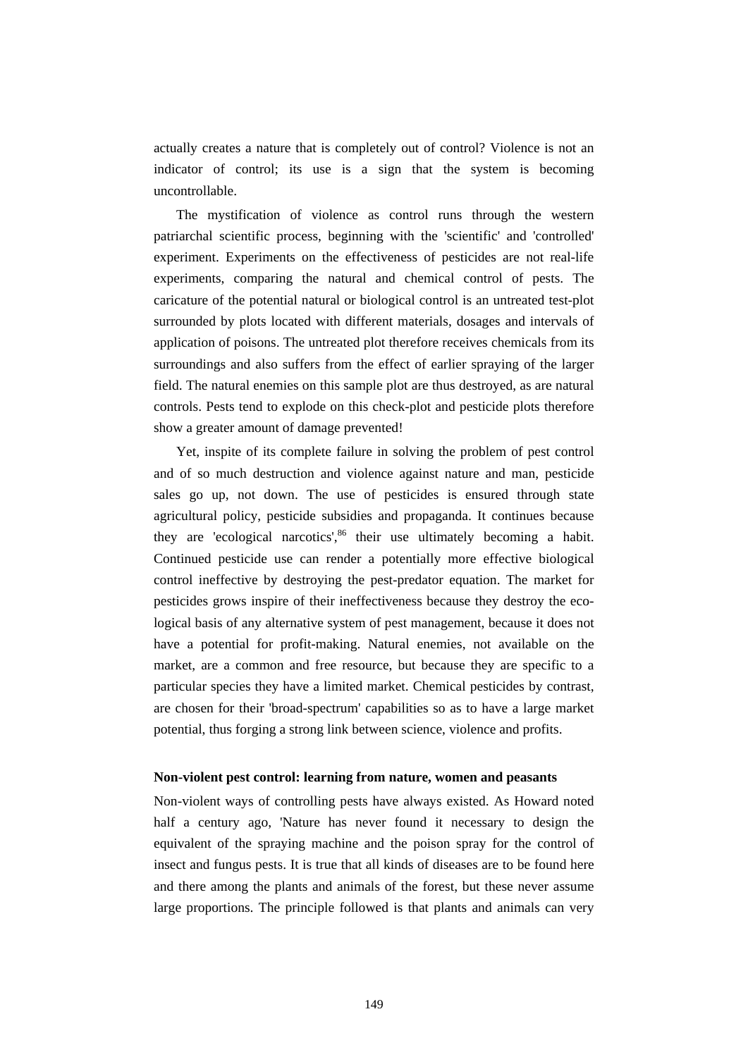actually creates a nature that is completely out of control? Violence is not an indicator of control; its use is a sign that the system is becoming uncontrollable.

The mystification of violence as control runs through the western patriarchal scientific process, beginning with the 'scientific' and 'controlled' experiment. Experiments on the effectiveness of pesticides are not real-life experiments, comparing the natural and chemical control of pests. The caricature of the potential natural or biological control is an untreated test-plot surrounded by plots located with different materials, dosages and intervals of application of poisons. The untreated plot therefore receives chemicals from its surroundings and also suffers from the effect of earlier spraying of the larger field. The natural enemies on this sample plot are thus destroyed, as are natural controls. Pests tend to explode on this check-plot and pesticide plots therefore show a greater amount of damage prevented!

Yet, inspite of its complete failure in solving the problem of pest control and of so much destruction and violence against nature and man, pesticide sales go up, not down. The use of pesticides is ensured through state agricultural policy, pesticide subsidies and propaganda. It continues because they are 'ecological narcotics',[86] their use ultimately becoming a habit. Continued pesticide use can render a potentially more effective biological control ineffective by destroying the pest-predator equation. The market for pesticides grows inspire of their ineffectiveness because they destroy the ecological basis of any alternative system of pest management, because it does not have a potential for profit-making. Natural enemies, not available on the market, are a common and free resource, but because they are specific to a particular species they have a limited market. Chemical pesticides by contrast, are chosen for their 'broad-spectrum' capabilities so as to have a large market potential, thus forging a strong link between science, violence and profits.

**Non-violent pest control: learning from nature, women and peasants**

Non-violent ways of controlling pests have always existed. As Howard noted half a century ago, 'Nature has never found it necessary to design the equivalent of the spraying machine and the poison spray for the control of insect and fungus pests. It is true that all kinds of diseases are to be found here and there among the plants and animals of the forest, but these never assume large proportions. The principle followed is that plants and animals can very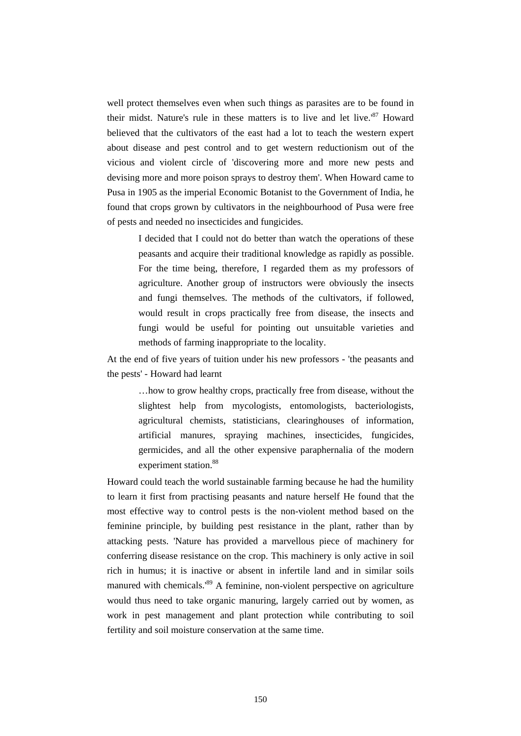well protect themselves even when such things as parasites are to be found in their midst. Nature's rule in these matters is to live and let live.'[87] Howard believed that the cultivators of the east had a lot to teach the western expert about disease and pest control and to get western reductionism out of the vicious and violent circle of 'discovering more and more new pests and devising more and more poison sprays to destroy them'. When Howard came to Pusa in 1905 as the imperial Economic Botanist to the Government of India, he found that crops grown by cultivators in the neighbourhood of Pusa were free of pests and needed no insecticides and fungicides.

> I decided that I could not do better than watch the operations of these peasants and acquire their traditional knowledge as rapidly as possible. For the time being, therefore, I regarded them as my professors of agriculture. Another group of instructors were obviously the insects and fungi themselves. The methods of the cultivators, if followed, would result in crops practically free from disease, the insects and fungi would be useful for pointing out unsuitable varieties and methods of farming inappropriate to the locality.

At the end of five years of tuition under his new professors - 'the peasants and the pests' - Howard had learnt

> …how to grow healthy crops, practically free from disease, without the slightest help from mycologists, entomologists, bacteriologists, agricultural chemists, statisticians, clearinghouses of information, artificial manures, spraying machines, insecticides, fungicides, germicides, and all the other expensive paraphernalia of the modern experiment station.[88]

Howard could teach the world sustainable farming because he had the humility to learn it first from practising peasants and nature herself He found that the most effective way to control pests is the non-violent method based on the feminine principle, by building pest resistance in the plant, rather than by attacking pests. 'Nature has provided a marvellous piece of machinery for conferring disease resistance on the crop. This machinery is only active in soil rich in humus; it is inactive or absent in infertile land and in similar soils manured with chemicals.'[89] A feminine, non-violent perspective on agriculture would thus need to take organic manuring, largely carried out by women, as work in pest management and plant protection while contributing to soil fertility and soil moisture conservation at the same time.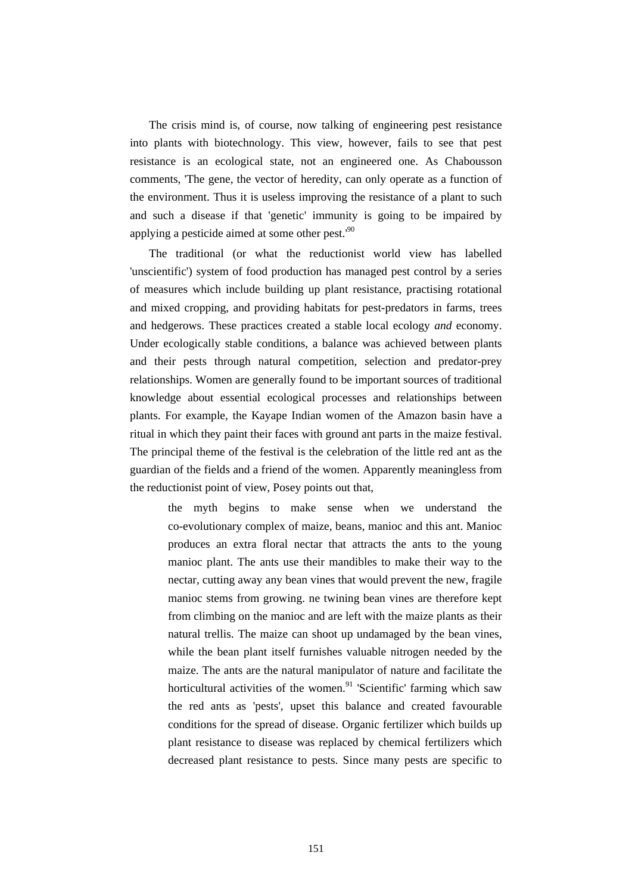The crisis mind is, of course, now talking of engineering pest resistance into plants with biotechnology. This view, however, fails to see that pest resistance is an ecological state, not an engineered one. As Chabousson comments, 'The gene, the vector of heredity, can only operate as a function of the environment. Thus it is useless improving the resistance of a plant to such and such a disease if that 'genetic' immunity is going to be impaired by applying a pesticide aimed at some other pest.'[90]

The traditional (or what the reductionist world view has labelled 'unscientific') system of food production has managed pest control by a series of measures which include building up plant resistance, practising rotational and mixed cropping, and providing habitats for pest-predators in farms, trees and hedgerows. These practices created a stable local ecology *and* economy. Under ecologically stable conditions, a balance was achieved between plants and their pests through natural competition, selection and predator-prey relationships. Women are generally found to be important sources of traditional knowledge about essential ecological processes and relationships between plants. For example, the Kayape Indian women of the Amazon basin have a ritual in which they paint their faces with ground ant parts in the maize festival. The principal theme of the festival is the celebration of the little red ant as the guardian of the fields and a friend of the women. Apparently meaningless from the reductionist point of view, Posey points out that,

> the myth begins to make sense when we understand the co-evolutionary complex of maize, beans, manioc and this ant. Manioc produces an extra floral nectar that attracts the ants to the young manioc plant. The ants use their mandibles to make their way to the nectar, cutting away any bean vines that would prevent the new, fragile manioc stems from growing. ne twining bean vines are therefore kept from climbing on the manioc and are left with the maize plants as their natural trellis. The maize can shoot up undamaged by the bean vines, while the bean plant itself furnishes valuable nitrogen needed by the maize. The ants are the natural manipulator of nature and facilitate the horticultural activities of the women.[91] 'Scientific' farming which saw the red ants as 'pests', upset this balance and created favourable conditions for the spread of disease. Organic fertilizer which builds up plant resistance to disease was replaced by chemical fertilizers which decreased plant resistance to pests. Since many pests are specific to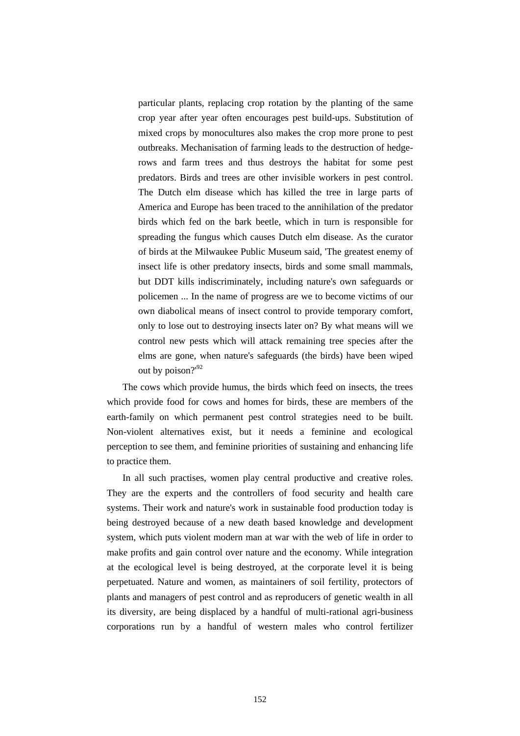> particular plants, replacing crop rotation by the planting of the same crop year after year often encourages pest build-ups. Substitution of mixed crops by monocultures also makes the crop more prone to pest outbreaks. Mechanisation of farming leads to the destruction of hedge-rows and farm trees and thus destroys the habitat for some pest predators. Birds and trees are other invisible workers in pest control. The Dutch elm disease which has killed the tree in large parts of America and Europe has been traced to the annihilation of the predator birds which fed on the bark beetle, which in turn is responsible for spreading the fungus which causes Dutch elm disease. As the curator of birds at the Milwaukee Public Museum said, 'The greatest enemy of insect life is other predatory insects, birds and some small mammals, but DDT kills indiscriminately, including nature's own safeguards or policemen ... In the name of progress are we to become victims of our own diabolical means of insect control to provide temporary comfort, only to lose out to destroying insects later on? By what means will we control new pests which will attack remaining tree species after the elms are gone, when nature's safeguards (the birds) have been wiped out by poison?'[92]

The cows which provide humus, the birds which feed on insects, the trees which provide food for cows and homes for birds, these are members of the earth-family on which permanent pest control strategies need to be built. Non-violent alternatives exist, but it needs a feminine and ecological perception to see them, and feminine priorities of sustaining and enhancing life to practice them.

In all such practises, women play central productive and creative roles. They are the experts and the controllers of food security and health care systems. Their work and nature's work in sustainable food production today is being destroyed because of a new death based knowledge and development system, which puts violent modern man at war with the web of life in order to make profits and gain control over nature and the economy. While integration at the ecological level is being destroyed, at the corporate level it is being perpetuated. Nature and women, as maintainers of soil fertility, protectors of plants and managers of pest control and as reproducers of genetic wealth in all its diversity, are being displaced by a handful of multi-rational agri-business corporations run by a handful of western males who control fertilizer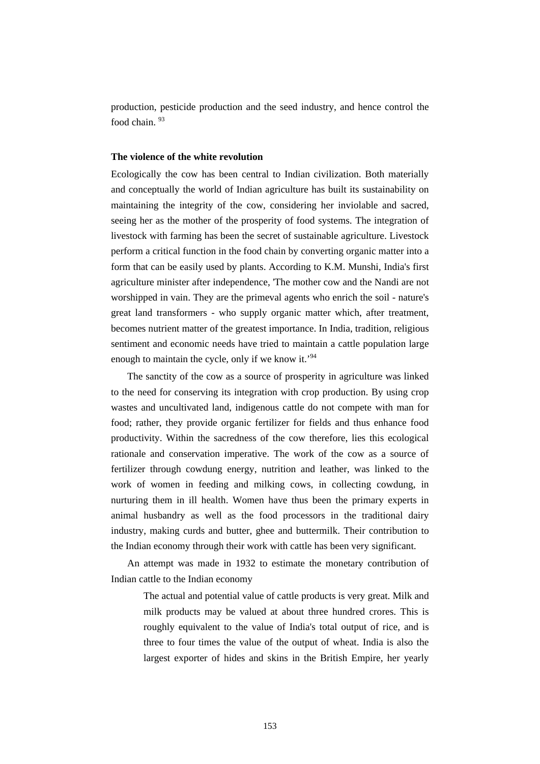production, pesticide production and the seed industry, and hence control the food chain. [93]

### The violence of the white revolution

Ecologically the cow has been central to Indian civilization. Both materially and conceptually the world of Indian agriculture has built its sustainability on maintaining the integrity of the cow, considering her inviolable and sacred, seeing her as the mother of the prosperity of food systems. The integration of livestock with farming has been the secret of sustainable agriculture. Livestock perform a critical function in the food chain by converting organic matter into a form that can be easily used by plants. According to K.M. Munshi, India's first agriculture minister after independence, 'The mother cow and the Nandi are not worshipped in vain. They are the primeval agents who enrich the soil - nature's great land transformers - who supply organic matter which, after treatment, becomes nutrient matter of the greatest importance. In India, tradition, religious sentiment and economic needs have tried to maintain a cattle population large enough to maintain the cycle, only if we know it.'[94]

The sanctity of the cow as a source of prosperity in agriculture was linked to the need for conserving its integration with crop production. By using crop wastes and uncultivated land, indigenous cattle do not compete with man for food; rather, they provide organic fertilizer for fields and thus enhance food productivity. Within the sacredness of the cow therefore, lies this ecological rationale and conservation imperative. The work of the cow as a source of fertilizer through cowdung energy, nutrition and leather, was linked to the work of women in feeding and milking cows, in collecting cowdung, in nurturing them in ill health. Women have thus been the primary experts in animal husbandry as well as the food processors in the traditional dairy industry, making curds and butter, ghee and buttermilk. Their contribution to the Indian economy through their work with cattle has been very significant.

An attempt was made in 1932 to estimate the monetary contribution of Indian cattle to the Indian economy

> The actual and potential value of cattle products is very great. Milk and milk products may be valued at about three hundred crores. This is roughly equivalent to the value of India's total output of rice, and is three to four times the value of the output of wheat. India is also the largest exporter of hides and skins in the British Empire, her yearly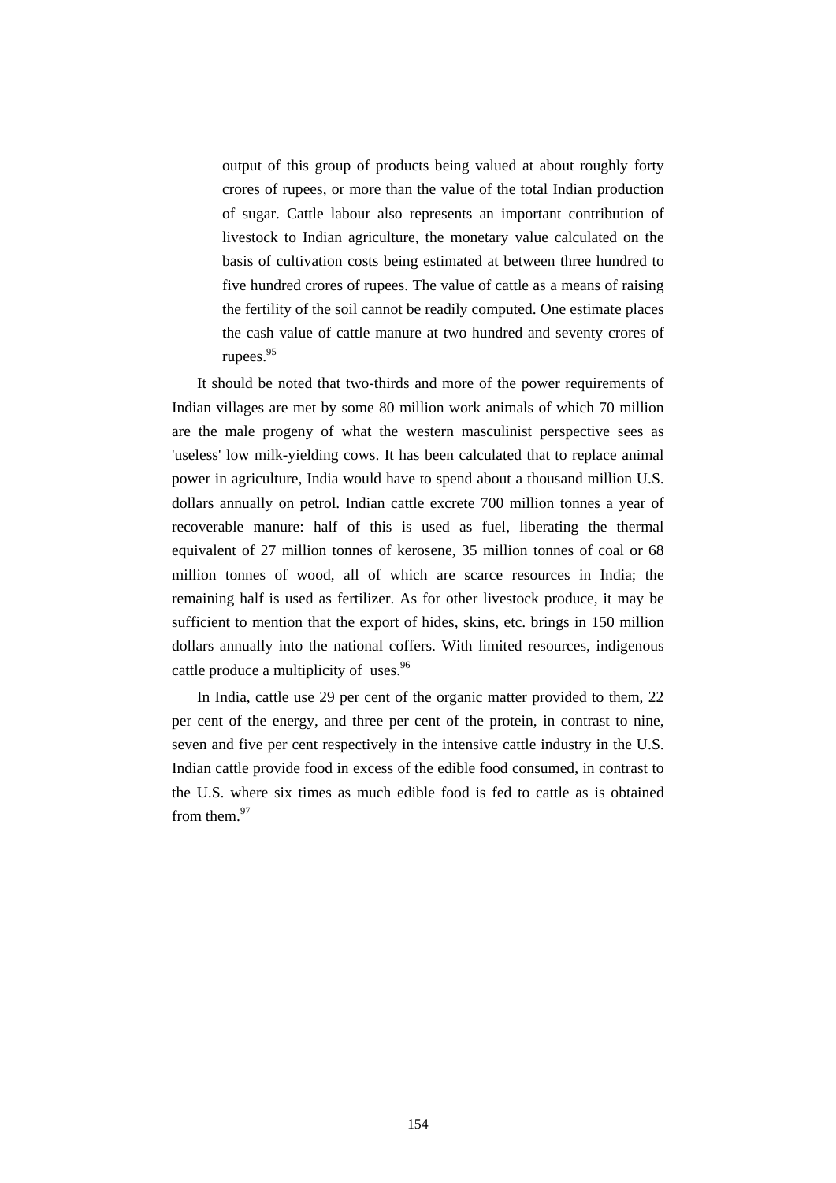> output of this group of products being valued at about roughly forty crores of rupees, or more than the value of the total Indian production of sugar. Cattle labour also represents an important contribution of livestock to Indian agriculture, the monetary value calculated on the basis of cultivation costs being estimated at between three hundred to five hundred crores of rupees. The value of cattle as a means of raising the fertility of the soil cannot be readily computed. One estimate places the cash value of cattle manure at two hundred and seventy crores of rupees.[95]

It should be noted that two-thirds and more of the power requirements of Indian villages are met by some 80 million work animals of which 70 million are the male progeny of what the western masculinist perspective sees as 'useless' low milk-yielding cows. It has been calculated that to replace animal power in agriculture, India would have to spend about a thousand million U.S. dollars annually on petrol. Indian cattle excrete 700 million tonnes a year of recoverable manure: half of this is used as fuel, liberating the thermal equivalent of 27 million tonnes of kerosene, 35 million tonnes of coal or 68 million tonnes of wood, all of which are scarce resources in India; the remaining half is used as fertilizer. As for other livestock produce, it may be sufficient to mention that the export of hides, skins, etc. brings in 150 million dollars annually into the national coffers. With limited resources, indigenous cattle produce a multiplicity of uses.[96]

In India, cattle use 29 per cent of the organic matter provided to them, 22 per cent of the energy, and three per cent of the protein, in contrast to nine, seven and five per cent respectively in the intensive cattle industry in the U.S. Indian cattle provide food in excess of the edible food consumed, in contrast to the U.S. where six times as much edible food is fed to cattle as is obtained from them.[97]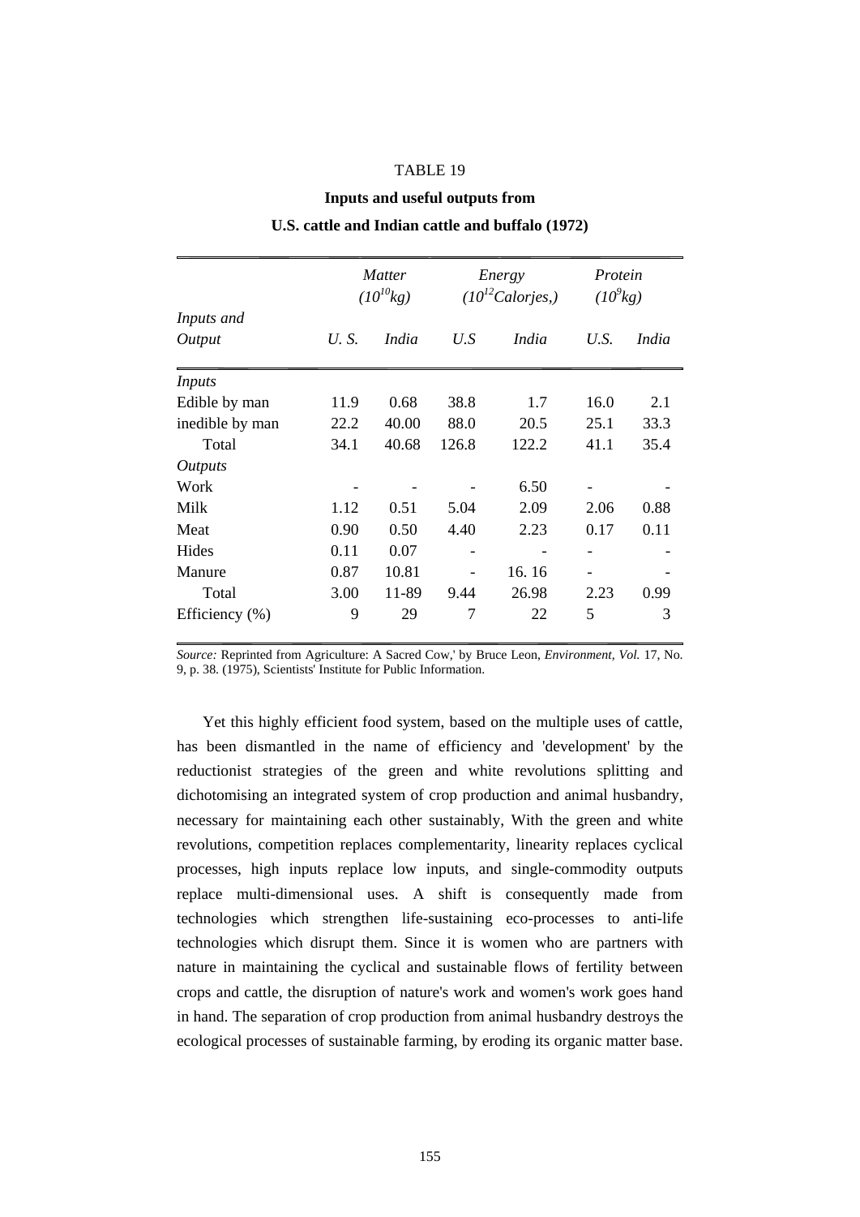TABLE 19

**Inputs and useful outputs from**

**U.S. cattle and Indian cattle and buffalo (1972)**

| | *Matter* ($10^{10}$*kg*) | | *Energy* ($10^{12}$*Calorjes,*) | | *Protein* ($10^{9}$*kg*) | |
|---|---|---|---|---|---|---|
| *Inputs and Output* | *U. S.* | *India* | *U.S* | *India* | *U.S.* | *India* |
| *Inputs* | | | | | | |
| Edible by man | 11.9 | 0.68 | 38.8 | 1.7 | 16.0 | 2.1 |
| inedible by man | 22.2 | 40.00 | 88.0 | 20.5 | 25.1 | 33.3 |
| Total | 34.1 | 40.68 | 126.8 | 122.2 | 41.1 | 35.4 |
| *Outputs* | | | | | | |
| Work | - | - | - | 6.50 | - | - |
| Milk | 1.12 | 0.51 | 5.04 | 2.09 | 2.06 | 0.88 |
| Meat | 0.90 | 0.50 | 4.40 | 2.23 | 0.17 | 0.11 |
| Hides | 0.11 | 0.07 | - | - | - | - |
| Manure | 0.87 | 10.81 | - | 16. 16 | - | - |
| Total | 3.00 | 11-89 | 9.44 | 26.98 | 2.23 | 0.99 |
| Efficiency (%) | 9 | 29 | 7 | 22 | 5 | 3 |

*Source:* Reprinted from Agriculture: A Sacred Cow,' by Bruce Leon, *Environment, Vol.* 17, No. 9, p. 38. (1975), Scientists' Institute for Public Information.

Yet this highly efficient food system, based on the multiple uses of cattle, has been dismantled in the name of efficiency and 'development' by the reductionist strategies of the green and white revolutions splitting and dichotomising an integrated system of crop production and animal husbandry, necessary for maintaining each other sustainably, With the green and white revolutions, competition replaces complementarity, linearity replaces cyclical processes, high inputs replace low inputs, and single-commodity outputs replace multi-dimensional uses. A shift is consequently made from technologies which strengthen life-sustaining eco-processes to anti-life technologies which disrupt them. Since it is women who are partners with nature in maintaining the cyclical and sustainable flows of fertility between crops and cattle, the disruption of nature's work and women's work goes hand in hand. The separation of crop production from animal husbandry destroys the ecological processes of sustainable farming, by eroding its organic matter base.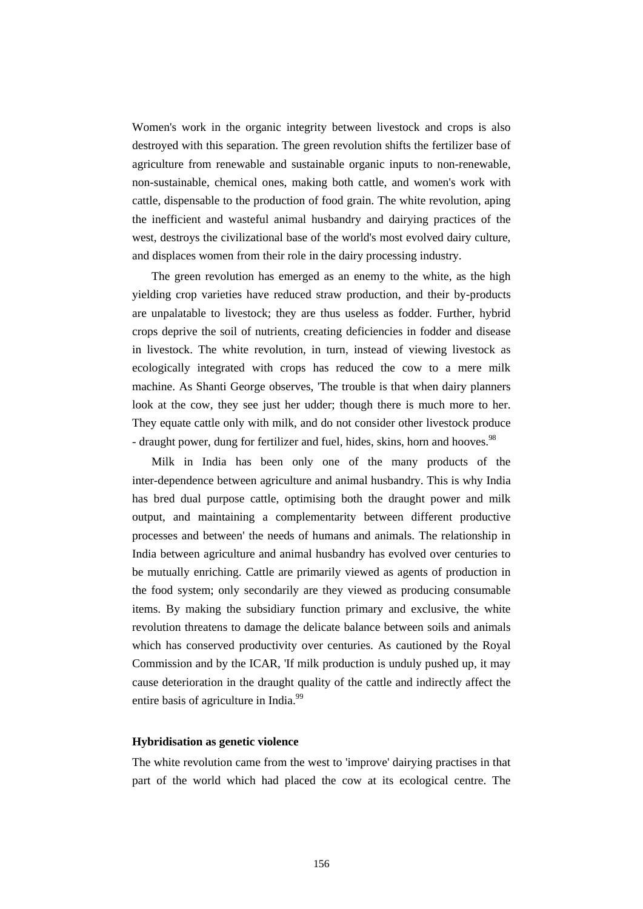Women's work in the organic integrity between livestock and crops is also destroyed with this separation. The green revolution shifts the fertilizer base of agriculture from renewable and sustainable organic inputs to non-renewable, non-sustainable, chemical ones, making both cattle, and women's work with cattle, dispensable to the production of food grain. The white revolution, aping the inefficient and wasteful animal husbandry and dairying practices of the west, destroys the civilizational base of the world's most evolved dairy culture, and displaces women from their role in the dairy processing industry.

The green revolution has emerged as an enemy to the white, as the high yielding crop varieties have reduced straw production, and their by-products are unpalatable to livestock; they are thus useless as fodder. Further, hybrid crops deprive the soil of nutrients, creating deficiencies in fodder and disease in livestock. The white revolution, in turn, instead of viewing livestock as ecologically integrated with crops has reduced the cow to a mere milk machine. As Shanti George observes, 'The trouble is that when dairy planners look at the cow, they see just her udder; though there is much more to her. They equate cattle only with milk, and do not consider other livestock produce - draught power, dung for fertilizer and fuel, hides, skins, horn and hooves.[98]

Milk in India has been only one of the many products of the inter-dependence between agriculture and animal husbandry. This is why India has bred dual purpose cattle, optimising both the draught power and milk output, and maintaining a complementarity between different productive processes and between' the needs of humans and animals. The relationship in India between agriculture and animal husbandry has evolved over centuries to be mutually enriching. Cattle are primarily viewed as agents of production in the food system; only secondarily are they viewed as producing consumable items. By making the subsidiary function primary and exclusive, the white revolution threatens to damage the delicate balance between soils and animals which has conserved productivity over centuries. As cautioned by the Royal Commission and by the ICAR, 'If milk production is unduly pushed up, it may cause deterioration in the draught quality of the cattle and indirectly affect the entire basis of agriculture in India.[99]

**Hybridisation as genetic violence**

The white revolution came from the west to 'improve' dairying practises in that part of the world which had placed the cow at its ecological centre. The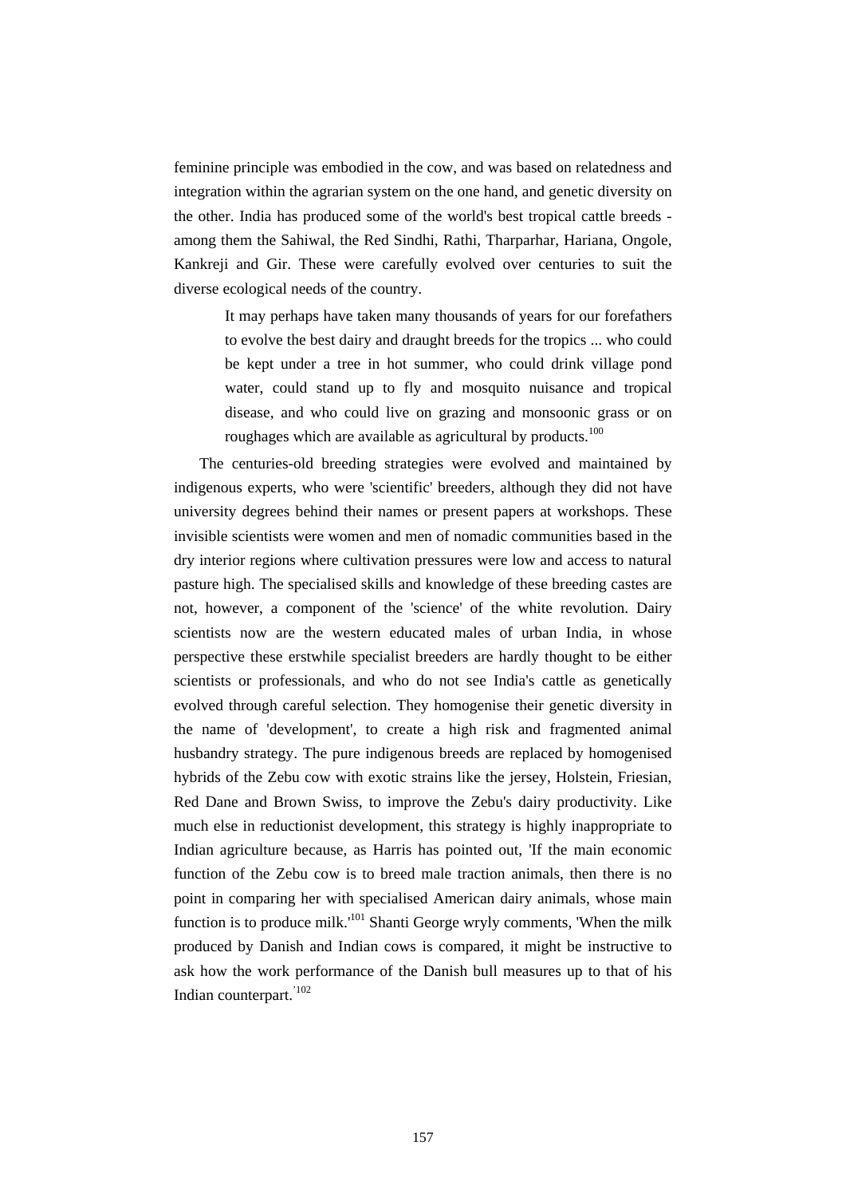feminine principle was embodied in the cow, and was based on relatedness and integration within the agrarian system on the one hand, and genetic diversity on the other. India has produced some of the world's best tropical cattle breeds - among them the Sahiwal, the Red Sindhi, Rathi, Tharparhar, Hariana, Ongole, Kankreji and Gir. These were carefully evolved over centuries to suit the diverse ecological needs of the country.

> It may perhaps have taken many thousands of years for our forefathers to evolve the best dairy and draught breeds for the tropics ... who could be kept under a tree in hot summer, who could drink village pond water, could stand up to fly and mosquito nuisance and tropical disease, and who could live on grazing and monsoonic grass or on roughages which are available as agricultural by products.[100]

The centuries-old breeding strategies were evolved and maintained by indigenous experts, who were 'scientific' breeders, although they did not have university degrees behind their names or present papers at workshops. These invisible scientists were women and men of nomadic communities based in the dry interior regions where cultivation pressures were low and access to natural pasture high. The specialised skills and knowledge of these breeding castes are not, however, a component of the 'science' of the white revolution. Dairy scientists now are the western educated males of urban India, in whose perspective these erstwhile specialist breeders are hardly thought to be either scientists or professionals, and who do not see India's cattle as genetically evolved through careful selection. They homogenise their genetic diversity in the name of 'development', to create a high risk and fragmented animal husbandry strategy. The pure indigenous breeds are replaced by homogenised hybrids of the Zebu cow with exotic strains like the jersey, Holstein, Friesian, Red Dane and Brown Swiss, to improve the Zebu's dairy productivity. Like much else in reductionist development, this strategy is highly inappropriate to Indian agriculture because, as Harris has pointed out, 'If the main economic function of the Zebu cow is to breed male traction animals, then there is no point in comparing her with specialised American dairy animals, whose main function is to produce milk.'[101] Shanti George wryly comments, 'When the milk produced by Danish and Indian cows is compared, it might be instructive to ask how the work performance of the Danish bull measures up to that of his Indian counterpart.'[102]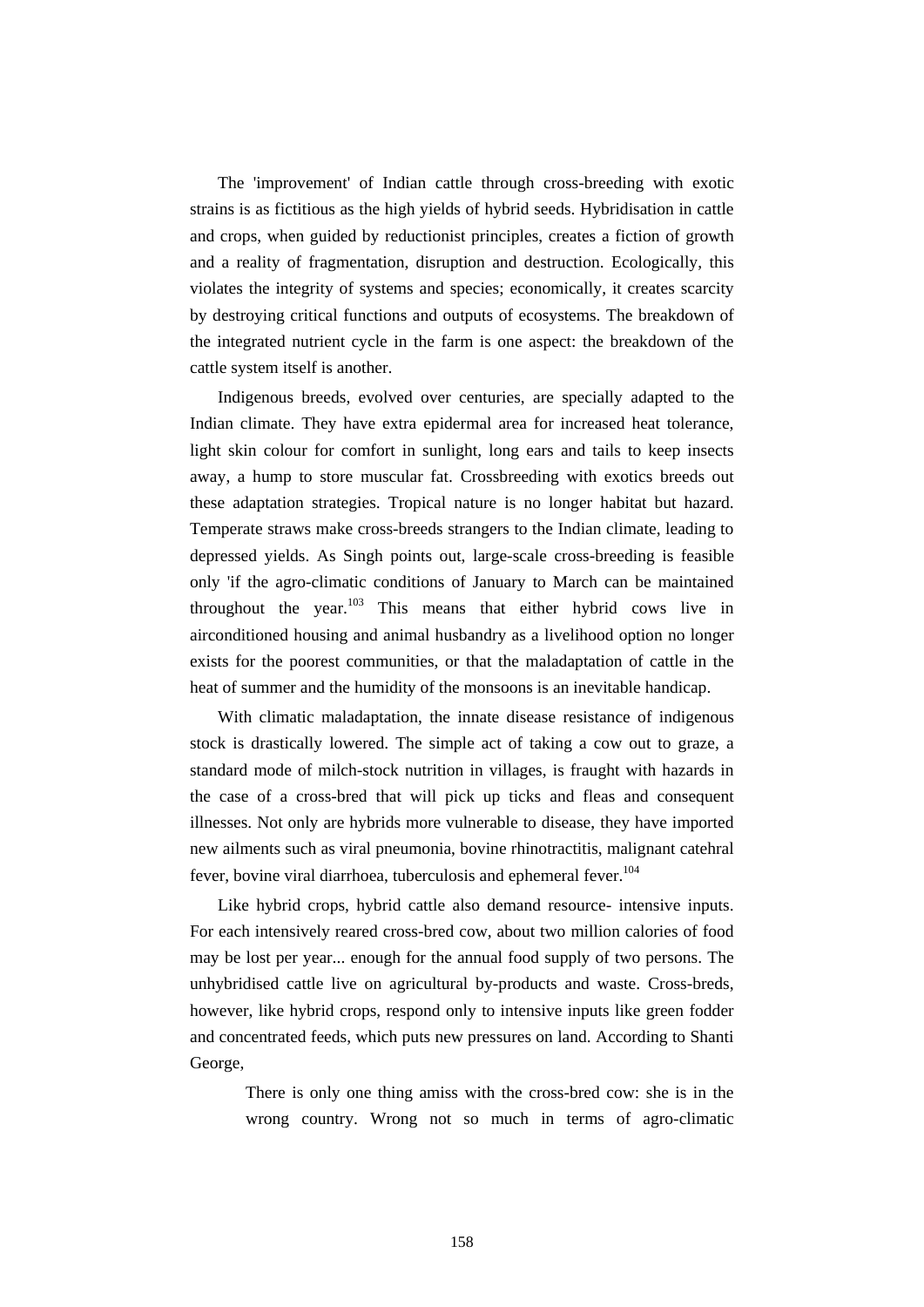The 'improvement' of Indian cattle through cross-breeding with exotic strains is as fictitious as the high yields of hybrid seeds. Hybridisation in cattle and crops, when guided by reductionist principles, creates a fiction of growth and a reality of fragmentation, disruption and destruction. Ecologically, this violates the integrity of systems and species; economically, it creates scarcity by destroying critical functions and outputs of ecosystems. The breakdown of the integrated nutrient cycle in the farm is one aspect: the breakdown of the cattle system itself is another.

Indigenous breeds, evolved over centuries, are specially adapted to the Indian climate. They have extra epidermal area for increased heat tolerance, light skin colour for comfort in sunlight, long ears and tails to keep insects away, a hump to store muscular fat. Crossbreeding with exotics breeds out these adaptation strategies. Tropical nature is no longer habitat but hazard. Temperate straws make cross-breeds strangers to the Indian climate, leading to depressed yields. As Singh points out, large-scale cross-breeding is feasible only 'if the agro-climatic conditions of January to March can be maintained throughout the year.[103] This means that either hybrid cows live in airconditioned housing and animal husbandry as a livelihood option no longer exists for the poorest communities, or that the maladaptation of cattle in the heat of summer and the humidity of the monsoons is an inevitable handicap.

With climatic maladaptation, the innate disease resistance of indigenous stock is drastically lowered. The simple act of taking a cow out to graze, a standard mode of milch-stock nutrition in villages, is fraught with hazards in the case of a cross-bred that will pick up ticks and fleas and consequent illnesses. Not only are hybrids more vulnerable to disease, they have imported new ailments such as viral pneumonia, bovine rhinotractitis, malignant catehral fever, bovine viral diarrhoea, tuberculosis and ephemeral fever.[104]

Like hybrid crops, hybrid cattle also demand resource- intensive inputs. For each intensively reared cross-bred cow, about two million calories of food may be lost per year... enough for the annual food supply of two persons. The unhybridised cattle live on agricultural by-products and waste. Cross-breds, however, like hybrid crops, respond only to intensive inputs like green fodder and concentrated feeds, which puts new pressures on land. According to Shanti George,

> There is only one thing amiss with the cross-bred cow: she is in the wrong country. Wrong not so much in terms of agro-climatic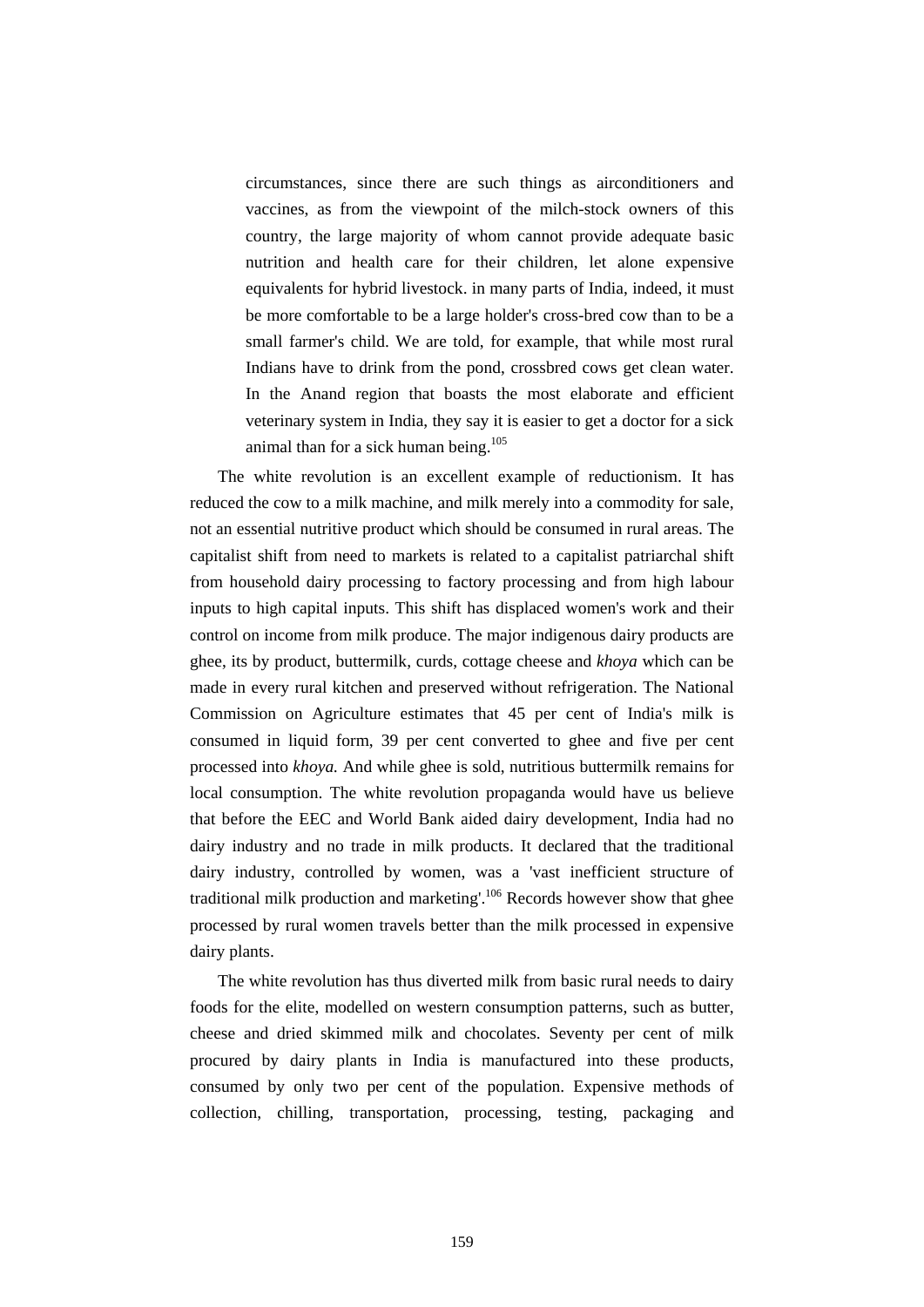> circumstances, since there are such things as airconditioners and vaccines, as from the viewpoint of the milch-stock owners of this country, the large majority of whom cannot provide adequate basic nutrition and health care for their children, let alone expensive equivalents for hybrid livestock. in many parts of India, indeed, it must be more comfortable to be a large holder's cross-bred cow than to be a small farmer's child. We are told, for example, that while most rural Indians have to drink from the pond, crossbred cows get clean water. In the Anand region that boasts the most elaborate and efficient veterinary system in India, they say it is easier to get a doctor for a sick animal than for a sick human being.[105]

The white revolution is an excellent example of reductionism. It has reduced the cow to a milk machine, and milk merely into a commodity for sale, not an essential nutritive product which should be consumed in rural areas. The capitalist shift from need to markets is related to a capitalist patriarchal shift from household dairy processing to factory processing and from high labour inputs to high capital inputs. This shift has displaced women's work and their control on income from milk produce. The major indigenous dairy products are ghee, its by product, buttermilk, curds, cottage cheese and *khoya* which can be made in every rural kitchen and preserved without refrigeration. The National Commission on Agriculture estimates that 45 per cent of India's milk is consumed in liquid form, 39 per cent converted to ghee and five per cent processed into *khoya.* And while ghee is sold, nutritious buttermilk remains for local consumption. The white revolution propaganda would have us believe that before the EEC and World Bank aided dairy development, India had no dairy industry and no trade in milk products. It declared that the traditional dairy industry, controlled by women, was a 'vast inefficient structure of traditional milk production and marketing'.[106] Records however show that ghee processed by rural women travels better than the milk processed in expensive dairy plants.

The white revolution has thus diverted milk from basic rural needs to dairy foods for the elite, modelled on western consumption patterns, such as butter, cheese and dried skimmed milk and chocolates. Seventy per cent of milk procured by dairy plants in India is manufactured into these products, consumed by only two per cent of the population. Expensive methods of collection, chilling, transportation, processing, testing, packaging and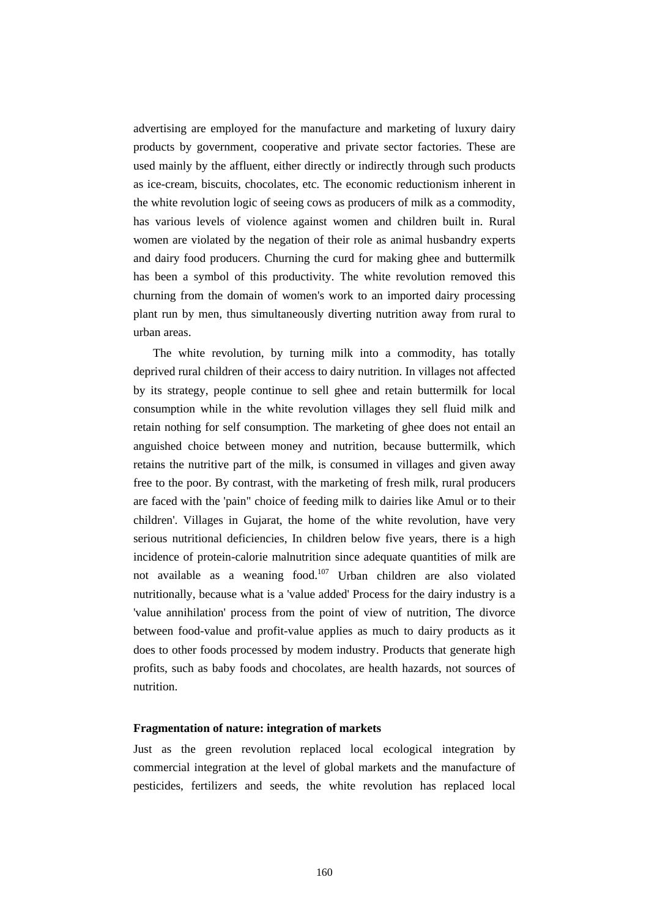advertising are employed for the manufacture and marketing of luxury dairy products by government, cooperative and private sector factories. These are used mainly by the affluent, either directly or indirectly through such products as ice-cream, biscuits, chocolates, etc. The economic reductionism inherent in the white revolution logic of seeing cows as producers of milk as a commodity, has various levels of violence against women and children built in. Rural women are violated by the negation of their role as animal husbandry experts and dairy food producers. Churning the curd for making ghee and buttermilk has been a symbol of this productivity. The white revolution removed this churning from the domain of women's work to an imported dairy processing plant run by men, thus simultaneously diverting nutrition away from rural to urban areas.

The white revolution, by turning milk into a commodity, has totally deprived rural children of their access to dairy nutrition. In villages not affected by its strategy, people continue to sell ghee and retain buttermilk for local consumption while in the white revolution villages they sell fluid milk and retain nothing for self consumption. The marketing of ghee does not entail an anguished choice between money and nutrition, because buttermilk, which retains the nutritive part of the milk, is consumed in villages and given away free to the poor. By contrast, with the marketing of fresh milk, rural producers are faced with the 'pain" choice of feeding milk to dairies like Amul or to their children'. Villages in Gujarat, the home of the white revolution, have very serious nutritional deficiencies, In children below five years, there is a high incidence of protein-calorie malnutrition since adequate quantities of milk are not available as a weaning food.[107] Urban children are also violated nutritionally, because what is a 'value added' Process for the dairy industry is a 'value annihilation' process from the point of view of nutrition, The divorce between food-value and profit-value applies as much to dairy products as it does to other foods processed by modem industry. Products that generate high profits, such as baby foods and chocolates, are health hazards, not sources of nutrition.

**Fragmentation of nature: integration of markets**

Just as the green revolution replaced local ecological integration by commercial integration at the level of global markets and the manufacture of pesticides, fertilizers and seeds, the white revolution has replaced local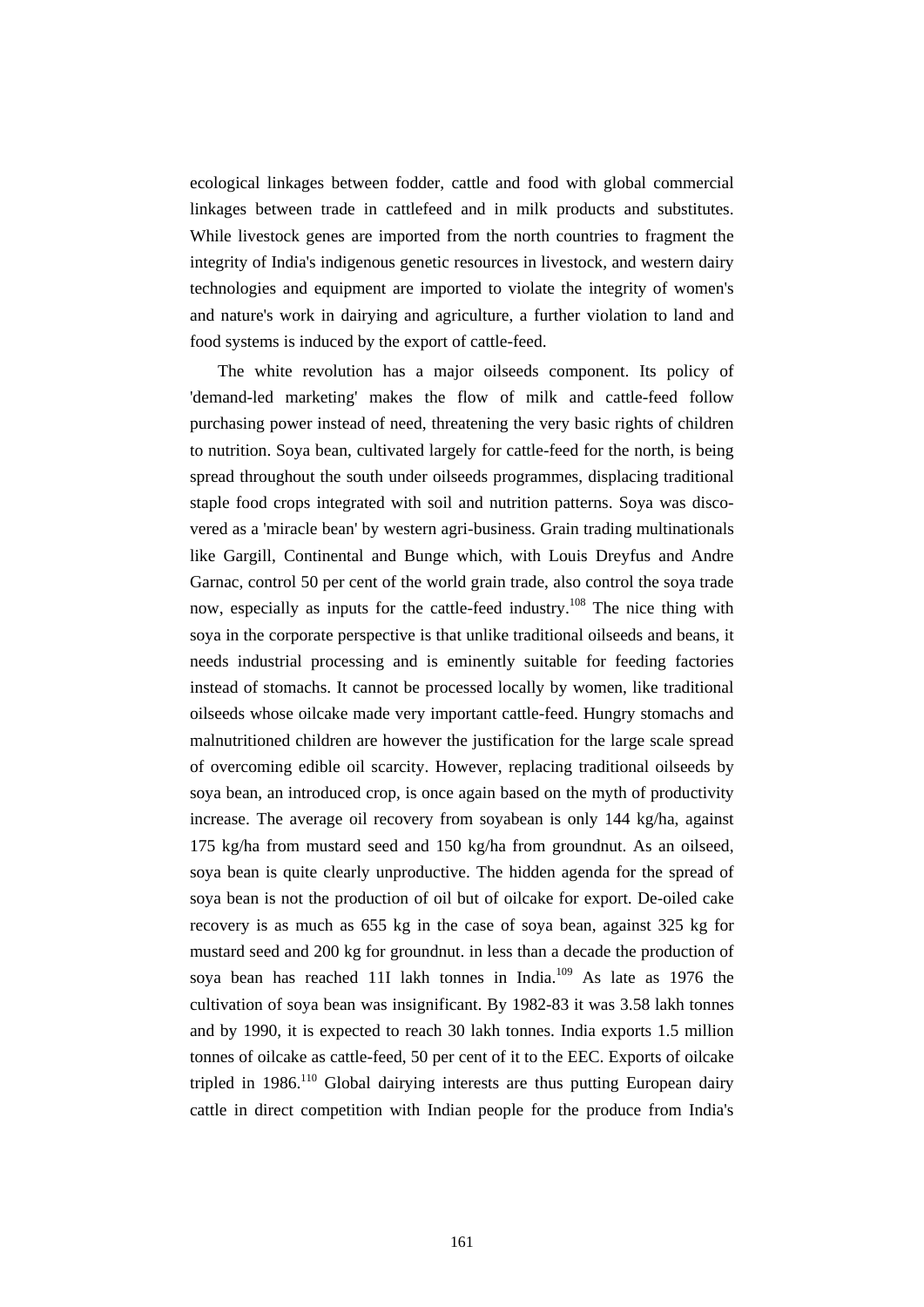ecological linkages between fodder, cattle and food with global commercial linkages between trade in cattlefeed and in milk products and substitutes. While livestock genes are imported from the north countries to fragment the integrity of India's indigenous genetic resources in livestock, and western dairy technologies and equipment are imported to violate the integrity of women's and nature's work in dairying and agriculture, a further violation to land and food systems is induced by the export of cattle-feed.

The white revolution has a major oilseeds component. Its policy of 'demand-led marketing' makes the flow of milk and cattle-feed follow purchasing power instead of need, threatening the very basic rights of children to nutrition. Soya bean, cultivated largely for cattle-feed for the north, is being spread throughout the south under oilseeds programmes, displacing traditional staple food crops integrated with soil and nutrition patterns. Soya was discovered as a 'miracle bean' by western agri-business. Grain trading multinationals like Gargill, Continental and Bunge which, with Louis Dreyfus and Andre Garnac, control 50 per cent of the world grain trade, also control the soya trade now, especially as inputs for the cattle-feed industry.[108] The nice thing with soya in the corporate perspective is that unlike traditional oilseeds and beans, it needs industrial processing and is eminently suitable for feeding factories instead of stomachs. It cannot be processed locally by women, like traditional oilseeds whose oilcake made very important cattle-feed. Hungry stomachs and malnutritioned children are however the justification for the large scale spread of overcoming edible oil scarcity. However, replacing traditional oilseeds by soya bean, an introduced crop, is once again based on the myth of productivity increase. The average oil recovery from soyabean is only 144 kg/ha, against 175 kg/ha from mustard seed and 150 kg/ha from groundnut. As an oilseed, soya bean is quite clearly unproductive. The hidden agenda for the spread of soya bean is not the production of oil but of oilcake for export. De-oiled cake recovery is as much as 655 kg in the case of soya bean, against 325 kg for mustard seed and 200 kg for groundnut. in less than a decade the production of soya bean has reached 11I lakh tonnes in India.[109] As late as 1976 the cultivation of soya bean was insignificant. By 1982-83 it was 3.58 lakh tonnes and by 1990, it is expected to reach 30 lakh tonnes. India exports 1.5 million tonnes of oilcake as cattle-feed, 50 per cent of it to the EEC. Exports of oilcake tripled in 1986.[110] Global dairying interests are thus putting European dairy cattle in direct competition with Indian people for the produce from India's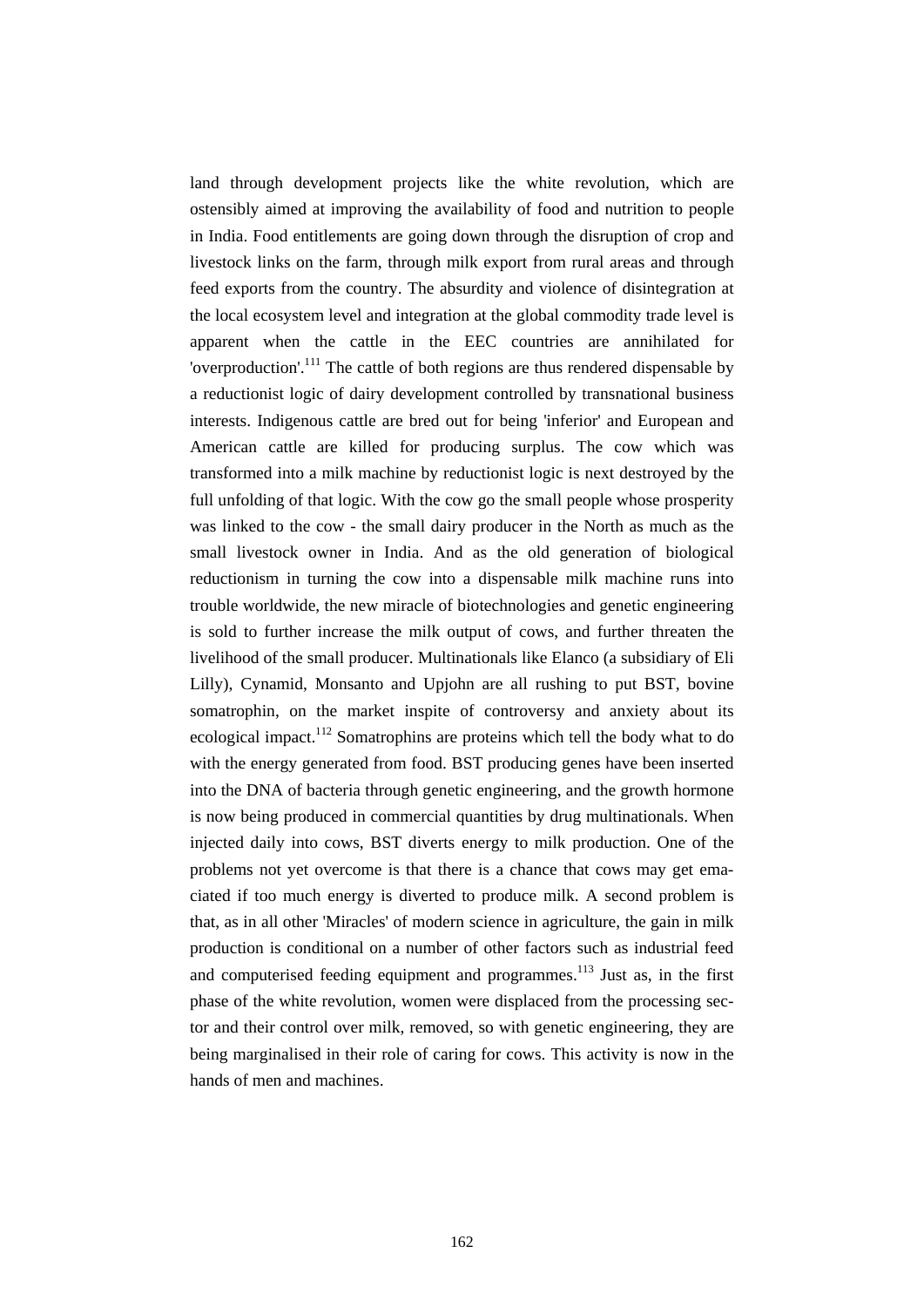land through development projects like the white revolution, which are ostensibly aimed at improving the availability of food and nutrition to people in India. Food entitlements are going down through the disruption of crop and livestock links on the farm, through milk export from rural areas and through feed exports from the country. The absurdity and violence of disintegration at the local ecosystem level and integration at the global commodity trade level is apparent when the cattle in the EEC countries are annihilated for 'overproduction'.[111] The cattle of both regions are thus rendered dispensable by a reductionist logic of dairy development controlled by transnational business interests. Indigenous cattle are bred out for being 'inferior' and European and American cattle are killed for producing surplus. The cow which was transformed into a milk machine by reductionist logic is next destroyed by the full unfolding of that logic. With the cow go the small people whose prosperity was linked to the cow - the small dairy producer in the North as much as the small livestock owner in India. And as the old generation of biological reductionism in turning the cow into a dispensable milk machine runs into trouble worldwide, the new miracle of biotechnologies and genetic engineering is sold to further increase the milk output of cows, and further threaten the livelihood of the small producer. Multinationals like Elanco (a subsidiary of Eli Lilly), Cynamid, Monsanto and Upjohn are all rushing to put BST, bovine somatrophin, on the market inspite of controversy and anxiety about its ecological impact.[112] Somatrophins are proteins which tell the body what to do with the energy generated from food. BST producing genes have been inserted into the DNA of bacteria through genetic engineering, and the growth hormone is now being produced in commercial quantities by drug multinationals. When injected daily into cows, BST diverts energy to milk production. One of the problems not yet overcome is that there is a chance that cows may get emaciated if too much energy is diverted to produce milk. A second problem is that, as in all other 'Miracles' of modern science in agriculture, the gain in milk production is conditional on a number of other factors such as industrial feed and computerised feeding equipment and programmes.[113] Just as, in the first phase of the white revolution, women were displaced from the processing sector and their control over milk, removed, so with genetic engineering, they are being marginalised in their role of caring for cows. This activity is now in the hands of men and machines.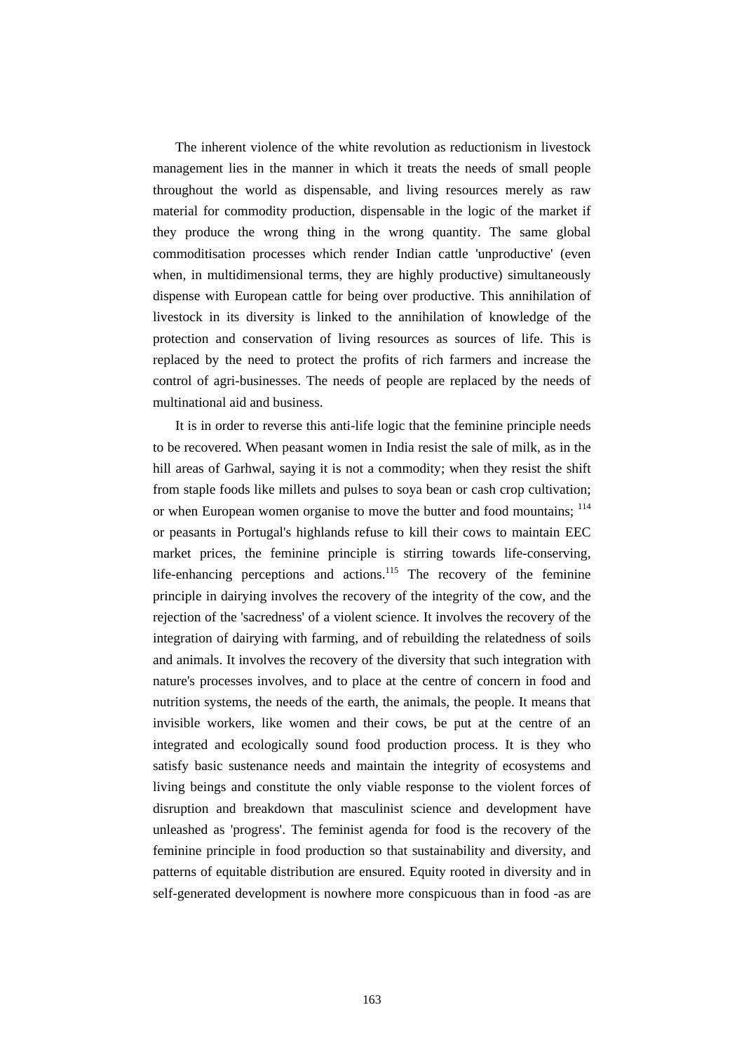The inherent violence of the white revolution as reductionism in livestock management lies in the manner in which it treats the needs of small people throughout the world as dispensable, and living resources merely as raw material for commodity production, dispensable in the logic of the market if they produce the wrong thing in the wrong quantity. The same global commoditisation processes which render Indian cattle 'unproductive' (even when, in multidimensional terms, they are highly productive) simultaneously dispense with European cattle for being over productive. This annihilation of livestock in its diversity is linked to the annihilation of knowledge of the protection and conservation of living resources as sources of life. This is replaced by the need to protect the profits of rich farmers and increase the control of agri-businesses. The needs of people are replaced by the needs of multinational aid and business.

It is in order to reverse this anti-life logic that the feminine principle needs to be recovered. When peasant women in India resist the sale of milk, as in the hill areas of Garhwal, saying it is not a commodity; when they resist the shift from staple foods like millets and pulses to soya bean or cash crop cultivation; or when European women organise to move the butter and food mountains; [114] or peasants in Portugal's highlands refuse to kill their cows to maintain EEC market prices, the feminine principle is stirring towards life-conserving, life-enhancing perceptions and actions.[115] The recovery of the feminine principle in dairying involves the recovery of the integrity of the cow, and the rejection of the 'sacredness' of a violent science. It involves the recovery of the integration of dairying with farming, and of rebuilding the relatedness of soils and animals. It involves the recovery of the diversity that such integration with nature's processes involves, and to place at the centre of concern in food and nutrition systems, the needs of the earth, the animals, the people. It means that invisible workers, like women and their cows, be put at the centre of an integrated and ecologically sound food production process. It is they who satisfy basic sustenance needs and maintain the integrity of ecosystems and living beings and constitute the only viable response to the violent forces of disruption and breakdown that masculinist science and development have unleashed as 'progress'. The feminist agenda for food is the recovery of the feminine principle in food production so that sustainability and diversity, and patterns of equitable distribution are ensured. Equity rooted in diversity and in self-generated development is nowhere more conspicuous than in food -as are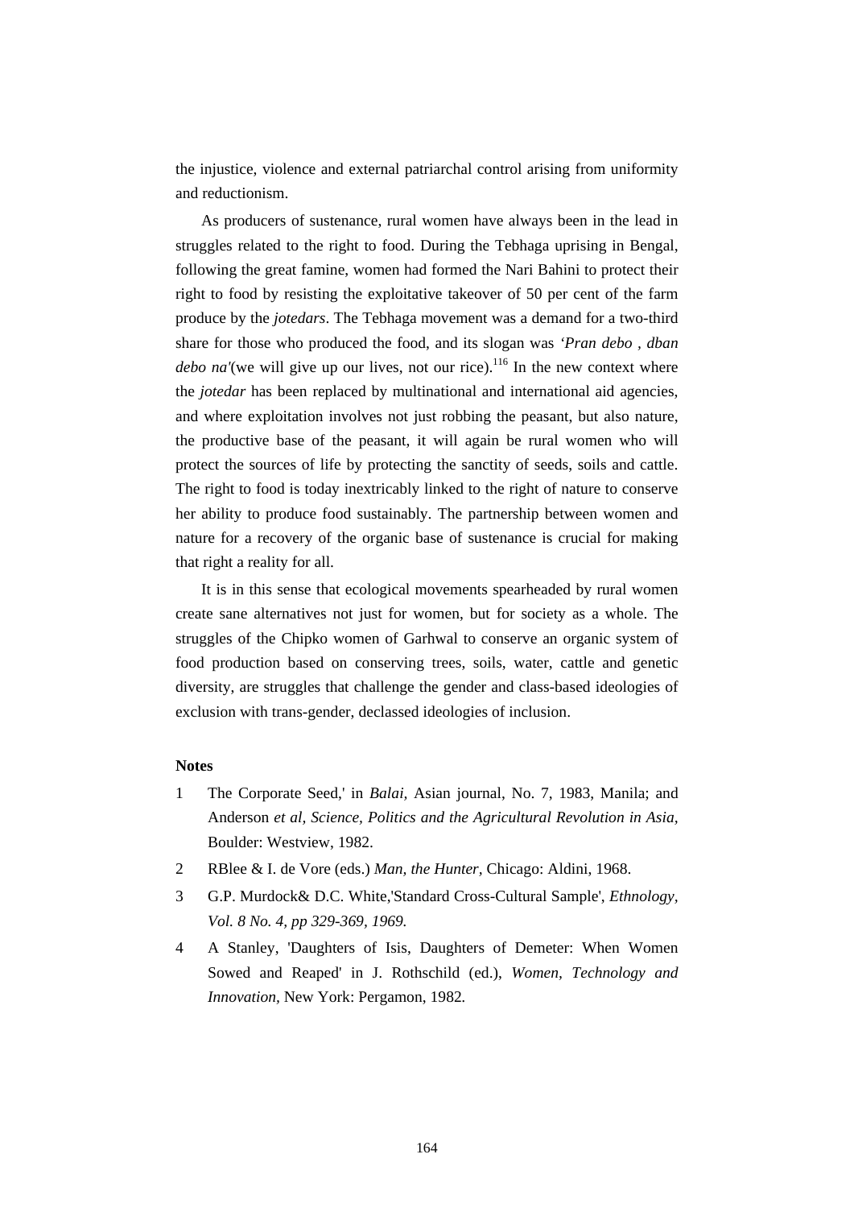the injustice, violence and external patriarchal control arising from uniformity and reductionism.

As producers of sustenance, rural women have always been in the lead in struggles related to the right to food. During the Tebhaga uprising in Bengal, following the great famine, women had formed the Nari Bahini to protect their right to food by resisting the exploitative takeover of 50 per cent of the farm produce by the *jotedars*. The Tebhaga movement was a demand for a two-third share for those who produced the food, and its slogan was *'Pran debo , dban debo na'*(we will give up our lives, not our rice).[116] In the new context where the *jotedar* has been replaced by multinational and international aid agencies, and where exploitation involves not just robbing the peasant, but also nature, the productive base of the peasant, it will again be rural women who will protect the sources of life by protecting the sanctity of seeds, soils and cattle. The right to food is today inextricably linked to the right of nature to conserve her ability to produce food sustainably. The partnership between women and nature for a recovery of the organic base of sustenance is crucial for making that right a reality for all.

It is in this sense that ecological movements spearheaded by rural women create sane alternatives not just for women, but for society as a whole. The struggles of the Chipko women of Garhwal to conserve an organic system of food production based on conserving trees, soils, water, cattle and genetic diversity, are struggles that challenge the gender and class-based ideologies of exclusion with trans-gender, declassed ideologies of inclusion.

**Notes**

1 The Corporate Seed,' in *Balai*, Asian journal, No. 7, 1983, Manila; and Anderson *et al, Science, Politics and the Agricultural Revolution in Asia*, Boulder: Westview, 1982.

2 RBlee & I. de Vore (eds.) *Man, the Hunter*, Chicago: Aldini, 1968.

3 G.P. Murdock& D.C. White,'Standard Cross-Cultural Sample', *Ethnology, Vol. 8 No. 4, pp 329-369, 1969.*

4 A Stanley, 'Daughters of Isis, Daughters of Demeter: When Women Sowed and Reaped' in J. Rothschild (ed.), *Women, Technology and Innovation*, New York: Pergamon, 1982.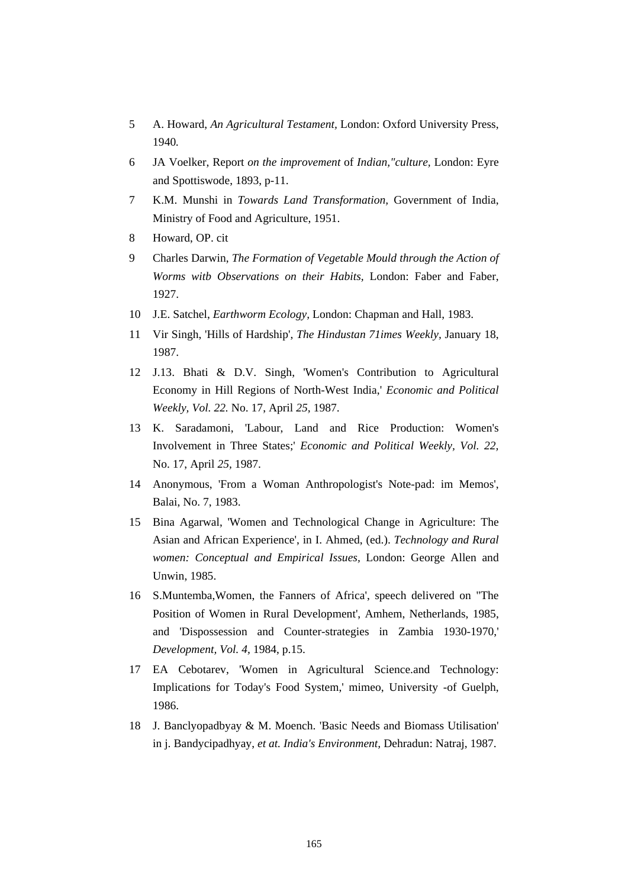5 A. Howard, *An Agricultural Testament*, London: Oxford University Press, 1940.

6 JA Voelker, Report *on the improvement* of *Indian,"culture*, London: Eyre and Spottiswode, 1893, p-11.

7 K.M. Munshi in *Towards Land Transformation*, Government of India, Ministry of Food and Agriculture, 1951.

8 Howard, OP. cit

9 Charles Darwin, *The Formation of Vegetable Mould through the Action of Worms witb Observations on their Habits*, London: Faber and Faber, 1927.

10 J.E. Satchel, *Earthworm Ecology*, London: Chapman and Hall, 1983.

11 Vir Singh, 'Hills of Hardship', *The Hindustan 71imes Weekly*, January 18, 1987.

12 J.13. Bhati & D.V. Singh, 'Women's Contribution to Agricultural Economy in Hill Regions of North-West India,' *Economic and Political Weekly, Vol. 22.* No. 17, April *25*, 1987.

13 K. Saradamoni, 'Labour, Land and Rice Production: Women's Involvement in Three States;' *Economic and Political Weekly*, *Vol. 22*, No. 17, April *25*, 1987.

14 Anonymous, 'From a Woman Anthropologist's Note-pad: im Memos', Balai, No. 7, 1983.

15 Bina Agarwal, 'Women and Technological Change in Agriculture: The Asian and African Experience', in I. Ahmed, (ed.). *Technology and Rural women: Conceptual and Empirical Issues*, London: George Allen and Unwin, 1985.

16 S.Muntemba,Women, the Fanners of Africa', speech delivered on "The Position of Women in Rural Development', Amhem, Netherlands, 1985, and 'Dispossession and Counter-strategies in Zambia 1930-1970,' *Development, Vol. 4*, 1984, p.15.

17 EA Cebotarev, 'Women in Agricultural Science.and Technology: Implications for Today's Food System,' mimeo, University -of Guelph, 1986.

18 J. Banclyopadbyay & M. Moench. 'Basic Needs and Biomass Utilisation' in j. Bandycipadhyay, *et at. India's Environment*, Dehradun: Natraj, 1987.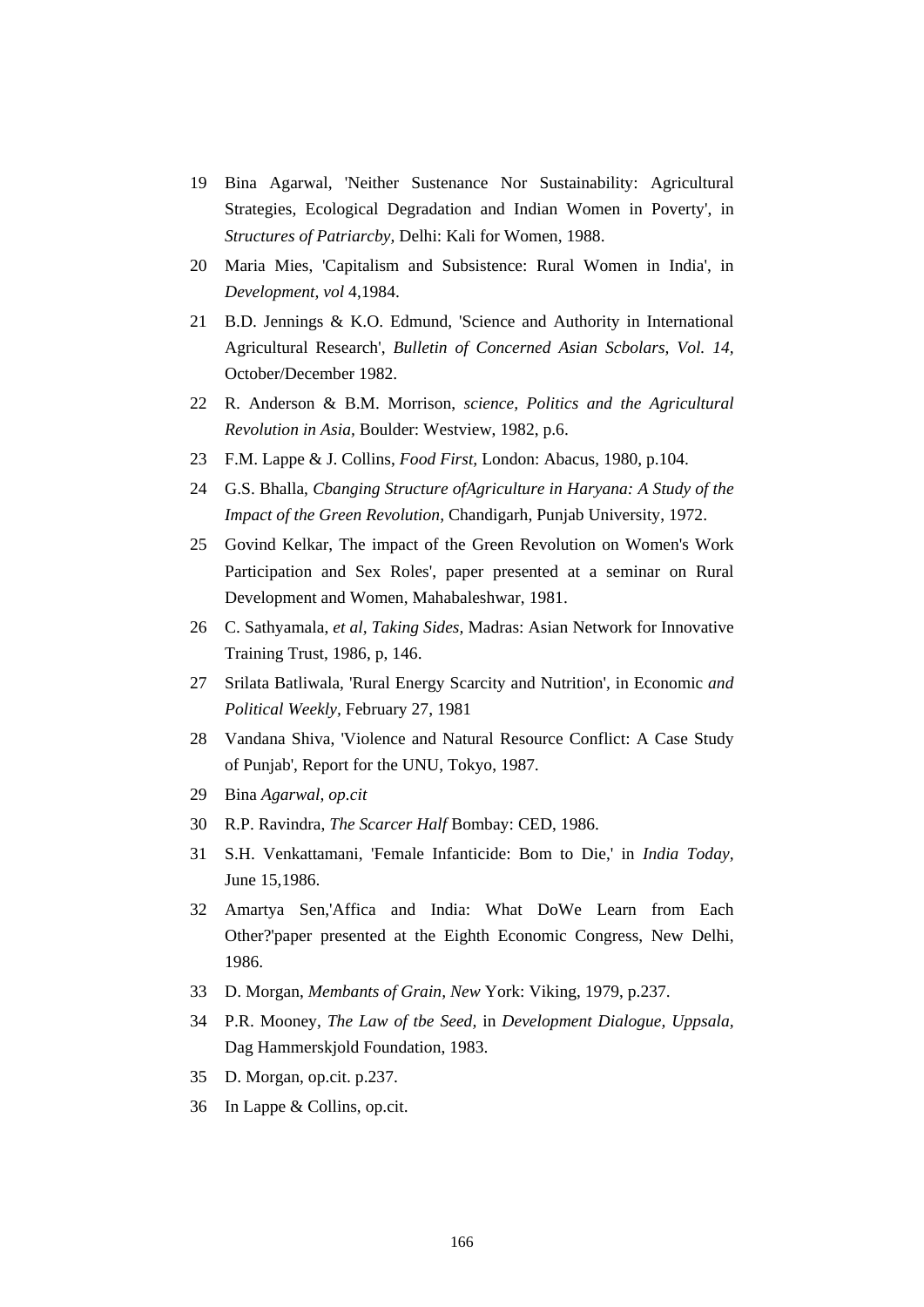19 Bina Agarwal, 'Neither Sustenance Nor Sustainability: Agricultural Strategies, Ecological Degradation and Indian Women in Poverty', in *Structures of Patriarcby,* Delhi: Kali for Women, 1988.

20 Maria Mies, 'Capitalism and Subsistence: Rural Women in India', in *Development, vol* 4,1984.

21 B.D. Jennings & K.O. Edmund, 'Science and Authority in International Agricultural Research', *Bulletin of Concerned Asian Scbolars, Vol. 14,* October/December 1982.

22 R. Anderson & B.M. Morrison, *science, Politics and the Agricultural Revolution in Asia,* Boulder: Westview, 1982, p.6.

23 F.M. Lappe & J. Collins, *Food First,* London: Abacus, 1980, p.104.

24 G.S. Bhalla, *Cbanging Structure ofAgriculture in Haryana: A Study of the Impact of the Green Revolution,* Chandigarh, Punjab University, 1972.

25 Govind Kelkar, The impact of the Green Revolution on Women's Work Participation and Sex Roles', paper presented at a seminar on Rural Development and Women, Mahabaleshwar, 1981.

26 C. Sathyamala, *et al, Taking Sides,* Madras: Asian Network for Innovative Training Trust, 1986, p, 146.

27 Srilata Batliwala, 'Rural Energy Scarcity and Nutrition', in Economic *and Political Weekly,* February 27, 1981

28 Vandana Shiva, 'Violence and Natural Resource Conflict: A Case Study of Punjab', Report for the UNU, Tokyo, 1987.

29 Bina *Agarwal, op.cit*

30 R.P. Ravindra, *The Scarcer Half* Bombay: CED, 1986.

31 S.H. Venkattamani, 'Female Infanticide: Bom to Die,' in *India Today,* June 15,1986.

32 Amartya Sen,'Affica and India: What DoWe Learn from Each Other?'paper presented at the Eighth Economic Congress, New Delhi, 1986.

33 D. Morgan, *Membants of Grain, New* York: Viking, 1979, p.237.

34 P.R. Mooney, *The Law of tbe Seed,* in *Development Dialogue, Uppsala,* Dag Hammerskjold Foundation, 1983.

35 D. Morgan, op.cit. p.237.

36 In Lappe & Collins, op.cit.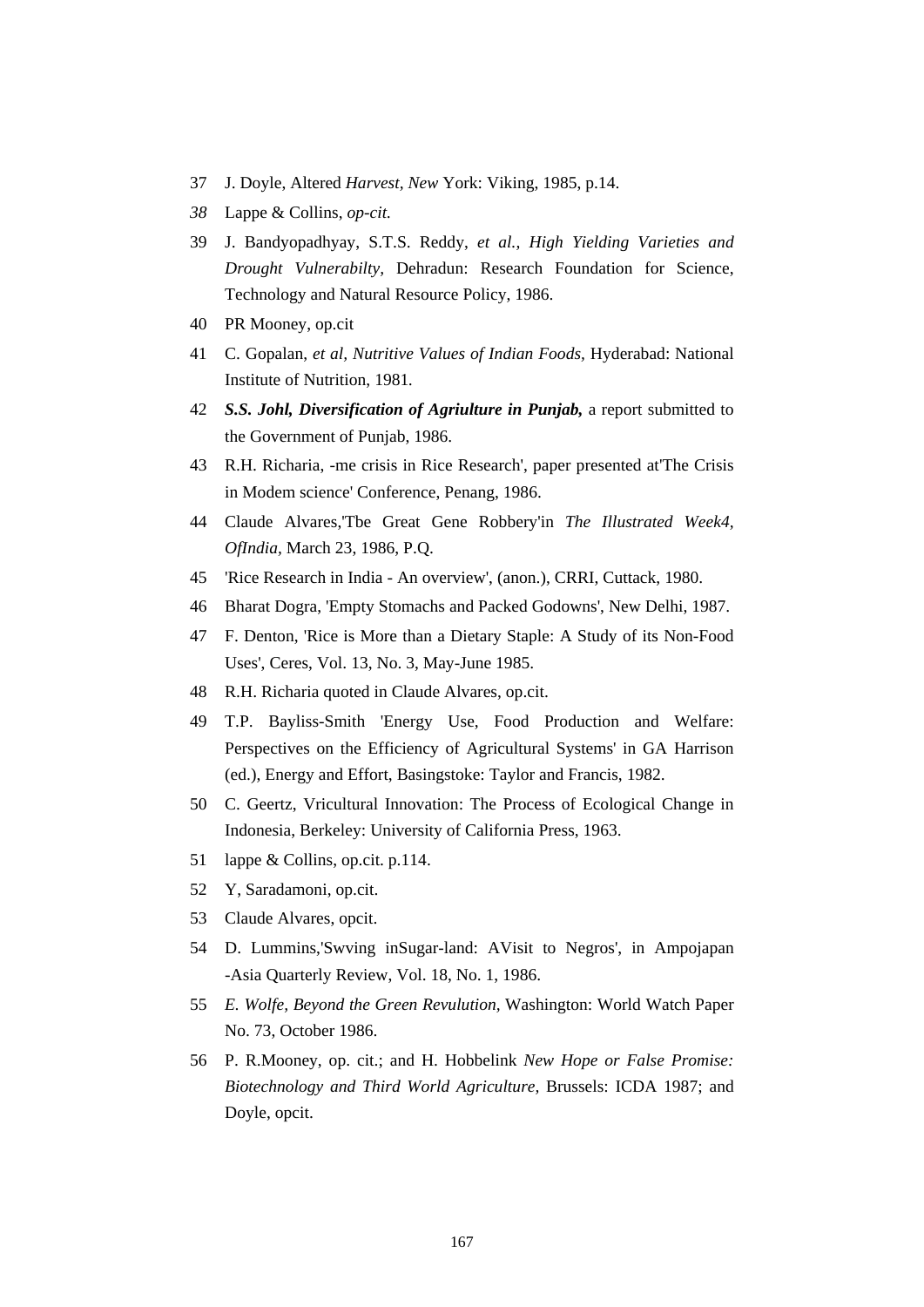37 J. Doyle, Altered *Harvest, New* York: Viking, 1985, p.14.

*38* Lappe & Collins, *op-cit.*

39 J. Bandyopadhyay, S.T.S. Reddy, *et al., High Yielding Varieties and Drought Vulnerabilty,* Dehradun: Research Foundation for Science, Technology and Natural Resource Policy, 1986.

40 PR Mooney, op.cit

41 C. Gopalan, *et al, Nutritive Values of Indian Foods,* Hyderabad: National Institute of Nutrition, 1981.

42 ***S.S. Johl, Diversification of Agriulture in Punjab,*** a report submitted to the Government of Punjab, 1986.

43 R.H. Richaria, -me crisis in Rice Research', paper presented at'The Crisis in Modem science' Conference, Penang, 1986.

44 Claude Alvares,'Tbe Great Gene Robbery'in *The Illustrated Week4, OfIndia,* March 23, 1986, P.Q.

45 'Rice Research in India - An overview', (anon.), CRRI, Cuttack, 1980.

46 Bharat Dogra, 'Empty Stomachs and Packed Godowns', New Delhi, 1987.

47 F. Denton, 'Rice is More than a Dietary Staple: A Study of its Non-Food Uses', Ceres, Vol. 13, No. 3, May-June 1985.

48 R.H. Richaria quoted in Claude Alvares, op.cit.

49 T.P. Bayliss-Smith 'Energy Use, Food Production and Welfare: Perspectives on the Efficiency of Agricultural Systems' in GA Harrison (ed.), Energy and Effort, Basingstoke: Taylor and Francis, 1982.

50 C. Geertz, Vricultural Innovation: The Process of Ecological Change in Indonesia, Berkeley: University of California Press, 1963.

51 lappe & Collins, op.cit. p.114.

52 Y, Saradamoni, op.cit.

53 Claude Alvares, opcit.

54 D. Lummins,'Swving inSugar-land: AVisit to Negros', in Ampojapan -Asia Quarterly Review, Vol. 18, No. 1, 1986.

55 *E. Wolfe, Beyond the Green Revulution,* Washington: World Watch Paper No. 73, October 1986.

56 P. R.Mooney, op. cit.; and H. Hobbelink *New Hope or False Promise: Biotechnology and Third World Agriculture,* Brussels: ICDA 1987; and Doyle, opcit.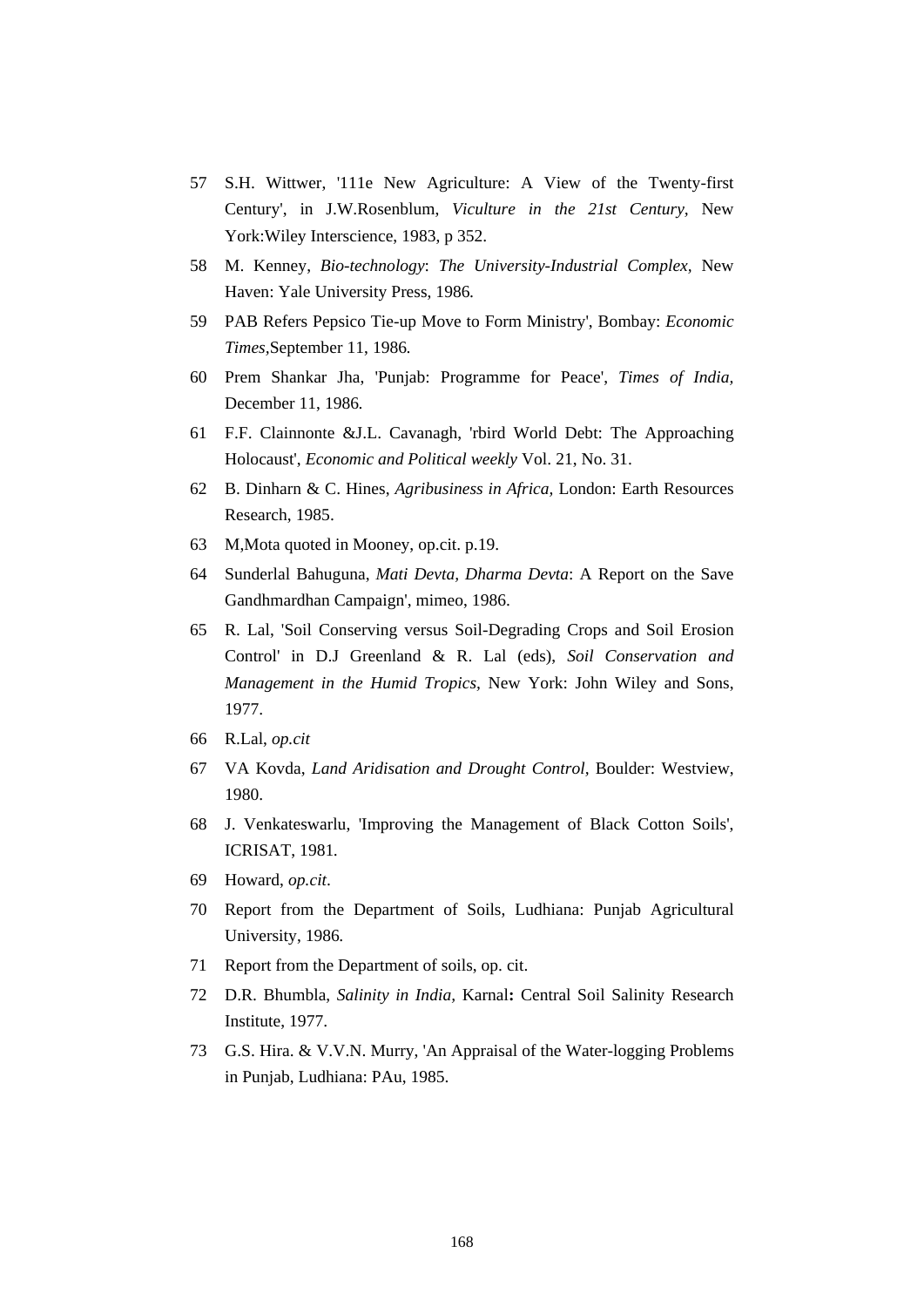57 S.H. Wittwer, '111e New Agriculture: A View of the Twenty-first Century', in J.W.Rosenblum, *Viculture in the 21st Century,* New York:Wiley Interscience, 1983, p 352.

58 M. Kenney, *Bio-technology*: *The University-Industrial Complex,* New Haven: Yale University Press, 1986.

59 PAB Refers Pepsico Tie-up Move to Form Ministry', Bombay: *Economic Times,*September 11, 1986.

60 Prem Shankar Jha, 'Punjab: Programme for Peace', *Times of India,* December 11, 1986.

61 F.F. Clainnonte &J.L. Cavanagh, 'rbird World Debt: The Approaching Holocaust', *Economic and Political weekly* Vol. 21, No. 31.

62 B. Dinharn & C. Hines, *Agribusiness in Africa,* London: Earth Resources Research, 1985.

63 M,Mota quoted in Mooney, op.cit. p.19.

64 Sunderlal Bahuguna, *Mati Devta, Dharma Devta*: A Report on the Save Gandhmardhan Campaign', mimeo, 1986.

65 R. Lal, 'Soil Conserving versus Soil-Degrading Crops and Soil Erosion Control' in D.J Greenland & R. Lal (eds), *Soil Conservation and Management in the Humid Tropics,* New York: John Wiley and Sons, 1977.

66 R.Lal, *op.cit*

67 VA Kovda, *Land Aridisation and Drought Control,* Boulder: Westview, 1980.

68 J. Venkateswarlu, 'Improving the Management of Black Cotton Soils', ICRISAT, 1981.

69 Howard, *op.cit*.

70 Report from the Department of Soils, Ludhiana: Punjab Agricultural University, 1986.

71 Report from the Department of soils, op. cit.

72 D.R. Bhumbla, *Salinity in India,* Karnal**:** Central Soil Salinity Research Institute, 1977.

73 G.S. Hira. & V.V.N. Murry, 'An Appraisal of the Water-logging Problems in Punjab, Ludhiana: PAu, 1985.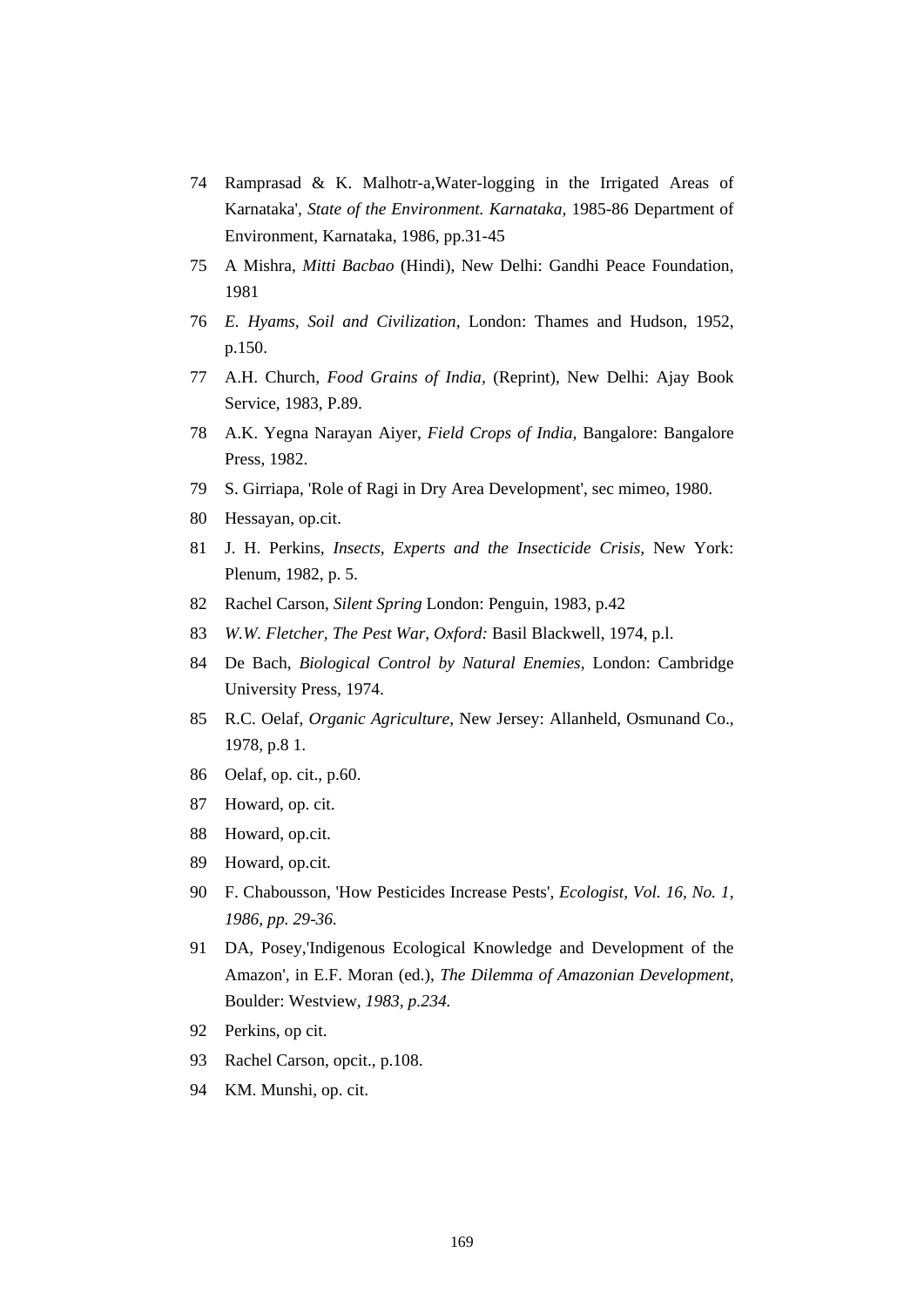74 Ramprasad & K. Malhotr-a,Water-logging in the Irrigated Areas of Karnataka', *State of the Environment. Karnataka,* 1985-86 Department of Environment, Karnataka, 1986, pp.31-45

75 A Mishra, *Mitti Bacbao* (Hindi), New Delhi: Gandhi Peace Foundation, 1981

76 *E. Hyams, Soil and Civilization,* London: Thames and Hudson, 1952, p.150.

77 A.H. Church, *Food Grains of India,* (Reprint), New Delhi: Ajay Book Service, 1983, P.89.

78 A.K. Yegna Narayan Aiyer, *Field Crops of India,* Bangalore: Bangalore Press, 1982.

79 S. Girriapa, 'Role of Ragi in Dry Area Development', sec mimeo, 1980.

80 Hessayan, op.cit.

81 J. H. Perkins, *Insects, Experts and the Insecticide Crisis,* New York: Plenum, 1982, p. 5.

82 Rachel Carson, *Silent Spring* London: Penguin, 1983, p.42

83 *W.W. Fletcher, The Pest War, Oxford:* Basil Blackwell, 1974, p.l.

84 De Bach, *Biological Control by Natural Enemies,* London: Cambridge University Press, 1974.

85 R.C. Oelaf, *Organic Agriculture,* New Jersey: Allanheld, Osmunand Co., 1978, p.8 1.

86 Oelaf, op. cit., p.60.

87 Howard, op. cit.

88 Howard, op.cit.

89 Howard, op.cit.

90 F. Chabousson, 'How Pesticides Increase Pests', *Ecologist, Vol. 16, No. 1, 1986, pp. 29-36.*

91 DA, Posey,'Indigenous Ecological Knowledge and Development of the Amazon', in E.F. Moran (ed.), *The Dilemma of Amazonian Development,* Boulder: Westview, *1983, p.234.*

92 Perkins, op cit.

93 Rachel Carson, opcit., p.108.

94 KM. Munshi, op. cit.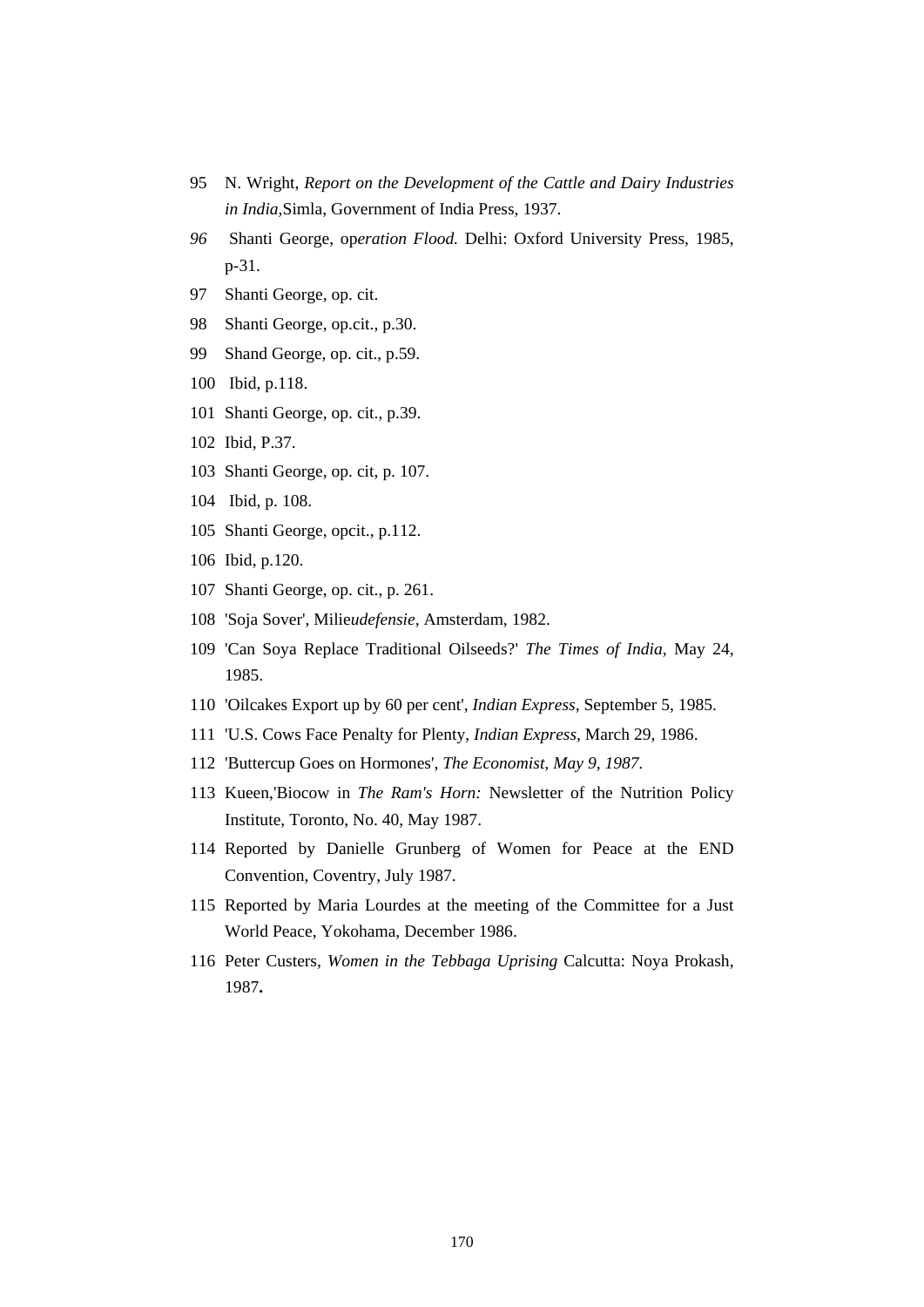95 N. Wright, *Report on the Development of the Cattle and Dairy Industries in India*,Simla, Government of India Press, 1937.

*96* Shanti George, op*eration Flood.* Delhi: Oxford University Press, 1985, p-31.

97 Shanti George, op. cit.

98 Shanti George, op.cit., p.30.

99 Shand George, op. cit., p.59.

100 Ibid, p.118.

101 Shanti George, op. cit., p.39.

102 Ibid, P.37.

103 Shanti George, op. cit, p. 107.

104 Ibid, p. 108.

105 Shanti George, opcit., p.112.

106 Ibid, p.120.

107 Shanti George, op. cit., p. 261.

108 'Soja Sover', Milieu*defensie*, Amsterdam, 1982.

109 'Can Soya Replace Traditional Oilseeds?' *The Times of India*, May 24, 1985.

110 'Oilcakes Export up by 60 per cent', *Indian Express,* September 5, 1985.

111 'U.S. Cows Face Penalty for Plenty, *Indian Express*, March 29, 1986.

112 'Buttercup Goes on Hormones', *The Economist, May 9, 1987.*

113 Kueen,'Biocow in *The Ram's Horn:* Newsletter of the Nutrition Policy Institute, Toronto, No. 40, May 1987.

114 Reported by Danielle Grunberg of Women for Peace at the END Convention, Coventry, July 1987.

115 Reported by Maria Lourdes at the meeting of the Committee for a Just World Peace, Yokohama, December 1986.

116 Peter Custers, *Women in the Tebbaga Uprising* Calcutta: Noya Prokash, 1987**.**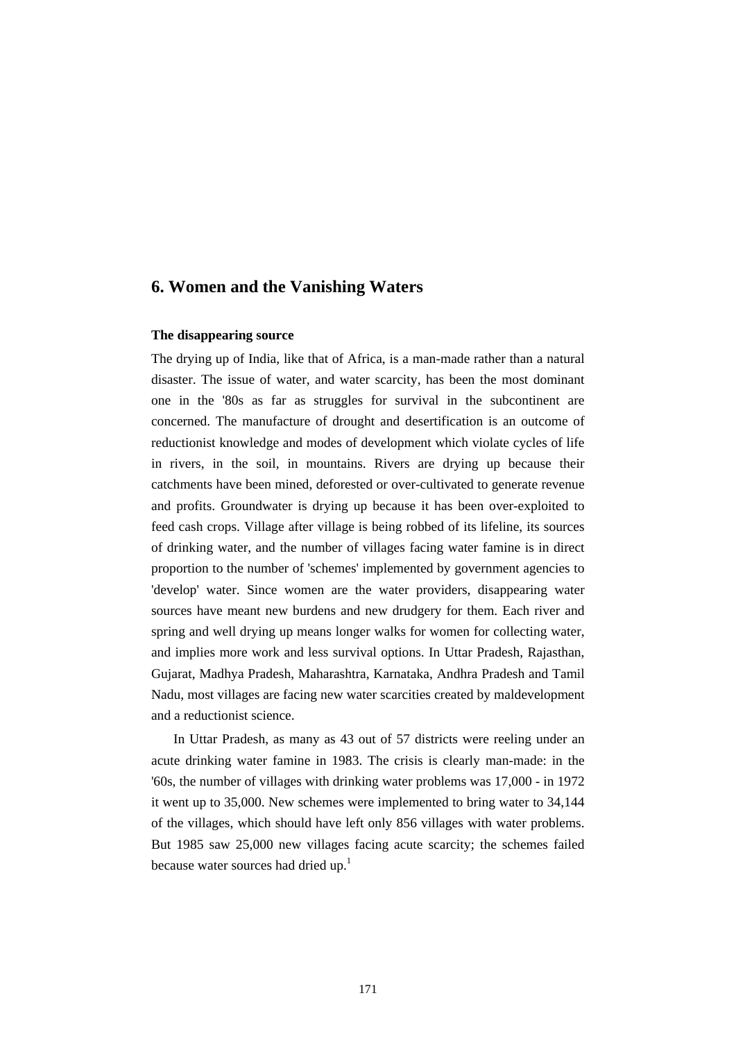# 6. Women and the Vanishing Waters

### The disappearing source

The drying up of India, like that of Africa, is a man-made rather than a natural disaster. The issue of water, and water scarcity, has been the most dominant one in the '80s as far as struggles for survival in the subcontinent are concerned. The manufacture of drought and desertification is an outcome of reductionist knowledge and modes of development which violate cycles of life in rivers, in the soil, in mountains. Rivers are drying up because their catchments have been mined, deforested or over-cultivated to generate revenue and profits. Groundwater is drying up because it has been over-exploited to feed cash crops. Village after village is being robbed of its lifeline, its sources of drinking water, and the number of villages facing water famine is in direct proportion to the number of 'schemes' implemented by government agencies to 'develop' water. Since women are the water providers, disappearing water sources have meant new burdens and new drudgery for them. Each river and spring and well drying up means longer walks for women for collecting water, and implies more work and less survival options. In Uttar Pradesh, Rajasthan, Gujarat, Madhya Pradesh, Maharashtra, Karnataka, Andhra Pradesh and Tamil Nadu, most villages are facing new water scarcities created by maldevelopment and a reductionist science.

In Uttar Pradesh, as many as 43 out of 57 districts were reeling under an acute drinking water famine in 1983. The crisis is clearly man-made: in the '60s, the number of villages with drinking water problems was 17,000 - in 1972 it went up to 35,000. New schemes were implemented to bring water to 34,144 of the villages, which should have left only 856 villages with water problems. But 1985 saw 25,000 new villages facing acute scarcity; the schemes failed because water sources had dried up.[1]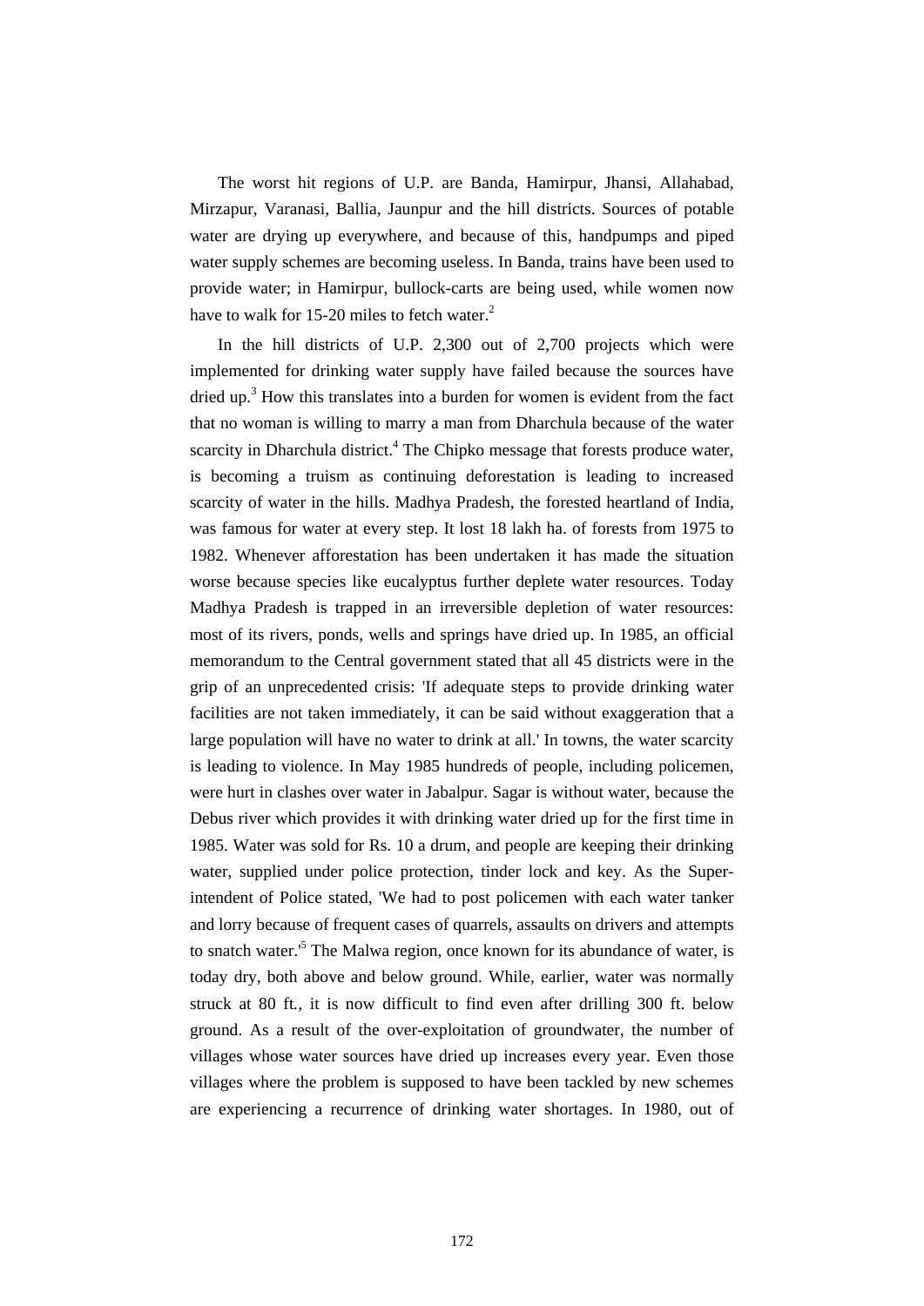The worst hit regions of U.P. are Banda, Hamirpur, Jhansi, Allahabad, Mirzapur, Varanasi, Ballia, Jaunpur and the hill districts. Sources of potable water are drying up everywhere, and because of this, handpumps and piped water supply schemes are becoming useless. In Banda, trains have been used to provide water; in Hamirpur, bullock-carts are being used, while women now have to walk for 15-20 miles to fetch water.[2]

In the hill districts of U.P. 2,300 out of 2,700 projects which were implemented for drinking water supply have failed because the sources have dried up.[3] How this translates into a burden for women is evident from the fact that no woman is willing to marry a man from Dharchula because of the water scarcity in Dharchula district.[4] The Chipko message that forests produce water, is becoming a truism as continuing deforestation is leading to increased scarcity of water in the hills. Madhya Pradesh, the forested heartland of India, was famous for water at every step. It lost 18 lakh ha. of forests from 1975 to 1982. Whenever afforestation has been undertaken it has made the situation worse because species like eucalyptus further deplete water resources. Today Madhya Pradesh is trapped in an irreversible depletion of water resources: most of its rivers, ponds, wells and springs have dried up. In 1985, an official memorandum to the Central government stated that all 45 districts were in the grip of an unprecedented crisis: 'If adequate steps to provide drinking water facilities are not taken immediately, it can be said without exaggeration that a large population will have no water to drink at all.' In towns, the water scarcity is leading to violence. In May 1985 hundreds of people, including policemen, were hurt in clashes over water in Jabalpur. Sagar is without water, because the Debus river which provides it with drinking water dried up for the first time in 1985. Water was sold for Rs. 10 a drum, and people are keeping their drinking water, supplied under police protection, tinder lock and key. As the Super-intendent of Police stated, 'We had to post policemen with each water tanker and lorry because of frequent cases of quarrels, assaults on drivers and attempts to snatch water.'[5] The Malwa region, once known for its abundance of water, is today dry, both above and below ground. While, earlier, water was normally struck at 80 ft., it is now difficult to find even after drilling 300 ft. below ground. As a result of the over-exploitation of groundwater, the number of villages whose water sources have dried up increases every year. Even those villages where the problem is supposed to have been tackled by new schemes are experiencing a recurrence of drinking water shortages. In 1980, out of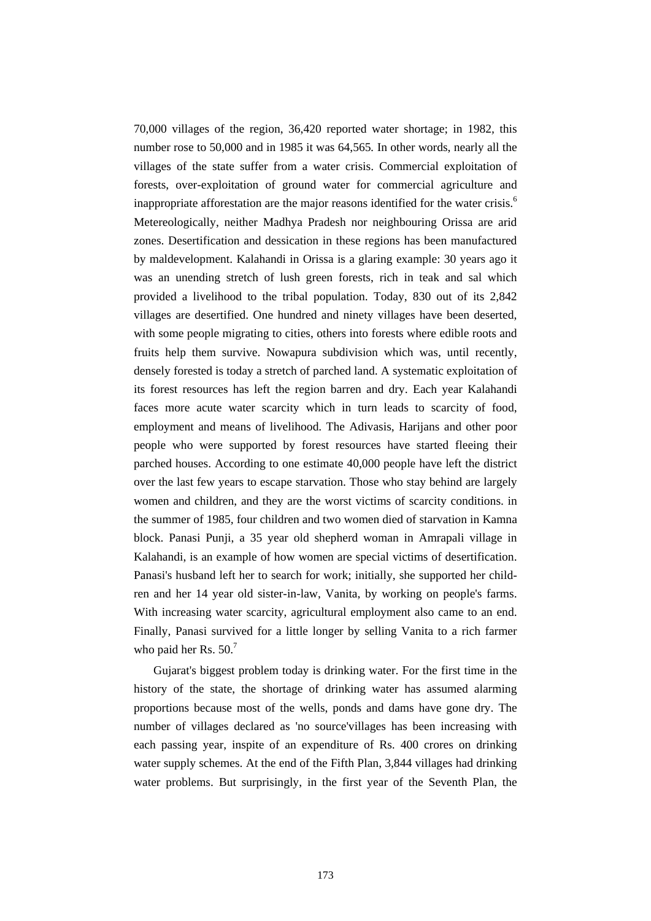70,000 villages of the region, 36,420 reported water shortage; in 1982, this number rose to 50,000 and in 1985 it was 64,565. In other words, nearly all the villages of the state suffer from a water crisis. Commercial exploitation of forests, over-exploitation of ground water for commercial agriculture and inappropriate afforestation are the major reasons identified for the water crisis.[6] Metereologically, neither Madhya Pradesh nor neighbouring Orissa are arid zones. Desertification and dessication in these regions has been manufactured by maldevelopment. Kalahandi in Orissa is a glaring example: 30 years ago it was an unending stretch of lush green forests, rich in teak and sal which provided a livelihood to the tribal population. Today, 830 out of its 2,842 villages are desertified. One hundred and ninety villages have been deserted, with some people migrating to cities, others into forests where edible roots and fruits help them survive. Nowapura subdivision which was, until recently, densely forested is today a stretch of parched land. A systematic exploitation of its forest resources has left the region barren and dry. Each year Kalahandi faces more acute water scarcity which in turn leads to scarcity of food, employment and means of livelihood. The Adivasis, Harijans and other poor people who were supported by forest resources have started fleeing their parched houses. According to one estimate 40,000 people have left the district over the last few years to escape starvation. Those who stay behind are largely women and children, and they are the worst victims of scarcity conditions. in the summer of 1985, four children and two women died of starvation in Kamna block. Panasi Punji, a 35 year old shepherd woman in Amrapali village in Kalahandi, is an example of how women are special victims of desertification. Panasi's husband left her to search for work; initially, she supported her children and her 14 year old sister-in-law, Vanita, by working on people's farms. With increasing water scarcity, agricultural employment also came to an end. Finally, Panasi survived for a little longer by selling Vanita to a rich farmer who paid her Rs. 50.[7]

Gujarat's biggest problem today is drinking water. For the first time in the history of the state, the shortage of drinking water has assumed alarming proportions because most of the wells, ponds and dams have gone dry. The number of villages declared as 'no source'villages has been increasing with each passing year, inspite of an expenditure of Rs. 400 crores on drinking water supply schemes. At the end of the Fifth Plan, 3,844 villages had drinking water problems. But surprisingly, in the first year of the Seventh Plan, the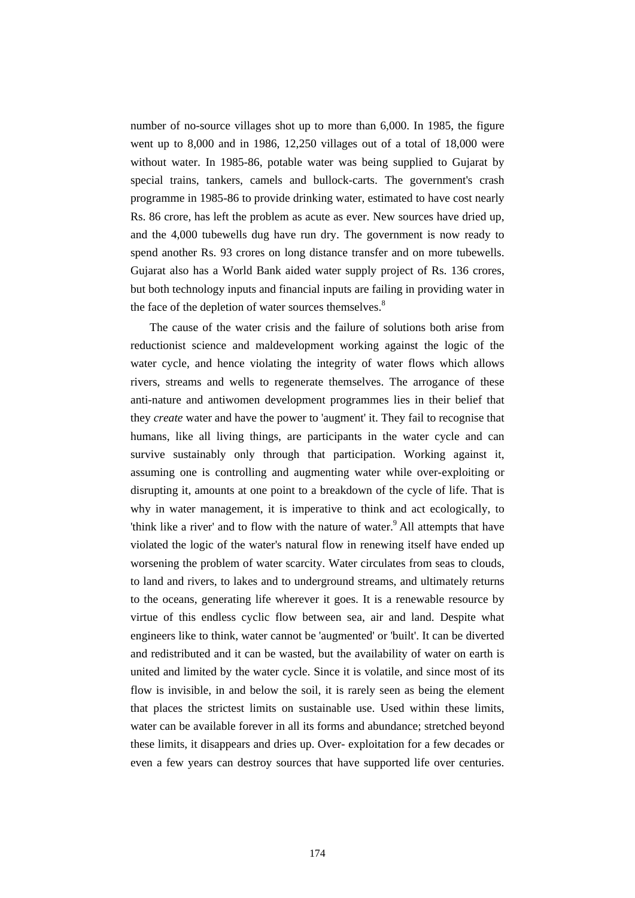number of no-source villages shot up to more than 6,000. In 1985, the figure went up to 8,000 and in 1986, 12,250 villages out of a total of 18,000 were without water. In 1985-86, potable water was being supplied to Gujarat by special trains, tankers, camels and bullock-carts. The government's crash programme in 1985-86 to provide drinking water, estimated to have cost nearly Rs. 86 crore, has left the problem as acute as ever. New sources have dried up, and the 4,000 tubewells dug have run dry. The government is now ready to spend another Rs. 93 crores on long distance transfer and on more tubewells. Gujarat also has a World Bank aided water supply project of Rs. 136 crores, but both technology inputs and financial inputs are failing in providing water in the face of the depletion of water sources themselves.[8]

The cause of the water crisis and the failure of solutions both arise from reductionist science and maldevelopment working against the logic of the water cycle, and hence violating the integrity of water flows which allows rivers, streams and wells to regenerate themselves. The arrogance of these anti-nature and antiwomen development programmes lies in their belief that they *create* water and have the power to 'augment' it. They fail to recognise that humans, like all living things, are participants in the water cycle and can survive sustainably only through that participation. Working against it, assuming one is controlling and augmenting water while over-exploiting or disrupting it, amounts at one point to a breakdown of the cycle of life. That is why in water management, it is imperative to think and act ecologically, to 'think like a river' and to flow with the nature of water.[9] All attempts that have violated the logic of the water's natural flow in renewing itself have ended up worsening the problem of water scarcity. Water circulates from seas to clouds, to land and rivers, to lakes and to underground streams, and ultimately returns to the oceans, generating life wherever it goes. It is a renewable resource by virtue of this endless cyclic flow between sea, air and land. Despite what engineers like to think, water cannot be 'augmented' or 'built'. It can be diverted and redistributed and it can be wasted, but the availability of water on earth is united and limited by the water cycle. Since it is volatile, and since most of its flow is invisible, in and below the soil, it is rarely seen as being the element that places the strictest limits on sustainable use. Used within these limits, water can be available forever in all its forms and abundance; stretched beyond these limits, it disappears and dries up. Over- exploitation for a few decades or even a few years can destroy sources that have supported life over centuries.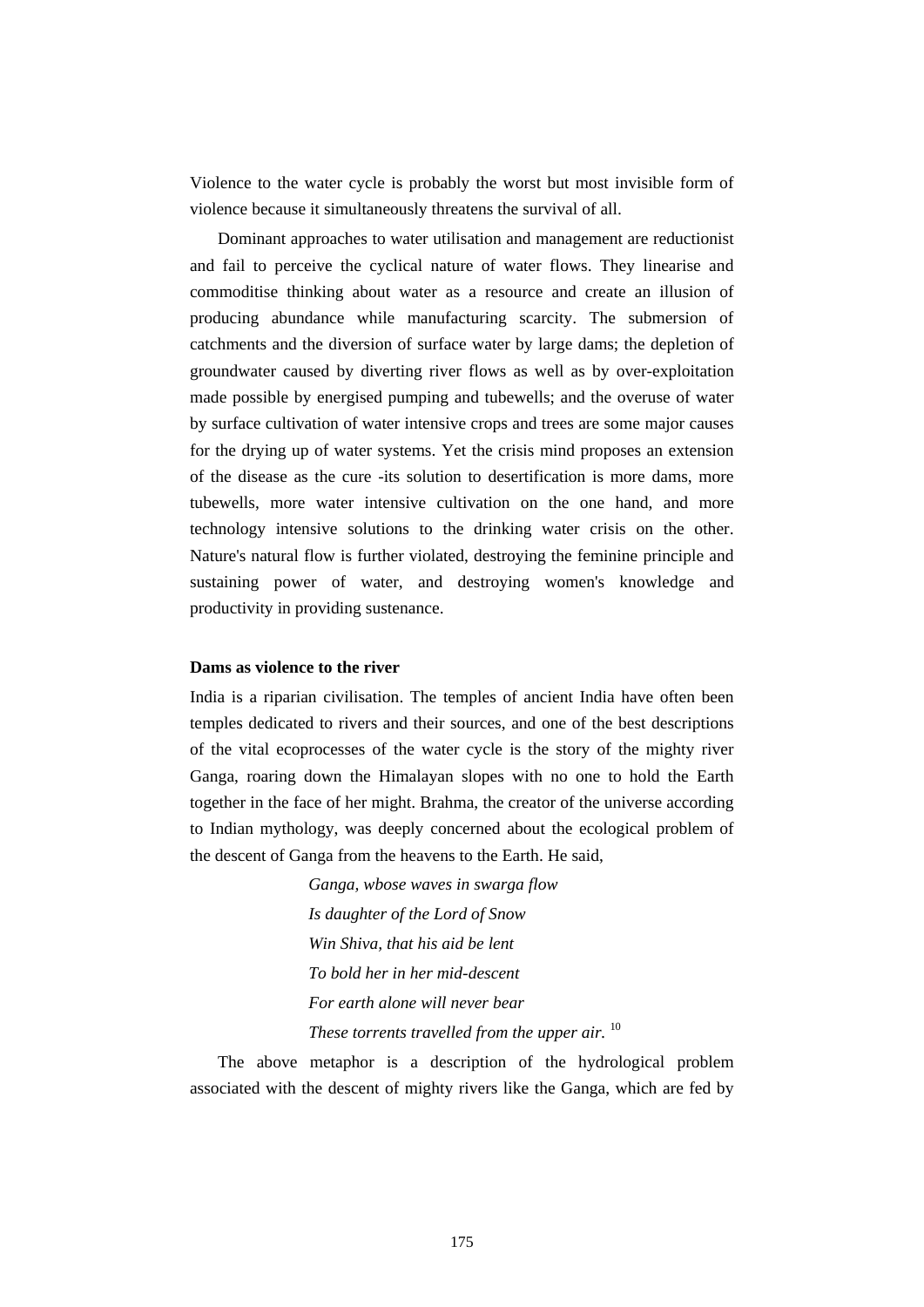Violence to the water cycle is probably the worst but most invisible form of violence because it simultaneously threatens the survival of all.

Dominant approaches to water utilisation and management are reductionist and fail to perceive the cyclical nature of water flows. They linearise and commoditise thinking about water as a resource and create an illusion of producing abundance while manufacturing scarcity. The submersion of catchments and the diversion of surface water by large dams; the depletion of groundwater caused by diverting river flows as well as by over-exploitation made possible by energised pumping and tubewells; and the overuse of water by surface cultivation of water intensive crops and trees are some major causes for the drying up of water systems. Yet the crisis mind proposes an extension of the disease as the cure -its solution to desertification is more dams, more tubewells, more water intensive cultivation on the one hand, and more technology intensive solutions to the drinking water crisis on the other. Nature's natural flow is further violated, destroying the feminine principle and sustaining power of water, and destroying women's knowledge and productivity in providing sustenance.

**Dams as violence to the river**

India is a riparian civilisation. The temples of ancient India have often been temples dedicated to rivers and their sources, and one of the best descriptions of the vital ecoprocesses of the water cycle is the story of the mighty river Ganga, roaring down the Himalayan slopes with no one to hold the Earth together in the face of her might. Brahma, the creator of the universe according to Indian mythology, was deeply concerned about the ecological problem of the descent of Ganga from the heavens to the Earth. He said,

> *Ganga, wbose waves in swarga flow*
> *Is daughter of the Lord of Snow*
> *Win Shiva, that his aid be lent*
> *To bold her in her mid-descent*
> *For earth alone will never bear*
> *These torrents travelled from the upper air.* [10]

The above metaphor is a description of the hydrological problem associated with the descent of mighty rivers like the Ganga, which are fed by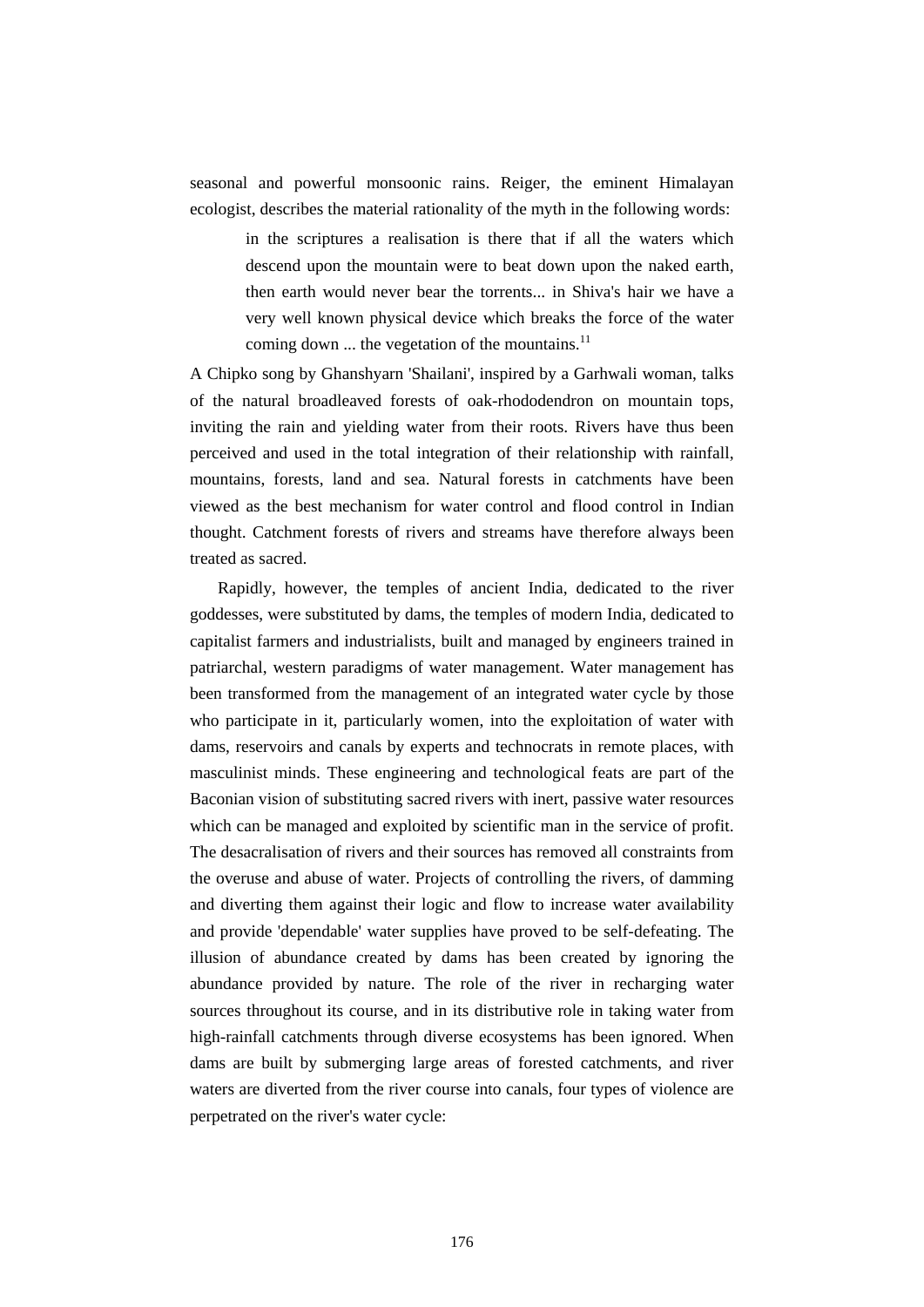seasonal and powerful monsoonic rains. Reiger, the eminent Himalayan ecologist, describes the material rationality of the myth in the following words:

> in the scriptures a realisation is there that if all the waters which descend upon the mountain were to beat down upon the naked earth, then earth would never bear the torrents... in Shiva's hair we have a very well known physical device which breaks the force of the water coming down ... the vegetation of the mountains.[11]

A Chipko song by Ghanshyarn 'Shailani', inspired by a Garhwali woman, talks of the natural broadleaved forests of oak-rhododendron on mountain tops, inviting the rain and yielding water from their roots. Rivers have thus been perceived and used in the total integration of their relationship with rainfall, mountains, forests, land and sea. Natural forests in catchments have been viewed as the best mechanism for water control and flood control in Indian thought. Catchment forests of rivers and streams have therefore always been treated as sacred.

Rapidly, however, the temples of ancient India, dedicated to the river goddesses, were substituted by dams, the temples of modern India, dedicated to capitalist farmers and industrialists, built and managed by engineers trained in patriarchal, western paradigms of water management. Water management has been transformed from the management of an integrated water cycle by those who participate in it, particularly women, into the exploitation of water with dams, reservoirs and canals by experts and technocrats in remote places, with masculinist minds. These engineering and technological feats are part of the Baconian vision of substituting sacred rivers with inert, passive water resources which can be managed and exploited by scientific man in the service of profit. The desacralisation of rivers and their sources has removed all constraints from the overuse and abuse of water. Projects of controlling the rivers, of damming and diverting them against their logic and flow to increase water availability and provide 'dependable' water supplies have proved to be self-defeating. The illusion of abundance created by dams has been created by ignoring the abundance provided by nature. The role of the river in recharging water sources throughout its course, and in its distributive role in taking water from high-rainfall catchments through diverse ecosystems has been ignored. When dams are built by submerging large areas of forested catchments, and river waters are diverted from the river course into canals, four types of violence are perpetrated on the river's water cycle: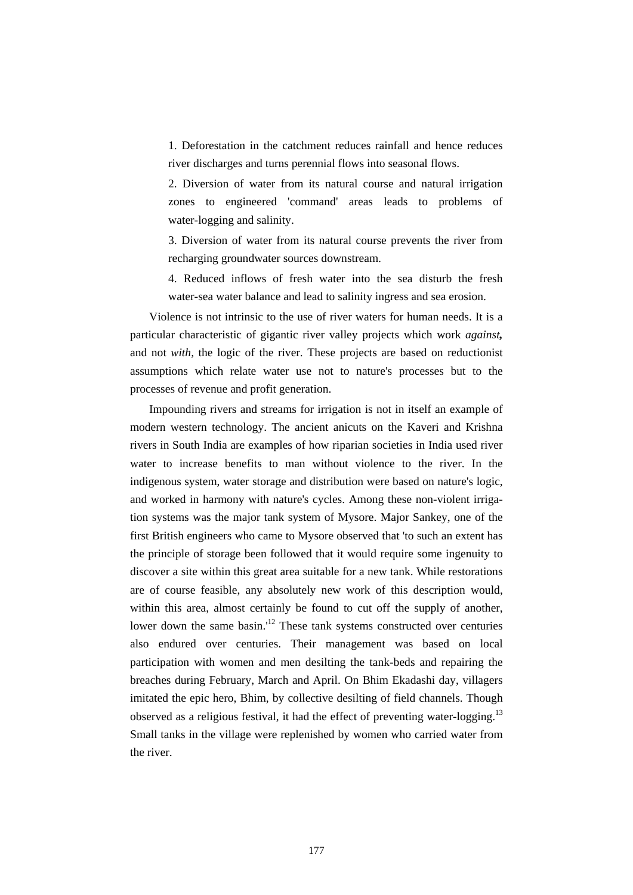1. Deforestation in the catchment reduces rainfall and hence reduces river discharges and turns perennial flows into seasonal flows.

2. Diversion of water from its natural course and natural irrigation zones to engineered 'command' areas leads to problems of water-logging and salinity.

3. Diversion of water from its natural course prevents the river from recharging groundwater sources downstream.

4. Reduced inflows of fresh water into the sea disturb the fresh water-sea water balance and lead to salinity ingress and sea erosion.

Violence is not intrinsic to the use of river waters for human needs. It is a particular characteristic of gigantic river valley projects which work *against*, and not *with*, the logic of the river. These projects are based on reductionist assumptions which relate water use not to nature's processes but to the processes of revenue and profit generation.

Impounding rivers and streams for irrigation is not in itself an example of modern western technology. The ancient anicuts on the Kaveri and Krishna rivers in South India are examples of how riparian societies in India used river water to increase benefits to man without violence to the river. In the indigenous system, water storage and distribution were based on nature's logic, and worked in harmony with nature's cycles. Among these non-violent irrigation systems was the major tank system of Mysore. Major Sankey, one of the first British engineers who came to Mysore observed that 'to such an extent has the principle of storage been followed that it would require some ingenuity to discover a site within this great area suitable for a new tank. While restorations are of course feasible, any absolutely new work of this description would, within this area, almost certainly be found to cut off the supply of another, lower down the same basin.'[12] These tank systems constructed over centuries also endured over centuries. Their management was based on local participation with women and men desilting the tank-beds and repairing the breaches during February, March and April. On Bhim Ekadashi day, villagers imitated the epic hero, Bhim, by collective desilting of field channels. Though observed as a religious festival, it had the effect of preventing water-logging.[13] Small tanks in the village were replenished by women who carried water from the river.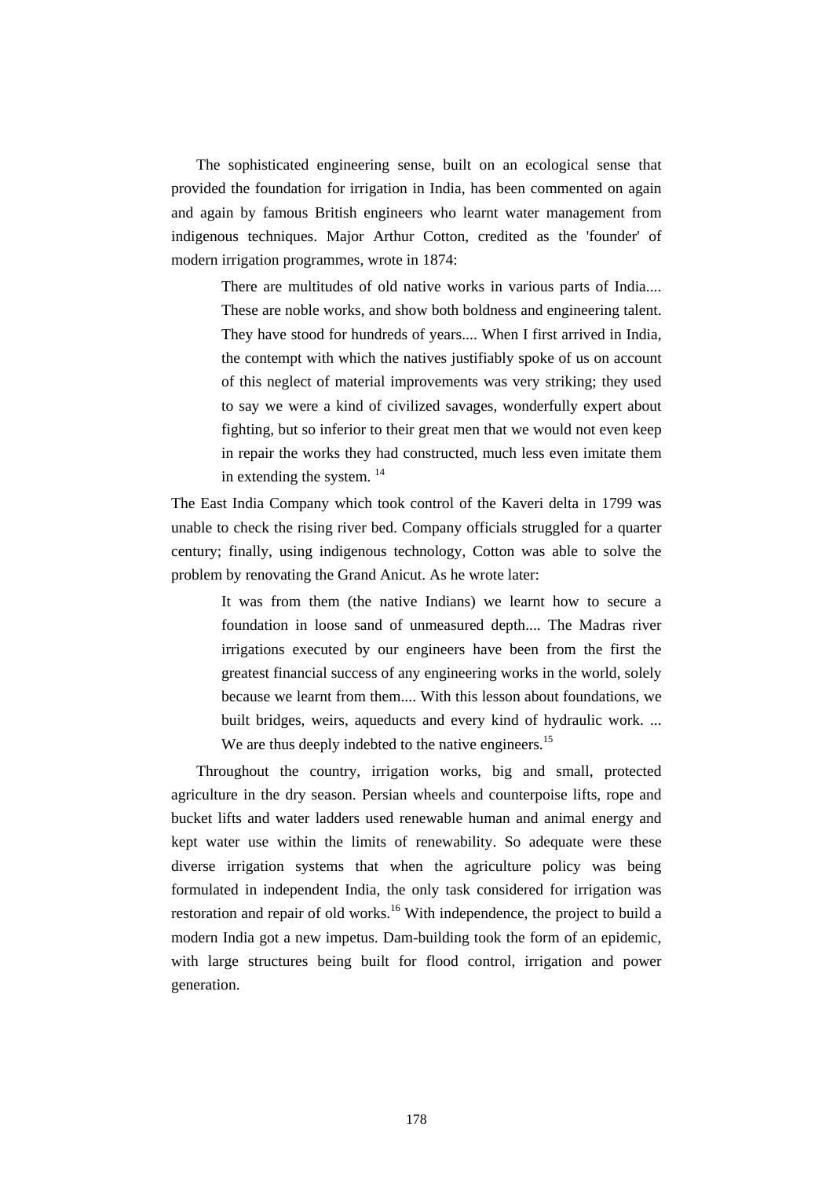The sophisticated engineering sense, built on an ecological sense that provided the foundation for irrigation in India, has been commented on again and again by famous British engineers who learnt water management from indigenous techniques. Major Arthur Cotton, credited as the 'founder' of modern irrigation programmes, wrote in 1874:

> There are multitudes of old native works in various parts of India.... These are noble works, and show both boldness and engineering talent. They have stood for hundreds of years.... When I first arrived in India, the contempt with which the natives justifiably spoke of us on account of this neglect of material improvements was very striking; they used to say we were a kind of civilized savages, wonderfully expert about fighting, but so inferior to their great men that we would not even keep in repair the works they had constructed, much less even imitate them in extending the system. [14]

The East India Company which took control of the Kaveri delta in 1799 was unable to check the rising river bed. Company officials struggled for a quarter century; finally, using indigenous technology, Cotton was able to solve the problem by renovating the Grand Anicut. As he wrote later:

> It was from them (the native Indians) we learnt how to secure a foundation in loose sand of unmeasured depth.... The Madras river irrigations executed by our engineers have been from the first the greatest financial success of any engineering works in the world, solely because we learnt from them.... With this lesson about foundations, we built bridges, weirs, aqueducts and every kind of hydraulic work. ... We are thus deeply indebted to the native engineers.[15]

Throughout the country, irrigation works, big and small, protected agriculture in the dry season. Persian wheels and counterpoise lifts, rope and bucket lifts and water ladders used renewable human and animal energy and kept water use within the limits of renewability. So adequate were these diverse irrigation systems that when the agriculture policy was being formulated in independent India, the only task considered for irrigation was restoration and repair of old works.[16] With independence, the project to build a modern India got a new impetus. Dam-building took the form of an epidemic, with large structures being built for flood control, irrigation and power generation.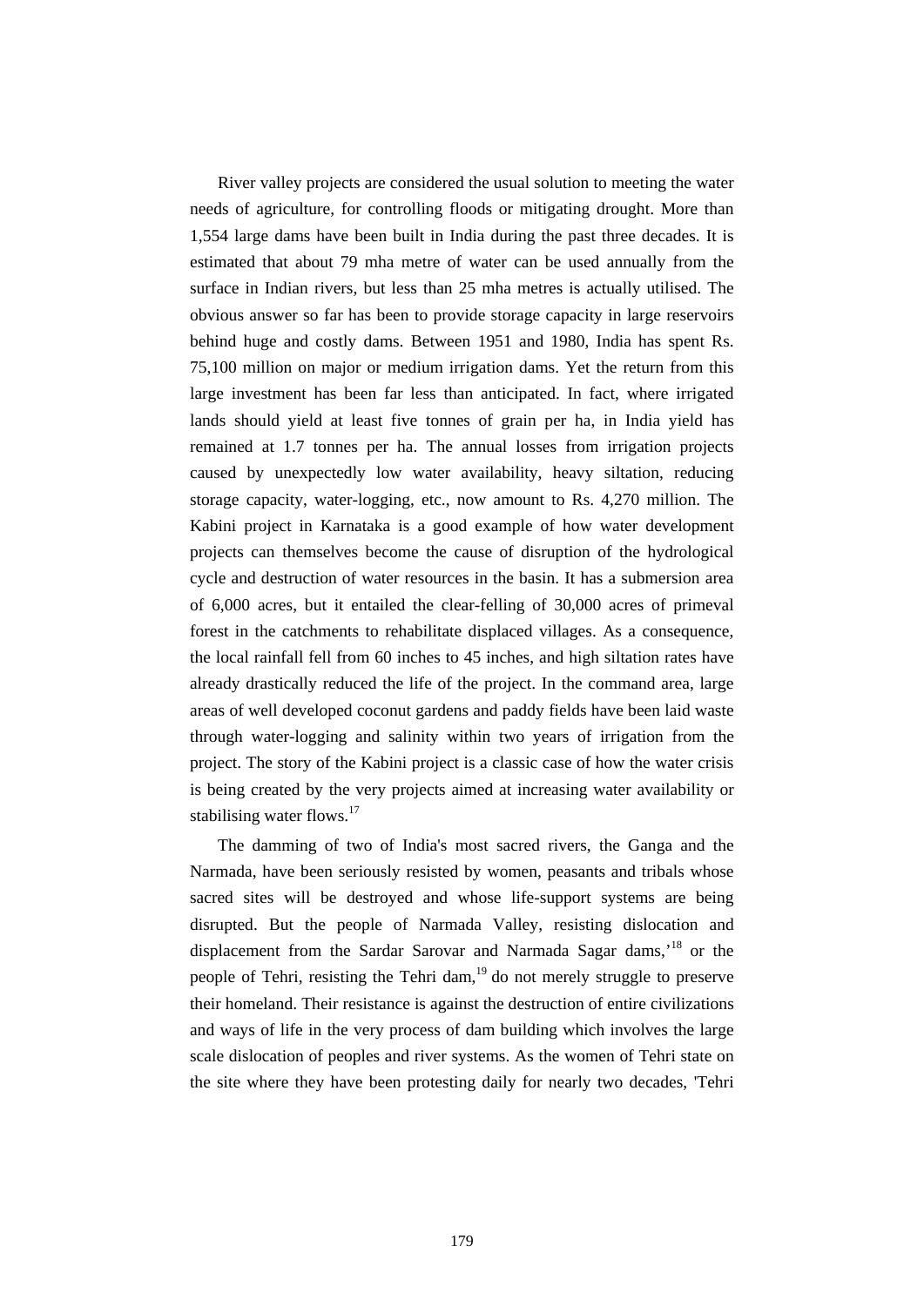River valley projects are considered the usual solution to meeting the water needs of agriculture, for controlling floods or mitigating drought. More than 1,554 large dams have been built in India during the past three decades. It is estimated that about 79 mha metre of water can be used annually from the surface in Indian rivers, but less than 25 mha metres is actually utilised. The obvious answer so far has been to provide storage capacity in large reservoirs behind huge and costly dams. Between 1951 and 1980, India has spent Rs. 75,100 million on major or medium irrigation dams. Yet the return from this large investment has been far less than anticipated. In fact, where irrigated lands should yield at least five tonnes of grain per ha, in India yield has remained at 1.7 tonnes per ha. The annual losses from irrigation projects caused by unexpectedly low water availability, heavy siltation, reducing storage capacity, water-logging, etc., now amount to Rs. 4,270 million. The Kabini project in Karnataka is a good example of how water development projects can themselves become the cause of disruption of the hydrological cycle and destruction of water resources in the basin. It has a submersion area of 6,000 acres, but it entailed the clear-felling of 30,000 acres of primeval forest in the catchments to rehabilitate displaced villages. As a consequence, the local rainfall fell from 60 inches to 45 inches, and high siltation rates have already drastically reduced the life of the project. In the command area, large areas of well developed coconut gardens and paddy fields have been laid waste through water-logging and salinity within two years of irrigation from the project. The story of the Kabini project is a classic case of how the water crisis is being created by the very projects aimed at increasing water availability or stabilising water flows.[17]

The damming of two of India's most sacred rivers, the Ganga and the Narmada, have been seriously resisted by women, peasants and tribals whose sacred sites will be destroyed and whose life-support systems are being disrupted. But the people of Narmada Valley, resisting dislocation and displacement from the Sardar Sarovar and Narmada Sagar dams,'[18] or the people of Tehri, resisting the Tehri dam,[19] do not merely struggle to preserve their homeland. Their resistance is against the destruction of entire civilizations and ways of life in the very process of dam building which involves the large scale dislocation of peoples and river systems. As the women of Tehri state on the site where they have been protesting daily for nearly two decades, 'Tehri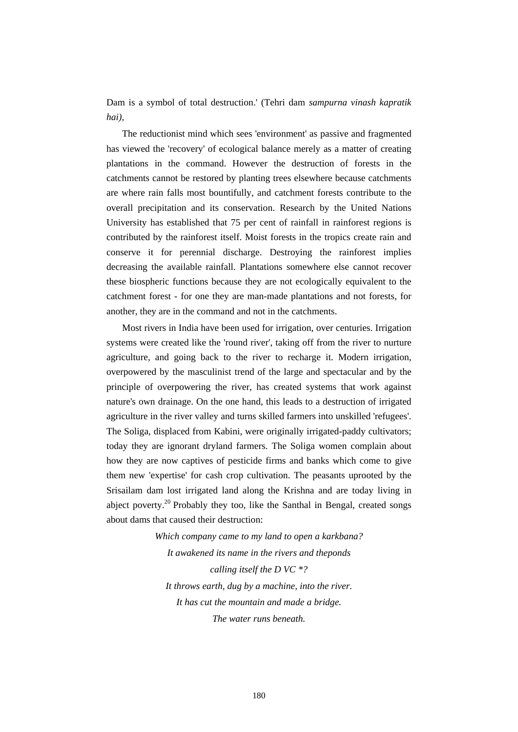Dam is a symbol of total destruction.' (Tehri dam *sampurna vinash kapratik hai),*

The reductionist mind which sees 'environment' as passive and fragmented has viewed the 'recovery' of ecological balance merely as a matter of creating plantations in the command. However the destruction of forests in the catchments cannot be restored by planting trees elsewhere because catchments are where rain falls most bountifully, and catchment forests contribute to the overall precipitation and its conservation. Research by the United Nations University has established that 75 per cent of rainfall in rainforest regions is contributed by the rainforest itself. Moist forests in the tropics create rain and conserve it for perennial discharge. Destroying the rainforest implies decreasing the available rainfall. Plantations somewhere else cannot recover these biospheric functions because they are not ecologically equivalent to the catchment forest - for one they are man-made plantations and not forests, for another, they are in the command and not in the catchments.

Most rivers in India have been used for irrigation, over centuries. Irrigation systems were created like the 'round river', taking off from the river to nurture agriculture, and going back to the river to recharge it. Modern irrigation, overpowered by the masculinist trend of the large and spectacular and by the principle of overpowering the river, has created systems that work against nature's own drainage. On the one hand, this leads to a destruction of irrigated agriculture in the river valley and turns skilled farmers into unskilled 'refugees'. The Soliga, displaced from Kabini, were originally irrigated-paddy cultivators; today they are ignorant dryland farmers. The Soliga women complain about how they are now captives of pesticide firms and banks which come to give them new 'expertise' for cash crop cultivation. The peasants uprooted by the Srisailam dam lost irrigated land along the Krishna and are today living in abject poverty.[20] Probably they too, like the Santhal in Bengal, created songs about dams that caused their destruction:

*Which company came to my land to open a karkbana?*  
*It awakened its name in the rivers and theponds*  
*calling itself the D VC *?*  
*It throws earth, dug by a machine, into the river.*  
*It has cut the mountain and made a bridge.*  
*The water runs beneath.*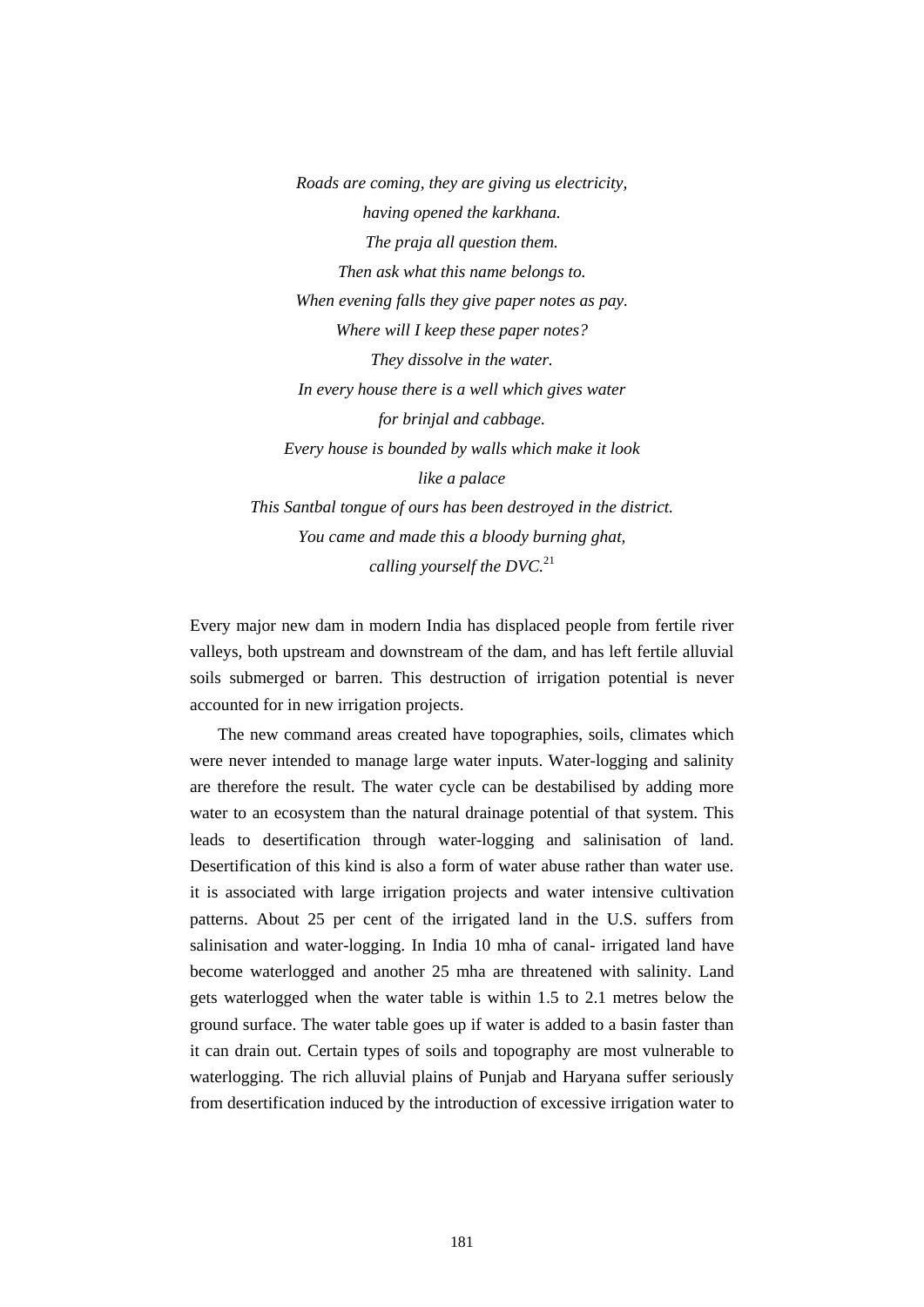*Roads are coming, they are giving us electricity,*
*having opened the karkhana.*
*The praja all question them.*
*Then ask what this name belongs to.*
*When evening falls they give paper notes as pay.*
*Where will I keep these paper notes?*
*They dissolve in the water.*
*In every house there is a well which gives water*
*for brinjal and cabbage.*
*Every house is bounded by walls which make it look*
*like a palace*
*This Santbal tongue of ours has been destroyed in the district.*
*You came and made this a bloody burning ghat,*
*calling yourself the DVC.*[21]

Every major new dam in modern India has displaced people from fertile river valleys, both upstream and downstream of the dam, and has left fertile alluvial soils submerged or barren. This destruction of irrigation potential is never accounted for in new irrigation projects.

The new command areas created have topographies, soils, climates which were never intended to manage large water inputs. Water-logging and salinity are therefore the result. The water cycle can be destabilised by adding more water to an ecosystem than the natural drainage potential of that system. This leads to desertification through water-logging and salinisation of land. Desertification of this kind is also a form of water abuse rather than water use. it is associated with large irrigation projects and water intensive cultivation patterns. About 25 per cent of the irrigated land in the U.S. suffers from salinisation and water-logging. In India 10 mha of canal- irrigated land have become waterlogged and another 25 mha are threatened with salinity. Land gets waterlogged when the water table is within 1.5 to 2.1 metres below the ground surface. The water table goes up if water is added to a basin faster than it can drain out. Certain types of soils and topography are most vulnerable to waterlogging. The rich alluvial plains of Punjab and Haryana suffer seriously from desertification induced by the introduction of excessive irrigation water to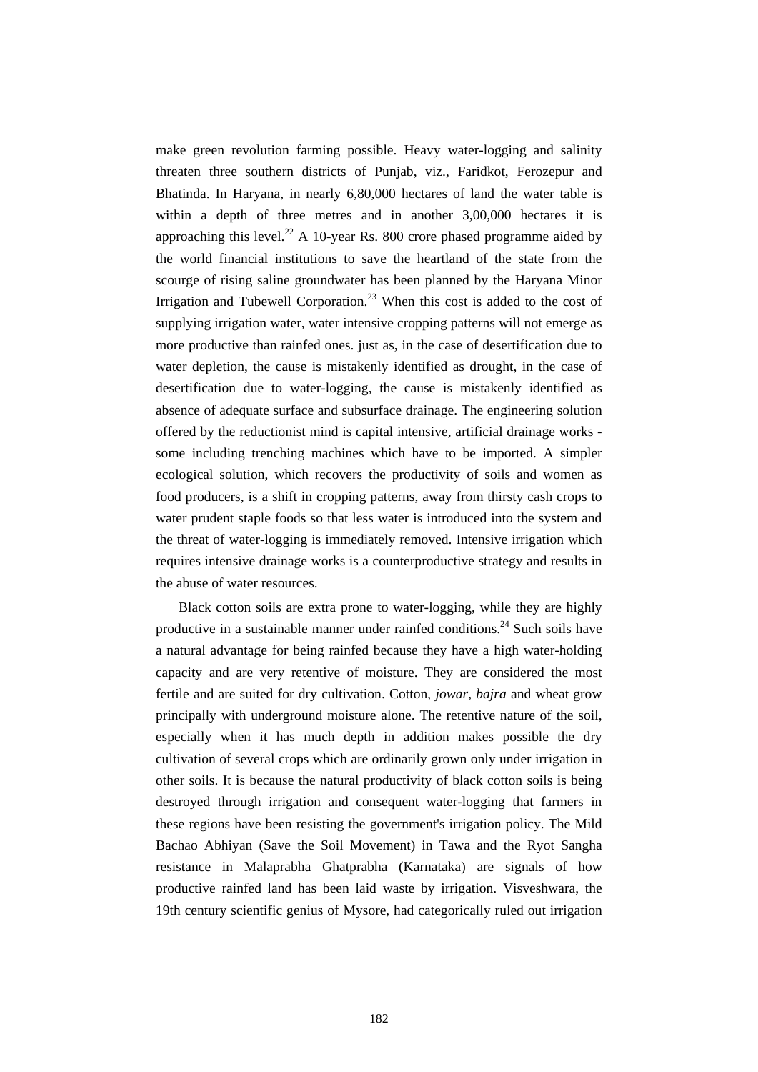make green revolution farming possible. Heavy water-logging and salinity threaten three southern districts of Punjab, viz., Faridkot, Ferozepur and Bhatinda. In Haryana, in nearly 6,80,000 hectares of land the water table is within a depth of three metres and in another 3,00,000 hectares it is approaching this level.[22] A 10-year Rs. 800 crore phased programme aided by the world financial institutions to save the heartland of the state from the scourge of rising saline groundwater has been planned by the Haryana Minor Irrigation and Tubewell Corporation.[23] When this cost is added to the cost of supplying irrigation water, water intensive cropping patterns will not emerge as more productive than rainfed ones. just as, in the case of desertification due to water depletion, the cause is mistakenly identified as drought, in the case of desertification due to water-logging, the cause is mistakenly identified as absence of adequate surface and subsurface drainage. The engineering solution offered by the reductionist mind is capital intensive, artificial drainage works - some including trenching machines which have to be imported. A simpler ecological solution, which recovers the productivity of soils and women as food producers, is a shift in cropping patterns, away from thirsty cash crops to water prudent staple foods so that less water is introduced into the system and the threat of water-logging is immediately removed. Intensive irrigation which requires intensive drainage works is a counterproductive strategy and results in the abuse of water resources.

Black cotton soils are extra prone to water-logging, while they are highly productive in a sustainable manner under rainfed conditions.[24] Such soils have a natural advantage for being rainfed because they have a high water-holding capacity and are very retentive of moisture. They are considered the most fertile and are suited for dry cultivation. Cotton, *jowar*, *bajra* and wheat grow principally with underground moisture alone. The retentive nature of the soil, especially when it has much depth in addition makes possible the dry cultivation of several crops which are ordinarily grown only under irrigation in other soils. It is because the natural productivity of black cotton soils is being destroyed through irrigation and consequent water-logging that farmers in these regions have been resisting the government's irrigation policy. The Mild Bachao Abhiyan (Save the Soil Movement) in Tawa and the Ryot Sangha resistance in Malaprabha Ghatprabha (Karnataka) are signals of how productive rainfed land has been laid waste by irrigation. Visveshwara, the 19th century scientific genius of Mysore, had categorically ruled out irrigation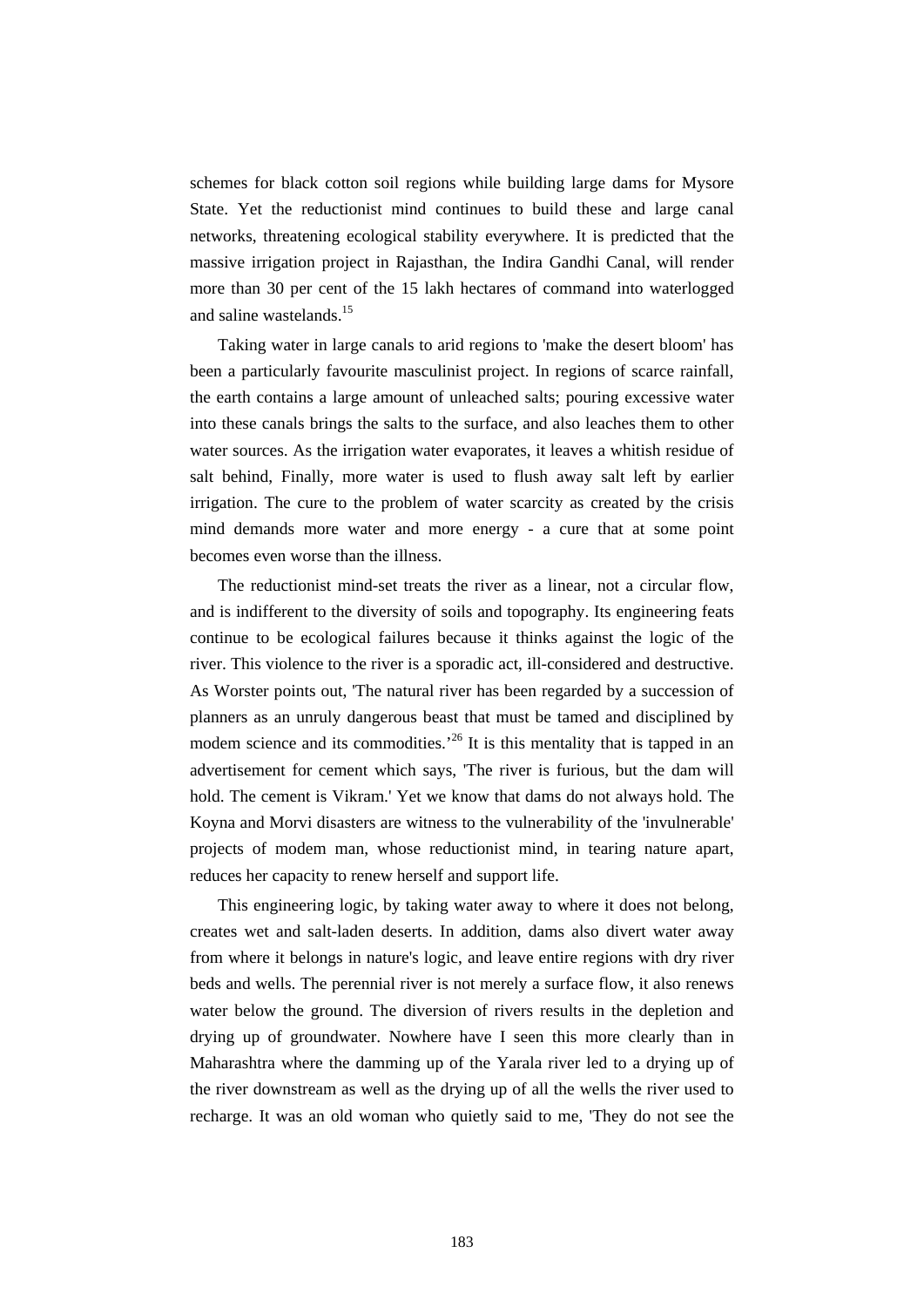schemes for black cotton soil regions while building large dams for Mysore State. Yet the reductionist mind continues to build these and large canal networks, threatening ecological stability everywhere. It is predicted that the massive irrigation project in Rajasthan, the Indira Gandhi Canal, will render more than 30 per cent of the 15 lakh hectares of command into waterlogged and saline wastelands.[15]

Taking water in large canals to arid regions to 'make the desert bloom' has been a particularly favourite masculinist project. In regions of scarce rainfall, the earth contains a large amount of unleached salts; pouring excessive water into these canals brings the salts to the surface, and also leaches them to other water sources. As the irrigation water evaporates, it leaves a whitish residue of salt behind, Finally, more water is used to flush away salt left by earlier irrigation. The cure to the problem of water scarcity as created by the crisis mind demands more water and more energy - a cure that at some point becomes even worse than the illness.

The reductionist mind-set treats the river as a linear, not a circular flow, and is indifferent to the diversity of soils and topography. Its engineering feats continue to be ecological failures because it thinks against the logic of the river. This violence to the river is a sporadic act, ill-considered and destructive. As Worster points out, 'The natural river has been regarded by a succession of planners as an unruly dangerous beast that must be tamed and disciplined by modem science and its commodities.'[26] It is this mentality that is tapped in an advertisement for cement which says, 'The river is furious, but the dam will hold. The cement is Vikram.' Yet we know that dams do not always hold. The Koyna and Morvi disasters are witness to the vulnerability of the 'invulnerable' projects of modem man, whose reductionist mind, in tearing nature apart, reduces her capacity to renew herself and support life.

This engineering logic, by taking water away to where it does not belong, creates wet and salt-laden deserts. In addition, dams also divert water away from where it belongs in nature's logic, and leave entire regions with dry river beds and wells. The perennial river is not merely a surface flow, it also renews water below the ground. The diversion of rivers results in the depletion and drying up of groundwater. Nowhere have I seen this more clearly than in Maharashtra where the damming up of the Yarala river led to a drying up of the river downstream as well as the drying up of all the wells the river used to recharge. It was an old woman who quietly said to me, 'They do not see the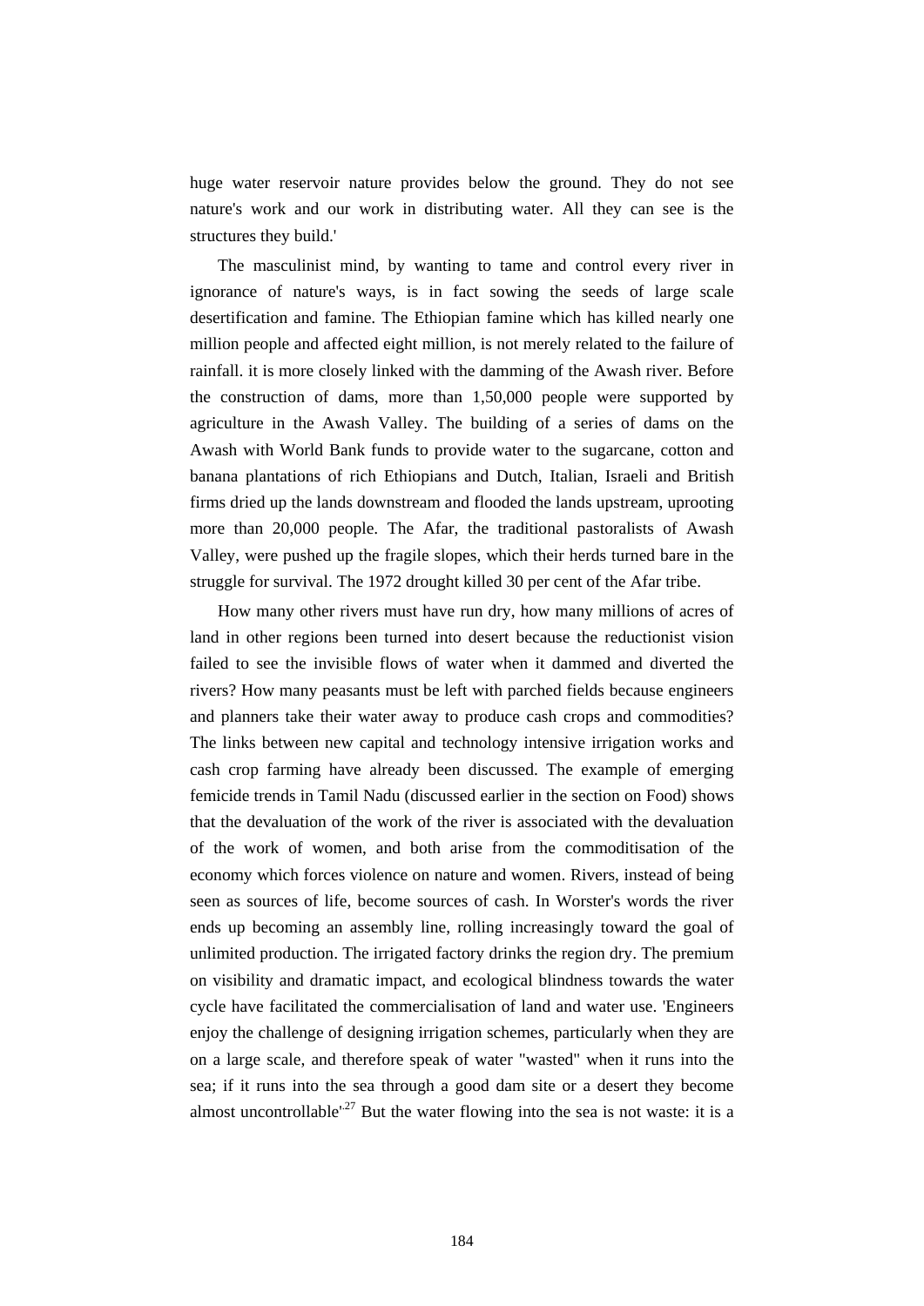huge water reservoir nature provides below the ground. They do not see nature's work and our work in distributing water. All they can see is the structures they build.'

The masculinist mind, by wanting to tame and control every river in ignorance of nature's ways, is in fact sowing the seeds of large scale desertification and famine. The Ethiopian famine which has killed nearly one million people and affected eight million, is not merely related to the failure of rainfall. it is more closely linked with the damming of the Awash river. Before the construction of dams, more than 1,50,000 people were supported by agriculture in the Awash Valley. The building of a series of dams on the Awash with World Bank funds to provide water to the sugarcane, cotton and banana plantations of rich Ethiopians and Dutch, Italian, Israeli and British firms dried up the lands downstream and flooded the lands upstream, uprooting more than 20,000 people. The Afar, the traditional pastoralists of Awash Valley, were pushed up the fragile slopes, which their herds turned bare in the struggle for survival. The 1972 drought killed 30 per cent of the Afar tribe.

How many other rivers must have run dry, how many millions of acres of land in other regions been turned into desert because the reductionist vision failed to see the invisible flows of water when it dammed and diverted the rivers? How many peasants must be left with parched fields because engineers and planners take their water away to produce cash crops and commodities? The links between new capital and technology intensive irrigation works and cash crop farming have already been discussed. The example of emerging femicide trends in Tamil Nadu (discussed earlier in the section on Food) shows that the devaluation of the work of the river is associated with the devaluation of the work of women, and both arise from the commoditisation of the economy which forces violence on nature and women. Rivers, instead of being seen as sources of life, become sources of cash. In Worster's words the river ends up becoming an assembly line, rolling increasingly toward the goal of unlimited production. The irrigated factory drinks the region dry. The premium on visibility and dramatic impact, and ecological blindness towards the water cycle have facilitated the commercialisation of land and water use. 'Engineers enjoy the challenge of designing irrigation schemes, particularly when they are on a large scale, and therefore speak of water "wasted" when it runs into the sea; if it runs into the sea through a good dam site or a desert they become almost uncontrollable'.[27] But the water flowing into the sea is not waste: it is a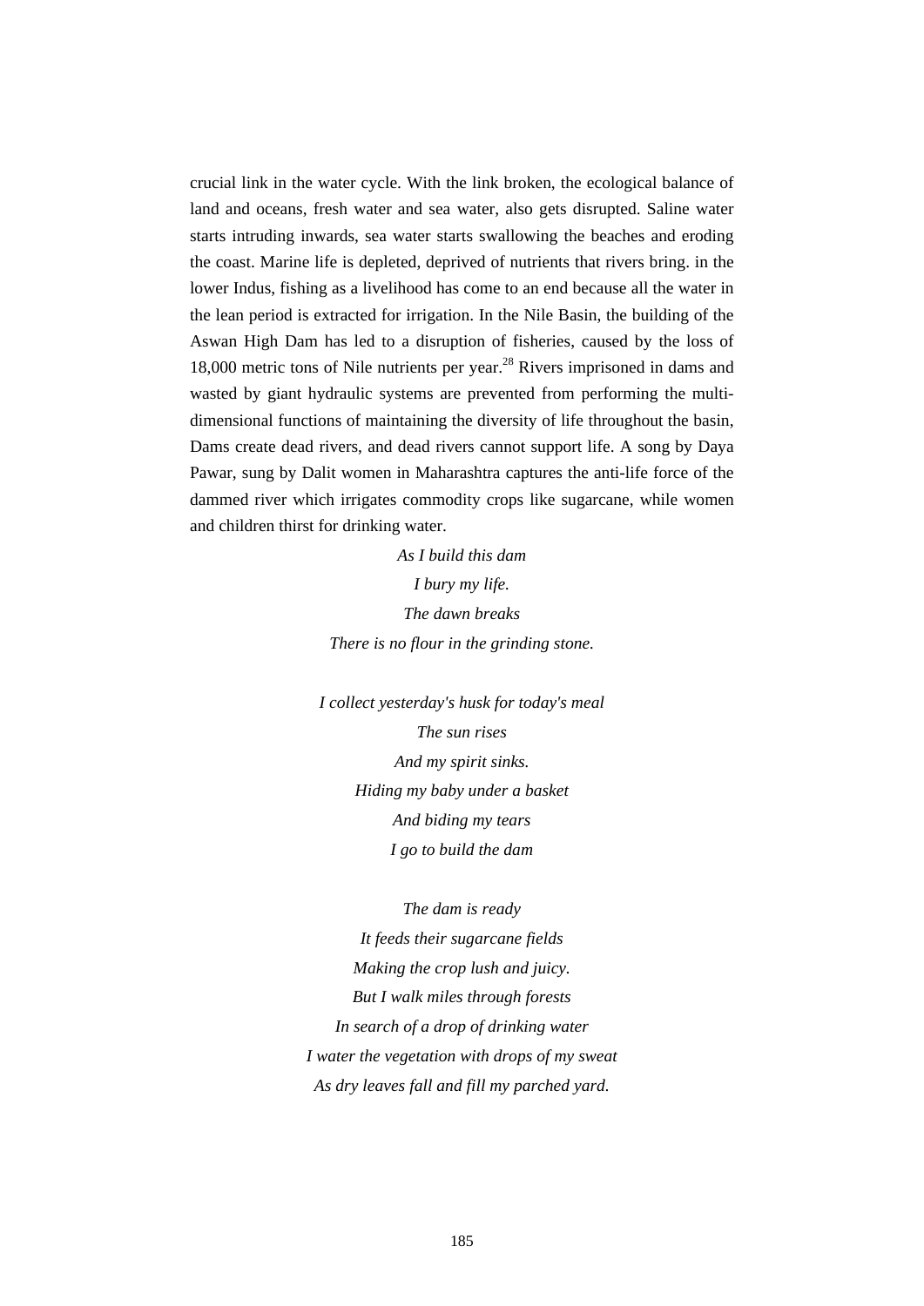crucial link in the water cycle. With the link broken, the ecological balance of land and oceans, fresh water and sea water, also gets disrupted. Saline water starts intruding inwards, sea water starts swallowing the beaches and eroding the coast. Marine life is depleted, deprived of nutrients that rivers bring. in the lower Indus, fishing as a livelihood has come to an end because all the water in the lean period is extracted for irrigation. In the Nile Basin, the building of the Aswan High Dam has led to a disruption of fisheries, caused by the loss of 18,000 metric tons of Nile nutrients per year.[28] Rivers imprisoned in dams and wasted by giant hydraulic systems are prevented from performing the multi-dimensional functions of maintaining the diversity of life throughout the basin, Dams create dead rivers, and dead rivers cannot support life. A song by Daya Pawar, sung by Dalit women in Maharashtra captures the anti-life force of the dammed river which irrigates commodity crops like sugarcane, while women and children thirst for drinking water.

*As I build this dam*
*I bury my life.*
*The dawn breaks*
*There is no flour in the grinding stone.*

*I collect yesterday's husk for today's meal*
*The sun rises*
*And my spirit sinks.*
*Hiding my baby under a basket*
*And biding my tears*
*I go to build the dam*

*The dam is ready*
*It feeds their sugarcane fields*
*Making the crop lush and juicy.*
*But I walk miles through forests*
*In search of a drop of drinking water*
*I water the vegetation with drops of my sweat*
*As dry leaves fall and fill my parched yard.*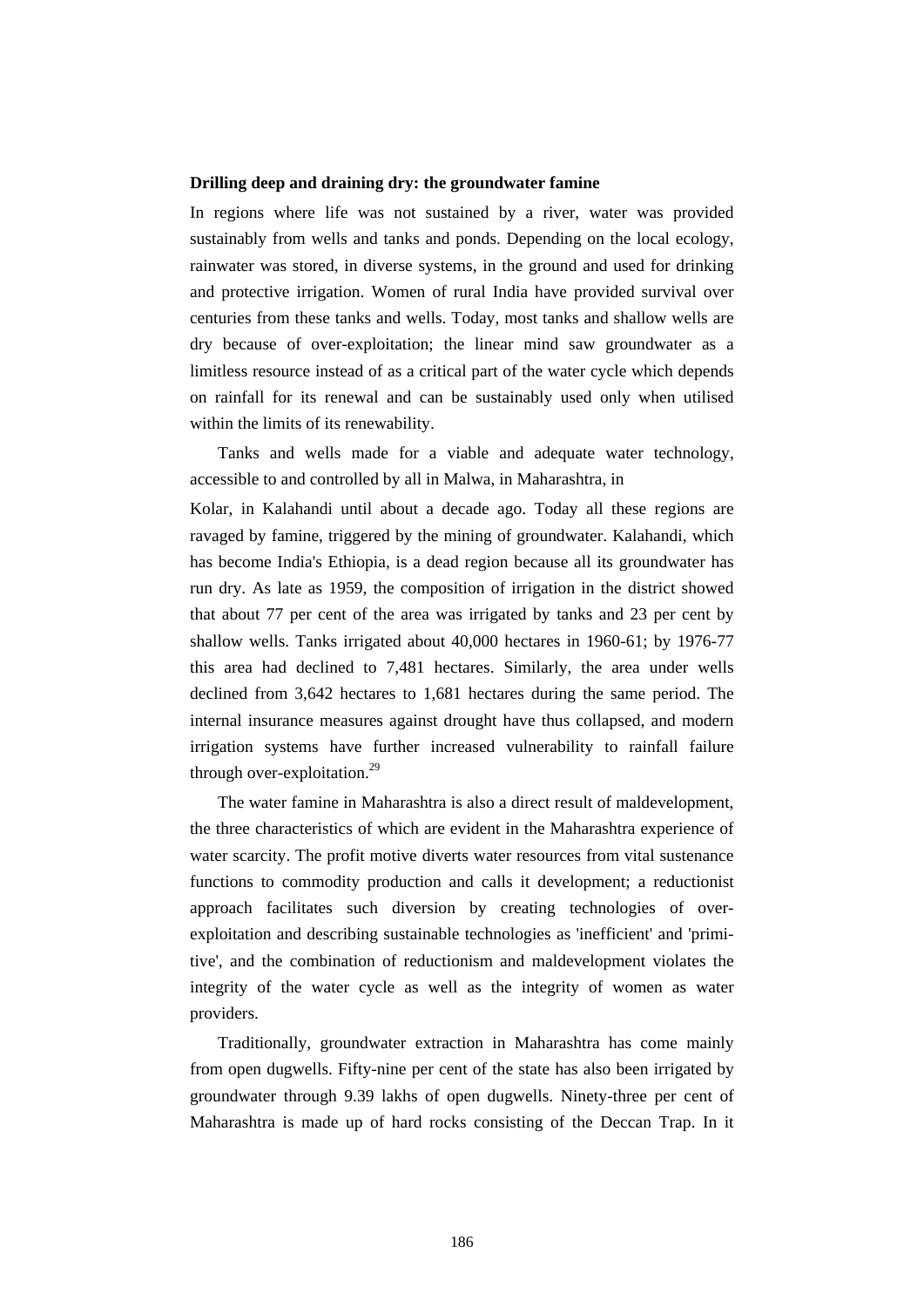**Drilling deep and draining dry: the groundwater famine**

In regions where life was not sustained by a river, water was provided sustainably from wells and tanks and ponds. Depending on the local ecology, rainwater was stored, in diverse systems, in the ground and used for drinking and protective irrigation. Women of rural India have provided survival over centuries from these tanks and wells. Today, most tanks and shallow wells are dry because of over-exploitation; the linear mind saw groundwater as a limitless resource instead of as a critical part of the water cycle which depends on rainfall for its renewal and can be sustainably used only when utilised within the limits of its renewability.

Tanks and wells made for a viable and adequate water technology, accessible to and controlled by all in Malwa, in Maharashtra, in Kolar, in Kalahandi until about a decade ago. Today all these regions are ravaged by famine, triggered by the mining of groundwater. Kalahandi, which has become India's Ethiopia, is a dead region because all its groundwater has run dry. As late as 1959, the composition of irrigation in the district showed that about 77 per cent of the area was irrigated by tanks and 23 per cent by shallow wells. Tanks irrigated about 40,000 hectares in 1960-61; by 1976-77 this area had declined to 7,481 hectares. Similarly, the area under wells declined from 3,642 hectares to 1,681 hectares during the same period. The internal insurance measures against drought have thus collapsed, and modern irrigation systems have further increased vulnerability to rainfall failure through over-exploitation.[29]

The water famine in Maharashtra is also a direct result of maldevelopment, the three characteristics of which are evident in the Maharashtra experience of water scarcity. The profit motive diverts water resources from vital sustenance functions to commodity production and calls it development; a reductionist approach facilitates such diversion by creating technologies of over-exploitation and describing sustainable technologies as 'inefficient' and 'primitive', and the combination of reductionism and maldevelopment violates the integrity of the water cycle as well as the integrity of women as water providers.

Traditionally, groundwater extraction in Maharashtra has come mainly from open dugwells. Fifty-nine per cent of the state has also been irrigated by groundwater through 9.39 lakhs of open dugwells. Ninety-three per cent of Maharashtra is made up of hard rocks consisting of the Deccan Trap. In it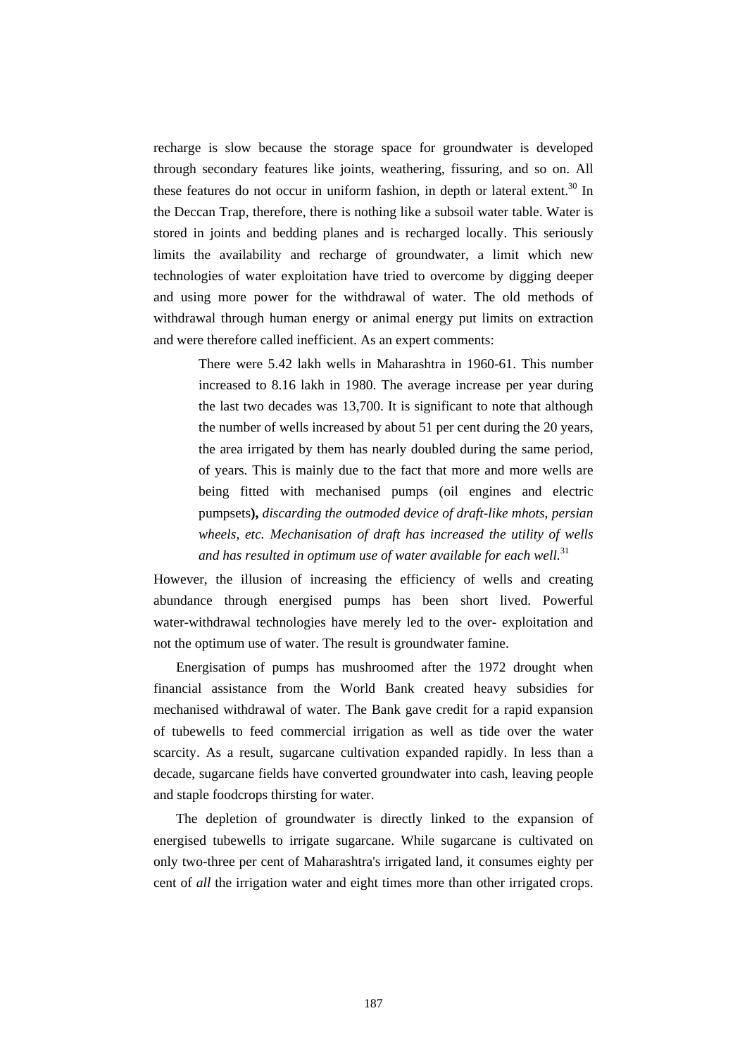recharge is slow because the storage space for groundwater is developed through secondary features like joints, weathering, fissuring, and so on. All these features do not occur in uniform fashion, in depth or lateral extent.[30] In the Deccan Trap, therefore, there is nothing like a subsoil water table. Water is stored in joints and bedding planes and is recharged locally. This seriously limits the availability and recharge of groundwater, a limit which new technologies of water exploitation have tried to overcome by digging deeper and using more power for the withdrawal of water. The old methods of withdrawal through human energy or animal energy put limits on extraction and were therefore called inefficient. As an expert comments:

> There were 5.42 lakh wells in Maharashtra in 1960-61. This number increased to 8.16 lakh in 1980. The average increase per year during the last two decades was 13,700. It is significant to note that although the number of wells increased by about 51 per cent during the 20 years, the area irrigated by them has nearly doubled during the same period, of years. This is mainly due to the fact that more and more wells are being fitted with mechanised pumps (oil engines and electric pumpsets**),** *discarding the outmoded device of draft-like mhots, persian wheels, etc. Mechanisation of draft has increased the utility of wells and has resulted in optimum use of water available for each well.*[31]

However, the illusion of increasing the efficiency of wells and creating abundance through energised pumps has been short lived. Powerful water-withdrawal technologies have merely led to the over- exploitation and not the optimum use of water. The result is groundwater famine.

Energisation of pumps has mushroomed after the 1972 drought when financial assistance from the World Bank created heavy subsidies for mechanised withdrawal of water. The Bank gave credit for a rapid expansion of tubewells to feed commercial irrigation as well as tide over the water scarcity. As a result, sugarcane cultivation expanded rapidly. In less than a decade, sugarcane fields have converted groundwater into cash, leaving people and staple foodcrops thirsting for water.

The depletion of groundwater is directly linked to the expansion of energised tubewells to irrigate sugarcane. While sugarcane is cultivated on only two-three per cent of Maharashtra's irrigated land, it consumes eighty per cent of *all* the irrigation water and eight times more than other irrigated crops.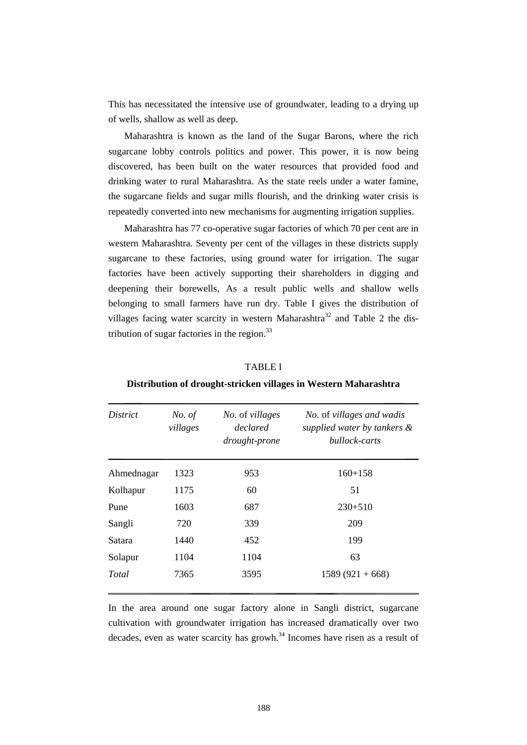This has necessitated the intensive use of groundwater, leading to a drying up of wells, shallow as well as deep.

Maharashtra is known as the land of the Sugar Barons, where the rich sugarcane lobby controls politics and power. This power, it is now being discovered, has been built on the water resources that provided food and drinking water to rural Maharashtra. As the state reels under a water famine, the sugarcane fields and sugar mills flourish, and the drinking water crisis is repeatedly converted into new mechanisms for augmenting irrigation supplies.

Maharashtra has 77 co-operative sugar factories of which 70 per cent are in western Maharashtra. Seventy per cent of the villages in these districts supply sugarcane to these factories, using ground water for irrigation. The sugar factories have been actively supporting their shareholders in digging and deepening their borewells, As a result public wells and shallow wells belonging to small farmers have run dry. Table I gives the distribution of villages facing water scarcity in western Maharashtra[32] and Table 2 the distribution of sugar factories in the region.[33]

TABLE I

**Distribution of drought-stricken villages in Western Maharashtra**

| *District* | *No. of villages* | *No.* of *villages declared drought-prone* | *No.* of *villages and wadis supplied water by tankers & bullock-carts* |
|---|---|---|---|
| Ahmednagar | 1323 | 953 | 160+158 |
| Kolhapur | 1175 | 60 | 51 |
| Pune | 1603 | 687 | 230+510 |
| Sangli | 720 | 339 | 209 |
| Satara | 1440 | 452 | 199 |
| Solapur | 1104 | 1104 | 63 |
| *Total* | 7365 | 3595 | 1589 (921 + 668) |

In the area around one sugar factory alone in Sangli district, sugarcane cultivation with groundwater irrigation has increased dramatically over two decades, even as water scarcity has growh.[34] Incomes have risen as a result of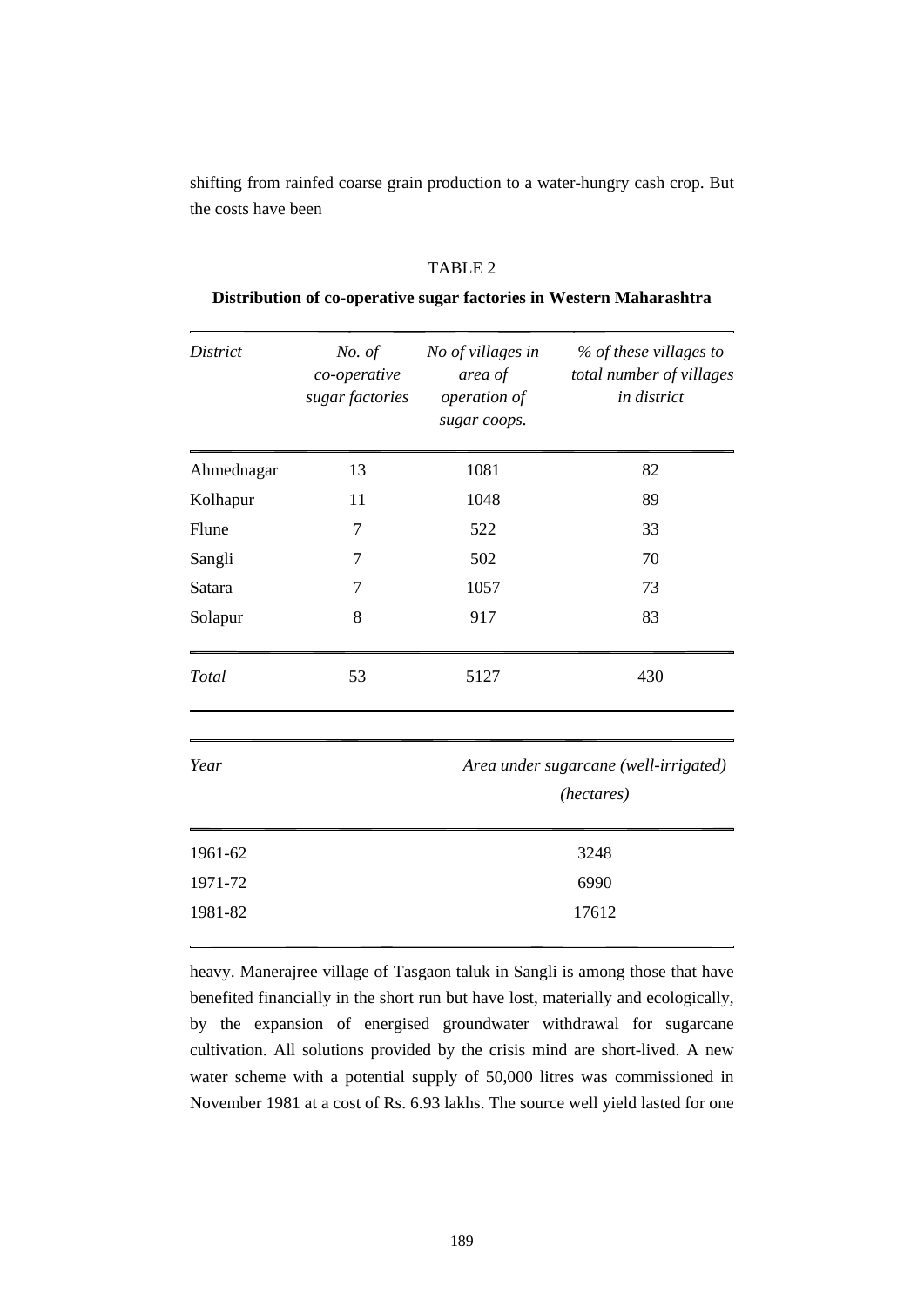shifting from rainfed coarse grain production to a water-hungry cash crop. But the costs have been

TABLE 2

**Distribution of co-operative sugar factories in Western Maharashtra**

| *District* | *No. of co-operative sugar factories* | *No of villages in area of operation of sugar coops.* | *% of these villages to total number of villages in district* |
|---|---|---|---|
| Ahmednagar | 13 | 1081 | 82 |
| Kolhapur | 11 | 1048 | 89 |
| Flune | 7 | 522 | 33 |
| Sangli | 7 | 502 | 70 |
| Satara | 7 | 1057 | 73 |
| Solapur | 8 | 917 | 83 |
| *Total* | 53 | 5127 | 430 |

| *Year* | *Area under sugarcane (well-irrigated) (hectares)* |
|---|---|
| 1961-62 | 3248 |
| 1971-72 | 6990 |
| 1981-82 | 17612 |

heavy. Manerajree village of Tasgaon taluk in Sangli is among those that have benefited financially in the short run but have lost, materially and ecologically, by the expansion of energised groundwater withdrawal for sugarcane cultivation. All solutions provided by the crisis mind are short-lived. A new water scheme with a potential supply of 50,000 litres was commissioned in November 1981 at a cost of Rs. 6.93 lakhs. The source well yield lasted for one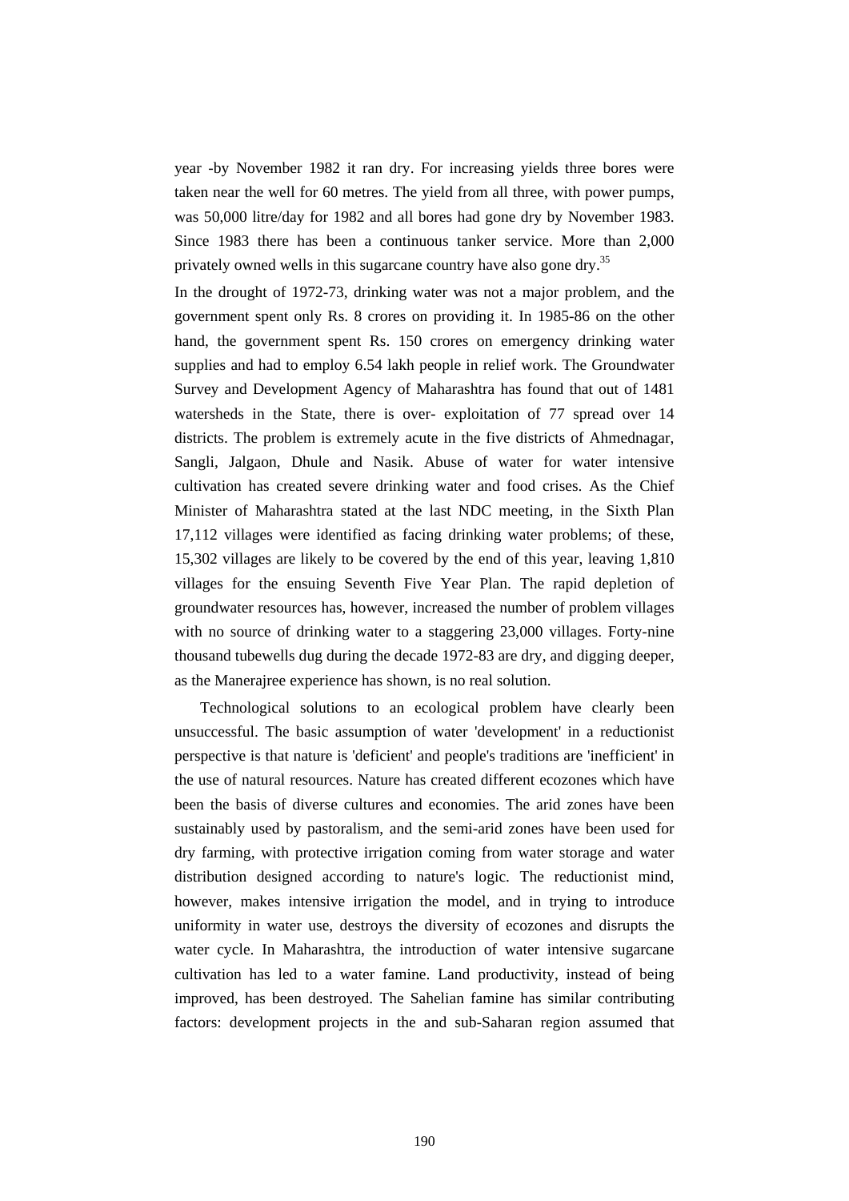year -by November 1982 it ran dry. For increasing yields three bores were taken near the well for 60 metres. The yield from all three, with power pumps, was 50,000 litre/day for 1982 and all bores had gone dry by November 1983. Since 1983 there has been a continuous tanker service. More than 2,000 privately owned wells in this sugarcane country have also gone dry.[35]

In the drought of 1972-73, drinking water was not a major problem, and the government spent only Rs. 8 crores on providing it. In 1985-86 on the other hand, the government spent Rs. 150 crores on emergency drinking water supplies and had to employ 6.54 lakh people in relief work. The Groundwater Survey and Development Agency of Maharashtra has found that out of 1481 watersheds in the State, there is over- exploitation of 77 spread over 14 districts. The problem is extremely acute in the five districts of Ahmednagar, Sangli, Jalgaon, Dhule and Nasik. Abuse of water for water intensive cultivation has created severe drinking water and food crises. As the Chief Minister of Maharashtra stated at the last NDC meeting, in the Sixth Plan 17,112 villages were identified as facing drinking water problems; of these, 15,302 villages are likely to be covered by the end of this year, leaving 1,810 villages for the ensuing Seventh Five Year Plan. The rapid depletion of groundwater resources has, however, increased the number of problem villages with no source of drinking water to a staggering 23,000 villages. Forty-nine thousand tubewells dug during the decade 1972-83 are dry, and digging deeper, as the Manerajree experience has shown, is no real solution.

Technological solutions to an ecological problem have clearly been unsuccessful. The basic assumption of water 'development' in a reductionist perspective is that nature is 'deficient' and people's traditions are 'inefficient' in the use of natural resources. Nature has created different ecozones which have been the basis of diverse cultures and economies. The arid zones have been sustainably used by pastoralism, and the semi-arid zones have been used for dry farming, with protective irrigation coming from water storage and water distribution designed according to nature's logic. The reductionist mind, however, makes intensive irrigation the model, and in trying to introduce uniformity in water use, destroys the diversity of ecozones and disrupts the water cycle. In Maharashtra, the introduction of water intensive sugarcane cultivation has led to a water famine. Land productivity, instead of being improved, has been destroyed. The Sahelian famine has similar contributing factors: development projects in the and sub-Saharan region assumed that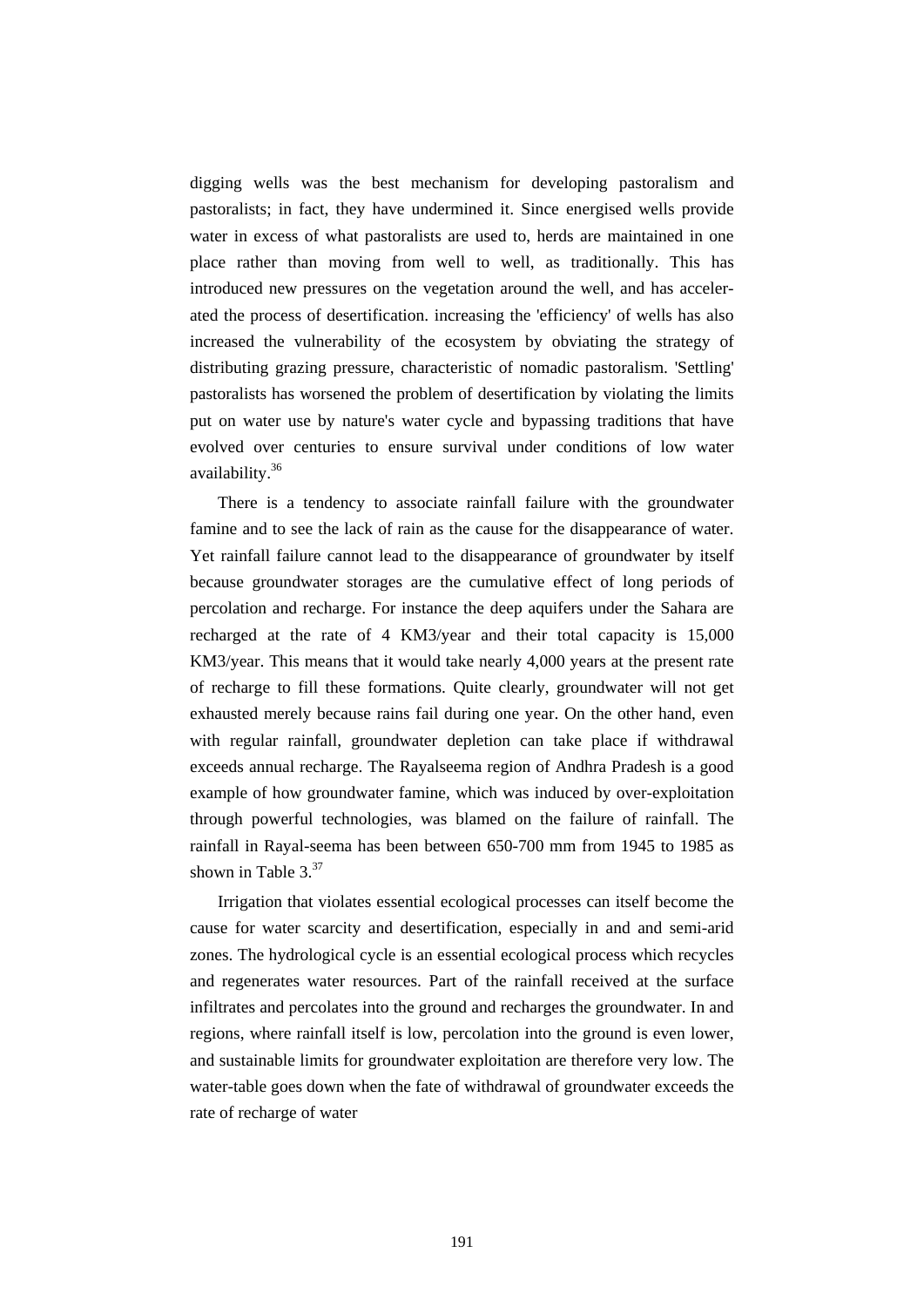digging wells was the best mechanism for developing pastoralism and pastoralists; in fact, they have undermined it. Since energised wells provide water in excess of what pastoralists are used to, herds are maintained in one place rather than moving from well to well, as traditionally. This has introduced new pressures on the vegetation around the well, and has accelerated the process of desertification. increasing the 'efficiency' of wells has also increased the vulnerability of the ecosystem by obviating the strategy of distributing grazing pressure, characteristic of nomadic pastoralism. 'Settling' pastoralists has worsened the problem of desertification by violating the limits put on water use by nature's water cycle and bypassing traditions that have evolved over centuries to ensure survival under conditions of low water availability.[36]

There is a tendency to associate rainfall failure with the groundwater famine and to see the lack of rain as the cause for the disappearance of water. Yet rainfall failure cannot lead to the disappearance of groundwater by itself because groundwater storages are the cumulative effect of long periods of percolation and recharge. For instance the deep aquifers under the Sahara are recharged at the rate of 4 KM3/year and their total capacity is 15,000 KM3/year. This means that it would take nearly 4,000 years at the present rate of recharge to fill these formations. Quite clearly, groundwater will not get exhausted merely because rains fail during one year. On the other hand, even with regular rainfall, groundwater depletion can take place if withdrawal exceeds annual recharge. The Rayalseema region of Andhra Pradesh is a good example of how groundwater famine, which was induced by over-exploitation through powerful technologies, was blamed on the failure of rainfall. The rainfall in Rayal-seema has been between 650-700 mm from 1945 to 1985 as shown in Table 3.[37]

Irrigation that violates essential ecological processes can itself become the cause for water scarcity and desertification, especially in and and semi-arid zones. The hydrological cycle is an essential ecological process which recycles and regenerates water resources. Part of the rainfall received at the surface infiltrates and percolates into the ground and recharges the groundwater. In and regions, where rainfall itself is low, percolation into the ground is even lower, and sustainable limits for groundwater exploitation are therefore very low. The water-table goes down when the fate of withdrawal of groundwater exceeds the rate of recharge of water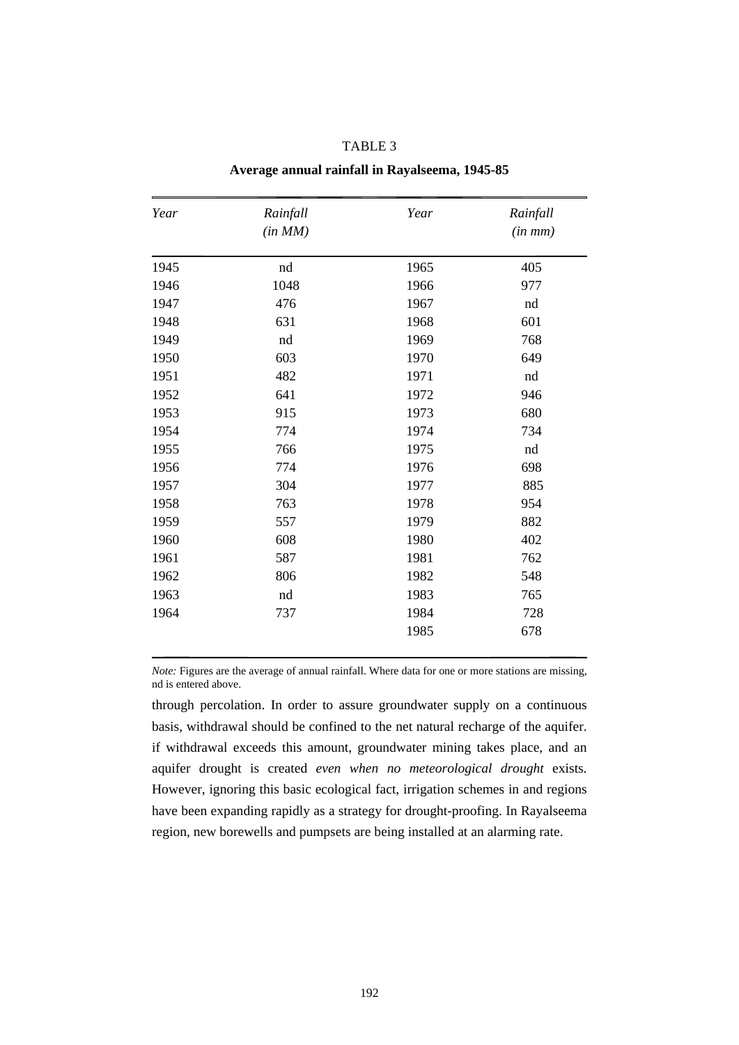TABLE 3

**Average annual rainfall in Rayalseema, 1945-85**

| *Year* | *Rainfall (in MM)* | *Year* | *Rainfall (in mm)* |
|---|---|---|---|
| 1945 | nd | 1965 | 405 |
| 1946 | 1048 | 1966 | 977 |
| 1947 | 476 | 1967 | nd |
| 1948 | 631 | 1968 | 601 |
| 1949 | nd | 1969 | 768 |
| 1950 | 603 | 1970 | 649 |
| 1951 | 482 | 1971 | nd |
| 1952 | 641 | 1972 | 946 |
| 1953 | 915 | 1973 | 680 |
| 1954 | 774 | 1974 | 734 |
| 1955 | 766 | 1975 | nd |
| 1956 | 774 | 1976 | 698 |
| 1957 | 304 | 1977 | 885 |
| 1958 | 763 | 1978 | 954 |
| 1959 | 557 | 1979 | 882 |
| 1960 | 608 | 1980 | 402 |
| 1961 | 587 | 1981 | 762 |
| 1962 | 806 | 1982 | 548 |
| 1963 | nd | 1983 | 765 |
| 1964 | 737 | 1984 | 728 |
| | | 1985 | 678 |

*Note:* Figures are the average of annual rainfall. Where data for one or more stations are missing, nd is entered above.

through percolation. In order to assure groundwater supply on a continuous basis, withdrawal should be confined to the net natural recharge of the aquifer. if withdrawal exceeds this amount, groundwater mining takes place, and an aquifer drought is created *even when no meteorological drought* exists. However, ignoring this basic ecological fact, irrigation schemes in and regions have been expanding rapidly as a strategy for drought-proofing. In Rayalseema region, new borewells and pumpsets are being installed at an alarming rate.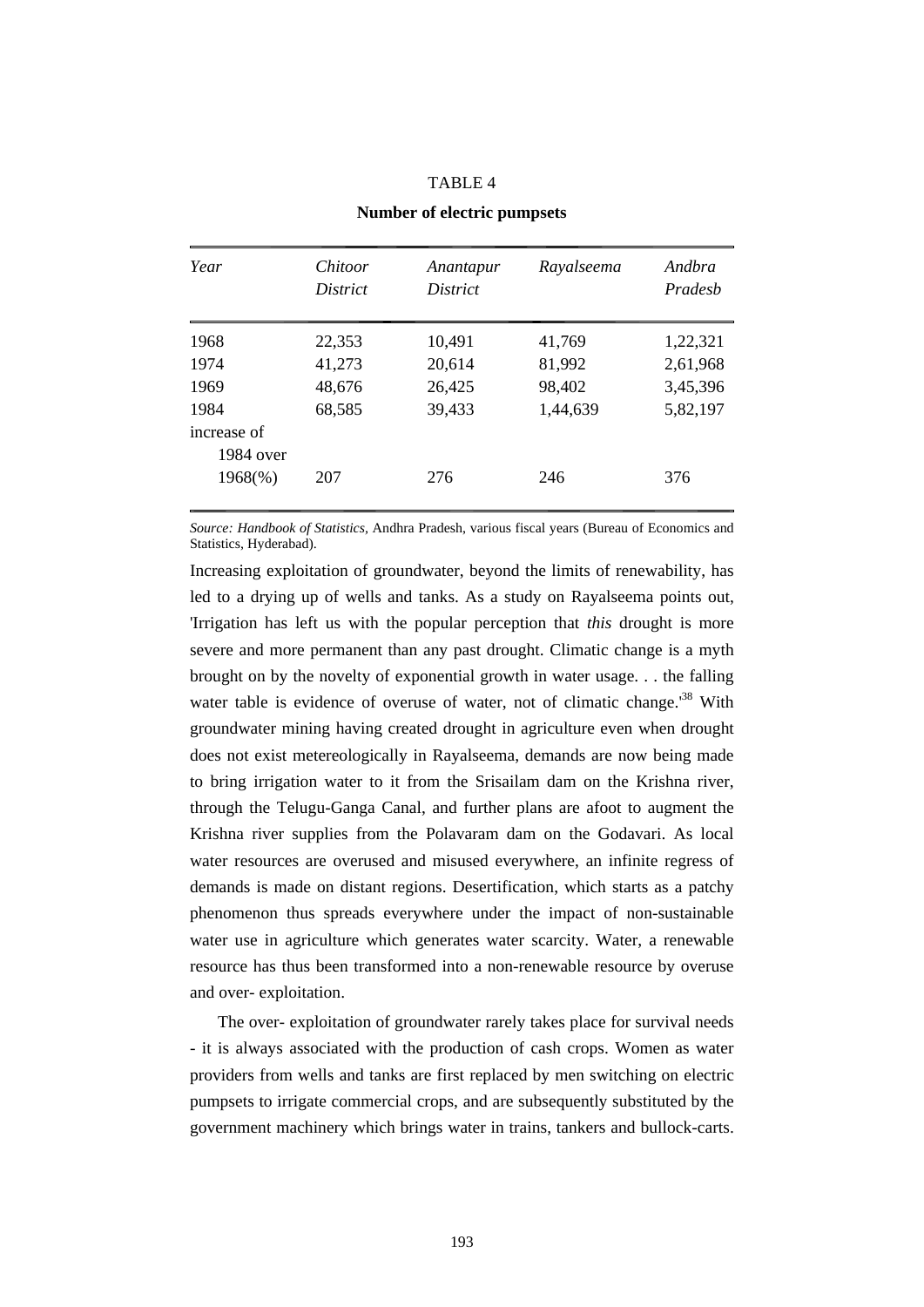TABLE 4

**Number of electric pumpsets**

| *Year* | *Chitoor District* | *Anantapur District* | *Rayalseema* | *Andbra Pradesb* |
|---|---|---|---|---|
| 1968 | 22,353 | 10,491 | 41,769 | 1,22,321 |
| 1974 | 41,273 | 20,614 | 81,992 | 2,61,968 |
| 1969 | 48,676 | 26,425 | 98,402 | 3,45,396 |
| 1984 | 68,585 | 39,433 | 1,44,639 | 5,82,197 |
| increase of 1984 over 1968(%) | 207 | 276 | 246 | 376 |

*Source: Handbook of Statistics*, Andhra Pradesh, various fiscal years (Bureau of Economics and Statistics, Hyderabad).

Increasing exploitation of groundwater, beyond the limits of renewability, has led to a drying up of wells and tanks. As a study on Rayalseema points out, 'Irrigation has left us with the popular perception that *this* drought is more severe and more permanent than any past drought. Climatic change is a myth brought on by the novelty of exponential growth in water usage. . . the falling water table is evidence of overuse of water, not of climatic change.'[38] With groundwater mining having created drought in agriculture even when drought does not exist metereologically in Rayalseema, demands are now being made to bring irrigation water to it from the Srisailam dam on the Krishna river, through the Telugu-Ganga Canal, and further plans are afoot to augment the Krishna river supplies from the Polavaram dam on the Godavari. As local water resources are overused and misused everywhere, an infinite regress of demands is made on distant regions. Desertification, which starts as a patchy phenomenon thus spreads everywhere under the impact of non-sustainable water use in agriculture which generates water scarcity. Water, a renewable resource has thus been transformed into a non-renewable resource by overuse and over- exploitation.

The over- exploitation of groundwater rarely takes place for survival needs - it is always associated with the production of cash crops. Women as water providers from wells and tanks are first replaced by men switching on electric pumpsets to irrigate commercial crops, and are subsequently substituted by the government machinery which brings water in trains, tankers and bullock-carts.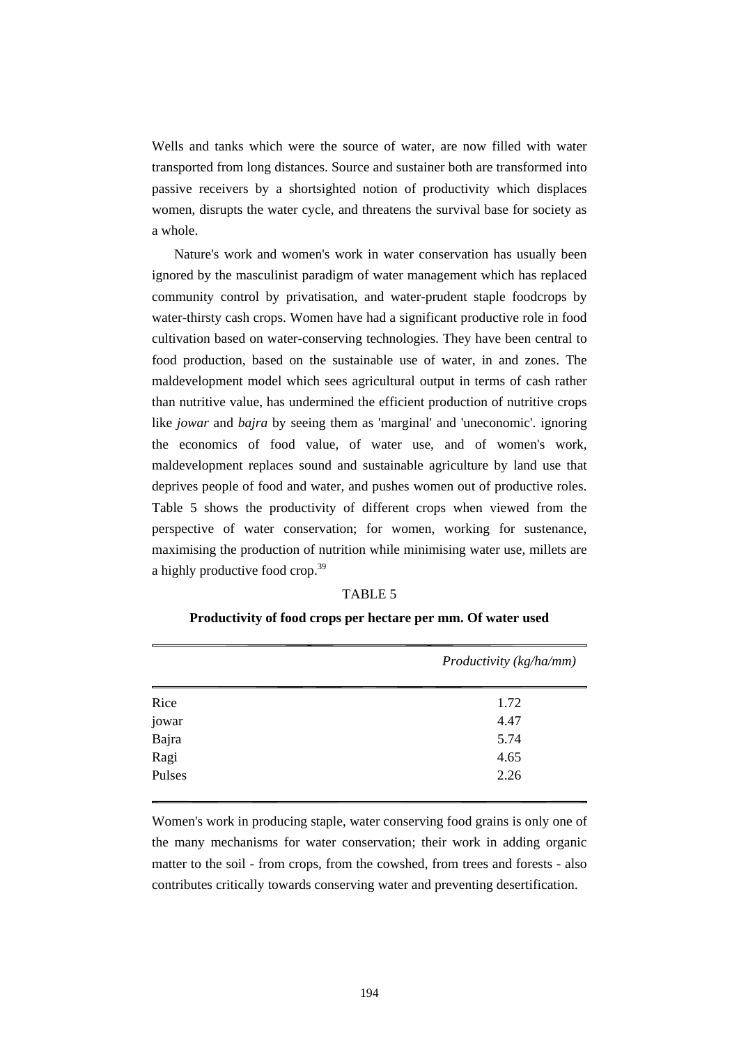Wells and tanks which were the source of water, are now filled with water transported from long distances. Source and sustainer both are transformed into passive receivers by a shortsighted notion of productivity which displaces women, disrupts the water cycle, and threatens the survival base for society as a whole.

Nature's work and women's work in water conservation has usually been ignored by the masculinist paradigm of water management which has replaced community control by privatisation, and water-prudent staple foodcrops by water-thirsty cash crops. Women have had a significant productive role in food cultivation based on water-conserving technologies. They have been central to food production, based on the sustainable use of water, in and zones. The maldevelopment model which sees agricultural output in terms of cash rather than nutritive value, has undermined the efficient production of nutritive crops like *jowar* and *bajra* by seeing them as 'marginal' and 'uneconomic'. ignoring the economics of food value, of water use, and of women's work, maldevelopment replaces sound and sustainable agriculture by land use that deprives people of food and water, and pushes women out of productive roles. Table 5 shows the productivity of different crops when viewed from the perspective of water conservation; for women, working for sustenance, maximising the production of nutrition while minimising water use, millets are a highly productive food crop.[39]

TABLE 5

**Productivity of food crops per hectare per mm. Of water used**

| | *Productivity (kg/ha/mm)* |
|---|---|
| Rice | 1.72 |
| jowar | 4.47 |
| Bajra | 5.74 |
| Ragi | 4.65 |
| Pulses | 2.26 |

Women's work in producing staple, water conserving food grains is only one of the many mechanisms for water conservation; their work in adding organic matter to the soil - from crops, from the cowshed, from trees and forests - also contributes critically towards conserving water and preventing desertification.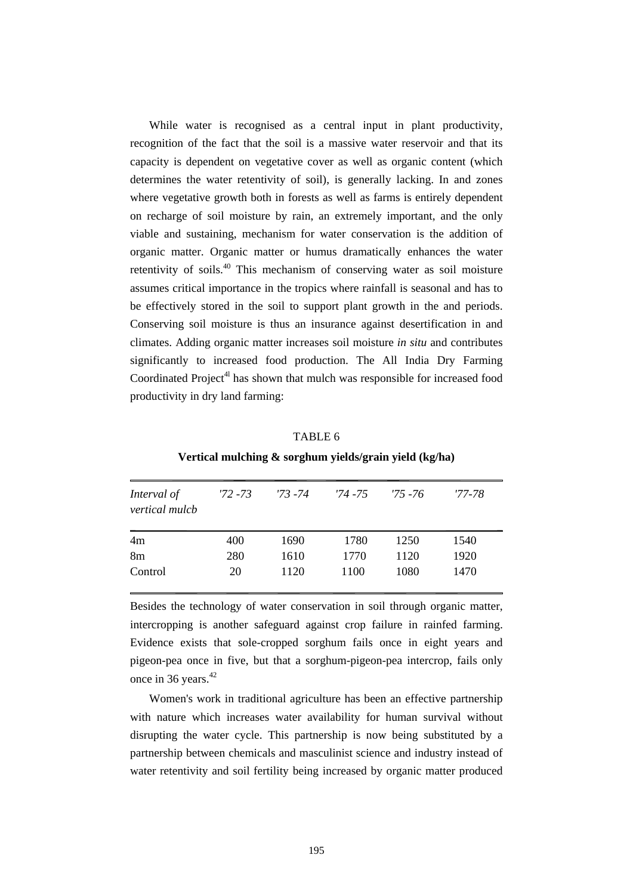While water is recognised as a central input in plant productivity, recognition of the fact that the soil is a massive water reservoir and that its capacity is dependent on vegetative cover as well as organic content (which determines the water retentivity of soil), is generally lacking. In and zones where vegetative growth both in forests as well as farms is entirely dependent on recharge of soil moisture by rain, an extremely important, and the only viable and sustaining, mechanism for water conservation is the addition of organic matter. Organic matter or humus dramatically enhances the water retentivity of soils.[40] This mechanism of conserving water as soil moisture assumes critical importance in the tropics where rainfall is seasonal and has to be effectively stored in the soil to support plant growth in the and periods. Conserving soil moisture is thus an insurance against desertification in and climates. Adding organic matter increases soil moisture *in situ* and contributes significantly to increased food production. The All India Dry Farming Coordinated Project[41] has shown that mulch was responsible for increased food productivity in dry land farming:

TABLE 6

**Vertical mulching & sorghum yields/grain yield (kg/ha)**

| *Interval of vertical mulcb* | *'72 -73* | *'73 -74* | *'74 -75* | *'75 -76* | *'77-78* |
|---|---|---|---|---|---|
| 4m | 400 | 1690 | 1780 | 1250 | 1540 |
| 8m | 280 | 1610 | 1770 | 1120 | 1920 |
| Control | 20 | 1120 | 1100 | 1080 | 1470 |

Besides the technology of water conservation in soil through organic matter, intercropping is another safeguard against crop failure in rainfed farming. Evidence exists that sole-cropped sorghum fails once in eight years and pigeon-pea once in five, but that a sorghum-pigeon-pea intercrop, fails only once in 36 years.[42]

Women's work in traditional agriculture has been an effective partnership with nature which increases water availability for human survival without disrupting the water cycle. This partnership is now being substituted by a partnership between chemicals and masculinist science and industry instead of water retentivity and soil fertility being increased by organic matter produced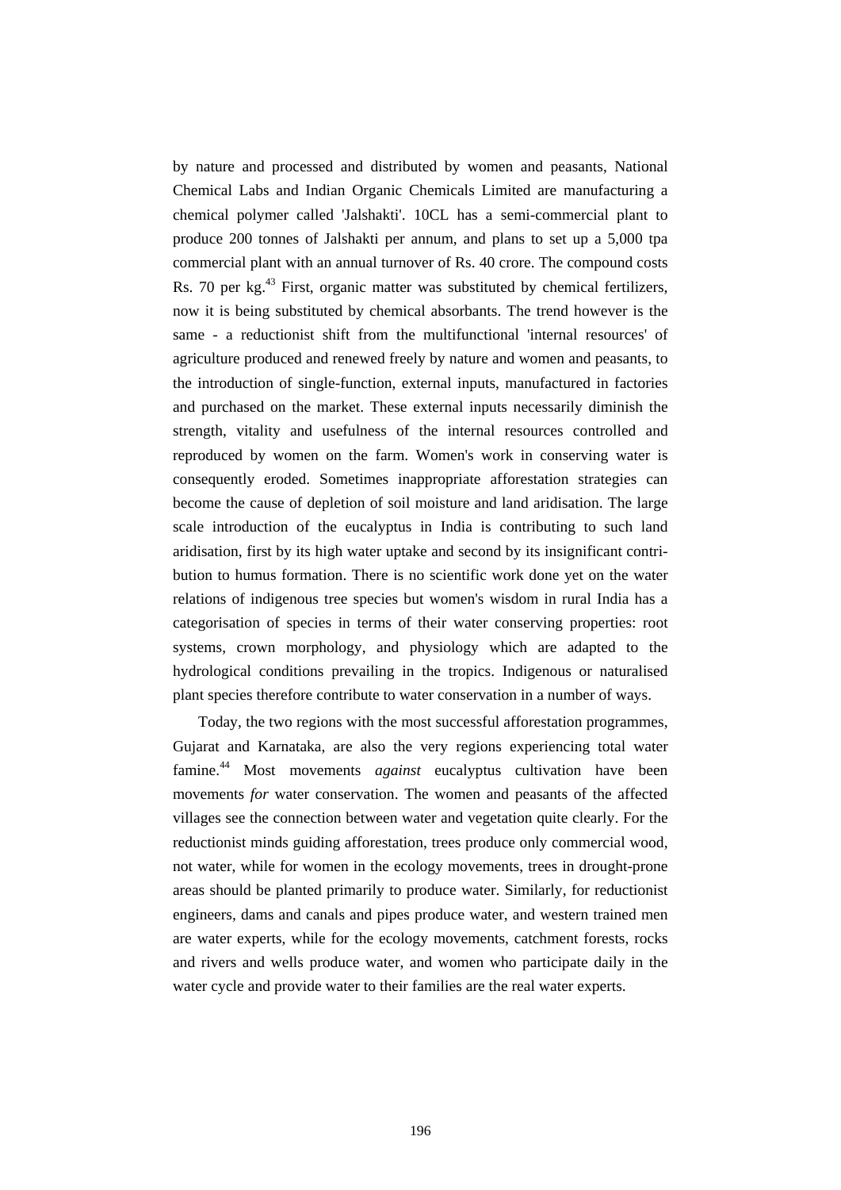by nature and processed and distributed by women and peasants, National Chemical Labs and Indian Organic Chemicals Limited are manufacturing a chemical polymer called 'Jalshakti'. 10CL has a semi-commercial plant to produce 200 tonnes of Jalshakti per annum, and plans to set up a 5,000 tpa commercial plant with an annual turnover of Rs. 40 crore. The compound costs Rs. 70 per kg.[43] First, organic matter was substituted by chemical fertilizers, now it is being substituted by chemical absorbants. The trend however is the same - a reductionist shift from the multifunctional 'internal resources' of agriculture produced and renewed freely by nature and women and peasants, to the introduction of single-function, external inputs, manufactured in factories and purchased on the market. These external inputs necessarily diminish the strength, vitality and usefulness of the internal resources controlled and reproduced by women on the farm. Women's work in conserving water is consequently eroded. Sometimes inappropriate afforestation strategies can become the cause of depletion of soil moisture and land aridisation. The large scale introduction of the eucalyptus in India is contributing to such land aridisation, first by its high water uptake and second by its insignificant contribution to humus formation. There is no scientific work done yet on the water relations of indigenous tree species but women's wisdom in rural India has a categorisation of species in terms of their water conserving properties: root systems, crown morphology, and physiology which are adapted to the hydrological conditions prevailing in the tropics. Indigenous or naturalised plant species therefore contribute to water conservation in a number of ways.

Today, the two regions with the most successful afforestation programmes, Gujarat and Karnataka, are also the very regions experiencing total water famine.[44] Most movements *against* eucalyptus cultivation have been movements *for* water conservation. The women and peasants of the affected villages see the connection between water and vegetation quite clearly. For the reductionist minds guiding afforestation, trees produce only commercial wood, not water, while for women in the ecology movements, trees in drought-prone areas should be planted primarily to produce water. Similarly, for reductionist engineers, dams and canals and pipes produce water, and western trained men are water experts, while for the ecology movements, catchment forests, rocks and rivers and wells produce water, and women who participate daily in the water cycle and provide water to their families are the real water experts.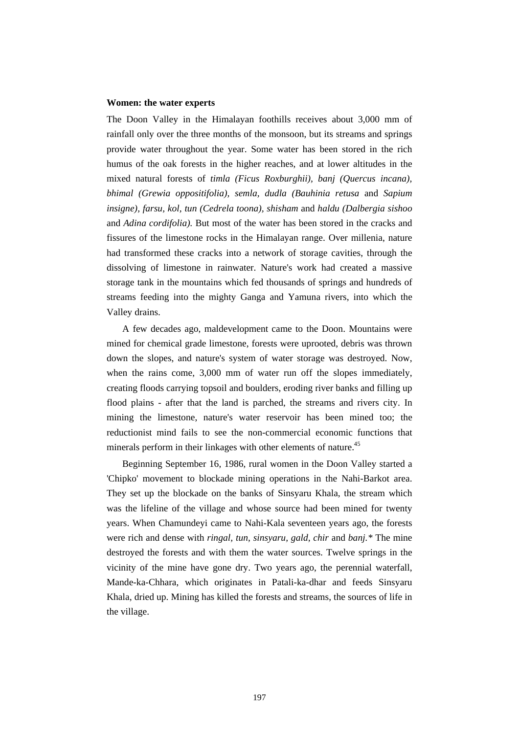**Women: the water experts**

The Doon Valley in the Himalayan foothills receives about 3,000 mm of rainfall only over the three months of the monsoon, but its streams and springs provide water throughout the year. Some water has been stored in the rich humus of the oak forests in the higher reaches, and at lower altitudes in the mixed natural forests of *timla (Ficus Roxburghii), banj (Quercus incana), bhimal (Grewia oppositifolia), semla, dudla (Bauhinia retusa* and *Sapium insigne), farsu, kol, tun (Cedrela toona), shisham* and *haldu (Dalbergia sishoo* and *Adina cordifolia).* But most of the water has been stored in the cracks and fissures of the limestone rocks in the Himalayan range. Over millenia, nature had transformed these cracks into a network of storage cavities, through the dissolving of limestone in rainwater. Nature's work had created a massive storage tank in the mountains which fed thousands of springs and hundreds of streams feeding into the mighty Ganga and Yamuna rivers, into which the Valley drains.

A few decades ago, maldevelopment came to the Doon. Mountains were mined for chemical grade limestone, forests were uprooted, debris was thrown down the slopes, and nature's system of water storage was destroyed. Now, when the rains come, 3,000 mm of water run off the slopes immediately, creating floods carrying topsoil and boulders, eroding river banks and filling up flood plains - after that the land is parched, the streams and rivers city. In mining the limestone, nature's water reservoir has been mined too; the reductionist mind fails to see the non-commercial economic functions that minerals perform in their linkages with other elements of nature.[45]

Beginning September 16, 1986, rural women in the Doon Valley started a 'Chipko' movement to blockade mining operations in the Nahi-Barkot area. They set up the blockade on the banks of Sinsyaru Khala, the stream which was the lifeline of the village and whose source had been mined for twenty years. When Chamundeyi came to Nahi-Kala seventeen years ago, the forests were rich and dense with *ringal, tun, sinsyaru, gald, chir* and *banj.** The mine destroyed the forests and with them the water sources. Twelve springs in the vicinity of the mine have gone dry. Two years ago, the perennial waterfall, Mande-ka-Chhara, which originates in Patali-ka-dhar and feeds Sinsyaru Khala, dried up. Mining has killed the forests and streams, the sources of life in the village.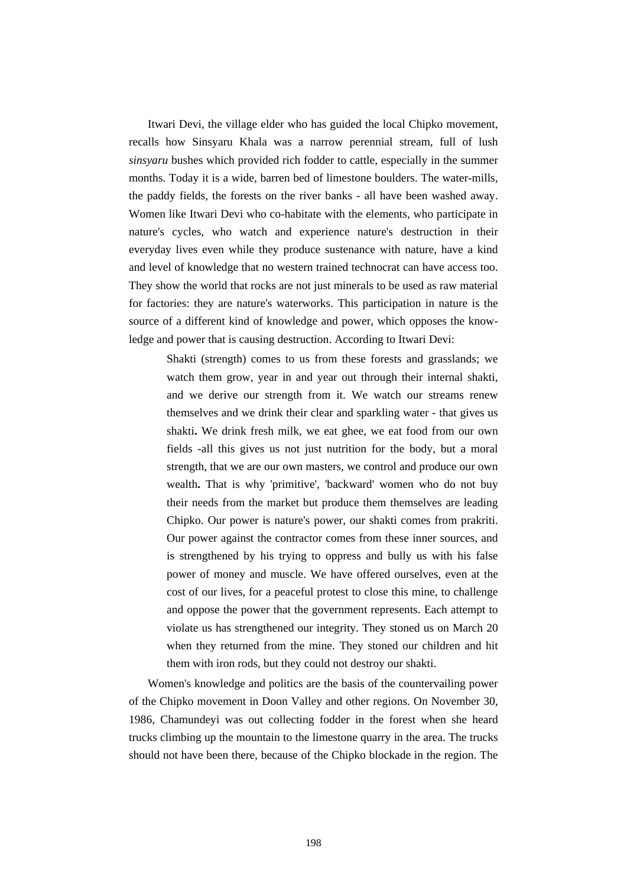Itwari Devi, the village elder who has guided the local Chipko movement, recalls how Sinsyaru Khala was a narrow perennial stream, full of lush *sinsyaru* bushes which provided rich fodder to cattle, especially in the summer months. Today it is a wide, barren bed of limestone boulders. The water-mills, the paddy fields, the forests on the river banks - all have been washed away. Women like Itwari Devi who co-habitate with the elements, who participate in nature's cycles, who watch and experience nature's destruction in their everyday lives even while they produce sustenance with nature, have a kind and level of knowledge that no western trained technocrat can have access too. They show the world that rocks are not just minerals to be used as raw material for factories: they are nature's waterworks. This participation in nature is the source of a different kind of knowledge and power, which opposes the knowledge and power that is causing destruction. According to Itwari Devi:

> Shakti (strength) comes to us from these forests and grasslands; we watch them grow, year in and year out through their internal shakti, and we derive our strength from it. We watch our streams renew themselves and we drink their clear and sparkling water - that gives us shakti**.** We drink fresh milk, we eat ghee, we eat food from our own fields -all this gives us not just nutrition for the body, but a moral strength, that we are our own masters, we control and produce our own wealth**.** That is why 'primitive', 'backward' women who do not buy their needs from the market but produce them themselves are leading Chipko. Our power is nature's power, our shakti comes from prakriti. Our power against the contractor comes from these inner sources, and is strengthened by his trying to oppress and bully us with his false power of money and muscle. We have offered ourselves, even at the cost of our lives, for a peaceful protest to close this mine, to challenge and oppose the power that the government represents. Each attempt to violate us has strengthened our integrity. They stoned us on March 20 when they returned from the mine. They stoned our children and hit them with iron rods, but they could not destroy our shakti.

Women's knowledge and politics are the basis of the countervailing power of the Chipko movement in Doon Valley and other regions. On November 30, 1986, Chamundeyi was out collecting fodder in the forest when she heard trucks climbing up the mountain to the limestone quarry in the area. The trucks should not have been there, because of the Chipko blockade in the region. The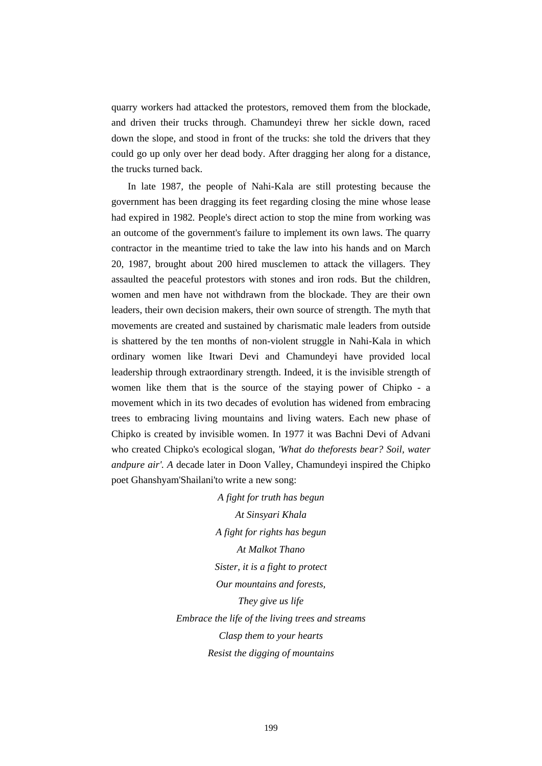quarry workers had attacked the protestors, removed them from the blockade, and driven their trucks through. Chamundeyi threw her sickle down, raced down the slope, and stood in front of the trucks: she told the drivers that they could go up only over her dead body. After dragging her along for a distance, the trucks turned back.

In late 1987, the people of Nahi-Kala are still protesting because the government has been dragging its feet regarding closing the mine whose lease had expired in 1982. People's direct action to stop the mine from working was an outcome of the government's failure to implement its own laws. The quarry contractor in the meantime tried to take the law into his hands and on March 20, 1987, brought about 200 hired musclemen to attack the villagers. They assaulted the peaceful protestors with stones and iron rods. But the children, women and men have not withdrawn from the blockade. They are their own leaders, their own decision makers, their own source of strength. The myth that movements are created and sustained by charismatic male leaders from outside is shattered by the ten months of non-violent struggle in Nahi-Kala in which ordinary women like Itwari Devi and Chamundeyi have provided local leadership through extraordinary strength. Indeed, it is the invisible strength of women like them that is the source of the staying power of Chipko - a movement which in its two decades of evolution has widened from embracing trees to embracing living mountains and living waters. Each new phase of Chipko is created by invisible women. In 1977 it was Bachni Devi of Advani who created Chipko's ecological slogan, *'What do theforests bear? Soil, water andpure air'. A* decade later in Doon Valley, Chamundeyi inspired the Chipko poet Ghanshyam'Shailani'to write a new song:

*A fight for truth has begun*
*At Sinsyari Khala*
*A fight for rights has begun*
*At Malkot Thano*
*Sister, it is a fight to protect*
*Our mountains and forests,*
*They give us life*
*Embrace the life of the living trees and streams*
*Clasp them to your hearts*
*Resist the digging of mountains*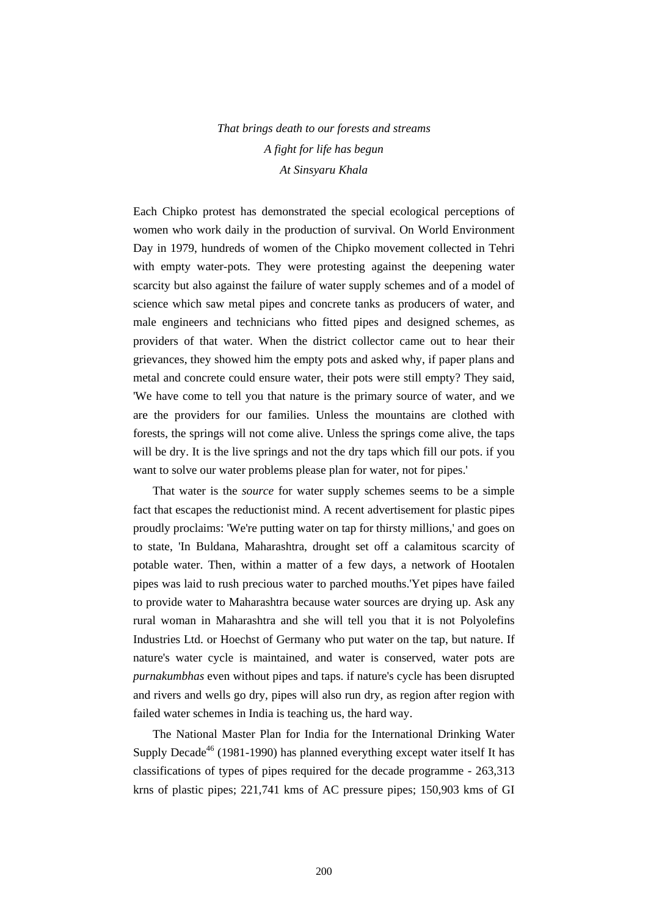*That brings death to our forests and streams*  
*A fight for life has begun*  
*At Sinsyaru Khala*

Each Chipko protest has demonstrated the special ecological perceptions of women who work daily in the production of survival. On World Environment Day in 1979, hundreds of women of the Chipko movement collected in Tehri with empty water-pots. They were protesting against the deepening water scarcity but also against the failure of water supply schemes and of a model of science which saw metal pipes and concrete tanks as producers of water, and male engineers and technicians who fitted pipes and designed schemes, as providers of that water. When the district collector came out to hear their grievances, they showed him the empty pots and asked why, if paper plans and metal and concrete could ensure water, their pots were still empty? They said, 'We have come to tell you that nature is the primary source of water, and we are the providers for our families. Unless the mountains are clothed with forests, the springs will not come alive. Unless the springs come alive, the taps will be dry. It is the live springs and not the dry taps which fill our pots. if you want to solve our water problems please plan for water, not for pipes.'

That water is the *source* for water supply schemes seems to be a simple fact that escapes the reductionist mind. A recent advertisement for plastic pipes proudly proclaims: 'We're putting water on tap for thirsty millions,' and goes on to state, 'In Buldana, Maharashtra, drought set off a calamitous scarcity of potable water. Then, within a matter of a few days, a network of Hootalen pipes was laid to rush precious water to parched mouths.'Yet pipes have failed to provide water to Maharashtra because water sources are drying up. Ask any rural woman in Maharashtra and she will tell you that it is not Polyolefins Industries Ltd. or Hoechst of Germany who put water on the tap, but nature. If nature's water cycle is maintained, and water is conserved, water pots are *purnakumbhas* even without pipes and taps. if nature's cycle has been disrupted and rivers and wells go dry, pipes will also run dry, as region after region with failed water schemes in India is teaching us, the hard way.

The National Master Plan for India for the International Drinking Water Supply Decade[46] (1981-1990) has planned everything except water itself It has classifications of types of pipes required for the decade programme - 263,313 krns of plastic pipes; 221,741 kms of AC pressure pipes; 150,903 kms of GI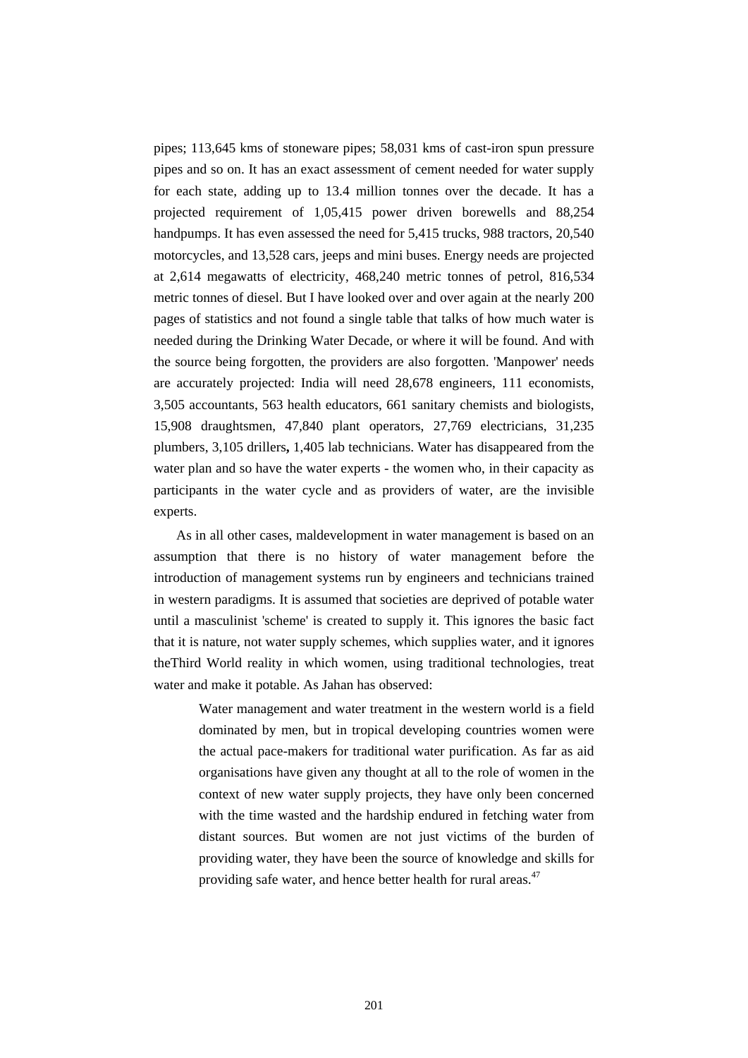pipes; 113,645 kms of stoneware pipes; 58,031 kms of cast-iron spun pressure pipes and so on. It has an exact assessment of cement needed for water supply for each state, adding up to 13.4 million tonnes over the decade. It has a projected requirement of 1,05,415 power driven borewells and 88,254 handpumps. It has even assessed the need for 5,415 trucks, 988 tractors, 20,540 motorcycles, and 13,528 cars, jeeps and mini buses. Energy needs are projected at 2,614 megawatts of electricity, 468,240 metric tonnes of petrol, 816,534 metric tonnes of diesel. But I have looked over and over again at the nearly 200 pages of statistics and not found a single table that talks of how much water is needed during the Drinking Water Decade, or where it will be found. And with the source being forgotten, the providers are also forgotten. 'Manpower' needs are accurately projected: India will need 28,678 engineers, 111 economists, 3,505 accountants, 563 health educators, 661 sanitary chemists and biologists, 15,908 draughtsmen, 47,840 plant operators, 27,769 electricians, 31,235 plumbers, 3,105 drillers**,** 1,405 lab technicians. Water has disappeared from the water plan and so have the water experts - the women who, in their capacity as participants in the water cycle and as providers of water, are the invisible experts.

As in all other cases, maldevelopment in water management is based on an assumption that there is no history of water management before the introduction of management systems run by engineers and technicians trained in western paradigms. It is assumed that societies are deprived of potable water until a masculinist 'scheme' is created to supply it. This ignores the basic fact that it is nature, not water supply schemes, which supplies water, and it ignores theThird World reality in which women, using traditional technologies, treat water and make it potable. As Jahan has observed:

> Water management and water treatment in the western world is a field dominated by men, but in tropical developing countries women were the actual pace-makers for traditional water purification. As far as aid organisations have given any thought at all to the role of women in the context of new water supply projects, they have only been concerned with the time wasted and the hardship endured in fetching water from distant sources. But women are not just victims of the burden of providing water, they have been the source of knowledge and skills for providing safe water, and hence better health for rural areas.[47]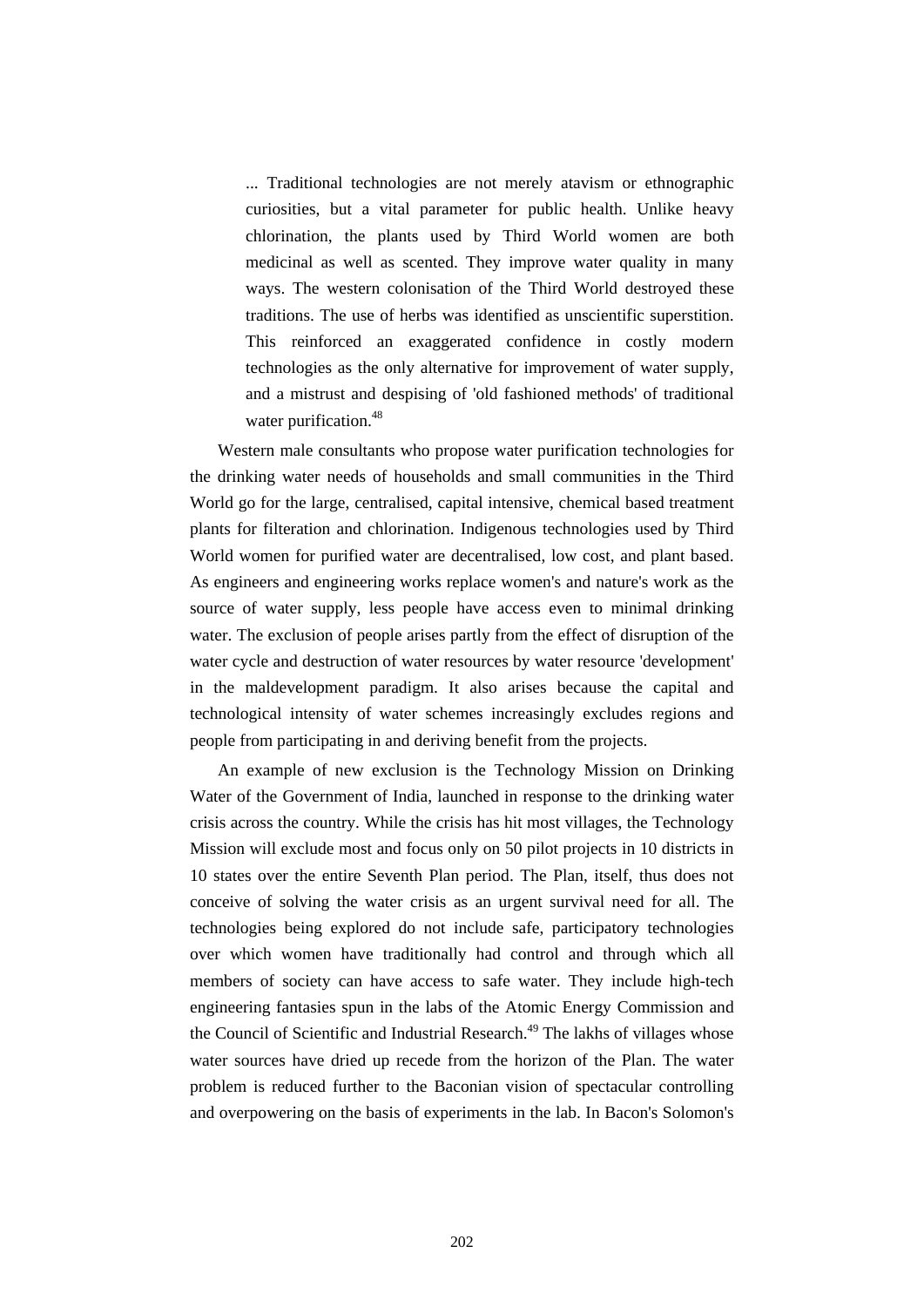> ... Traditional technologies are not merely atavism or ethnographic curiosities, but a vital parameter for public health. Unlike heavy chlorination, the plants used by Third World women are both medicinal as well as scented. They improve water quality in many ways. The western colonisation of the Third World destroyed these traditions. The use of herbs was identified as unscientific superstition. This reinforced an exaggerated confidence in costly modern technologies as the only alternative for improvement of water supply, and a mistrust and despising of 'old fashioned methods' of traditional water purification.[48]

Western male consultants who propose water purification technologies for the drinking water needs of households and small communities in the Third World go for the large, centralised, capital intensive, chemical based treatment plants for filteration and chlorination. Indigenous technologies used by Third World women for purified water are decentralised, low cost, and plant based. As engineers and engineering works replace women's and nature's work as the source of water supply, less people have access even to minimal drinking water. The exclusion of people arises partly from the effect of disruption of the water cycle and destruction of water resources by water resource 'development' in the maldevelopment paradigm. It also arises because the capital and technological intensity of water schemes increasingly excludes regions and people from participating in and deriving benefit from the projects.

An example of new exclusion is the Technology Mission on Drinking Water of the Government of India, launched in response to the drinking water crisis across the country. While the crisis has hit most villages, the Technology Mission will exclude most and focus only on 50 pilot projects in 10 districts in 10 states over the entire Seventh Plan period. The Plan, itself, thus does not conceive of solving the water crisis as an urgent survival need for all. The technologies being explored do not include safe, participatory technologies over which women have traditionally had control and through which all members of society can have access to safe water. They include high-tech engineering fantasies spun in the labs of the Atomic Energy Commission and the Council of Scientific and Industrial Research.[49] The lakhs of villages whose water sources have dried up recede from the horizon of the Plan. The water problem is reduced further to the Baconian vision of spectacular controlling and overpowering on the basis of experiments in the lab. In Bacon's Solomon's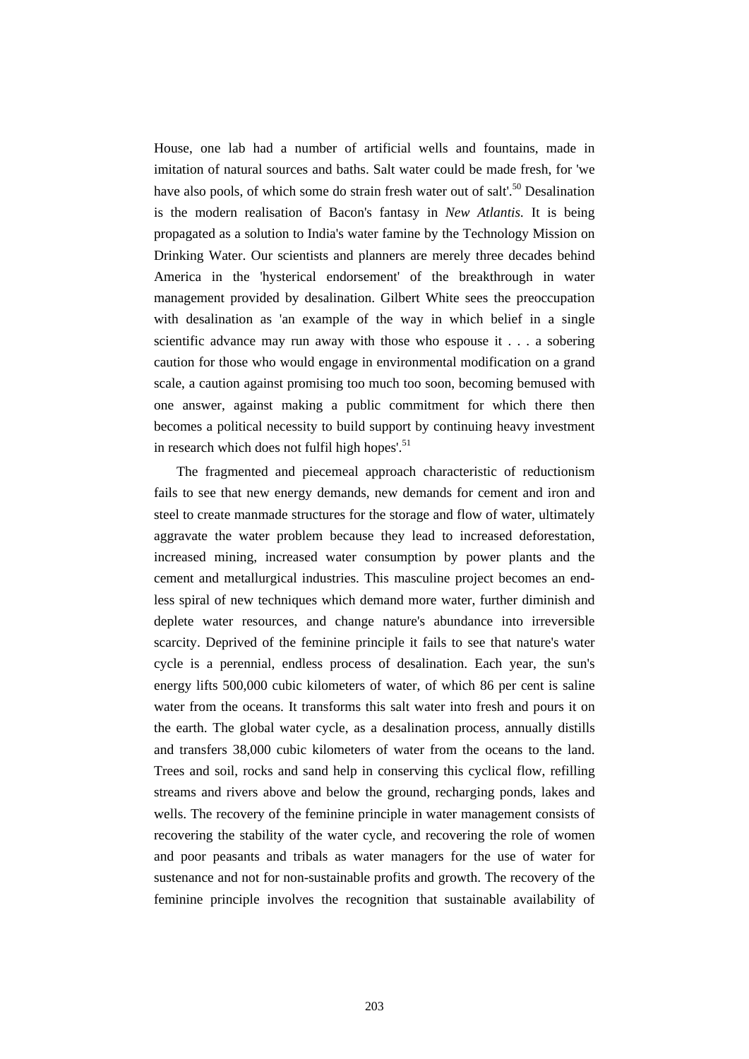House, one lab had a number of artificial wells and fountains, made in imitation of natural sources and baths. Salt water could be made fresh, for 'we have also pools, of which some do strain fresh water out of salt'.[50] Desalination is the modern realisation of Bacon's fantasy in *New Atlantis.* It is being propagated as a solution to India's water famine by the Technology Mission on Drinking Water. Our scientists and planners are merely three decades behind America in the 'hysterical endorsement' of the breakthrough in water management provided by desalination. Gilbert White sees the preoccupation with desalination as 'an example of the way in which belief in a single scientific advance may run away with those who espouse it . . . a sobering caution for those who would engage in environmental modification on a grand scale, a caution against promising too much too soon, becoming bemused with one answer, against making a public commitment for which there then becomes a political necessity to build support by continuing heavy investment in research which does not fulfil high hopes'.[51]

The fragmented and piecemeal approach characteristic of reductionism fails to see that new energy demands, new demands for cement and iron and steel to create manmade structures for the storage and flow of water, ultimately aggravate the water problem because they lead to increased deforestation, increased mining, increased water consumption by power plants and the cement and metallurgical industries. This masculine project becomes an endless spiral of new techniques which demand more water, further diminish and deplete water resources, and change nature's abundance into irreversible scarcity. Deprived of the feminine principle it fails to see that nature's water cycle is a perennial, endless process of desalination. Each year, the sun's energy lifts 500,000 cubic kilometers of water, of which 86 per cent is saline water from the oceans. It transforms this salt water into fresh and pours it on the earth. The global water cycle, as a desalination process, annually distills and transfers 38,000 cubic kilometers of water from the oceans to the land. Trees and soil, rocks and sand help in conserving this cyclical flow, refilling streams and rivers above and below the ground, recharging ponds, lakes and wells. The recovery of the feminine principle in water management consists of recovering the stability of the water cycle, and recovering the role of women and poor peasants and tribals as water managers for the use of water for sustenance and not for non-sustainable profits and growth. The recovery of the feminine principle involves the recognition that sustainable availability of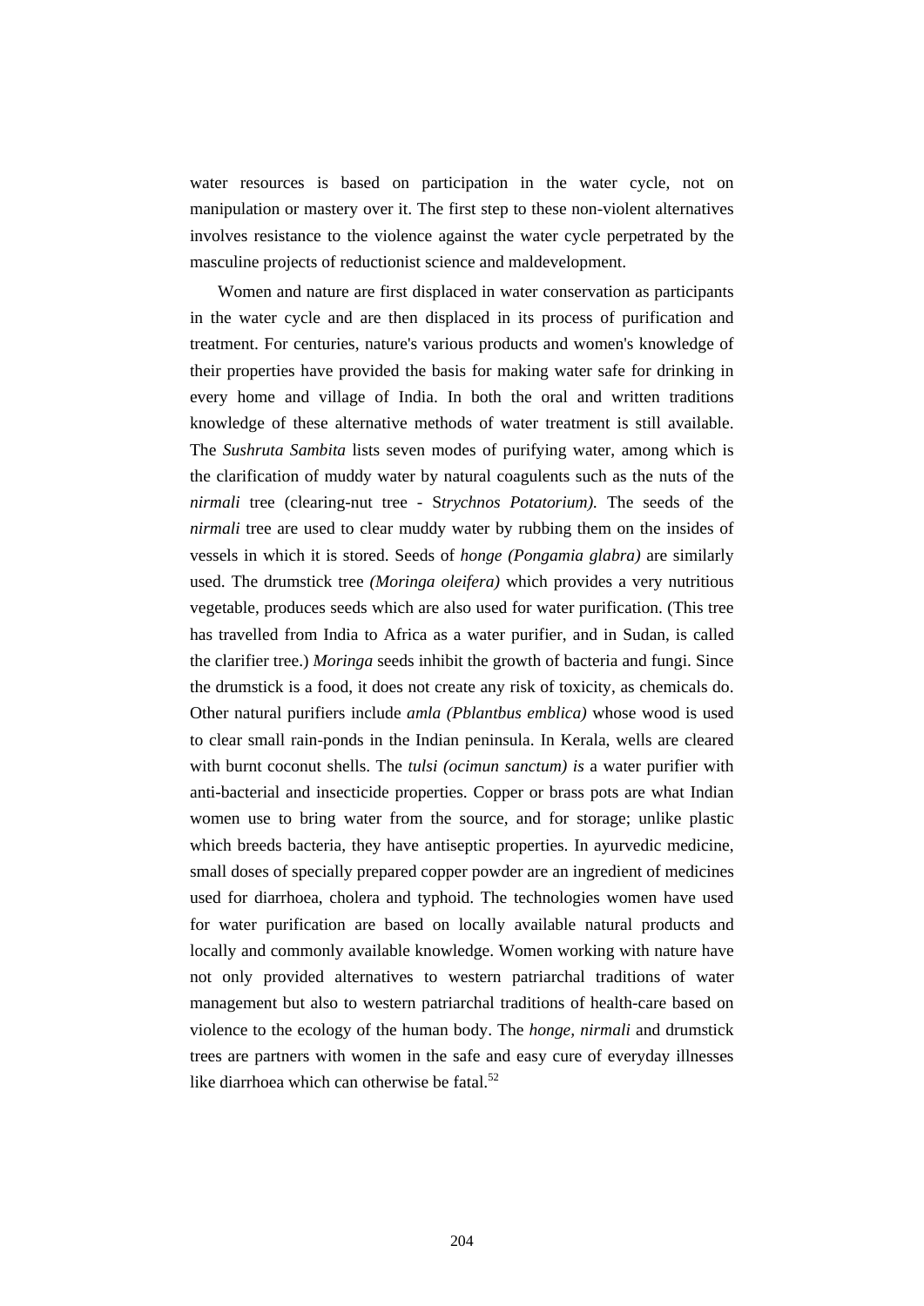water resources is based on participation in the water cycle, not on manipulation or mastery over it. The first step to these non-violent alternatives involves resistance to the violence against the water cycle perpetrated by the masculine projects of reductionist science and maldevelopment.

Women and nature are first displaced in water conservation as participants in the water cycle and are then displaced in its process of purification and treatment. For centuries, nature's various products and women's knowledge of their properties have provided the basis for making water safe for drinking in every home and village of India. In both the oral and written traditions knowledge of these alternative methods of water treatment is still available. The *Sushruta Sambita* lists seven modes of purifying water, among which is the clarification of muddy water by natural coagulents such as the nuts of the *nirmali* tree (clearing-nut tree - S*trychnos Potatorium).* The seeds of the *nirmali* tree are used to clear muddy water by rubbing them on the insides of vessels in which it is stored. Seeds of *honge (Pongamia glabra)* are similarly used. The drumstick tree *(Moringa oleifera)* which provides a very nutritious vegetable, produces seeds which are also used for water purification. (This tree has travelled from India to Africa as a water purifier, and in Sudan, is called the clarifier tree.) *Moringa* seeds inhibit the growth of bacteria and fungi. Since the drumstick is a food, it does not create any risk of toxicity, as chemicals do. Other natural purifiers include *amla (Pblantbus emblica)* whose wood is used to clear small rain-ponds in the Indian peninsula. In Kerala, wells are cleared with burnt coconut shells. The *tulsi (ocimun sanctum) is* a water purifier with anti-bacterial and insecticide properties. Copper or brass pots are what Indian women use to bring water from the source, and for storage; unlike plastic which breeds bacteria, they have antiseptic properties. In ayurvedic medicine, small doses of specially prepared copper powder are an ingredient of medicines used for diarrhoea, cholera and typhoid. The technologies women have used for water purification are based on locally available natural products and locally and commonly available knowledge. Women working with nature have not only provided alternatives to western patriarchal traditions of water management but also to western patriarchal traditions of health-care based on violence to the ecology of the human body. The *honge, nirmali* and drumstick trees are partners with women in the safe and easy cure of everyday illnesses like diarrhoea which can otherwise be fatal.[52]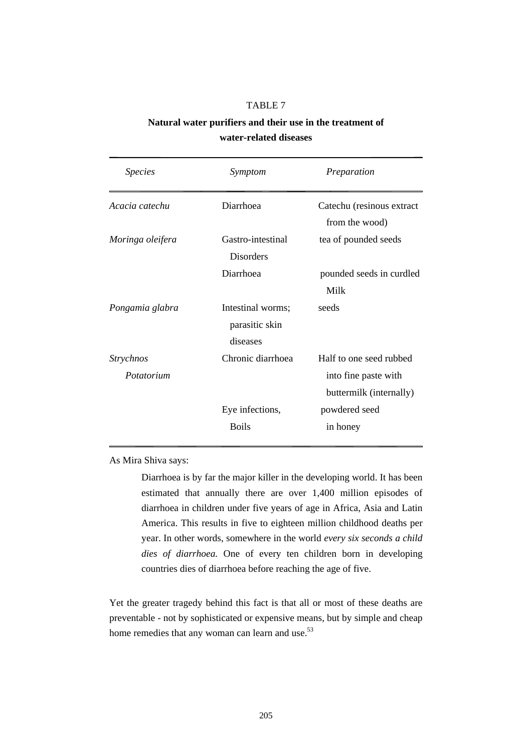TABLE 7

**Natural water purifiers and their use in the treatment of water-related diseases**

| *Species* | *Symptom* | *Preparation* |
|---|---|---|
| *Acacia catechu* | Diarrhoea | Catechu (resinous extract from the wood) |
| *Moringa oleifera* | Gastro-intestinal Disorders | tea of pounded seeds |
| | Diarrhoea | pounded seeds in curdled Milk |
| *Pongamia glabra* | Intestinal worms; parasitic skin diseases | seeds |
| *Strychnos Potatorium* | Chronic diarrhoea | Half to one seed rubbed into fine paste with buttermilk (internally) |
| | Eye infections, Boils | powdered seed in honey |

As Mira Shiva says:

> Diarrhoea is by far the major killer in the developing world. It has been estimated that annually there are over 1,400 million episodes of diarrhoea in children under five years of age in Africa, Asia and Latin America. This results in five to eighteen million childhood deaths per year. In other words, somewhere in the world *every six seconds a child dies of diarrhoea.* One of every ten children born in developing countries dies of diarrhoea before reaching the age of five.

Yet the greater tragedy behind this fact is that all or most of these deaths are preventable - not by sophisticated or expensive means, but by simple and cheap home remedies that any woman can learn and use.[53]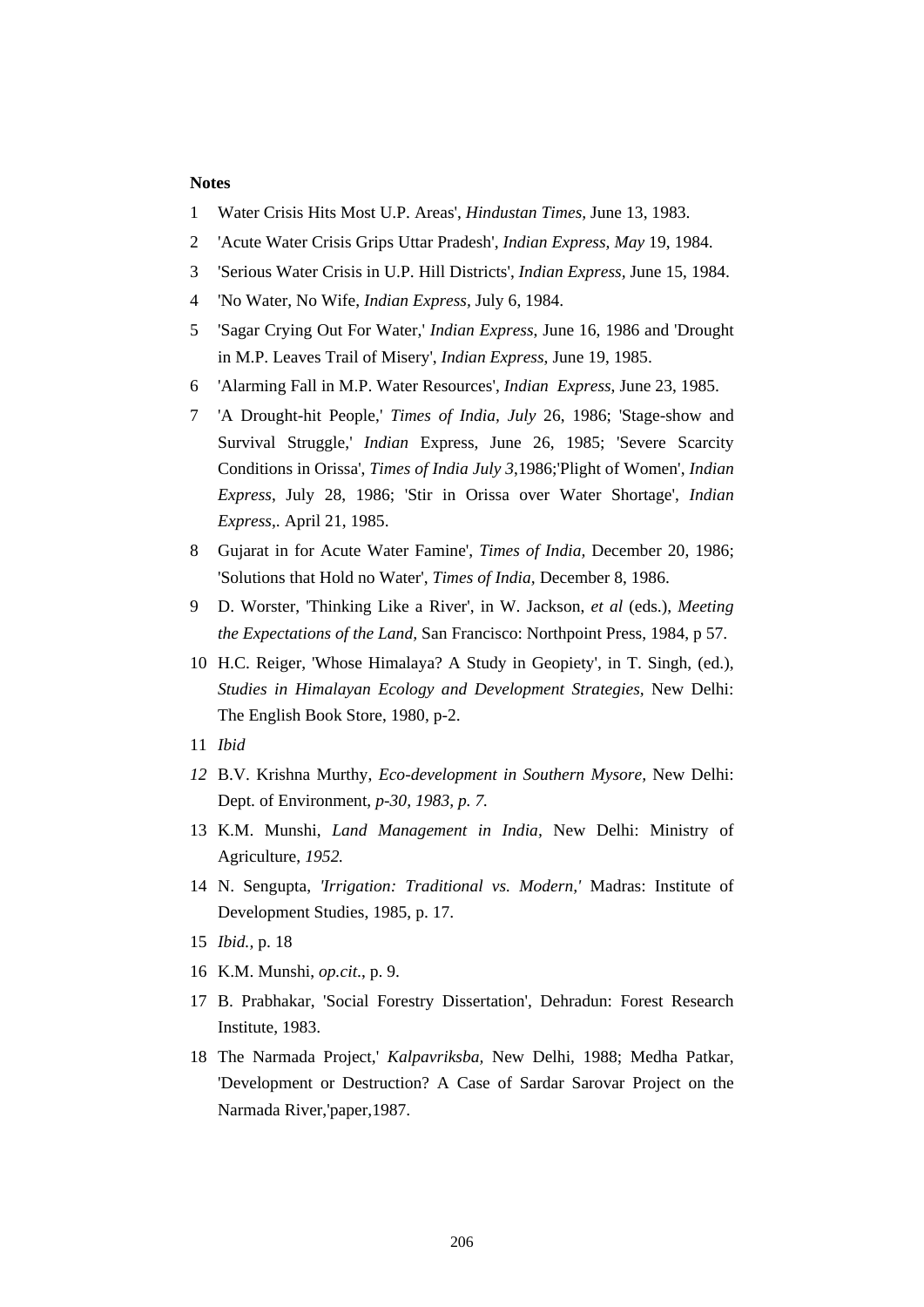**Notes**

1 Water Crisis Hits Most U.P. Areas', *Hindustan Times*, June 13, 1983.

2 'Acute Water Crisis Grips Uttar Pradesh', *Indian Express, May* 19, 1984.

3 'Serious Water Crisis in U.P. Hill Districts', *Indian Express*, June 15, 1984.

4 'No Water, No Wife, *Indian Express*, July 6, 1984.

5 'Sagar Crying Out For Water,' *Indian Express*, June 16, 1986 and 'Drought in M.P. Leaves Trail of Misery', *Indian Express*, June 19, 1985.

6 'Alarming Fall in M.P. Water Resources', *Indian Express*, June 23, 1985.

7 'A Drought-hit People,' *Times of India, July* 26, 1986; 'Stage-show and Survival Struggle,' *Indian* Express, June 26, 1985; 'Severe Scarcity Conditions in Orissa', *Times of India July 3*,1986;'Plight of Women', *Indian Express*, July 28, 1986; 'Stir in Orissa over Water Shortage', *Indian Express*,. April 21, 1985.

8 Gujarat in for Acute Water Famine', *Times of India,* December 20, 1986; 'Solutions that Hold no Water', *Times of India*, December 8, 1986.

9 D. Worster, 'Thinking Like a River', in W. Jackson, *et al* (eds.), *Meeting the Expectations of the Land,* San Francisco: Northpoint Press, 1984, p 57.

10 H.C. Reiger, 'Whose Himalaya? A Study in Geopiety', in T. Singh, (ed.), *Studies in Himalayan Ecology and Development Strategies*, New Delhi: The English Book Store, 1980, p-2.

11 *Ibid*

*12* B.V. Krishna Murthy, *Eco-development in Southern Mysore,* New Delhi: Dept. of Environment, *p-30, 1983, p. 7.*

13 K.M. Munshi, *Land Management in India,* New Delhi: Ministry of Agriculture, *1952.*

14 N. Sengupta, *'Irrigation: Traditional vs. Modern,'* Madras: Institute of Development Studies, 1985, p. 17.

15 *Ibid.,* p. 18

16 K.M. Munshi, *op.cit.*, p. 9.

17 B. Prabhakar, 'Social Forestry Dissertation', Dehradun: Forest Research Institute, 1983.

18 The Narmada Project,' *Kalpavriksba,* New Delhi, 1988; Medha Patkar, 'Development or Destruction? A Case of Sardar Sarovar Project on the Narmada River,'paper,1987.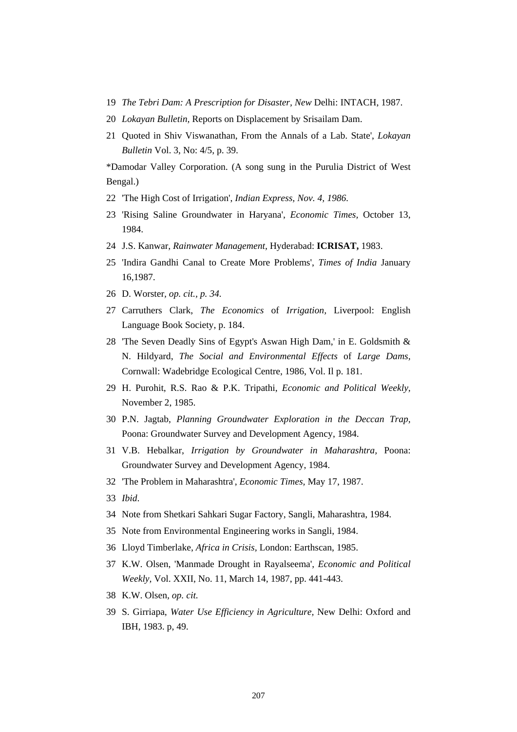19 *The Tebri Dam: A Prescription for Disaster, New* Delhi: INTACH, 1987.

20 *Lokayan Bulletin,* Reports on Displacement by Srisailam Dam.

21 Quoted in Shiv Viswanathan, From the Annals of a Lab. State', *Lokayan Bulletin* Vol. 3, No: 4/5, p. 39.

*Damodar Valley Corporation. (A song sung in the Purulia District of West Bengal.)

22 'The High Cost of Irrigation', *Indian Express, Nov. 4, 1986.*

23 'Rising Saline Groundwater in Haryana', *Economic Times,* October 13, 1984.

24 J.S. Kanwar, *Rainwater Management,* Hyderabad: **ICRISAT,** 1983.

25 'Indira Gandhi Canal to Create More Problems', *Times of India* January 16,1987.

26 D. Worster, *op. cit., p. 34.*

27 Carruthers Clark, *The Economics* of *Irrigation,* Liverpool: English Language Book Society, p. 184.

28 'The Seven Deadly Sins of Egypt's Aswan High Dam,' in E. Goldsmith & N. Hildyard, *The Social and Environmental Effects* of *Large Dams,* Cornwall: Wadebridge Ecological Centre, 1986, Vol. Il p. 181.

29 H. Purohit, R.S. Rao & P.K. Tripathi, *Economic and Political Weekly,* November 2, 1985.

30 P.N. Jagtab, *Planning Groundwater Exploration in the Deccan Trap,* Poona: Groundwater Survey and Development Agency, 1984.

31 V.B. Hebalkar, *Irrigation by Groundwater in Maharashtra,* Poona: Groundwater Survey and Development Agency, 1984.

32 'The Problem in Maharashtra', *Economic Times,* May 17, 1987.

33 *Ibid*.

34 Note from Shetkari Sahkari Sugar Factory, Sangli, Maharashtra, 1984.

35 Note from Environmental Engineering works in Sangli, 1984.

36 Lloyd Timberlake, *Africa in Crisis,* London: Earthscan, 1985.

37 K.W. Olsen, 'Manmade Drought in Rayalseema', *Economic and Political Weekly,* Vol. XXII, No. 11, March 14, 1987, pp. 441-443.

38 K.W. Olsen, *op. cit.*

39 S. Girriapa, *Water Use Efficiency in Agriculture,* New Delhi: Oxford and IBH, 1983. p, 49.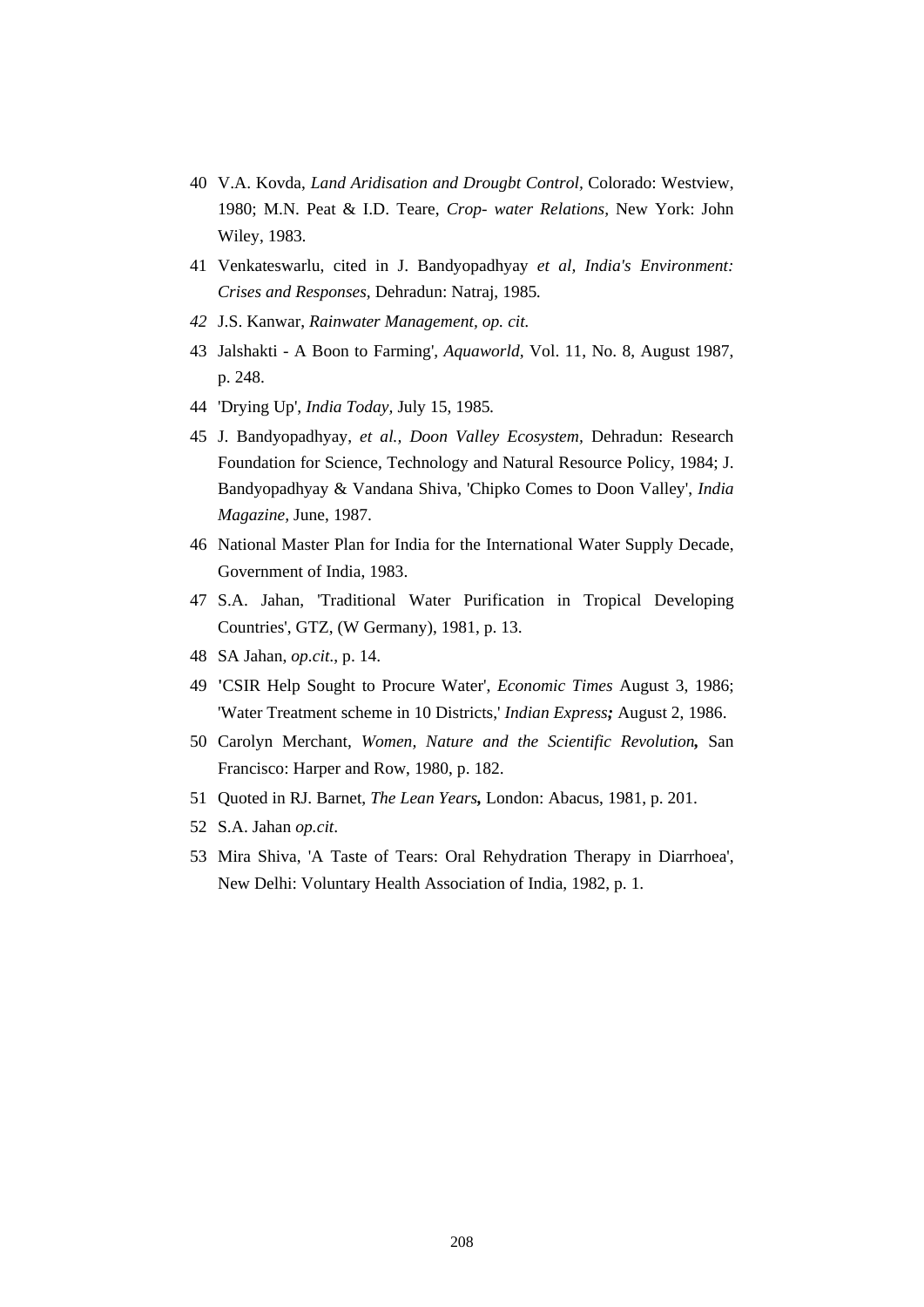40 V.A. Kovda, *Land Aridisation and Drougbt Control,* Colorado: Westview, 1980; M.N. Peat & I.D. Teare, *Crop- water Relations,* New York: John Wiley, 1983.

41 Venkateswarlu, cited in J. Bandyopadhyay *et al, India's Environment: Crises and Responses,* Dehradun: Natraj, 1985.

*42* J.S. Kanwar, *Rainwater Management, op. cit.*

43 Jalshakti - A Boon to Farming', *Aquaworld,* Vol. 11, No. 8, August 1987, p. 248.

44 'Drying Up', *India Today,* July 15, 1985.

45 J. Bandyopadhyay, *et al., Doon Valley Ecosystem,* Dehradun: Research Foundation for Science, Technology and Natural Resource Policy, 1984; J. Bandyopadhyay & Vandana Shiva, 'Chipko Comes to Doon Valley', *India Magazine,* June, 1987.

46 National Master Plan for India for the International Water Supply Decade, Government of India, 1983.

47 S.A. Jahan, 'Traditional Water Purification in Tropical Developing Countries', GTZ, (W Germany), 1981, p. 13.

48 SA Jahan, *op.cit*., p. 14.

49 'CSIR Help Sought to Procure Water', *Economic Times* August 3, 1986; 'Water Treatment scheme in 10 Districts,' *Indian Express;* August 2, 1986.

50 Carolyn Merchant, *Women, Nature and the Scientific Revolution,* San Francisco: Harper and Row, 1980, p. 182.

51 Quoted in RJ. Barnet, *The Lean Years,* London: Abacus, 1981, p. 201.

52 S.A. Jahan *op.cit*.

53 Mira Shiva, 'A Taste of Tears: Oral Rehydration Therapy in Diarrhoea', New Delhi: Voluntary Health Association of India, 1982, p. 1.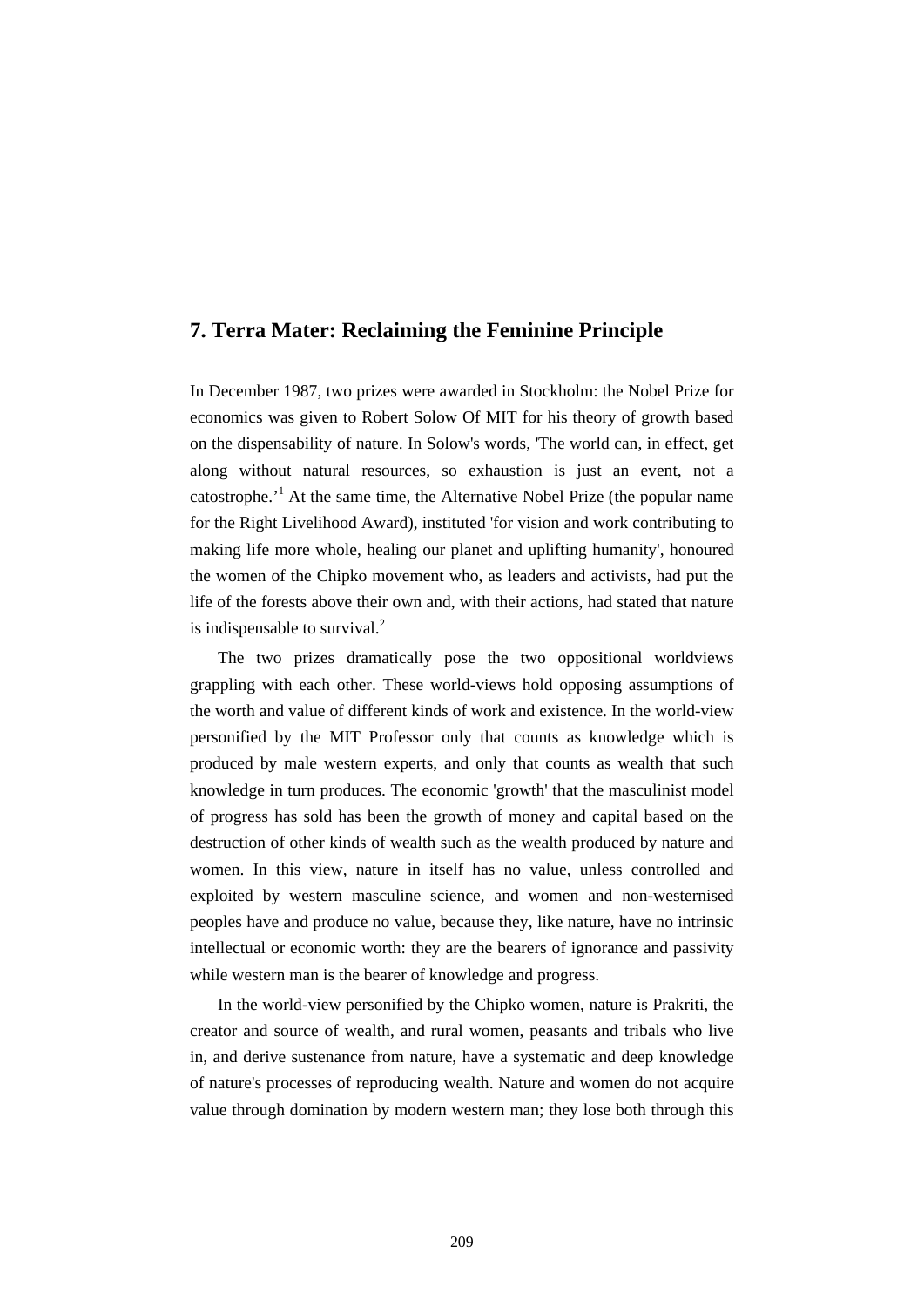## 7. Terra Mater: Reclaiming the Feminine Principle

In December 1987, two prizes were awarded in Stockholm: the Nobel Prize for economics was given to Robert Solow Of MIT for his theory of growth based on the dispensability of nature. In Solow's words, 'The world can, in effect, get along without natural resources, so exhaustion is just an event, not a catostrophe.'[1] At the same time, the Alternative Nobel Prize (the popular name for the Right Livelihood Award), instituted 'for vision and work contributing to making life more whole, healing our planet and uplifting humanity', honoured the women of the Chipko movement who, as leaders and activists, had put the life of the forests above their own and, with their actions, had stated that nature is indispensable to survival.[2]

The two prizes dramatically pose the two oppositional worldviews grappling with each other. These world-views hold opposing assumptions of the worth and value of different kinds of work and existence. In the world-view personified by the MIT Professor only that counts as knowledge which is produced by male western experts, and only that counts as wealth that such knowledge in turn produces. The economic 'growth' that the masculinist model of progress has sold has been the growth of money and capital based on the destruction of other kinds of wealth such as the wealth produced by nature and women. In this view, nature in itself has no value, unless controlled and exploited by western masculine science, and women and non-westernised peoples have and produce no value, because they, like nature, have no intrinsic intellectual or economic worth: they are the bearers of ignorance and passivity while western man is the bearer of knowledge and progress.

In the world-view personified by the Chipko women, nature is Prakriti, the creator and source of wealth, and rural women, peasants and tribals who live in, and derive sustenance from nature, have a systematic and deep knowledge of nature's processes of reproducing wealth. Nature and women do not acquire value through domination by modern western man; they lose both through this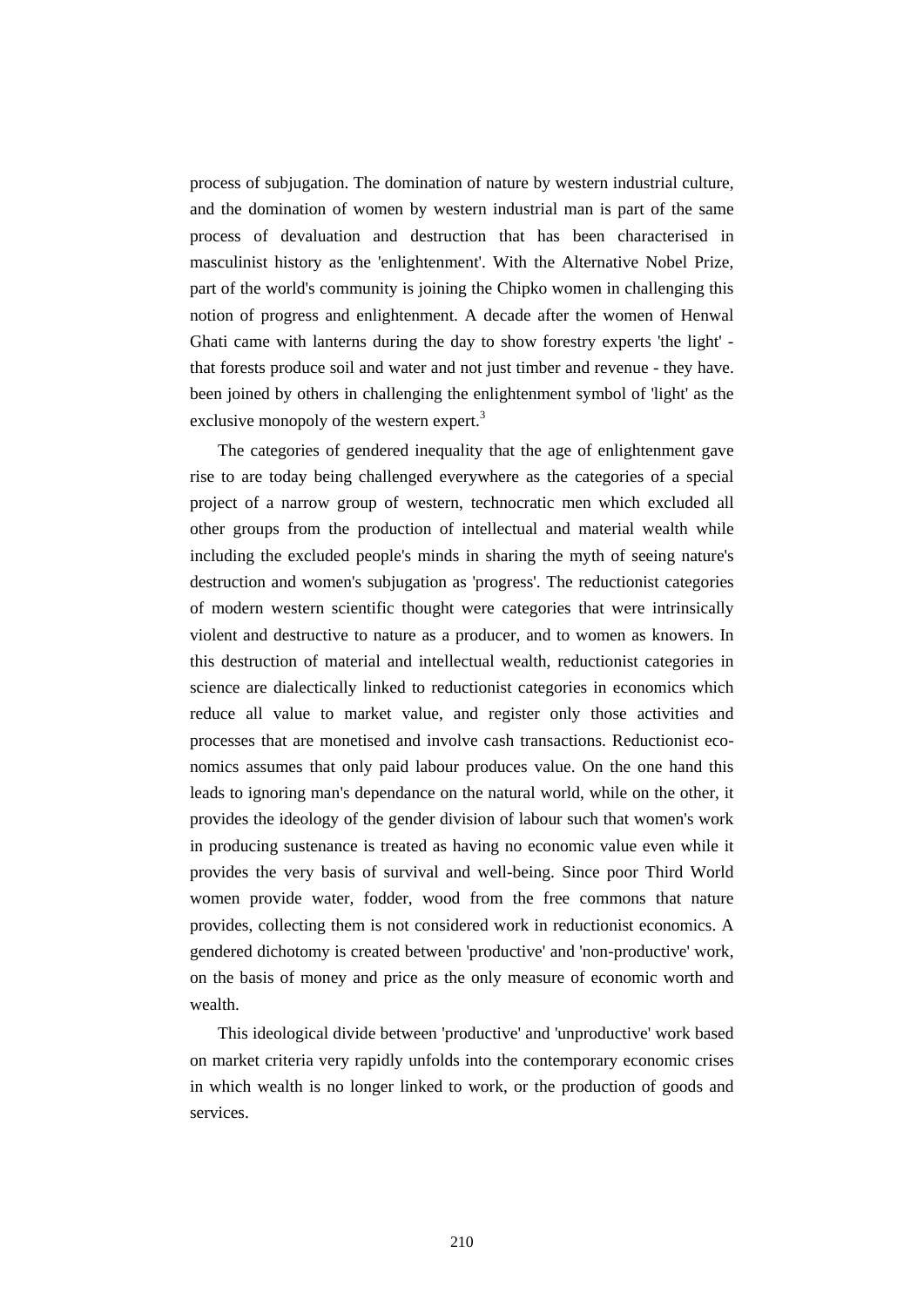process of subjugation. The domination of nature by western industrial culture, and the domination of women by western industrial man is part of the same process of devaluation and destruction that has been characterised in masculinist history as the 'enlightenment'. With the Alternative Nobel Prize, part of the world's community is joining the Chipko women in challenging this notion of progress and enlightenment. A decade after the women of Henwal Ghati came with lanterns during the day to show forestry experts 'the light' - that forests produce soil and water and not just timber and revenue - they have. been joined by others in challenging the enlightenment symbol of 'light' as the exclusive monopoly of the western expert.[3]

The categories of gendered inequality that the age of enlightenment gave rise to are today being challenged everywhere as the categories of a special project of a narrow group of western, technocratic men which excluded all other groups from the production of intellectual and material wealth while including the excluded people's minds in sharing the myth of seeing nature's destruction and women's subjugation as 'progress'. The reductionist categories of modern western scientific thought were categories that were intrinsically violent and destructive to nature as a producer, and to women as knowers. In this destruction of material and intellectual wealth, reductionist categories in science are dialectically linked to reductionist categories in economics which reduce all value to market value, and register only those activities and processes that are monetised and involve cash transactions. Reductionist economics assumes that only paid labour produces value. On the one hand this leads to ignoring man's dependance on the natural world, while on the other, it provides the ideology of the gender division of labour such that women's work in producing sustenance is treated as having no economic value even while it provides the very basis of survival and well-being. Since poor Third World women provide water, fodder, wood from the free commons that nature provides, collecting them is not considered work in reductionist economics. A gendered dichotomy is created between 'productive' and 'non-productive' work, on the basis of money and price as the only measure of economic worth and wealth.

This ideological divide between 'productive' and 'unproductive' work based on market criteria very rapidly unfolds into the contemporary economic crises in which wealth is no longer linked to work, or the production of goods and services.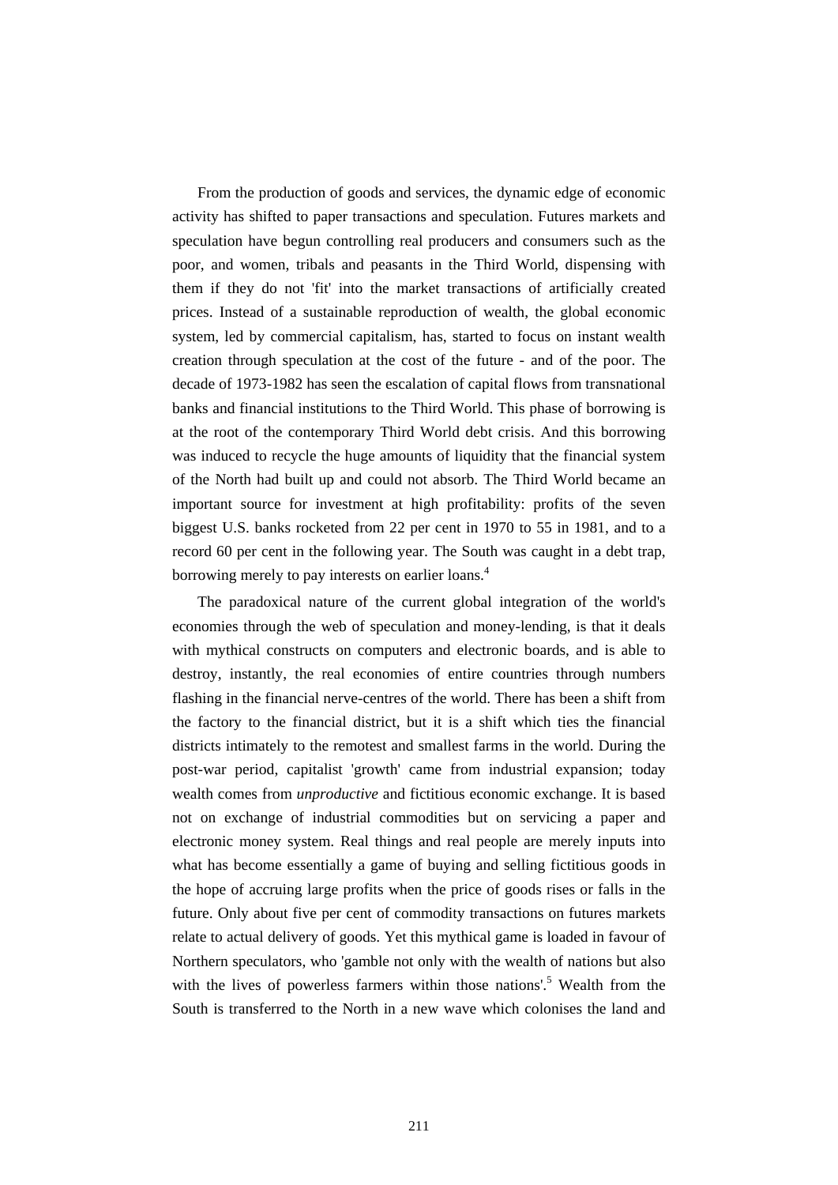From the production of goods and services, the dynamic edge of economic activity has shifted to paper transactions and speculation. Futures markets and speculation have begun controlling real producers and consumers such as the poor, and women, tribals and peasants in the Third World, dispensing with them if they do not 'fit' into the market transactions of artificially created prices. Instead of a sustainable reproduction of wealth, the global economic system, led by commercial capitalism, has, started to focus on instant wealth creation through speculation at the cost of the future - and of the poor. The decade of 1973-1982 has seen the escalation of capital flows from transnational banks and financial institutions to the Third World. This phase of borrowing is at the root of the contemporary Third World debt crisis. And this borrowing was induced to recycle the huge amounts of liquidity that the financial system of the North had built up and could not absorb. The Third World became an important source for investment at high profitability: profits of the seven biggest U.S. banks rocketed from 22 per cent in 1970 to 55 in 1981, and to a record 60 per cent in the following year. The South was caught in a debt trap, borrowing merely to pay interests on earlier loans.[4]

The paradoxical nature of the current global integration of the world's economies through the web of speculation and money-lending, is that it deals with mythical constructs on computers and electronic boards, and is able to destroy, instantly, the real economies of entire countries through numbers flashing in the financial nerve-centres of the world. There has been a shift from the factory to the financial district, but it is a shift which ties the financial districts intimately to the remotest and smallest farms in the world. During the post-war period, capitalist 'growth' came from industrial expansion; today wealth comes from *unproductive* and fictitious economic exchange. It is based not on exchange of industrial commodities but on servicing a paper and electronic money system. Real things and real people are merely inputs into what has become essentially a game of buying and selling fictitious goods in the hope of accruing large profits when the price of goods rises or falls in the future. Only about five per cent of commodity transactions on futures markets relate to actual delivery of goods. Yet this mythical game is loaded in favour of Northern speculators, who 'gamble not only with the wealth of nations but also with the lives of powerless farmers within those nations'.[5] Wealth from the South is transferred to the North in a new wave which colonises the land and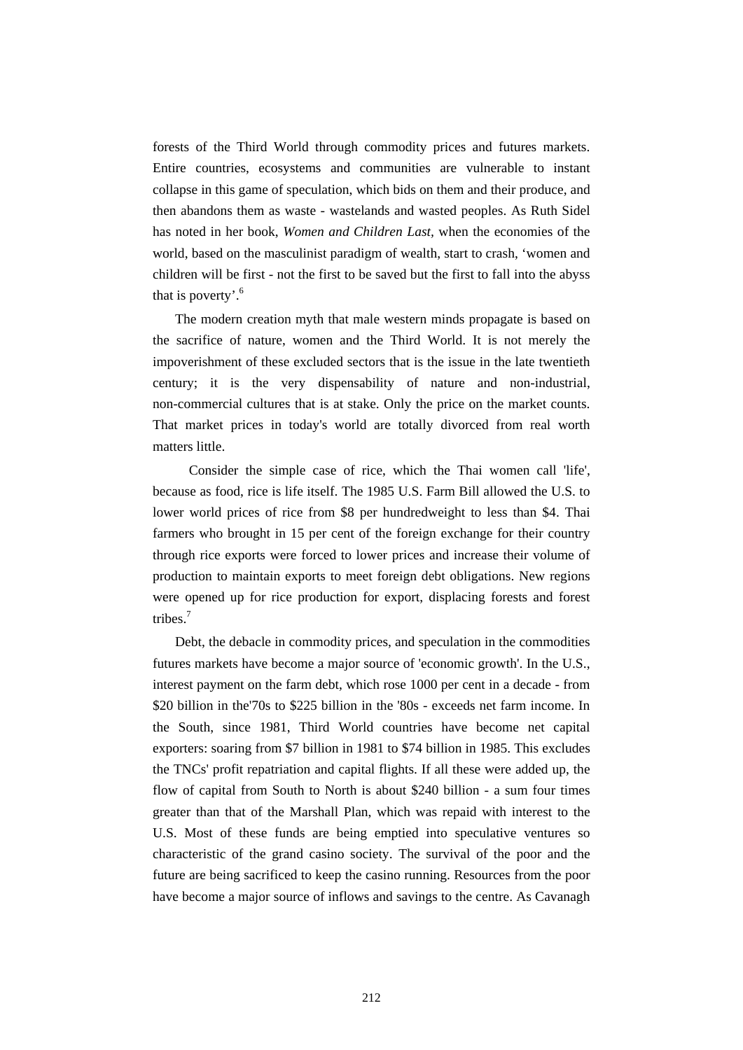forests of the Third World through commodity prices and futures markets. Entire countries, ecosystems and communities are vulnerable to instant collapse in this game of speculation, which bids on them and their produce, and then abandons them as waste - wastelands and wasted peoples. As Ruth Sidel has noted in her book, *Women and Children Last*, when the economies of the world, based on the masculinist paradigm of wealth, start to crash, 'women and children will be first - not the first to be saved but the first to fall into the abyss that is poverty'.[6]

The modern creation myth that male western minds propagate is based on the sacrifice of nature, women and the Third World. It is not merely the impoverishment of these excluded sectors that is the issue in the late twentieth century; it is the very dispensability of nature and non-industrial, non-commercial cultures that is at stake. Only the price on the market counts. That market prices in today's world are totally divorced from real worth matters little.

Consider the simple case of rice, which the Thai women call 'life', because as food, rice is life itself. The 1985 U.S. Farm Bill allowed the U.S. to lower world prices of rice from $8 per hundredweight to less than $4. Thai farmers who brought in 15 per cent of the foreign exchange for their country through rice exports were forced to lower prices and increase their volume of production to maintain exports to meet foreign debt obligations. New regions were opened up for rice production for export, displacing forests and forest tribes.[7]

Debt, the debacle in commodity prices, and speculation in the commodities futures markets have become a major source of 'economic growth'. In the U.S., interest payment on the farm debt, which rose 1000 per cent in a decade - from $20 billion in the'70s to $225 billion in the '80s - exceeds net farm income. In the South, since 1981, Third World countries have become net capital exporters: soaring from $7 billion in 1981 to $74 billion in 1985. This excludes the TNCs' profit repatriation and capital flights. If all these were added up, the flow of capital from South to North is about $240 billion - a sum four times greater than that of the Marshall Plan, which was repaid with interest to the U.S. Most of these funds are being emptied into speculative ventures so characteristic of the grand casino society. The survival of the poor and the future are being sacrificed to keep the casino running. Resources from the poor have become a major source of inflows and savings to the centre. As Cavanagh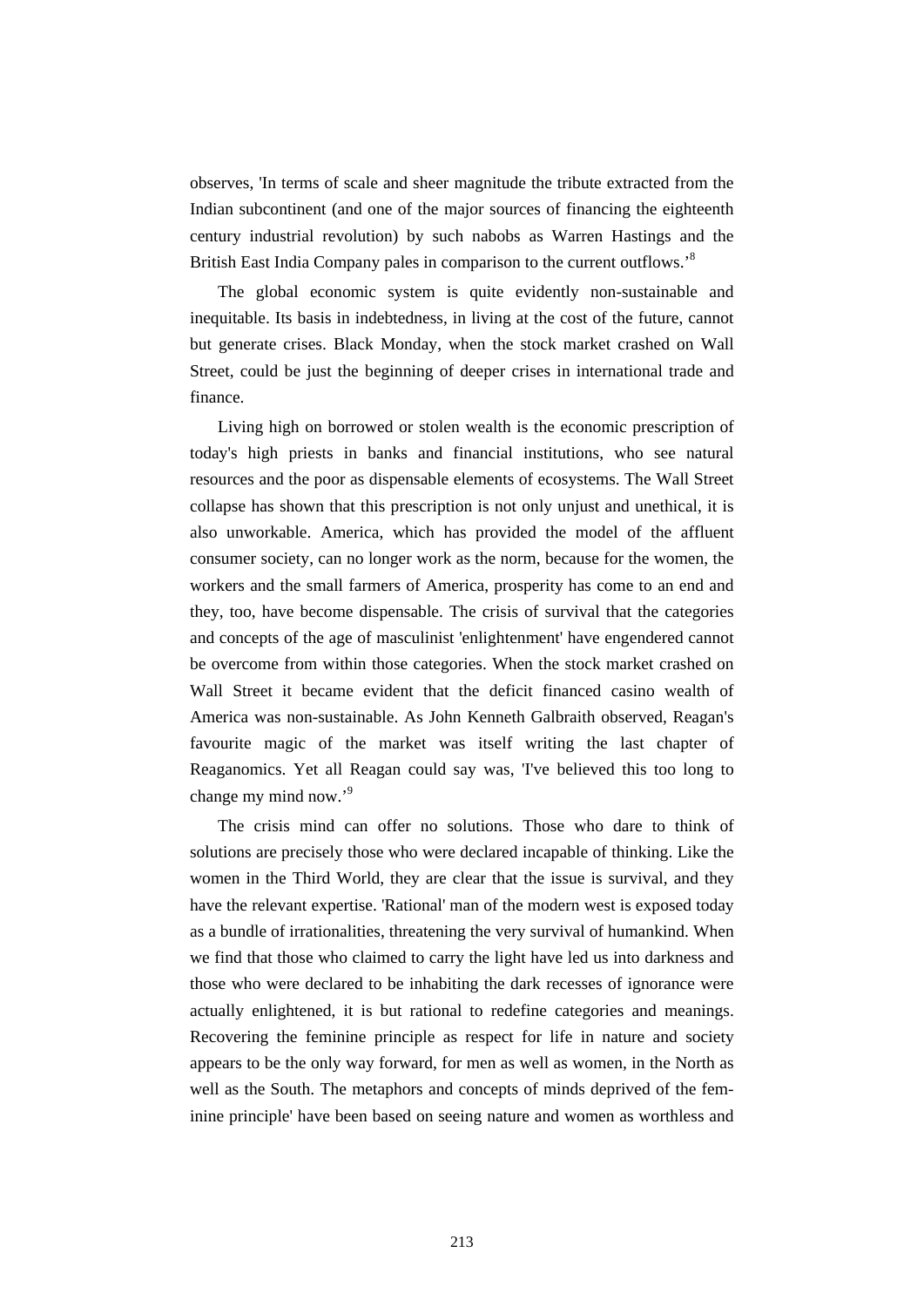observes, 'In terms of scale and sheer magnitude the tribute extracted from the Indian subcontinent (and one of the major sources of financing the eighteenth century industrial revolution) by such nabobs as Warren Hastings and the British East India Company pales in comparison to the current outflows.'[8]

The global economic system is quite evidently non-sustainable and inequitable. Its basis in indebtedness, in living at the cost of the future, cannot but generate crises. Black Monday, when the stock market crashed on Wall Street, could be just the beginning of deeper crises in international trade and finance.

Living high on borrowed or stolen wealth is the economic prescription of today's high priests in banks and financial institutions, who see natural resources and the poor as dispensable elements of ecosystems. The Wall Street collapse has shown that this prescription is not only unjust and unethical, it is also unworkable. America, which has provided the model of the affluent consumer society, can no longer work as the norm, because for the women, the workers and the small farmers of America, prosperity has come to an end and they, too, have become dispensable. The crisis of survival that the categories and concepts of the age of masculinist 'enlightenment' have engendered cannot be overcome from within those categories. When the stock market crashed on Wall Street it became evident that the deficit financed casino wealth of America was non-sustainable. As John Kenneth Galbraith observed, Reagan's favourite magic of the market was itself writing the last chapter of Reaganomics. Yet all Reagan could say was, 'I've believed this too long to change my mind now.'[9]

The crisis mind can offer no solutions. Those who dare to think of solutions are precisely those who were declared incapable of thinking. Like the women in the Third World, they are clear that the issue is survival, and they have the relevant expertise. 'Rational' man of the modern west is exposed today as a bundle of irrationalities, threatening the very survival of humankind. When we find that those who claimed to carry the light have led us into darkness and those who were declared to be inhabiting the dark recesses of ignorance were actually enlightened, it is but rational to redefine categories and meanings. Recovering the feminine principle as respect for life in nature and society appears to be the only way forward, for men as well as women, in the North as well as the South. The metaphors and concepts of minds deprived of the feminine principle' have been based on seeing nature and women as worthless and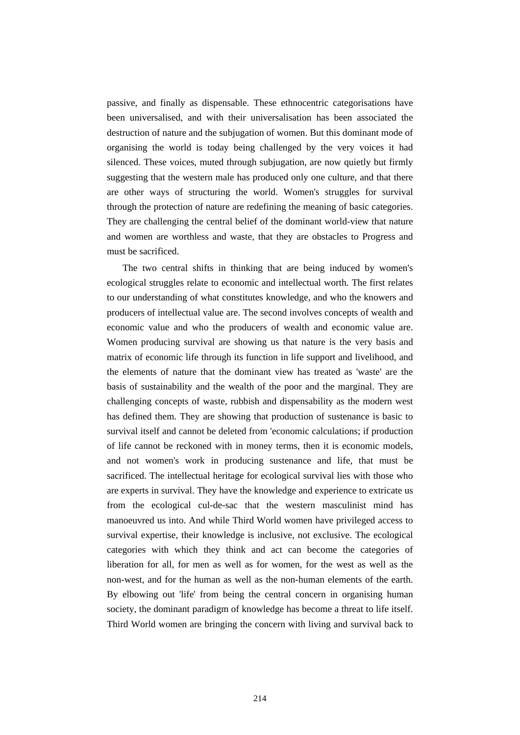passive, and finally as dispensable. These ethnocentric categorisations have been universalised, and with their universalisation has been associated the destruction of nature and the subjugation of women. But this dominant mode of organising the world is today being challenged by the very voices it had silenced. These voices, muted through subjugation, are now quietly but firmly suggesting that the western male has produced only one culture, and that there are other ways of structuring the world. Women's struggles for survival through the protection of nature are redefining the meaning of basic categories. They are challenging the central belief of the dominant world-view that nature and women are worthless and waste, that they are obstacles to Progress and must be sacrificed.

The two central shifts in thinking that are being induced by women's ecological struggles relate to economic and intellectual worth. The first relates to our understanding of what constitutes knowledge, and who the knowers and producers of intellectual value are. The second involves concepts of wealth and economic value and who the producers of wealth and economic value are. Women producing survival are showing us that nature is the very basis and matrix of economic life through its function in life support and livelihood, and the elements of nature that the dominant view has treated as 'waste' are the basis of sustainability and the wealth of the poor and the marginal. They are challenging concepts of waste, rubbish and dispensability as the modern west has defined them. They are showing that production of sustenance is basic to survival itself and cannot be deleted from 'economic calculations; if production of life cannot be reckoned with in money terms, then it is economic models, and not women's work in producing sustenance and life, that must be sacrificed. The intellectual heritage for ecological survival lies with those who are experts in survival. They have the knowledge and experience to extricate us from the ecological cul-de-sac that the western masculinist mind has manoeuvred us into. And while Third World women have privileged access to survival expertise, their knowledge is inclusive, not exclusive. The ecological categories with which they think and act can become the categories of liberation for all, for men as well as for women, for the west as well as the non-west, and for the human as well as the non-human elements of the earth. By elbowing out 'life' from being the central concern in organising human society, the dominant paradigm of knowledge has become a threat to life itself. Third World women are bringing the concern with living and survival back to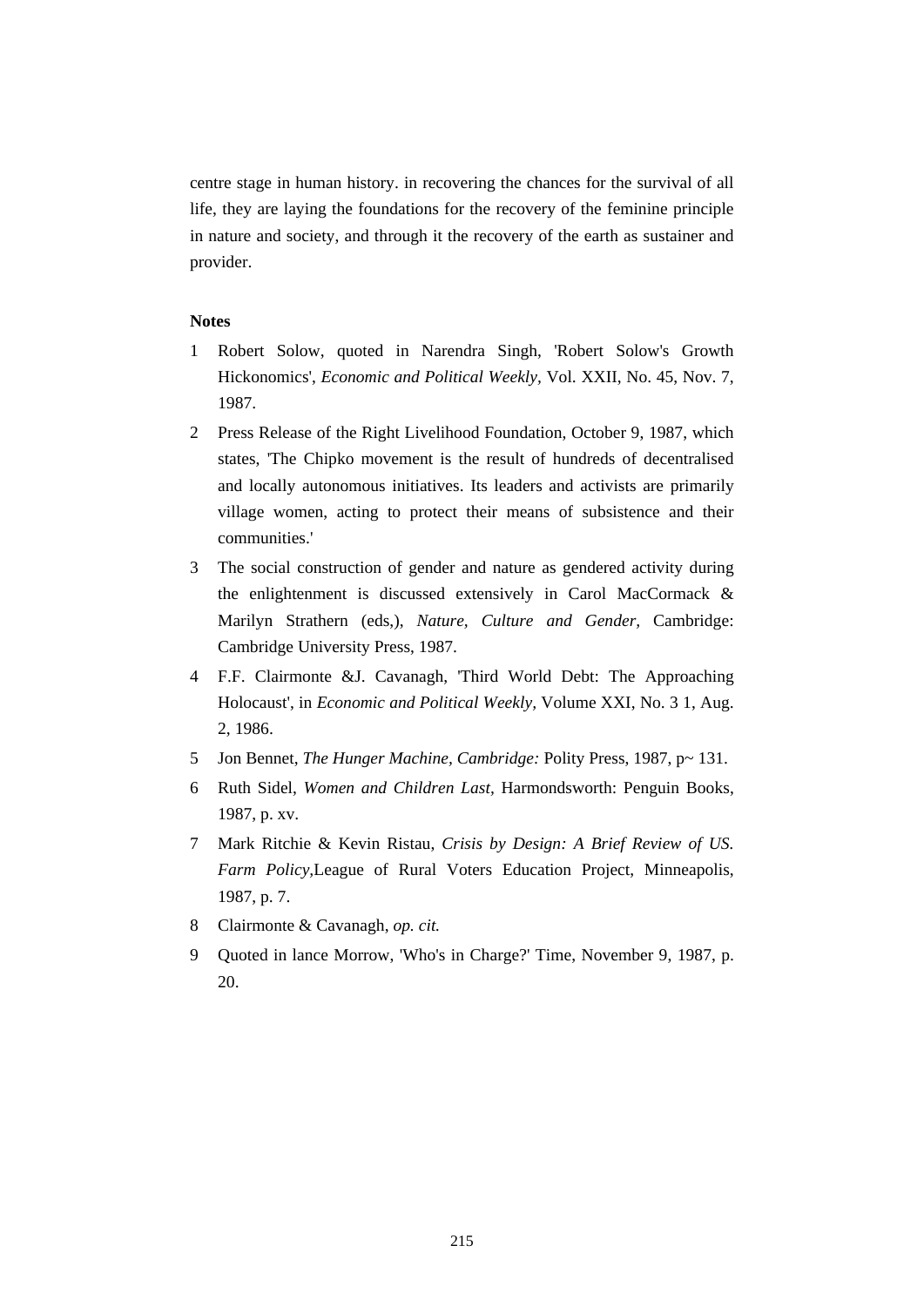centre stage in human history. in recovering the chances for the survival of all life, they are laying the foundations for the recovery of the feminine principle in nature and society, and through it the recovery of the earth as sustainer and provider.

**Notes**

1. Robert Solow, quoted in Narendra Singh, 'Robert Solow's Growth Hickonomics', *Economic and Political Weekly,* Vol. XXII, No. 45, Nov. 7, 1987.
2. Press Release of the Right Livelihood Foundation, October 9, 1987, which states, 'The Chipko movement is the result of hundreds of decentralised and locally autonomous initiatives. Its leaders and activists are primarily village women, acting to protect their means of subsistence and their communities.'
3. The social construction of gender and nature as gendered activity during the enlightenment is discussed extensively in Carol MacCormack & Marilyn Strathern (eds,), *Nature, Culture and Gender,* Cambridge: Cambridge University Press, 1987.
4. F.F. Clairmonte &J. Cavanagh, 'Third World Debt: The Approaching Holocaust', in *Economic and Political Weekly*, Volume XXI, No. 3 1, Aug. 2, 1986.
5. Jon Bennet, *The Hunger Machine, Cambridge:* Polity Press, 1987, p~ 131.
6. Ruth Sidel, *Women and Children Last,* Harmondsworth: Penguin Books, 1987, p. xv.
7. Mark Ritchie & Kevin Ristau, *Crisis by Design: A Brief Review of US. Farm Policy,*League of Rural Voters Education Project, Minneapolis, 1987, p. 7.
8. Clairmonte & Cavanagh, *op. cit.*
9. Quoted in lance Morrow, 'Who's in Charge?' Time, November 9, 1987, p. 20.